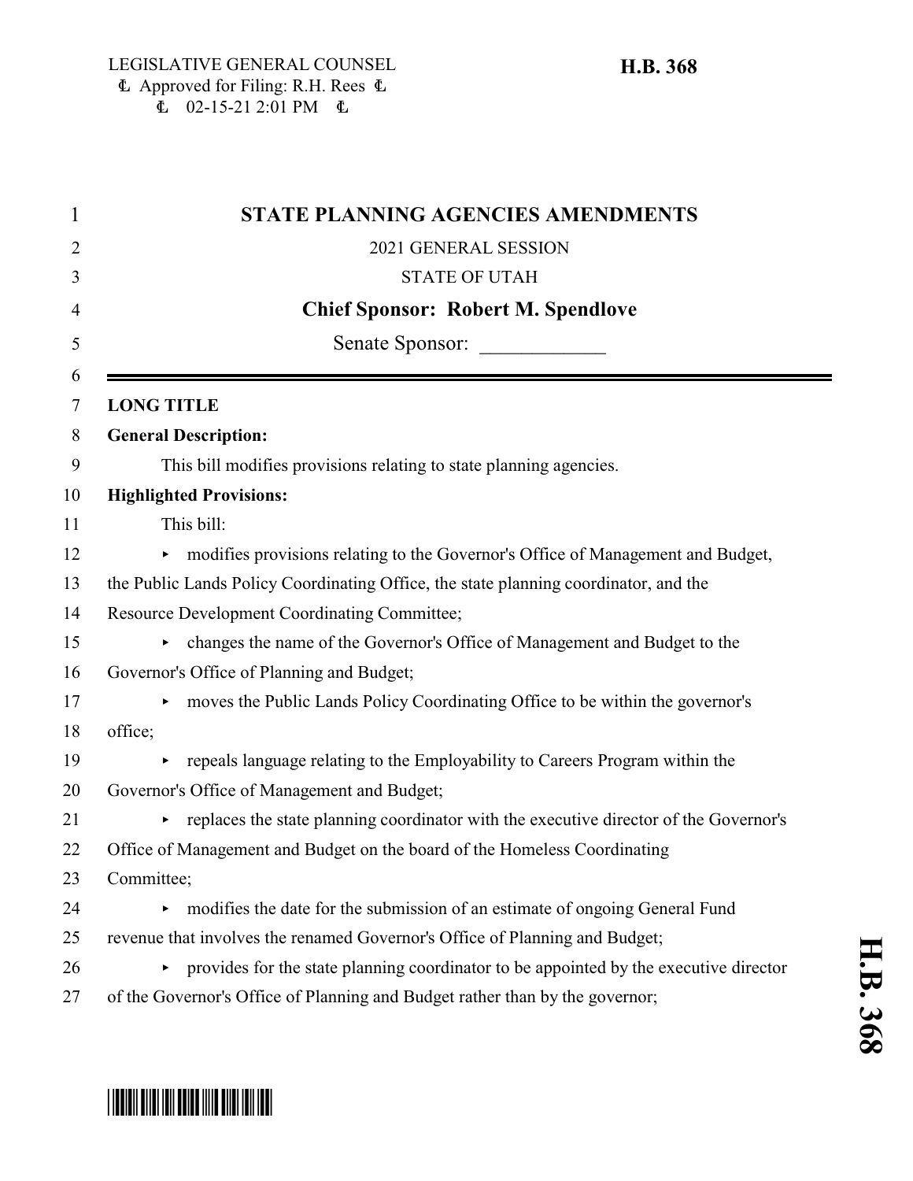LEGISLATIVE GENERAL COUNSEL
Approved for Filing: R.H. Rees
02-15-21 2:01 PM

**H.B. 368**

# STATE PLANNING AGENCIES AMENDMENTS

2021 GENERAL SESSION

STATE OF UTAH

**Chief Sponsor: Robert M. Spendlove**

Senate Sponsor: ____________

---

**LONG TITLE**

**General Description:**

This bill modifies provisions relating to state planning agencies.

**Highlighted Provisions:**

This bill:

- modifies provisions relating to the Governor's Office of Management and Budget, the Public Lands Policy Coordinating Office, the state planning coordinator, and the Resource Development Coordinating Committee;
- changes the name of the Governor's Office of Management and Budget to the Governor's Office of Planning and Budget;
- moves the Public Lands Policy Coordinating Office to be within the governor's office;
- repeals language relating to the Employability to Careers Program within the Governor's Office of Management and Budget;
- replaces the state planning coordinator with the executive director of the Governor's Office of Management and Budget on the board of the Homeless Coordinating Committee;
- modifies the date for the submission of an estimate of ongoing General Fund revenue that involves the renamed Governor's Office of Planning and Budget;
- provides for the state planning coordinator to be appointed by the executive director of the Governor's Office of Planning and Budget rather than by the governor;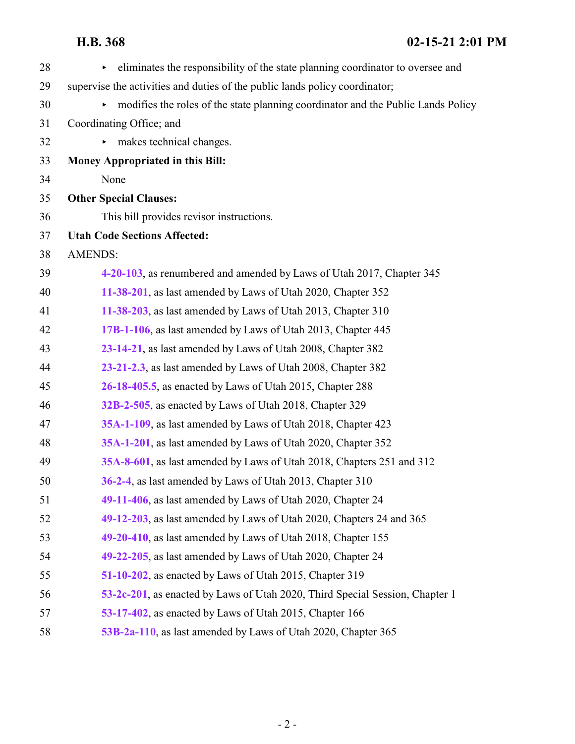28 ▸ eliminates the responsibility of the state planning coordinator to oversee and
29 supervise the activities and duties of the public lands policy coordinator;
30 ▸ modifies the roles of the state planning coordinator and the Public Lands Policy
31 Coordinating Office; and
32 ▸ makes technical changes.
33 **Money Appropriated in this Bill:**
34 None
35 **Other Special Clauses:**
36 This bill provides revisor instructions.
37 **Utah Code Sections Affected:**
38 AMENDS:
39 **4-20-103**, as renumbered and amended by Laws of Utah 2017, Chapter 345
40 **11-38-201**, as last amended by Laws of Utah 2020, Chapter 352
41 **11-38-203**, as last amended by Laws of Utah 2013, Chapter 310
42 **17B-1-106**, as last amended by Laws of Utah 2013, Chapter 445
43 **23-14-21**, as last amended by Laws of Utah 2008, Chapter 382
44 **23-21-2.3**, as last amended by Laws of Utah 2008, Chapter 382
45 **26-18-405.5**, as enacted by Laws of Utah 2015, Chapter 288
46 **32B-2-505**, as enacted by Laws of Utah 2018, Chapter 329
47 **35A-1-109**, as last amended by Laws of Utah 2018, Chapter 423
48 **35A-1-201**, as last amended by Laws of Utah 2020, Chapter 352
49 **35A-8-601**, as last amended by Laws of Utah 2018, Chapters 251 and 312
50 **36-2-4**, as last amended by Laws of Utah 2013, Chapter 310
51 **49-11-406**, as last amended by Laws of Utah 2020, Chapter 24
52 **49-12-203**, as last amended by Laws of Utah 2020, Chapters 24 and 365
53 **49-20-410**, as last amended by Laws of Utah 2018, Chapter 155
54 **49-22-205**, as last amended by Laws of Utah 2020, Chapter 24
55 **51-10-202**, as enacted by Laws of Utah 2015, Chapter 319
56 **53-2c-201**, as enacted by Laws of Utah 2020, Third Special Session, Chapter 1
57 **53-17-402**, as enacted by Laws of Utah 2015, Chapter 166
58 **53B-2a-110**, as last amended by Laws of Utah 2020, Chapter 365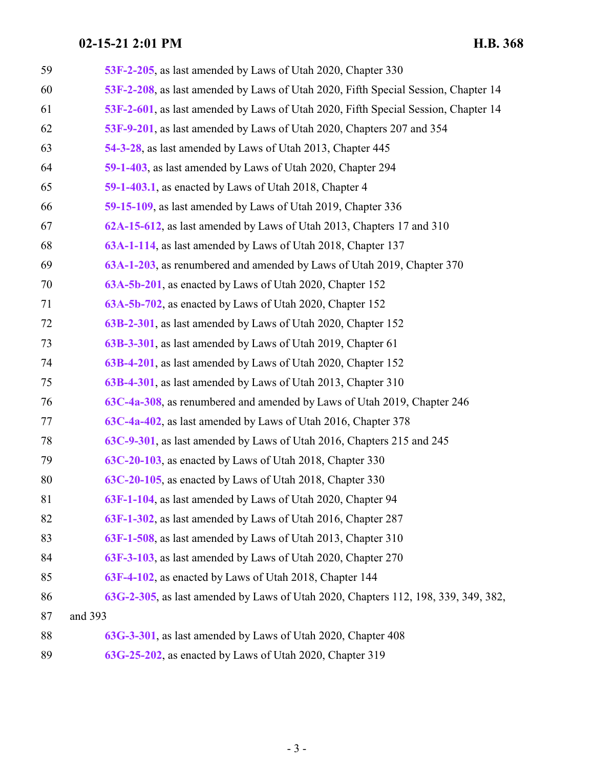59 **53F-2-205**, as last amended by Laws of Utah 2020, Chapter 330

60 **53F-2-208**, as last amended by Laws of Utah 2020, Fifth Special Session, Chapter 14

61 **53F-2-601**, as last amended by Laws of Utah 2020, Fifth Special Session, Chapter 14

62 **53F-9-201**, as last amended by Laws of Utah 2020, Chapters 207 and 354

63 **54-3-28**, as last amended by Laws of Utah 2013, Chapter 445

64 **59-1-403**, as last amended by Laws of Utah 2020, Chapter 294

65 **59-1-403.1**, as enacted by Laws of Utah 2018, Chapter 4

66 **59-15-109**, as last amended by Laws of Utah 2019, Chapter 336

67 **62A-15-612**, as last amended by Laws of Utah 2013, Chapters 17 and 310

68 **63A-1-114**, as last amended by Laws of Utah 2018, Chapter 137

69 **63A-1-203**, as renumbered and amended by Laws of Utah 2019, Chapter 370

70 **63A-5b-201**, as enacted by Laws of Utah 2020, Chapter 152

71 **63A-5b-702**, as enacted by Laws of Utah 2020, Chapter 152

72 **63B-2-301**, as last amended by Laws of Utah 2020, Chapter 152

73 **63B-3-301**, as last amended by Laws of Utah 2019, Chapter 61

74 **63B-4-201**, as last amended by Laws of Utah 2020, Chapter 152

75 **63B-4-301**, as last amended by Laws of Utah 2013, Chapter 310

76 **63C-4a-308**, as renumbered and amended by Laws of Utah 2019, Chapter 246

77 **63C-4a-402**, as last amended by Laws of Utah 2016, Chapter 378

78 **63C-9-301**, as last amended by Laws of Utah 2016, Chapters 215 and 245

79 **63C-20-103**, as enacted by Laws of Utah 2018, Chapter 330

80 **63C-20-105**, as enacted by Laws of Utah 2018, Chapter 330

81 **63F-1-104**, as last amended by Laws of Utah 2020, Chapter 94

82 **63F-1-302**, as last amended by Laws of Utah 2016, Chapter 287

83 **63F-1-508**, as last amended by Laws of Utah 2013, Chapter 310

84 **63F-3-103**, as last amended by Laws of Utah 2020, Chapter 270

85 **63F-4-102**, as enacted by Laws of Utah 2018, Chapter 144

86 **63G-2-305**, as last amended by Laws of Utah 2020, Chapters 112, 198, 339, 349, 382,

87 and 393

88 **63G-3-301**, as last amended by Laws of Utah 2020, Chapter 408

89 **63G-25-202**, as enacted by Laws of Utah 2020, Chapter 319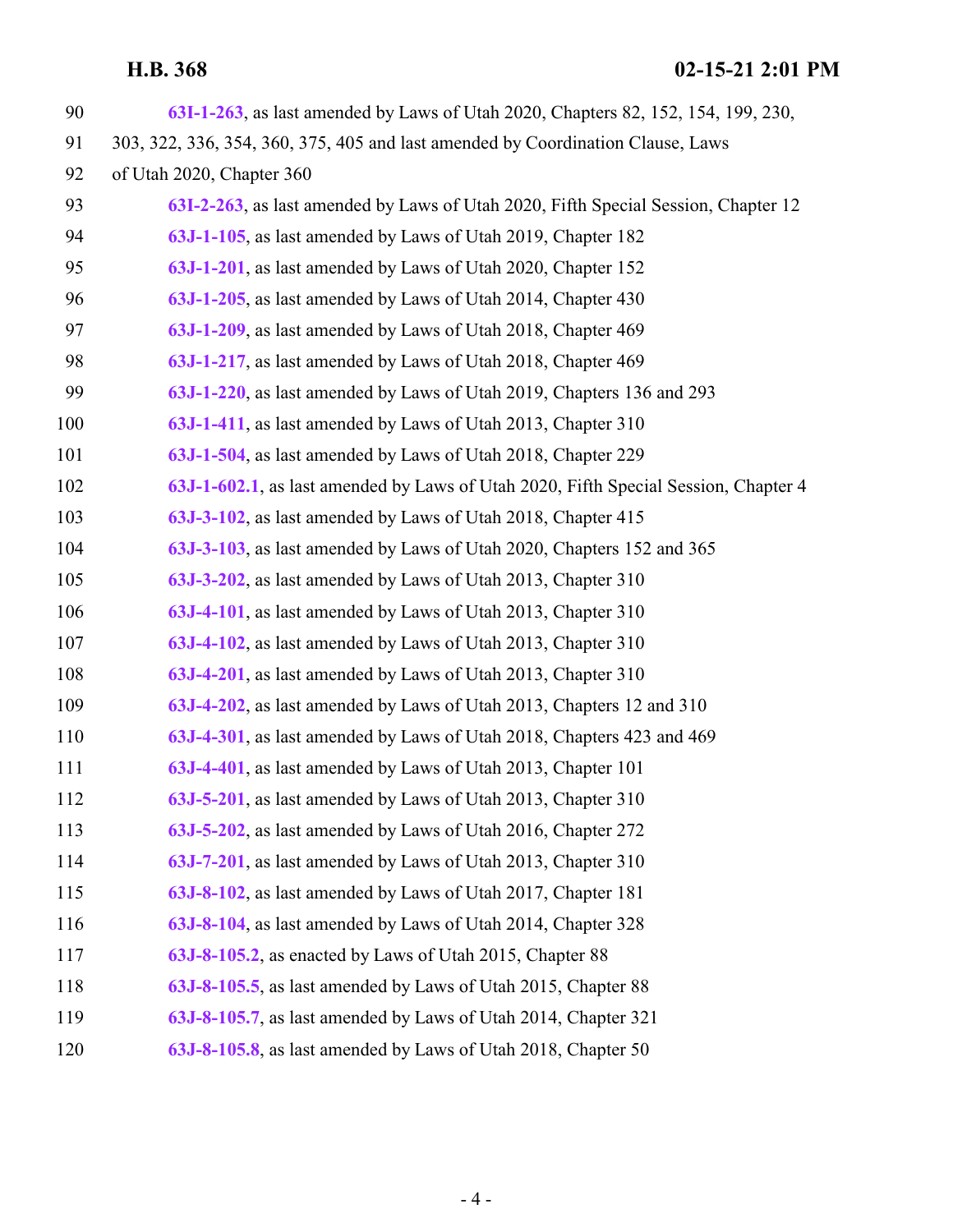**63I-1-263**, as last amended by Laws of Utah 2020, Chapters 82, 152, 154, 199, 230, 303, 322, 336, 354, 360, 375, 405 and last amended by Coordination Clause, Laws of Utah 2020, Chapter 360

**63I-2-263**, as last amended by Laws of Utah 2020, Fifth Special Session, Chapter 12

**63J-1-105**, as last amended by Laws of Utah 2019, Chapter 182

**63J-1-201**, as last amended by Laws of Utah 2020, Chapter 152

**63J-1-205**, as last amended by Laws of Utah 2014, Chapter 430

**63J-1-209**, as last amended by Laws of Utah 2018, Chapter 469

**63J-1-217**, as last amended by Laws of Utah 2018, Chapter 469

**63J-1-220**, as last amended by Laws of Utah 2019, Chapters 136 and 293

**63J-1-411**, as last amended by Laws of Utah 2013, Chapter 310

**63J-1-504**, as last amended by Laws of Utah 2018, Chapter 229

**63J-1-602.1**, as last amended by Laws of Utah 2020, Fifth Special Session, Chapter 4

**63J-3-102**, as last amended by Laws of Utah 2018, Chapter 415

**63J-3-103**, as last amended by Laws of Utah 2020, Chapters 152 and 365

**63J-3-202**, as last amended by Laws of Utah 2013, Chapter 310

**63J-4-101**, as last amended by Laws of Utah 2013, Chapter 310

**63J-4-102**, as last amended by Laws of Utah 2013, Chapter 310

**63J-4-201**, as last amended by Laws of Utah 2013, Chapter 310

**63J-4-202**, as last amended by Laws of Utah 2013, Chapters 12 and 310

**63J-4-301**, as last amended by Laws of Utah 2018, Chapters 423 and 469

**63J-4-401**, as last amended by Laws of Utah 2013, Chapter 101

**63J-5-201**, as last amended by Laws of Utah 2013, Chapter 310

**63J-5-202**, as last amended by Laws of Utah 2016, Chapter 272

**63J-7-201**, as last amended by Laws of Utah 2013, Chapter 310

**63J-8-102**, as last amended by Laws of Utah 2017, Chapter 181

**63J-8-104**, as last amended by Laws of Utah 2014, Chapter 328

**63J-8-105.2**, as enacted by Laws of Utah 2015, Chapter 88

**63J-8-105.5**, as last amended by Laws of Utah 2015, Chapter 88

**63J-8-105.7**, as last amended by Laws of Utah 2014, Chapter 321

**63J-8-105.8**, as last amended by Laws of Utah 2018, Chapter 50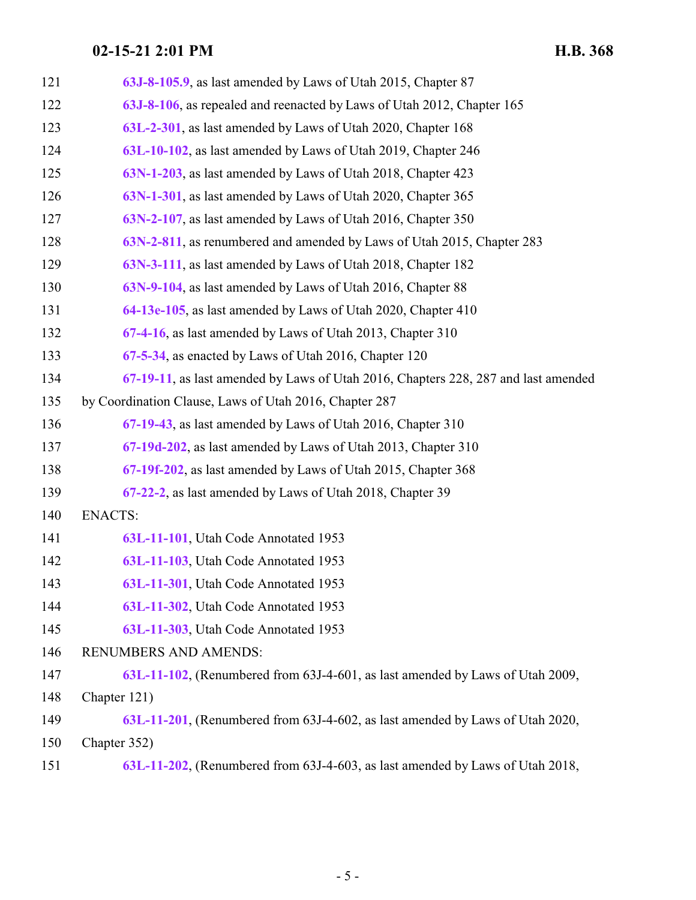121 **63J-8-105.9**, as last amended by Laws of Utah 2015, Chapter 87

122 **63J-8-106**, as repealed and reenacted by Laws of Utah 2012, Chapter 165

123 **63L-2-301**, as last amended by Laws of Utah 2020, Chapter 168

124 **63L-10-102**, as last amended by Laws of Utah 2019, Chapter 246

125 **63N-1-203**, as last amended by Laws of Utah 2018, Chapter 423

126 **63N-1-301**, as last amended by Laws of Utah 2020, Chapter 365

127 **63N-2-107**, as last amended by Laws of Utah 2016, Chapter 350

128 **63N-2-811**, as renumbered and amended by Laws of Utah 2015, Chapter 283

129 **63N-3-111**, as last amended by Laws of Utah 2018, Chapter 182

130 **63N-9-104**, as last amended by Laws of Utah 2016, Chapter 88

131 **64-13e-105**, as last amended by Laws of Utah 2020, Chapter 410

132 **67-4-16**, as last amended by Laws of Utah 2013, Chapter 310

133 **67-5-34**, as enacted by Laws of Utah 2016, Chapter 120

134 **67-19-11**, as last amended by Laws of Utah 2016, Chapters 228, 287 and last amended

135 by Coordination Clause, Laws of Utah 2016, Chapter 287

136 **67-19-43**, as last amended by Laws of Utah 2016, Chapter 310

137 **67-19d-202**, as last amended by Laws of Utah 2013, Chapter 310

138 **67-19f-202**, as last amended by Laws of Utah 2015, Chapter 368

139 **67-22-2**, as last amended by Laws of Utah 2018, Chapter 39

140 ENACTS:

141 **63L-11-101**, Utah Code Annotated 1953

142 **63L-11-103**, Utah Code Annotated 1953

143 **63L-11-301**, Utah Code Annotated 1953

144 **63L-11-302**, Utah Code Annotated 1953

145 **63L-11-303**, Utah Code Annotated 1953

146 RENUMBERS AND AMENDS:

147 **63L-11-102**, (Renumbered from 63J-4-601, as last amended by Laws of Utah 2009,

148 Chapter 121)

149 **63L-11-201**, (Renumbered from 63J-4-602, as last amended by Laws of Utah 2020,

150 Chapter 352)

151 **63L-11-202**, (Renumbered from 63J-4-603, as last amended by Laws of Utah 2018,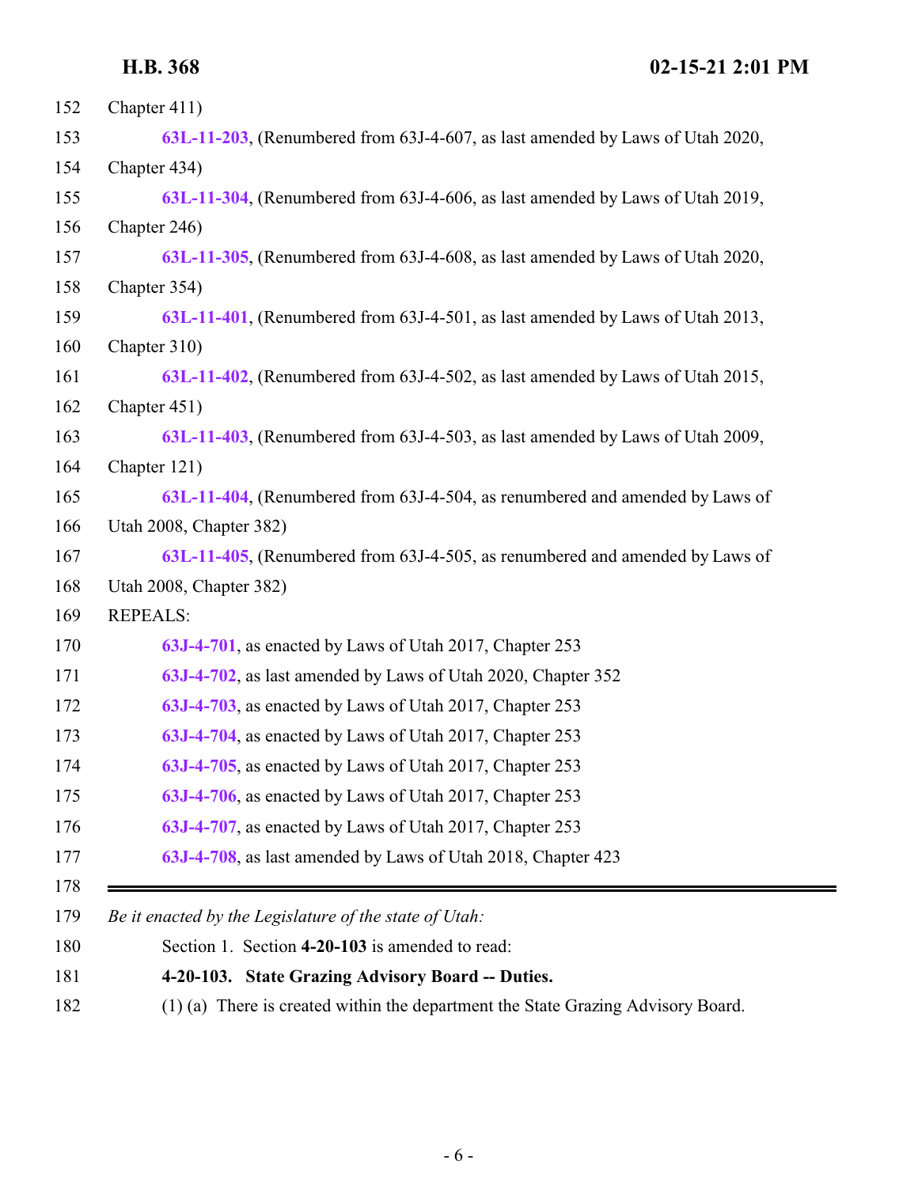Chapter 411)

**63L-11-203**, (Renumbered from 63J-4-607, as last amended by Laws of Utah 2020, Chapter 434)

**63L-11-304**, (Renumbered from 63J-4-606, as last amended by Laws of Utah 2019, Chapter 246)

**63L-11-305**, (Renumbered from 63J-4-608, as last amended by Laws of Utah 2020, Chapter 354)

**63L-11-401**, (Renumbered from 63J-4-501, as last amended by Laws of Utah 2013, Chapter 310)

**63L-11-402**, (Renumbered from 63J-4-502, as last amended by Laws of Utah 2015, Chapter 451)

**63L-11-403**, (Renumbered from 63J-4-503, as last amended by Laws of Utah 2009, Chapter 121)

**63L-11-404**, (Renumbered from 63J-4-504, as renumbered and amended by Laws of Utah 2008, Chapter 382)

**63L-11-405**, (Renumbered from 63J-4-505, as renumbered and amended by Laws of Utah 2008, Chapter 382)

REPEALS:

**63J-4-701**, as enacted by Laws of Utah 2017, Chapter 253

**63J-4-702**, as last amended by Laws of Utah 2020, Chapter 352

**63J-4-703**, as enacted by Laws of Utah 2017, Chapter 253

**63J-4-704**, as enacted by Laws of Utah 2017, Chapter 253

**63J-4-705**, as enacted by Laws of Utah 2017, Chapter 253

**63J-4-706**, as enacted by Laws of Utah 2017, Chapter 253

**63J-4-707**, as enacted by Laws of Utah 2017, Chapter 253

**63J-4-708**, as last amended by Laws of Utah 2018, Chapter 423

---

*Be it enacted by the Legislature of the state of Utah:*

Section 1. Section **4-20-103** is amended to read:

**4-20-103. State Grazing Advisory Board -- Duties.**

(1) (a) There is created within the department the State Grazing Advisory Board.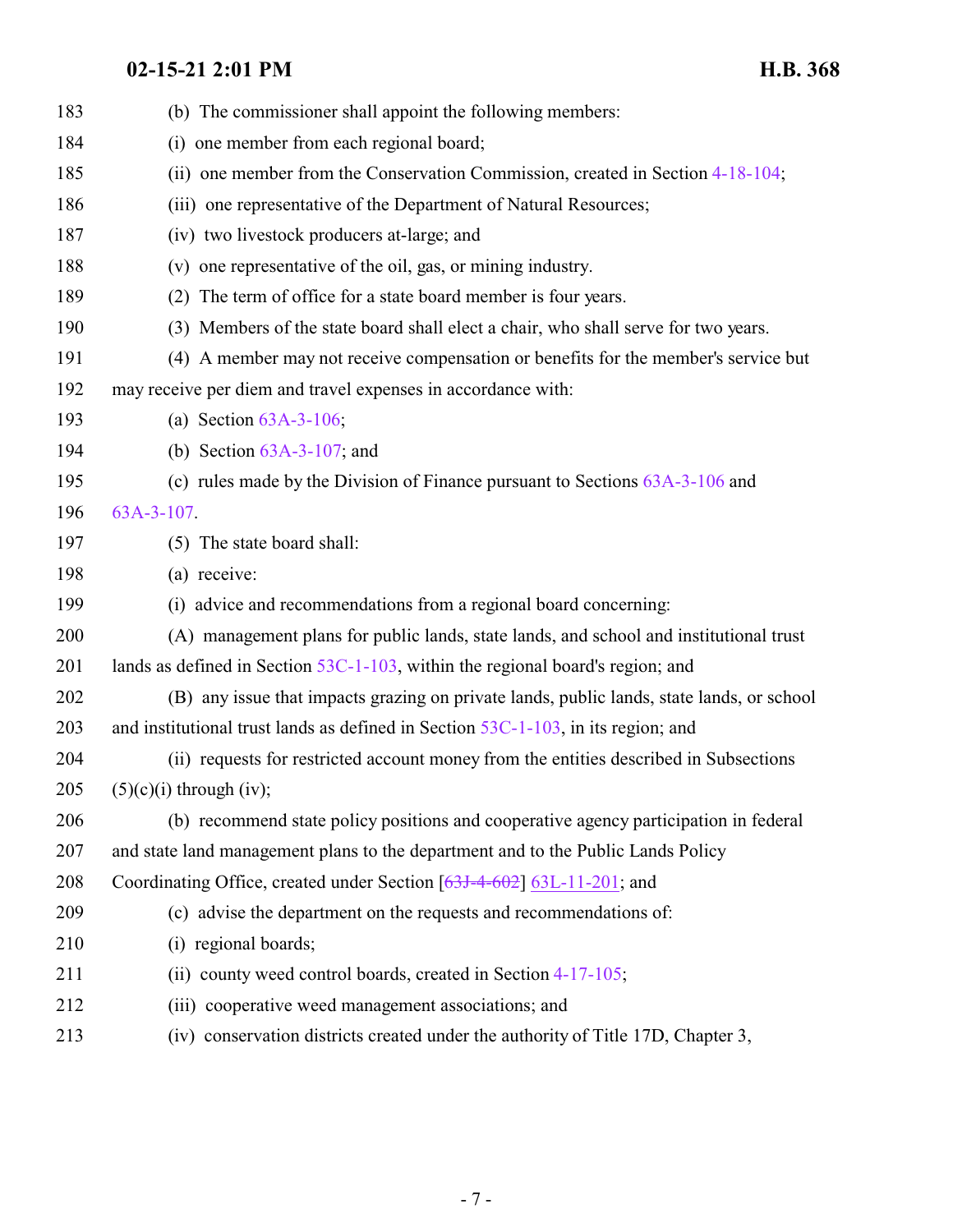183 (b) The commissioner shall appoint the following members:

184 (i) one member from each regional board;

185 (ii) one member from the Conservation Commission, created in Section 4-18-104;

186 (iii) one representative of the Department of Natural Resources;

187 (iv) two livestock producers at-large; and

188 (v) one representative of the oil, gas, or mining industry.

189 (2) The term of office for a state board member is four years.

190 (3) Members of the state board shall elect a chair, who shall serve for two years.

191 (4) A member may not receive compensation or benefits for the member's service but

192 may receive per diem and travel expenses in accordance with:

193 (a) Section 63A-3-106;

194 (b) Section 63A-3-107; and

195 (c) rules made by the Division of Finance pursuant to Sections 63A-3-106 and

196 63A-3-107.

197 (5) The state board shall:

198 (a) receive:

199 (i) advice and recommendations from a regional board concerning:

200 (A) management plans for public lands, state lands, and school and institutional trust

201 lands as defined in Section 53C-1-103, within the regional board's region; and

202 (B) any issue that impacts grazing on private lands, public lands, state lands, or school

203 and institutional trust lands as defined in Section 53C-1-103, in its region; and

204 (ii) requests for restricted account money from the entities described in Subsections

205 (5)(c)(i) through (iv);

206 (b) recommend state policy positions and cooperative agency participation in federal

207 and state land management plans to the department and to the Public Lands Policy

208 Coordinating Office, created under Section [~~63J-4-602~~] 63L-11-201; and

209 (c) advise the department on the requests and recommendations of:

210 (i) regional boards;

211 (ii) county weed control boards, created in Section 4-17-105;

212 (iii) cooperative weed management associations; and

213 (iv) conservation districts created under the authority of Title 17D, Chapter 3,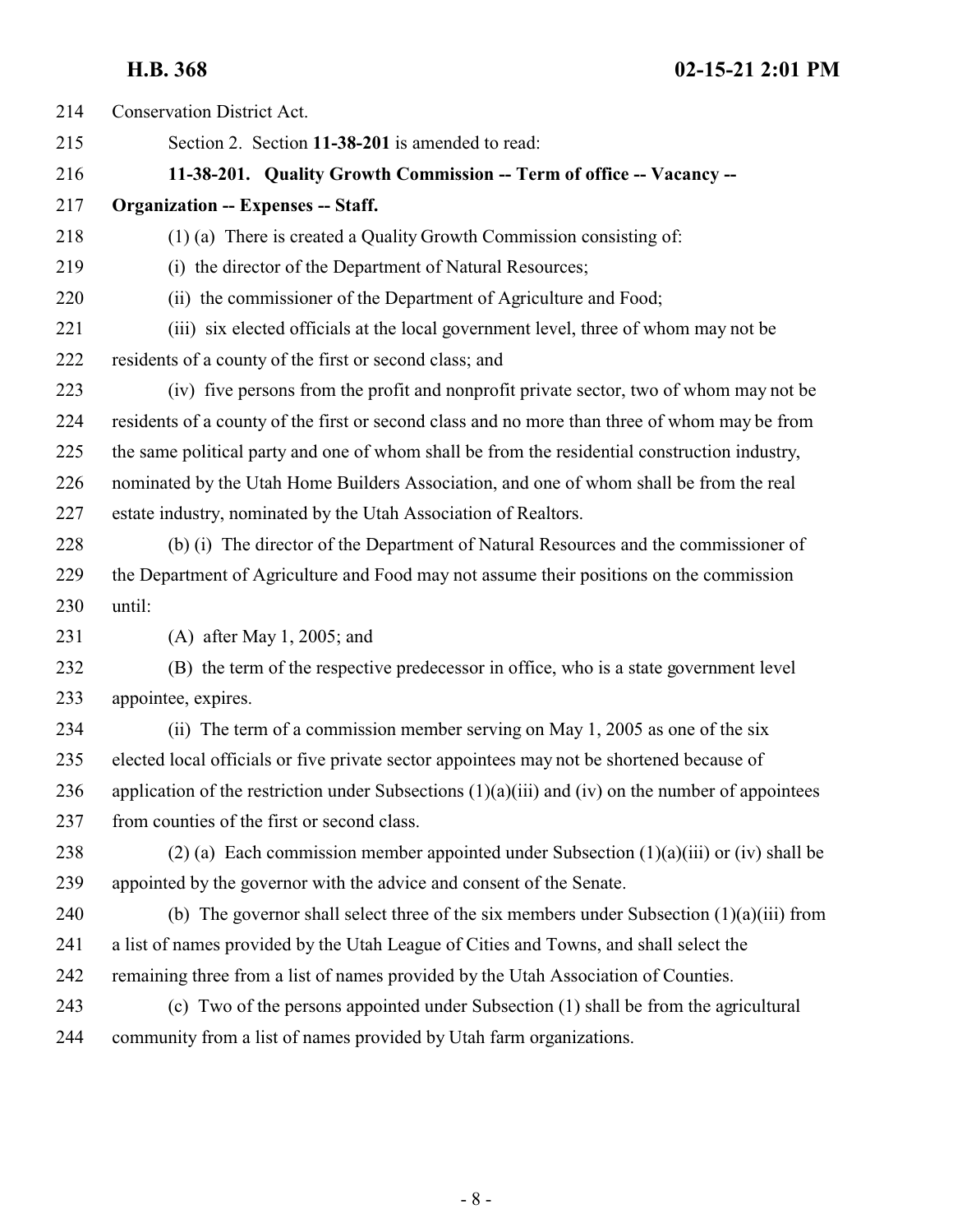Conservation District Act.

Section 2. Section **11-38-201** is amended to read:

**11-38-201. Quality Growth Commission -- Term of office -- Vacancy -- Organization -- Expenses -- Staff.**

(1) (a) There is created a Quality Growth Commission consisting of:

(i) the director of the Department of Natural Resources;

(ii) the commissioner of the Department of Agriculture and Food;

(iii) six elected officials at the local government level, three of whom may not be residents of a county of the first or second class; and

(iv) five persons from the profit and nonprofit private sector, two of whom may not be residents of a county of the first or second class and no more than three of whom may be from the same political party and one of whom shall be from the residential construction industry, nominated by the Utah Home Builders Association, and one of whom shall be from the real estate industry, nominated by the Utah Association of Realtors.

(b) (i) The director of the Department of Natural Resources and the commissioner of the Department of Agriculture and Food may not assume their positions on the commission until:

(A) after May 1, 2005; and

(B) the term of the respective predecessor in office, who is a state government level appointee, expires.

(ii) The term of a commission member serving on May 1, 2005 as one of the six elected local officials or five private sector appointees may not be shortened because of application of the restriction under Subsections (1)(a)(iii) and (iv) on the number of appointees from counties of the first or second class.

(2) (a) Each commission member appointed under Subsection (1)(a)(iii) or (iv) shall be appointed by the governor with the advice and consent of the Senate.

(b) The governor shall select three of the six members under Subsection (1)(a)(iii) from a list of names provided by the Utah League of Cities and Towns, and shall select the remaining three from a list of names provided by the Utah Association of Counties.

(c) Two of the persons appointed under Subsection (1) shall be from the agricultural community from a list of names provided by Utah farm organizations.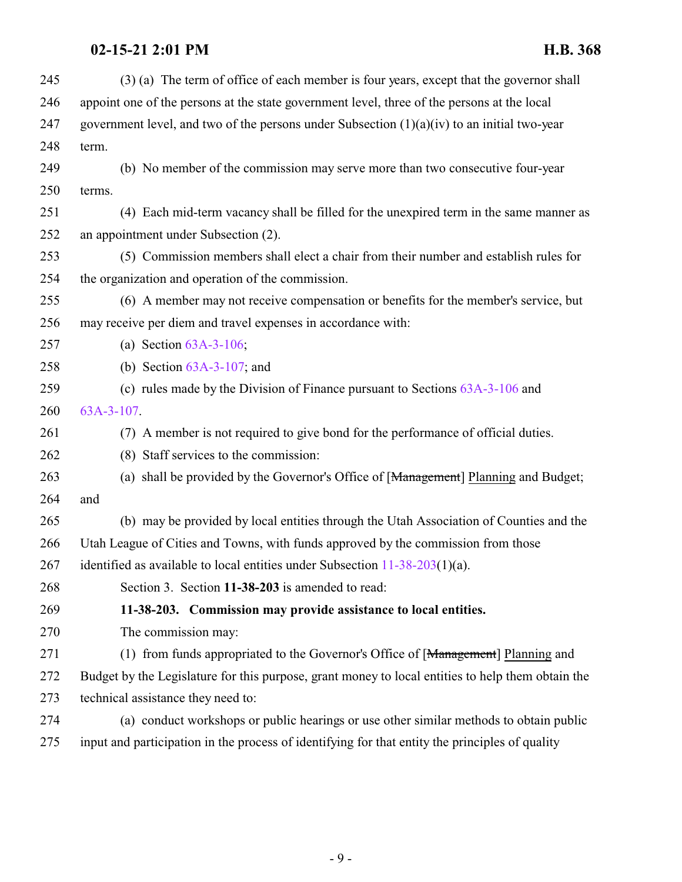(3) (a) The term of office of each member is four years, except that the governor shall appoint one of the persons at the state government level, three of the persons at the local government level, and two of the persons under Subsection (1)(a)(iv) to an initial two-year term.

(b) No member of the commission may serve more than two consecutive four-year terms.

(4) Each mid-term vacancy shall be filled for the unexpired term in the same manner as an appointment under Subsection (2).

(5) Commission members shall elect a chair from their number and establish rules for the organization and operation of the commission.

(6) A member may not receive compensation or benefits for the member's service, but may receive per diem and travel expenses in accordance with:

(a) Section 63A-3-106;

(b) Section 63A-3-107; and

(c) rules made by the Division of Finance pursuant to Sections 63A-3-106 and 63A-3-107.

(7) A member is not required to give bond for the performance of official duties.

(8) Staff services to the commission:

(a) shall be provided by the Governor's Office of [~~Management~~] Planning and Budget; and

(b) may be provided by local entities through the Utah Association of Counties and the Utah League of Cities and Towns, with funds approved by the commission from those identified as available to local entities under Subsection 11-38-203(1)(a).

Section 3. Section **11-38-203** is amended to read:

**11-38-203. Commission may provide assistance to local entities.**

The commission may:

(1) from funds appropriated to the Governor's Office of [~~Management~~] Planning and Budget by the Legislature for this purpose, grant money to local entities to help them obtain the technical assistance they need to:

(a) conduct workshops or public hearings or use other similar methods to obtain public input and participation in the process of identifying for that entity the principles of quality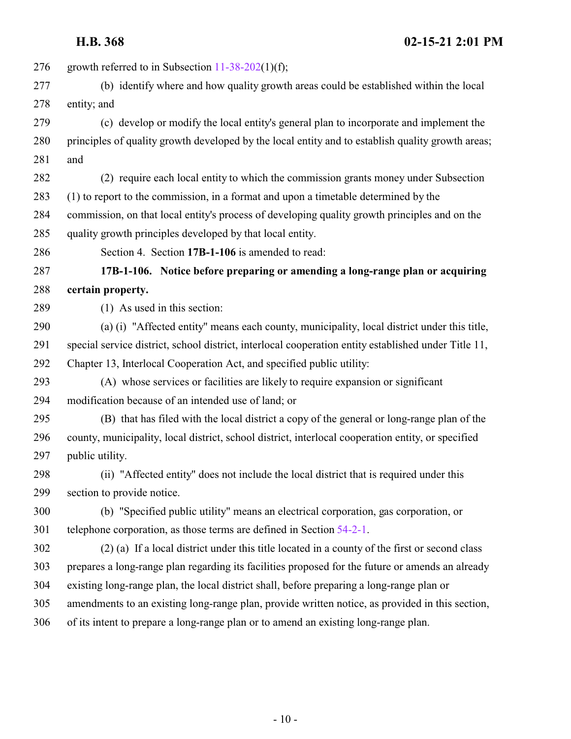growth referred to in Subsection 11-38-202(1)(f);

(b) identify where and how quality growth areas could be established within the local entity; and

(c) develop or modify the local entity's general plan to incorporate and implement the principles of quality growth developed by the local entity and to establish quality growth areas; and

(2) require each local entity to which the commission grants money under Subsection (1) to report to the commission, in a format and upon a timetable determined by the commission, on that local entity's process of developing quality growth principles and on the quality growth principles developed by that local entity.

Section 4. Section **17B-1-106** is amended to read:

**17B-1-106. Notice before preparing or amending a long-range plan or acquiring certain property.**

(1) As used in this section:

(a) (i) "Affected entity" means each county, municipality, local district under this title, special service district, school district, interlocal cooperation entity established under Title 11, Chapter 13, Interlocal Cooperation Act, and specified public utility:

(A) whose services or facilities are likely to require expansion or significant modification because of an intended use of land; or

(B) that has filed with the local district a copy of the general or long-range plan of the county, municipality, local district, school district, interlocal cooperation entity, or specified public utility.

(ii) "Affected entity" does not include the local district that is required under this section to provide notice.

(b) "Specified public utility" means an electrical corporation, gas corporation, or telephone corporation, as those terms are defined in Section 54-2-1.

(2) (a) If a local district under this title located in a county of the first or second class prepares a long-range plan regarding its facilities proposed for the future or amends an already existing long-range plan, the local district shall, before preparing a long-range plan or amendments to an existing long-range plan, provide written notice, as provided in this section, of its intent to prepare a long-range plan or to amend an existing long-range plan.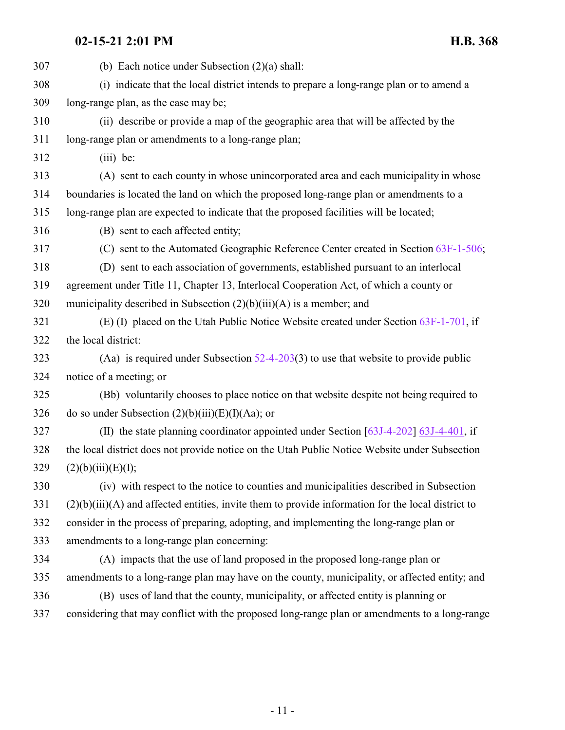(b) Each notice under Subsection (2)(a) shall:

(i) indicate that the local district intends to prepare a long-range plan or to amend a long-range plan, as the case may be;

(ii) describe or provide a map of the geographic area that will be affected by the long-range plan or amendments to a long-range plan;

(iii) be:

(A) sent to each county in whose unincorporated area and each municipality in whose boundaries is located the land on which the proposed long-range plan or amendments to a long-range plan are expected to indicate that the proposed facilities will be located;

(B) sent to each affected entity;

(C) sent to the Automated Geographic Reference Center created in Section 63F-1-506;

(D) sent to each association of governments, established pursuant to an interlocal agreement under Title 11, Chapter 13, Interlocal Cooperation Act, of which a county or municipality described in Subsection (2)(b)(iii)(A) is a member; and

(E) (I) placed on the Utah Public Notice Website created under Section 63F-1-701, if the local district:

(Aa) is required under Subsection 52-4-203(3) to use that website to provide public notice of a meeting; or

(Bb) voluntarily chooses to place notice on that website despite not being required to do so under Subsection (2)(b)(iii)(E)(I)(Aa); or

(II) the state planning coordinator appointed under Section [~~63J-4-202~~] 63J-4-401, if the local district does not provide notice on the Utah Public Notice Website under Subsection (2)(b)(iii)(E)(I);

(iv) with respect to the notice to counties and municipalities described in Subsection (2)(b)(iii)(A) and affected entities, invite them to provide information for the local district to consider in the process of preparing, adopting, and implementing the long-range plan or amendments to a long-range plan concerning:

(A) impacts that the use of land proposed in the proposed long-range plan or amendments to a long-range plan may have on the county, municipality, or affected entity; and

(B) uses of land that the county, municipality, or affected entity is planning or considering that may conflict with the proposed long-range plan or amendments to a long-range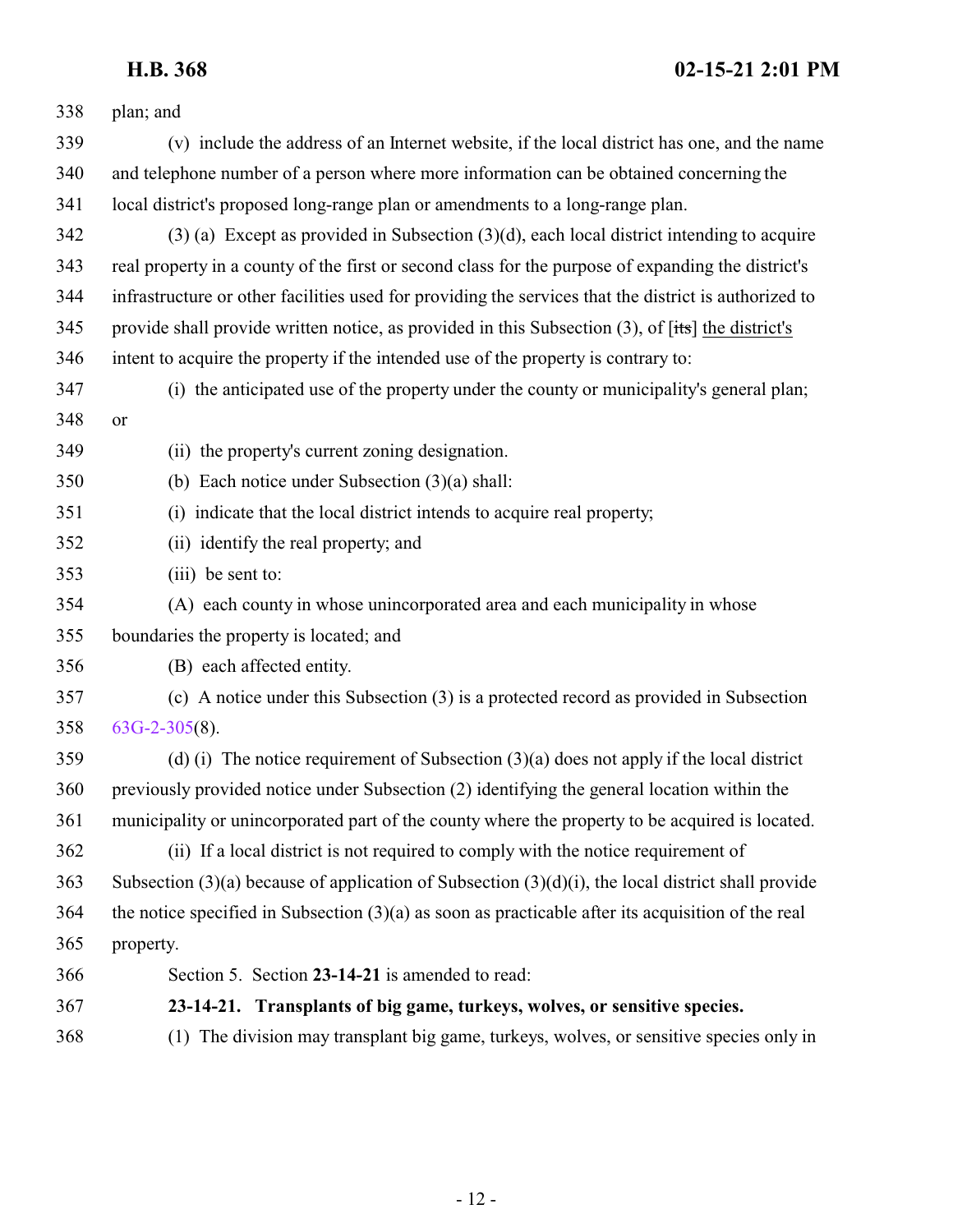plan; and

(v) include the address of an Internet website, if the local district has one, and the name and telephone number of a person where more information can be obtained concerning the local district's proposed long-range plan or amendments to a long-range plan.

(3) (a) Except as provided in Subsection (3)(d), each local district intending to acquire real property in a county of the first or second class for the purpose of expanding the district's infrastructure or other facilities used for providing the services that the district is authorized to provide shall provide written notice, as provided in this Subsection (3), of [~~its~~] the district's intent to acquire the property if the intended use of the property is contrary to:

(i) the anticipated use of the property under the county or municipality's general plan; or

(ii) the property's current zoning designation.

(b) Each notice under Subsection (3)(a) shall:

(i) indicate that the local district intends to acquire real property;

(ii) identify the real property; and

(iii) be sent to:

(A) each county in whose unincorporated area and each municipality in whose boundaries the property is located; and

(B) each affected entity.

(c) A notice under this Subsection (3) is a protected record as provided in Subsection 63G-2-305(8).

(d) (i) The notice requirement of Subsection (3)(a) does not apply if the local district previously provided notice under Subsection (2) identifying the general location within the municipality or unincorporated part of the county where the property to be acquired is located.

(ii) If a local district is not required to comply with the notice requirement of Subsection (3)(a) because of application of Subsection (3)(d)(i), the local district shall provide the notice specified in Subsection (3)(a) as soon as practicable after its acquisition of the real property.

Section 5. Section **23-14-21** is amended to read:

**23-14-21. Transplants of big game, turkeys, wolves, or sensitive species.**

(1) The division may transplant big game, turkeys, wolves, or sensitive species only in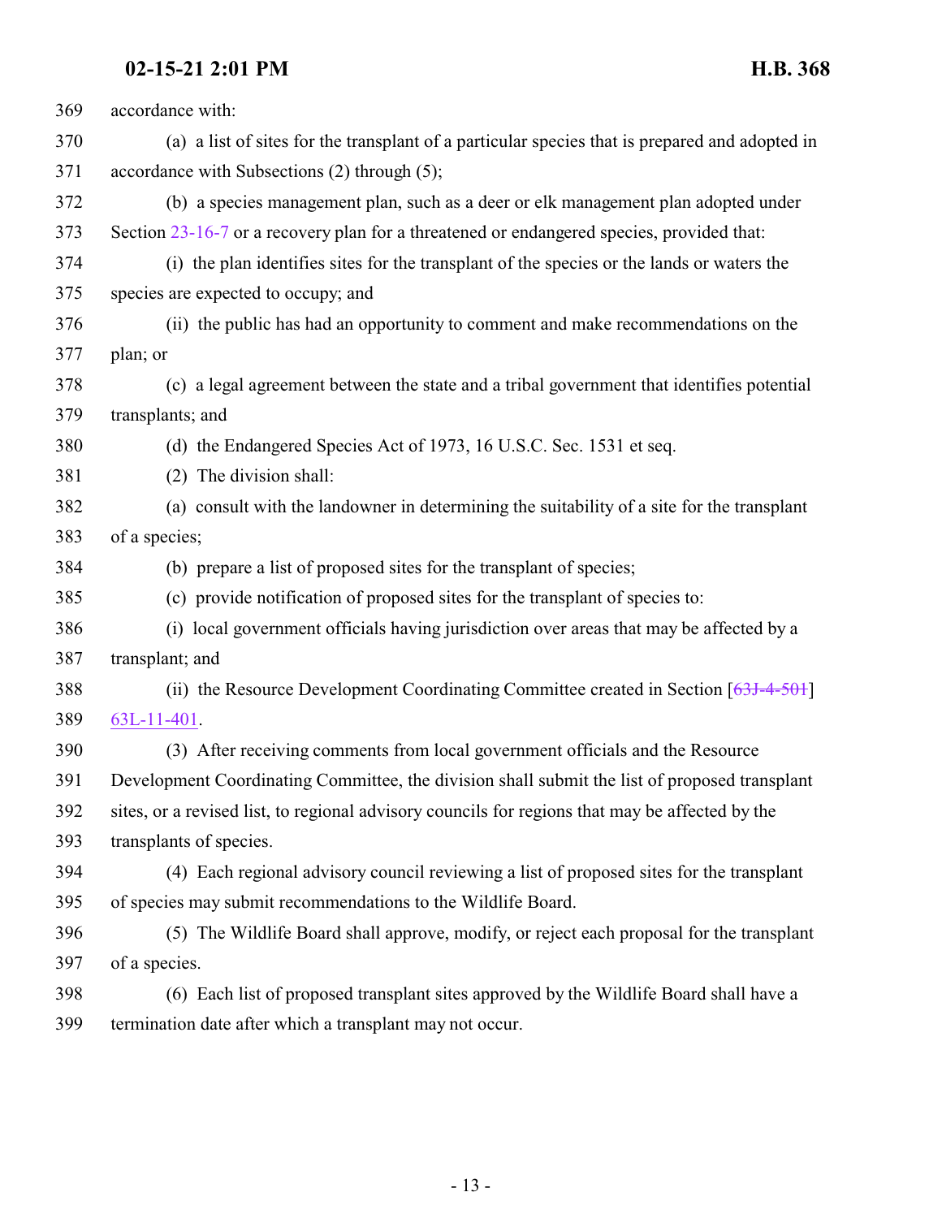accordance with:

(a) a list of sites for the transplant of a particular species that is prepared and adopted in accordance with Subsections (2) through (5);

(b) a species management plan, such as a deer or elk management plan adopted under Section 23-16-7 or a recovery plan for a threatened or endangered species, provided that:

(i) the plan identifies sites for the transplant of the species or the lands or waters the species are expected to occupy; and

(ii) the public has had an opportunity to comment and make recommendations on the plan; or

(c) a legal agreement between the state and a tribal government that identifies potential transplants; and

(d) the Endangered Species Act of 1973, 16 U.S.C. Sec. 1531 et seq.

(2) The division shall:

(a) consult with the landowner in determining the suitability of a site for the transplant of a species;

(b) prepare a list of proposed sites for the transplant of species;

(c) provide notification of proposed sites for the transplant of species to:

(i) local government officials having jurisdiction over areas that may be affected by a transplant; and

(ii) the Resource Development Coordinating Committee created in Section [~~63J-4-501~~] 63L-11-401.

(3) After receiving comments from local government officials and the Resource Development Coordinating Committee, the division shall submit the list of proposed transplant sites, or a revised list, to regional advisory councils for regions that may be affected by the transplants of species.

(4) Each regional advisory council reviewing a list of proposed sites for the transplant of species may submit recommendations to the Wildlife Board.

(5) The Wildlife Board shall approve, modify, or reject each proposal for the transplant of a species.

(6) Each list of proposed transplant sites approved by the Wildlife Board shall have a termination date after which a transplant may not occur.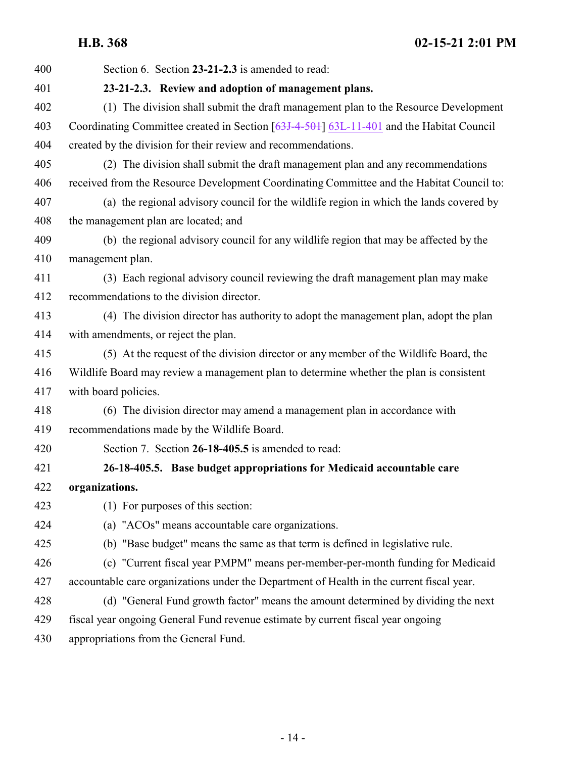Section 6. Section **23-21-2.3** is amended to read:

**23-21-2.3. Review and adoption of management plans.**

(1) The division shall submit the draft management plan to the Resource Development Coordinating Committee created in Section [~~63J-4-501~~] 63L-11-401 and the Habitat Council created by the division for their review and recommendations.

(2) The division shall submit the draft management plan and any recommendations received from the Resource Development Coordinating Committee and the Habitat Council to:

(a) the regional advisory council for the wildlife region in which the lands covered by the management plan are located; and

(b) the regional advisory council for any wildlife region that may be affected by the management plan.

(3) Each regional advisory council reviewing the draft management plan may make recommendations to the division director.

(4) The division director has authority to adopt the management plan, adopt the plan with amendments, or reject the plan.

(5) At the request of the division director or any member of the Wildlife Board, the Wildlife Board may review a management plan to determine whether the plan is consistent with board policies.

(6) The division director may amend a management plan in accordance with recommendations made by the Wildlife Board.

Section 7. Section **26-18-405.5** is amended to read:

**26-18-405.5. Base budget appropriations for Medicaid accountable care organizations.**

(1) For purposes of this section:

(a) "ACOs" means accountable care organizations.

(b) "Base budget" means the same as that term is defined in legislative rule.

(c) "Current fiscal year PMPM" means per-member-per-month funding for Medicaid accountable care organizations under the Department of Health in the current fiscal year.

(d) "General Fund growth factor" means the amount determined by dividing the next fiscal year ongoing General Fund revenue estimate by current fiscal year ongoing appropriations from the General Fund.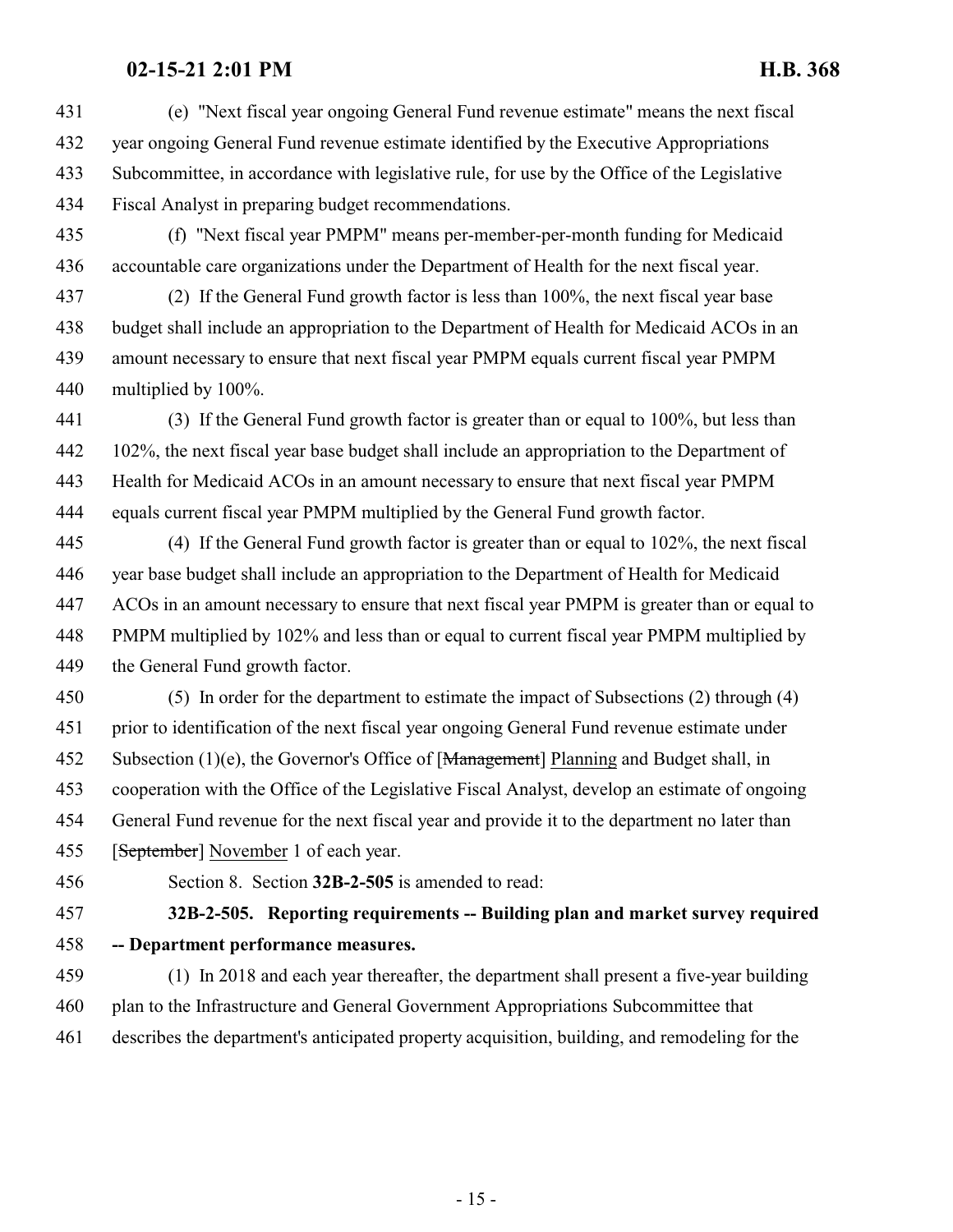(e) "Next fiscal year ongoing General Fund revenue estimate" means the next fiscal year ongoing General Fund revenue estimate identified by the Executive Appropriations Subcommittee, in accordance with legislative rule, for use by the Office of the Legislative Fiscal Analyst in preparing budget recommendations.

(f) "Next fiscal year PMPM" means per-member-per-month funding for Medicaid accountable care organizations under the Department of Health for the next fiscal year.

(2) If the General Fund growth factor is less than 100%, the next fiscal year base budget shall include an appropriation to the Department of Health for Medicaid ACOs in an amount necessary to ensure that next fiscal year PMPM equals current fiscal year PMPM multiplied by 100%.

(3) If the General Fund growth factor is greater than or equal to 100%, but less than 102%, the next fiscal year base budget shall include an appropriation to the Department of Health for Medicaid ACOs in an amount necessary to ensure that next fiscal year PMPM equals current fiscal year PMPM multiplied by the General Fund growth factor.

(4) If the General Fund growth factor is greater than or equal to 102%, the next fiscal year base budget shall include an appropriation to the Department of Health for Medicaid ACOs in an amount necessary to ensure that next fiscal year PMPM is greater than or equal to PMPM multiplied by 102% and less than or equal to current fiscal year PMPM multiplied by the General Fund growth factor.

(5) In order for the department to estimate the impact of Subsections (2) through (4) prior to identification of the next fiscal year ongoing General Fund revenue estimate under Subsection (1)(e), the Governor's Office of [~~Management~~] Planning and Budget shall, in cooperation with the Office of the Legislative Fiscal Analyst, develop an estimate of ongoing General Fund revenue for the next fiscal year and provide it to the department no later than [~~September~~] November 1 of each year.

Section 8. Section **32B-2-505** is amended to read:

**32B-2-505. Reporting requirements -- Building plan and market survey required -- Department performance measures.**

(1) In 2018 and each year thereafter, the department shall present a five-year building plan to the Infrastructure and General Government Appropriations Subcommittee that describes the department's anticipated property acquisition, building, and remodeling for the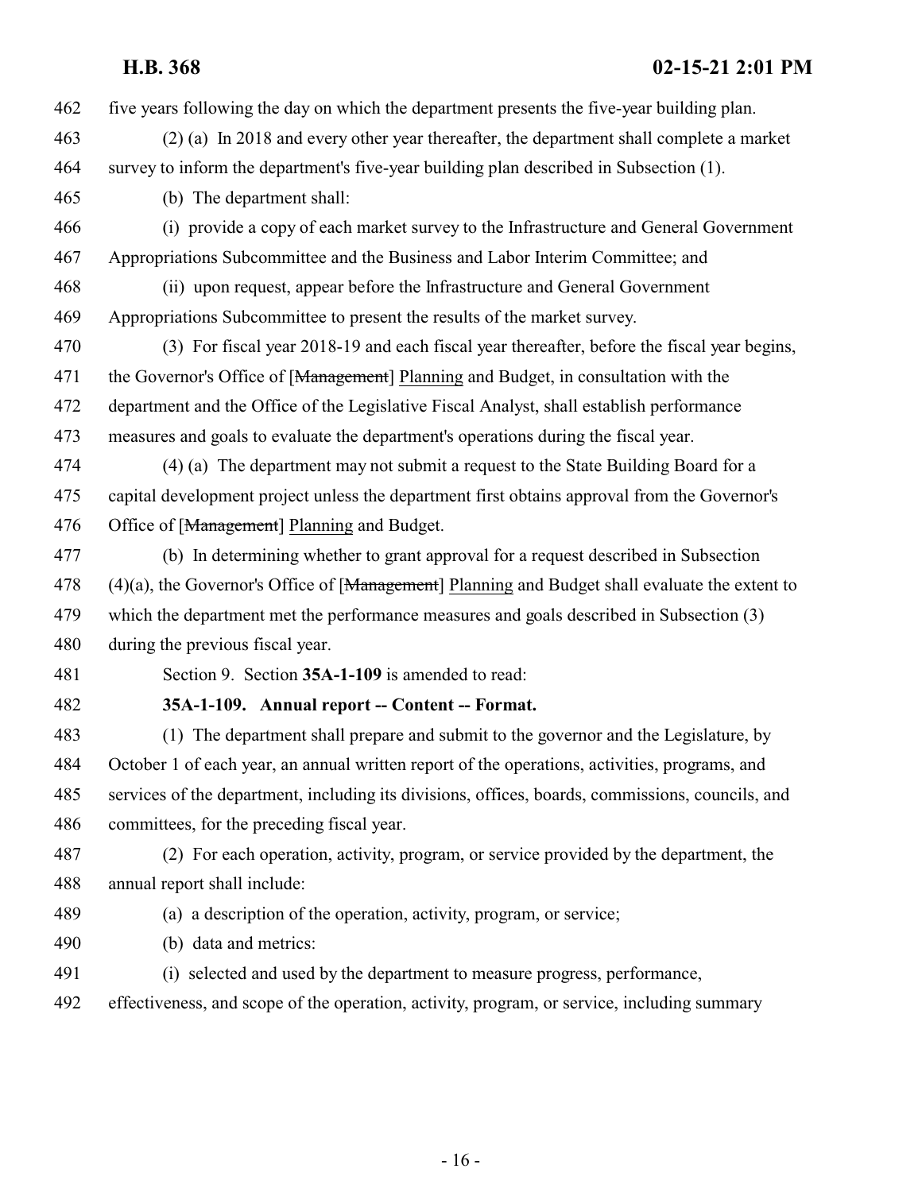five years following the day on which the department presents the five-year building plan.

(2) (a) In 2018 and every other year thereafter, the department shall complete a market survey to inform the department's five-year building plan described in Subsection (1).

(b) The department shall:

(i) provide a copy of each market survey to the Infrastructure and General Government Appropriations Subcommittee and the Business and Labor Interim Committee; and

(ii) upon request, appear before the Infrastructure and General Government Appropriations Subcommittee to present the results of the market survey.

(3) For fiscal year 2018-19 and each fiscal year thereafter, before the fiscal year begins, the Governor's Office of [~~Management~~] Planning and Budget, in consultation with the department and the Office of the Legislative Fiscal Analyst, shall establish performance measures and goals to evaluate the department's operations during the fiscal year.

(4) (a) The department may not submit a request to the State Building Board for a capital development project unless the department first obtains approval from the Governor's Office of [~~Management~~] Planning and Budget.

(b) In determining whether to grant approval for a request described in Subsection (4)(a), the Governor's Office of [~~Management~~] Planning and Budget shall evaluate the extent to which the department met the performance measures and goals described in Subsection (3) during the previous fiscal year.

Section 9. Section **35A-1-109** is amended to read:

**35A-1-109. Annual report -- Content -- Format.**

(1) The department shall prepare and submit to the governor and the Legislature, by October 1 of each year, an annual written report of the operations, activities, programs, and services of the department, including its divisions, offices, boards, commissions, councils, and committees, for the preceding fiscal year.

(2) For each operation, activity, program, or service provided by the department, the annual report shall include:

(a) a description of the operation, activity, program, or service;

(b) data and metrics:

(i) selected and used by the department to measure progress, performance, effectiveness, and scope of the operation, activity, program, or service, including summary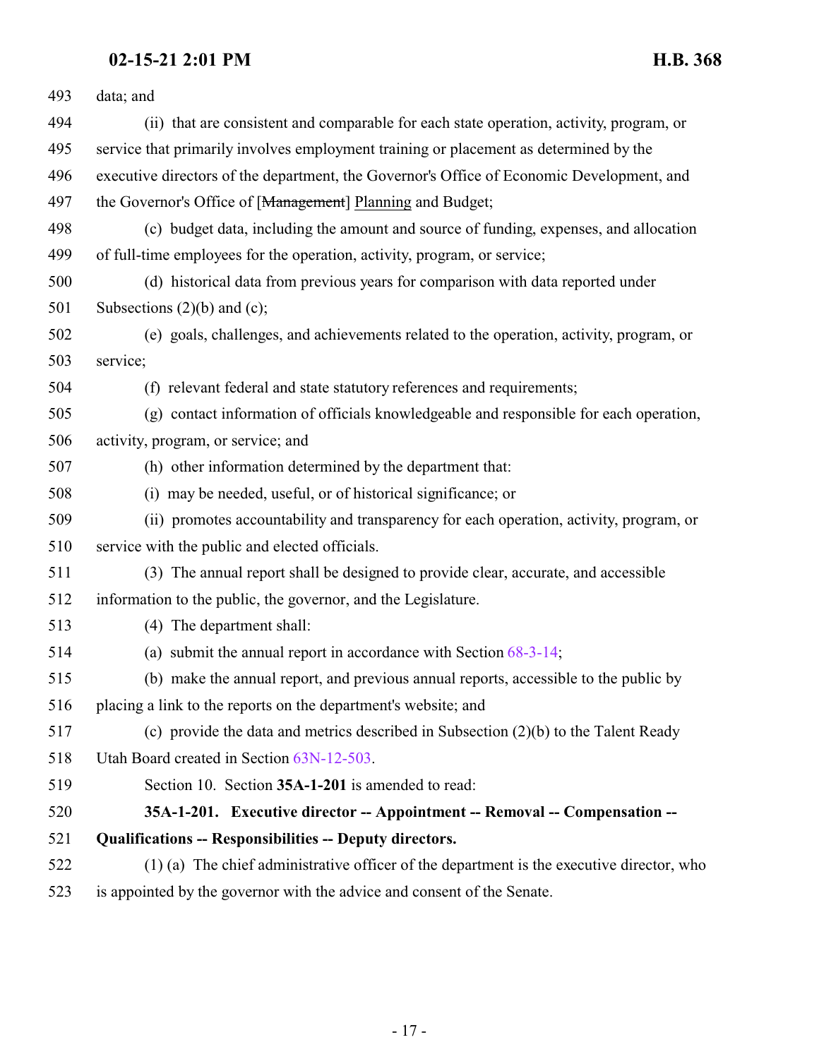data; and

(ii) that are consistent and comparable for each state operation, activity, program, or service that primarily involves employment training or placement as determined by the executive directors of the department, the Governor's Office of Economic Development, and the Governor's Office of [~~Management~~] Planning and Budget;

(c) budget data, including the amount and source of funding, expenses, and allocation of full-time employees for the operation, activity, program, or service;

(d) historical data from previous years for comparison with data reported under Subsections (2)(b) and (c);

(e) goals, challenges, and achievements related to the operation, activity, program, or service;

(f) relevant federal and state statutory references and requirements;

(g) contact information of officials knowledgeable and responsible for each operation, activity, program, or service; and

(h) other information determined by the department that:

(i) may be needed, useful, or of historical significance; or

(ii) promotes accountability and transparency for each operation, activity, program, or service with the public and elected officials.

(3) The annual report shall be designed to provide clear, accurate, and accessible information to the public, the governor, and the Legislature.

(4) The department shall:

(a) submit the annual report in accordance with Section 68-3-14;

(b) make the annual report, and previous annual reports, accessible to the public by placing a link to the reports on the department's website; and

(c) provide the data and metrics described in Subsection (2)(b) to the Talent Ready Utah Board created in Section 63N-12-503.

Section 10. Section **35A-1-201** is amended to read:

**35A-1-201. Executive director -- Appointment -- Removal -- Compensation -- Qualifications -- Responsibilities -- Deputy directors.**

(1) (a) The chief administrative officer of the department is the executive director, who is appointed by the governor with the advice and consent of the Senate.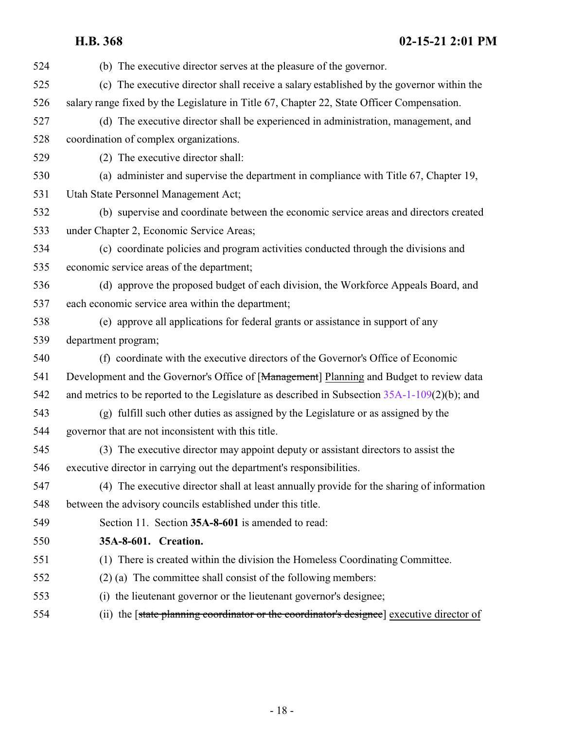(b) The executive director serves at the pleasure of the governor.

(c) The executive director shall receive a salary established by the governor within the salary range fixed by the Legislature in Title 67, Chapter 22, State Officer Compensation.

(d) The executive director shall be experienced in administration, management, and coordination of complex organizations.

(2) The executive director shall:

(a) administer and supervise the department in compliance with Title 67, Chapter 19, Utah State Personnel Management Act;

(b) supervise and coordinate between the economic service areas and directors created under Chapter 2, Economic Service Areas;

(c) coordinate policies and program activities conducted through the divisions and economic service areas of the department;

(d) approve the proposed budget of each division, the Workforce Appeals Board, and each economic service area within the department;

(e) approve all applications for federal grants or assistance in support of any department program;

(f) coordinate with the executive directors of the Governor's Office of Economic Development and the Governor's Office of [~~Management~~] Planning and Budget to review data and metrics to be reported to the Legislature as described in Subsection 35A-1-109(2)(b); and

(g) fulfill such other duties as assigned by the Legislature or as assigned by the governor that are not inconsistent with this title.

(3) The executive director may appoint deputy or assistant directors to assist the executive director in carrying out the department's responsibilities.

(4) The executive director shall at least annually provide for the sharing of information between the advisory councils established under this title.

Section 11. Section **35A-8-601** is amended to read:

**35A-8-601. Creation.**

(1) There is created within the division the Homeless Coordinating Committee.

(2) (a) The committee shall consist of the following members:

(i) the lieutenant governor or the lieutenant governor's designee;

(ii) the [~~state planning coordinator or the coordinator's designee~~] executive director of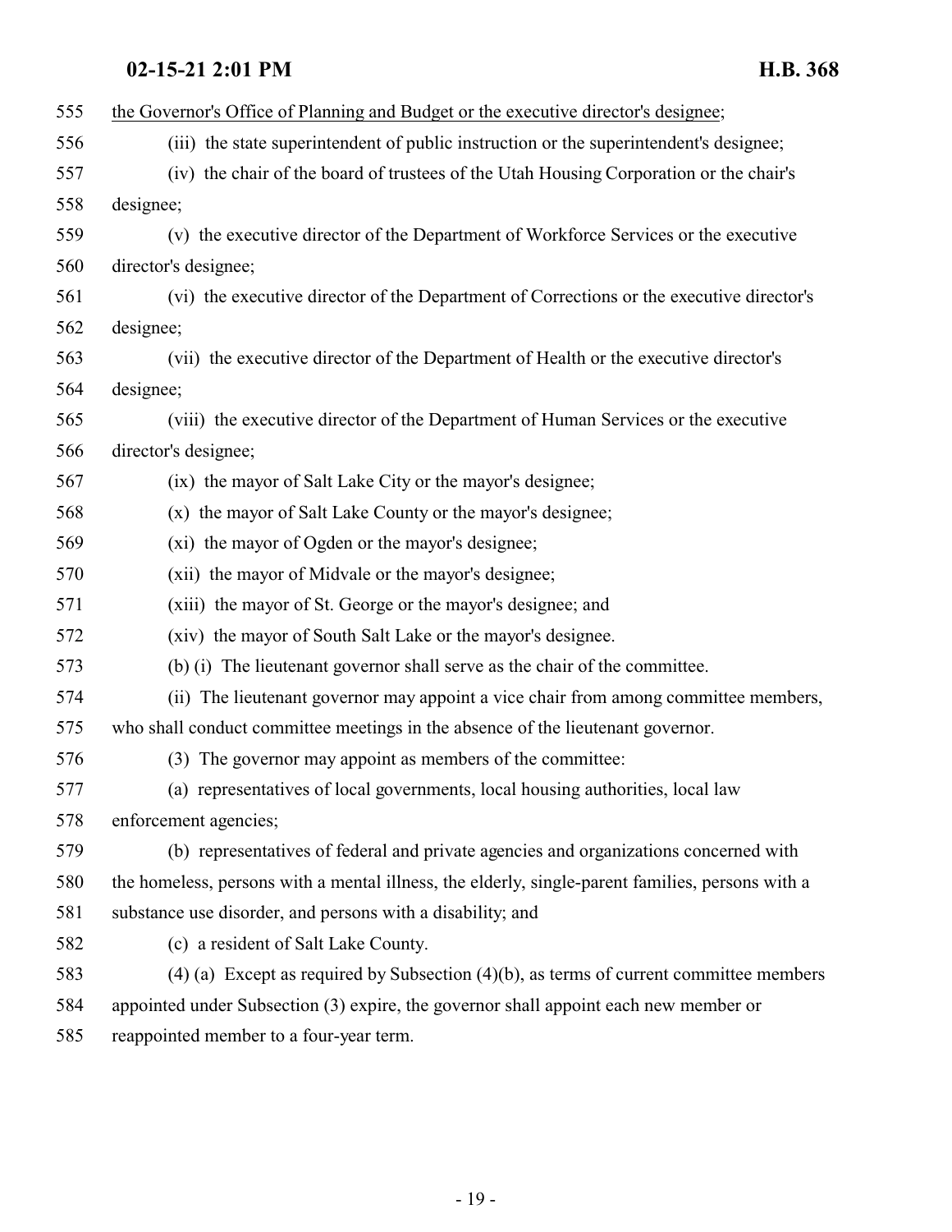the Governor's Office of Planning and Budget or the executive director's designee;

(iii) the state superintendent of public instruction or the superintendent's designee;

(iv) the chair of the board of trustees of the Utah Housing Corporation or the chair's designee;

(v) the executive director of the Department of Workforce Services or the executive director's designee;

(vi) the executive director of the Department of Corrections or the executive director's designee;

(vii) the executive director of the Department of Health or the executive director's designee;

(viii) the executive director of the Department of Human Services or the executive director's designee;

(ix) the mayor of Salt Lake City or the mayor's designee;

(x) the mayor of Salt Lake County or the mayor's designee;

(xi) the mayor of Ogden or the mayor's designee;

(xii) the mayor of Midvale or the mayor's designee;

(xiii) the mayor of St. George or the mayor's designee; and

(xiv) the mayor of South Salt Lake or the mayor's designee.

(b) (i) The lieutenant governor shall serve as the chair of the committee.

(ii) The lieutenant governor may appoint a vice chair from among committee members, who shall conduct committee meetings in the absence of the lieutenant governor.

(3) The governor may appoint as members of the committee:

(a) representatives of local governments, local housing authorities, local law enforcement agencies;

(b) representatives of federal and private agencies and organizations concerned with the homeless, persons with a mental illness, the elderly, single-parent families, persons with a substance use disorder, and persons with a disability; and

(c) a resident of Salt Lake County.

(4) (a) Except as required by Subsection (4)(b), as terms of current committee members appointed under Subsection (3) expire, the governor shall appoint each new member or reappointed member to a four-year term.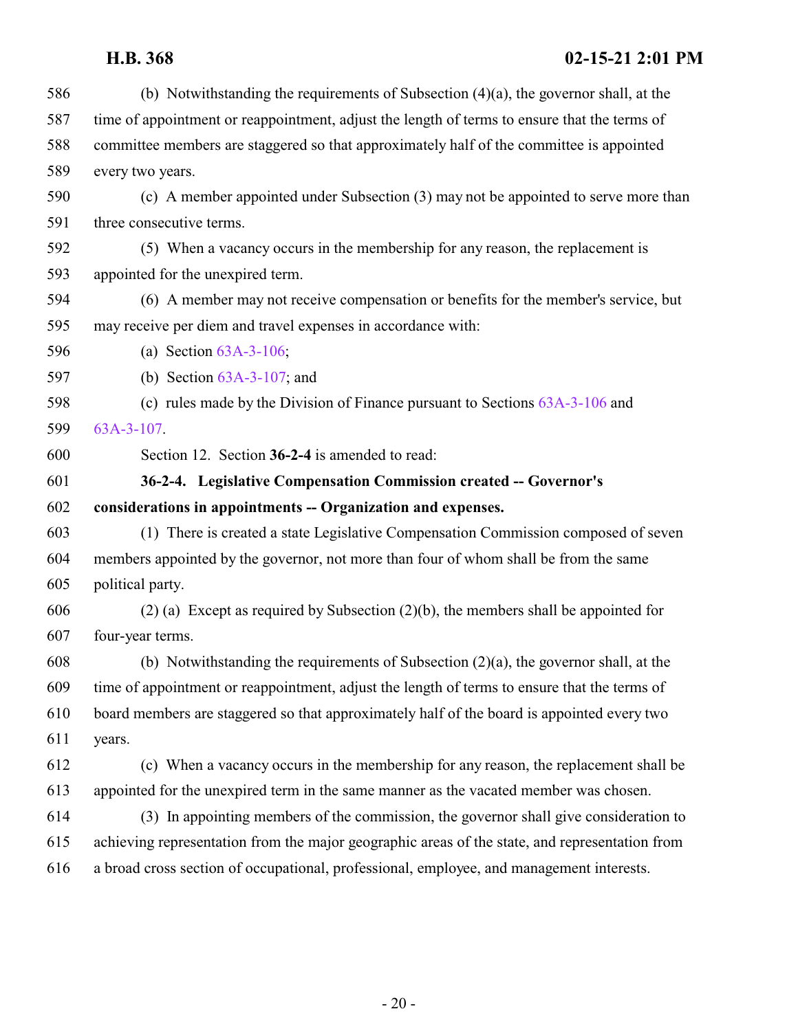(b) Notwithstanding the requirements of Subsection (4)(a), the governor shall, at the time of appointment or reappointment, adjust the length of terms to ensure that the terms of committee members are staggered so that approximately half of the committee is appointed every two years.

(c) A member appointed under Subsection (3) may not be appointed to serve more than three consecutive terms.

(5) When a vacancy occurs in the membership for any reason, the replacement is appointed for the unexpired term.

(6) A member may not receive compensation or benefits for the member's service, but may receive per diem and travel expenses in accordance with:

(a) Section 63A-3-106;

(b) Section 63A-3-107; and

(c) rules made by the Division of Finance pursuant to Sections 63A-3-106 and 63A-3-107.

Section 12. Section **36-2-4** is amended to read:

**36-2-4. Legislative Compensation Commission created -- Governor's considerations in appointments -- Organization and expenses.**

(1) There is created a state Legislative Compensation Commission composed of seven members appointed by the governor, not more than four of whom shall be from the same political party.

(2) (a) Except as required by Subsection (2)(b), the members shall be appointed for four-year terms.

(b) Notwithstanding the requirements of Subsection (2)(a), the governor shall, at the time of appointment or reappointment, adjust the length of terms to ensure that the terms of board members are staggered so that approximately half of the board is appointed every two years.

(c) When a vacancy occurs in the membership for any reason, the replacement shall be appointed for the unexpired term in the same manner as the vacated member was chosen.

(3) In appointing members of the commission, the governor shall give consideration to achieving representation from the major geographic areas of the state, and representation from a broad cross section of occupational, professional, employee, and management interests.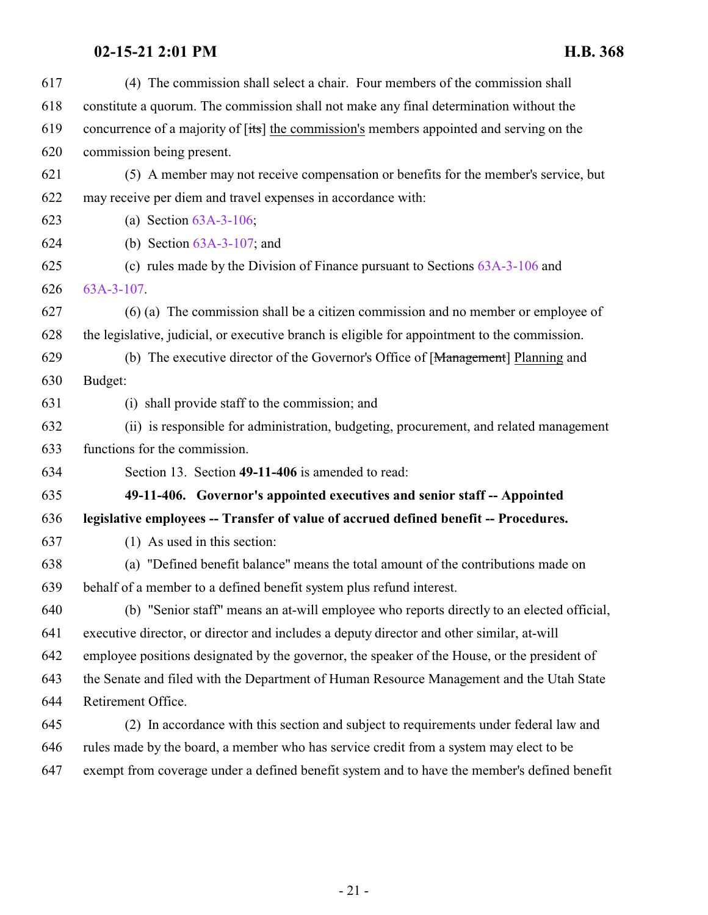(4) The commission shall select a chair. Four members of the commission shall constitute a quorum. The commission shall not make any final determination without the concurrence of a majority of [~~its~~] the commission's members appointed and serving on the commission being present.

(5) A member may not receive compensation or benefits for the member's service, but may receive per diem and travel expenses in accordance with:

(a) Section 63A-3-106;

(b) Section 63A-3-107; and

(c) rules made by the Division of Finance pursuant to Sections 63A-3-106 and 63A-3-107.

(6) (a) The commission shall be a citizen commission and no member or employee of the legislative, judicial, or executive branch is eligible for appointment to the commission.

(b) The executive director of the Governor's Office of [~~Management~~] Planning and Budget:

(i) shall provide staff to the commission; and

(ii) is responsible for administration, budgeting, procurement, and related management functions for the commission.

Section 13. Section **49-11-406** is amended to read:

**49-11-406. Governor's appointed executives and senior staff -- Appointed legislative employees -- Transfer of value of accrued defined benefit -- Procedures.**

(1) As used in this section:

(a) "Defined benefit balance" means the total amount of the contributions made on behalf of a member to a defined benefit system plus refund interest.

(b) "Senior staff" means an at-will employee who reports directly to an elected official, executive director, or director and includes a deputy director and other similar, at-will employee positions designated by the governor, the speaker of the House, or the president of the Senate and filed with the Department of Human Resource Management and the Utah State Retirement Office.

(2) In accordance with this section and subject to requirements under federal law and rules made by the board, a member who has service credit from a system may elect to be exempt from coverage under a defined benefit system and to have the member's defined benefit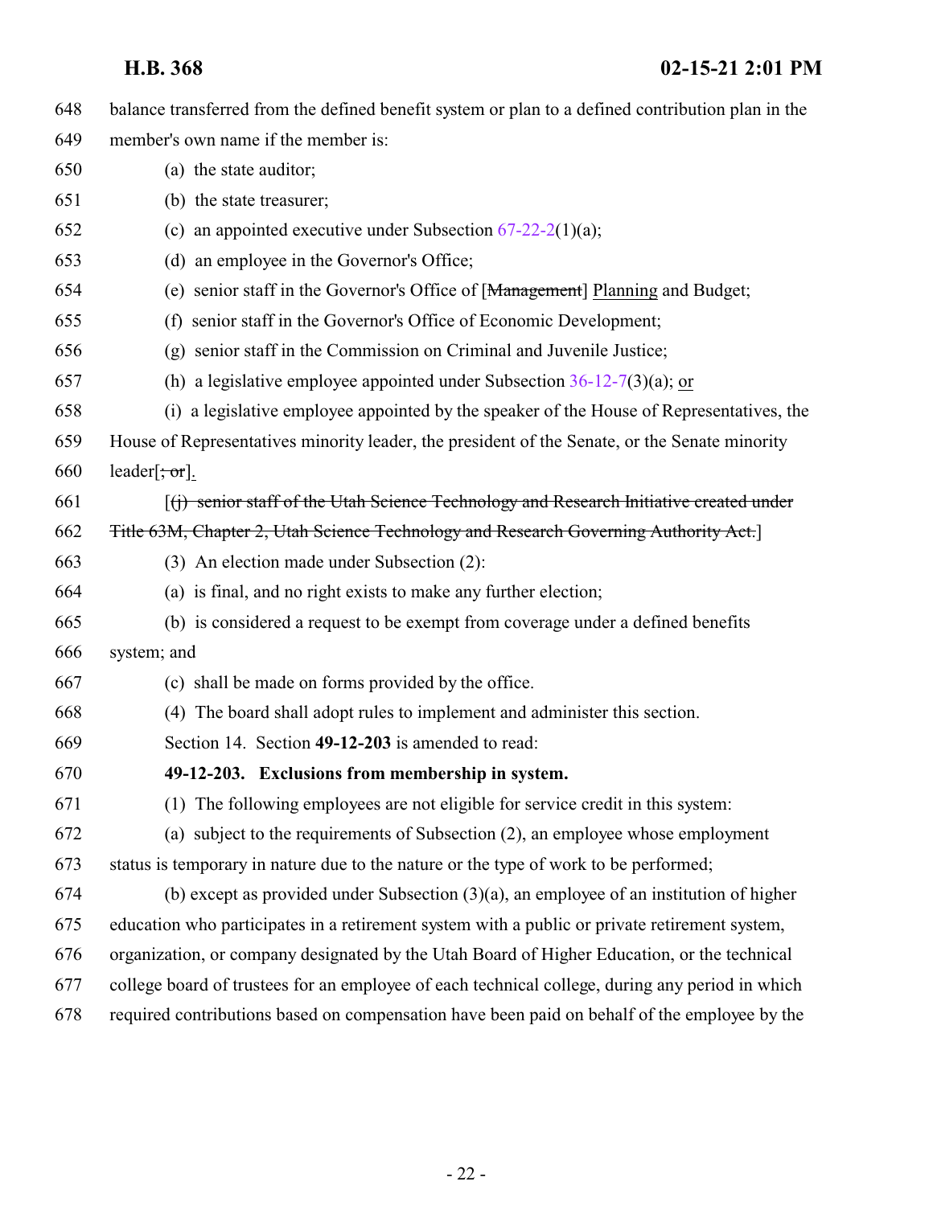648 balance transferred from the defined benefit system or plan to a defined contribution plan in the

649 member's own name if the member is:

650 (a) the state auditor;

651 (b) the state treasurer;

652 (c) an appointed executive under Subsection 67-22-2(1)(a);

653 (d) an employee in the Governor's Office;

654 (e) senior staff in the Governor's Office of [~~Management~~] <u>Planning</u> and Budget;

655 (f) senior staff in the Governor's Office of Economic Development;

656 (g) senior staff in the Commission on Criminal and Juvenile Justice;

657 (h) a legislative employee appointed under Subsection 36-12-7(3)(a); <u>or</u>

658 (i) a legislative employee appointed by the speaker of the House of Representatives, the

659 House of Representatives minority leader, the president of the Senate, or the Senate minority

660 leader[~~; or~~]<u>.</u>

661 [~~(j) senior staff of the Utah Science Technology and Research Initiative created under~~

662 ~~Title 63M, Chapter 2, Utah Science Technology and Research Governing Authority Act.~~]

663 (3) An election made under Subsection (2):

664 (a) is final, and no right exists to make any further election;

665 (b) is considered a request to be exempt from coverage under a defined benefits

666 system; and

667 (c) shall be made on forms provided by the office.

668 (4) The board shall adopt rules to implement and administer this section.

669 Section 14. Section **49-12-203** is amended to read:

670 **49-12-203. Exclusions from membership in system.**

671 (1) The following employees are not eligible for service credit in this system:

672 (a) subject to the requirements of Subsection (2), an employee whose employment

673 status is temporary in nature due to the nature or the type of work to be performed;

674 (b) except as provided under Subsection (3)(a), an employee of an institution of higher

675 education who participates in a retirement system with a public or private retirement system,

676 organization, or company designated by the Utah Board of Higher Education, or the technical

677 college board of trustees for an employee of each technical college, during any period in which

678 required contributions based on compensation have been paid on behalf of the employee by the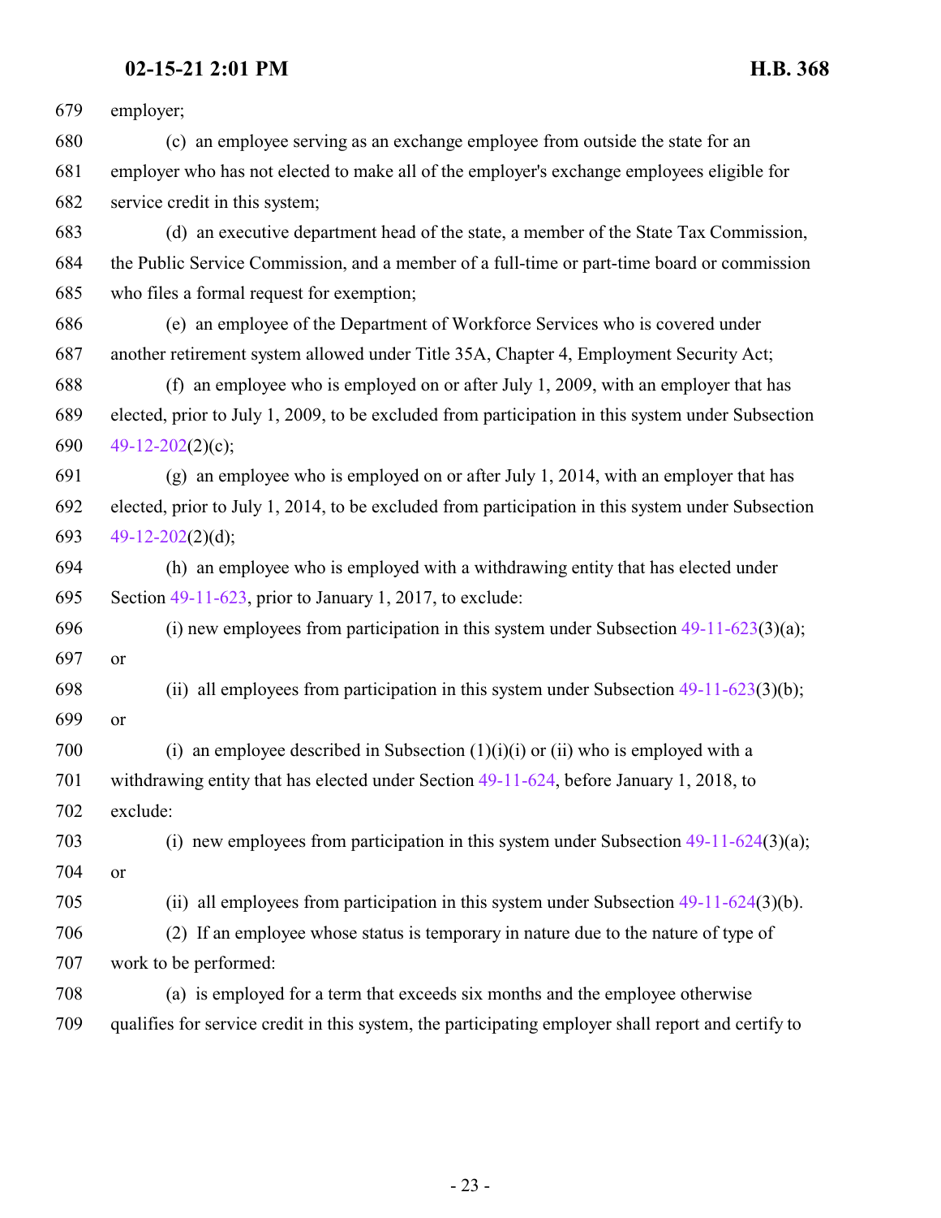employer;

(c) an employee serving as an exchange employee from outside the state for an employer who has not elected to make all of the employer's exchange employees eligible for service credit in this system;

(d) an executive department head of the state, a member of the State Tax Commission, the Public Service Commission, and a member of a full-time or part-time board or commission who files a formal request for exemption;

(e) an employee of the Department of Workforce Services who is covered under another retirement system allowed under Title 35A, Chapter 4, Employment Security Act;

(f) an employee who is employed on or after July 1, 2009, with an employer that has elected, prior to July 1, 2009, to be excluded from participation in this system under Subsection 49-12-202(2)(c);

(g) an employee who is employed on or after July 1, 2014, with an employer that has elected, prior to July 1, 2014, to be excluded from participation in this system under Subsection 49-12-202(2)(d);

(h) an employee who is employed with a withdrawing entity that has elected under Section 49-11-623, prior to January 1, 2017, to exclude:

(i) new employees from participation in this system under Subsection 49-11-623(3)(a); or

(ii) all employees from participation in this system under Subsection 49-11-623(3)(b); or

(i) an employee described in Subsection (1)(i)(i) or (ii) who is employed with a withdrawing entity that has elected under Section 49-11-624, before January 1, 2018, to exclude:

(i) new employees from participation in this system under Subsection 49-11-624(3)(a); or

(ii) all employees from participation in this system under Subsection 49-11-624(3)(b).

(2) If an employee whose status is temporary in nature due to the nature of type of work to be performed:

(a) is employed for a term that exceeds six months and the employee otherwise qualifies for service credit in this system, the participating employer shall report and certify to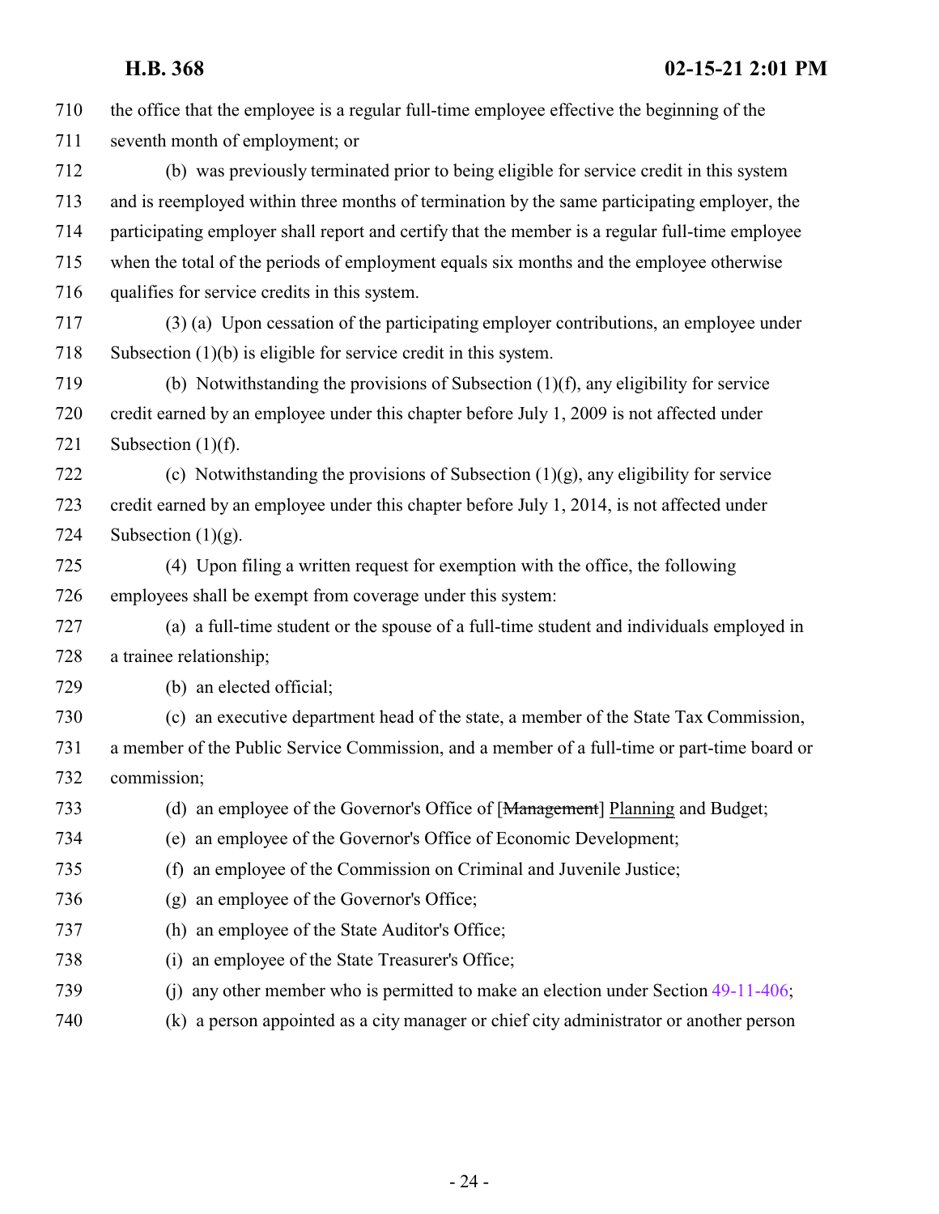the office that the employee is a regular full-time employee effective the beginning of the seventh month of employment; or

(b) was previously terminated prior to being eligible for service credit in this system and is reemployed within three months of termination by the same participating employer, the participating employer shall report and certify that the member is a regular full-time employee when the total of the periods of employment equals six months and the employee otherwise qualifies for service credits in this system.

(3) (a) Upon cessation of the participating employer contributions, an employee under Subsection (1)(b) is eligible for service credit in this system.

(b) Notwithstanding the provisions of Subsection (1)(f), any eligibility for service credit earned by an employee under this chapter before July 1, 2009 is not affected under Subsection (1)(f).

(c) Notwithstanding the provisions of Subsection (1)(g), any eligibility for service credit earned by an employee under this chapter before July 1, 2014, is not affected under Subsection (1)(g).

(4) Upon filing a written request for exemption with the office, the following employees shall be exempt from coverage under this system:

(a) a full-time student or the spouse of a full-time student and individuals employed in a trainee relationship;

(b) an elected official;

(c) an executive department head of the state, a member of the State Tax Commission, a member of the Public Service Commission, and a member of a full-time or part-time board or commission;

(d) an employee of the Governor's Office of [~~Management~~] Planning and Budget;

(e) an employee of the Governor's Office of Economic Development;

(f) an employee of the Commission on Criminal and Juvenile Justice;

(g) an employee of the Governor's Office;

(h) an employee of the State Auditor's Office;

(i) an employee of the State Treasurer's Office;

(j) any other member who is permitted to make an election under Section 49-11-406;

(k) a person appointed as a city manager or chief city administrator or another person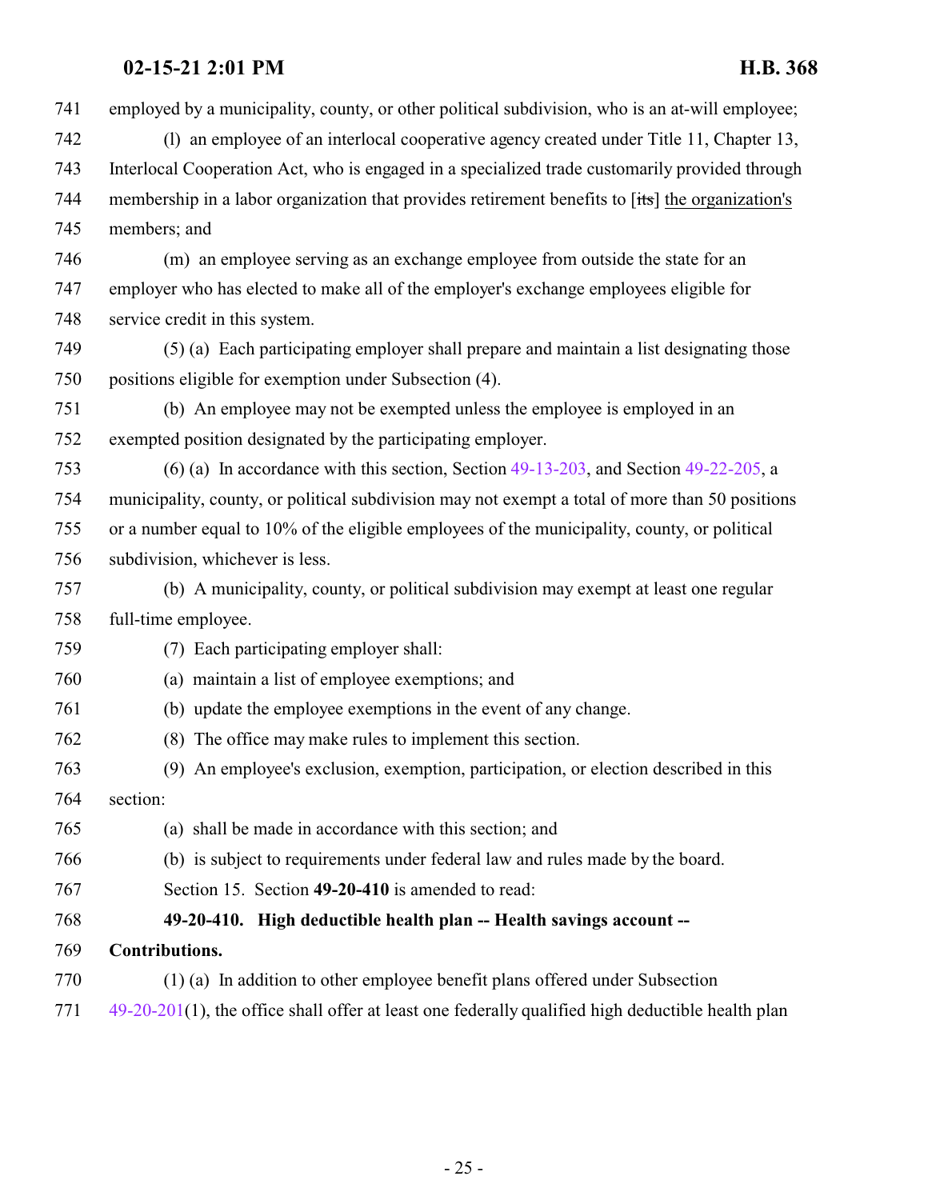employed by a municipality, county, or other political subdivision, who is an at-will employee;

(l) an employee of an interlocal cooperative agency created under Title 11, Chapter 13, Interlocal Cooperation Act, who is engaged in a specialized trade customarily provided through membership in a labor organization that provides retirement benefits to [~~its~~] the organization's members; and

(m) an employee serving as an exchange employee from outside the state for an employer who has elected to make all of the employer's exchange employees eligible for service credit in this system.

(5) (a) Each participating employer shall prepare and maintain a list designating those positions eligible for exemption under Subsection (4).

(b) An employee may not be exempted unless the employee is employed in an exempted position designated by the participating employer.

(6) (a) In accordance with this section, Section 49-13-203, and Section 49-22-205, a municipality, county, or political subdivision may not exempt a total of more than 50 positions or a number equal to 10% of the eligible employees of the municipality, county, or political subdivision, whichever is less.

(b) A municipality, county, or political subdivision may exempt at least one regular full-time employee.

(7) Each participating employer shall:

(a) maintain a list of employee exemptions; and

(b) update the employee exemptions in the event of any change.

(8) The office may make rules to implement this section.

(9) An employee's exclusion, exemption, participation, or election described in this section:

(a) shall be made in accordance with this section; and

(b) is subject to requirements under federal law and rules made by the board.

Section 15. Section **49-20-410** is amended to read:

**49-20-410. High deductible health plan -- Health savings account -- Contributions.**

(1) (a) In addition to other employee benefit plans offered under Subsection 49-20-201(1), the office shall offer at least one federally qualified high deductible health plan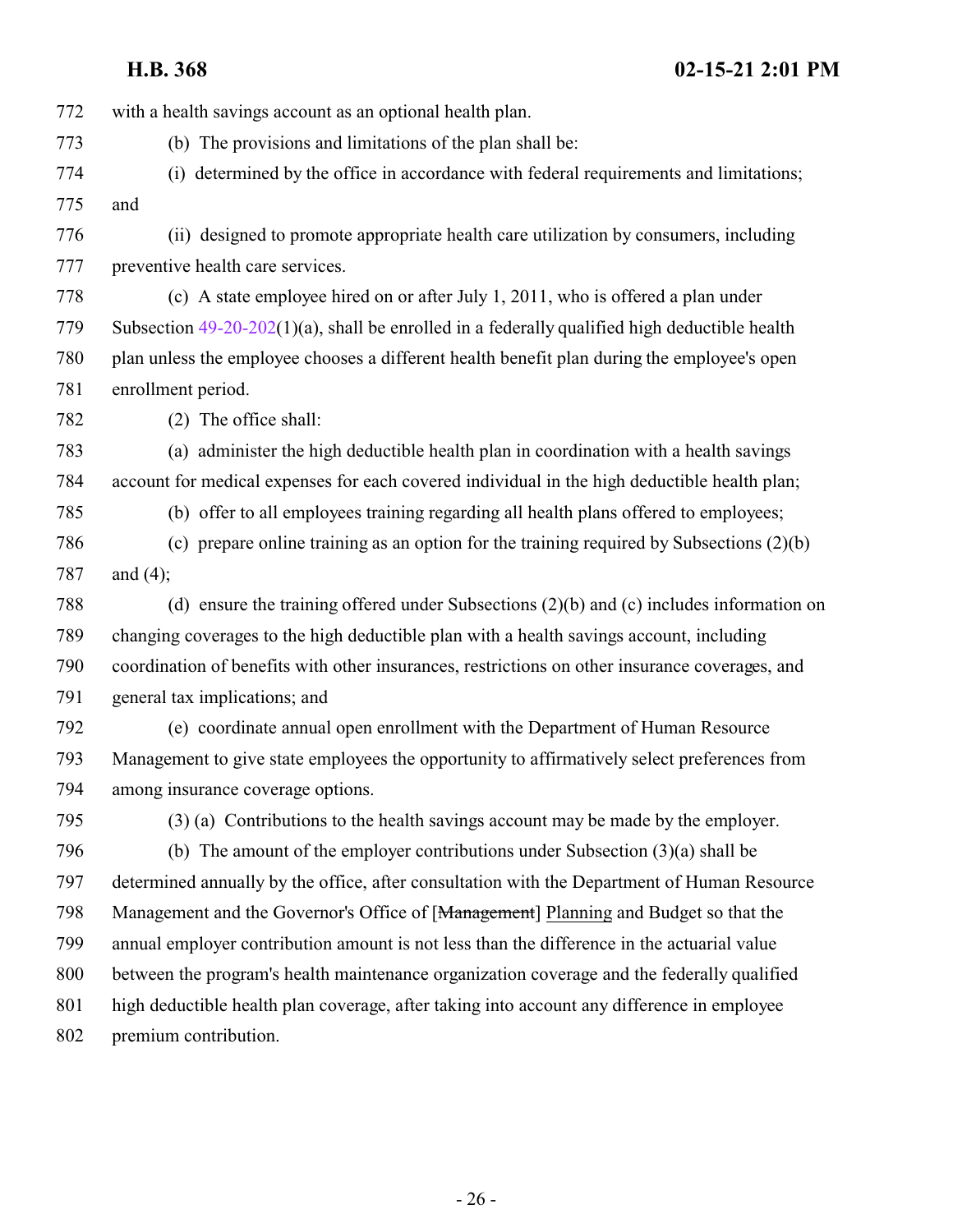with a health savings account as an optional health plan.

(b) The provisions and limitations of the plan shall be:

(i) determined by the office in accordance with federal requirements and limitations; and

(ii) designed to promote appropriate health care utilization by consumers, including preventive health care services.

(c) A state employee hired on or after July 1, 2011, who is offered a plan under Subsection 49-20-202(1)(a), shall be enrolled in a federally qualified high deductible health plan unless the employee chooses a different health benefit plan during the employee's open enrollment period.

(2) The office shall:

(a) administer the high deductible health plan in coordination with a health savings account for medical expenses for each covered individual in the high deductible health plan;

(b) offer to all employees training regarding all health plans offered to employees;

(c) prepare online training as an option for the training required by Subsections (2)(b) and (4);

(d) ensure the training offered under Subsections (2)(b) and (c) includes information on changing coverages to the high deductible plan with a health savings account, including coordination of benefits with other insurances, restrictions on other insurance coverages, and general tax implications; and

(e) coordinate annual open enrollment with the Department of Human Resource Management to give state employees the opportunity to affirmatively select preferences from among insurance coverage options.

(3) (a) Contributions to the health savings account may be made by the employer.

(b) The amount of the employer contributions under Subsection (3)(a) shall be determined annually by the office, after consultation with the Department of Human Resource Management and the Governor's Office of [~~Management~~] Planning and Budget so that the annual employer contribution amount is not less than the difference in the actuarial value between the program's health maintenance organization coverage and the federally qualified high deductible health plan coverage, after taking into account any difference in employee premium contribution.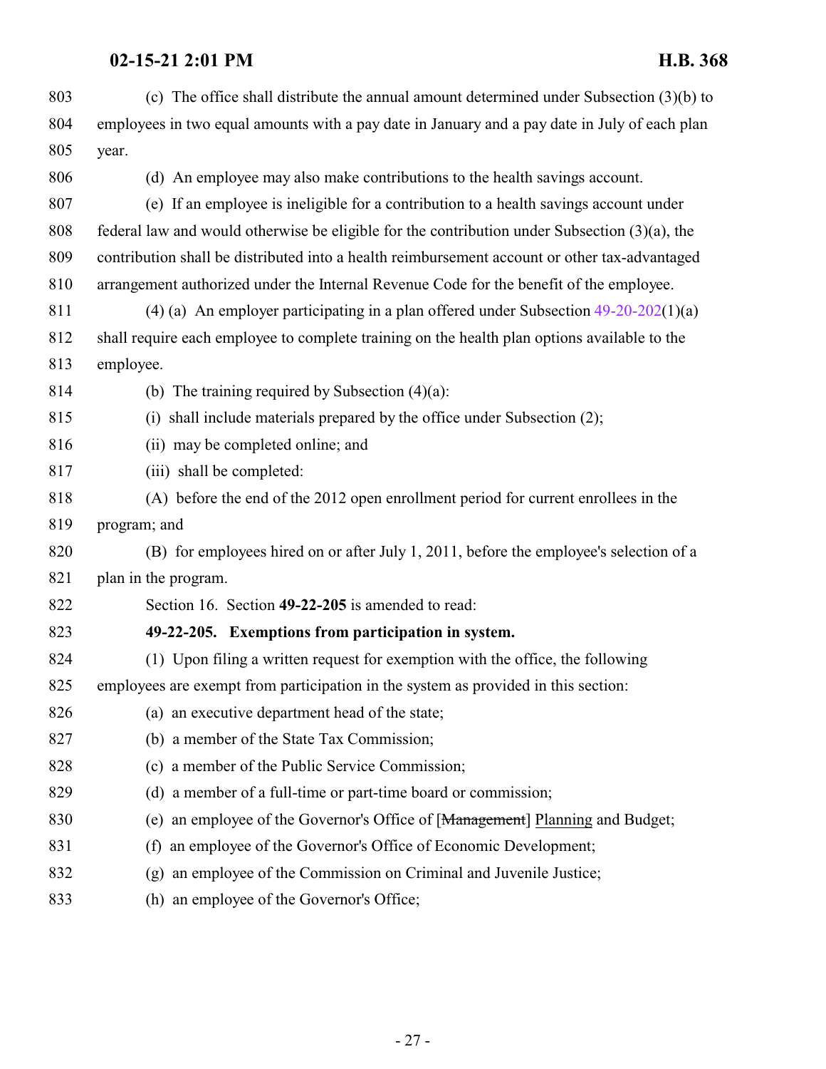(c) The office shall distribute the annual amount determined under Subsection (3)(b) to employees in two equal amounts with a pay date in January and a pay date in July of each plan year.

(d) An employee may also make contributions to the health savings account.

(e) If an employee is ineligible for a contribution to a health savings account under federal law and would otherwise be eligible for the contribution under Subsection (3)(a), the contribution shall be distributed into a health reimbursement account or other tax-advantaged arrangement authorized under the Internal Revenue Code for the benefit of the employee.

(4) (a) An employer participating in a plan offered under Subsection 49-20-202(1)(a) shall require each employee to complete training on the health plan options available to the employee.

(b) The training required by Subsection (4)(a):

(i) shall include materials prepared by the office under Subsection (2);

(ii) may be completed online; and

(iii) shall be completed:

(A) before the end of the 2012 open enrollment period for current enrollees in the program; and

(B) for employees hired on or after July 1, 2011, before the employee's selection of a plan in the program.

Section 16. Section **49-22-205** is amended to read:

**49-22-205. Exemptions from participation in system.**

(1) Upon filing a written request for exemption with the office, the following employees are exempt from participation in the system as provided in this section:

(a) an executive department head of the state;

(b) a member of the State Tax Commission;

(c) a member of the Public Service Commission;

(d) a member of a full-time or part-time board or commission;

(e) an employee of the Governor's Office of [~~Management~~] Planning and Budget;

(f) an employee of the Governor's Office of Economic Development;

(g) an employee of the Commission on Criminal and Juvenile Justice;

(h) an employee of the Governor's Office;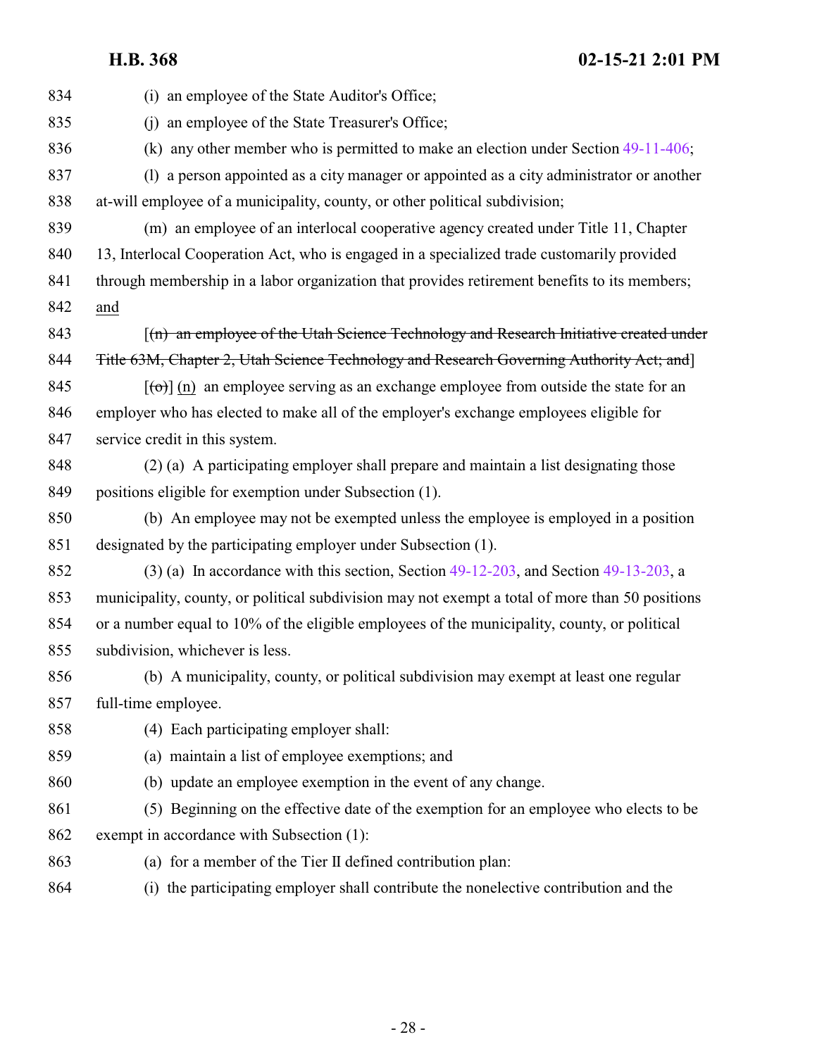(i) an employee of the State Auditor's Office;

(j) an employee of the State Treasurer's Office;

(k) any other member who is permitted to make an election under Section 49-11-406;

(l) a person appointed as a city manager or appointed as a city administrator or another at-will employee of a municipality, county, or other political subdivision;

(m) an employee of an interlocal cooperative agency created under Title 11, Chapter 13, Interlocal Cooperation Act, who is engaged in a specialized trade customarily provided through membership in a labor organization that provides retirement benefits to its members; and

[~~(n) an employee of the Utah Science Technology and Research Initiative created under Title 63M, Chapter 2, Utah Science Technology and Research Governing Authority Act; and~~]

[~~(o)~~] (n) an employee serving as an exchange employee from outside the state for an employer who has elected to make all of the employer's exchange employees eligible for service credit in this system.

(2) (a) A participating employer shall prepare and maintain a list designating those positions eligible for exemption under Subsection (1).

(b) An employee may not be exempted unless the employee is employed in a position designated by the participating employer under Subsection (1).

(3) (a) In accordance with this section, Section 49-12-203, and Section 49-13-203, a municipality, county, or political subdivision may not exempt a total of more than 50 positions or a number equal to 10% of the eligible employees of the municipality, county, or political subdivision, whichever is less.

(b) A municipality, county, or political subdivision may exempt at least one regular full-time employee.

(4) Each participating employer shall:

(a) maintain a list of employee exemptions; and

(b) update an employee exemption in the event of any change.

(5) Beginning on the effective date of the exemption for an employee who elects to be exempt in accordance with Subsection (1):

(a) for a member of the Tier II defined contribution plan:

(i) the participating employer shall contribute the nonelective contribution and the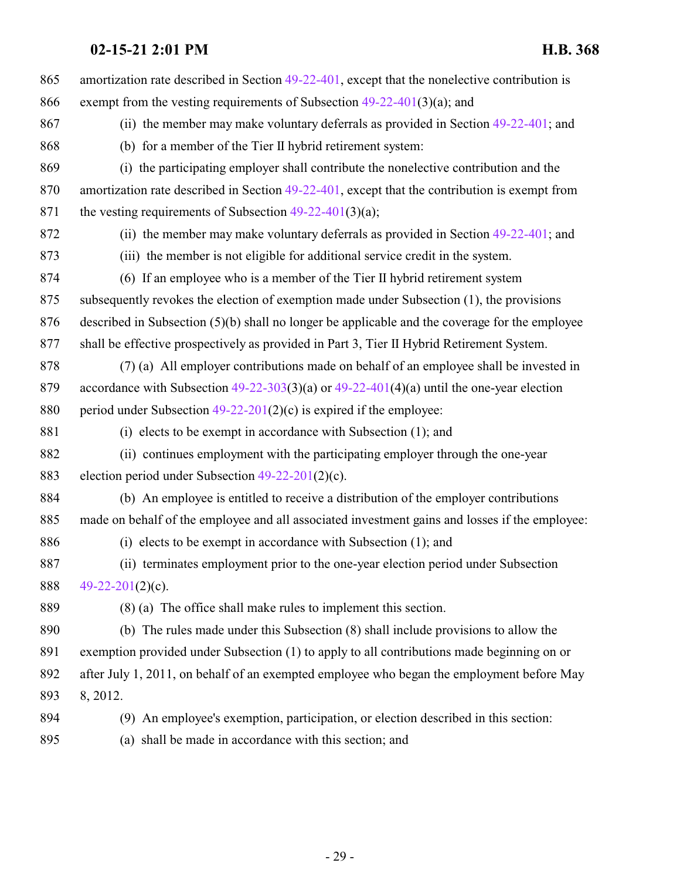amortization rate described in Section 49-22-401, except that the nonelective contribution is exempt from the vesting requirements of Subsection 49-22-401(3)(a); and

(ii) the member may make voluntary deferrals as provided in Section 49-22-401; and

(b) for a member of the Tier II hybrid retirement system:

(i) the participating employer shall contribute the nonelective contribution and the amortization rate described in Section 49-22-401, except that the contribution is exempt from the vesting requirements of Subsection 49-22-401(3)(a);

(ii) the member may make voluntary deferrals as provided in Section 49-22-401; and

(iii) the member is not eligible for additional service credit in the system.

(6) If an employee who is a member of the Tier II hybrid retirement system subsequently revokes the election of exemption made under Subsection (1), the provisions described in Subsection (5)(b) shall no longer be applicable and the coverage for the employee shall be effective prospectively as provided in Part 3, Tier II Hybrid Retirement System.

(7) (a) All employer contributions made on behalf of an employee shall be invested in accordance with Subsection 49-22-303(3)(a) or 49-22-401(4)(a) until the one-year election period under Subsection 49-22-201(2)(c) is expired if the employee:

(i) elects to be exempt in accordance with Subsection (1); and

(ii) continues employment with the participating employer through the one-year election period under Subsection 49-22-201(2)(c).

(b) An employee is entitled to receive a distribution of the employer contributions made on behalf of the employee and all associated investment gains and losses if the employee:

(i) elects to be exempt in accordance with Subsection (1); and

(ii) terminates employment prior to the one-year election period under Subsection 49-22-201(2)(c).

(8) (a) The office shall make rules to implement this section.

(b) The rules made under this Subsection (8) shall include provisions to allow the exemption provided under Subsection (1) to apply to all contributions made beginning on or after July 1, 2011, on behalf of an exempted employee who began the employment before May 8, 2012.

(9) An employee's exemption, participation, or election described in this section:

(a) shall be made in accordance with this section; and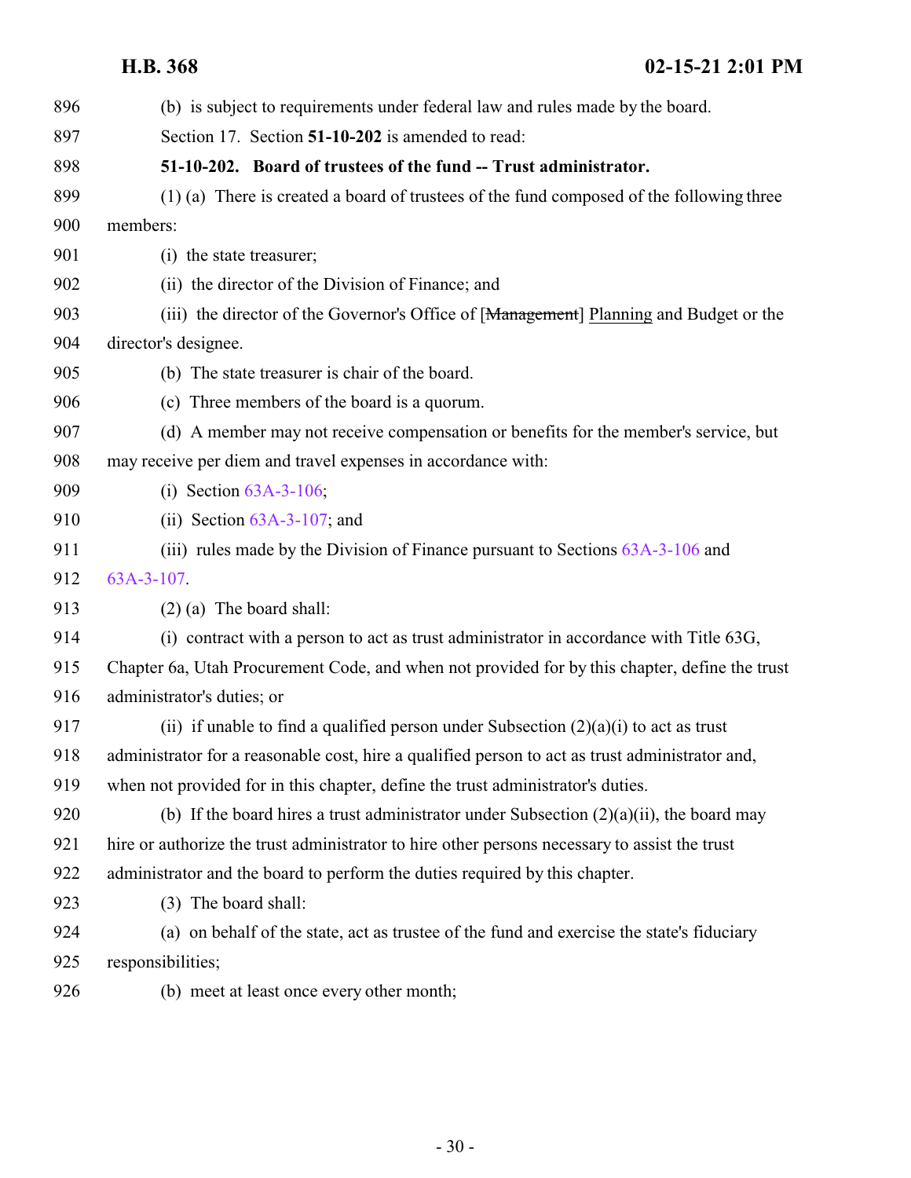(b) is subject to requirements under federal law and rules made by the board.

Section 17. Section **51-10-202** is amended to read:

**51-10-202. Board of trustees of the fund -- Trust administrator.**

(1) (a) There is created a board of trustees of the fund composed of the following three members:

(i) the state treasurer;

(ii) the director of the Division of Finance; and

(iii) the director of the Governor's Office of [~~Management~~] Planning and Budget or the director's designee.

(b) The state treasurer is chair of the board.

(c) Three members of the board is a quorum.

(d) A member may not receive compensation or benefits for the member's service, but may receive per diem and travel expenses in accordance with:

(i) Section 63A-3-106;

(ii) Section 63A-3-107; and

(iii) rules made by the Division of Finance pursuant to Sections 63A-3-106 and 63A-3-107.

(2) (a) The board shall:

(i) contract with a person to act as trust administrator in accordance with Title 63G, Chapter 6a, Utah Procurement Code, and when not provided for by this chapter, define the trust administrator's duties; or

(ii) if unable to find a qualified person under Subsection (2)(a)(i) to act as trust administrator for a reasonable cost, hire a qualified person to act as trust administrator and, when not provided for in this chapter, define the trust administrator's duties.

(b) If the board hires a trust administrator under Subsection (2)(a)(ii), the board may hire or authorize the trust administrator to hire other persons necessary to assist the trust administrator and the board to perform the duties required by this chapter.

(3) The board shall:

(a) on behalf of the state, act as trustee of the fund and exercise the state's fiduciary responsibilities;

(b) meet at least once every other month;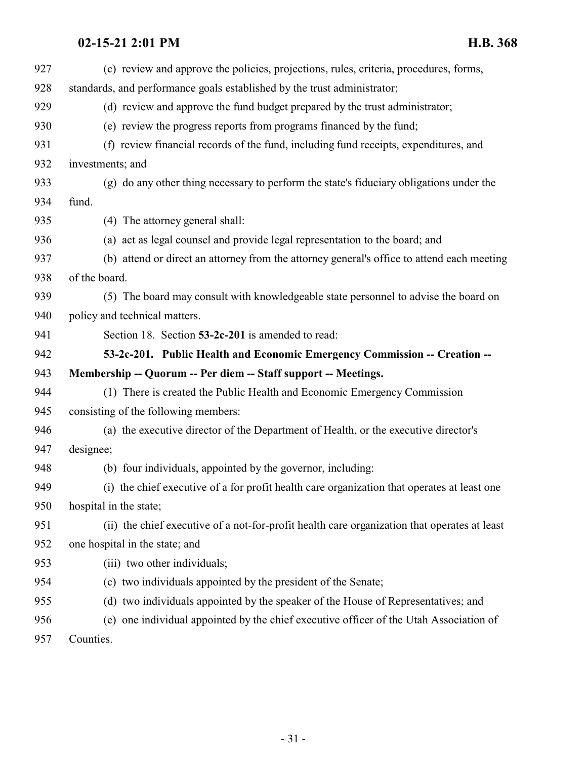(c) review and approve the policies, projections, rules, criteria, procedures, forms, standards, and performance goals established by the trust administrator;

(d) review and approve the fund budget prepared by the trust administrator;

(e) review the progress reports from programs financed by the fund;

(f) review financial records of the fund, including fund receipts, expenditures, and investments; and

(g) do any other thing necessary to perform the state's fiduciary obligations under the fund.

(4) The attorney general shall:

(a) act as legal counsel and provide legal representation to the board; and

(b) attend or direct an attorney from the attorney general's office to attend each meeting of the board.

(5) The board may consult with knowledgeable state personnel to advise the board on policy and technical matters.

Section 18. Section **53-2c-201** is amended to read:

**53-2c-201. Public Health and Economic Emergency Commission -- Creation -- Membership -- Quorum -- Per diem -- Staff support -- Meetings.**

(1) There is created the Public Health and Economic Emergency Commission consisting of the following members:

(a) the executive director of the Department of Health, or the executive director's designee;

(b) four individuals, appointed by the governor, including:

(i) the chief executive of a for profit health care organization that operates at least one hospital in the state;

(ii) the chief executive of a not-for-profit health care organization that operates at least one hospital in the state; and

(iii) two other individuals;

(c) two individuals appointed by the president of the Senate;

(d) two individuals appointed by the speaker of the House of Representatives; and

(e) one individual appointed by the chief executive officer of the Utah Association of Counties.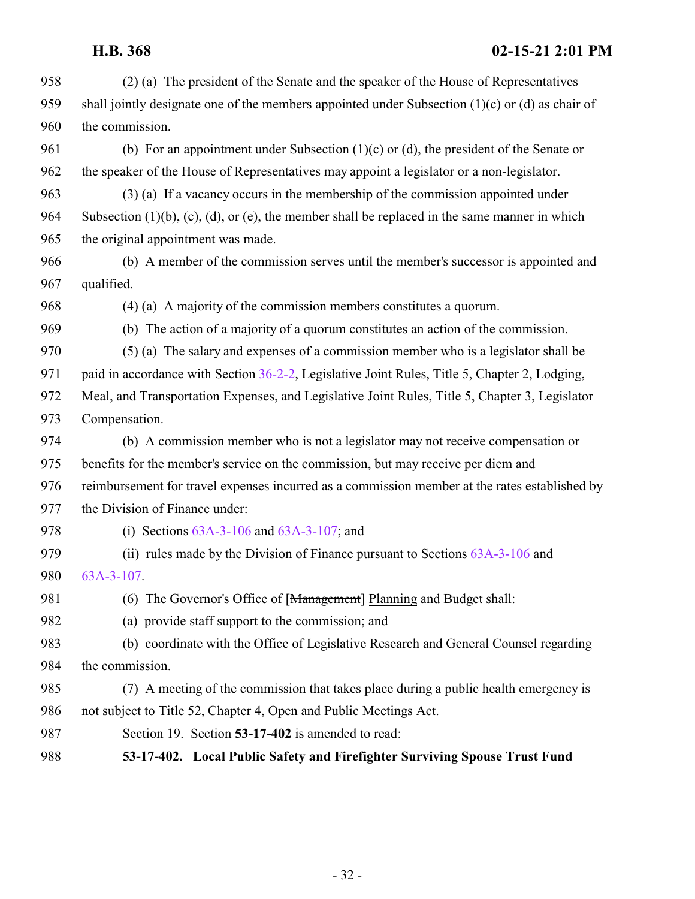(2) (a) The president of the Senate and the speaker of the House of Representatives shall jointly designate one of the members appointed under Subsection (1)(c) or (d) as chair of the commission.

(b) For an appointment under Subsection (1)(c) or (d), the president of the Senate or the speaker of the House of Representatives may appoint a legislator or a non-legislator.

(3) (a) If a vacancy occurs in the membership of the commission appointed under Subsection (1)(b), (c), (d), or (e), the member shall be replaced in the same manner in which the original appointment was made.

(b) A member of the commission serves until the member's successor is appointed and qualified.

(4) (a) A majority of the commission members constitutes a quorum.

(b) The action of a majority of a quorum constitutes an action of the commission.

(5) (a) The salary and expenses of a commission member who is a legislator shall be paid in accordance with Section 36-2-2, Legislative Joint Rules, Title 5, Chapter 2, Lodging, Meal, and Transportation Expenses, and Legislative Joint Rules, Title 5, Chapter 3, Legislator Compensation.

(b) A commission member who is not a legislator may not receive compensation or benefits for the member's service on the commission, but may receive per diem and reimbursement for travel expenses incurred as a commission member at the rates established by the Division of Finance under:

(i) Sections 63A-3-106 and 63A-3-107; and

(ii) rules made by the Division of Finance pursuant to Sections 63A-3-106 and 63A-3-107.

(6) The Governor's Office of [~~Management~~] Planning and Budget shall:

(a) provide staff support to the commission; and

(b) coordinate with the Office of Legislative Research and General Counsel regarding the commission.

(7) A meeting of the commission that takes place during a public health emergency is not subject to Title 52, Chapter 4, Open and Public Meetings Act.

Section 19. Section **53-17-402** is amended to read:

**53-17-402. Local Public Safety and Firefighter Surviving Spouse Trust Fund**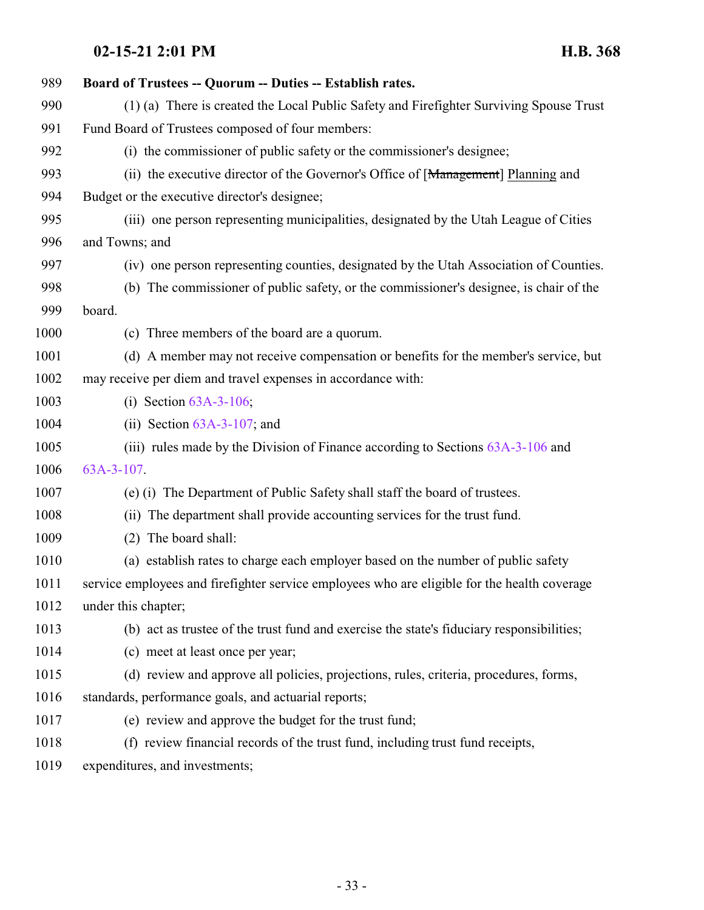**Board of Trustees -- Quorum -- Duties -- Establish rates.**

(1) (a) There is created the Local Public Safety and Firefighter Surviving Spouse Trust Fund Board of Trustees composed of four members:

(i) the commissioner of public safety or the commissioner's designee;

(ii) the executive director of the Governor's Office of [~~Management~~] Planning and Budget or the executive director's designee;

(iii) one person representing municipalities, designated by the Utah League of Cities and Towns; and

(iv) one person representing counties, designated by the Utah Association of Counties.

(b) The commissioner of public safety, or the commissioner's designee, is chair of the board.

(c) Three members of the board are a quorum.

(d) A member may not receive compensation or benefits for the member's service, but may receive per diem and travel expenses in accordance with:

(i) Section 63A-3-106;

(ii) Section 63A-3-107; and

(iii) rules made by the Division of Finance according to Sections 63A-3-106 and 63A-3-107.

(e) (i) The Department of Public Safety shall staff the board of trustees.

(ii) The department shall provide accounting services for the trust fund.

(2) The board shall:

(a) establish rates to charge each employer based on the number of public safety service employees and firefighter service employees who are eligible for the health coverage under this chapter;

(b) act as trustee of the trust fund and exercise the state's fiduciary responsibilities;

(c) meet at least once per year;

(d) review and approve all policies, projections, rules, criteria, procedures, forms, standards, performance goals, and actuarial reports;

(e) review and approve the budget for the trust fund;

(f) review financial records of the trust fund, including trust fund receipts, expenditures, and investments;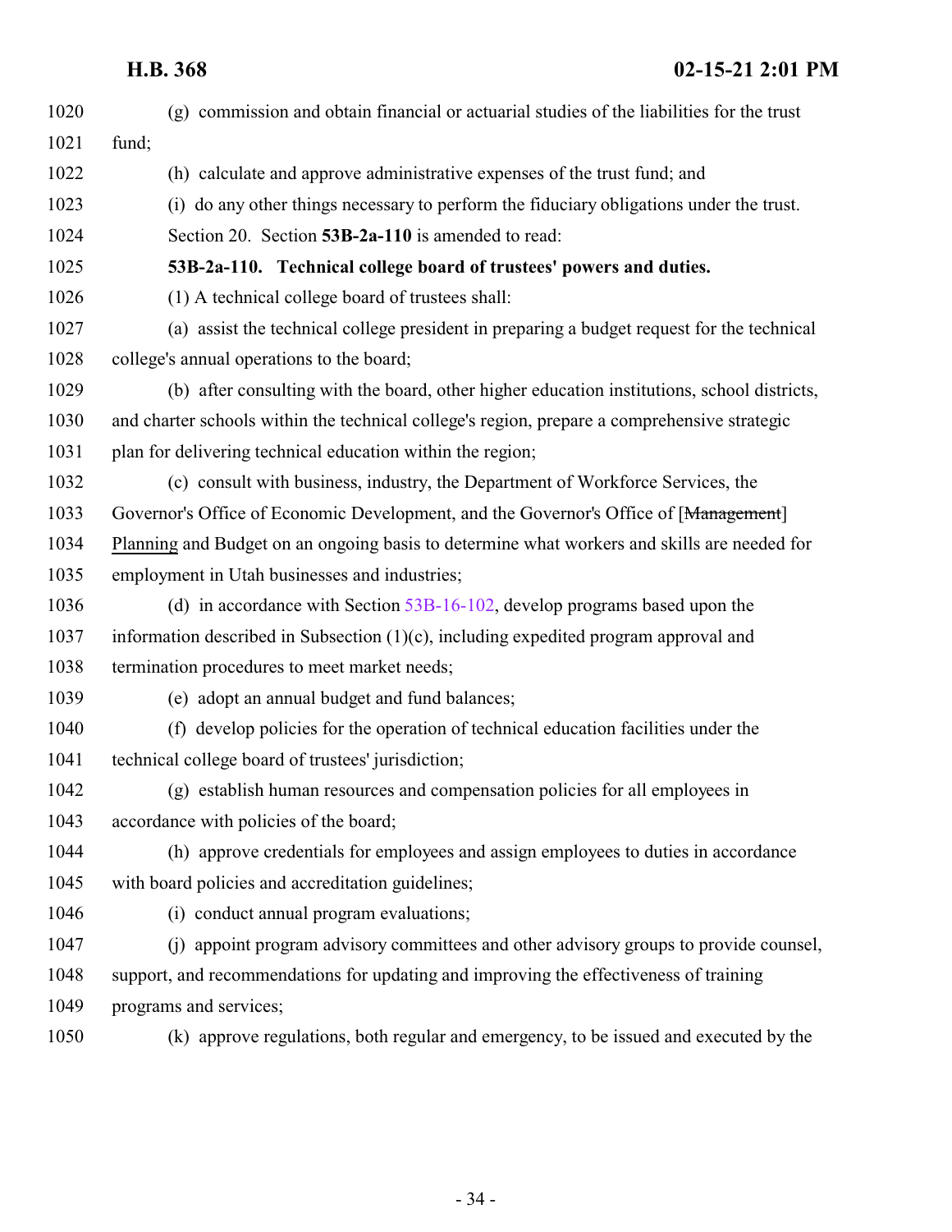(g) commission and obtain financial or actuarial studies of the liabilities for the trust fund;

(h) calculate and approve administrative expenses of the trust fund; and

(i) do any other things necessary to perform the fiduciary obligations under the trust.

Section 20. Section **53B-2a-110** is amended to read:

**53B-2a-110. Technical college board of trustees' powers and duties.**

(1) A technical college board of trustees shall:

(a) assist the technical college president in preparing a budget request for the technical college's annual operations to the board;

(b) after consulting with the board, other higher education institutions, school districts, and charter schools within the technical college's region, prepare a comprehensive strategic plan for delivering technical education within the region;

(c) consult with business, industry, the Department of Workforce Services, the Governor's Office of Economic Development, and the Governor's Office of [~~Management~~] Planning and Budget on an ongoing basis to determine what workers and skills are needed for employment in Utah businesses and industries;

(d) in accordance with Section 53B-16-102, develop programs based upon the information described in Subsection (1)(c), including expedited program approval and termination procedures to meet market needs;

(e) adopt an annual budget and fund balances;

(f) develop policies for the operation of technical education facilities under the technical college board of trustees' jurisdiction;

(g) establish human resources and compensation policies for all employees in accordance with policies of the board;

(h) approve credentials for employees and assign employees to duties in accordance with board policies and accreditation guidelines;

(i) conduct annual program evaluations;

(j) appoint program advisory committees and other advisory groups to provide counsel, support, and recommendations for updating and improving the effectiveness of training programs and services;

(k) approve regulations, both regular and emergency, to be issued and executed by the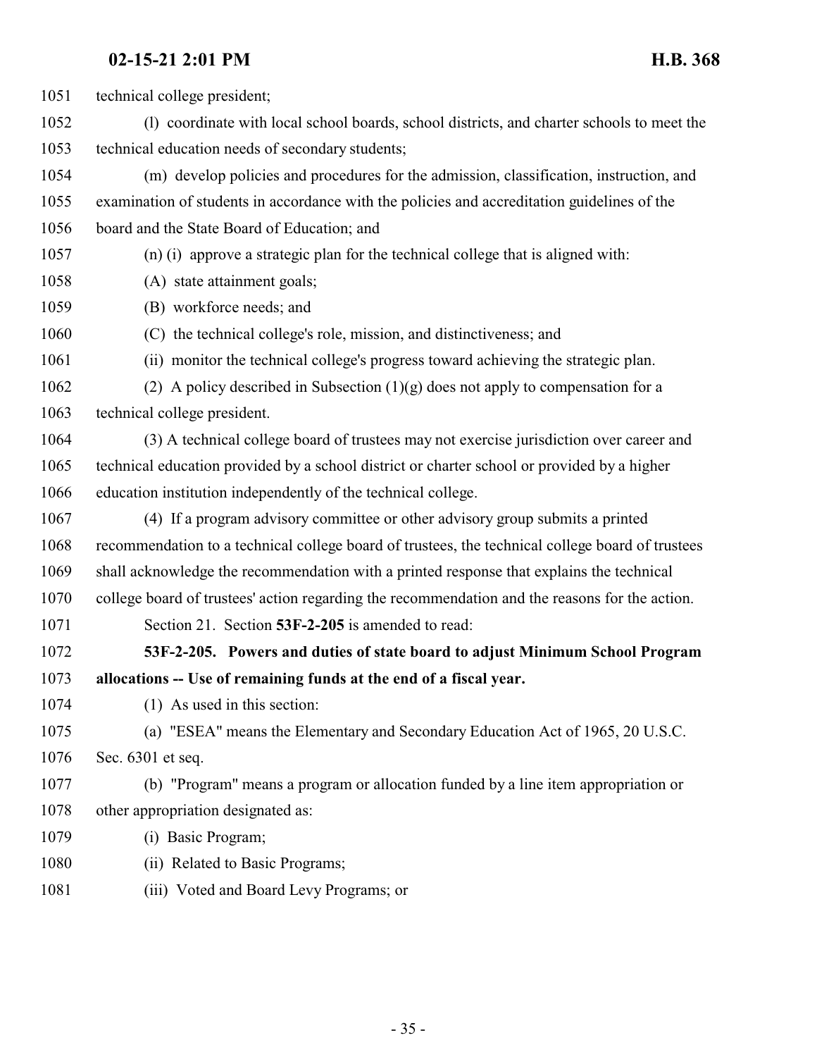technical college president;

(l) coordinate with local school boards, school districts, and charter schools to meet the technical education needs of secondary students;

(m) develop policies and procedures for the admission, classification, instruction, and examination of students in accordance with the policies and accreditation guidelines of the board and the State Board of Education; and

(n) (i) approve a strategic plan for the technical college that is aligned with:

(A) state attainment goals;

(B) workforce needs; and

(C) the technical college's role, mission, and distinctiveness; and

(ii) monitor the technical college's progress toward achieving the strategic plan.

(2) A policy described in Subsection (1)(g) does not apply to compensation for a technical college president.

(3) A technical college board of trustees may not exercise jurisdiction over career and technical education provided by a school district or charter school or provided by a higher education institution independently of the technical college.

(4) If a program advisory committee or other advisory group submits a printed recommendation to a technical college board of trustees, the technical college board of trustees shall acknowledge the recommendation with a printed response that explains the technical college board of trustees' action regarding the recommendation and the reasons for the action.

Section 21. Section **53F-2-205** is amended to read:

**53F-2-205. Powers and duties of state board to adjust Minimum School Program allocations -- Use of remaining funds at the end of a fiscal year.**

(1) As used in this section:

(a) "ESEA" means the Elementary and Secondary Education Act of 1965, 20 U.S.C. Sec. 6301 et seq.

(b) "Program" means a program or allocation funded by a line item appropriation or other appropriation designated as:

(i) Basic Program;

(ii) Related to Basic Programs;

(iii) Voted and Board Levy Programs; or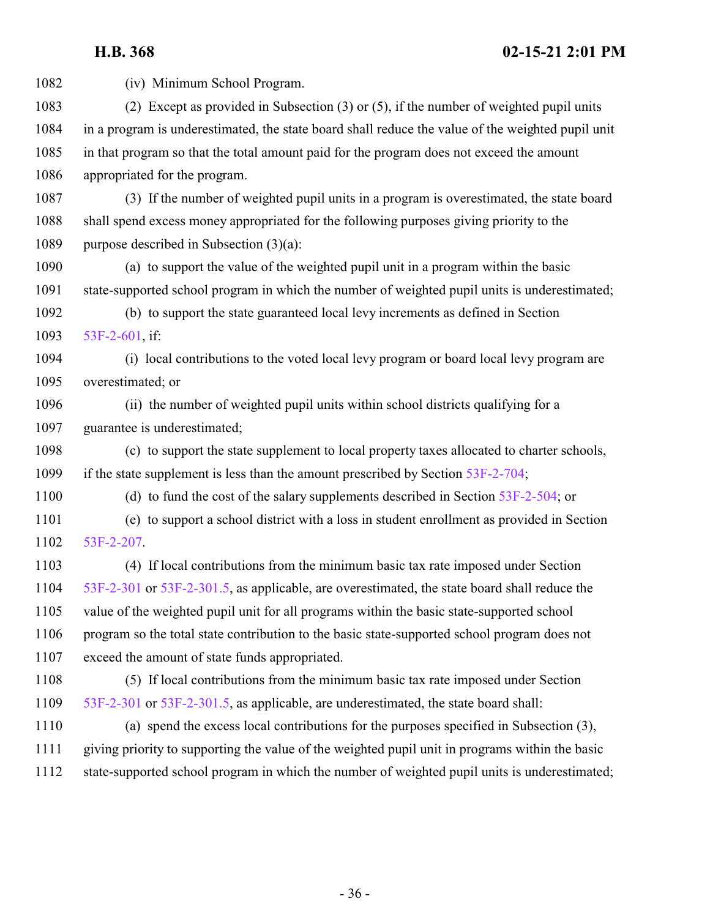(iv) Minimum School Program.

(2) Except as provided in Subsection (3) or (5), if the number of weighted pupil units in a program is underestimated, the state board shall reduce the value of the weighted pupil unit in that program so that the total amount paid for the program does not exceed the amount appropriated for the program.

(3) If the number of weighted pupil units in a program is overestimated, the state board shall spend excess money appropriated for the following purposes giving priority to the purpose described in Subsection (3)(a):

(a) to support the value of the weighted pupil unit in a program within the basic state-supported school program in which the number of weighted pupil units is underestimated;

(b) to support the state guaranteed local levy increments as defined in Section 53F-2-601, if:

(i) local contributions to the voted local levy program or board local levy program are overestimated; or

(ii) the number of weighted pupil units within school districts qualifying for a guarantee is underestimated;

(c) to support the state supplement to local property taxes allocated to charter schools, if the state supplement is less than the amount prescribed by Section 53F-2-704;

(d) to fund the cost of the salary supplements described in Section 53F-2-504; or

(e) to support a school district with a loss in student enrollment as provided in Section 53F-2-207.

(4) If local contributions from the minimum basic tax rate imposed under Section 53F-2-301 or 53F-2-301.5, as applicable, are overestimated, the state board shall reduce the value of the weighted pupil unit for all programs within the basic state-supported school program so the total state contribution to the basic state-supported school program does not exceed the amount of state funds appropriated.

(5) If local contributions from the minimum basic tax rate imposed under Section 53F-2-301 or 53F-2-301.5, as applicable, are underestimated, the state board shall:

(a) spend the excess local contributions for the purposes specified in Subsection (3), giving priority to supporting the value of the weighted pupil unit in programs within the basic state-supported school program in which the number of weighted pupil units is underestimated;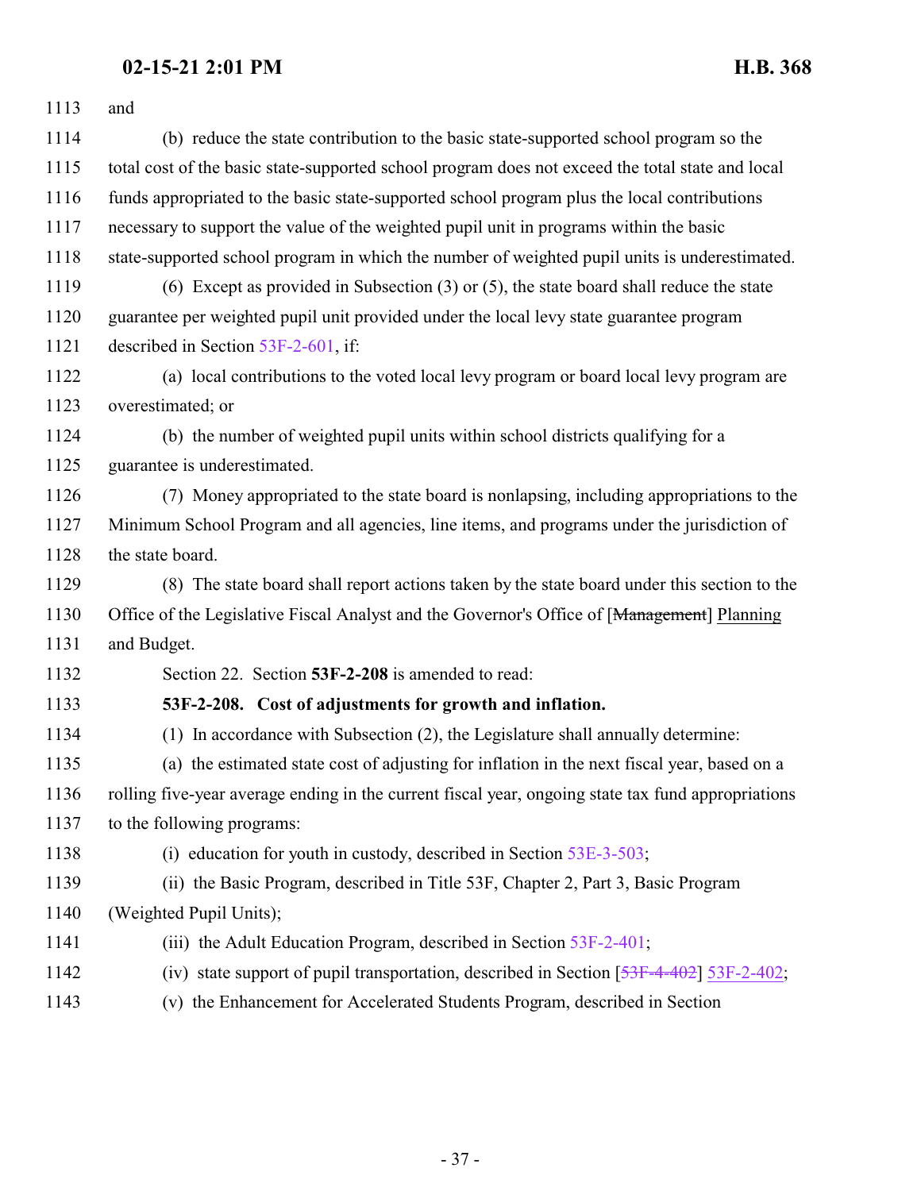1113 and

1114 (b) reduce the state contribution to the basic state-supported school program so the
1115 total cost of the basic state-supported school program does not exceed the total state and local
1116 funds appropriated to the basic state-supported school program plus the local contributions
1117 necessary to support the value of the weighted pupil unit in programs within the basic
1118 state-supported school program in which the number of weighted pupil units is underestimated.

1119 (6) Except as provided in Subsection (3) or (5), the state board shall reduce the state
1120 guarantee per weighted pupil unit provided under the local levy state guarantee program
1121 described in Section 53F-2-601, if:

1122 (a) local contributions to the voted local levy program or board local levy program are
1123 overestimated; or

1124 (b) the number of weighted pupil units within school districts qualifying for a
1125 guarantee is underestimated.

1126 (7) Money appropriated to the state board is nonlapsing, including appropriations to the
1127 Minimum School Program and all agencies, line items, and programs under the jurisdiction of
1128 the state board.

1129 (8) The state board shall report actions taken by the state board under this section to the
1130 Office of the Legislative Fiscal Analyst and the Governor's Office of [~~Management~~] Planning
1131 and Budget.

1132 Section 22. Section **53F-2-208** is amended to read:

1133 **53F-2-208. Cost of adjustments for growth and inflation.**

1134 (1) In accordance with Subsection (2), the Legislature shall annually determine:

1135 (a) the estimated state cost of adjusting for inflation in the next fiscal year, based on a
1136 rolling five-year average ending in the current fiscal year, ongoing state tax fund appropriations
1137 to the following programs:

1138 (i) education for youth in custody, described in Section 53E-3-503;

1139 (ii) the Basic Program, described in Title 53F, Chapter 2, Part 3, Basic Program
1140 (Weighted Pupil Units);

1141 (iii) the Adult Education Program, described in Section 53F-2-401;

1142 (iv) state support of pupil transportation, described in Section [~~53F-4-402~~] 53F-2-402;

1143 (v) the Enhancement for Accelerated Students Program, described in Section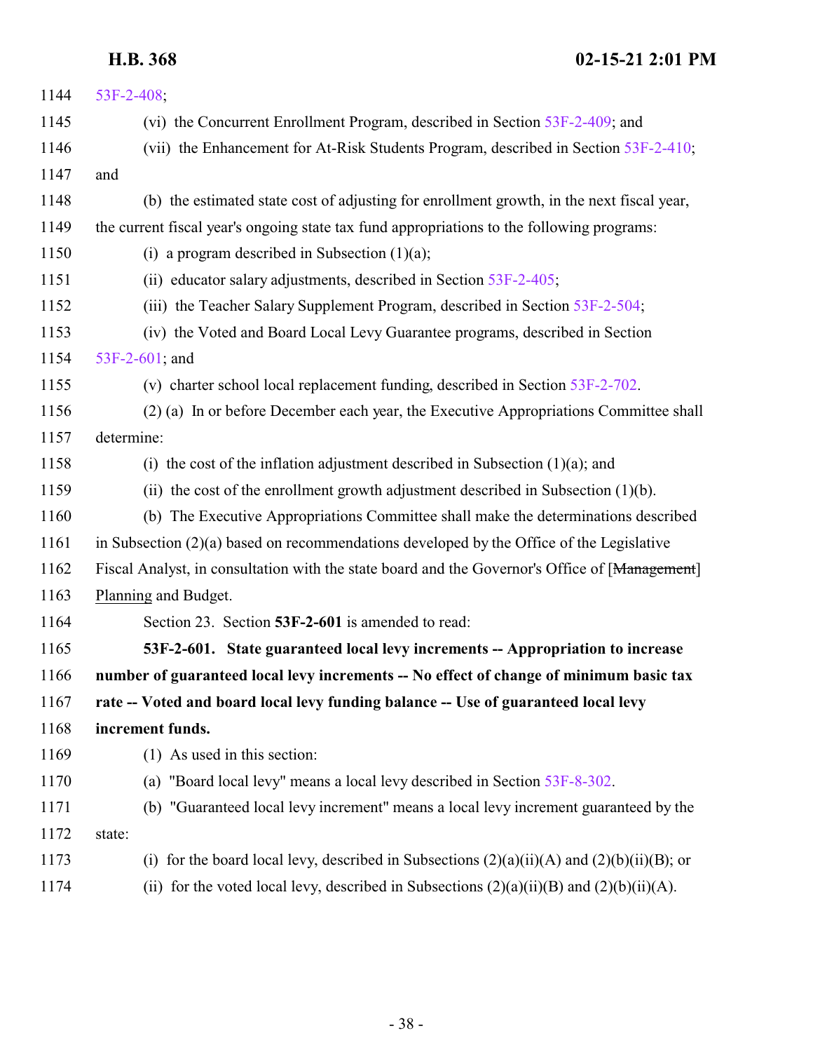53F-2-408;

(vi) the Concurrent Enrollment Program, described in Section 53F-2-409; and

(vii) the Enhancement for At-Risk Students Program, described in Section 53F-2-410; and

(b) the estimated state cost of adjusting for enrollment growth, in the next fiscal year, the current fiscal year's ongoing state tax fund appropriations to the following programs:

(i) a program described in Subsection (1)(a);

(ii) educator salary adjustments, described in Section 53F-2-405;

(iii) the Teacher Salary Supplement Program, described in Section 53F-2-504;

(iv) the Voted and Board Local Levy Guarantee programs, described in Section 53F-2-601; and

(v) charter school local replacement funding, described in Section 53F-2-702.

(2) (a) In or before December each year, the Executive Appropriations Committee shall determine:

(i) the cost of the inflation adjustment described in Subsection (1)(a); and

(ii) the cost of the enrollment growth adjustment described in Subsection (1)(b).

(b) The Executive Appropriations Committee shall make the determinations described in Subsection (2)(a) based on recommendations developed by the Office of the Legislative Fiscal Analyst, in consultation with the state board and the Governor's Office of [~~Management~~] Planning and Budget.

Section 23. Section **53F-2-601** is amended to read:

**53F-2-601. State guaranteed local levy increments -- Appropriation to increase number of guaranteed local levy increments -- No effect of change of minimum basic tax rate -- Voted and board local levy funding balance -- Use of guaranteed local levy increment funds.**

(1) As used in this section:

(a) "Board local levy" means a local levy described in Section 53F-8-302.

(b) "Guaranteed local levy increment" means a local levy increment guaranteed by the state:

(i) for the board local levy, described in Subsections (2)(a)(ii)(A) and (2)(b)(ii)(B); or

(ii) for the voted local levy, described in Subsections (2)(a)(ii)(B) and (2)(b)(ii)(A).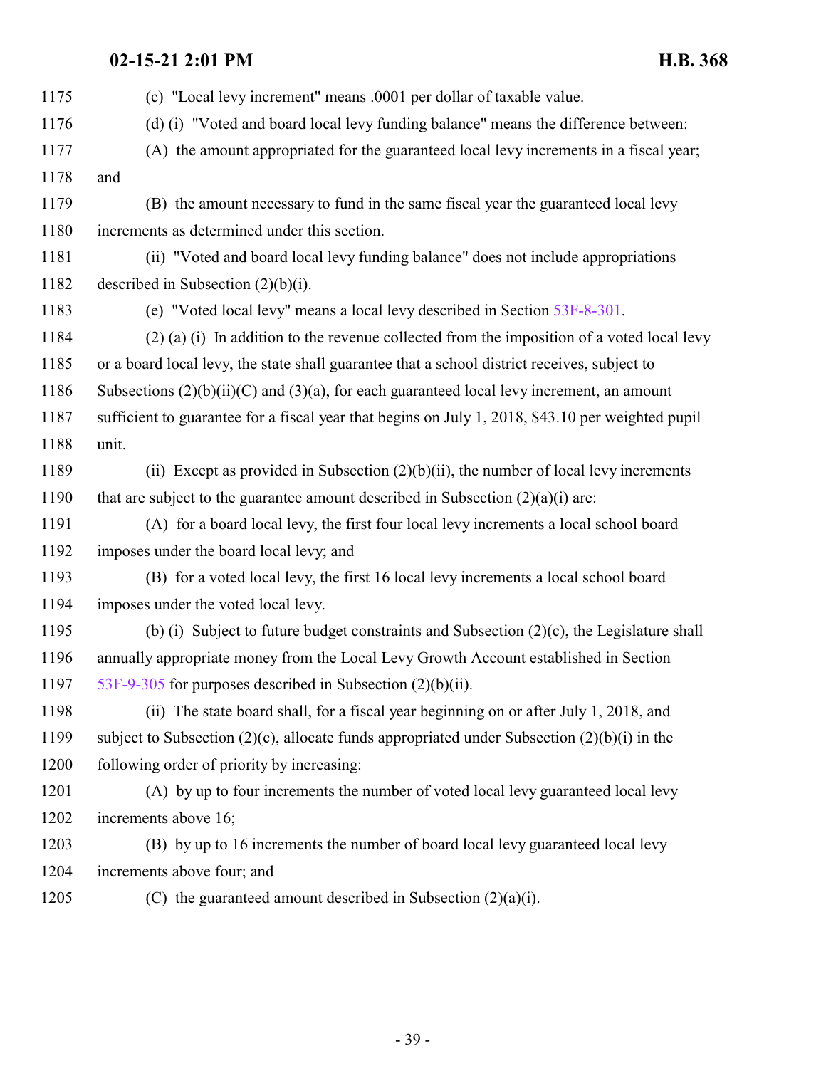(c) "Local levy increment" means .0001 per dollar of taxable value.

(d) (i) "Voted and board local levy funding balance" means the difference between:

(A) the amount appropriated for the guaranteed local levy increments in a fiscal year; and

(B) the amount necessary to fund in the same fiscal year the guaranteed local levy increments as determined under this section.

(ii) "Voted and board local levy funding balance" does not include appropriations described in Subsection (2)(b)(i).

(e) "Voted local levy" means a local levy described in Section 53F-8-301.

(2) (a) (i) In addition to the revenue collected from the imposition of a voted local levy or a board local levy, the state shall guarantee that a school district receives, subject to Subsections (2)(b)(ii)(C) and (3)(a), for each guaranteed local levy increment, an amount sufficient to guarantee for a fiscal year that begins on July 1, 2018, $43.10 per weighted pupil unit.

(ii) Except as provided in Subsection (2)(b)(ii), the number of local levy increments that are subject to the guarantee amount described in Subsection (2)(a)(i) are:

(A) for a board local levy, the first four local levy increments a local school board imposes under the board local levy; and

(B) for a voted local levy, the first 16 local levy increments a local school board imposes under the voted local levy.

(b) (i) Subject to future budget constraints and Subsection (2)(c), the Legislature shall annually appropriate money from the Local Levy Growth Account established in Section 53F-9-305 for purposes described in Subsection (2)(b)(ii).

(ii) The state board shall, for a fiscal year beginning on or after July 1, 2018, and subject to Subsection (2)(c), allocate funds appropriated under Subsection (2)(b)(i) in the following order of priority by increasing:

(A) by up to four increments the number of voted local levy guaranteed local levy increments above 16;

(B) by up to 16 increments the number of board local levy guaranteed local levy increments above four; and

(C) the guaranteed amount described in Subsection (2)(a)(i).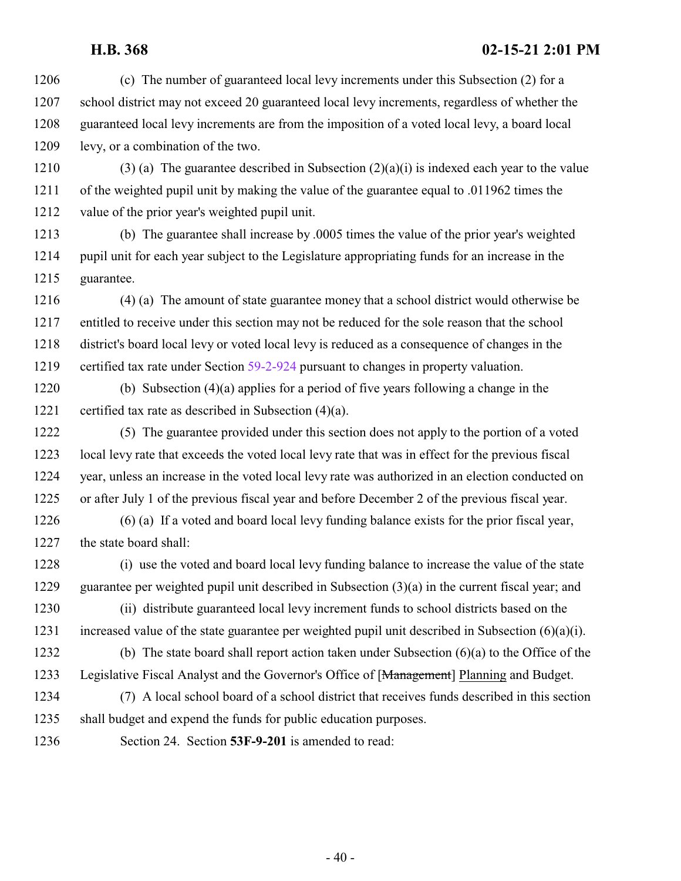(c) The number of guaranteed local levy increments under this Subsection (2) for a school district may not exceed 20 guaranteed local levy increments, regardless of whether the guaranteed local levy increments are from the imposition of a voted local levy, a board local levy, or a combination of the two.

(3) (a) The guarantee described in Subsection (2)(a)(i) is indexed each year to the value of the weighted pupil unit by making the value of the guarantee equal to .011962 times the value of the prior year's weighted pupil unit.

(b) The guarantee shall increase by .0005 times the value of the prior year's weighted pupil unit for each year subject to the Legislature appropriating funds for an increase in the guarantee.

(4) (a) The amount of state guarantee money that a school district would otherwise be entitled to receive under this section may not be reduced for the sole reason that the school district's board local levy or voted local levy is reduced as a consequence of changes in the certified tax rate under Section 59-2-924 pursuant to changes in property valuation.

(b) Subsection (4)(a) applies for a period of five years following a change in the certified tax rate as described in Subsection (4)(a).

(5) The guarantee provided under this section does not apply to the portion of a voted local levy rate that exceeds the voted local levy rate that was in effect for the previous fiscal year, unless an increase in the voted local levy rate was authorized in an election conducted on or after July 1 of the previous fiscal year and before December 2 of the previous fiscal year.

(6) (a) If a voted and board local levy funding balance exists for the prior fiscal year, the state board shall:

(i) use the voted and board local levy funding balance to increase the value of the state guarantee per weighted pupil unit described in Subsection (3)(a) in the current fiscal year; and

(ii) distribute guaranteed local levy increment funds to school districts based on the increased value of the state guarantee per weighted pupil unit described in Subsection (6)(a)(i).

(b) The state board shall report action taken under Subsection (6)(a) to the Office of the Legislative Fiscal Analyst and the Governor's Office of [~~Management~~] Planning and Budget.

(7) A local school board of a school district that receives funds described in this section shall budget and expend the funds for public education purposes.

Section 24. Section **53F-9-201** is amended to read: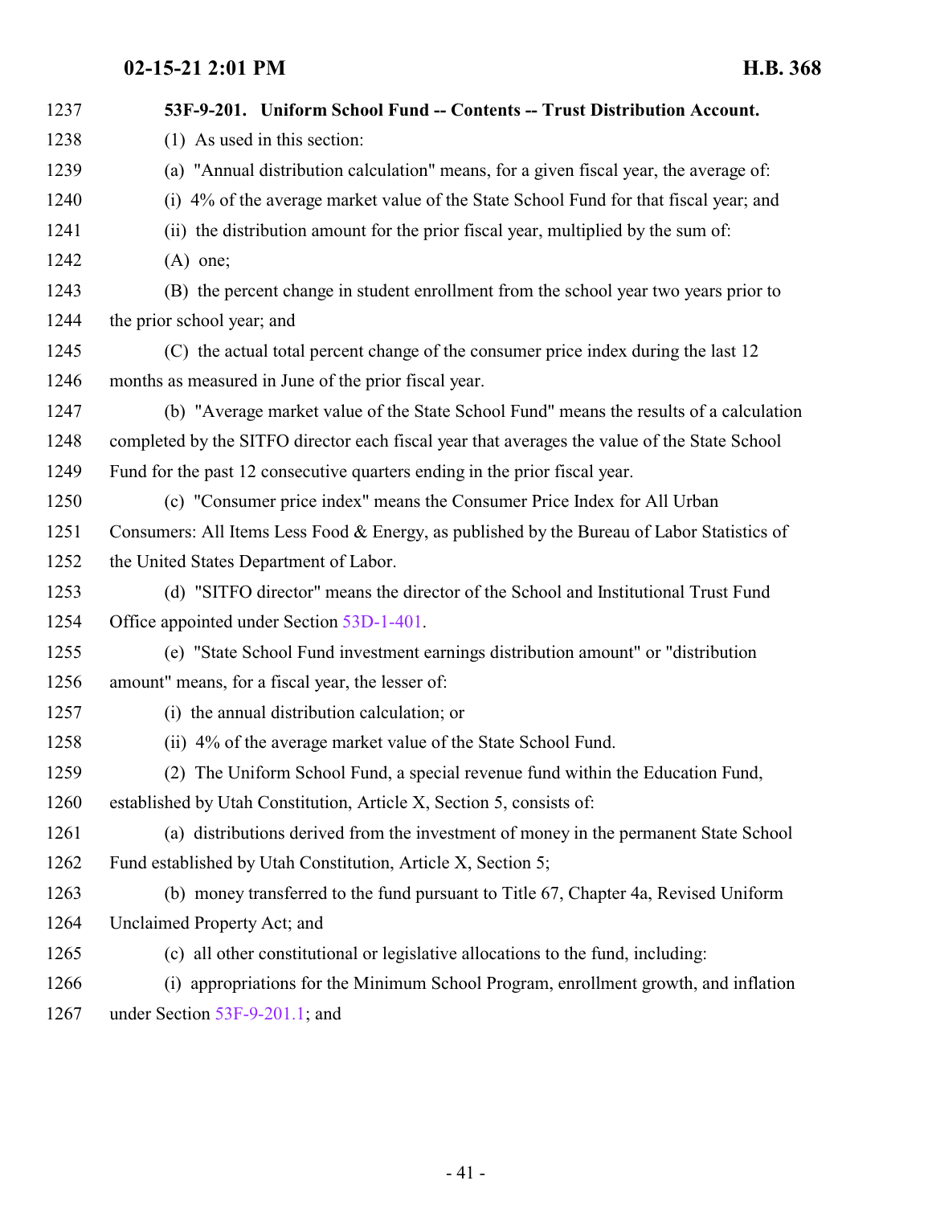**53F-9-201. Uniform School Fund -- Contents -- Trust Distribution Account.**

(1) As used in this section:

(a) "Annual distribution calculation" means, for a given fiscal year, the average of:

(i) 4% of the average market value of the State School Fund for that fiscal year; and

(ii) the distribution amount for the prior fiscal year, multiplied by the sum of:

(A) one;

(B) the percent change in student enrollment from the school year two years prior to the prior school year; and

(C) the actual total percent change of the consumer price index during the last 12 months as measured in June of the prior fiscal year.

(b) "Average market value of the State School Fund" means the results of a calculation completed by the SITFO director each fiscal year that averages the value of the State School Fund for the past 12 consecutive quarters ending in the prior fiscal year.

(c) "Consumer price index" means the Consumer Price Index for All Urban Consumers: All Items Less Food & Energy, as published by the Bureau of Labor Statistics of the United States Department of Labor.

(d) "SITFO director" means the director of the School and Institutional Trust Fund Office appointed under Section 53D-1-401.

(e) "State School Fund investment earnings distribution amount" or "distribution amount" means, for a fiscal year, the lesser of:

(i) the annual distribution calculation; or

(ii) 4% of the average market value of the State School Fund.

(2) The Uniform School Fund, a special revenue fund within the Education Fund, established by Utah Constitution, Article X, Section 5, consists of:

(a) distributions derived from the investment of money in the permanent State School Fund established by Utah Constitution, Article X, Section 5;

(b) money transferred to the fund pursuant to Title 67, Chapter 4a, Revised Uniform Unclaimed Property Act; and

(c) all other constitutional or legislative allocations to the fund, including:

(i) appropriations for the Minimum School Program, enrollment growth, and inflation under Section 53F-9-201.1; and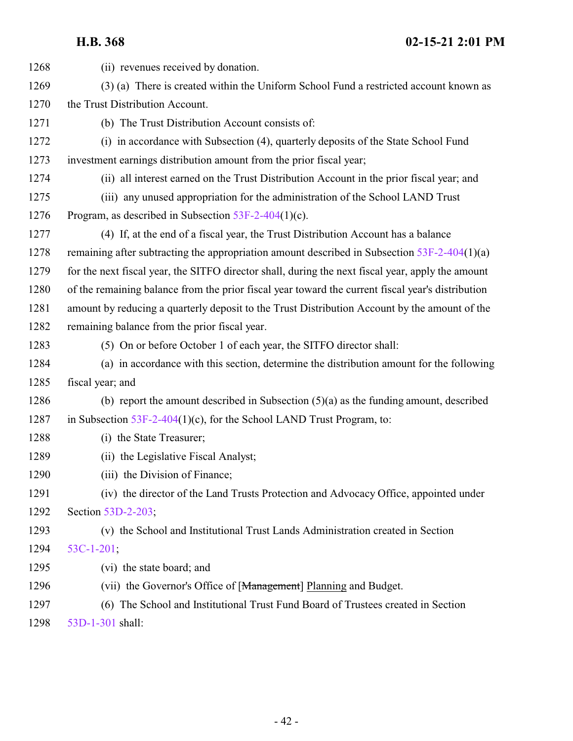(ii) revenues received by donation.

(3) (a) There is created within the Uniform School Fund a restricted account known as the Trust Distribution Account.

(b) The Trust Distribution Account consists of:

(i) in accordance with Subsection (4), quarterly deposits of the State School Fund investment earnings distribution amount from the prior fiscal year;

(ii) all interest earned on the Trust Distribution Account in the prior fiscal year; and

(iii) any unused appropriation for the administration of the School LAND Trust Program, as described in Subsection 53F-2-404(1)(c).

(4) If, at the end of a fiscal year, the Trust Distribution Account has a balance remaining after subtracting the appropriation amount described in Subsection 53F-2-404(1)(a) for the next fiscal year, the SITFO director shall, during the next fiscal year, apply the amount of the remaining balance from the prior fiscal year toward the current fiscal year's distribution amount by reducing a quarterly deposit to the Trust Distribution Account by the amount of the remaining balance from the prior fiscal year.

(5) On or before October 1 of each year, the SITFO director shall:

(a) in accordance with this section, determine the distribution amount for the following fiscal year; and

(b) report the amount described in Subsection (5)(a) as the funding amount, described in Subsection 53F-2-404(1)(c), for the School LAND Trust Program, to:

(i) the State Treasurer;

(ii) the Legislative Fiscal Analyst;

(iii) the Division of Finance;

(iv) the director of the Land Trusts Protection and Advocacy Office, appointed under Section 53D-2-203;

(v) the School and Institutional Trust Lands Administration created in Section 53C-1-201;

(vi) the state board; and

(vii) the Governor's Office of [~~Management~~] Planning and Budget.

(6) The School and Institutional Trust Fund Board of Trustees created in Section 53D-1-301 shall: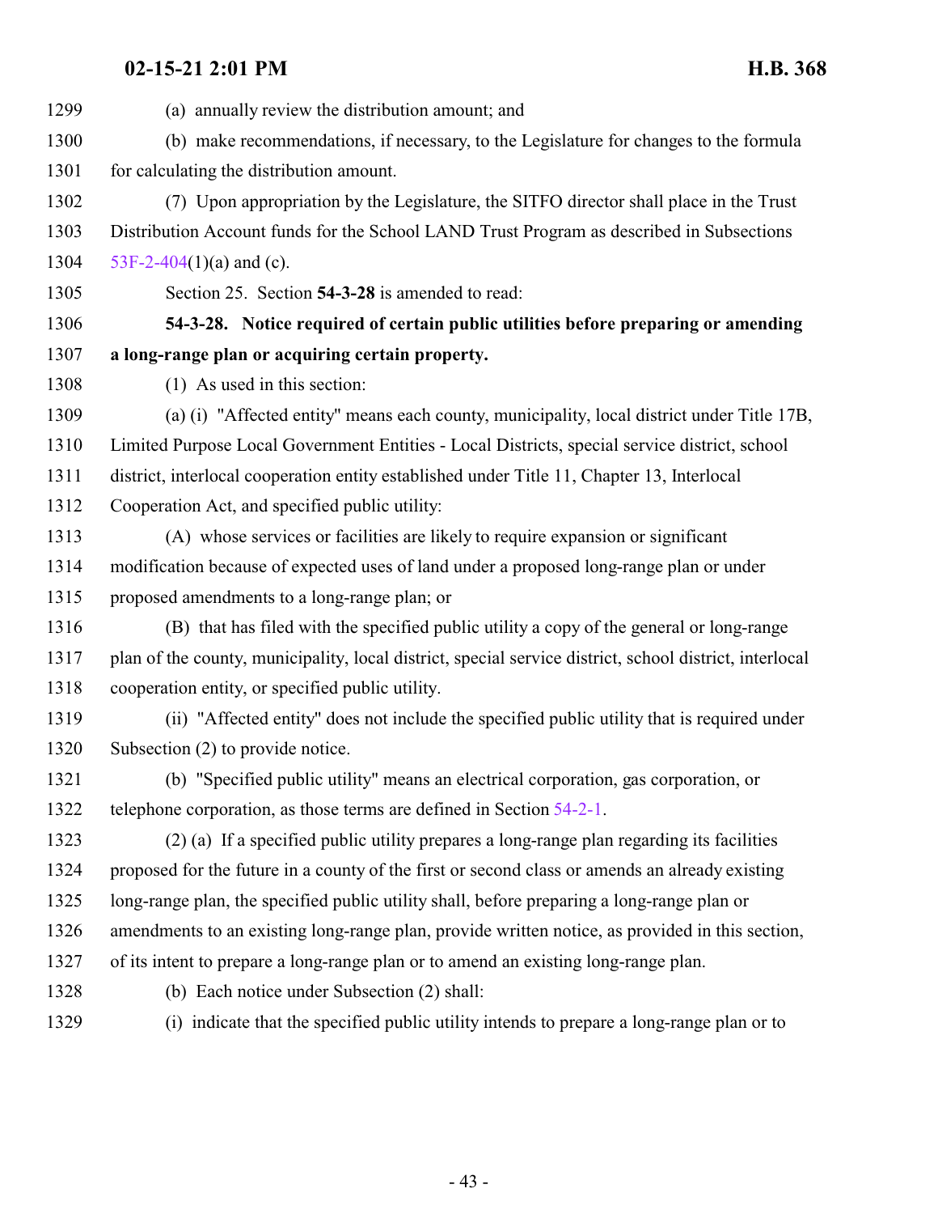(a) annually review the distribution amount; and

(b) make recommendations, if necessary, to the Legislature for changes to the formula for calculating the distribution amount.

(7) Upon appropriation by the Legislature, the SITFO director shall place in the Trust Distribution Account funds for the School LAND Trust Program as described in Subsections 53F-2-404(1)(a) and (c).

Section 25. Section **54-3-28** is amended to read:

**54-3-28. Notice required of certain public utilities before preparing or amending a long-range plan or acquiring certain property.**

(1) As used in this section:

(a) (i) "Affected entity" means each county, municipality, local district under Title 17B, Limited Purpose Local Government Entities - Local Districts, special service district, school district, interlocal cooperation entity established under Title 11, Chapter 13, Interlocal Cooperation Act, and specified public utility:

(A) whose services or facilities are likely to require expansion or significant modification because of expected uses of land under a proposed long-range plan or under proposed amendments to a long-range plan; or

(B) that has filed with the specified public utility a copy of the general or long-range plan of the county, municipality, local district, special service district, school district, interlocal cooperation entity, or specified public utility.

(ii) "Affected entity" does not include the specified public utility that is required under Subsection (2) to provide notice.

(b) "Specified public utility" means an electrical corporation, gas corporation, or telephone corporation, as those terms are defined in Section 54-2-1.

(2) (a) If a specified public utility prepares a long-range plan regarding its facilities proposed for the future in a county of the first or second class or amends an already existing long-range plan, the specified public utility shall, before preparing a long-range plan or amendments to an existing long-range plan, provide written notice, as provided in this section, of its intent to prepare a long-range plan or to amend an existing long-range plan.

(b) Each notice under Subsection (2) shall:

(i) indicate that the specified public utility intends to prepare a long-range plan or to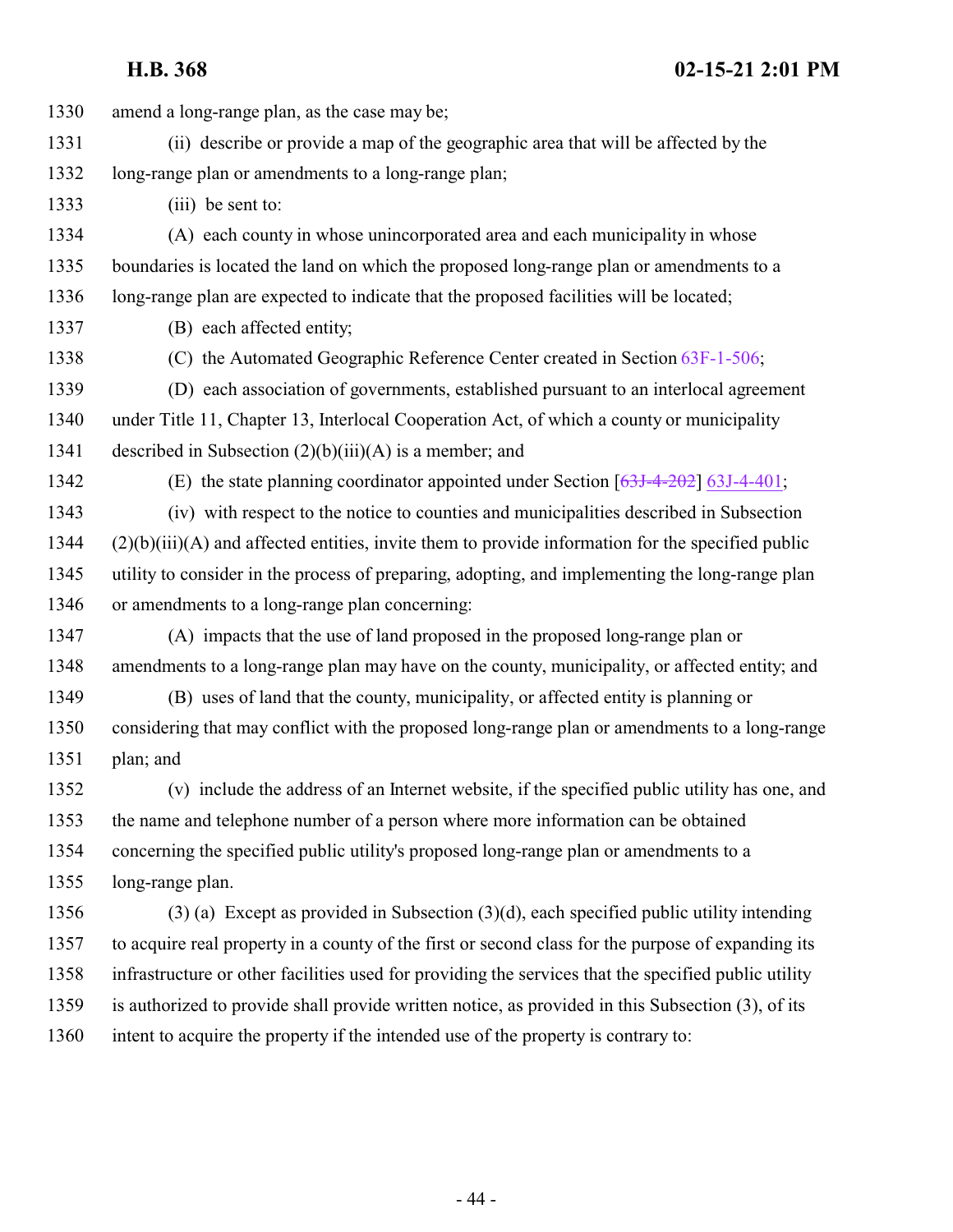1330 amend a long-range plan, as the case may be;

1331 (ii) describe or provide a map of the geographic area that will be affected by the

1332 long-range plan or amendments to a long-range plan;

1333 (iii) be sent to:

1334 (A) each county in whose unincorporated area and each municipality in whose

1335 boundaries is located the land on which the proposed long-range plan or amendments to a

1336 long-range plan are expected to indicate that the proposed facilities will be located;

1337 (B) each affected entity;

1338 (C) the Automated Geographic Reference Center created in Section 63F-1-506;

1339 (D) each association of governments, established pursuant to an interlocal agreement

1340 under Title 11, Chapter 13, Interlocal Cooperation Act, of which a county or municipality

1341 described in Subsection (2)(b)(iii)(A) is a member; and

1342 (E) the state planning coordinator appointed under Section [~~63J-4-202~~] 63J-4-401;

1343 (iv) with respect to the notice to counties and municipalities described in Subsection

1344 (2)(b)(iii)(A) and affected entities, invite them to provide information for the specified public

1345 utility to consider in the process of preparing, adopting, and implementing the long-range plan

1346 or amendments to a long-range plan concerning:

1347 (A) impacts that the use of land proposed in the proposed long-range plan or

1348 amendments to a long-range plan may have on the county, municipality, or affected entity; and

1349 (B) uses of land that the county, municipality, or affected entity is planning or

1350 considering that may conflict with the proposed long-range plan or amendments to a long-range

1351 plan; and

1352 (v) include the address of an Internet website, if the specified public utility has one, and

1353 the name and telephone number of a person where more information can be obtained

1354 concerning the specified public utility's proposed long-range plan or amendments to a

1355 long-range plan.

1356 (3) (a) Except as provided in Subsection (3)(d), each specified public utility intending

1357 to acquire real property in a county of the first or second class for the purpose of expanding its

1358 infrastructure or other facilities used for providing the services that the specified public utility

1359 is authorized to provide shall provide written notice, as provided in this Subsection (3), of its

1360 intent to acquire the property if the intended use of the property is contrary to: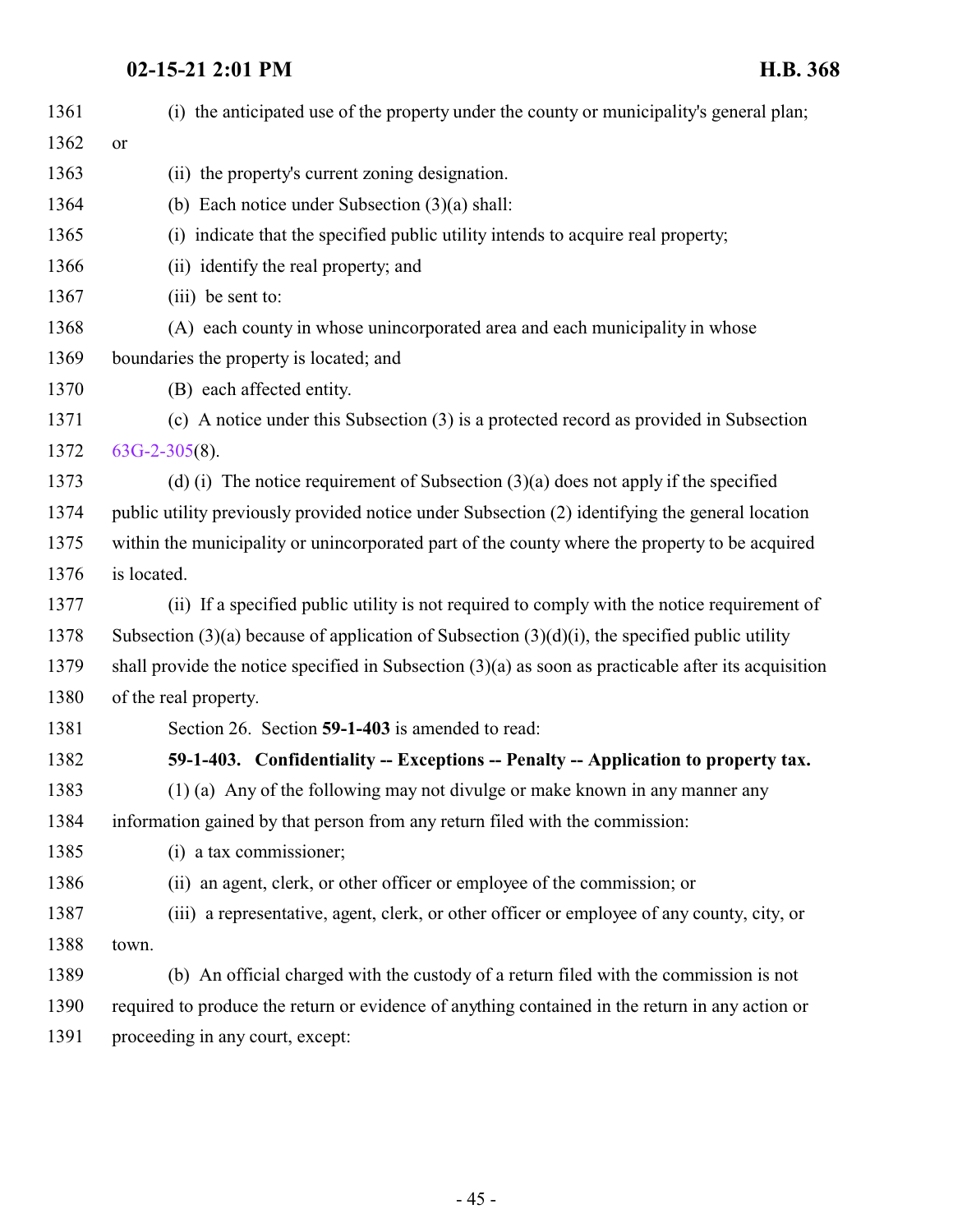(i) the anticipated use of the property under the county or municipality's general plan; or

(ii) the property's current zoning designation.

(b) Each notice under Subsection (3)(a) shall:

(i) indicate that the specified public utility intends to acquire real property;

(ii) identify the real property; and

(iii) be sent to:

(A) each county in whose unincorporated area and each municipality in whose boundaries the property is located; and

(B) each affected entity.

(c) A notice under this Subsection (3) is a protected record as provided in Subsection 63G-2-305(8).

(d) (i) The notice requirement of Subsection (3)(a) does not apply if the specified public utility previously provided notice under Subsection (2) identifying the general location within the municipality or unincorporated part of the county where the property to be acquired is located.

(ii) If a specified public utility is not required to comply with the notice requirement of Subsection (3)(a) because of application of Subsection (3)(d)(i), the specified public utility shall provide the notice specified in Subsection (3)(a) as soon as practicable after its acquisition of the real property.

Section 26. Section **59-1-403** is amended to read:

**59-1-403. Confidentiality -- Exceptions -- Penalty -- Application to property tax.**

(1) (a) Any of the following may not divulge or make known in any manner any information gained by that person from any return filed with the commission:

(i) a tax commissioner;

(ii) an agent, clerk, or other officer or employee of the commission; or

(iii) a representative, agent, clerk, or other officer or employee of any county, city, or town.

(b) An official charged with the custody of a return filed with the commission is not required to produce the return or evidence of anything contained in the return in any action or proceeding in any court, except: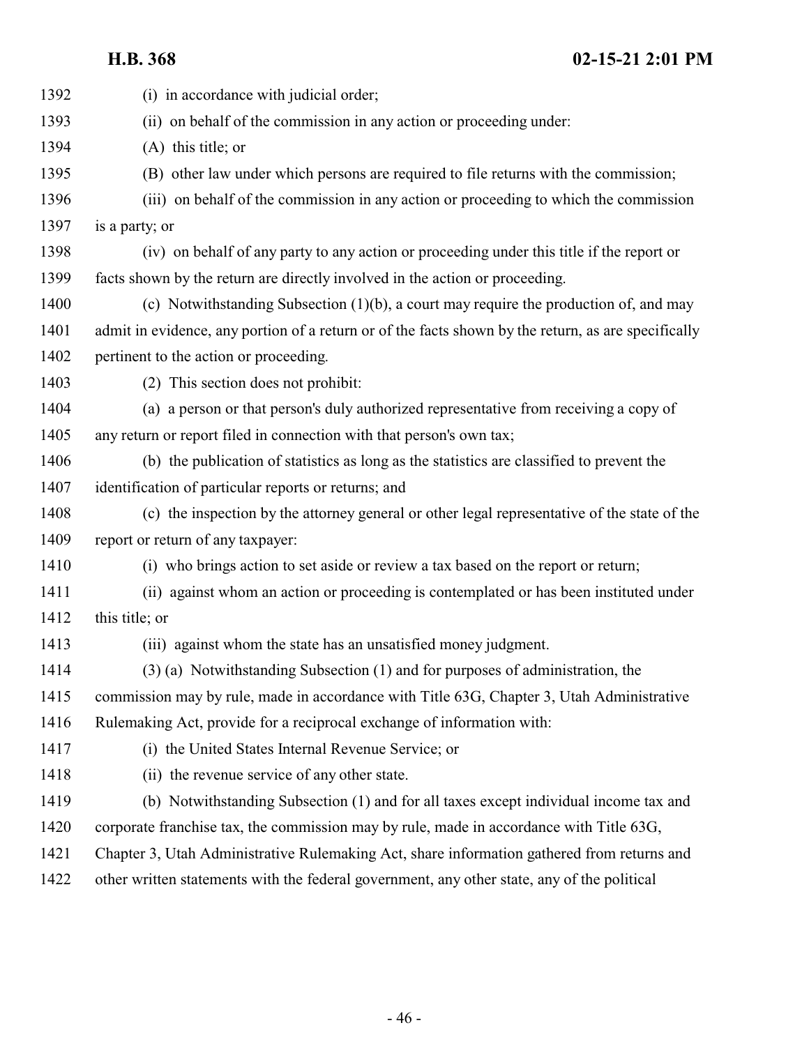(i) in accordance with judicial order;

(ii) on behalf of the commission in any action or proceeding under:

(A) this title; or

(B) other law under which persons are required to file returns with the commission;

(iii) on behalf of the commission in any action or proceeding to which the commission is a party; or

(iv) on behalf of any party to any action or proceeding under this title if the report or facts shown by the return are directly involved in the action or proceeding.

(c) Notwithstanding Subsection (1)(b), a court may require the production of, and may admit in evidence, any portion of a return or of the facts shown by the return, as are specifically pertinent to the action or proceeding.

(2) This section does not prohibit:

(a) a person or that person's duly authorized representative from receiving a copy of any return or report filed in connection with that person's own tax;

(b) the publication of statistics as long as the statistics are classified to prevent the identification of particular reports or returns; and

(c) the inspection by the attorney general or other legal representative of the state of the report or return of any taxpayer:

(i) who brings action to set aside or review a tax based on the report or return;

(ii) against whom an action or proceeding is contemplated or has been instituted under this title; or

(iii) against whom the state has an unsatisfied money judgment.

(3) (a) Notwithstanding Subsection (1) and for purposes of administration, the commission may by rule, made in accordance with Title 63G, Chapter 3, Utah Administrative Rulemaking Act, provide for a reciprocal exchange of information with:

(i) the United States Internal Revenue Service; or

(ii) the revenue service of any other state.

(b) Notwithstanding Subsection (1) and for all taxes except individual income tax and corporate franchise tax, the commission may by rule, made in accordance with Title 63G, Chapter 3, Utah Administrative Rulemaking Act, share information gathered from returns and other written statements with the federal government, any other state, any of the political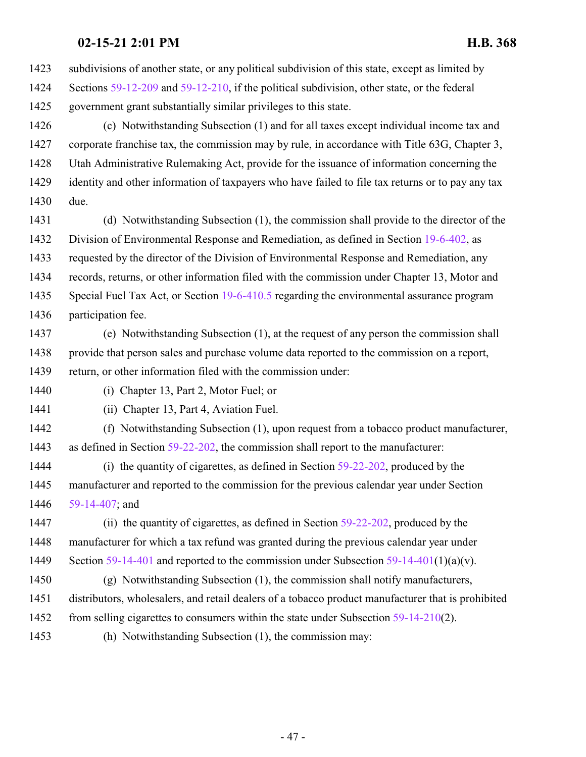subdivisions of another state, or any political subdivision of this state, except as limited by Sections 59-12-209 and 59-12-210, if the political subdivision, other state, or the federal government grant substantially similar privileges to this state.

(c) Notwithstanding Subsection (1) and for all taxes except individual income tax and corporate franchise tax, the commission may by rule, in accordance with Title 63G, Chapter 3, Utah Administrative Rulemaking Act, provide for the issuance of information concerning the identity and other information of taxpayers who have failed to file tax returns or to pay any tax due.

(d) Notwithstanding Subsection (1), the commission shall provide to the director of the Division of Environmental Response and Remediation, as defined in Section 19-6-402, as requested by the director of the Division of Environmental Response and Remediation, any records, returns, or other information filed with the commission under Chapter 13, Motor and Special Fuel Tax Act, or Section 19-6-410.5 regarding the environmental assurance program participation fee.

(e) Notwithstanding Subsection (1), at the request of any person the commission shall provide that person sales and purchase volume data reported to the commission on a report, return, or other information filed with the commission under:

(i) Chapter 13, Part 2, Motor Fuel; or

(ii) Chapter 13, Part 4, Aviation Fuel.

(f) Notwithstanding Subsection (1), upon request from a tobacco product manufacturer, as defined in Section 59-22-202, the commission shall report to the manufacturer:

(i) the quantity of cigarettes, as defined in Section 59-22-202, produced by the manufacturer and reported to the commission for the previous calendar year under Section 59-14-407; and

(ii) the quantity of cigarettes, as defined in Section 59-22-202, produced by the manufacturer for which a tax refund was granted during the previous calendar year under Section 59-14-401 and reported to the commission under Subsection 59-14-401(1)(a)(v).

(g) Notwithstanding Subsection (1), the commission shall notify manufacturers, distributors, wholesalers, and retail dealers of a tobacco product manufacturer that is prohibited from selling cigarettes to consumers within the state under Subsection 59-14-210(2).

(h) Notwithstanding Subsection (1), the commission may: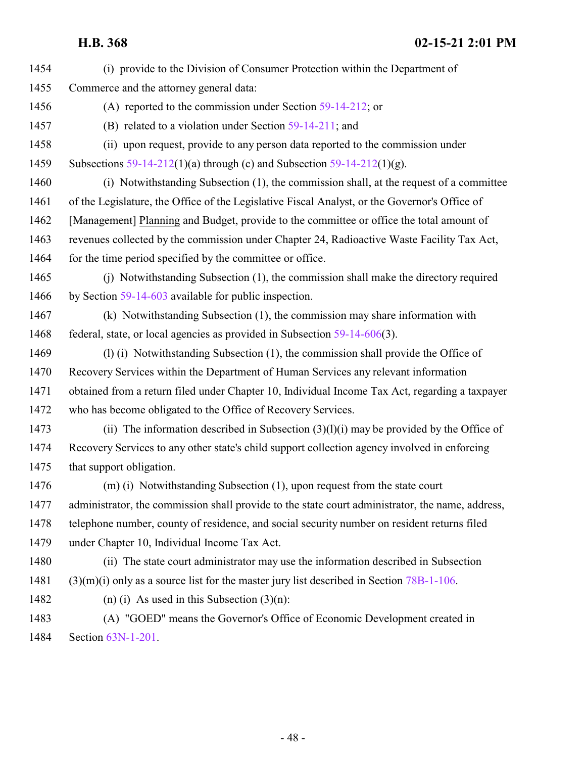(i) provide to the Division of Consumer Protection within the Department of Commerce and the attorney general data:

(A) reported to the commission under Section 59-14-212; or

(B) related to a violation under Section 59-14-211; and

(ii) upon request, provide to any person data reported to the commission under Subsections 59-14-212(1)(a) through (c) and Subsection 59-14-212(1)(g).

(i) Notwithstanding Subsection (1), the commission shall, at the request of a committee of the Legislature, the Office of the Legislative Fiscal Analyst, or the Governor's Office of [~~Management~~] Planning and Budget, provide to the committee or office the total amount of revenues collected by the commission under Chapter 24, Radioactive Waste Facility Tax Act, for the time period specified by the committee or office.

(j) Notwithstanding Subsection (1), the commission shall make the directory required by Section 59-14-603 available for public inspection.

(k) Notwithstanding Subsection (1), the commission may share information with federal, state, or local agencies as provided in Subsection 59-14-606(3).

(l) (i) Notwithstanding Subsection (1), the commission shall provide the Office of Recovery Services within the Department of Human Services any relevant information obtained from a return filed under Chapter 10, Individual Income Tax Act, regarding a taxpayer who has become obligated to the Office of Recovery Services.

(ii) The information described in Subsection (3)(l)(i) may be provided by the Office of Recovery Services to any other state's child support collection agency involved in enforcing that support obligation.

(m) (i) Notwithstanding Subsection (1), upon request from the state court administrator, the commission shall provide to the state court administrator, the name, address, telephone number, county of residence, and social security number on resident returns filed under Chapter 10, Individual Income Tax Act.

(ii) The state court administrator may use the information described in Subsection (3)(m)(i) only as a source list for the master jury list described in Section 78B-1-106.

(n) (i) As used in this Subsection (3)(n):

(A) "GOED" means the Governor's Office of Economic Development created in Section 63N-1-201.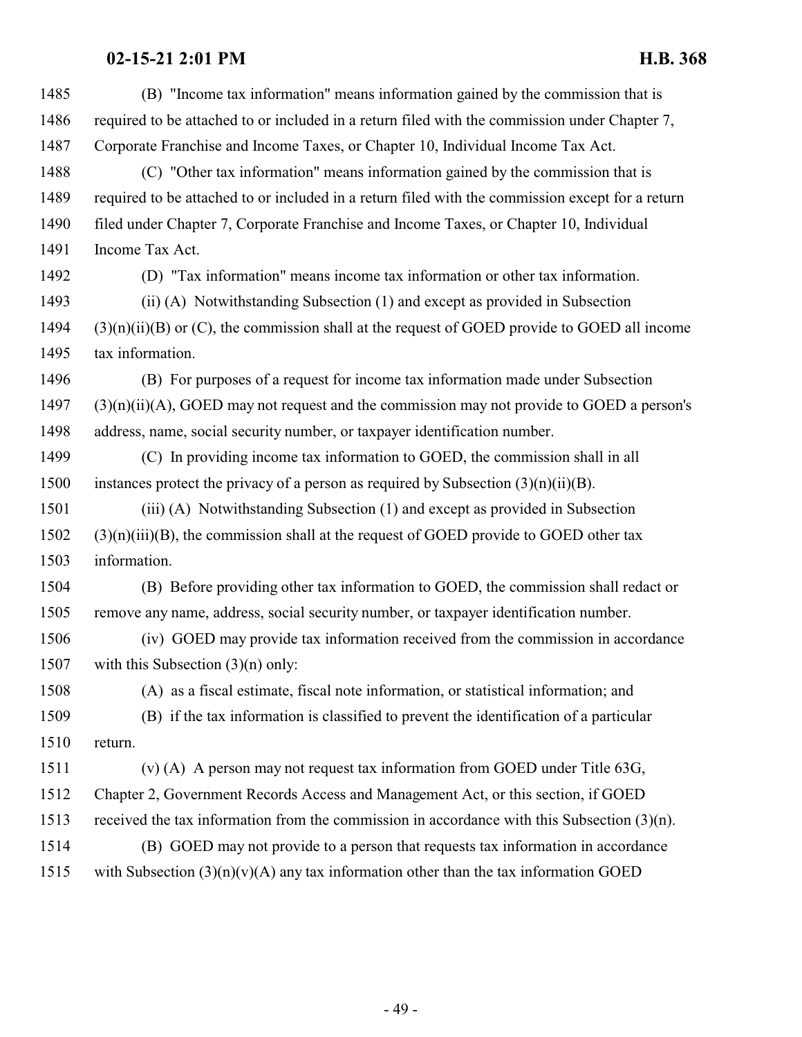(B) "Income tax information" means information gained by the commission that is required to be attached to or included in a return filed with the commission under Chapter 7, Corporate Franchise and Income Taxes, or Chapter 10, Individual Income Tax Act.

(C) "Other tax information" means information gained by the commission that is required to be attached to or included in a return filed with the commission except for a return filed under Chapter 7, Corporate Franchise and Income Taxes, or Chapter 10, Individual Income Tax Act.

(D) "Tax information" means income tax information or other tax information.

(ii) (A) Notwithstanding Subsection (1) and except as provided in Subsection (3)(n)(ii)(B) or (C), the commission shall at the request of GOED provide to GOED all income tax information.

(B) For purposes of a request for income tax information made under Subsection (3)(n)(ii)(A), GOED may not request and the commission may not provide to GOED a person's address, name, social security number, or taxpayer identification number.

(C) In providing income tax information to GOED, the commission shall in all instances protect the privacy of a person as required by Subsection (3)(n)(ii)(B).

(iii) (A) Notwithstanding Subsection (1) and except as provided in Subsection (3)(n)(iii)(B), the commission shall at the request of GOED provide to GOED other tax information.

(B) Before providing other tax information to GOED, the commission shall redact or remove any name, address, social security number, or taxpayer identification number.

(iv) GOED may provide tax information received from the commission in accordance with this Subsection (3)(n) only:

(A) as a fiscal estimate, fiscal note information, or statistical information; and

(B) if the tax information is classified to prevent the identification of a particular return.

(v) (A) A person may not request tax information from GOED under Title 63G, Chapter 2, Government Records Access and Management Act, or this section, if GOED received the tax information from the commission in accordance with this Subsection (3)(n).

(B) GOED may not provide to a person that requests tax information in accordance with Subsection (3)(n)(v)(A) any tax information other than the tax information GOED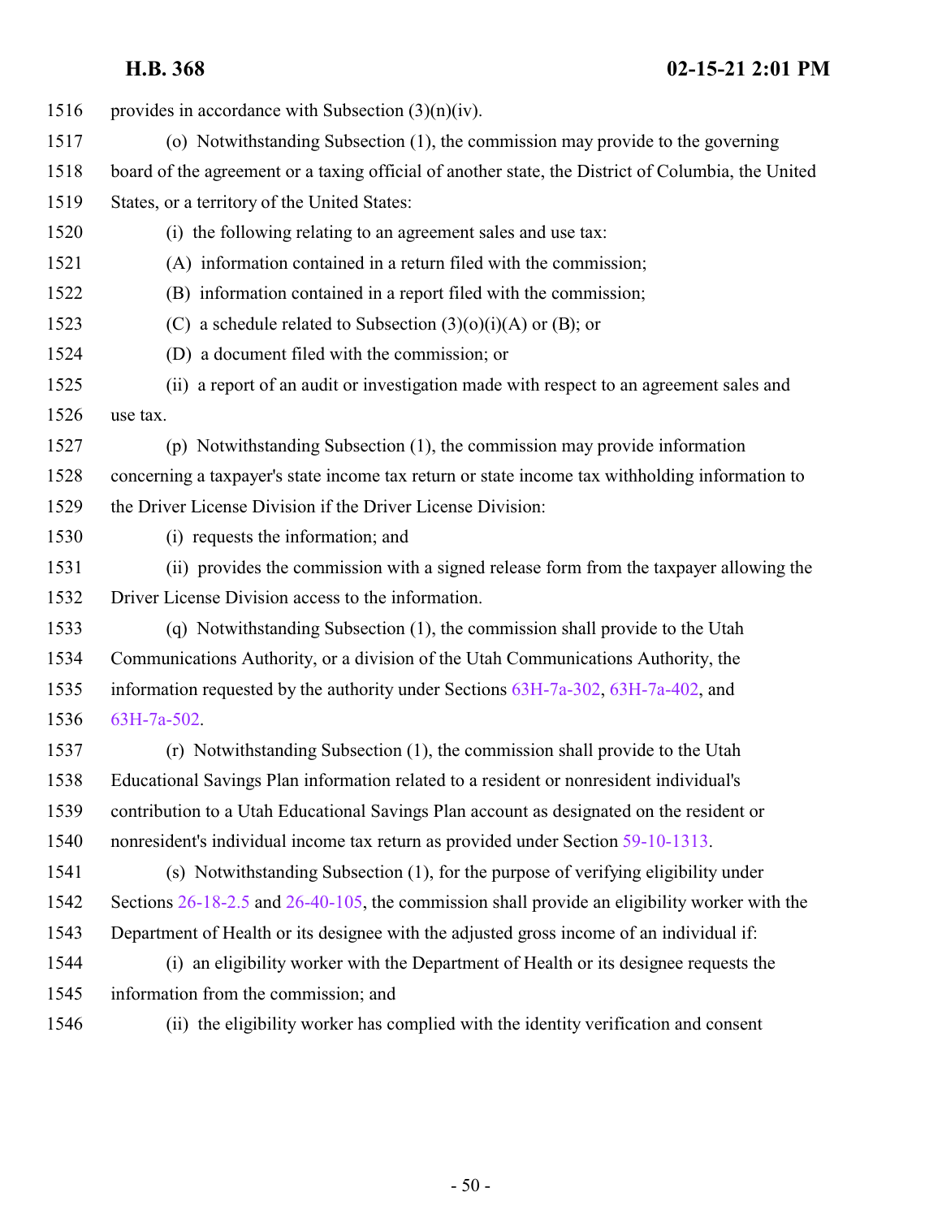provides in accordance with Subsection (3)(n)(iv).

(o) Notwithstanding Subsection (1), the commission may provide to the governing board of the agreement or a taxing official of another state, the District of Columbia, the United States, or a territory of the United States:

(i) the following relating to an agreement sales and use tax:

(A) information contained in a return filed with the commission;

(B) information contained in a report filed with the commission;

(C) a schedule related to Subsection (3)(o)(i)(A) or (B); or

(D) a document filed with the commission; or

(ii) a report of an audit or investigation made with respect to an agreement sales and use tax.

(p) Notwithstanding Subsection (1), the commission may provide information concerning a taxpayer's state income tax return or state income tax withholding information to the Driver License Division if the Driver License Division:

(i) requests the information; and

(ii) provides the commission with a signed release form from the taxpayer allowing the Driver License Division access to the information.

(q) Notwithstanding Subsection (1), the commission shall provide to the Utah Communications Authority, or a division of the Utah Communications Authority, the information requested by the authority under Sections 63H-7a-302, 63H-7a-402, and 63H-7a-502.

(r) Notwithstanding Subsection (1), the commission shall provide to the Utah Educational Savings Plan information related to a resident or nonresident individual's contribution to a Utah Educational Savings Plan account as designated on the resident or nonresident's individual income tax return as provided under Section 59-10-1313.

(s) Notwithstanding Subsection (1), for the purpose of verifying eligibility under Sections 26-18-2.5 and 26-40-105, the commission shall provide an eligibility worker with the Department of Health or its designee with the adjusted gross income of an individual if:

(i) an eligibility worker with the Department of Health or its designee requests the information from the commission; and

(ii) the eligibility worker has complied with the identity verification and consent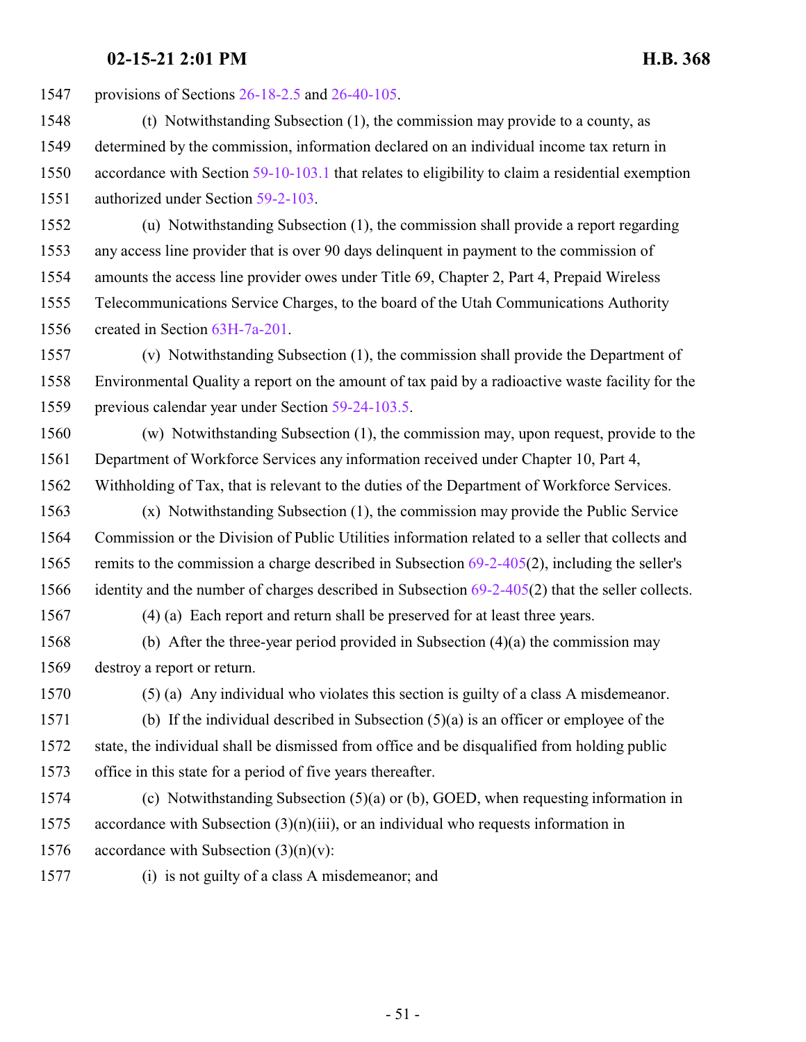provisions of Sections 26-18-2.5 and 26-40-105.

(t) Notwithstanding Subsection (1), the commission may provide to a county, as determined by the commission, information declared on an individual income tax return in accordance with Section 59-10-103.1 that relates to eligibility to claim a residential exemption authorized under Section 59-2-103.

(u) Notwithstanding Subsection (1), the commission shall provide a report regarding any access line provider that is over 90 days delinquent in payment to the commission of amounts the access line provider owes under Title 69, Chapter 2, Part 4, Prepaid Wireless Telecommunications Service Charges, to the board of the Utah Communications Authority created in Section 63H-7a-201.

(v) Notwithstanding Subsection (1), the commission shall provide the Department of Environmental Quality a report on the amount of tax paid by a radioactive waste facility for the previous calendar year under Section 59-24-103.5.

(w) Notwithstanding Subsection (1), the commission may, upon request, provide to the Department of Workforce Services any information received under Chapter 10, Part 4, Withholding of Tax, that is relevant to the duties of the Department of Workforce Services.

(x) Notwithstanding Subsection (1), the commission may provide the Public Service Commission or the Division of Public Utilities information related to a seller that collects and remits to the commission a charge described in Subsection 69-2-405(2), including the seller's identity and the number of charges described in Subsection 69-2-405(2) that the seller collects.

(4) (a) Each report and return shall be preserved for at least three years.

(b) After the three-year period provided in Subsection (4)(a) the commission may destroy a report or return.

(5) (a) Any individual who violates this section is guilty of a class A misdemeanor.

(b) If the individual described in Subsection (5)(a) is an officer or employee of the state, the individual shall be dismissed from office and be disqualified from holding public office in this state for a period of five years thereafter.

(c) Notwithstanding Subsection (5)(a) or (b), GOED, when requesting information in accordance with Subsection (3)(n)(iii), or an individual who requests information in accordance with Subsection (3)(n)(v):

(i) is not guilty of a class A misdemeanor; and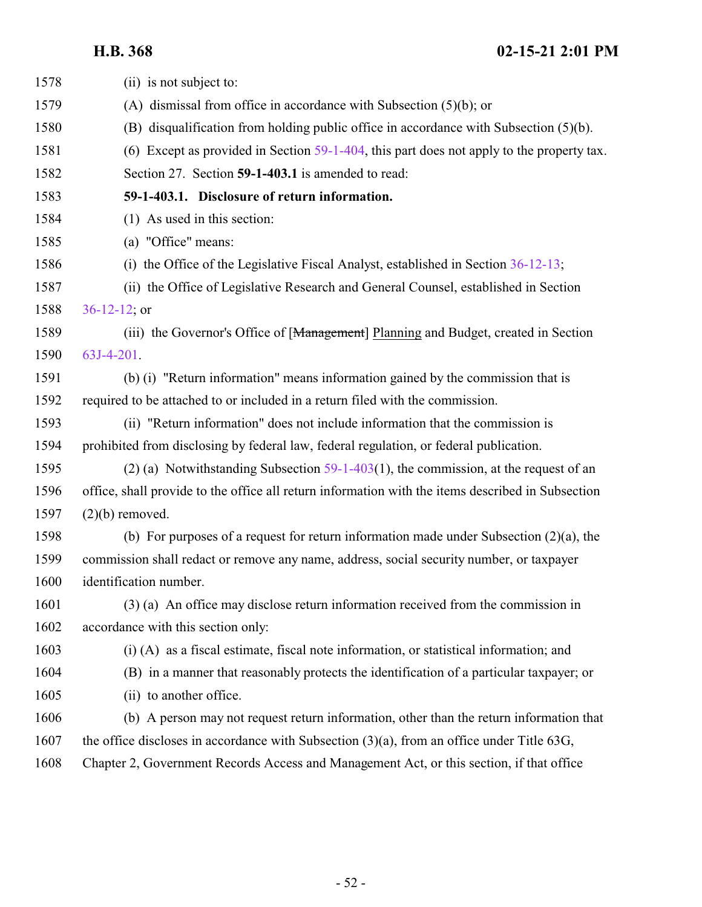(ii) is not subject to:

(A) dismissal from office in accordance with Subsection (5)(b); or

(B) disqualification from holding public office in accordance with Subsection (5)(b).

(6) Except as provided in Section 59-1-404, this part does not apply to the property tax.

Section 27. Section **59-1-403.1** is amended to read:

**59-1-403.1. Disclosure of return information.**

(1) As used in this section:

(a) "Office" means:

(i) the Office of the Legislative Fiscal Analyst, established in Section 36-12-13;

(ii) the Office of Legislative Research and General Counsel, established in Section 36-12-12; or

(iii) the Governor's Office of [~~Management~~] Planning and Budget, created in Section 63J-4-201.

(b) (i) "Return information" means information gained by the commission that is required to be attached to or included in a return filed with the commission.

(ii) "Return information" does not include information that the commission is prohibited from disclosing by federal law, federal regulation, or federal publication.

(2) (a) Notwithstanding Subsection 59-1-403(1), the commission, at the request of an office, shall provide to the office all return information with the items described in Subsection (2)(b) removed.

(b) For purposes of a request for return information made under Subsection (2)(a), the commission shall redact or remove any name, address, social security number, or taxpayer identification number.

(3) (a) An office may disclose return information received from the commission in accordance with this section only:

(i) (A) as a fiscal estimate, fiscal note information, or statistical information; and

(B) in a manner that reasonably protects the identification of a particular taxpayer; or

(ii) to another office.

(b) A person may not request return information, other than the return information that the office discloses in accordance with Subsection (3)(a), from an office under Title 63G, Chapter 2, Government Records Access and Management Act, or this section, if that office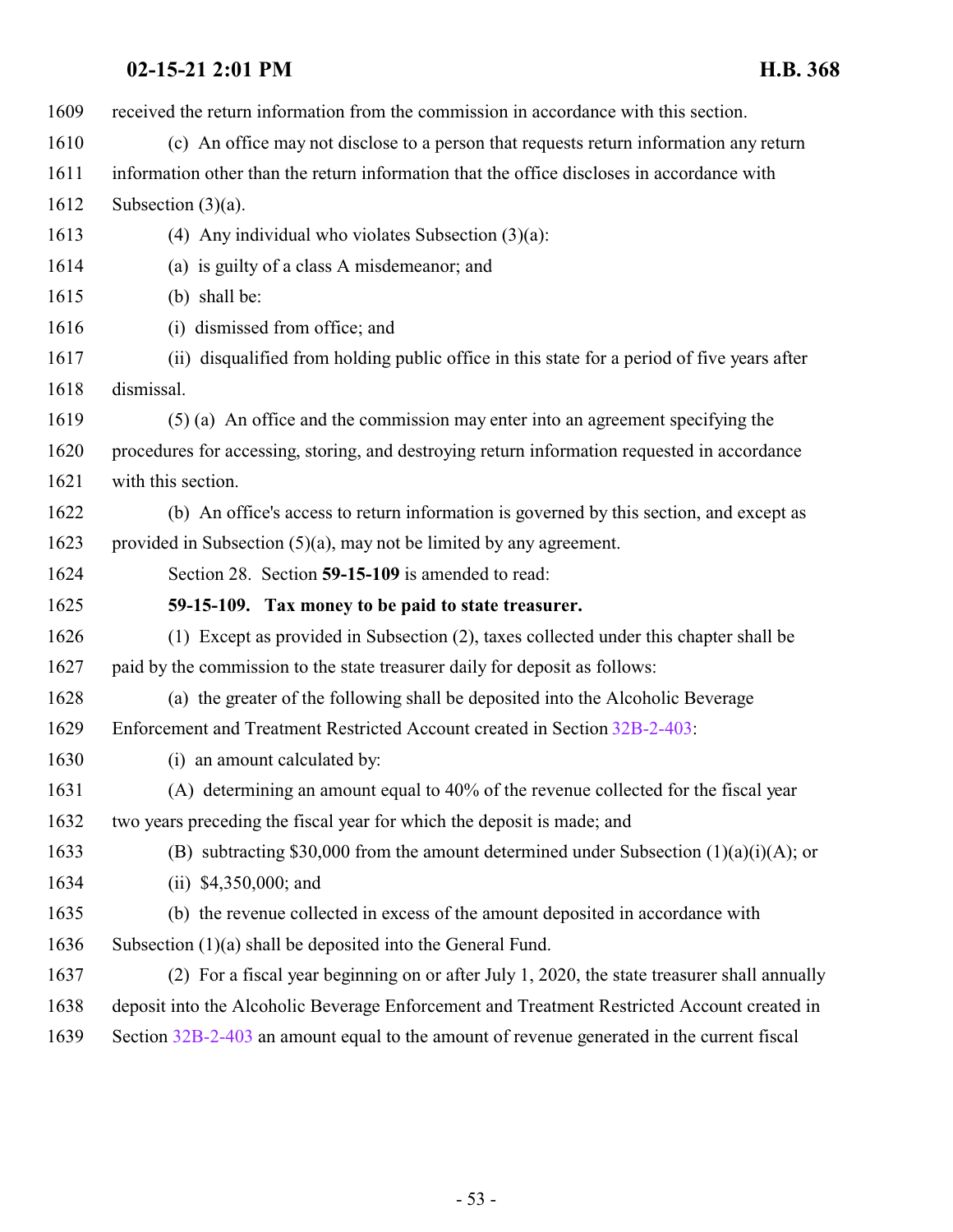received the return information from the commission in accordance with this section.

(c) An office may not disclose to a person that requests return information any return information other than the return information that the office discloses in accordance with Subsection (3)(a).

(4) Any individual who violates Subsection (3)(a):

(a) is guilty of a class A misdemeanor; and

(b) shall be:

(i) dismissed from office; and

(ii) disqualified from holding public office in this state for a period of five years after dismissal.

(5) (a) An office and the commission may enter into an agreement specifying the procedures for accessing, storing, and destroying return information requested in accordance with this section.

(b) An office's access to return information is governed by this section, and except as provided in Subsection (5)(a), may not be limited by any agreement.

Section 28. Section **59-15-109** is amended to read:

**59-15-109. Tax money to be paid to state treasurer.**

(1) Except as provided in Subsection (2), taxes collected under this chapter shall be paid by the commission to the state treasurer daily for deposit as follows:

(a) the greater of the following shall be deposited into the Alcoholic Beverage Enforcement and Treatment Restricted Account created in Section 32B-2-403:

(i) an amount calculated by:

(A) determining an amount equal to 40% of the revenue collected for the fiscal year two years preceding the fiscal year for which the deposit is made; and

(B) subtracting $30,000 from the amount determined under Subsection (1)(a)(i)(A); or

(ii) $4,350,000; and

(b) the revenue collected in excess of the amount deposited in accordance with Subsection (1)(a) shall be deposited into the General Fund.

(2) For a fiscal year beginning on or after July 1, 2020, the state treasurer shall annually deposit into the Alcoholic Beverage Enforcement and Treatment Restricted Account created in Section 32B-2-403 an amount equal to the amount of revenue generated in the current fiscal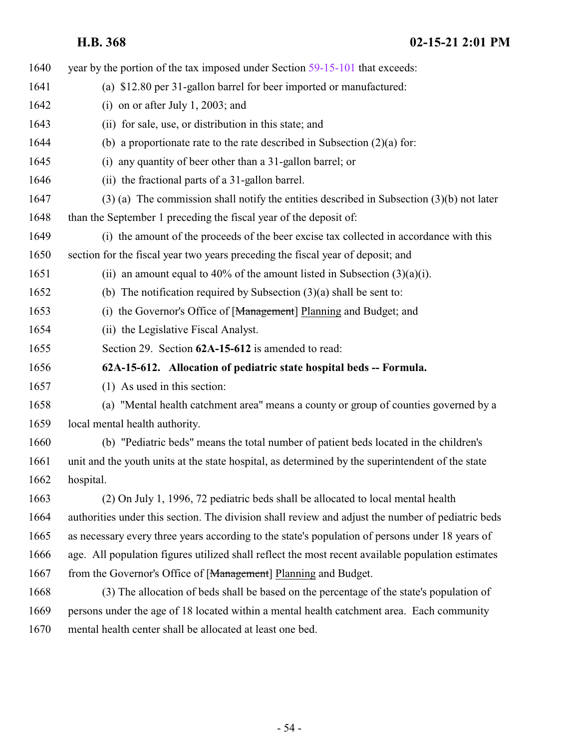year by the portion of the tax imposed under Section 59-15-101 that exceeds:

(a) $12.80 per 31-gallon barrel for beer imported or manufactured:

(i) on or after July 1, 2003; and

(ii) for sale, use, or distribution in this state; and

(b) a proportionate rate to the rate described in Subsection (2)(a) for:

(i) any quantity of beer other than a 31-gallon barrel; or

(ii) the fractional parts of a 31-gallon barrel.

(3) (a) The commission shall notify the entities described in Subsection (3)(b) not later than the September 1 preceding the fiscal year of the deposit of:

(i) the amount of the proceeds of the beer excise tax collected in accordance with this section for the fiscal year two years preceding the fiscal year of deposit; and

(ii) an amount equal to 40% of the amount listed in Subsection (3)(a)(i).

(b) The notification required by Subsection (3)(a) shall be sent to:

(i) the Governor's Office of [~~Management~~] Planning and Budget; and

(ii) the Legislative Fiscal Analyst.

Section 29. Section **62A-15-612** is amended to read:

**62A-15-612. Allocation of pediatric state hospital beds -- Formula.**

(1) As used in this section:

(a) "Mental health catchment area" means a county or group of counties governed by a local mental health authority.

(b) "Pediatric beds" means the total number of patient beds located in the children's unit and the youth units at the state hospital, as determined by the superintendent of the state hospital.

(2) On July 1, 1996, 72 pediatric beds shall be allocated to local mental health authorities under this section. The division shall review and adjust the number of pediatric beds as necessary every three years according to the state's population of persons under 18 years of age. All population figures utilized shall reflect the most recent available population estimates from the Governor's Office of [~~Management~~] Planning and Budget.

(3) The allocation of beds shall be based on the percentage of the state's population of persons under the age of 18 located within a mental health catchment area. Each community mental health center shall be allocated at least one bed.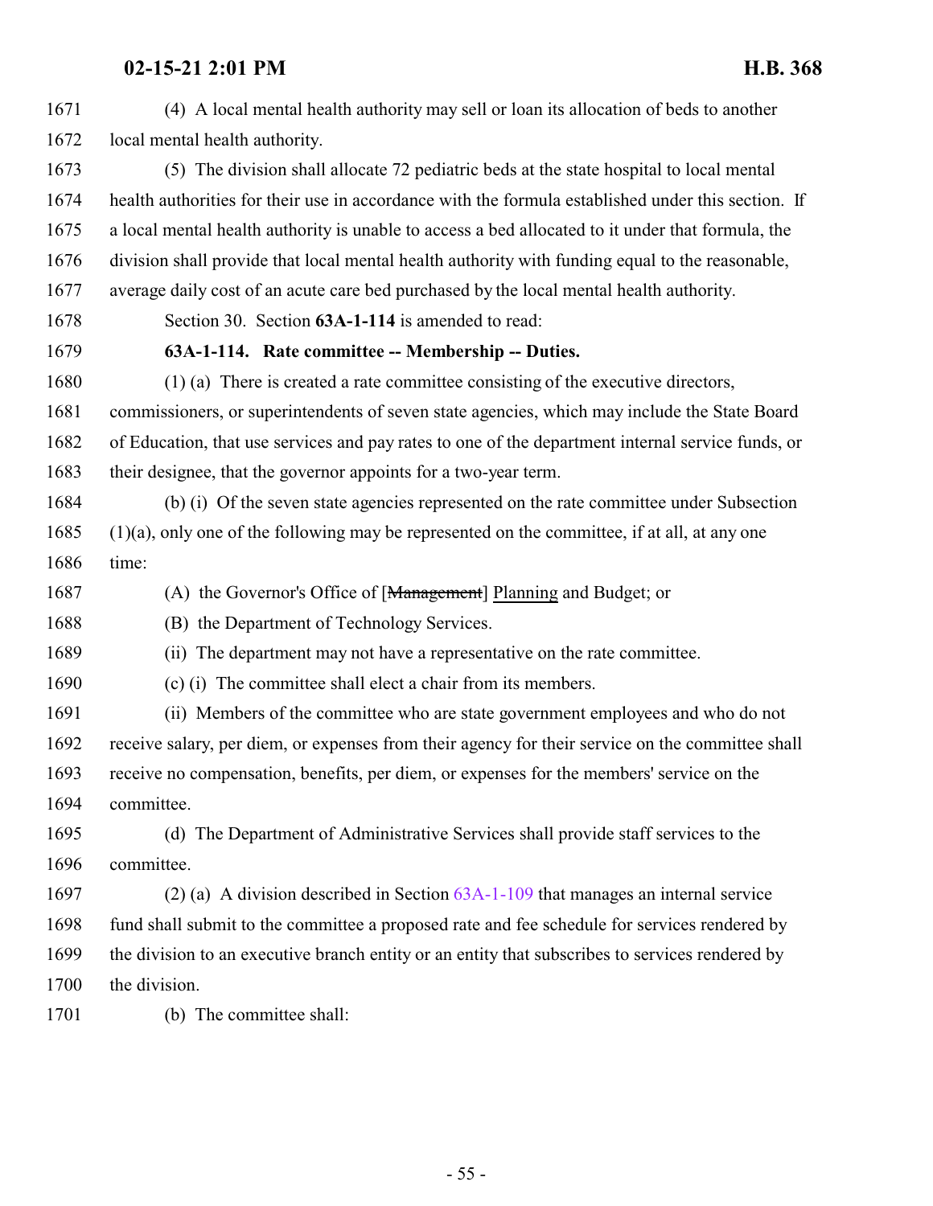(4) A local mental health authority may sell or loan its allocation of beds to another local mental health authority.

(5) The division shall allocate 72 pediatric beds at the state hospital to local mental health authorities for their use in accordance with the formula established under this section. If a local mental health authority is unable to access a bed allocated to it under that formula, the division shall provide that local mental health authority with funding equal to the reasonable, average daily cost of an acute care bed purchased by the local mental health authority.

Section 30. Section **63A-1-114** is amended to read:

**63A-1-114. Rate committee -- Membership -- Duties.**

(1) (a) There is created a rate committee consisting of the executive directors, commissioners, or superintendents of seven state agencies, which may include the State Board of Education, that use services and pay rates to one of the department internal service funds, or their designee, that the governor appoints for a two-year term.

(b) (i) Of the seven state agencies represented on the rate committee under Subsection (1)(a), only one of the following may be represented on the committee, if at all, at any one time:

(A) the Governor's Office of [~~Management~~] Planning and Budget; or

(B) the Department of Technology Services.

(ii) The department may not have a representative on the rate committee.

(c) (i) The committee shall elect a chair from its members.

(ii) Members of the committee who are state government employees and who do not receive salary, per diem, or expenses from their agency for their service on the committee shall receive no compensation, benefits, per diem, or expenses for the members' service on the committee.

(d) The Department of Administrative Services shall provide staff services to the committee.

(2) (a) A division described in Section 63A-1-109 that manages an internal service fund shall submit to the committee a proposed rate and fee schedule for services rendered by the division to an executive branch entity or an entity that subscribes to services rendered by the division.

(b) The committee shall: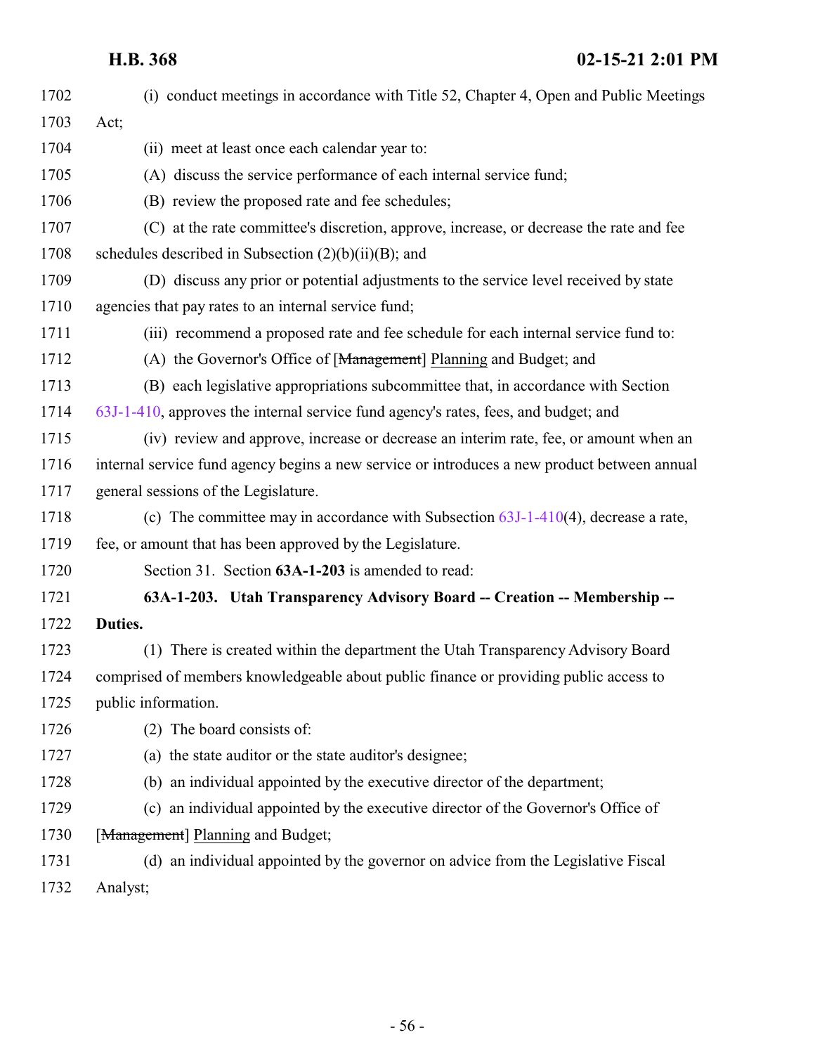(i) conduct meetings in accordance with Title 52, Chapter 4, Open and Public Meetings Act;

(ii) meet at least once each calendar year to:

(A) discuss the service performance of each internal service fund;

(B) review the proposed rate and fee schedules;

(C) at the rate committee's discretion, approve, increase, or decrease the rate and fee schedules described in Subsection (2)(b)(ii)(B); and

(D) discuss any prior or potential adjustments to the service level received by state agencies that pay rates to an internal service fund;

(iii) recommend a proposed rate and fee schedule for each internal service fund to:

(A) the Governor's Office of [~~Management~~] Planning and Budget; and

(B) each legislative appropriations subcommittee that, in accordance with Section 63J-1-410, approves the internal service fund agency's rates, fees, and budget; and

(iv) review and approve, increase or decrease an interim rate, fee, or amount when an internal service fund agency begins a new service or introduces a new product between annual general sessions of the Legislature.

(c) The committee may in accordance with Subsection 63J-1-410(4), decrease a rate, fee, or amount that has been approved by the Legislature.

Section 31. Section **63A-1-203** is amended to read:

**63A-1-203. Utah Transparency Advisory Board -- Creation -- Membership -- Duties.**

(1) There is created within the department the Utah Transparency Advisory Board comprised of members knowledgeable about public finance or providing public access to public information.

(2) The board consists of:

(a) the state auditor or the state auditor's designee;

(b) an individual appointed by the executive director of the department;

(c) an individual appointed by the executive director of the Governor's Office of [~~Management~~] Planning and Budget;

(d) an individual appointed by the governor on advice from the Legislative Fiscal Analyst;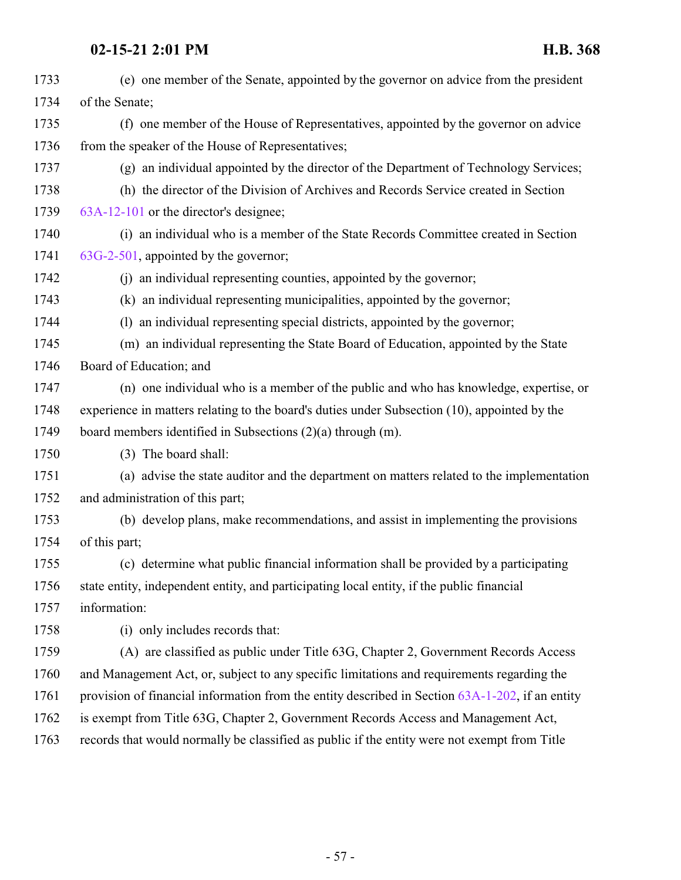(e) one member of the Senate, appointed by the governor on advice from the president of the Senate;

(f) one member of the House of Representatives, appointed by the governor on advice from the speaker of the House of Representatives;

(g) an individual appointed by the director of the Department of Technology Services;

(h) the director of the Division of Archives and Records Service created in Section 63A-12-101 or the director's designee;

(i) an individual who is a member of the State Records Committee created in Section 63G-2-501, appointed by the governor;

(j) an individual representing counties, appointed by the governor;

(k) an individual representing municipalities, appointed by the governor;

(l) an individual representing special districts, appointed by the governor;

(m) an individual representing the State Board of Education, appointed by the State Board of Education; and

(n) one individual who is a member of the public and who has knowledge, expertise, or experience in matters relating to the board's duties under Subsection (10), appointed by the board members identified in Subsections (2)(a) through (m).

(3) The board shall:

(a) advise the state auditor and the department on matters related to the implementation and administration of this part;

(b) develop plans, make recommendations, and assist in implementing the provisions of this part;

(c) determine what public financial information shall be provided by a participating state entity, independent entity, and participating local entity, if the public financial information:

(i) only includes records that:

(A) are classified as public under Title 63G, Chapter 2, Government Records Access and Management Act, or, subject to any specific limitations and requirements regarding the provision of financial information from the entity described in Section 63A-1-202, if an entity is exempt from Title 63G, Chapter 2, Government Records Access and Management Act, records that would normally be classified as public if the entity were not exempt from Title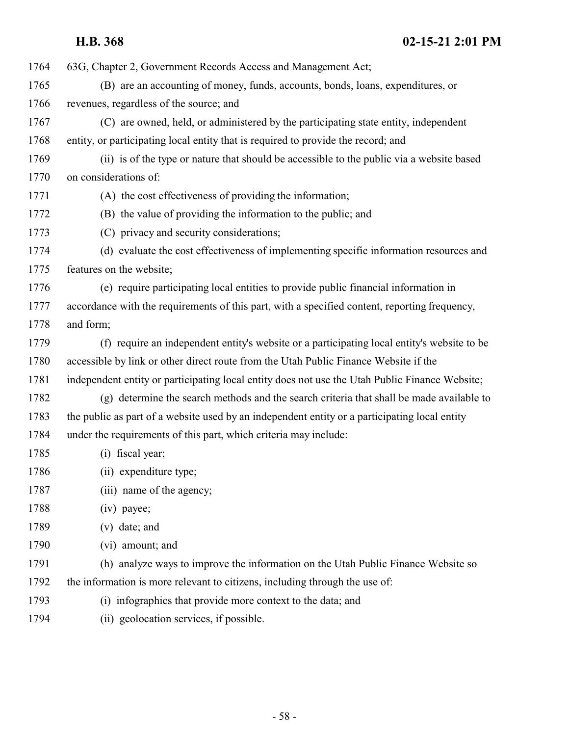63G, Chapter 2, Government Records Access and Management Act;

(B) are an accounting of money, funds, accounts, bonds, loans, expenditures, or revenues, regardless of the source; and

(C) are owned, held, or administered by the participating state entity, independent entity, or participating local entity that is required to provide the record; and

(ii) is of the type or nature that should be accessible to the public via a website based on considerations of:

(A) the cost effectiveness of providing the information;

(B) the value of providing the information to the public; and

(C) privacy and security considerations;

(d) evaluate the cost effectiveness of implementing specific information resources and features on the website;

(e) require participating local entities to provide public financial information in accordance with the requirements of this part, with a specified content, reporting frequency, and form;

(f) require an independent entity's website or a participating local entity's website to be accessible by link or other direct route from the Utah Public Finance Website if the independent entity or participating local entity does not use the Utah Public Finance Website;

(g) determine the search methods and the search criteria that shall be made available to the public as part of a website used by an independent entity or a participating local entity under the requirements of this part, which criteria may include:

(i) fiscal year;

(ii) expenditure type;

(iii) name of the agency;

(iv) payee;

(v) date; and

(vi) amount; and

(h) analyze ways to improve the information on the Utah Public Finance Website so the information is more relevant to citizens, including through the use of:

(i) infographics that provide more context to the data; and

(ii) geolocation services, if possible.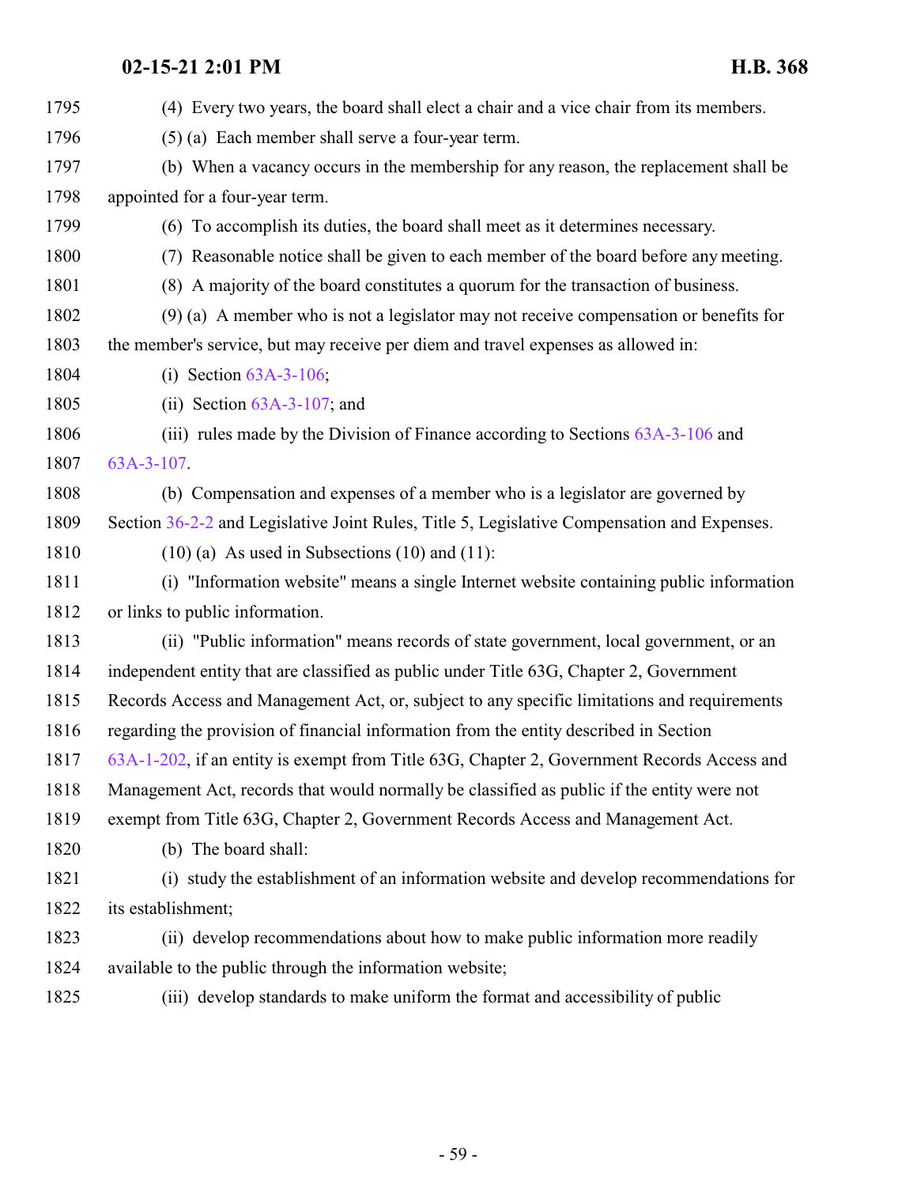(4) Every two years, the board shall elect a chair and a vice chair from its members.

(5) (a) Each member shall serve a four-year term.

(b) When a vacancy occurs in the membership for any reason, the replacement shall be appointed for a four-year term.

(6) To accomplish its duties, the board shall meet as it determines necessary.

(7) Reasonable notice shall be given to each member of the board before any meeting.

(8) A majority of the board constitutes a quorum for the transaction of business.

(9) (a) A member who is not a legislator may not receive compensation or benefits for the member's service, but may receive per diem and travel expenses as allowed in:

(i) Section 63A-3-106;

(ii) Section 63A-3-107; and

(iii) rules made by the Division of Finance according to Sections 63A-3-106 and 63A-3-107.

(b) Compensation and expenses of a member who is a legislator are governed by Section 36-2-2 and Legislative Joint Rules, Title 5, Legislative Compensation and Expenses.

(10) (a) As used in Subsections (10) and (11):

(i) "Information website" means a single Internet website containing public information or links to public information.

(ii) "Public information" means records of state government, local government, or an independent entity that are classified as public under Title 63G, Chapter 2, Government Records Access and Management Act, or, subject to any specific limitations and requirements regarding the provision of financial information from the entity described in Section 63A-1-202, if an entity is exempt from Title 63G, Chapter 2, Government Records Access and Management Act, records that would normally be classified as public if the entity were not exempt from Title 63G, Chapter 2, Government Records Access and Management Act.

(b) The board shall:

(i) study the establishment of an information website and develop recommendations for its establishment;

(ii) develop recommendations about how to make public information more readily available to the public through the information website;

(iii) develop standards to make uniform the format and accessibility of public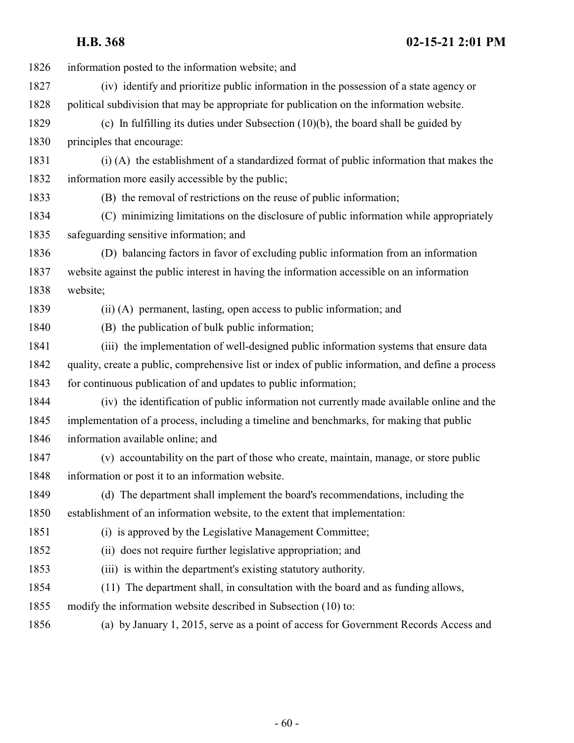information posted to the information website; and

(iv) identify and prioritize public information in the possession of a state agency or political subdivision that may be appropriate for publication on the information website.

(c) In fulfilling its duties under Subsection (10)(b), the board shall be guided by principles that encourage:

(i) (A) the establishment of a standardized format of public information that makes the information more easily accessible by the public;

(B) the removal of restrictions on the reuse of public information;

(C) minimizing limitations on the disclosure of public information while appropriately safeguarding sensitive information; and

(D) balancing factors in favor of excluding public information from an information website against the public interest in having the information accessible on an information website;

(ii) (A) permanent, lasting, open access to public information; and

(B) the publication of bulk public information;

(iii) the implementation of well-designed public information systems that ensure data quality, create a public, comprehensive list or index of public information, and define a process for continuous publication of and updates to public information;

(iv) the identification of public information not currently made available online and the implementation of a process, including a timeline and benchmarks, for making that public information available online; and

(v) accountability on the part of those who create, maintain, manage, or store public information or post it to an information website.

(d) The department shall implement the board's recommendations, including the establishment of an information website, to the extent that implementation:

(i) is approved by the Legislative Management Committee;

(ii) does not require further legislative appropriation; and

(iii) is within the department's existing statutory authority.

(11) The department shall, in consultation with the board and as funding allows, modify the information website described in Subsection (10) to:

(a) by January 1, 2015, serve as a point of access for Government Records Access and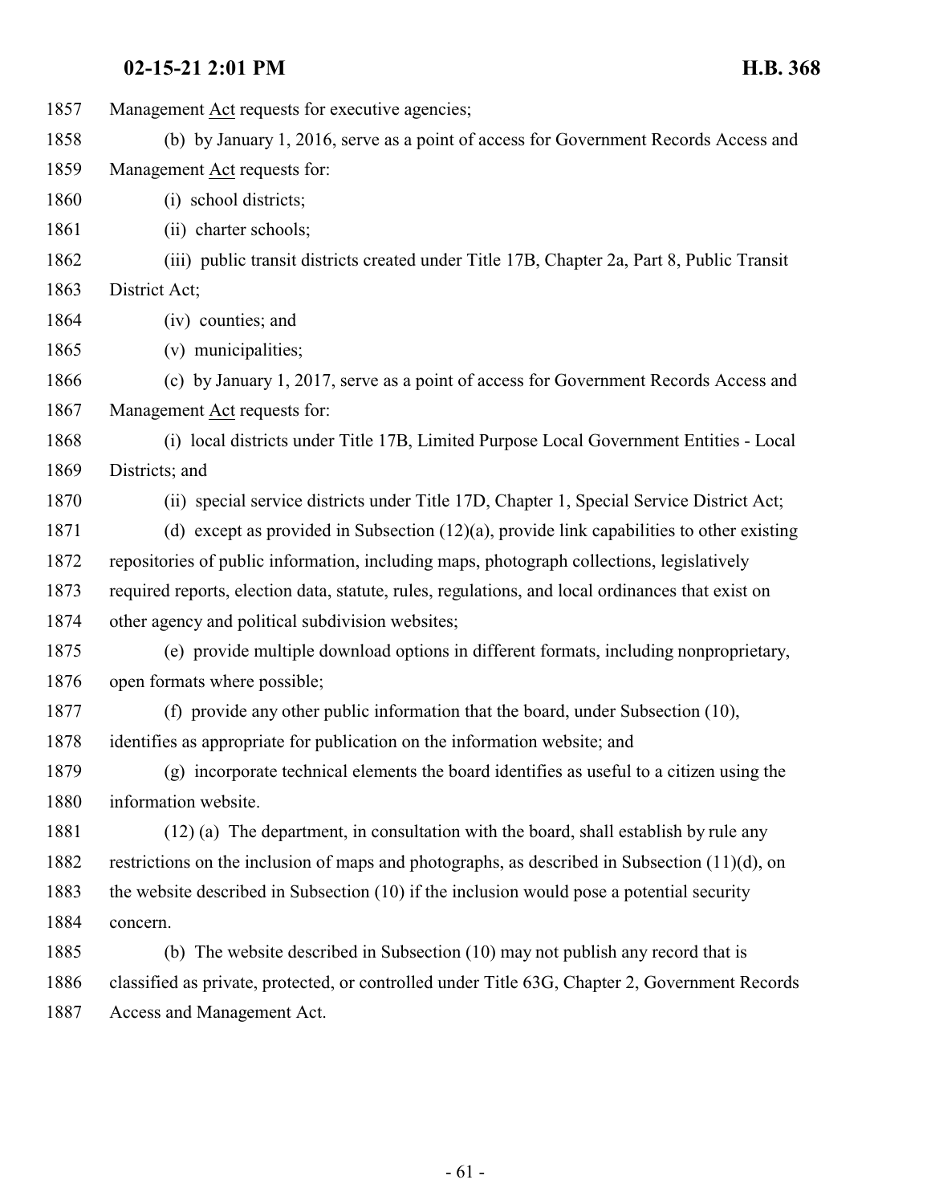Management Act requests for executive agencies;

(b) by January 1, 2016, serve as a point of access for Government Records Access and Management Act requests for:

(i) school districts;

(ii) charter schools;

(iii) public transit districts created under Title 17B, Chapter 2a, Part 8, Public Transit District Act;

(iv) counties; and

(v) municipalities;

(c) by January 1, 2017, serve as a point of access for Government Records Access and Management Act requests for:

(i) local districts under Title 17B, Limited Purpose Local Government Entities - Local Districts; and

(ii) special service districts under Title 17D, Chapter 1, Special Service District Act;

(d) except as provided in Subsection (12)(a), provide link capabilities to other existing repositories of public information, including maps, photograph collections, legislatively required reports, election data, statute, rules, regulations, and local ordinances that exist on other agency and political subdivision websites;

(e) provide multiple download options in different formats, including nonproprietary, open formats where possible;

(f) provide any other public information that the board, under Subsection (10), identifies as appropriate for publication on the information website; and

(g) incorporate technical elements the board identifies as useful to a citizen using the information website.

(12) (a) The department, in consultation with the board, shall establish by rule any restrictions on the inclusion of maps and photographs, as described in Subsection (11)(d), on the website described in Subsection (10) if the inclusion would pose a potential security concern.

(b) The website described in Subsection (10) may not publish any record that is classified as private, protected, or controlled under Title 63G, Chapter 2, Government Records Access and Management Act.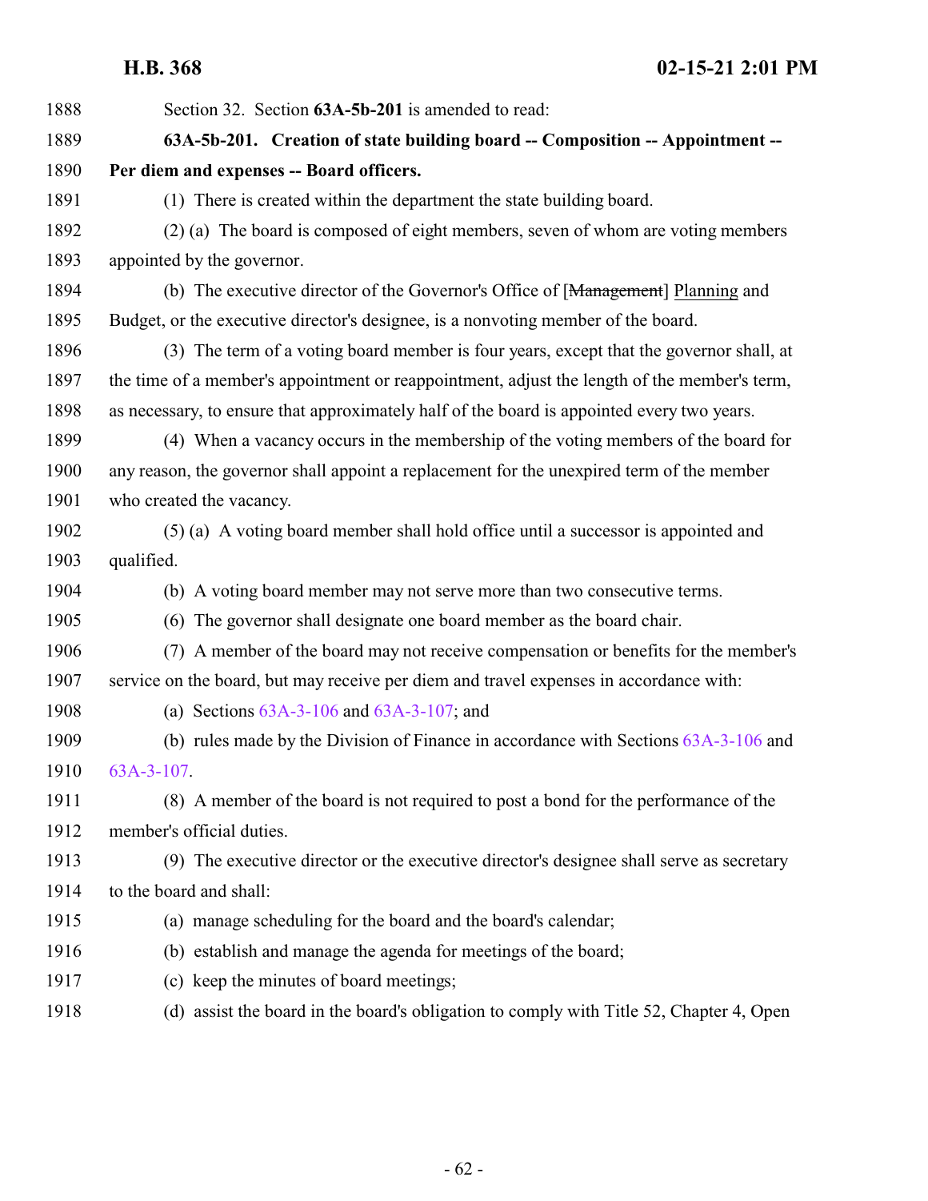Section 32. Section **63A-5b-201** is amended to read:

**63A-5b-201. Creation of state building board -- Composition -- Appointment -- Per diem and expenses -- Board officers.**

(1) There is created within the department the state building board.

(2) (a) The board is composed of eight members, seven of whom are voting members appointed by the governor.

(b) The executive director of the Governor's Office of [~~Management~~] Planning and Budget, or the executive director's designee, is a nonvoting member of the board.

(3) The term of a voting board member is four years, except that the governor shall, at the time of a member's appointment or reappointment, adjust the length of the member's term, as necessary, to ensure that approximately half of the board is appointed every two years.

(4) When a vacancy occurs in the membership of the voting members of the board for any reason, the governor shall appoint a replacement for the unexpired term of the member who created the vacancy.

(5) (a) A voting board member shall hold office until a successor is appointed and qualified.

(b) A voting board member may not serve more than two consecutive terms.

(6) The governor shall designate one board member as the board chair.

(7) A member of the board may not receive compensation or benefits for the member's service on the board, but may receive per diem and travel expenses in accordance with:

(a) Sections 63A-3-106 and 63A-3-107; and

(b) rules made by the Division of Finance in accordance with Sections 63A-3-106 and 63A-3-107.

(8) A member of the board is not required to post a bond for the performance of the member's official duties.

(9) The executive director or the executive director's designee shall serve as secretary to the board and shall:

(a) manage scheduling for the board and the board's calendar;

(b) establish and manage the agenda for meetings of the board;

(c) keep the minutes of board meetings;

(d) assist the board in the board's obligation to comply with Title 52, Chapter 4, Open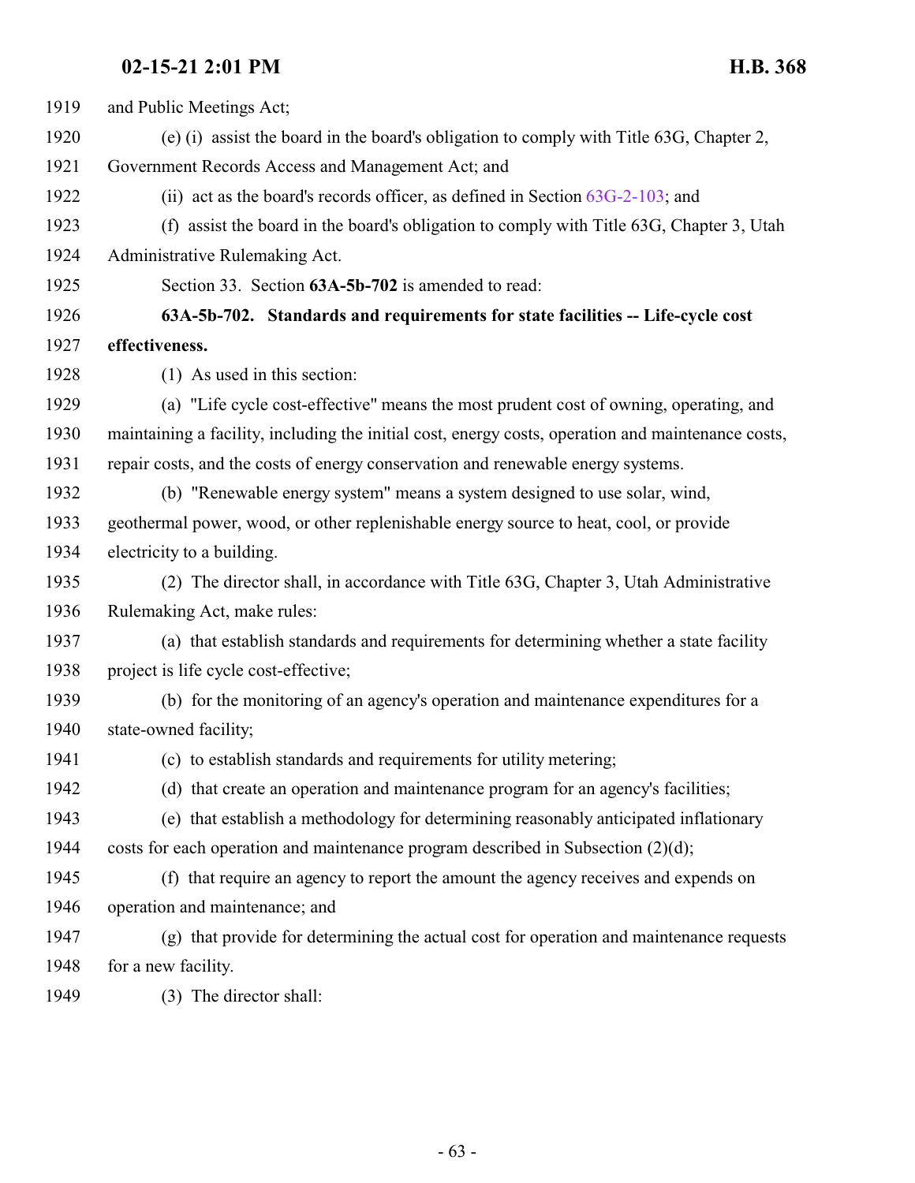and Public Meetings Act;

(e) (i) assist the board in the board's obligation to comply with Title 63G, Chapter 2, Government Records Access and Management Act; and

(ii) act as the board's records officer, as defined in Section 63G-2-103; and

(f) assist the board in the board's obligation to comply with Title 63G, Chapter 3, Utah Administrative Rulemaking Act.

Section 33. Section **63A-5b-702** is amended to read:

**63A-5b-702. Standards and requirements for state facilities -- Life-cycle cost effectiveness.**

(1) As used in this section:

(a) "Life cycle cost-effective" means the most prudent cost of owning, operating, and maintaining a facility, including the initial cost, energy costs, operation and maintenance costs, repair costs, and the costs of energy conservation and renewable energy systems.

(b) "Renewable energy system" means a system designed to use solar, wind, geothermal power, wood, or other replenishable energy source to heat, cool, or provide electricity to a building.

(2) The director shall, in accordance with Title 63G, Chapter 3, Utah Administrative Rulemaking Act, make rules:

(a) that establish standards and requirements for determining whether a state facility project is life cycle cost-effective;

(b) for the monitoring of an agency's operation and maintenance expenditures for a state-owned facility;

(c) to establish standards and requirements for utility metering;

(d) that create an operation and maintenance program for an agency's facilities;

(e) that establish a methodology for determining reasonably anticipated inflationary costs for each operation and maintenance program described in Subsection (2)(d);

(f) that require an agency to report the amount the agency receives and expends on operation and maintenance; and

(g) that provide for determining the actual cost for operation and maintenance requests for a new facility.

(3) The director shall: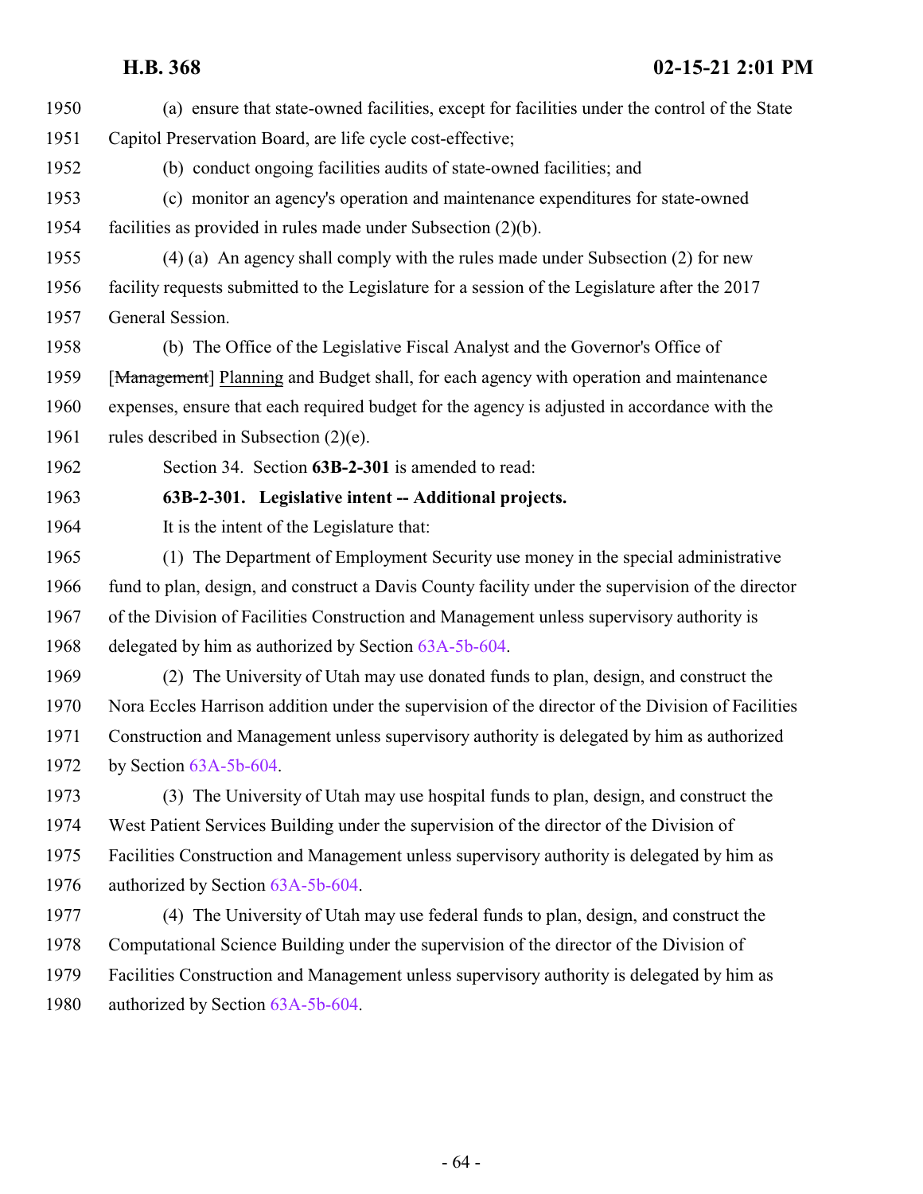(a) ensure that state-owned facilities, except for facilities under the control of the State Capitol Preservation Board, are life cycle cost-effective;

(b) conduct ongoing facilities audits of state-owned facilities; and

(c) monitor an agency's operation and maintenance expenditures for state-owned facilities as provided in rules made under Subsection (2)(b).

(4) (a) An agency shall comply with the rules made under Subsection (2) for new facility requests submitted to the Legislature for a session of the Legislature after the 2017 General Session.

(b) The Office of the Legislative Fiscal Analyst and the Governor's Office of [~~Management~~] Planning and Budget shall, for each agency with operation and maintenance expenses, ensure that each required budget for the agency is adjusted in accordance with the rules described in Subsection (2)(e).

Section 34. Section **63B-2-301** is amended to read:

**63B-2-301. Legislative intent -- Additional projects.**

It is the intent of the Legislature that:

(1) The Department of Employment Security use money in the special administrative fund to plan, design, and construct a Davis County facility under the supervision of the director of the Division of Facilities Construction and Management unless supervisory authority is delegated by him as authorized by Section 63A-5b-604.

(2) The University of Utah may use donated funds to plan, design, and construct the Nora Eccles Harrison addition under the supervision of the director of the Division of Facilities Construction and Management unless supervisory authority is delegated by him as authorized by Section 63A-5b-604.

(3) The University of Utah may use hospital funds to plan, design, and construct the West Patient Services Building under the supervision of the director of the Division of Facilities Construction and Management unless supervisory authority is delegated by him as authorized by Section 63A-5b-604.

(4) The University of Utah may use federal funds to plan, design, and construct the Computational Science Building under the supervision of the director of the Division of Facilities Construction and Management unless supervisory authority is delegated by him as authorized by Section 63A-5b-604.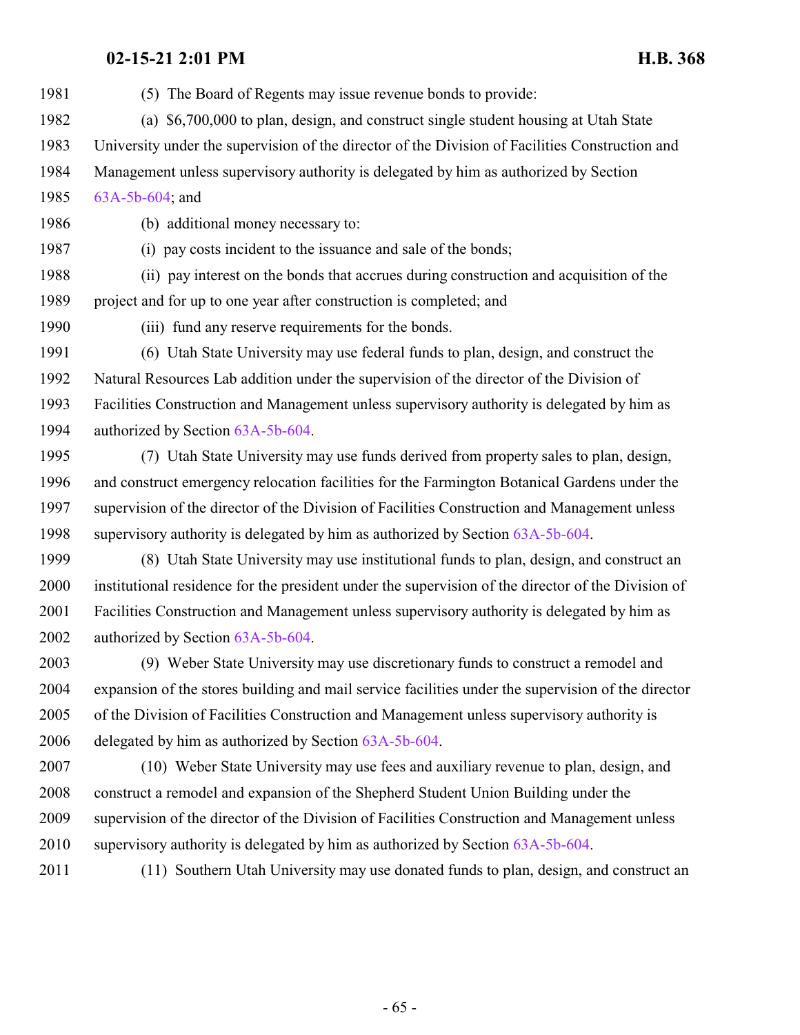(5) The Board of Regents may issue revenue bonds to provide:

(a) $6,700,000 to plan, design, and construct single student housing at Utah State University under the supervision of the director of the Division of Facilities Construction and Management unless supervisory authority is delegated by him as authorized by Section 63A-5b-604; and

(b) additional money necessary to:

(i) pay costs incident to the issuance and sale of the bonds;

(ii) pay interest on the bonds that accrues during construction and acquisition of the project and for up to one year after construction is completed; and

(iii) fund any reserve requirements for the bonds.

(6) Utah State University may use federal funds to plan, design, and construct the Natural Resources Lab addition under the supervision of the director of the Division of Facilities Construction and Management unless supervisory authority is delegated by him as authorized by Section 63A-5b-604.

(7) Utah State University may use funds derived from property sales to plan, design, and construct emergency relocation facilities for the Farmington Botanical Gardens under the supervision of the director of the Division of Facilities Construction and Management unless supervisory authority is delegated by him as authorized by Section 63A-5b-604.

(8) Utah State University may use institutional funds to plan, design, and construct an institutional residence for the president under the supervision of the director of the Division of Facilities Construction and Management unless supervisory authority is delegated by him as authorized by Section 63A-5b-604.

(9) Weber State University may use discretionary funds to construct a remodel and expansion of the stores building and mail service facilities under the supervision of the director of the Division of Facilities Construction and Management unless supervisory authority is delegated by him as authorized by Section 63A-5b-604.

(10) Weber State University may use fees and auxiliary revenue to plan, design, and construct a remodel and expansion of the Shepherd Student Union Building under the supervision of the director of the Division of Facilities Construction and Management unless supervisory authority is delegated by him as authorized by Section 63A-5b-604.

(11) Southern Utah University may use donated funds to plan, design, and construct an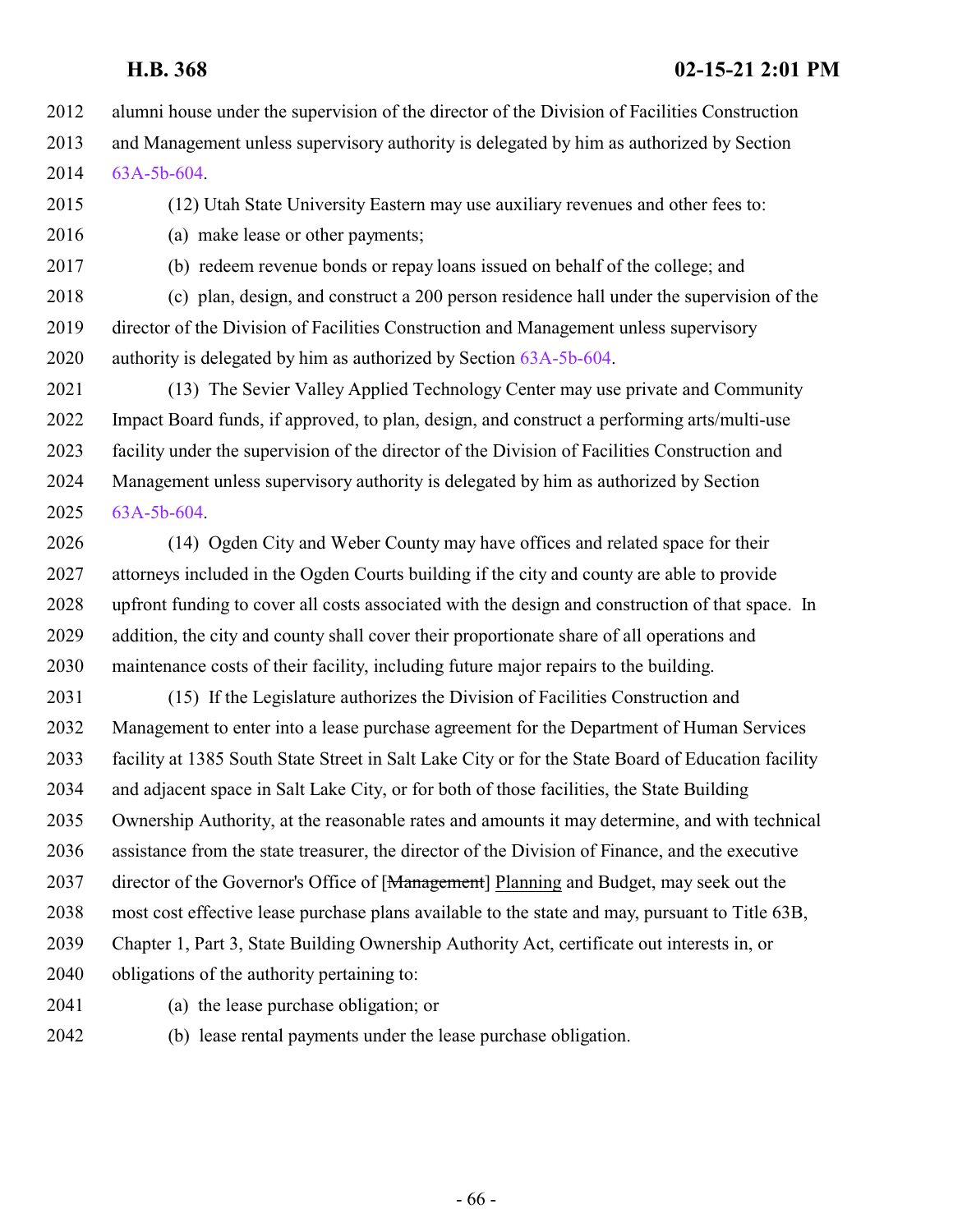alumni house under the supervision of the director of the Division of Facilities Construction and Management unless supervisory authority is delegated by him as authorized by Section 63A-5b-604.

(12) Utah State University Eastern may use auxiliary revenues and other fees to:

(a) make lease or other payments;

(b) redeem revenue bonds or repay loans issued on behalf of the college; and

(c) plan, design, and construct a 200 person residence hall under the supervision of the director of the Division of Facilities Construction and Management unless supervisory authority is delegated by him as authorized by Section 63A-5b-604.

(13) The Sevier Valley Applied Technology Center may use private and Community Impact Board funds, if approved, to plan, design, and construct a performing arts/multi-use facility under the supervision of the director of the Division of Facilities Construction and Management unless supervisory authority is delegated by him as authorized by Section 63A-5b-604.

(14) Ogden City and Weber County may have offices and related space for their attorneys included in the Ogden Courts building if the city and county are able to provide upfront funding to cover all costs associated with the design and construction of that space. In addition, the city and county shall cover their proportionate share of all operations and maintenance costs of their facility, including future major repairs to the building.

(15) If the Legislature authorizes the Division of Facilities Construction and Management to enter into a lease purchase agreement for the Department of Human Services facility at 1385 South State Street in Salt Lake City or for the State Board of Education facility and adjacent space in Salt Lake City, or for both of those facilities, the State Building Ownership Authority, at the reasonable rates and amounts it may determine, and with technical assistance from the state treasurer, the director of the Division of Finance, and the executive director of the Governor's Office of [~~Management~~] Planning and Budget, may seek out the most cost effective lease purchase plans available to the state and may, pursuant to Title 63B, Chapter 1, Part 3, State Building Ownership Authority Act, certificate out interests in, or obligations of the authority pertaining to:

(a) the lease purchase obligation; or

(b) lease rental payments under the lease purchase obligation.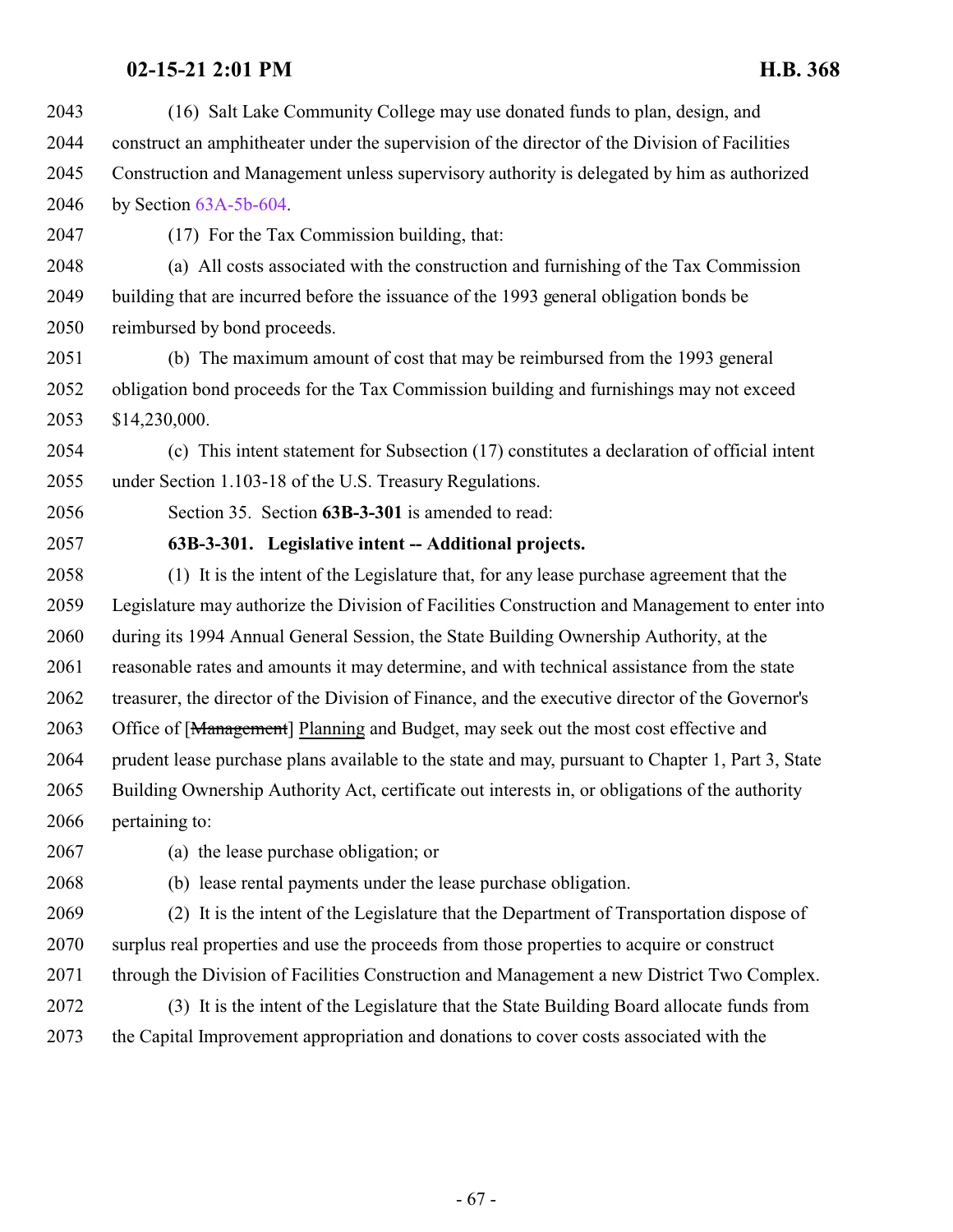(16) Salt Lake Community College may use donated funds to plan, design, and construct an amphitheater under the supervision of the director of the Division of Facilities Construction and Management unless supervisory authority is delegated by him as authorized by Section 63A-5b-604.

(17) For the Tax Commission building, that:

(a) All costs associated with the construction and furnishing of the Tax Commission building that are incurred before the issuance of the 1993 general obligation bonds be reimbursed by bond proceeds.

(b) The maximum amount of cost that may be reimbursed from the 1993 general obligation bond proceeds for the Tax Commission building and furnishings may not exceed $14,230,000.

(c) This intent statement for Subsection (17) constitutes a declaration of official intent under Section 1.103-18 of the U.S. Treasury Regulations.

Section 35. Section **63B-3-301** is amended to read:

**63B-3-301. Legislative intent -- Additional projects.**

(1) It is the intent of the Legislature that, for any lease purchase agreement that the Legislature may authorize the Division of Facilities Construction and Management to enter into during its 1994 Annual General Session, the State Building Ownership Authority, at the reasonable rates and amounts it may determine, and with technical assistance from the state treasurer, the director of the Division of Finance, and the executive director of the Governor's Office of [~~Management~~] Planning and Budget, may seek out the most cost effective and prudent lease purchase plans available to the state and may, pursuant to Chapter 1, Part 3, State Building Ownership Authority Act, certificate out interests in, or obligations of the authority pertaining to:

(a) the lease purchase obligation; or

(b) lease rental payments under the lease purchase obligation.

(2) It is the intent of the Legislature that the Department of Transportation dispose of surplus real properties and use the proceeds from those properties to acquire or construct through the Division of Facilities Construction and Management a new District Two Complex.

(3) It is the intent of the Legislature that the State Building Board allocate funds from the Capital Improvement appropriation and donations to cover costs associated with the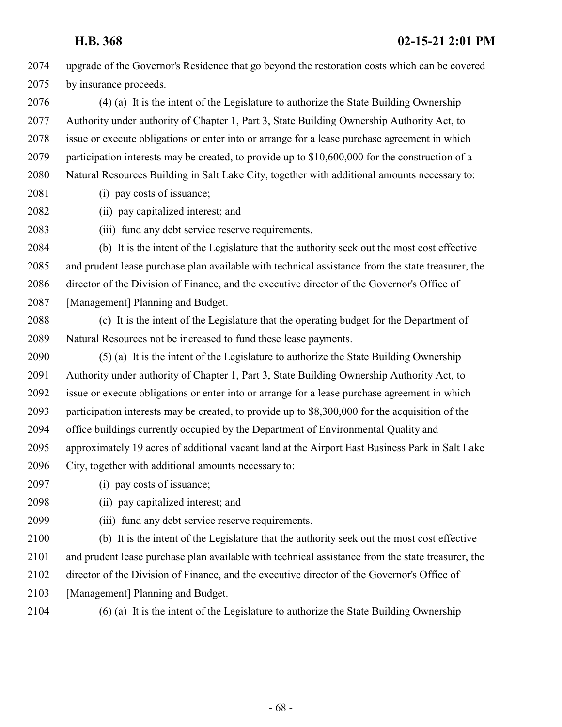upgrade of the Governor's Residence that go beyond the restoration costs which can be covered by insurance proceeds.

(4) (a) It is the intent of the Legislature to authorize the State Building Ownership Authority under authority of Chapter 1, Part 3, State Building Ownership Authority Act, to issue or execute obligations or enter into or arrange for a lease purchase agreement in which participation interests may be created, to provide up to $10,600,000 for the construction of a Natural Resources Building in Salt Lake City, together with additional amounts necessary to:

(i) pay costs of issuance;

(ii) pay capitalized interest; and

(iii) fund any debt service reserve requirements.

(b) It is the intent of the Legislature that the authority seek out the most cost effective and prudent lease purchase plan available with technical assistance from the state treasurer, the director of the Division of Finance, and the executive director of the Governor's Office of [~~Management~~] Planning and Budget.

(c) It is the intent of the Legislature that the operating budget for the Department of Natural Resources not be increased to fund these lease payments.

(5) (a) It is the intent of the Legislature to authorize the State Building Ownership Authority under authority of Chapter 1, Part 3, State Building Ownership Authority Act, to issue or execute obligations or enter into or arrange for a lease purchase agreement in which participation interests may be created, to provide up to $8,300,000 for the acquisition of the office buildings currently occupied by the Department of Environmental Quality and approximately 19 acres of additional vacant land at the Airport East Business Park in Salt Lake City, together with additional amounts necessary to:

(i) pay costs of issuance;

(ii) pay capitalized interest; and

(iii) fund any debt service reserve requirements.

(b) It is the intent of the Legislature that the authority seek out the most cost effective and prudent lease purchase plan available with technical assistance from the state treasurer, the director of the Division of Finance, and the executive director of the Governor's Office of [~~Management~~] Planning and Budget.

(6) (a) It is the intent of the Legislature to authorize the State Building Ownership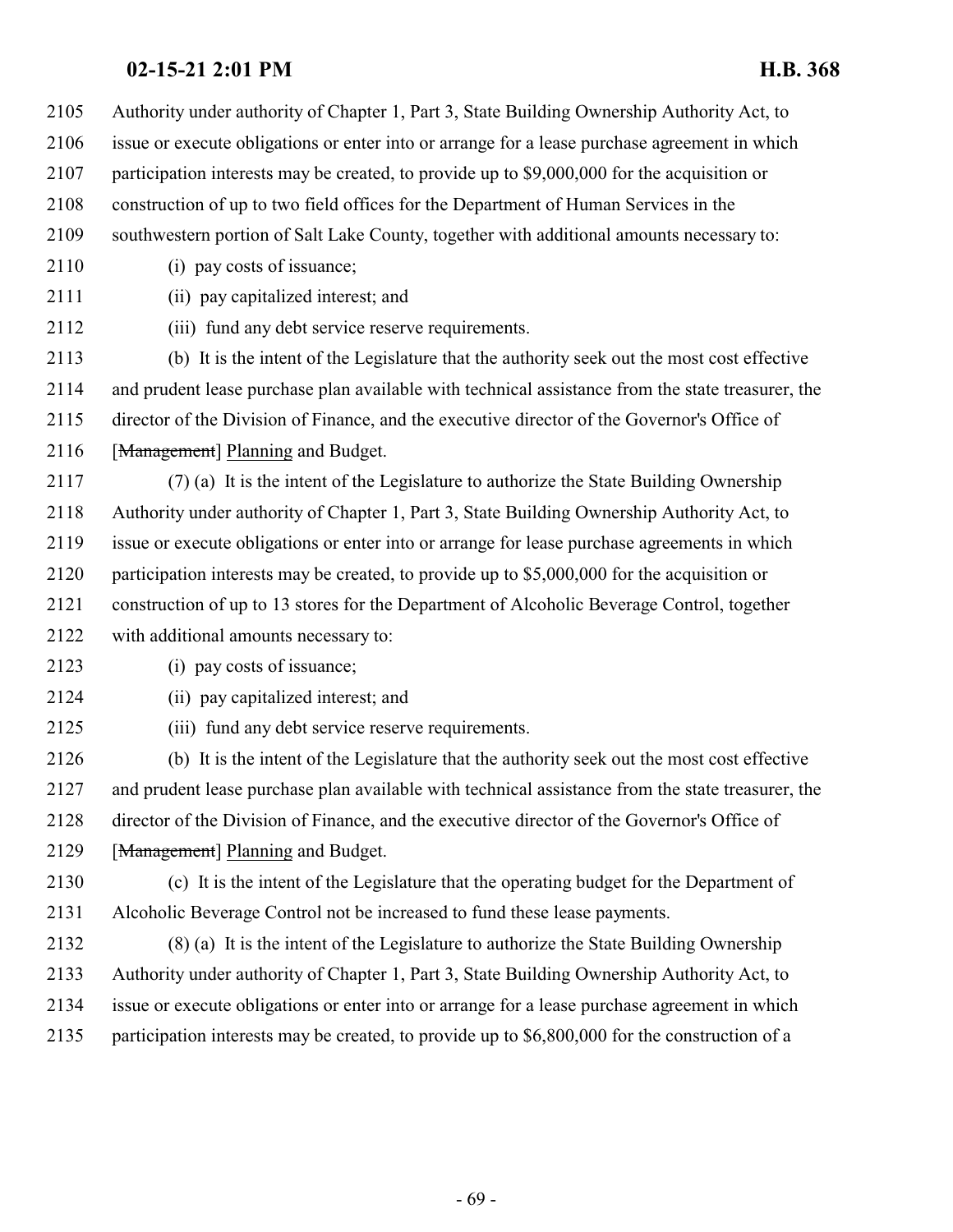Authority under authority of Chapter 1, Part 3, State Building Ownership Authority Act, to issue or execute obligations or enter into or arrange for a lease purchase agreement in which participation interests may be created, to provide up to $9,000,000 for the acquisition or construction of up to two field offices for the Department of Human Services in the southwestern portion of Salt Lake County, together with additional amounts necessary to:

(i) pay costs of issuance;

(ii) pay capitalized interest; and

(iii) fund any debt service reserve requirements.

(b) It is the intent of the Legislature that the authority seek out the most cost effective and prudent lease purchase plan available with technical assistance from the state treasurer, the director of the Division of Finance, and the executive director of the Governor's Office of [~~Management~~] Planning and Budget.

(7) (a) It is the intent of the Legislature to authorize the State Building Ownership Authority under authority of Chapter 1, Part 3, State Building Ownership Authority Act, to issue or execute obligations or enter into or arrange for lease purchase agreements in which participation interests may be created, to provide up to $5,000,000 for the acquisition or construction of up to 13 stores for the Department of Alcoholic Beverage Control, together with additional amounts necessary to:

(i) pay costs of issuance;

(ii) pay capitalized interest; and

(iii) fund any debt service reserve requirements.

(b) It is the intent of the Legislature that the authority seek out the most cost effective and prudent lease purchase plan available with technical assistance from the state treasurer, the director of the Division of Finance, and the executive director of the Governor's Office of [~~Management~~] Planning and Budget.

(c) It is the intent of the Legislature that the operating budget for the Department of Alcoholic Beverage Control not be increased to fund these lease payments.

(8) (a) It is the intent of the Legislature to authorize the State Building Ownership Authority under authority of Chapter 1, Part 3, State Building Ownership Authority Act, to issue or execute obligations or enter into or arrange for a lease purchase agreement in which participation interests may be created, to provide up to $6,800,000 for the construction of a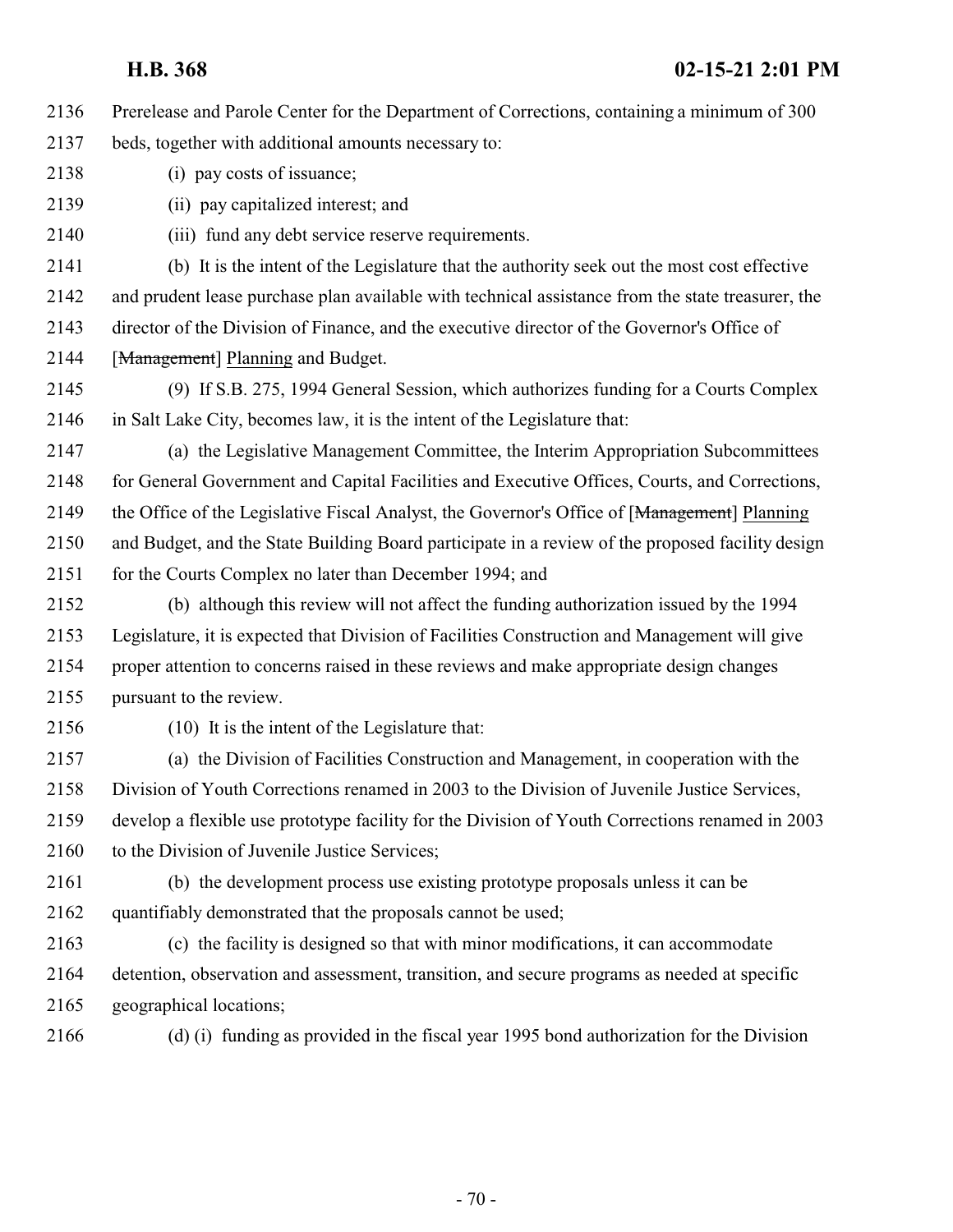2136 Prerelease and Parole Center for the Department of Corrections, containing a minimum of 300
2137 beds, together with additional amounts necessary to:

2138 (i) pay costs of issuance;

2139 (ii) pay capitalized interest; and

2140 (iii) fund any debt service reserve requirements.

2141 (b) It is the intent of the Legislature that the authority seek out the most cost effective
2142 and prudent lease purchase plan available with technical assistance from the state treasurer, the
2143 director of the Division of Finance, and the executive director of the Governor's Office of
2144 [~~Management~~] Planning and Budget.

2145 (9) If S.B. 275, 1994 General Session, which authorizes funding for a Courts Complex
2146 in Salt Lake City, becomes law, it is the intent of the Legislature that:

2147 (a) the Legislative Management Committee, the Interim Appropriation Subcommittees
2148 for General Government and Capital Facilities and Executive Offices, Courts, and Corrections,
2149 the Office of the Legislative Fiscal Analyst, the Governor's Office of [~~Management~~] Planning
2150 and Budget, and the State Building Board participate in a review of the proposed facility design
2151 for the Courts Complex no later than December 1994; and

2152 (b) although this review will not affect the funding authorization issued by the 1994
2153 Legislature, it is expected that Division of Facilities Construction and Management will give
2154 proper attention to concerns raised in these reviews and make appropriate design changes
2155 pursuant to the review.

2156 (10) It is the intent of the Legislature that:

2157 (a) the Division of Facilities Construction and Management, in cooperation with the
2158 Division of Youth Corrections renamed in 2003 to the Division of Juvenile Justice Services,
2159 develop a flexible use prototype facility for the Division of Youth Corrections renamed in 2003
2160 to the Division of Juvenile Justice Services;

2161 (b) the development process use existing prototype proposals unless it can be
2162 quantifiably demonstrated that the proposals cannot be used;

2163 (c) the facility is designed so that with minor modifications, it can accommodate
2164 detention, observation and assessment, transition, and secure programs as needed at specific
2165 geographical locations;

2166 (d) (i) funding as provided in the fiscal year 1995 bond authorization for the Division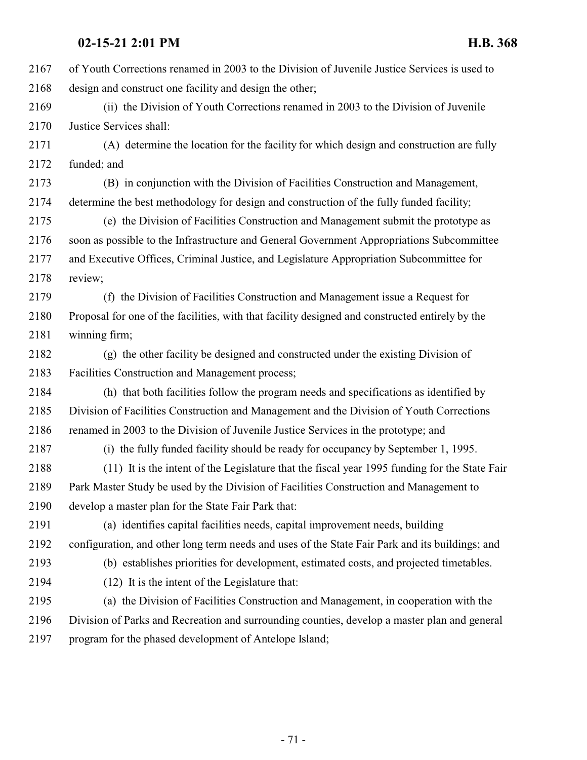of Youth Corrections renamed in 2003 to the Division of Juvenile Justice Services is used to design and construct one facility and design the other;

(ii) the Division of Youth Corrections renamed in 2003 to the Division of Juvenile Justice Services shall:

(A) determine the location for the facility for which design and construction are fully funded; and

(B) in conjunction with the Division of Facilities Construction and Management, determine the best methodology for design and construction of the fully funded facility;

(e) the Division of Facilities Construction and Management submit the prototype as soon as possible to the Infrastructure and General Government Appropriations Subcommittee and Executive Offices, Criminal Justice, and Legislature Appropriation Subcommittee for review;

(f) the Division of Facilities Construction and Management issue a Request for Proposal for one of the facilities, with that facility designed and constructed entirely by the winning firm;

(g) the other facility be designed and constructed under the existing Division of Facilities Construction and Management process;

(h) that both facilities follow the program needs and specifications as identified by Division of Facilities Construction and Management and the Division of Youth Corrections renamed in 2003 to the Division of Juvenile Justice Services in the prototype; and

(i) the fully funded facility should be ready for occupancy by September 1, 1995.

(11) It is the intent of the Legislature that the fiscal year 1995 funding for the State Fair Park Master Study be used by the Division of Facilities Construction and Management to develop a master plan for the State Fair Park that:

(a) identifies capital facilities needs, capital improvement needs, building configuration, and other long term needs and uses of the State Fair Park and its buildings; and

(b) establishes priorities for development, estimated costs, and projected timetables.

(12) It is the intent of the Legislature that:

(a) the Division of Facilities Construction and Management, in cooperation with the Division of Parks and Recreation and surrounding counties, develop a master plan and general program for the phased development of Antelope Island;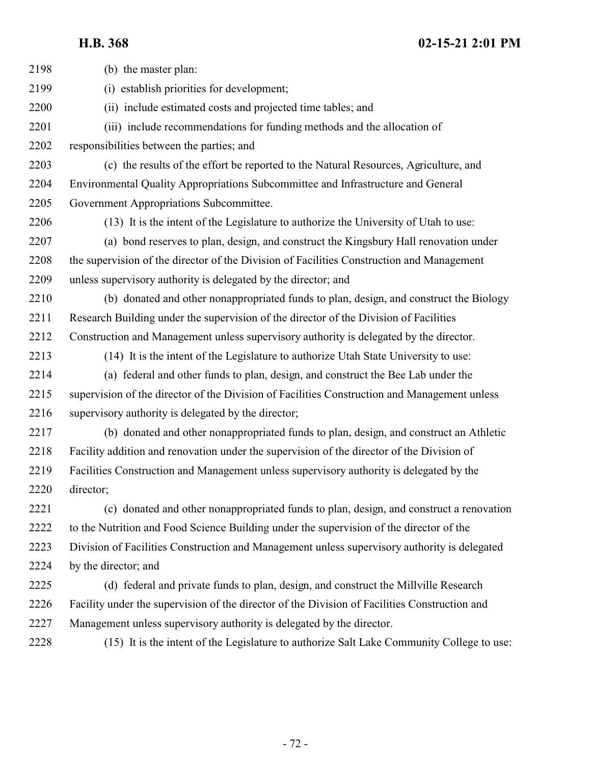(b) the master plan:

(i) establish priorities for development;

(ii) include estimated costs and projected time tables; and

(iii) include recommendations for funding methods and the allocation of responsibilities between the parties; and

(c) the results of the effort be reported to the Natural Resources, Agriculture, and Environmental Quality Appropriations Subcommittee and Infrastructure and General Government Appropriations Subcommittee.

(13) It is the intent of the Legislature to authorize the University of Utah to use:

(a) bond reserves to plan, design, and construct the Kingsbury Hall renovation under the supervision of the director of the Division of Facilities Construction and Management unless supervisory authority is delegated by the director; and

(b) donated and other nonappropriated funds to plan, design, and construct the Biology Research Building under the supervision of the director of the Division of Facilities Construction and Management unless supervisory authority is delegated by the director.

(14) It is the intent of the Legislature to authorize Utah State University to use:

(a) federal and other funds to plan, design, and construct the Bee Lab under the supervision of the director of the Division of Facilities Construction and Management unless supervisory authority is delegated by the director;

(b) donated and other nonappropriated funds to plan, design, and construct an Athletic Facility addition and renovation under the supervision of the director of the Division of Facilities Construction and Management unless supervisory authority is delegated by the director;

(c) donated and other nonappropriated funds to plan, design, and construct a renovation to the Nutrition and Food Science Building under the supervision of the director of the Division of Facilities Construction and Management unless supervisory authority is delegated by the director; and

(d) federal and private funds to plan, design, and construct the Millville Research Facility under the supervision of the director of the Division of Facilities Construction and Management unless supervisory authority is delegated by the director.

(15) It is the intent of the Legislature to authorize Salt Lake Community College to use: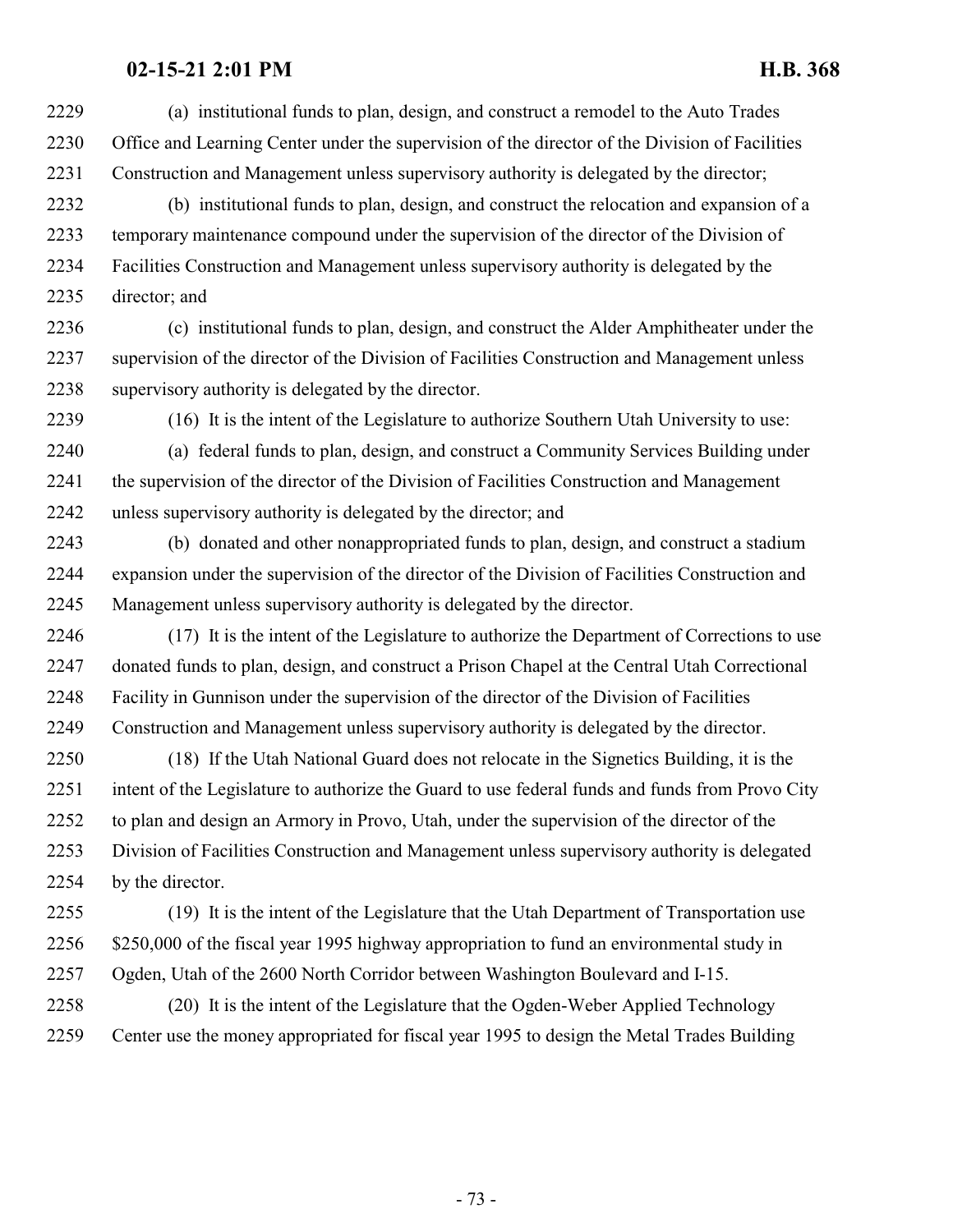(a) institutional funds to plan, design, and construct a remodel to the Auto Trades Office and Learning Center under the supervision of the director of the Division of Facilities Construction and Management unless supervisory authority is delegated by the director;

(b) institutional funds to plan, design, and construct the relocation and expansion of a temporary maintenance compound under the supervision of the director of the Division of Facilities Construction and Management unless supervisory authority is delegated by the director; and

(c) institutional funds to plan, design, and construct the Alder Amphitheater under the supervision of the director of the Division of Facilities Construction and Management unless supervisory authority is delegated by the director.

(16) It is the intent of the Legislature to authorize Southern Utah University to use:

(a) federal funds to plan, design, and construct a Community Services Building under the supervision of the director of the Division of Facilities Construction and Management unless supervisory authority is delegated by the director; and

(b) donated and other nonappropriated funds to plan, design, and construct a stadium expansion under the supervision of the director of the Division of Facilities Construction and Management unless supervisory authority is delegated by the director.

(17) It is the intent of the Legislature to authorize the Department of Corrections to use donated funds to plan, design, and construct a Prison Chapel at the Central Utah Correctional Facility in Gunnison under the supervision of the director of the Division of Facilities Construction and Management unless supervisory authority is delegated by the director.

(18) If the Utah National Guard does not relocate in the Signetics Building, it is the intent of the Legislature to authorize the Guard to use federal funds and funds from Provo City to plan and design an Armory in Provo, Utah, under the supervision of the director of the Division of Facilities Construction and Management unless supervisory authority is delegated by the director.

(19) It is the intent of the Legislature that the Utah Department of Transportation use $250,000 of the fiscal year 1995 highway appropriation to fund an environmental study in Ogden, Utah of the 2600 North Corridor between Washington Boulevard and I-15.

(20) It is the intent of the Legislature that the Ogden-Weber Applied Technology Center use the money appropriated for fiscal year 1995 to design the Metal Trades Building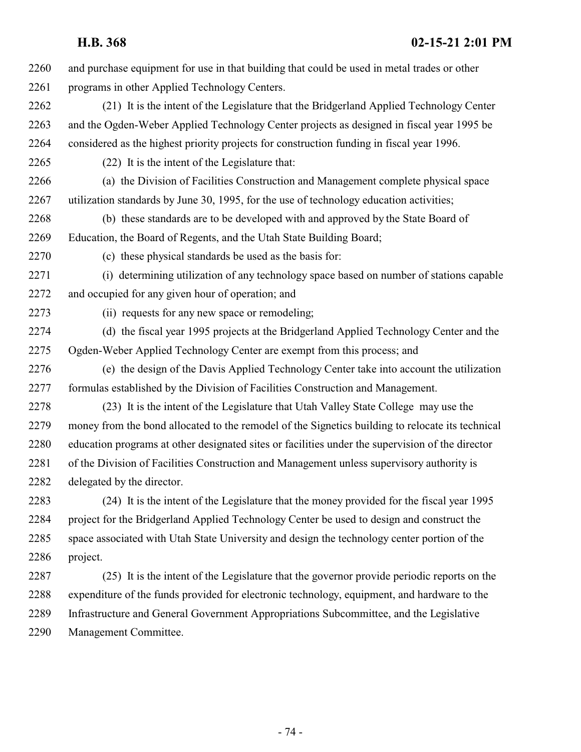and purchase equipment for use in that building that could be used in metal trades or other programs in other Applied Technology Centers.

(21) It is the intent of the Legislature that the Bridgerland Applied Technology Center and the Ogden-Weber Applied Technology Center projects as designed in fiscal year 1995 be considered as the highest priority projects for construction funding in fiscal year 1996.

(22) It is the intent of the Legislature that:

(a) the Division of Facilities Construction and Management complete physical space utilization standards by June 30, 1995, for the use of technology education activities;

(b) these standards are to be developed with and approved by the State Board of Education, the Board of Regents, and the Utah State Building Board;

(c) these physical standards be used as the basis for:

(i) determining utilization of any technology space based on number of stations capable and occupied for any given hour of operation; and

(ii) requests for any new space or remodeling;

(d) the fiscal year 1995 projects at the Bridgerland Applied Technology Center and the Ogden-Weber Applied Technology Center are exempt from this process; and

(e) the design of the Davis Applied Technology Center take into account the utilization formulas established by the Division of Facilities Construction and Management.

(23) It is the intent of the Legislature that Utah Valley State College may use the money from the bond allocated to the remodel of the Signetics building to relocate its technical education programs at other designated sites or facilities under the supervision of the director of the Division of Facilities Construction and Management unless supervisory authority is delegated by the director.

(24) It is the intent of the Legislature that the money provided for the fiscal year 1995 project for the Bridgerland Applied Technology Center be used to design and construct the space associated with Utah State University and design the technology center portion of the project.

(25) It is the intent of the Legislature that the governor provide periodic reports on the expenditure of the funds provided for electronic technology, equipment, and hardware to the Infrastructure and General Government Appropriations Subcommittee, and the Legislative Management Committee.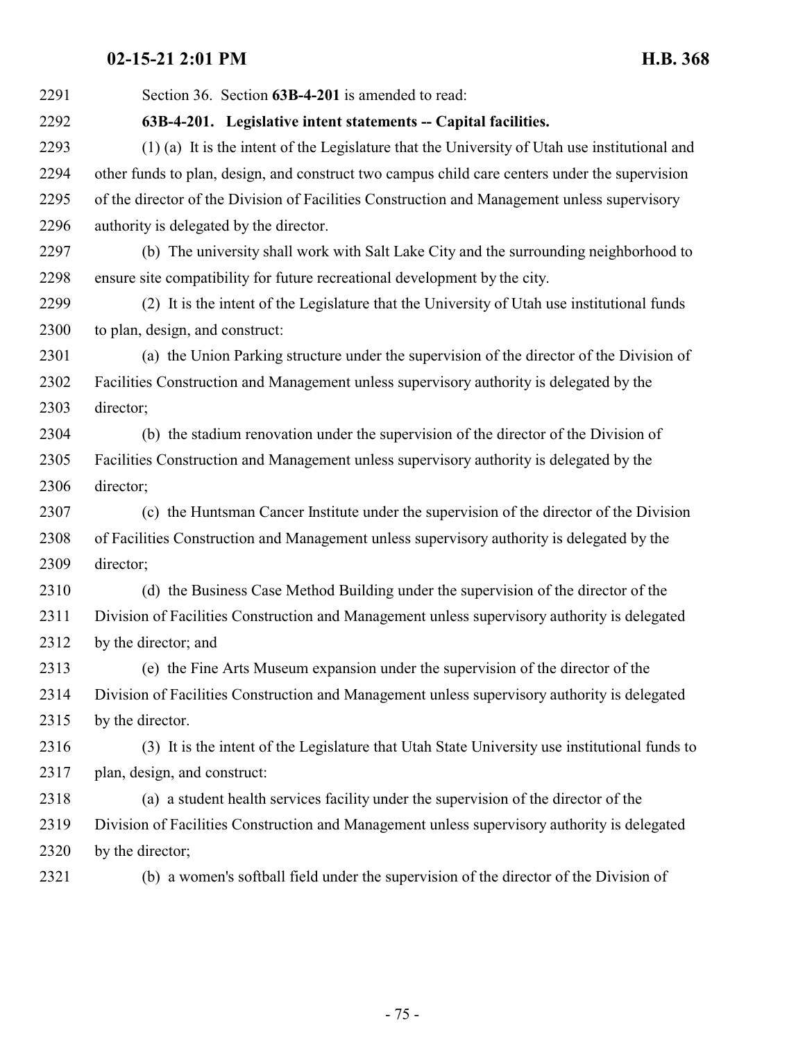Section 36. Section **63B-4-201** is amended to read:

**63B-4-201. Legislative intent statements -- Capital facilities.**

(1) (a) It is the intent of the Legislature that the University of Utah use institutional and other funds to plan, design, and construct two campus child care centers under the supervision of the director of the Division of Facilities Construction and Management unless supervisory authority is delegated by the director.

(b) The university shall work with Salt Lake City and the surrounding neighborhood to ensure site compatibility for future recreational development by the city.

(2) It is the intent of the Legislature that the University of Utah use institutional funds to plan, design, and construct:

(a) the Union Parking structure under the supervision of the director of the Division of Facilities Construction and Management unless supervisory authority is delegated by the director;

(b) the stadium renovation under the supervision of the director of the Division of Facilities Construction and Management unless supervisory authority is delegated by the director;

(c) the Huntsman Cancer Institute under the supervision of the director of the Division of Facilities Construction and Management unless supervisory authority is delegated by the director;

(d) the Business Case Method Building under the supervision of the director of the Division of Facilities Construction and Management unless supervisory authority is delegated by the director; and

(e) the Fine Arts Museum expansion under the supervision of the director of the Division of Facilities Construction and Management unless supervisory authority is delegated by the director.

(3) It is the intent of the Legislature that Utah State University use institutional funds to plan, design, and construct:

(a) a student health services facility under the supervision of the director of the Division of Facilities Construction and Management unless supervisory authority is delegated by the director;

(b) a women's softball field under the supervision of the director of the Division of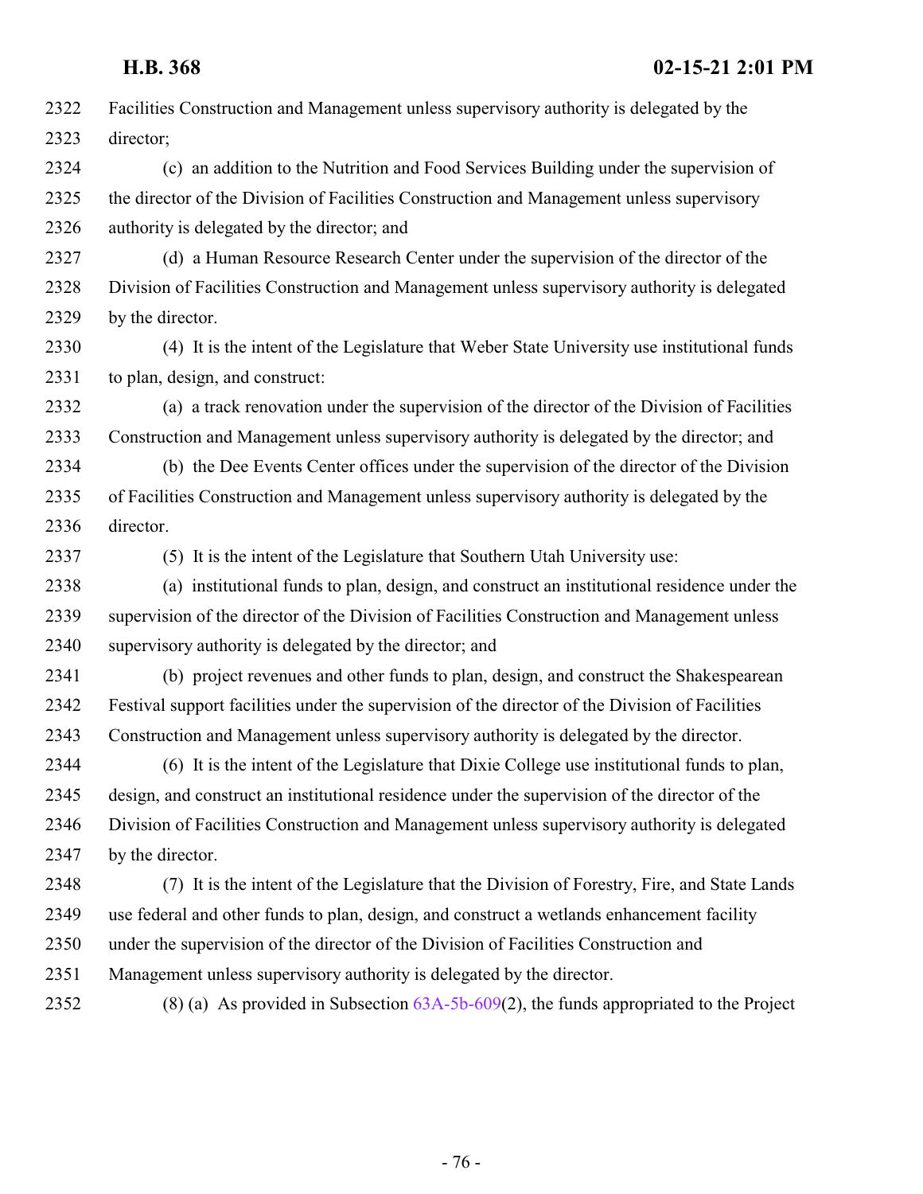Facilities Construction and Management unless supervisory authority is delegated by the director;

(c) an addition to the Nutrition and Food Services Building under the supervision of the director of the Division of Facilities Construction and Management unless supervisory authority is delegated by the director; and

(d) a Human Resource Research Center under the supervision of the director of the Division of Facilities Construction and Management unless supervisory authority is delegated by the director.

(4) It is the intent of the Legislature that Weber State University use institutional funds to plan, design, and construct:

(a) a track renovation under the supervision of the director of the Division of Facilities Construction and Management unless supervisory authority is delegated by the director; and

(b) the Dee Events Center offices under the supervision of the director of the Division of Facilities Construction and Management unless supervisory authority is delegated by the director.

(5) It is the intent of the Legislature that Southern Utah University use:

(a) institutional funds to plan, design, and construct an institutional residence under the supervision of the director of the Division of Facilities Construction and Management unless supervisory authority is delegated by the director; and

(b) project revenues and other funds to plan, design, and construct the Shakespearean Festival support facilities under the supervision of the director of the Division of Facilities Construction and Management unless supervisory authority is delegated by the director.

(6) It is the intent of the Legislature that Dixie College use institutional funds to plan, design, and construct an institutional residence under the supervision of the director of the Division of Facilities Construction and Management unless supervisory authority is delegated by the director.

(7) It is the intent of the Legislature that the Division of Forestry, Fire, and State Lands use federal and other funds to plan, design, and construct a wetlands enhancement facility under the supervision of the director of the Division of Facilities Construction and Management unless supervisory authority is delegated by the director.

(8) (a) As provided in Subsection 63A-5b-609(2), the funds appropriated to the Project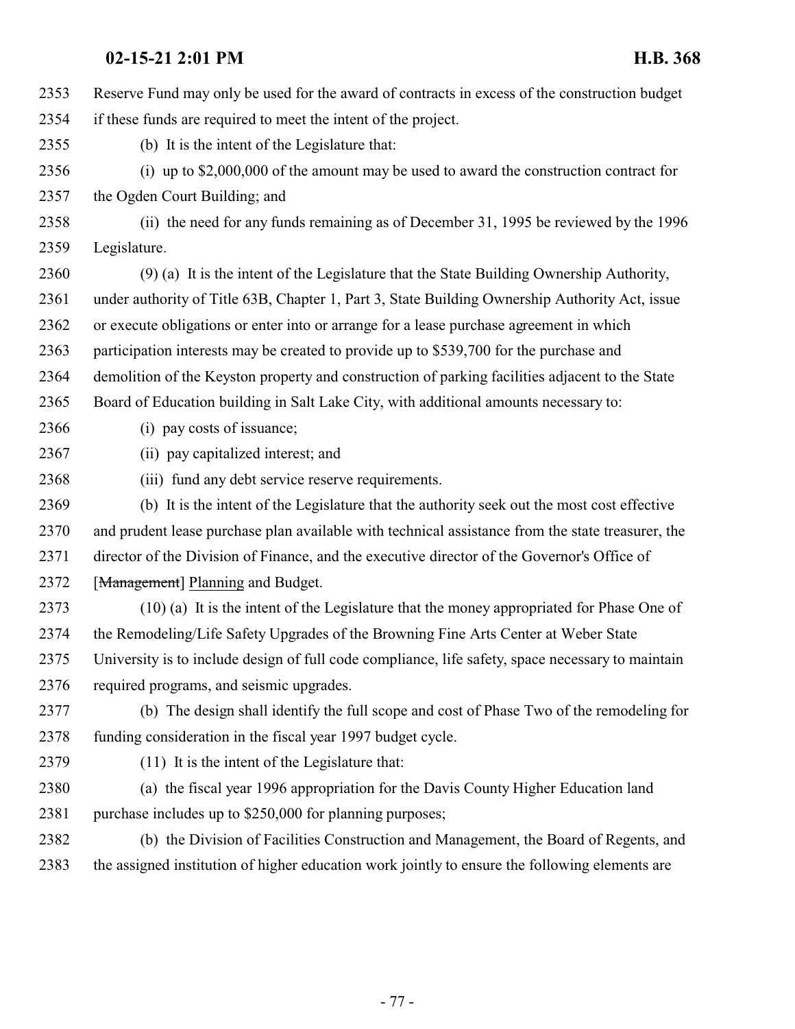Reserve Fund may only be used for the award of contracts in excess of the construction budget if these funds are required to meet the intent of the project.

(b) It is the intent of the Legislature that:

(i) up to $2,000,000 of the amount may be used to award the construction contract for the Ogden Court Building; and

(ii) the need for any funds remaining as of December 31, 1995 be reviewed by the 1996 Legislature.

(9) (a) It is the intent of the Legislature that the State Building Ownership Authority, under authority of Title 63B, Chapter 1, Part 3, State Building Ownership Authority Act, issue or execute obligations or enter into or arrange for a lease purchase agreement in which participation interests may be created to provide up to $539,700 for the purchase and demolition of the Keyston property and construction of parking facilities adjacent to the State Board of Education building in Salt Lake City, with additional amounts necessary to:

(i) pay costs of issuance;

(ii) pay capitalized interest; and

(iii) fund any debt service reserve requirements.

(b) It is the intent of the Legislature that the authority seek out the most cost effective and prudent lease purchase plan available with technical assistance from the state treasurer, the director of the Division of Finance, and the executive director of the Governor's Office of [~~Management~~] Planning and Budget.

(10) (a) It is the intent of the Legislature that the money appropriated for Phase One of the Remodeling/Life Safety Upgrades of the Browning Fine Arts Center at Weber State University is to include design of full code compliance, life safety, space necessary to maintain required programs, and seismic upgrades.

(b) The design shall identify the full scope and cost of Phase Two of the remodeling for funding consideration in the fiscal year 1997 budget cycle.

(11) It is the intent of the Legislature that:

(a) the fiscal year 1996 appropriation for the Davis County Higher Education land purchase includes up to $250,000 for planning purposes;

(b) the Division of Facilities Construction and Management, the Board of Regents, and the assigned institution of higher education work jointly to ensure the following elements are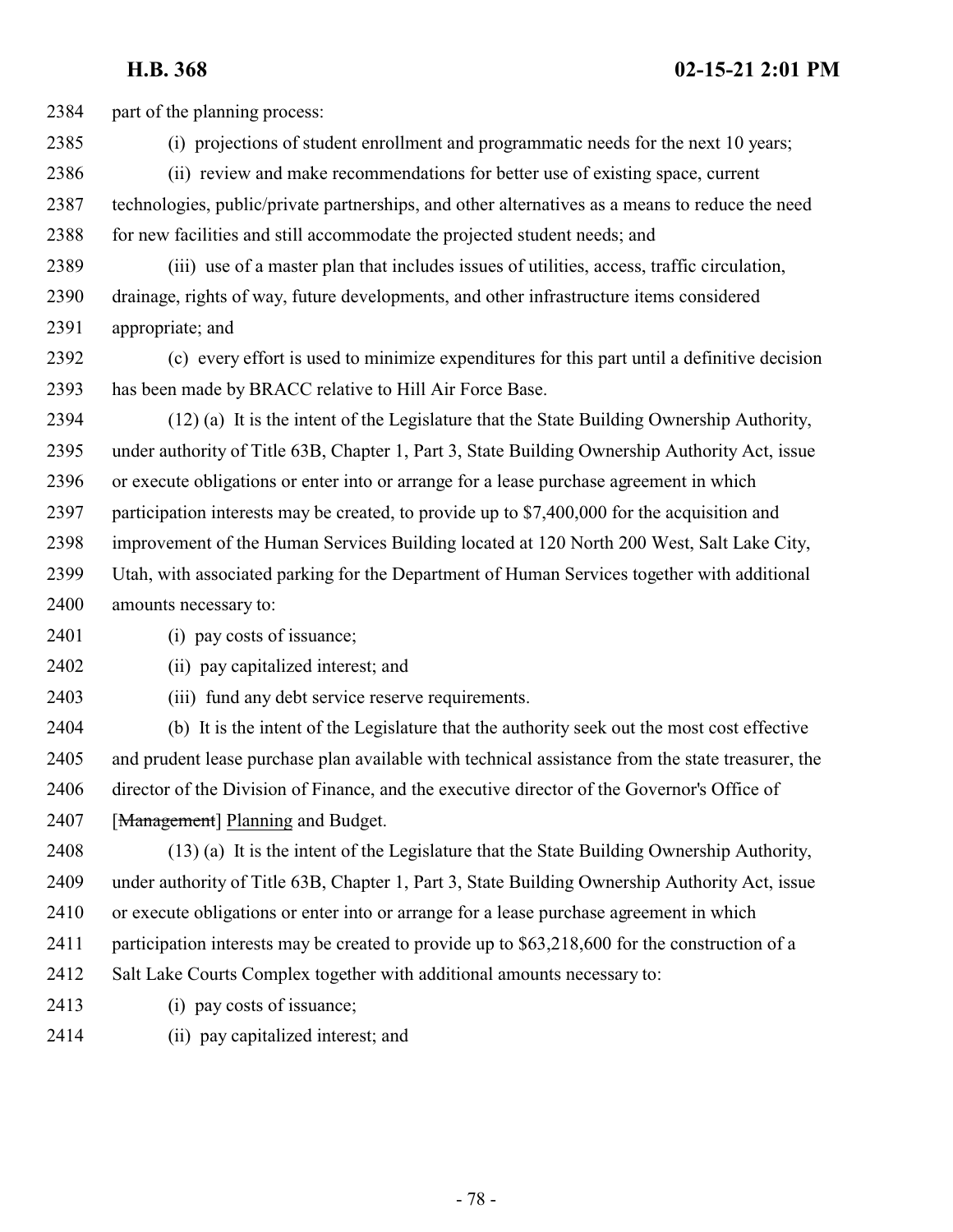2384 part of the planning process:

2385 (i) projections of student enrollment and programmatic needs for the next 10 years;

2386 (ii) review and make recommendations for better use of existing space, current

2387 technologies, public/private partnerships, and other alternatives as a means to reduce the need

2388 for new facilities and still accommodate the projected student needs; and

2389 (iii) use of a master plan that includes issues of utilities, access, traffic circulation,

2390 drainage, rights of way, future developments, and other infrastructure items considered

2391 appropriate; and

2392 (c) every effort is used to minimize expenditures for this part until a definitive decision

2393 has been made by BRACC relative to Hill Air Force Base.

2394 (12) (a) It is the intent of the Legislature that the State Building Ownership Authority,

2395 under authority of Title 63B, Chapter 1, Part 3, State Building Ownership Authority Act, issue

2396 or execute obligations or enter into or arrange for a lease purchase agreement in which

2397 participation interests may be created, to provide up to $7,400,000 for the acquisition and

2398 improvement of the Human Services Building located at 120 North 200 West, Salt Lake City,

2399 Utah, with associated parking for the Department of Human Services together with additional

2400 amounts necessary to:

2401 (i) pay costs of issuance;

2402 (ii) pay capitalized interest; and

2403 (iii) fund any debt service reserve requirements.

2404 (b) It is the intent of the Legislature that the authority seek out the most cost effective

2405 and prudent lease purchase plan available with technical assistance from the state treasurer, the

2406 director of the Division of Finance, and the executive director of the Governor's Office of

2407 [~~Management~~] Planning and Budget.

2408 (13) (a) It is the intent of the Legislature that the State Building Ownership Authority,

2409 under authority of Title 63B, Chapter 1, Part 3, State Building Ownership Authority Act, issue

2410 or execute obligations or enter into or arrange for a lease purchase agreement in which

2411 participation interests may be created to provide up to $63,218,600 for the construction of a

2412 Salt Lake Courts Complex together with additional amounts necessary to:

2413 (i) pay costs of issuance;

2414 (ii) pay capitalized interest; and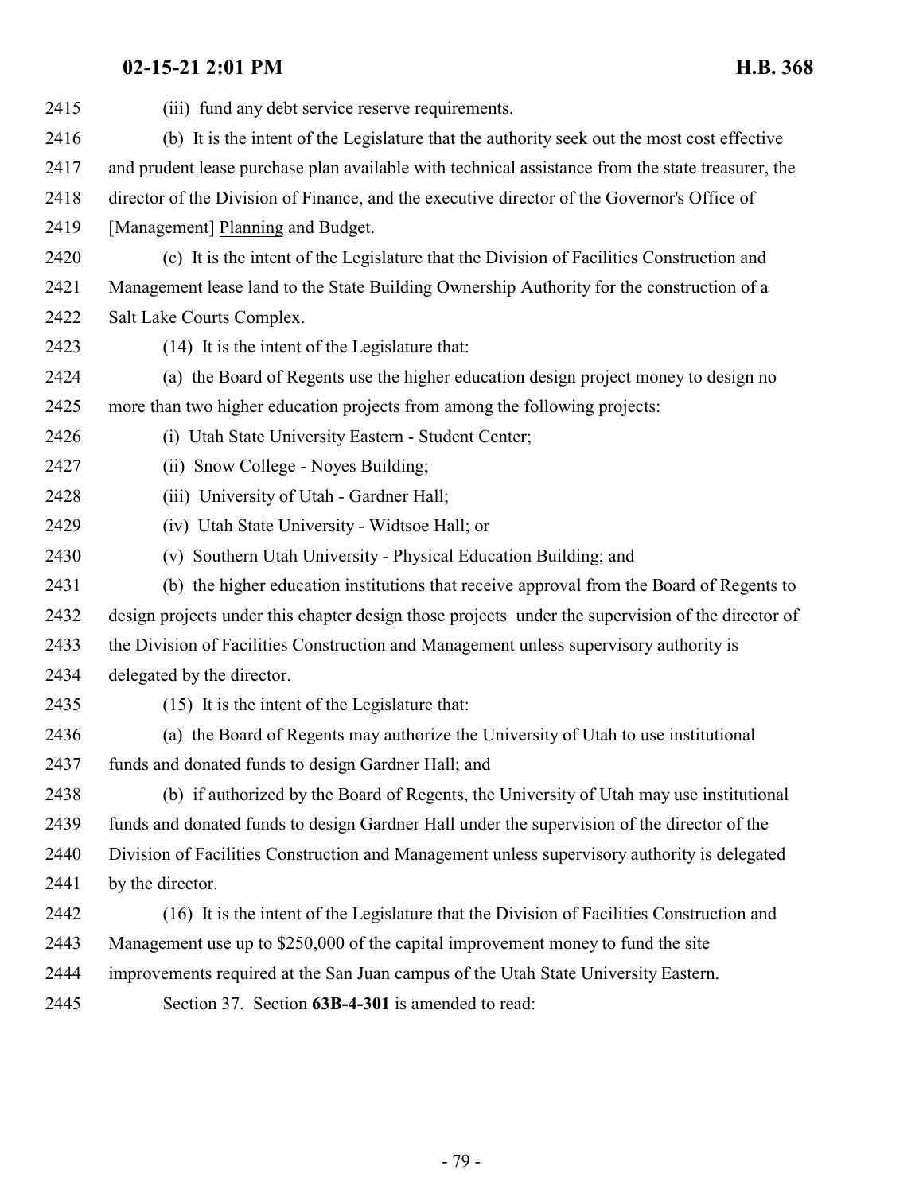2415 (iii) fund any debt service reserve requirements.

2416 (b) It is the intent of the Legislature that the authority seek out the most cost effective
2417 and prudent lease purchase plan available with technical assistance from the state treasurer, the
2418 director of the Division of Finance, and the executive director of the Governor's Office of
2419 [~~Management~~] Planning and Budget.

2420 (c) It is the intent of the Legislature that the Division of Facilities Construction and
2421 Management lease land to the State Building Ownership Authority for the construction of a
2422 Salt Lake Courts Complex.

2423 (14) It is the intent of the Legislature that:

2424 (a) the Board of Regents use the higher education design project money to design no
2425 more than two higher education projects from among the following projects:

2426 (i) Utah State University Eastern - Student Center;

2427 (ii) Snow College - Noyes Building;

2428 (iii) University of Utah - Gardner Hall;

2429 (iv) Utah State University - Widtsoe Hall; or

2430 (v) Southern Utah University - Physical Education Building; and

2431 (b) the higher education institutions that receive approval from the Board of Regents to
2432 design projects under this chapter design those projects under the supervision of the director of
2433 the Division of Facilities Construction and Management unless supervisory authority is
2434 delegated by the director.

2435 (15) It is the intent of the Legislature that:

2436 (a) the Board of Regents may authorize the University of Utah to use institutional
2437 funds and donated funds to design Gardner Hall; and

2438 (b) if authorized by the Board of Regents, the University of Utah may use institutional
2439 funds and donated funds to design Gardner Hall under the supervision of the director of the
2440 Division of Facilities Construction and Management unless supervisory authority is delegated
2441 by the director.

2442 (16) It is the intent of the Legislature that the Division of Facilities Construction and
2443 Management use up to $250,000 of the capital improvement money to fund the site
2444 improvements required at the San Juan campus of the Utah State University Eastern.

2445 Section 37. Section **63B-4-301** is amended to read: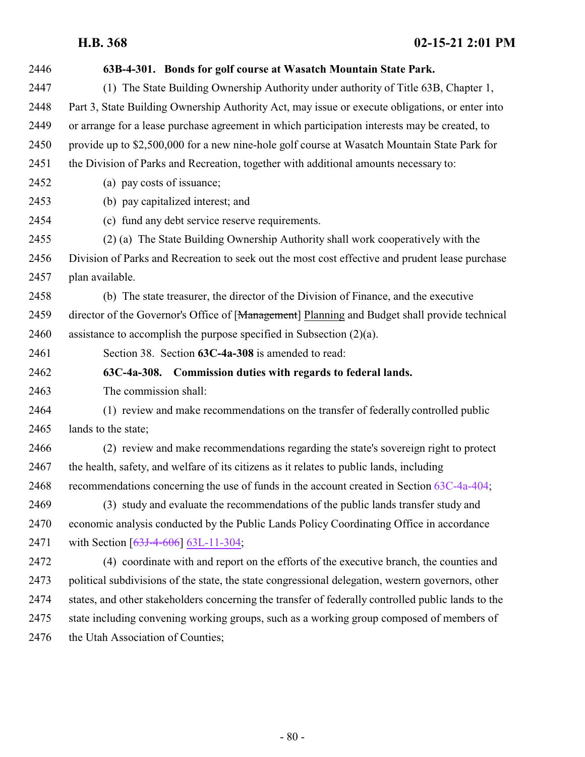**63B-4-301. Bonds for golf course at Wasatch Mountain State Park.**

(1) The State Building Ownership Authority under authority of Title 63B, Chapter 1, Part 3, State Building Ownership Authority Act, may issue or execute obligations, or enter into or arrange for a lease purchase agreement in which participation interests may be created, to provide up to $2,500,000 for a new nine-hole golf course at Wasatch Mountain State Park for the Division of Parks and Recreation, together with additional amounts necessary to:

(a) pay costs of issuance;

(b) pay capitalized interest; and

(c) fund any debt service reserve requirements.

(2) (a) The State Building Ownership Authority shall work cooperatively with the Division of Parks and Recreation to seek out the most cost effective and prudent lease purchase plan available.

(b) The state treasurer, the director of the Division of Finance, and the executive director of the Governor's Office of [~~Management~~] Planning and Budget shall provide technical assistance to accomplish the purpose specified in Subsection (2)(a).

Section 38. Section **63C-4a-308** is amended to read:

**63C-4a-308. Commission duties with regards to federal lands.**

The commission shall:

(1) review and make recommendations on the transfer of federally controlled public lands to the state;

(2) review and make recommendations regarding the state's sovereign right to protect the health, safety, and welfare of its citizens as it relates to public lands, including recommendations concerning the use of funds in the account created in Section 63C-4a-404;

(3) study and evaluate the recommendations of the public lands transfer study and economic analysis conducted by the Public Lands Policy Coordinating Office in accordance with Section [~~63J-4-606~~] 63L-11-304;

(4) coordinate with and report on the efforts of the executive branch, the counties and political subdivisions of the state, the state congressional delegation, western governors, other states, and other stakeholders concerning the transfer of federally controlled public lands to the state including convening working groups, such as a working group composed of members of the Utah Association of Counties;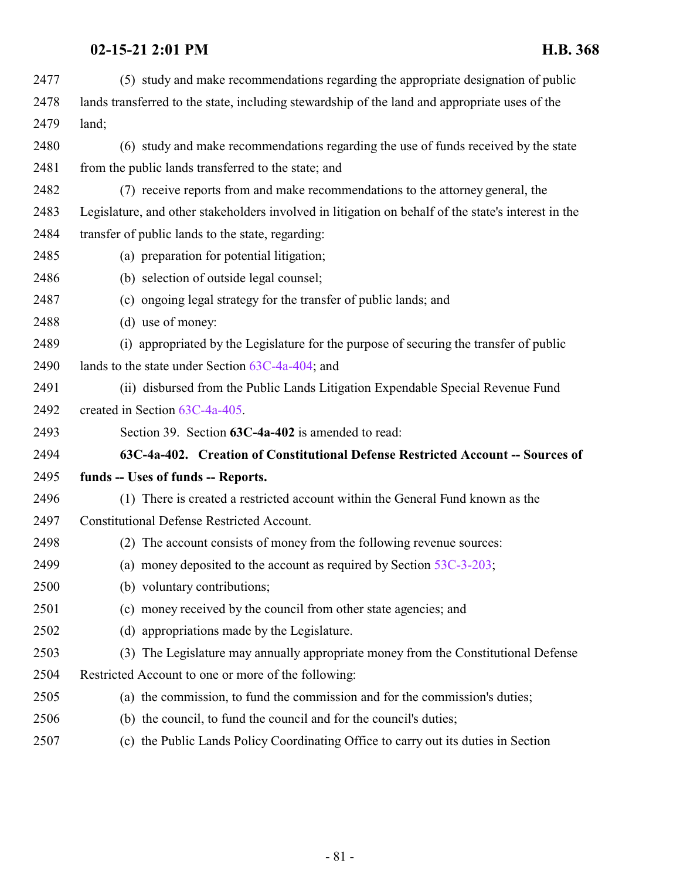(5) study and make recommendations regarding the appropriate designation of public lands transferred to the state, including stewardship of the land and appropriate uses of the land;

(6) study and make recommendations regarding the use of funds received by the state from the public lands transferred to the state; and

(7) receive reports from and make recommendations to the attorney general, the Legislature, and other stakeholders involved in litigation on behalf of the state's interest in the transfer of public lands to the state, regarding:

(a) preparation for potential litigation;

(b) selection of outside legal counsel;

(c) ongoing legal strategy for the transfer of public lands; and

(d) use of money:

(i) appropriated by the Legislature for the purpose of securing the transfer of public lands to the state under Section 63C-4a-404; and

(ii) disbursed from the Public Lands Litigation Expendable Special Revenue Fund created in Section 63C-4a-405.

Section 39. Section **63C-4a-402** is amended to read:

**63C-4a-402. Creation of Constitutional Defense Restricted Account -- Sources of funds -- Uses of funds -- Reports.**

(1) There is created a restricted account within the General Fund known as the Constitutional Defense Restricted Account.

(2) The account consists of money from the following revenue sources:

(a) money deposited to the account as required by Section 53C-3-203;

(b) voluntary contributions;

(c) money received by the council from other state agencies; and

(d) appropriations made by the Legislature.

(3) The Legislature may annually appropriate money from the Constitutional Defense Restricted Account to one or more of the following:

(a) the commission, to fund the commission and for the commission's duties;

(b) the council, to fund the council and for the council's duties;

(c) the Public Lands Policy Coordinating Office to carry out its duties in Section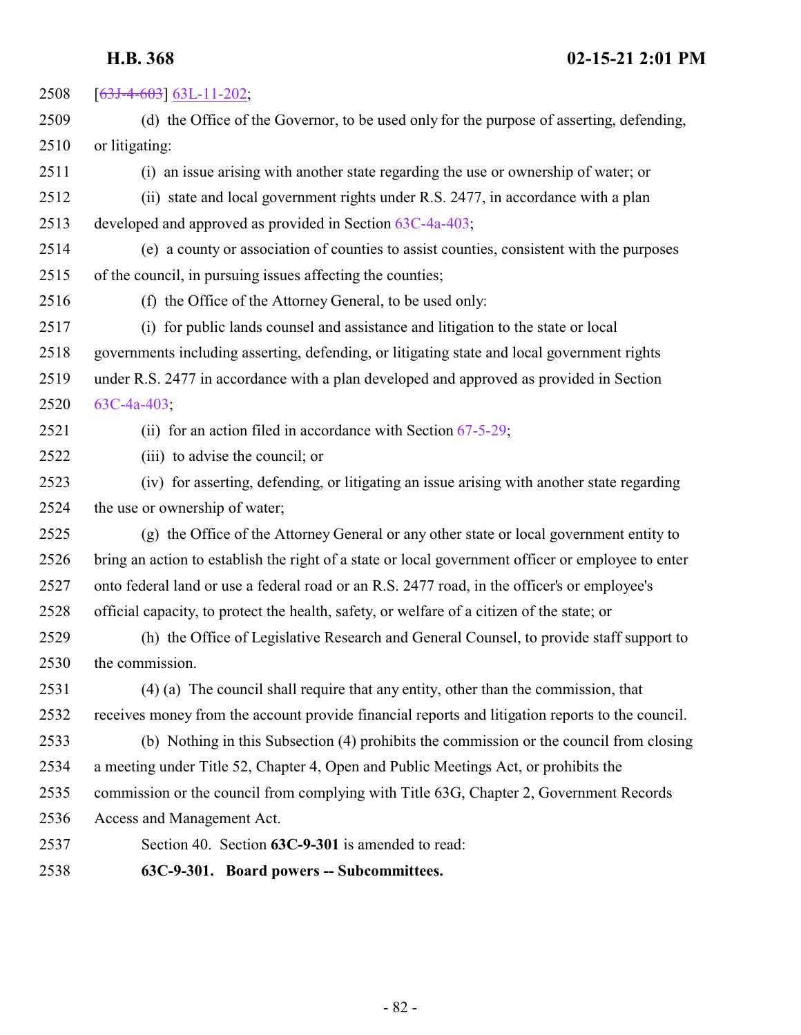[~~63J-4-603~~] 63L-11-202;

(d) the Office of the Governor, to be used only for the purpose of asserting, defending, or litigating:

(i) an issue arising with another state regarding the use or ownership of water; or

(ii) state and local government rights under R.S. 2477, in accordance with a plan developed and approved as provided in Section 63C-4a-403;

(e) a county or association of counties to assist counties, consistent with the purposes of the council, in pursuing issues affecting the counties;

(f) the Office of the Attorney General, to be used only:

(i) for public lands counsel and assistance and litigation to the state or local governments including asserting, defending, or litigating state and local government rights under R.S. 2477 in accordance with a plan developed and approved as provided in Section 63C-4a-403;

(ii) for an action filed in accordance with Section 67-5-29;

(iii) to advise the council; or

(iv) for asserting, defending, or litigating an issue arising with another state regarding the use or ownership of water;

(g) the Office of the Attorney General or any other state or local government entity to bring an action to establish the right of a state or local government officer or employee to enter onto federal land or use a federal road or an R.S. 2477 road, in the officer's or employee's official capacity, to protect the health, safety, or welfare of a citizen of the state; or

(h) the Office of Legislative Research and General Counsel, to provide staff support to the commission.

(4) (a) The council shall require that any entity, other than the commission, that receives money from the account provide financial reports and litigation reports to the council.

(b) Nothing in this Subsection (4) prohibits the commission or the council from closing a meeting under Title 52, Chapter 4, Open and Public Meetings Act, or prohibits the commission or the council from complying with Title 63G, Chapter 2, Government Records Access and Management Act.

Section 40. Section **63C-9-301** is amended to read:

**63C-9-301. Board powers -- Subcommittees.**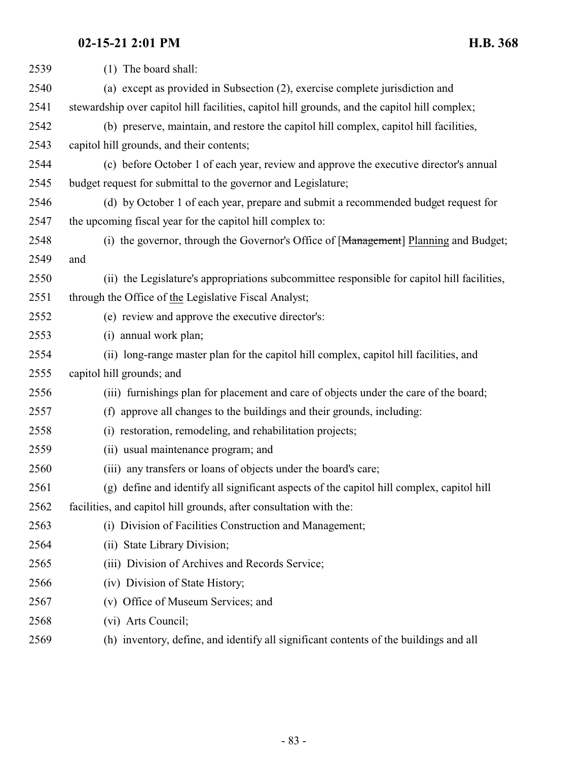(1) The board shall:

(a) except as provided in Subsection (2), exercise complete jurisdiction and stewardship over capitol hill facilities, capitol hill grounds, and the capitol hill complex;

(b) preserve, maintain, and restore the capitol hill complex, capitol hill facilities, capitol hill grounds, and their contents;

(c) before October 1 of each year, review and approve the executive director's annual budget request for submittal to the governor and Legislature;

(d) by October 1 of each year, prepare and submit a recommended budget request for the upcoming fiscal year for the capitol hill complex to:

(i) the governor, through the Governor's Office of [~~Management~~] Planning and Budget; and

(ii) the Legislature's appropriations subcommittee responsible for capitol hill facilities, through the Office of the Legislative Fiscal Analyst;

(e) review and approve the executive director's:

(i) annual work plan;

(ii) long-range master plan for the capitol hill complex, capitol hill facilities, and capitol hill grounds; and

(iii) furnishings plan for placement and care of objects under the care of the board;

(f) approve all changes to the buildings and their grounds, including:

(i) restoration, remodeling, and rehabilitation projects;

(ii) usual maintenance program; and

(iii) any transfers or loans of objects under the board's care;

(g) define and identify all significant aspects of the capitol hill complex, capitol hill facilities, and capitol hill grounds, after consultation with the:

(i) Division of Facilities Construction and Management;

(ii) State Library Division;

(iii) Division of Archives and Records Service;

(iv) Division of State History;

(v) Office of Museum Services; and

(vi) Arts Council;

(h) inventory, define, and identify all significant contents of the buildings and all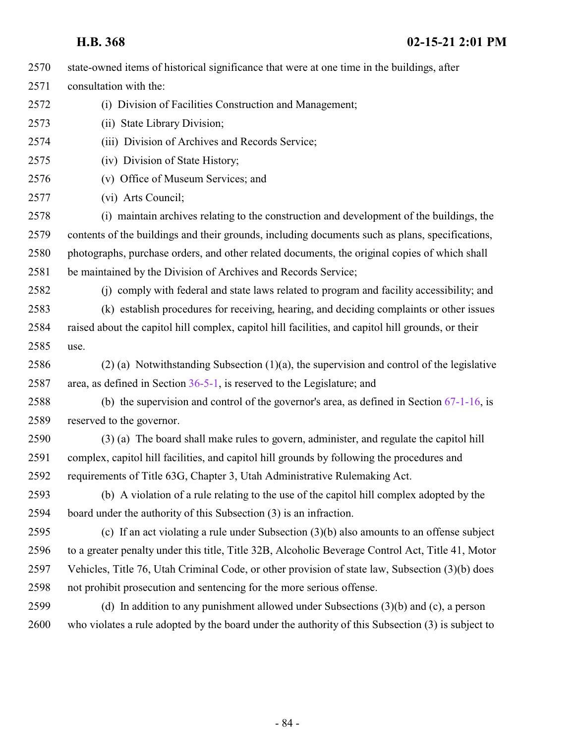state-owned items of historical significance that were at one time in the buildings, after consultation with the:

(i) Division of Facilities Construction and Management;

(ii) State Library Division;

(iii) Division of Archives and Records Service;

(iv) Division of State History;

(v) Office of Museum Services; and

(vi) Arts Council;

(i) maintain archives relating to the construction and development of the buildings, the contents of the buildings and their grounds, including documents such as plans, specifications, photographs, purchase orders, and other related documents, the original copies of which shall be maintained by the Division of Archives and Records Service;

(j) comply with federal and state laws related to program and facility accessibility; and

(k) establish procedures for receiving, hearing, and deciding complaints or other issues raised about the capitol hill complex, capitol hill facilities, and capitol hill grounds, or their use.

(2) (a) Notwithstanding Subsection (1)(a), the supervision and control of the legislative area, as defined in Section 36-5-1, is reserved to the Legislature; and

(b) the supervision and control of the governor's area, as defined in Section 67-1-16, is reserved to the governor.

(3) (a) The board shall make rules to govern, administer, and regulate the capitol hill complex, capitol hill facilities, and capitol hill grounds by following the procedures and requirements of Title 63G, Chapter 3, Utah Administrative Rulemaking Act.

(b) A violation of a rule relating to the use of the capitol hill complex adopted by the board under the authority of this Subsection (3) is an infraction.

(c) If an act violating a rule under Subsection (3)(b) also amounts to an offense subject to a greater penalty under this title, Title 32B, Alcoholic Beverage Control Act, Title 41, Motor Vehicles, Title 76, Utah Criminal Code, or other provision of state law, Subsection (3)(b) does not prohibit prosecution and sentencing for the more serious offense.

(d) In addition to any punishment allowed under Subsections (3)(b) and (c), a person who violates a rule adopted by the board under the authority of this Subsection (3) is subject to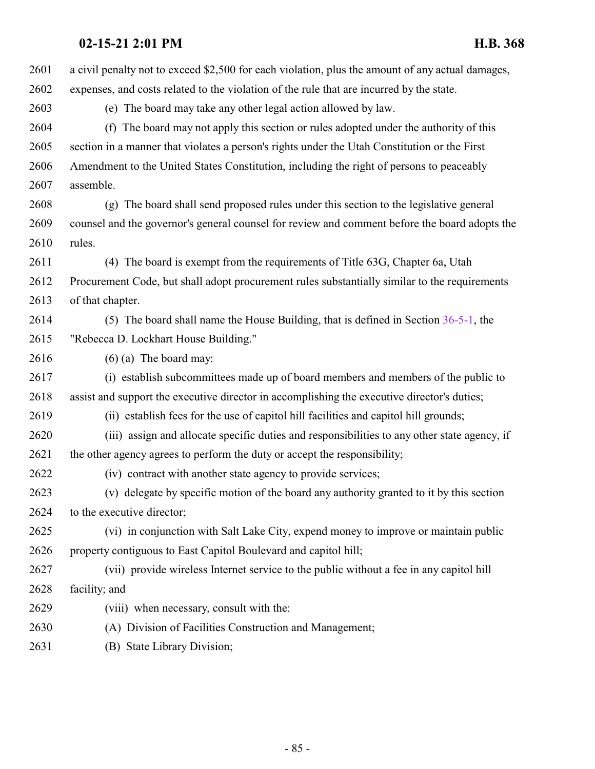a civil penalty not to exceed $2,500 for each violation, plus the amount of any actual damages, expenses, and costs related to the violation of the rule that are incurred by the state.

(e) The board may take any other legal action allowed by law.

(f) The board may not apply this section or rules adopted under the authority of this section in a manner that violates a person's rights under the Utah Constitution or the First Amendment to the United States Constitution, including the right of persons to peaceably assemble.

(g) The board shall send proposed rules under this section to the legislative general counsel and the governor's general counsel for review and comment before the board adopts the rules.

(4) The board is exempt from the requirements of Title 63G, Chapter 6a, Utah Procurement Code, but shall adopt procurement rules substantially similar to the requirements of that chapter.

(5) The board shall name the House Building, that is defined in Section 36-5-1, the "Rebecca D. Lockhart House Building."

(6) (a) The board may:

(i) establish subcommittees made up of board members and members of the public to assist and support the executive director in accomplishing the executive director's duties;

(ii) establish fees for the use of capitol hill facilities and capitol hill grounds;

(iii) assign and allocate specific duties and responsibilities to any other state agency, if the other agency agrees to perform the duty or accept the responsibility;

(iv) contract with another state agency to provide services;

(v) delegate by specific motion of the board any authority granted to it by this section to the executive director;

(vi) in conjunction with Salt Lake City, expend money to improve or maintain public property contiguous to East Capitol Boulevard and capitol hill;

(vii) provide wireless Internet service to the public without a fee in any capitol hill facility; and

(viii) when necessary, consult with the:

(A) Division of Facilities Construction and Management;

(B) State Library Division;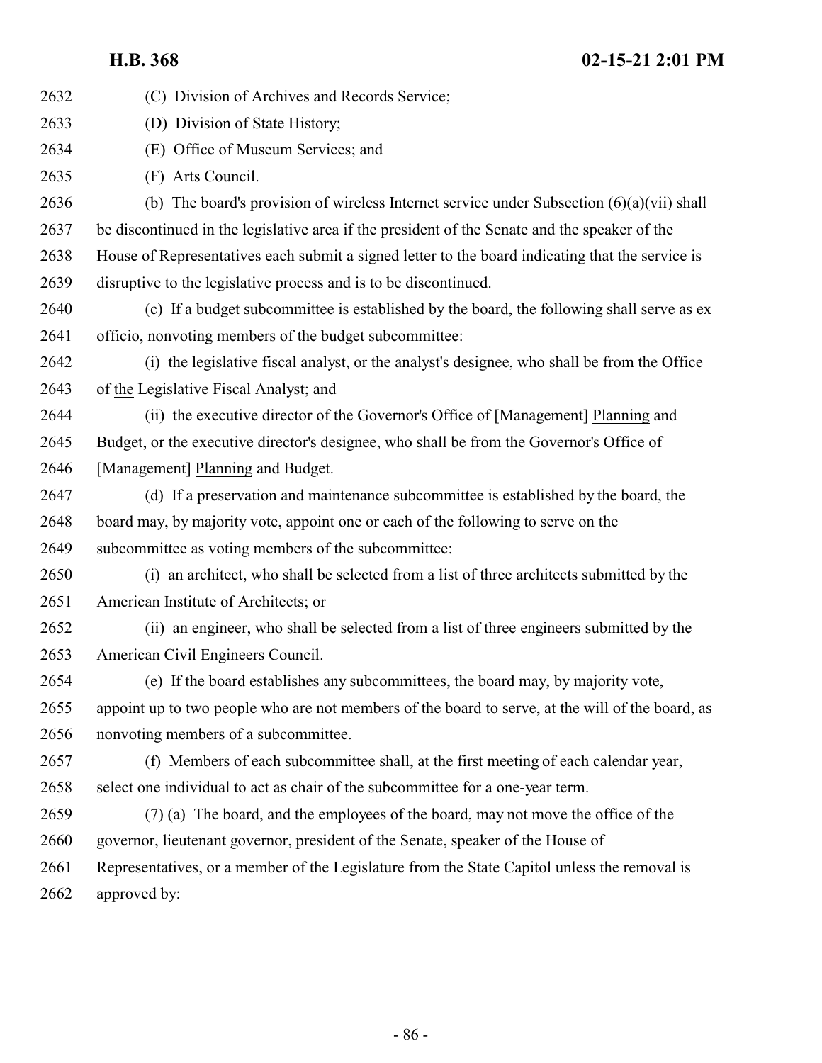(C) Division of Archives and Records Service;

(D) Division of State History;

(E) Office of Museum Services; and

(F) Arts Council.

(b) The board's provision of wireless Internet service under Subsection (6)(a)(vii) shall be discontinued in the legislative area if the president of the Senate and the speaker of the House of Representatives each submit a signed letter to the board indicating that the service is disruptive to the legislative process and is to be discontinued.

(c) If a budget subcommittee is established by the board, the following shall serve as ex officio, nonvoting members of the budget subcommittee:

(i) the legislative fiscal analyst, or the analyst's designee, who shall be from the Office of the Legislative Fiscal Analyst; and

(ii) the executive director of the Governor's Office of [~~Management~~] Planning and Budget, or the executive director's designee, who shall be from the Governor's Office of [~~Management~~] Planning and Budget.

(d) If a preservation and maintenance subcommittee is established by the board, the board may, by majority vote, appoint one or each of the following to serve on the subcommittee as voting members of the subcommittee:

(i) an architect, who shall be selected from a list of three architects submitted by the American Institute of Architects; or

(ii) an engineer, who shall be selected from a list of three engineers submitted by the American Civil Engineers Council.

(e) If the board establishes any subcommittees, the board may, by majority vote, appoint up to two people who are not members of the board to serve, at the will of the board, as nonvoting members of a subcommittee.

(f) Members of each subcommittee shall, at the first meeting of each calendar year, select one individual to act as chair of the subcommittee for a one-year term.

(7) (a) The board, and the employees of the board, may not move the office of the governor, lieutenant governor, president of the Senate, speaker of the House of Representatives, or a member of the Legislature from the State Capitol unless the removal is approved by: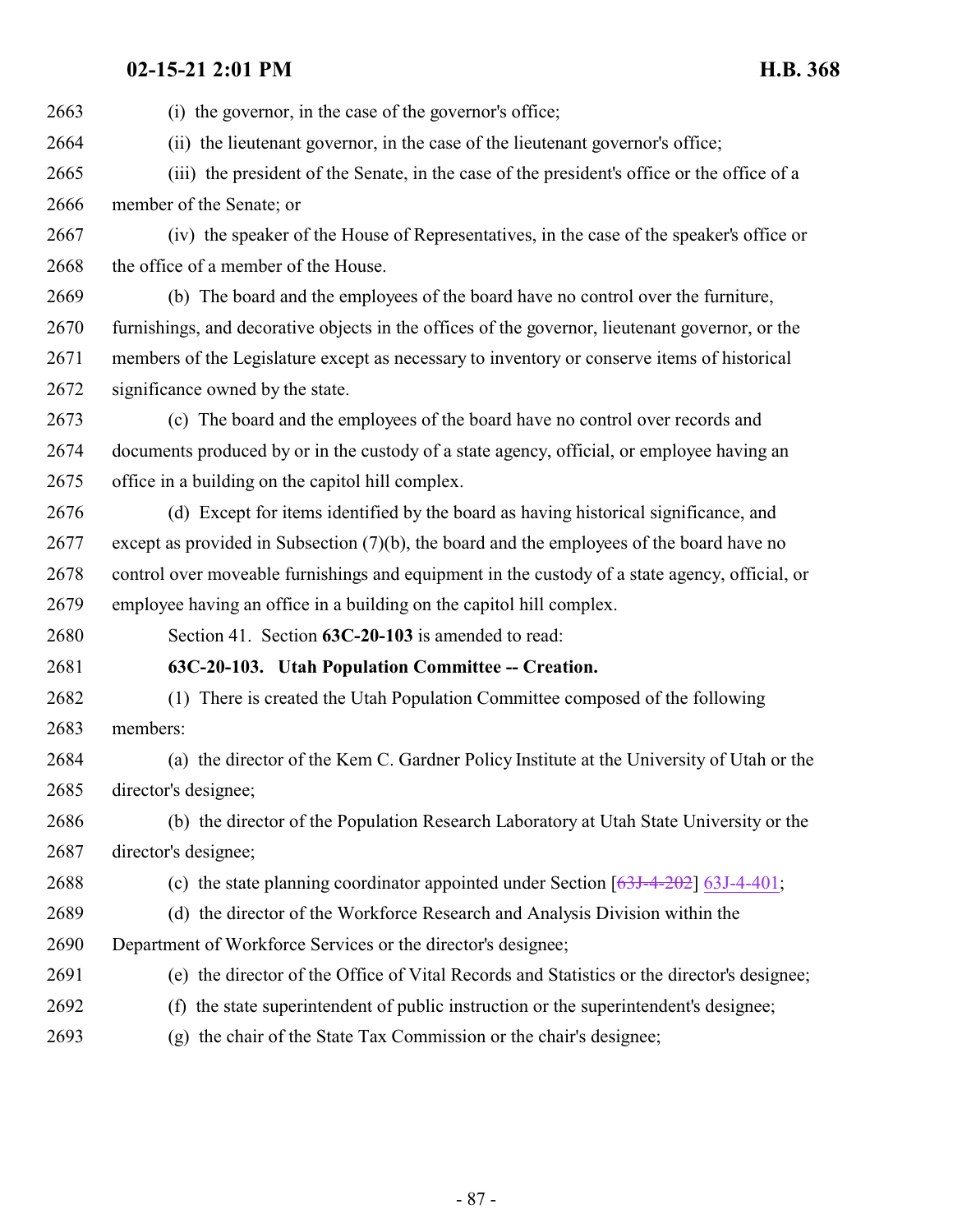(i) the governor, in the case of the governor's office;

(ii) the lieutenant governor, in the case of the lieutenant governor's office;

(iii) the president of the Senate, in the case of the president's office or the office of a member of the Senate; or

(iv) the speaker of the House of Representatives, in the case of the speaker's office or the office of a member of the House.

(b) The board and the employees of the board have no control over the furniture, furnishings, and decorative objects in the offices of the governor, lieutenant governor, or the members of the Legislature except as necessary to inventory or conserve items of historical significance owned by the state.

(c) The board and the employees of the board have no control over records and documents produced by or in the custody of a state agency, official, or employee having an office in a building on the capitol hill complex.

(d) Except for items identified by the board as having historical significance, and except as provided in Subsection (7)(b), the board and the employees of the board have no control over moveable furnishings and equipment in the custody of a state agency, official, or employee having an office in a building on the capitol hill complex.

Section 41. Section **63C-20-103** is amended to read:

**63C-20-103. Utah Population Committee -- Creation.**

(1) There is created the Utah Population Committee composed of the following members:

(a) the director of the Kem C. Gardner Policy Institute at the University of Utah or the director's designee;

(b) the director of the Population Research Laboratory at Utah State University or the director's designee;

(c) the state planning coordinator appointed under Section [~~63J-4-202~~] 63J-4-401;

(d) the director of the Workforce Research and Analysis Division within the Department of Workforce Services or the director's designee;

(e) the director of the Office of Vital Records and Statistics or the director's designee;

(f) the state superintendent of public instruction or the superintendent's designee;

(g) the chair of the State Tax Commission or the chair's designee;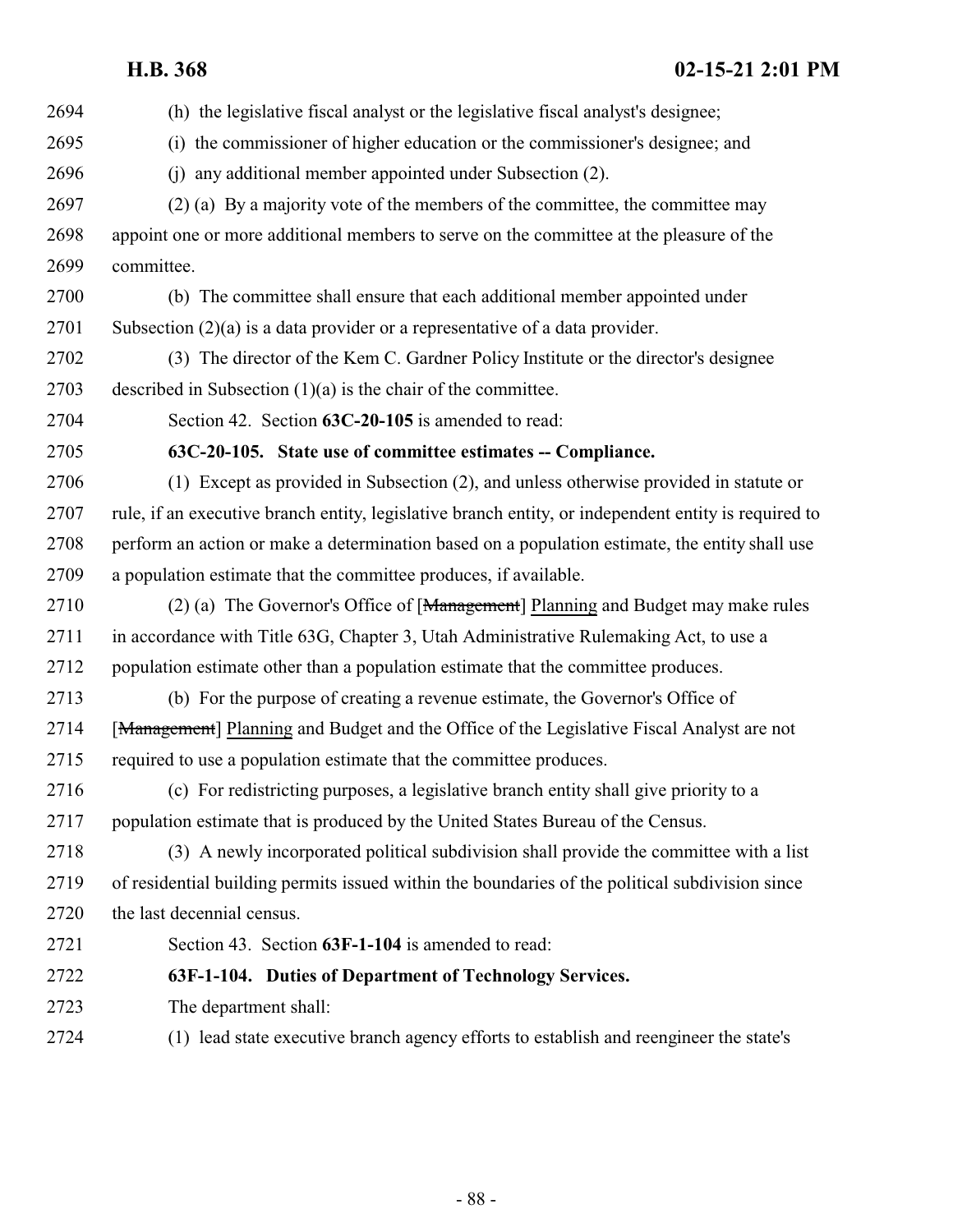2694 (h) the legislative fiscal analyst or the legislative fiscal analyst's designee;

2695 (i) the commissioner of higher education or the commissioner's designee; and

2696 (j) any additional member appointed under Subsection (2).

2697 (2) (a) By a majority vote of the members of the committee, the committee may

2698 appoint one or more additional members to serve on the committee at the pleasure of the

2699 committee.

2700 (b) The committee shall ensure that each additional member appointed under

2701 Subsection (2)(a) is a data provider or a representative of a data provider.

2702 (3) The director of the Kem C. Gardner Policy Institute or the director's designee

2703 described in Subsection (1)(a) is the chair of the committee.

2704 Section 42. Section **63C-20-105** is amended to read:

2705 **63C-20-105. State use of committee estimates -- Compliance.**

2706 (1) Except as provided in Subsection (2), and unless otherwise provided in statute or

2707 rule, if an executive branch entity, legislative branch entity, or independent entity is required to

2708 perform an action or make a determination based on a population estimate, the entity shall use

2709 a population estimate that the committee produces, if available.

2710 (2) (a) The Governor's Office of [~~Management~~] Planning and Budget may make rules

2711 in accordance with Title 63G, Chapter 3, Utah Administrative Rulemaking Act, to use a

2712 population estimate other than a population estimate that the committee produces.

2713 (b) For the purpose of creating a revenue estimate, the Governor's Office of

2714 [~~Management~~] Planning and Budget and the Office of the Legislative Fiscal Analyst are not

2715 required to use a population estimate that the committee produces.

2716 (c) For redistricting purposes, a legislative branch entity shall give priority to a

2717 population estimate that is produced by the United States Bureau of the Census.

2718 (3) A newly incorporated political subdivision shall provide the committee with a list

2719 of residential building permits issued within the boundaries of the political subdivision since

2720 the last decennial census.

2721 Section 43. Section **63F-1-104** is amended to read:

2722 **63F-1-104. Duties of Department of Technology Services.**

2723 The department shall:

2724 (1) lead state executive branch agency efforts to establish and reengineer the state's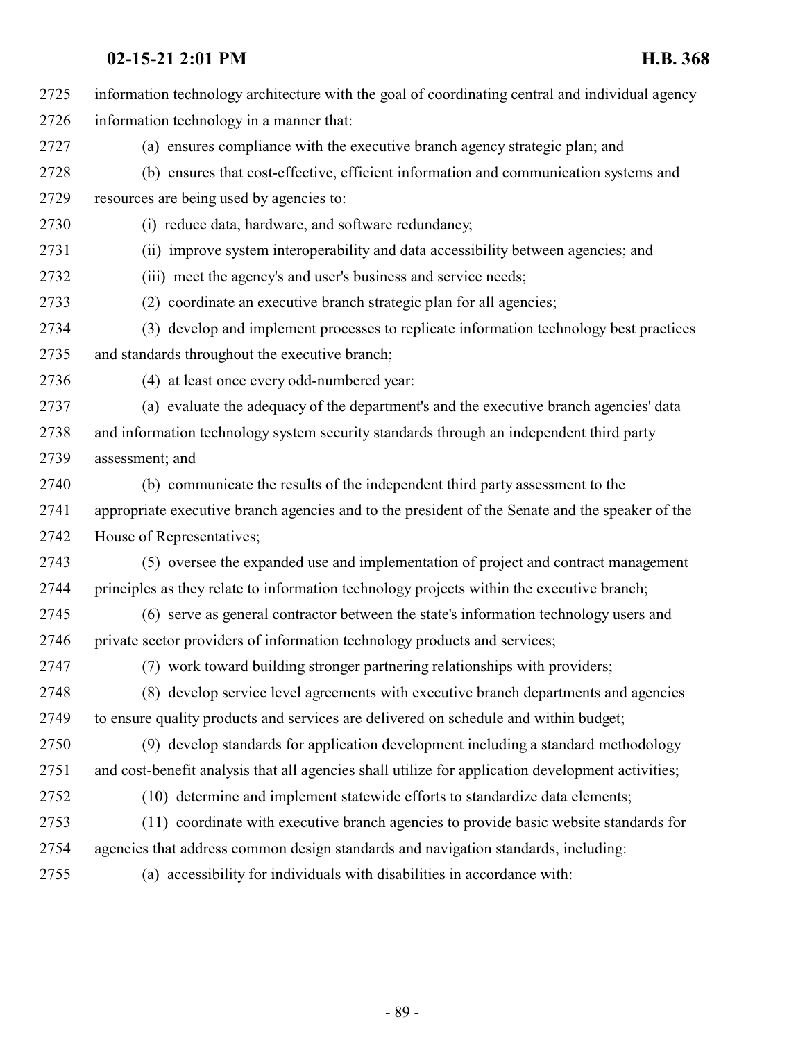information technology architecture with the goal of coordinating central and individual agency information technology in a manner that:

(a) ensures compliance with the executive branch agency strategic plan; and

(b) ensures that cost-effective, efficient information and communication systems and resources are being used by agencies to:

(i) reduce data, hardware, and software redundancy;

(ii) improve system interoperability and data accessibility between agencies; and

(iii) meet the agency's and user's business and service needs;

(2) coordinate an executive branch strategic plan for all agencies;

(3) develop and implement processes to replicate information technology best practices and standards throughout the executive branch;

(4) at least once every odd-numbered year:

(a) evaluate the adequacy of the department's and the executive branch agencies' data and information technology system security standards through an independent third party assessment; and

(b) communicate the results of the independent third party assessment to the appropriate executive branch agencies and to the president of the Senate and the speaker of the House of Representatives;

(5) oversee the expanded use and implementation of project and contract management principles as they relate to information technology projects within the executive branch;

(6) serve as general contractor between the state's information technology users and private sector providers of information technology products and services;

(7) work toward building stronger partnering relationships with providers;

(8) develop service level agreements with executive branch departments and agencies to ensure quality products and services are delivered on schedule and within budget;

(9) develop standards for application development including a standard methodology and cost-benefit analysis that all agencies shall utilize for application development activities;

(10) determine and implement statewide efforts to standardize data elements;

(11) coordinate with executive branch agencies to provide basic website standards for agencies that address common design standards and navigation standards, including:

(a) accessibility for individuals with disabilities in accordance with: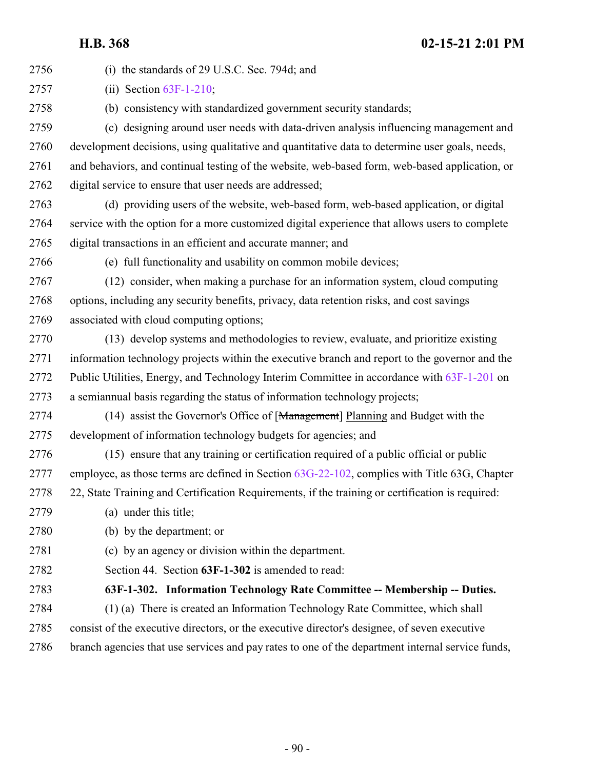(i) the standards of 29 U.S.C. Sec. 794d; and

(ii) Section 63F-1-210;

(b) consistency with standardized government security standards;

(c) designing around user needs with data-driven analysis influencing management and development decisions, using qualitative and quantitative data to determine user goals, needs, and behaviors, and continual testing of the website, web-based form, web-based application, or digital service to ensure that user needs are addressed;

(d) providing users of the website, web-based form, web-based application, or digital service with the option for a more customized digital experience that allows users to complete digital transactions in an efficient and accurate manner; and

(e) full functionality and usability on common mobile devices;

(12) consider, when making a purchase for an information system, cloud computing options, including any security benefits, privacy, data retention risks, and cost savings associated with cloud computing options;

(13) develop systems and methodologies to review, evaluate, and prioritize existing information technology projects within the executive branch and report to the governor and the Public Utilities, Energy, and Technology Interim Committee in accordance with 63F-1-201 on a semiannual basis regarding the status of information technology projects;

(14) assist the Governor's Office of [~~Management~~] Planning and Budget with the development of information technology budgets for agencies; and

(15) ensure that any training or certification required of a public official or public employee, as those terms are defined in Section 63G-22-102, complies with Title 63G, Chapter 22, State Training and Certification Requirements, if the training or certification is required:

(a) under this title;

(b) by the department; or

(c) by an agency or division within the department.

Section 44. Section **63F-1-302** is amended to read:

**63F-1-302. Information Technology Rate Committee -- Membership -- Duties.**

(1) (a) There is created an Information Technology Rate Committee, which shall consist of the executive directors, or the executive director's designee, of seven executive branch agencies that use services and pay rates to one of the department internal service funds,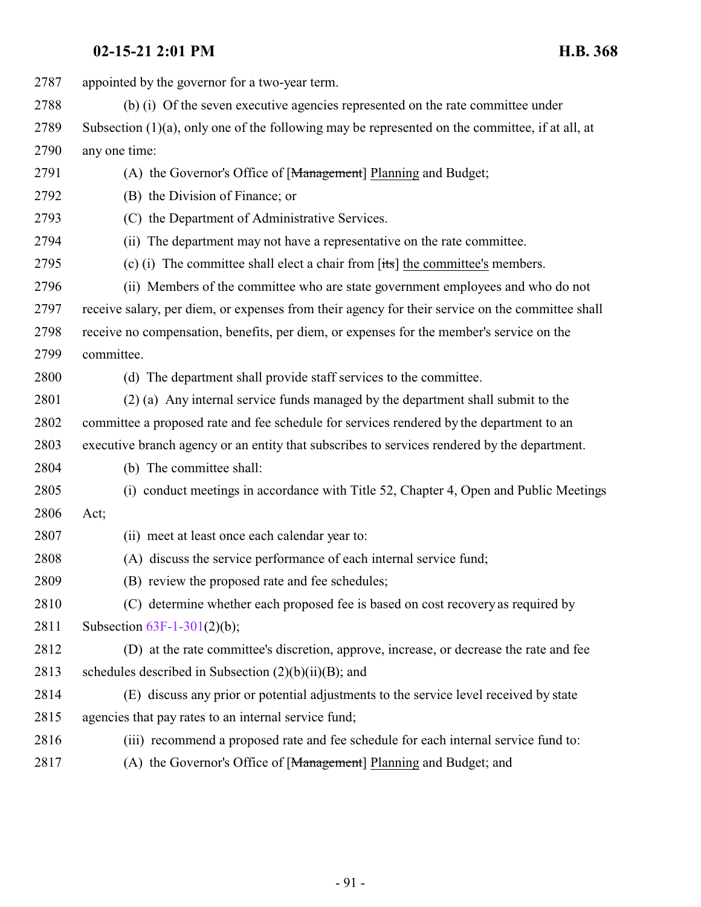2787 appointed by the governor for a two-year term.

2788 (b) (i) Of the seven executive agencies represented on the rate committee under

2789 Subsection (1)(a), only one of the following may be represented on the committee, if at all, at

2790 any one time:

2791 (A) the Governor's Office of [~~Management~~] Planning and Budget;

2792 (B) the Division of Finance; or

2793 (C) the Department of Administrative Services.

2794 (ii) The department may not have a representative on the rate committee.

2795 (c) (i) The committee shall elect a chair from [~~its~~] the committee's members.

2796 (ii) Members of the committee who are state government employees and who do not

2797 receive salary, per diem, or expenses from their agency for their service on the committee shall

2798 receive no compensation, benefits, per diem, or expenses for the member's service on the

2799 committee.

2800 (d) The department shall provide staff services to the committee.

2801 (2) (a) Any internal service funds managed by the department shall submit to the

2802 committee a proposed rate and fee schedule for services rendered by the department to an

2803 executive branch agency or an entity that subscribes to services rendered by the department.

2804 (b) The committee shall:

2805 (i) conduct meetings in accordance with Title 52, Chapter 4, Open and Public Meetings

2806 Act;

2807 (ii) meet at least once each calendar year to:

2808 (A) discuss the service performance of each internal service fund;

2809 (B) review the proposed rate and fee schedules;

2810 (C) determine whether each proposed fee is based on cost recovery as required by

2811 Subsection 63F-1-301(2)(b);

2812 (D) at the rate committee's discretion, approve, increase, or decrease the rate and fee

2813 schedules described in Subsection (2)(b)(ii)(B); and

2814 (E) discuss any prior or potential adjustments to the service level received by state

2815 agencies that pay rates to an internal service fund;

2816 (iii) recommend a proposed rate and fee schedule for each internal service fund to:

2817 (A) the Governor's Office of [~~Management~~] Planning and Budget; and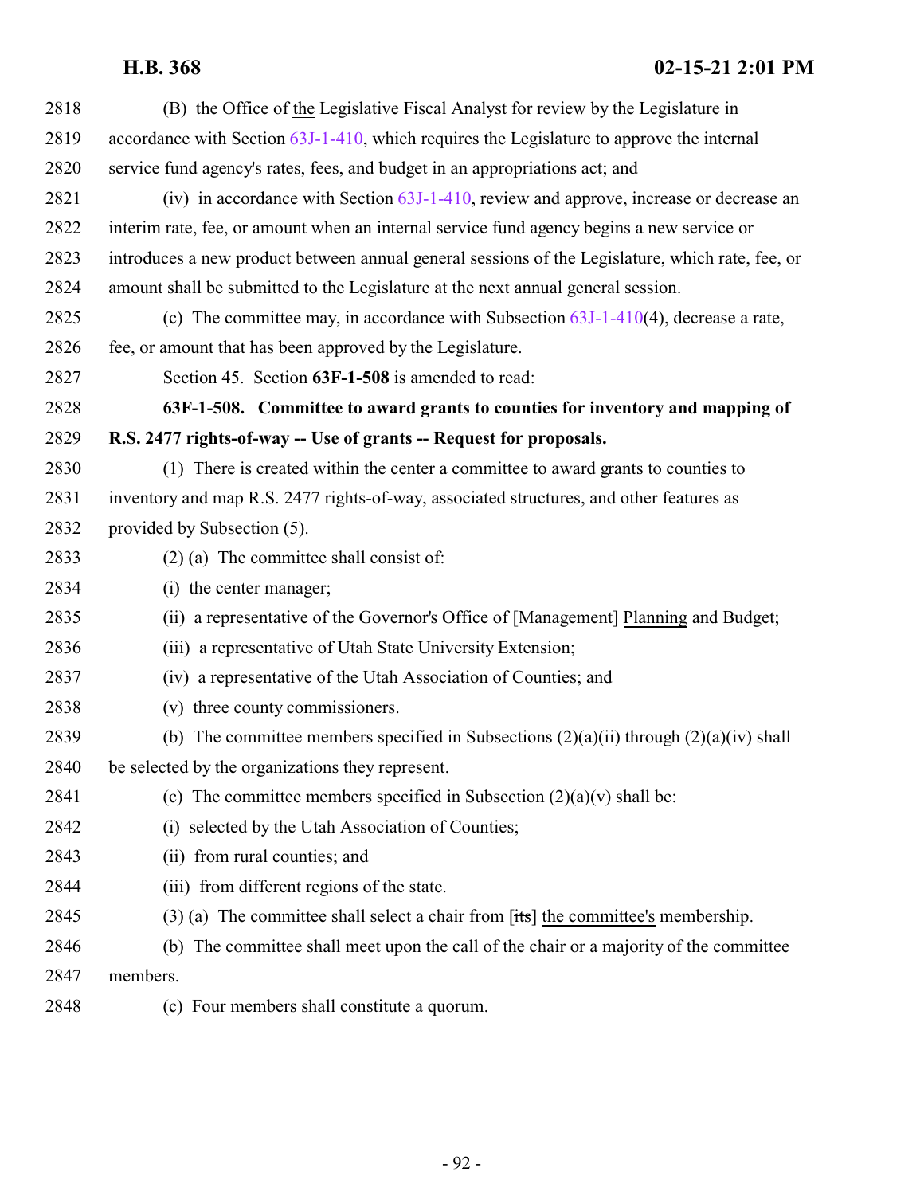2818 (B) the Office of the Legislative Fiscal Analyst for review by the Legislature in
2819 accordance with Section 63J-1-410, which requires the Legislature to approve the internal
2820 service fund agency's rates, fees, and budget in an appropriations act; and

2821 (iv) in accordance with Section 63J-1-410, review and approve, increase or decrease an
2822 interim rate, fee, or amount when an internal service fund agency begins a new service or
2823 introduces a new product between annual general sessions of the Legislature, which rate, fee, or
2824 amount shall be submitted to the Legislature at the next annual general session.

2825 (c) The committee may, in accordance with Subsection 63J-1-410(4), decrease a rate,
2826 fee, or amount that has been approved by the Legislature.

2827 Section 45. Section **63F-1-508** is amended to read:

2828 **63F-1-508. Committee to award grants to counties for inventory and mapping of**
2829 **R.S. 2477 rights-of-way -- Use of grants -- Request for proposals.**

2830 (1) There is created within the center a committee to award grants to counties to
2831 inventory and map R.S. 2477 rights-of-way, associated structures, and other features as
2832 provided by Subsection (5).

2833 (2) (a) The committee shall consist of:

2834 (i) the center manager;

2835 (ii) a representative of the Governor's Office of [~~Management~~] Planning and Budget;

2836 (iii) a representative of Utah State University Extension;

2837 (iv) a representative of the Utah Association of Counties; and

2838 (v) three county commissioners.

2839 (b) The committee members specified in Subsections (2)(a)(ii) through (2)(a)(iv) shall
2840 be selected by the organizations they represent.

2841 (c) The committee members specified in Subsection (2)(a)(v) shall be:

2842 (i) selected by the Utah Association of Counties;

2843 (ii) from rural counties; and

2844 (iii) from different regions of the state.

2845 (3) (a) The committee shall select a chair from [~~its~~] the committee's membership.

2846 (b) The committee shall meet upon the call of the chair or a majority of the committee
2847 members.

2848 (c) Four members shall constitute a quorum.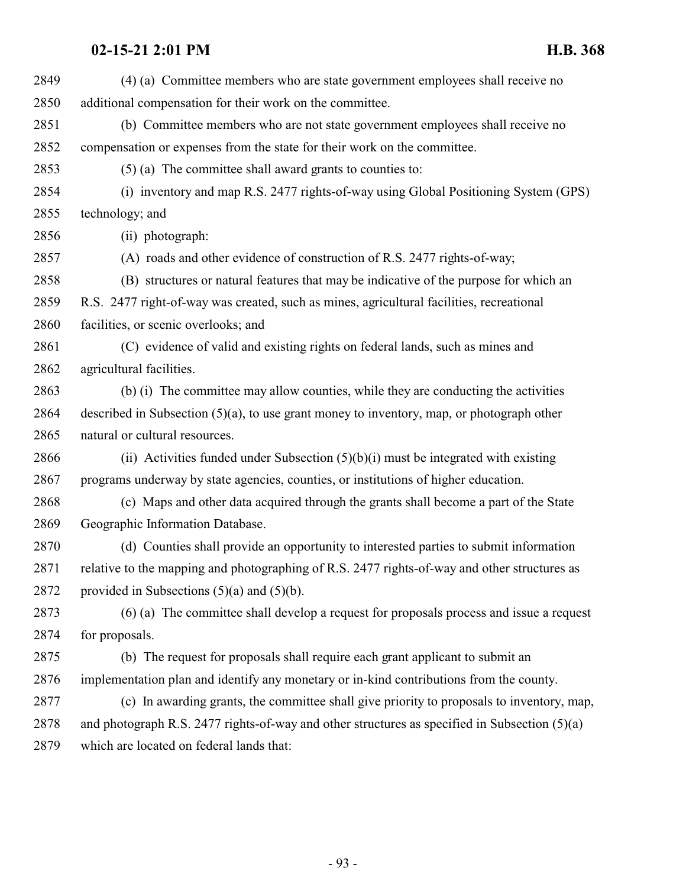(4) (a) Committee members who are state government employees shall receive no additional compensation for their work on the committee.

(b) Committee members who are not state government employees shall receive no compensation or expenses from the state for their work on the committee.

(5) (a) The committee shall award grants to counties to:

(i) inventory and map R.S. 2477 rights-of-way using Global Positioning System (GPS) technology; and

(ii) photograph:

(A) roads and other evidence of construction of R.S. 2477 rights-of-way;

(B) structures or natural features that may be indicative of the purpose for which an R.S. 2477 right-of-way was created, such as mines, agricultural facilities, recreational facilities, or scenic overlooks; and

(C) evidence of valid and existing rights on federal lands, such as mines and agricultural facilities.

(b) (i) The committee may allow counties, while they are conducting the activities described in Subsection (5)(a), to use grant money to inventory, map, or photograph other natural or cultural resources.

(ii) Activities funded under Subsection (5)(b)(i) must be integrated with existing programs underway by state agencies, counties, or institutions of higher education.

(c) Maps and other data acquired through the grants shall become a part of the State Geographic Information Database.

(d) Counties shall provide an opportunity to interested parties to submit information relative to the mapping and photographing of R.S. 2477 rights-of-way and other structures as provided in Subsections (5)(a) and (5)(b).

(6) (a) The committee shall develop a request for proposals process and issue a request for proposals.

(b) The request for proposals shall require each grant applicant to submit an implementation plan and identify any monetary or in-kind contributions from the county.

(c) In awarding grants, the committee shall give priority to proposals to inventory, map, and photograph R.S. 2477 rights-of-way and other structures as specified in Subsection (5)(a) which are located on federal lands that: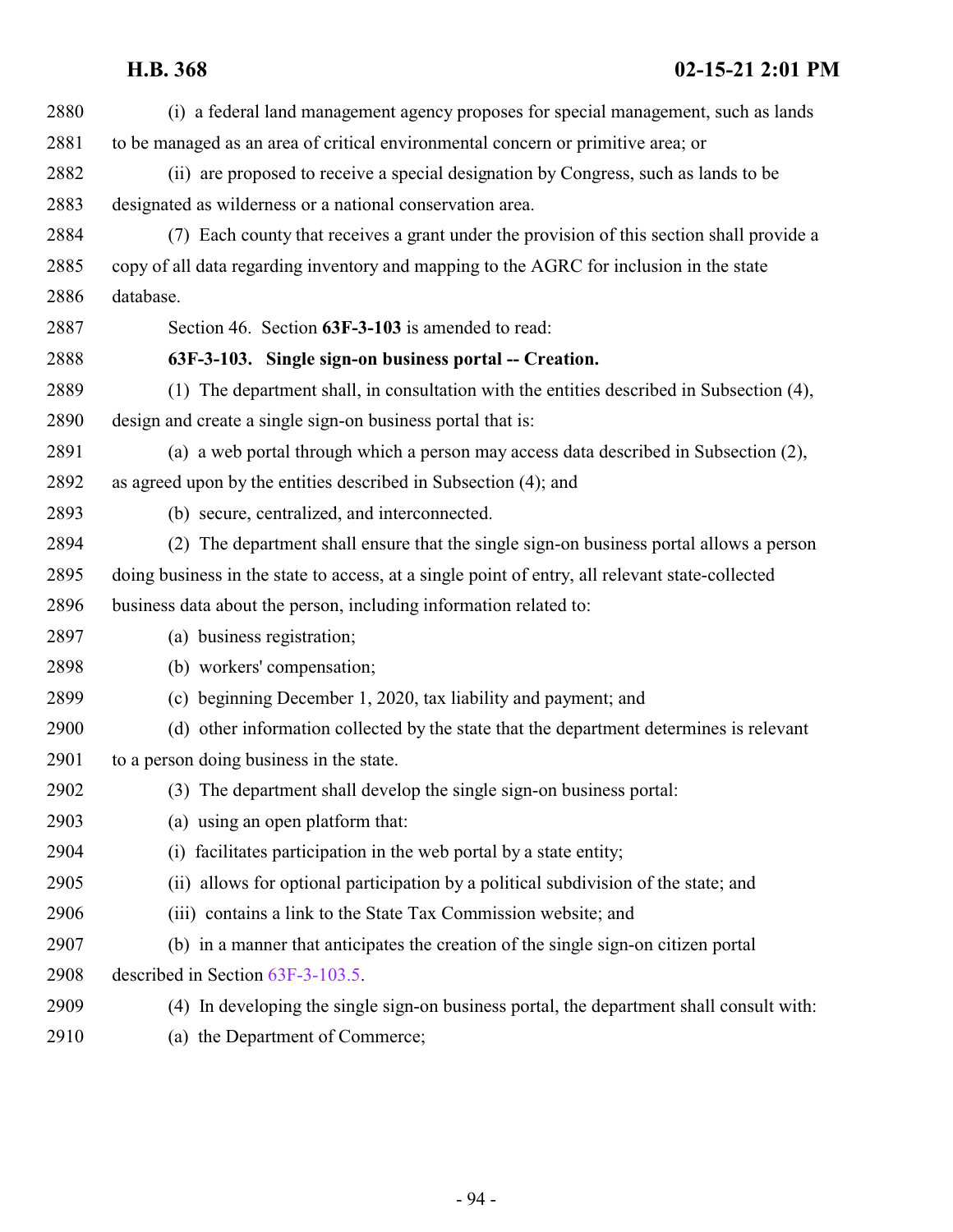(i) a federal land management agency proposes for special management, such as lands to be managed as an area of critical environmental concern or primitive area; or

(ii) are proposed to receive a special designation by Congress, such as lands to be designated as wilderness or a national conservation area.

(7) Each county that receives a grant under the provision of this section shall provide a copy of all data regarding inventory and mapping to the AGRC for inclusion in the state database.

Section 46. Section **63F-3-103** is amended to read:

**63F-3-103. Single sign-on business portal -- Creation.**

(1) The department shall, in consultation with the entities described in Subsection (4), design and create a single sign-on business portal that is:

(a) a web portal through which a person may access data described in Subsection (2), as agreed upon by the entities described in Subsection (4); and

(b) secure, centralized, and interconnected.

(2) The department shall ensure that the single sign-on business portal allows a person doing business in the state to access, at a single point of entry, all relevant state-collected business data about the person, including information related to:

(a) business registration;

(b) workers' compensation;

(c) beginning December 1, 2020, tax liability and payment; and

(d) other information collected by the state that the department determines is relevant to a person doing business in the state.

(3) The department shall develop the single sign-on business portal:

(a) using an open platform that:

(i) facilitates participation in the web portal by a state entity;

(ii) allows for optional participation by a political subdivision of the state; and

(iii) contains a link to the State Tax Commission website; and

(b) in a manner that anticipates the creation of the single sign-on citizen portal described in Section 63F-3-103.5.

(4) In developing the single sign-on business portal, the department shall consult with:

(a) the Department of Commerce;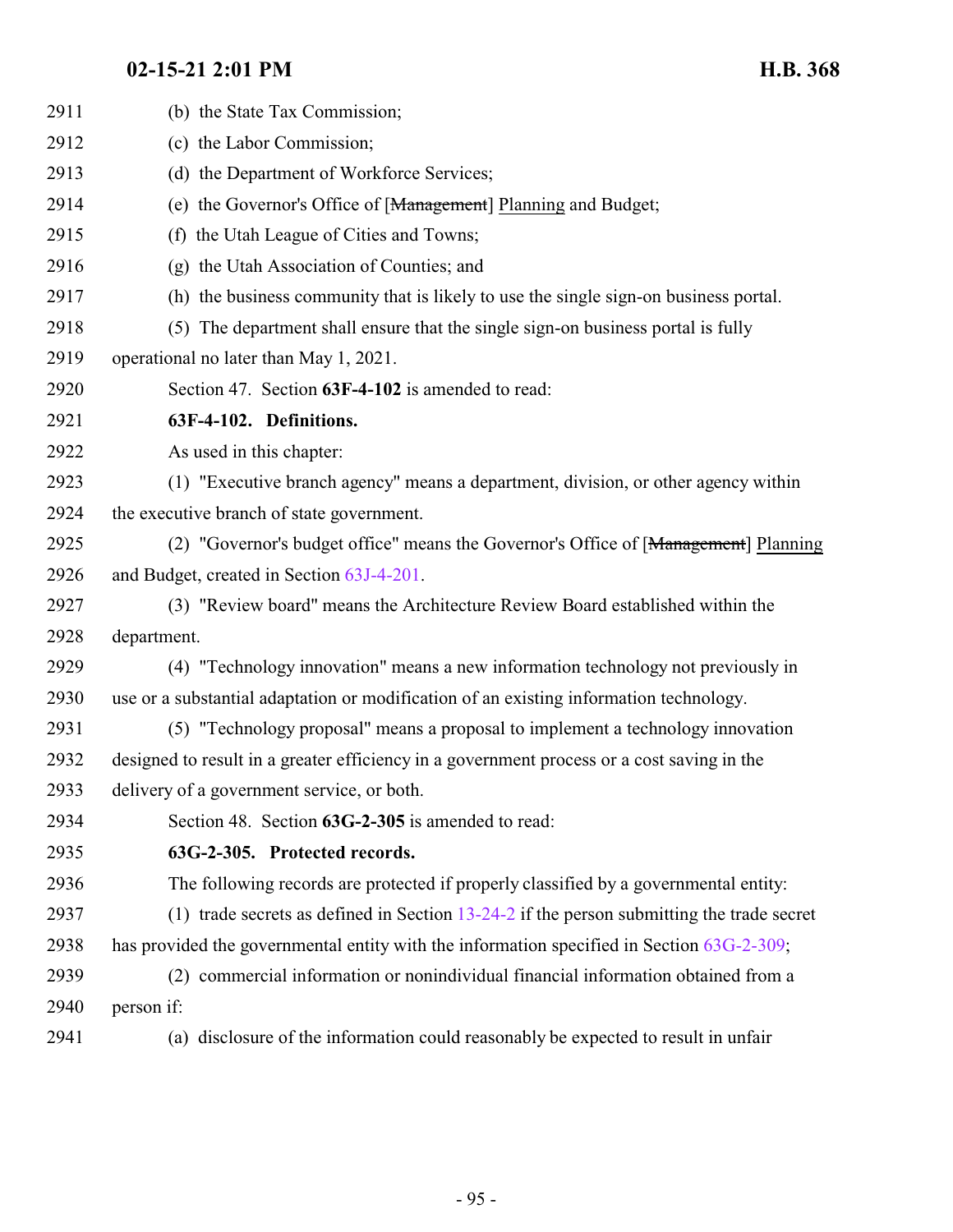(b) the State Tax Commission;

(c) the Labor Commission;

(d) the Department of Workforce Services;

(e) the Governor's Office of [~~Management~~] Planning and Budget;

(f) the Utah League of Cities and Towns;

(g) the Utah Association of Counties; and

(h) the business community that is likely to use the single sign-on business portal.

(5) The department shall ensure that the single sign-on business portal is fully operational no later than May 1, 2021.

Section 47. Section **63F-4-102** is amended to read:

**63F-4-102. Definitions.**

As used in this chapter:

(1) "Executive branch agency" means a department, division, or other agency within the executive branch of state government.

(2) "Governor's budget office" means the Governor's Office of [~~Management~~] Planning and Budget, created in Section 63J-4-201.

(3) "Review board" means the Architecture Review Board established within the department.

(4) "Technology innovation" means a new information technology not previously in use or a substantial adaptation or modification of an existing information technology.

(5) "Technology proposal" means a proposal to implement a technology innovation designed to result in a greater efficiency in a government process or a cost saving in the delivery of a government service, or both.

Section 48. Section **63G-2-305** is amended to read:

**63G-2-305. Protected records.**

The following records are protected if properly classified by a governmental entity:

(1) trade secrets as defined in Section 13-24-2 if the person submitting the trade secret has provided the governmental entity with the information specified in Section 63G-2-309;

(2) commercial information or nonindividual financial information obtained from a person if:

(a) disclosure of the information could reasonably be expected to result in unfair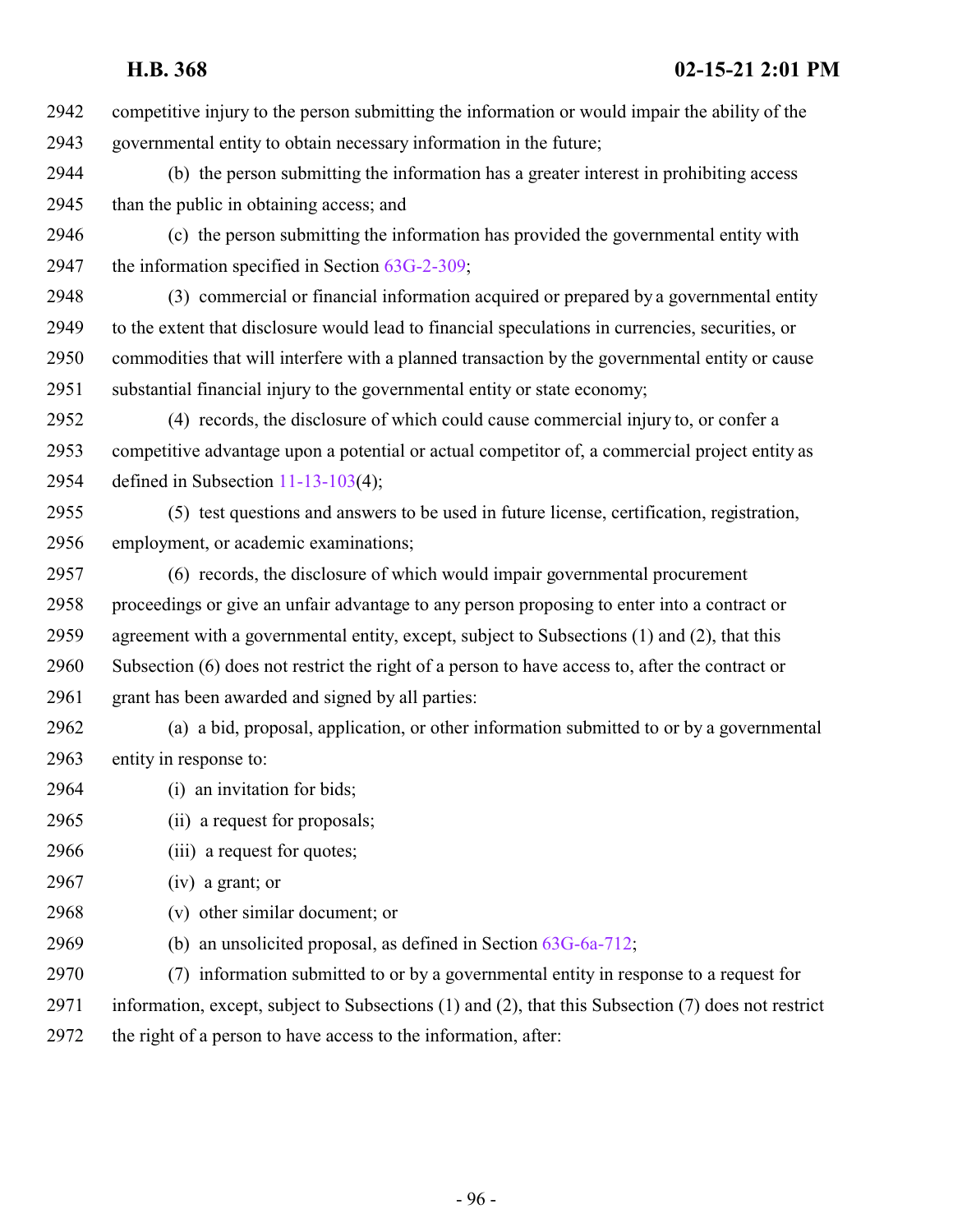competitive injury to the person submitting the information or would impair the ability of the governmental entity to obtain necessary information in the future;

(b) the person submitting the information has a greater interest in prohibiting access than the public in obtaining access; and

(c) the person submitting the information has provided the governmental entity with the information specified in Section 63G-2-309;

(3) commercial or financial information acquired or prepared by a governmental entity to the extent that disclosure would lead to financial speculations in currencies, securities, or commodities that will interfere with a planned transaction by the governmental entity or cause substantial financial injury to the governmental entity or state economy;

(4) records, the disclosure of which could cause commercial injury to, or confer a competitive advantage upon a potential or actual competitor of, a commercial project entity as defined in Subsection 11-13-103(4);

(5) test questions and answers to be used in future license, certification, registration, employment, or academic examinations;

(6) records, the disclosure of which would impair governmental procurement proceedings or give an unfair advantage to any person proposing to enter into a contract or agreement with a governmental entity, except, subject to Subsections (1) and (2), that this Subsection (6) does not restrict the right of a person to have access to, after the contract or grant has been awarded and signed by all parties:

(a) a bid, proposal, application, or other information submitted to or by a governmental entity in response to:

(i) an invitation for bids;

(ii) a request for proposals;

(iii) a request for quotes;

(iv) a grant; or

(v) other similar document; or

(b) an unsolicited proposal, as defined in Section 63G-6a-712;

(7) information submitted to or by a governmental entity in response to a request for information, except, subject to Subsections (1) and (2), that this Subsection (7) does not restrict the right of a person to have access to the information, after: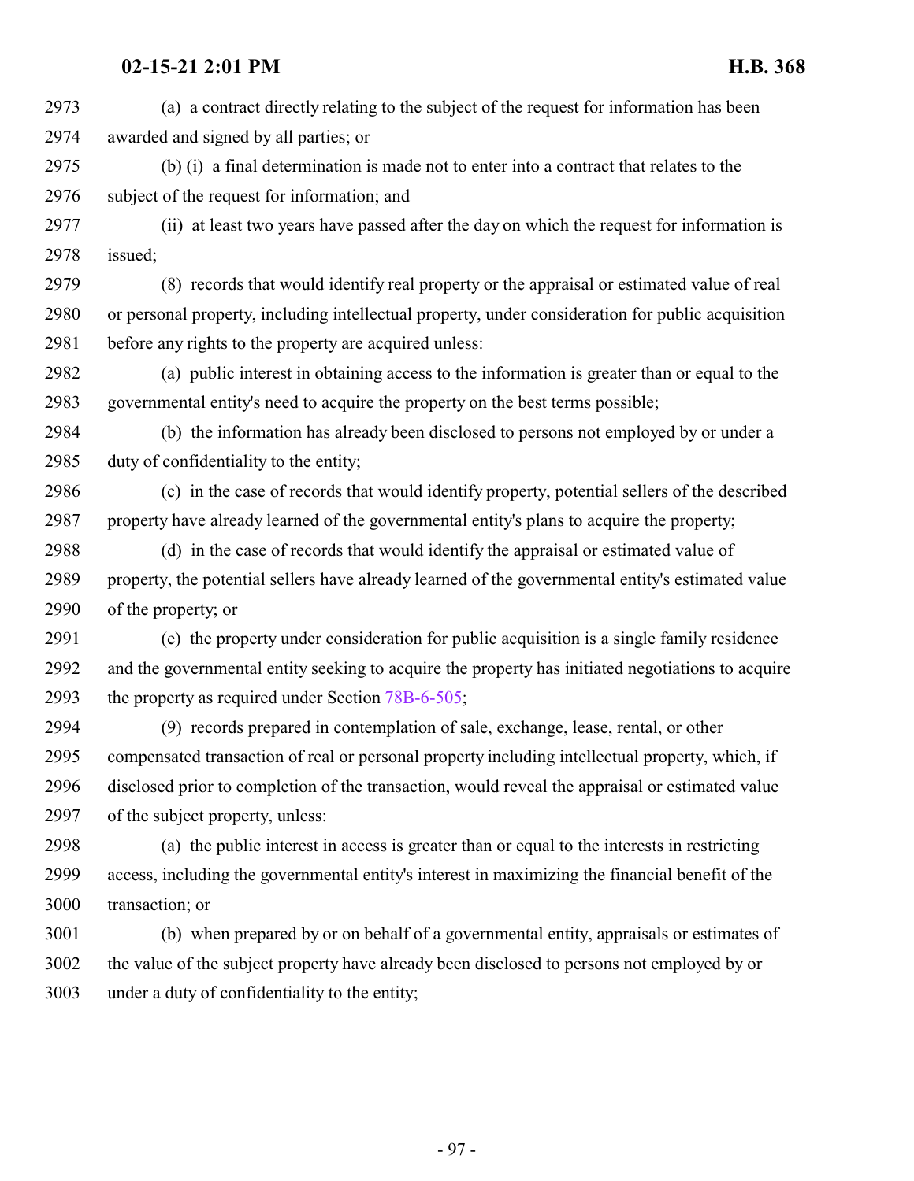(a) a contract directly relating to the subject of the request for information has been awarded and signed by all parties; or

(b) (i) a final determination is made not to enter into a contract that relates to the subject of the request for information; and

(ii) at least two years have passed after the day on which the request for information is issued;

(8) records that would identify real property or the appraisal or estimated value of real or personal property, including intellectual property, under consideration for public acquisition before any rights to the property are acquired unless:

(a) public interest in obtaining access to the information is greater than or equal to the governmental entity's need to acquire the property on the best terms possible;

(b) the information has already been disclosed to persons not employed by or under a duty of confidentiality to the entity;

(c) in the case of records that would identify property, potential sellers of the described property have already learned of the governmental entity's plans to acquire the property;

(d) in the case of records that would identify the appraisal or estimated value of property, the potential sellers have already learned of the governmental entity's estimated value of the property; or

(e) the property under consideration for public acquisition is a single family residence and the governmental entity seeking to acquire the property has initiated negotiations to acquire the property as required under Section 78B-6-505;

(9) records prepared in contemplation of sale, exchange, lease, rental, or other compensated transaction of real or personal property including intellectual property, which, if disclosed prior to completion of the transaction, would reveal the appraisal or estimated value of the subject property, unless:

(a) the public interest in access is greater than or equal to the interests in restricting access, including the governmental entity's interest in maximizing the financial benefit of the transaction; or

(b) when prepared by or on behalf of a governmental entity, appraisals or estimates of the value of the subject property have already been disclosed to persons not employed by or under a duty of confidentiality to the entity;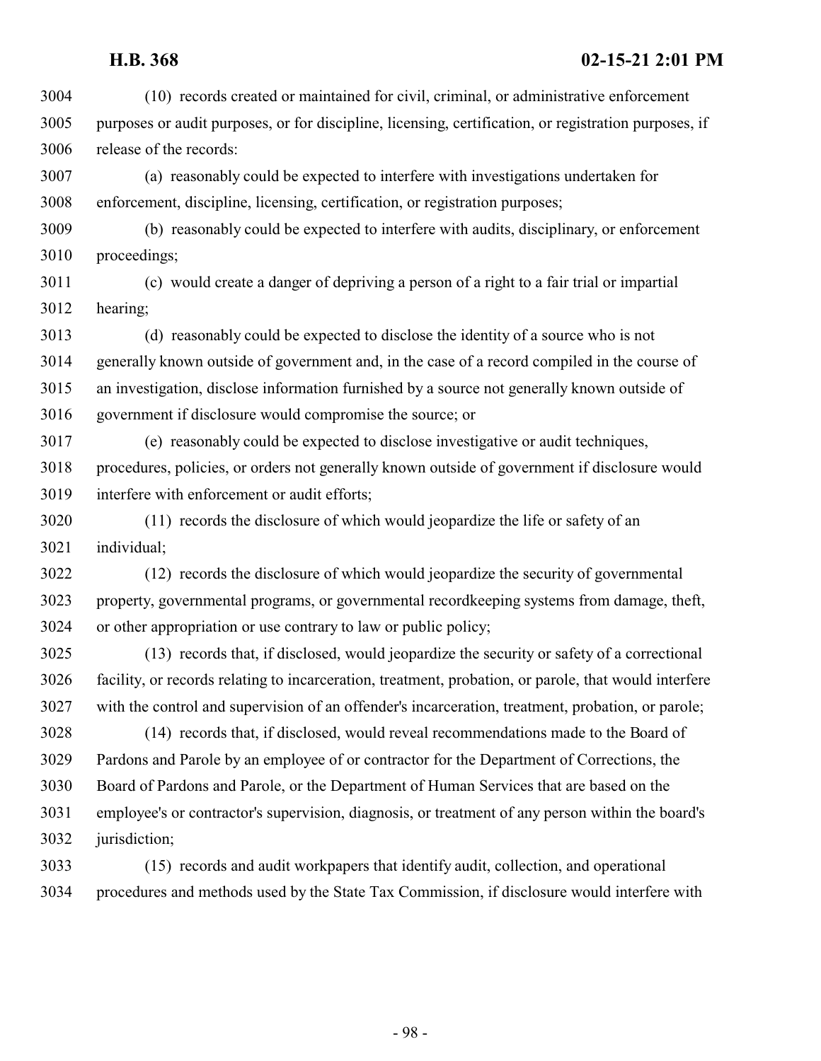(10) records created or maintained for civil, criminal, or administrative enforcement purposes or audit purposes, or for discipline, licensing, certification, or registration purposes, if release of the records:

(a) reasonably could be expected to interfere with investigations undertaken for enforcement, discipline, licensing, certification, or registration purposes;

(b) reasonably could be expected to interfere with audits, disciplinary, or enforcement proceedings;

(c) would create a danger of depriving a person of a right to a fair trial or impartial hearing;

(d) reasonably could be expected to disclose the identity of a source who is not generally known outside of government and, in the case of a record compiled in the course of an investigation, disclose information furnished by a source not generally known outside of government if disclosure would compromise the source; or

(e) reasonably could be expected to disclose investigative or audit techniques, procedures, policies, or orders not generally known outside of government if disclosure would interfere with enforcement or audit efforts;

(11) records the disclosure of which would jeopardize the life or safety of an individual;

(12) records the disclosure of which would jeopardize the security of governmental property, governmental programs, or governmental recordkeeping systems from damage, theft, or other appropriation or use contrary to law or public policy;

(13) records that, if disclosed, would jeopardize the security or safety of a correctional facility, or records relating to incarceration, treatment, probation, or parole, that would interfere with the control and supervision of an offender's incarceration, treatment, probation, or parole;

(14) records that, if disclosed, would reveal recommendations made to the Board of Pardons and Parole by an employee of or contractor for the Department of Corrections, the Board of Pardons and Parole, or the Department of Human Services that are based on the employee's or contractor's supervision, diagnosis, or treatment of any person within the board's jurisdiction;

(15) records and audit workpapers that identify audit, collection, and operational procedures and methods used by the State Tax Commission, if disclosure would interfere with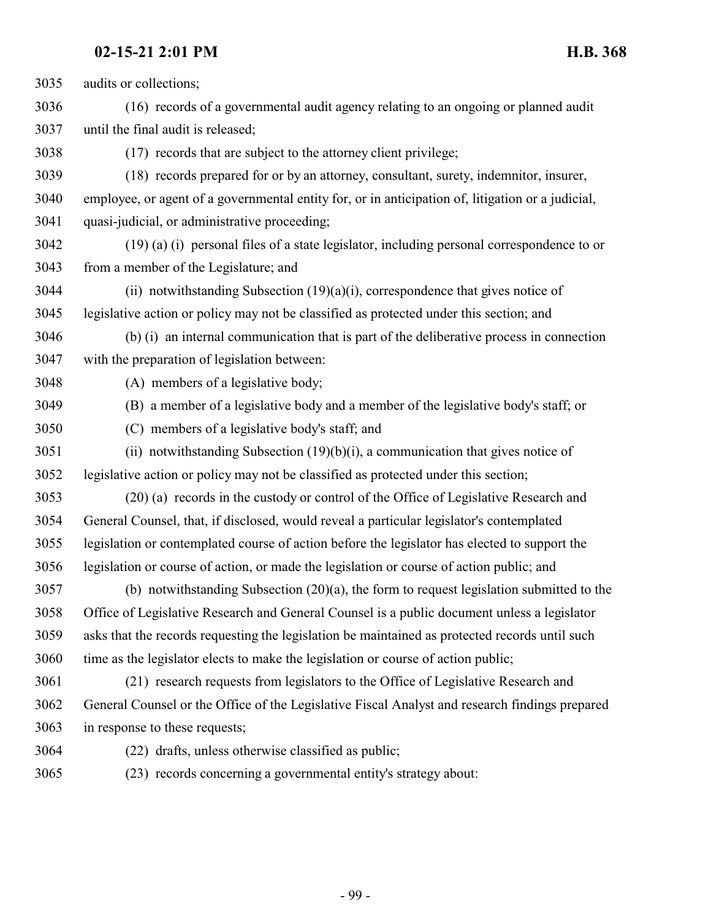audits or collections;

(16) records of a governmental audit agency relating to an ongoing or planned audit until the final audit is released;

(17) records that are subject to the attorney client privilege;

(18) records prepared for or by an attorney, consultant, surety, indemnitor, insurer, employee, or agent of a governmental entity for, or in anticipation of, litigation or a judicial, quasi-judicial, or administrative proceeding;

(19) (a) (i) personal files of a state legislator, including personal correspondence to or from a member of the Legislature; and

(ii) notwithstanding Subsection (19)(a)(i), correspondence that gives notice of legislative action or policy may not be classified as protected under this section; and

(b) (i) an internal communication that is part of the deliberative process in connection with the preparation of legislation between:

(A) members of a legislative body;

(B) a member of a legislative body and a member of the legislative body's staff; or

(C) members of a legislative body's staff; and

(ii) notwithstanding Subsection (19)(b)(i), a communication that gives notice of legislative action or policy may not be classified as protected under this section;

(20) (a) records in the custody or control of the Office of Legislative Research and General Counsel, that, if disclosed, would reveal a particular legislator's contemplated legislation or contemplated course of action before the legislator has elected to support the legislation or course of action, or made the legislation or course of action public; and

(b) notwithstanding Subsection (20)(a), the form to request legislation submitted to the Office of Legislative Research and General Counsel is a public document unless a legislator asks that the records requesting the legislation be maintained as protected records until such time as the legislator elects to make the legislation or course of action public;

(21) research requests from legislators to the Office of Legislative Research and General Counsel or the Office of the Legislative Fiscal Analyst and research findings prepared in response to these requests;

(22) drafts, unless otherwise classified as public;

(23) records concerning a governmental entity's strategy about: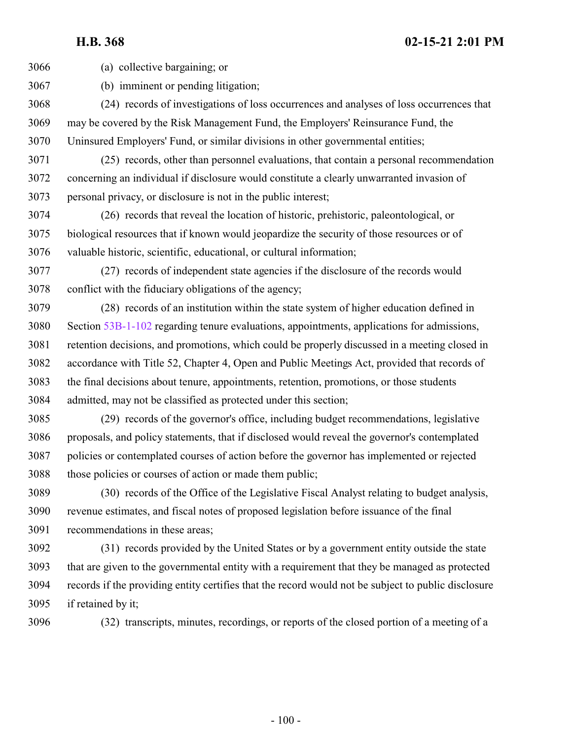(a) collective bargaining; or

(b) imminent or pending litigation;

(24) records of investigations of loss occurrences and analyses of loss occurrences that may be covered by the Risk Management Fund, the Employers' Reinsurance Fund, the Uninsured Employers' Fund, or similar divisions in other governmental entities;

(25) records, other than personnel evaluations, that contain a personal recommendation concerning an individual if disclosure would constitute a clearly unwarranted invasion of personal privacy, or disclosure is not in the public interest;

(26) records that reveal the location of historic, prehistoric, paleontological, or biological resources that if known would jeopardize the security of those resources or of valuable historic, scientific, educational, or cultural information;

(27) records of independent state agencies if the disclosure of the records would conflict with the fiduciary obligations of the agency;

(28) records of an institution within the state system of higher education defined in Section 53B-1-102 regarding tenure evaluations, appointments, applications for admissions, retention decisions, and promotions, which could be properly discussed in a meeting closed in accordance with Title 52, Chapter 4, Open and Public Meetings Act, provided that records of the final decisions about tenure, appointments, retention, promotions, or those students admitted, may not be classified as protected under this section;

(29) records of the governor's office, including budget recommendations, legislative proposals, and policy statements, that if disclosed would reveal the governor's contemplated policies or contemplated courses of action before the governor has implemented or rejected those policies or courses of action or made them public;

(30) records of the Office of the Legislative Fiscal Analyst relating to budget analysis, revenue estimates, and fiscal notes of proposed legislation before issuance of the final recommendations in these areas;

(31) records provided by the United States or by a government entity outside the state that are given to the governmental entity with a requirement that they be managed as protected records if the providing entity certifies that the record would not be subject to public disclosure if retained by it;

(32) transcripts, minutes, recordings, or reports of the closed portion of a meeting of a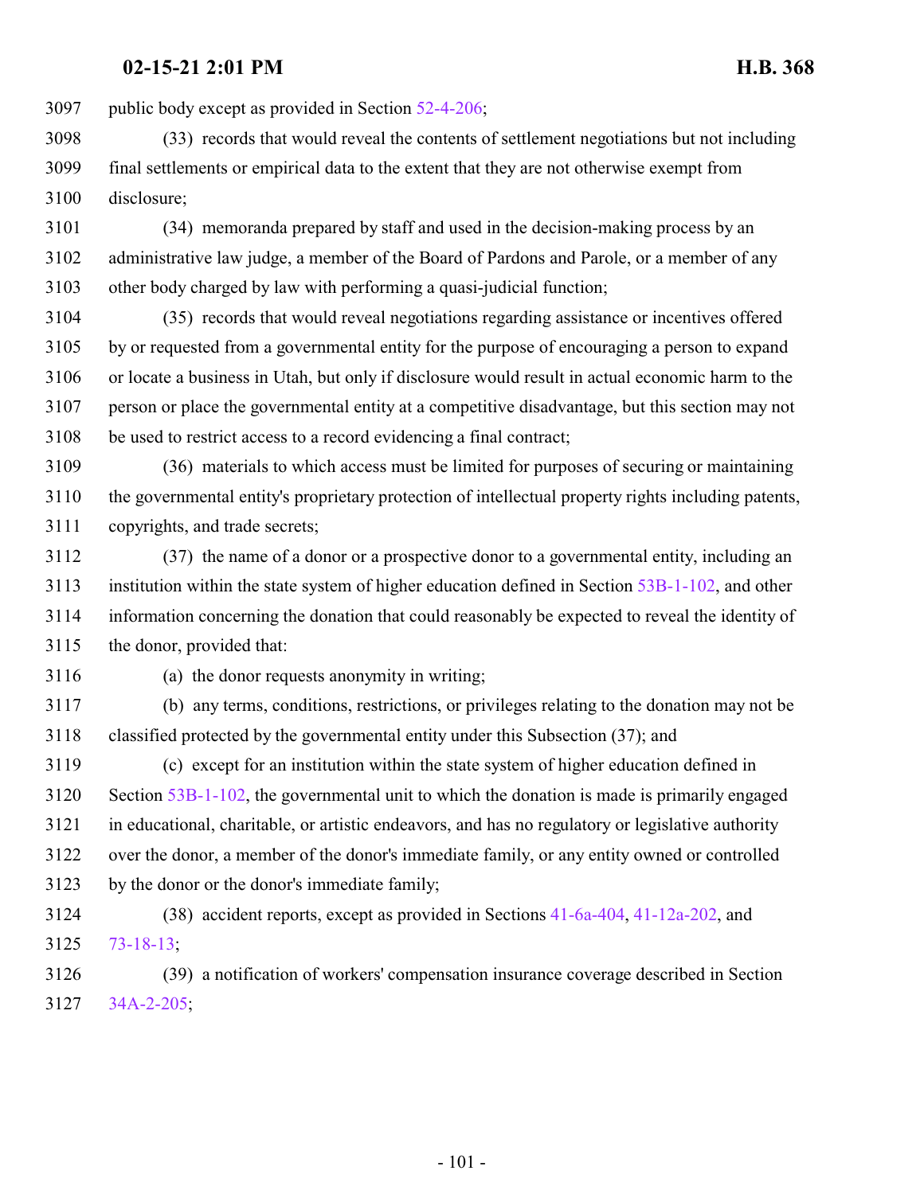public body except as provided in Section 52-4-206;

(33) records that would reveal the contents of settlement negotiations but not including final settlements or empirical data to the extent that they are not otherwise exempt from disclosure;

(34) memoranda prepared by staff and used in the decision-making process by an administrative law judge, a member of the Board of Pardons and Parole, or a member of any other body charged by law with performing a quasi-judicial function;

(35) records that would reveal negotiations regarding assistance or incentives offered by or requested from a governmental entity for the purpose of encouraging a person to expand or locate a business in Utah, but only if disclosure would result in actual economic harm to the person or place the governmental entity at a competitive disadvantage, but this section may not be used to restrict access to a record evidencing a final contract;

(36) materials to which access must be limited for purposes of securing or maintaining the governmental entity's proprietary protection of intellectual property rights including patents, copyrights, and trade secrets;

(37) the name of a donor or a prospective donor to a governmental entity, including an institution within the state system of higher education defined in Section 53B-1-102, and other information concerning the donation that could reasonably be expected to reveal the identity of the donor, provided that:

(a) the donor requests anonymity in writing;

(b) any terms, conditions, restrictions, or privileges relating to the donation may not be classified protected by the governmental entity under this Subsection (37); and

(c) except for an institution within the state system of higher education defined in Section 53B-1-102, the governmental unit to which the donation is made is primarily engaged in educational, charitable, or artistic endeavors, and has no regulatory or legislative authority over the donor, a member of the donor's immediate family, or any entity owned or controlled by the donor or the donor's immediate family;

(38) accident reports, except as provided in Sections 41-6a-404, 41-12a-202, and 73-18-13;

(39) a notification of workers' compensation insurance coverage described in Section 34A-2-205;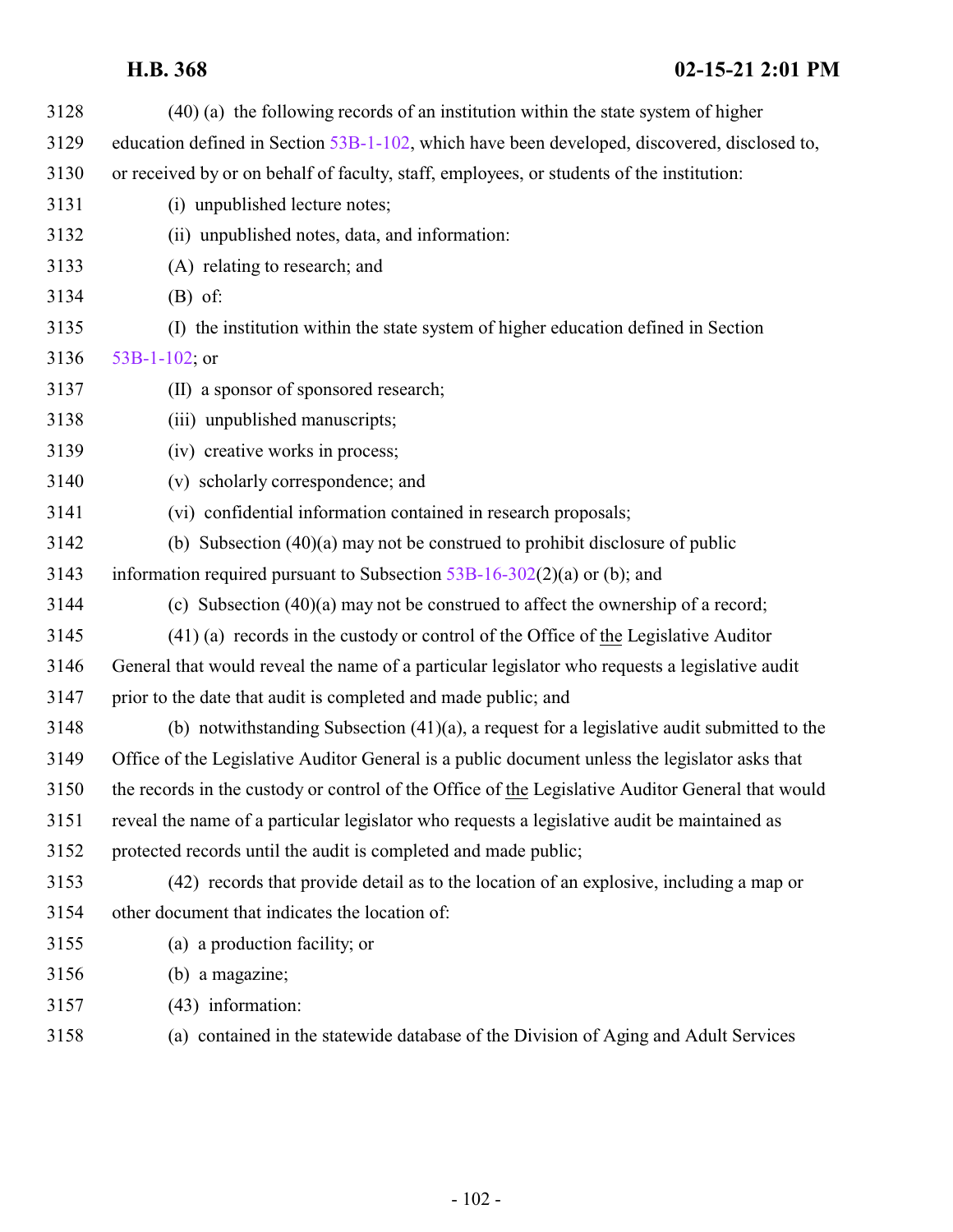(40) (a) the following records of an institution within the state system of higher education defined in Section 53B-1-102, which have been developed, discovered, disclosed to, or received by or on behalf of faculty, staff, employees, or students of the institution:

(i) unpublished lecture notes;

(ii) unpublished notes, data, and information:

(A) relating to research; and

(B) of:

(I) the institution within the state system of higher education defined in Section 53B-1-102; or

(II) a sponsor of sponsored research;

(iii) unpublished manuscripts;

(iv) creative works in process;

(v) scholarly correspondence; and

(vi) confidential information contained in research proposals;

(b) Subsection (40)(a) may not be construed to prohibit disclosure of public information required pursuant to Subsection 53B-16-302(2)(a) or (b); and

(c) Subsection (40)(a) may not be construed to affect the ownership of a record;

(41) (a) records in the custody or control of the Office of the Legislative Auditor General that would reveal the name of a particular legislator who requests a legislative audit prior to the date that audit is completed and made public; and

(b) notwithstanding Subsection (41)(a), a request for a legislative audit submitted to the Office of the Legislative Auditor General is a public document unless the legislator asks that the records in the custody or control of the Office of the Legislative Auditor General that would reveal the name of a particular legislator who requests a legislative audit be maintained as protected records until the audit is completed and made public;

(42) records that provide detail as to the location of an explosive, including a map or other document that indicates the location of:

(a) a production facility; or

(b) a magazine;

(43) information:

(a) contained in the statewide database of the Division of Aging and Adult Services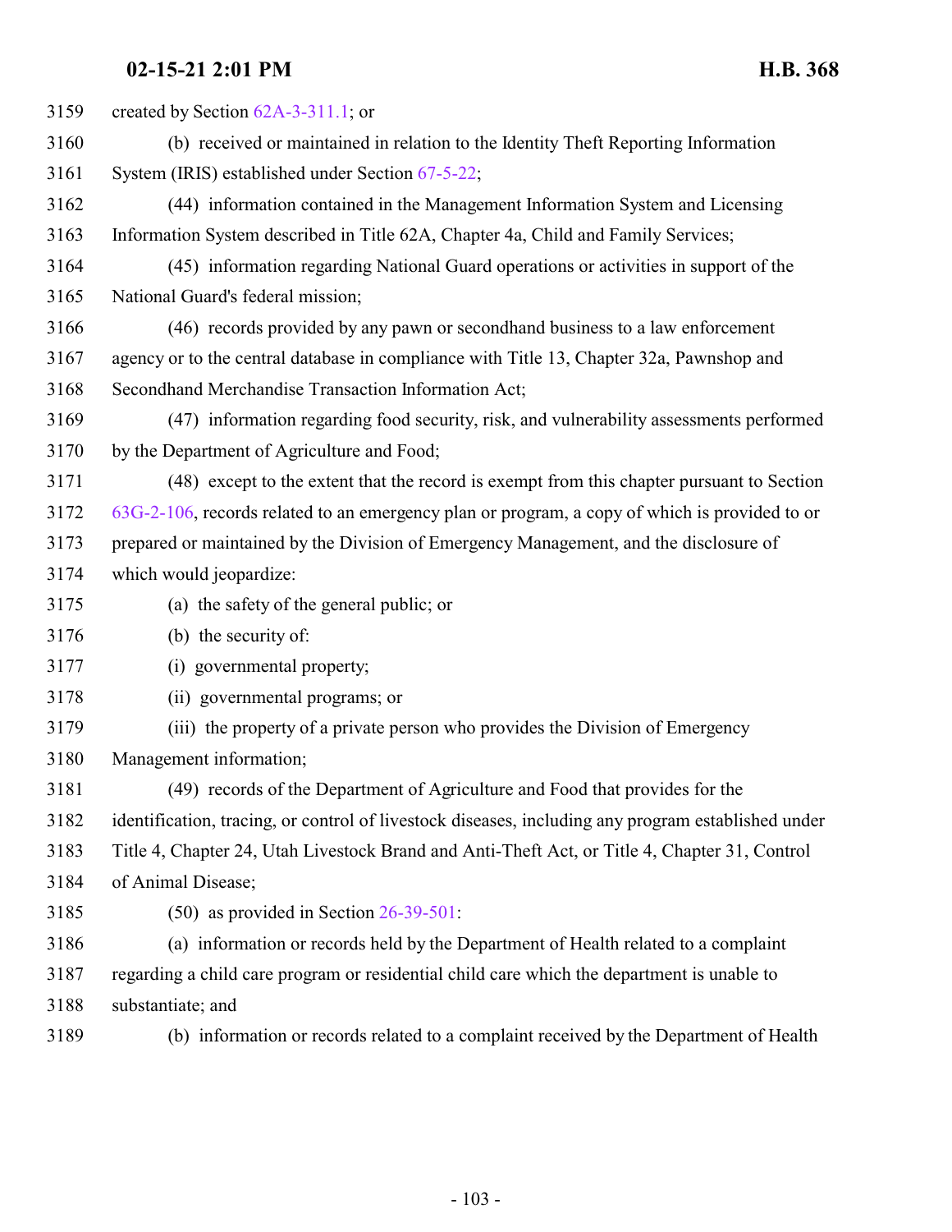created by Section 62A-3-311.1; or

(b) received or maintained in relation to the Identity Theft Reporting Information System (IRIS) established under Section 67-5-22;

(44) information contained in the Management Information System and Licensing Information System described in Title 62A, Chapter 4a, Child and Family Services;

(45) information regarding National Guard operations or activities in support of the National Guard's federal mission;

(46) records provided by any pawn or secondhand business to a law enforcement agency or to the central database in compliance with Title 13, Chapter 32a, Pawnshop and Secondhand Merchandise Transaction Information Act;

(47) information regarding food security, risk, and vulnerability assessments performed by the Department of Agriculture and Food;

(48) except to the extent that the record is exempt from this chapter pursuant to Section 63G-2-106, records related to an emergency plan or program, a copy of which is provided to or prepared or maintained by the Division of Emergency Management, and the disclosure of which would jeopardize:

(a) the safety of the general public; or

(b) the security of:

(i) governmental property;

(ii) governmental programs; or

(iii) the property of a private person who provides the Division of Emergency Management information;

(49) records of the Department of Agriculture and Food that provides for the identification, tracing, or control of livestock diseases, including any program established under Title 4, Chapter 24, Utah Livestock Brand and Anti-Theft Act, or Title 4, Chapter 31, Control of Animal Disease;

(50) as provided in Section 26-39-501:

(a) information or records held by the Department of Health related to a complaint regarding a child care program or residential child care which the department is unable to substantiate; and

(b) information or records related to a complaint received by the Department of Health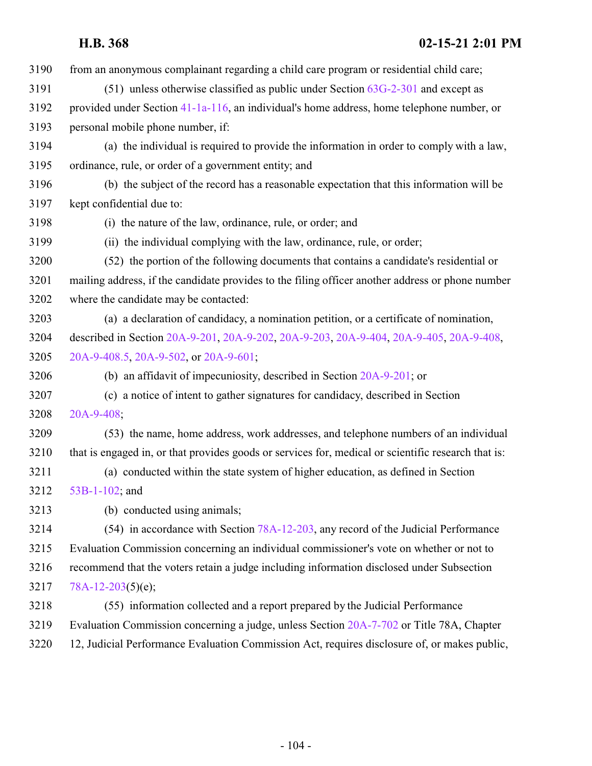from an anonymous complainant regarding a child care program or residential child care;

(51) unless otherwise classified as public under Section 63G-2-301 and except as provided under Section 41-1a-116, an individual's home address, home telephone number, or personal mobile phone number, if:

(a) the individual is required to provide the information in order to comply with a law, ordinance, rule, or order of a government entity; and

(b) the subject of the record has a reasonable expectation that this information will be kept confidential due to:

(i) the nature of the law, ordinance, rule, or order; and

(ii) the individual complying with the law, ordinance, rule, or order;

(52) the portion of the following documents that contains a candidate's residential or mailing address, if the candidate provides to the filing officer another address or phone number where the candidate may be contacted:

(a) a declaration of candidacy, a nomination petition, or a certificate of nomination, described in Section 20A-9-201, 20A-9-202, 20A-9-203, 20A-9-404, 20A-9-405, 20A-9-408, 20A-9-408.5, 20A-9-502, or 20A-9-601;

(b) an affidavit of impecuniosity, described in Section 20A-9-201; or

(c) a notice of intent to gather signatures for candidacy, described in Section 20A-9-408;

(53) the name, home address, work addresses, and telephone numbers of an individual that is engaged in, or that provides goods or services for, medical or scientific research that is:

(a) conducted within the state system of higher education, as defined in Section 53B-1-102; and

(b) conducted using animals;

(54) in accordance with Section 78A-12-203, any record of the Judicial Performance Evaluation Commission concerning an individual commissioner's vote on whether or not to recommend that the voters retain a judge including information disclosed under Subsection 78A-12-203(5)(e);

(55) information collected and a report prepared by the Judicial Performance Evaluation Commission concerning a judge, unless Section 20A-7-702 or Title 78A, Chapter 12, Judicial Performance Evaluation Commission Act, requires disclosure of, or makes public,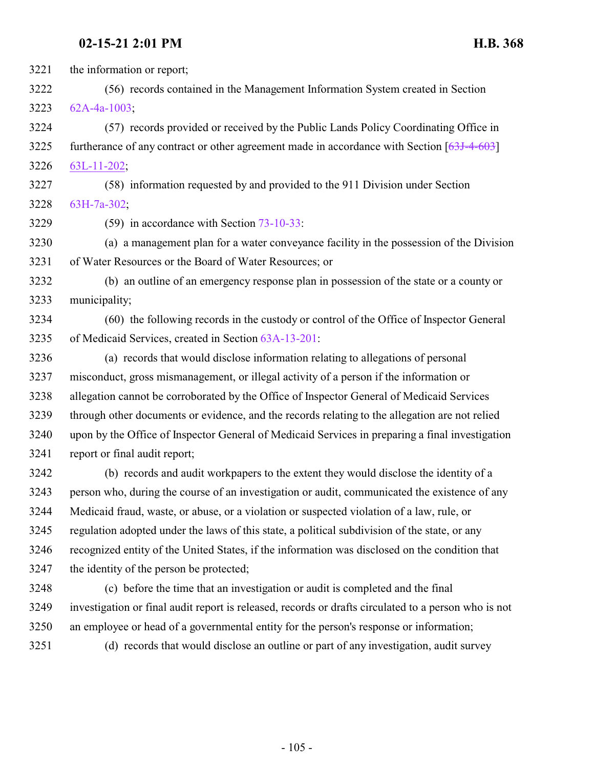the information or report;

(56) records contained in the Management Information System created in Section 62A-4a-1003;

(57) records provided or received by the Public Lands Policy Coordinating Office in furtherance of any contract or other agreement made in accordance with Section [~~63J-4-603~~] 63L-11-202;

(58) information requested by and provided to the 911 Division under Section 63H-7a-302;

(59) in accordance with Section 73-10-33:

(a) a management plan for a water conveyance facility in the possession of the Division of Water Resources or the Board of Water Resources; or

(b) an outline of an emergency response plan in possession of the state or a county or municipality;

(60) the following records in the custody or control of the Office of Inspector General of Medicaid Services, created in Section 63A-13-201:

(a) records that would disclose information relating to allegations of personal misconduct, gross mismanagement, or illegal activity of a person if the information or allegation cannot be corroborated by the Office of Inspector General of Medicaid Services through other documents or evidence, and the records relating to the allegation are not relied upon by the Office of Inspector General of Medicaid Services in preparing a final investigation report or final audit report;

(b) records and audit workpapers to the extent they would disclose the identity of a person who, during the course of an investigation or audit, communicated the existence of any Medicaid fraud, waste, or abuse, or a violation or suspected violation of a law, rule, or regulation adopted under the laws of this state, a political subdivision of the state, or any recognized entity of the United States, if the information was disclosed on the condition that the identity of the person be protected;

(c) before the time that an investigation or audit is completed and the final investigation or final audit report is released, records or drafts circulated to a person who is not an employee or head of a governmental entity for the person's response or information;

(d) records that would disclose an outline or part of any investigation, audit survey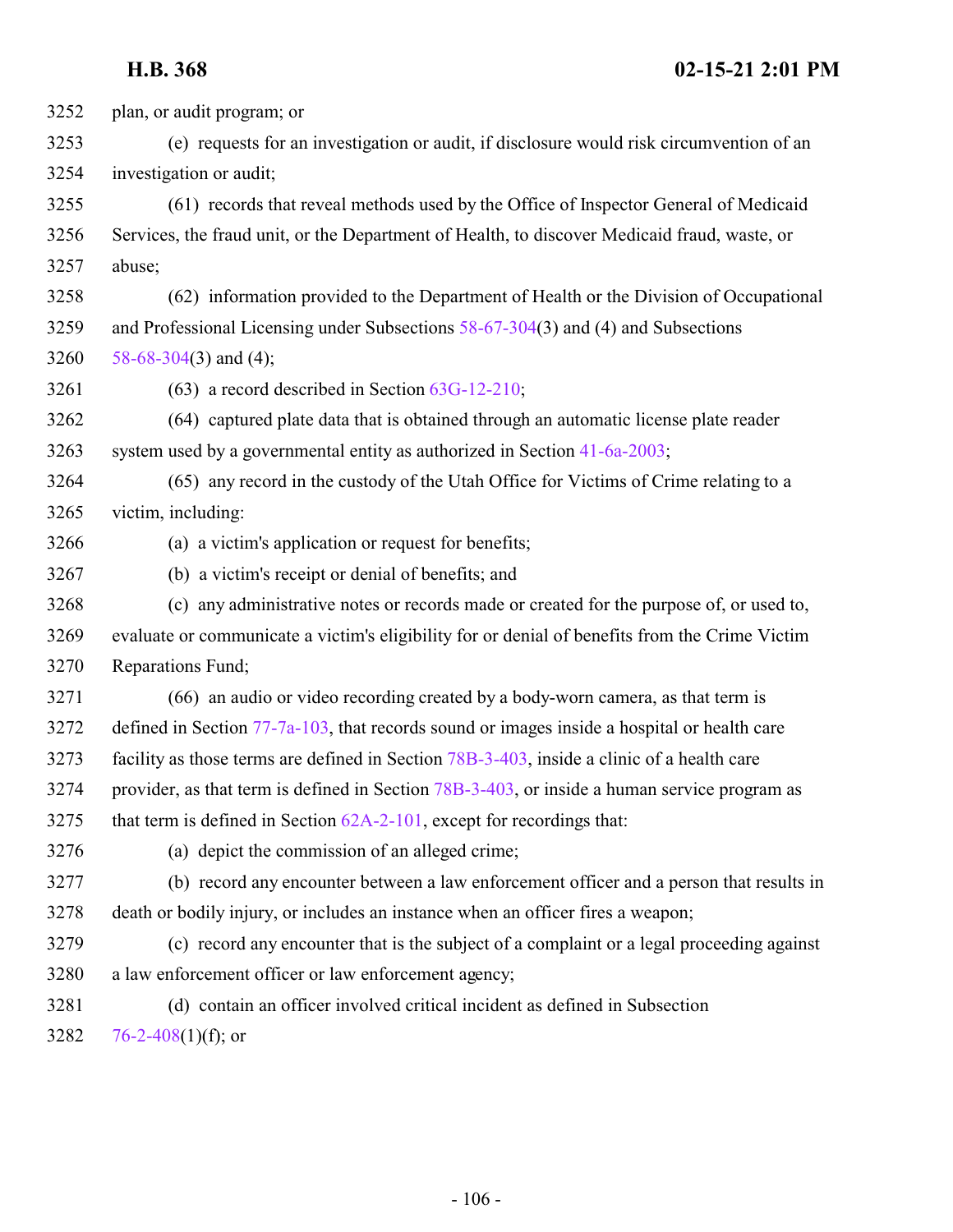plan, or audit program; or

(e) requests for an investigation or audit, if disclosure would risk circumvention of an investigation or audit;

(61) records that reveal methods used by the Office of Inspector General of Medicaid Services, the fraud unit, or the Department of Health, to discover Medicaid fraud, waste, or abuse;

(62) information provided to the Department of Health or the Division of Occupational and Professional Licensing under Subsections 58-67-304(3) and (4) and Subsections 58-68-304(3) and (4);

(63) a record described in Section 63G-12-210;

(64) captured plate data that is obtained through an automatic license plate reader system used by a governmental entity as authorized in Section 41-6a-2003;

(65) any record in the custody of the Utah Office for Victims of Crime relating to a victim, including:

(a) a victim's application or request for benefits;

(b) a victim's receipt or denial of benefits; and

(c) any administrative notes or records made or created for the purpose of, or used to, evaluate or communicate a victim's eligibility for or denial of benefits from the Crime Victim Reparations Fund;

(66) an audio or video recording created by a body-worn camera, as that term is defined in Section 77-7a-103, that records sound or images inside a hospital or health care facility as those terms are defined in Section 78B-3-403, inside a clinic of a health care provider, as that term is defined in Section 78B-3-403, or inside a human service program as that term is defined in Section 62A-2-101, except for recordings that:

(a) depict the commission of an alleged crime;

(b) record any encounter between a law enforcement officer and a person that results in death or bodily injury, or includes an instance when an officer fires a weapon;

(c) record any encounter that is the subject of a complaint or a legal proceeding against a law enforcement officer or law enforcement agency;

(d) contain an officer involved critical incident as defined in Subsection 76-2-408(1)(f); or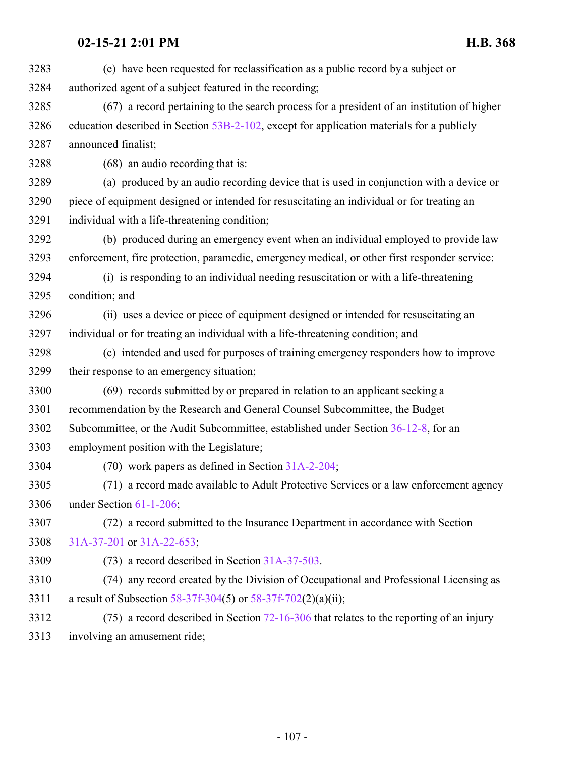(e) have been requested for reclassification as a public record by a subject or authorized agent of a subject featured in the recording;

(67) a record pertaining to the search process for a president of an institution of higher education described in Section 53B-2-102, except for application materials for a publicly announced finalist;

(68) an audio recording that is:

(a) produced by an audio recording device that is used in conjunction with a device or piece of equipment designed or intended for resuscitating an individual or for treating an individual with a life-threatening condition;

(b) produced during an emergency event when an individual employed to provide law enforcement, fire protection, paramedic, emergency medical, or other first responder service:

(i) is responding to an individual needing resuscitation or with a life-threatening condition; and

(ii) uses a device or piece of equipment designed or intended for resuscitating an individual or for treating an individual with a life-threatening condition; and

(c) intended and used for purposes of training emergency responders how to improve their response to an emergency situation;

(69) records submitted by or prepared in relation to an applicant seeking a recommendation by the Research and General Counsel Subcommittee, the Budget Subcommittee, or the Audit Subcommittee, established under Section 36-12-8, for an employment position with the Legislature;

(70) work papers as defined in Section 31A-2-204;

(71) a record made available to Adult Protective Services or a law enforcement agency under Section 61-1-206;

(72) a record submitted to the Insurance Department in accordance with Section 31A-37-201 or 31A-22-653;

(73) a record described in Section 31A-37-503.

(74) any record created by the Division of Occupational and Professional Licensing as a result of Subsection 58-37f-304(5) or 58-37f-702(2)(a)(ii);

(75) a record described in Section 72-16-306 that relates to the reporting of an injury involving an amusement ride;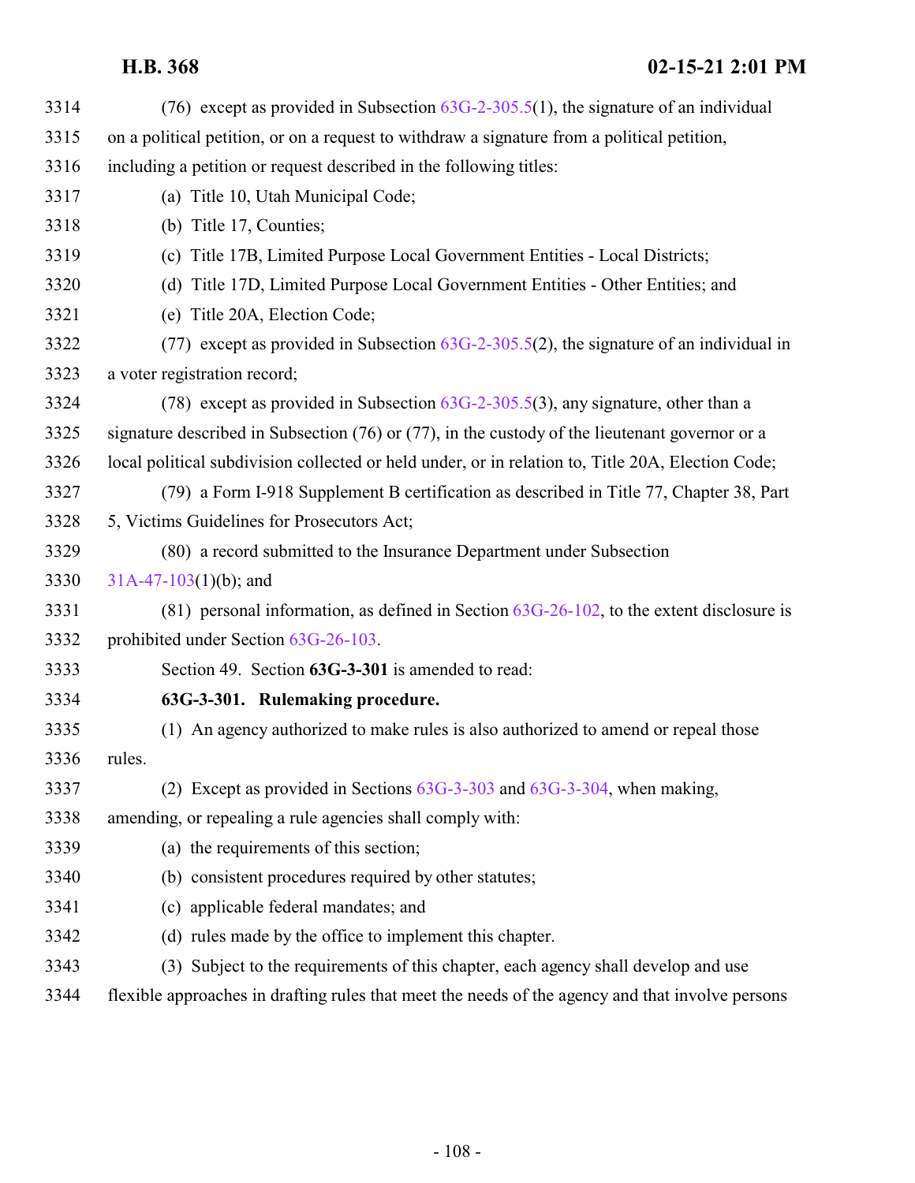(76) except as provided in Subsection 63G-2-305.5(1), the signature of an individual on a political petition, or on a request to withdraw a signature from a political petition, including a petition or request described in the following titles:

(a) Title 10, Utah Municipal Code;

(b) Title 17, Counties;

(c) Title 17B, Limited Purpose Local Government Entities - Local Districts;

(d) Title 17D, Limited Purpose Local Government Entities - Other Entities; and

(e) Title 20A, Election Code;

(77) except as provided in Subsection 63G-2-305.5(2), the signature of an individual in a voter registration record;

(78) except as provided in Subsection 63G-2-305.5(3), any signature, other than a signature described in Subsection (76) or (77), in the custody of the lieutenant governor or a local political subdivision collected or held under, or in relation to, Title 20A, Election Code;

(79) a Form I-918 Supplement B certification as described in Title 77, Chapter 38, Part 5, Victims Guidelines for Prosecutors Act;

(80) a record submitted to the Insurance Department under Subsection 31A-47-103(1)(b); and

(81) personal information, as defined in Section 63G-26-102, to the extent disclosure is prohibited under Section 63G-26-103.

Section 49. Section **63G-3-301** is amended to read:

**63G-3-301. Rulemaking procedure.**

(1) An agency authorized to make rules is also authorized to amend or repeal those rules.

(2) Except as provided in Sections 63G-3-303 and 63G-3-304, when making, amending, or repealing a rule agencies shall comply with:

(a) the requirements of this section;

(b) consistent procedures required by other statutes;

(c) applicable federal mandates; and

(d) rules made by the office to implement this chapter.

(3) Subject to the requirements of this chapter, each agency shall develop and use flexible approaches in drafting rules that meet the needs of the agency and that involve persons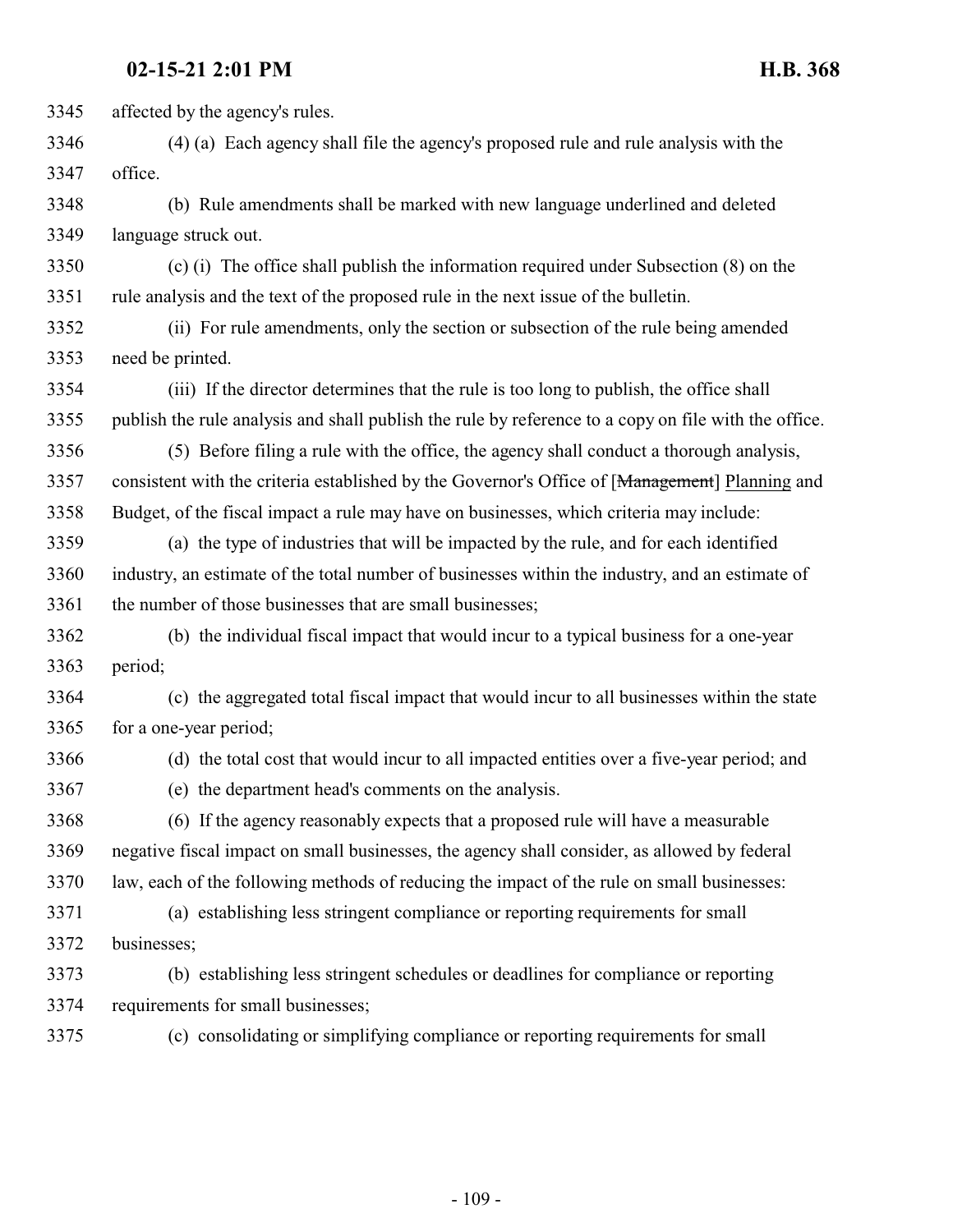3345 affected by the agency's rules.

3346 (4) (a) Each agency shall file the agency's proposed rule and rule analysis with the

3347 office.

3348 (b) Rule amendments shall be marked with new language underlined and deleted

3349 language struck out.

3350 (c) (i) The office shall publish the information required under Subsection (8) on the

3351 rule analysis and the text of the proposed rule in the next issue of the bulletin.

3352 (ii) For rule amendments, only the section or subsection of the rule being amended

3353 need be printed.

3354 (iii) If the director determines that the rule is too long to publish, the office shall

3355 publish the rule analysis and shall publish the rule by reference to a copy on file with the office.

3356 (5) Before filing a rule with the office, the agency shall conduct a thorough analysis,

3357 consistent with the criteria established by the Governor's Office of [~~Management~~] <u>Planning</u> and

3358 Budget, of the fiscal impact a rule may have on businesses, which criteria may include:

3359 (a) the type of industries that will be impacted by the rule, and for each identified

3360 industry, an estimate of the total number of businesses within the industry, and an estimate of

3361 the number of those businesses that are small businesses;

3362 (b) the individual fiscal impact that would incur to a typical business for a one-year

3363 period;

3364 (c) the aggregated total fiscal impact that would incur to all businesses within the state

3365 for a one-year period;

3366 (d) the total cost that would incur to all impacted entities over a five-year period; and

3367 (e) the department head's comments on the analysis.

3368 (6) If the agency reasonably expects that a proposed rule will have a measurable

3369 negative fiscal impact on small businesses, the agency shall consider, as allowed by federal

3370 law, each of the following methods of reducing the impact of the rule on small businesses:

3371 (a) establishing less stringent compliance or reporting requirements for small

3372 businesses;

3373 (b) establishing less stringent schedules or deadlines for compliance or reporting

3374 requirements for small businesses;

3375 (c) consolidating or simplifying compliance or reporting requirements for small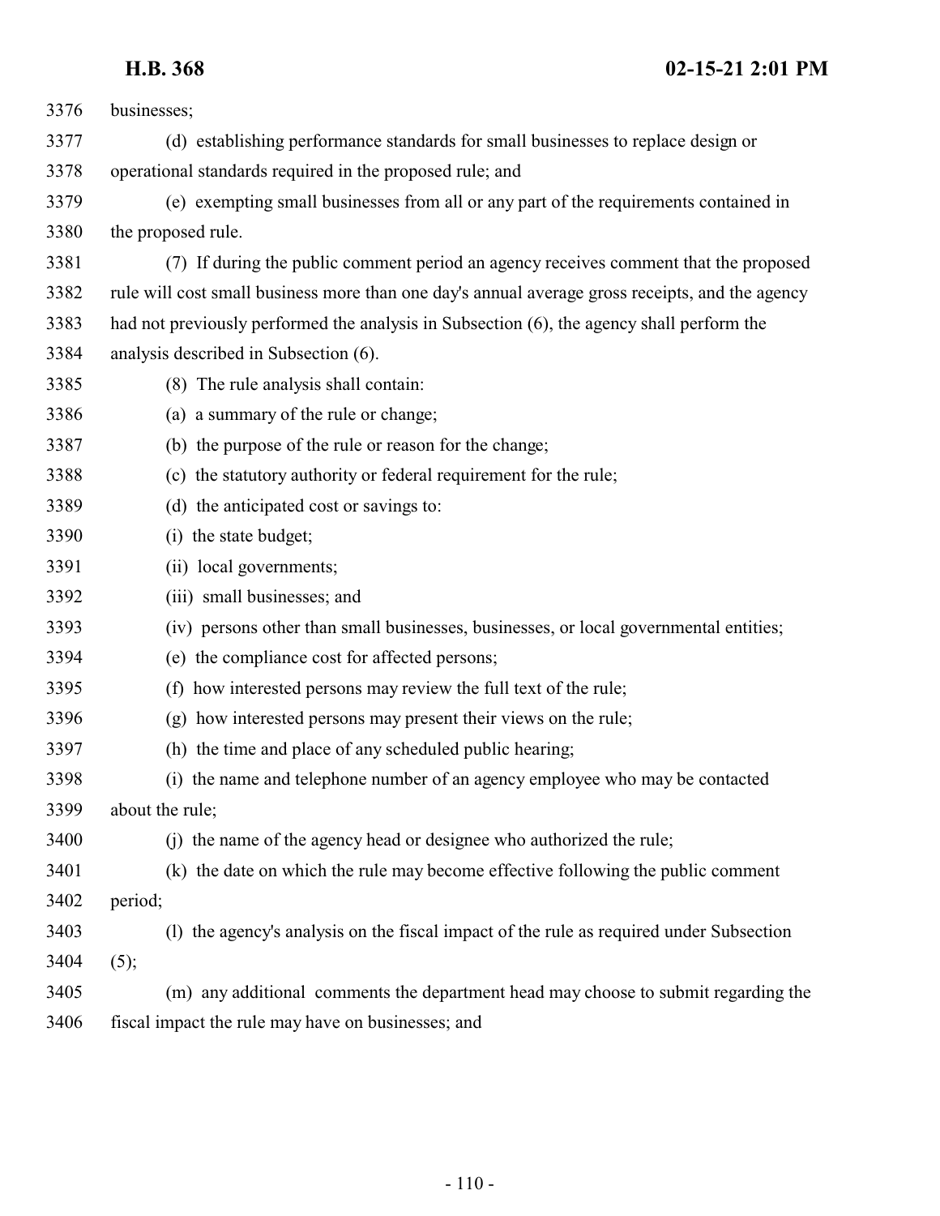businesses;

(d) establishing performance standards for small businesses to replace design or operational standards required in the proposed rule; and

(e) exempting small businesses from all or any part of the requirements contained in the proposed rule.

(7) If during the public comment period an agency receives comment that the proposed rule will cost small business more than one day's annual average gross receipts, and the agency had not previously performed the analysis in Subsection (6), the agency shall perform the analysis described in Subsection (6).

(8) The rule analysis shall contain:

(a) a summary of the rule or change;

(b) the purpose of the rule or reason for the change;

(c) the statutory authority or federal requirement for the rule;

(d) the anticipated cost or savings to:

(i) the state budget;

(ii) local governments;

(iii) small businesses; and

(iv) persons other than small businesses, businesses, or local governmental entities;

(e) the compliance cost for affected persons;

(f) how interested persons may review the full text of the rule;

(g) how interested persons may present their views on the rule;

(h) the time and place of any scheduled public hearing;

(i) the name and telephone number of an agency employee who may be contacted about the rule;

(j) the name of the agency head or designee who authorized the rule;

(k) the date on which the rule may become effective following the public comment period;

(l) the agency's analysis on the fiscal impact of the rule as required under Subsection (5);

(m) any additional comments the department head may choose to submit regarding the fiscal impact the rule may have on businesses; and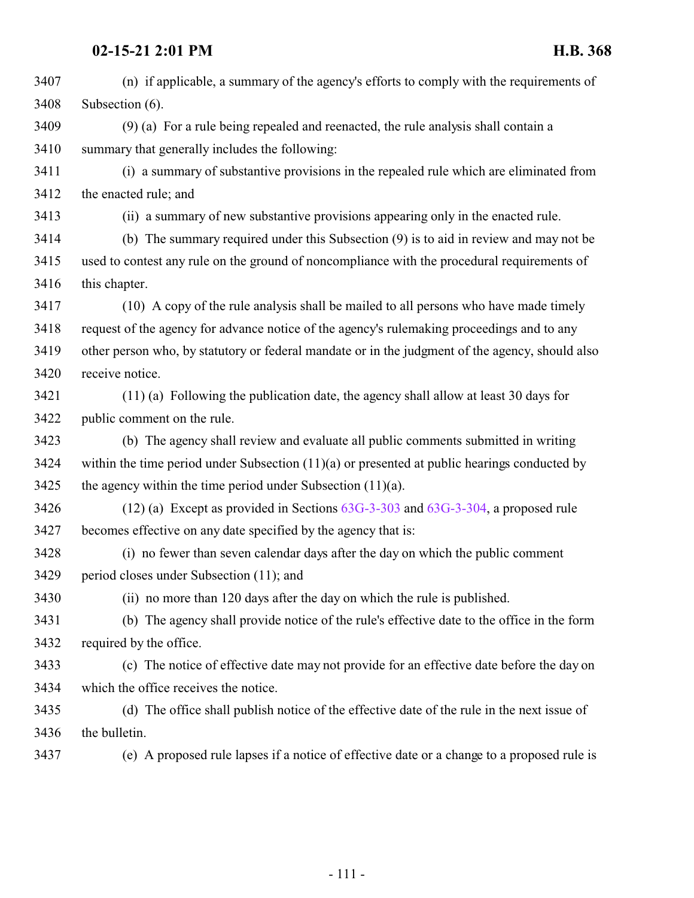(n) if applicable, a summary of the agency's efforts to comply with the requirements of Subsection (6).

(9) (a) For a rule being repealed and reenacted, the rule analysis shall contain a summary that generally includes the following:

(i) a summary of substantive provisions in the repealed rule which are eliminated from the enacted rule; and

(ii) a summary of new substantive provisions appearing only in the enacted rule.

(b) The summary required under this Subsection (9) is to aid in review and may not be used to contest any rule on the ground of noncompliance with the procedural requirements of this chapter.

(10) A copy of the rule analysis shall be mailed to all persons who have made timely request of the agency for advance notice of the agency's rulemaking proceedings and to any other person who, by statutory or federal mandate or in the judgment of the agency, should also receive notice.

(11) (a) Following the publication date, the agency shall allow at least 30 days for public comment on the rule.

(b) The agency shall review and evaluate all public comments submitted in writing within the time period under Subsection (11)(a) or presented at public hearings conducted by the agency within the time period under Subsection (11)(a).

(12) (a) Except as provided in Sections 63G-3-303 and 63G-3-304, a proposed rule becomes effective on any date specified by the agency that is:

(i) no fewer than seven calendar days after the day on which the public comment period closes under Subsection (11); and

(ii) no more than 120 days after the day on which the rule is published.

(b) The agency shall provide notice of the rule's effective date to the office in the form required by the office.

(c) The notice of effective date may not provide for an effective date before the day on which the office receives the notice.

(d) The office shall publish notice of the effective date of the rule in the next issue of the bulletin.

(e) A proposed rule lapses if a notice of effective date or a change to a proposed rule is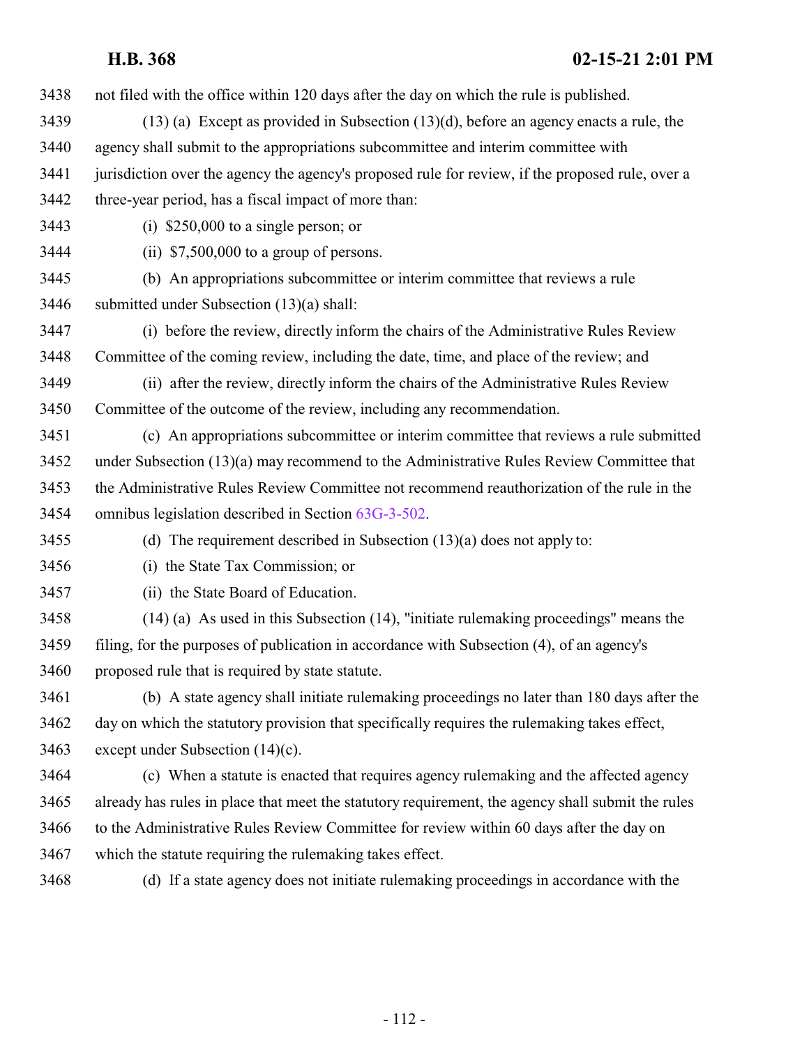not filed with the office within 120 days after the day on which the rule is published.

(13) (a) Except as provided in Subsection (13)(d), before an agency enacts a rule, the agency shall submit to the appropriations subcommittee and interim committee with jurisdiction over the agency the agency's proposed rule for review, if the proposed rule, over a three-year period, has a fiscal impact of more than:

(i) $250,000 to a single person; or

(ii) $7,500,000 to a group of persons.

(b) An appropriations subcommittee or interim committee that reviews a rule submitted under Subsection (13)(a) shall:

(i) before the review, directly inform the chairs of the Administrative Rules Review Committee of the coming review, including the date, time, and place of the review; and

(ii) after the review, directly inform the chairs of the Administrative Rules Review Committee of the outcome of the review, including any recommendation.

(c) An appropriations subcommittee or interim committee that reviews a rule submitted under Subsection (13)(a) may recommend to the Administrative Rules Review Committee that the Administrative Rules Review Committee not recommend reauthorization of the rule in the omnibus legislation described in Section 63G-3-502.

(d) The requirement described in Subsection (13)(a) does not apply to:

(i) the State Tax Commission; or

(ii) the State Board of Education.

(14) (a) As used in this Subsection (14), "initiate rulemaking proceedings" means the filing, for the purposes of publication in accordance with Subsection (4), of an agency's proposed rule that is required by state statute.

(b) A state agency shall initiate rulemaking proceedings no later than 180 days after the day on which the statutory provision that specifically requires the rulemaking takes effect, except under Subsection (14)(c).

(c) When a statute is enacted that requires agency rulemaking and the affected agency already has rules in place that meet the statutory requirement, the agency shall submit the rules to the Administrative Rules Review Committee for review within 60 days after the day on which the statute requiring the rulemaking takes effect.

(d) If a state agency does not initiate rulemaking proceedings in accordance with the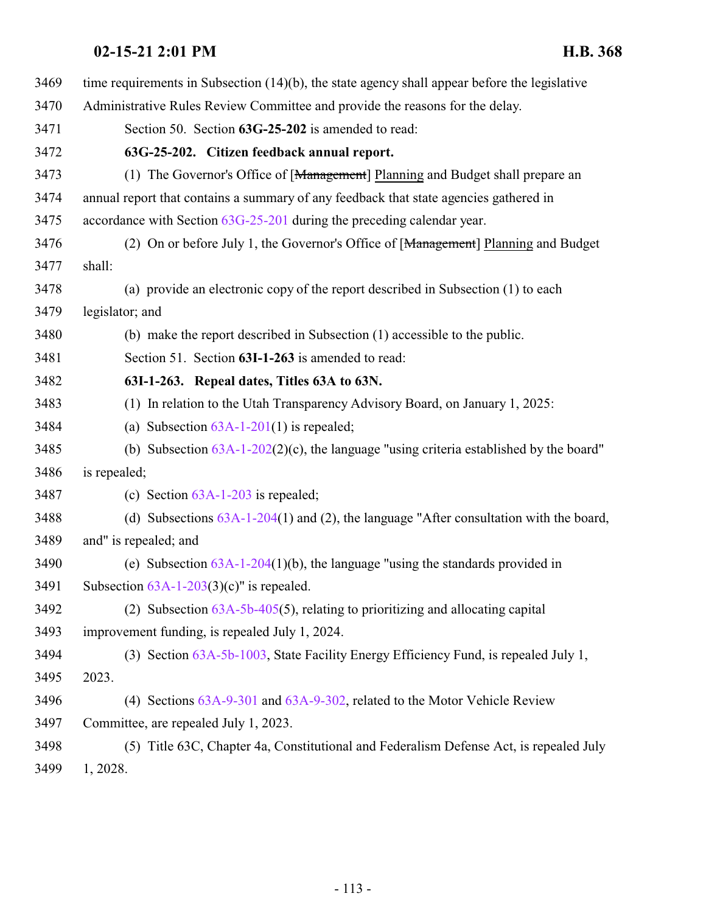time requirements in Subsection (14)(b), the state agency shall appear before the legislative Administrative Rules Review Committee and provide the reasons for the delay.

Section 50. Section **63G-25-202** is amended to read:

**63G-25-202. Citizen feedback annual report.**

(1) The Governor's Office of [~~Management~~] Planning and Budget shall prepare an annual report that contains a summary of any feedback that state agencies gathered in accordance with Section 63G-25-201 during the preceding calendar year.

(2) On or before July 1, the Governor's Office of [~~Management~~] Planning and Budget shall:

(a) provide an electronic copy of the report described in Subsection (1) to each legislator; and

(b) make the report described in Subsection (1) accessible to the public.

Section 51. Section **63I-1-263** is amended to read:

**63I-1-263. Repeal dates, Titles 63A to 63N.**

(1) In relation to the Utah Transparency Advisory Board, on January 1, 2025:

(a) Subsection 63A-1-201(1) is repealed;

(b) Subsection 63A-1-202(2)(c), the language "using criteria established by the board" is repealed;

(c) Section 63A-1-203 is repealed;

(d) Subsections 63A-1-204(1) and (2), the language "After consultation with the board, and" is repealed; and

(e) Subsection 63A-1-204(1)(b), the language "using the standards provided in Subsection 63A-1-203(3)(c)" is repealed.

(2) Subsection 63A-5b-405(5), relating to prioritizing and allocating capital improvement funding, is repealed July 1, 2024.

(3) Section 63A-5b-1003, State Facility Energy Efficiency Fund, is repealed July 1, 2023.

(4) Sections 63A-9-301 and 63A-9-302, related to the Motor Vehicle Review Committee, are repealed July 1, 2023.

(5) Title 63C, Chapter 4a, Constitutional and Federalism Defense Act, is repealed July 1, 2028.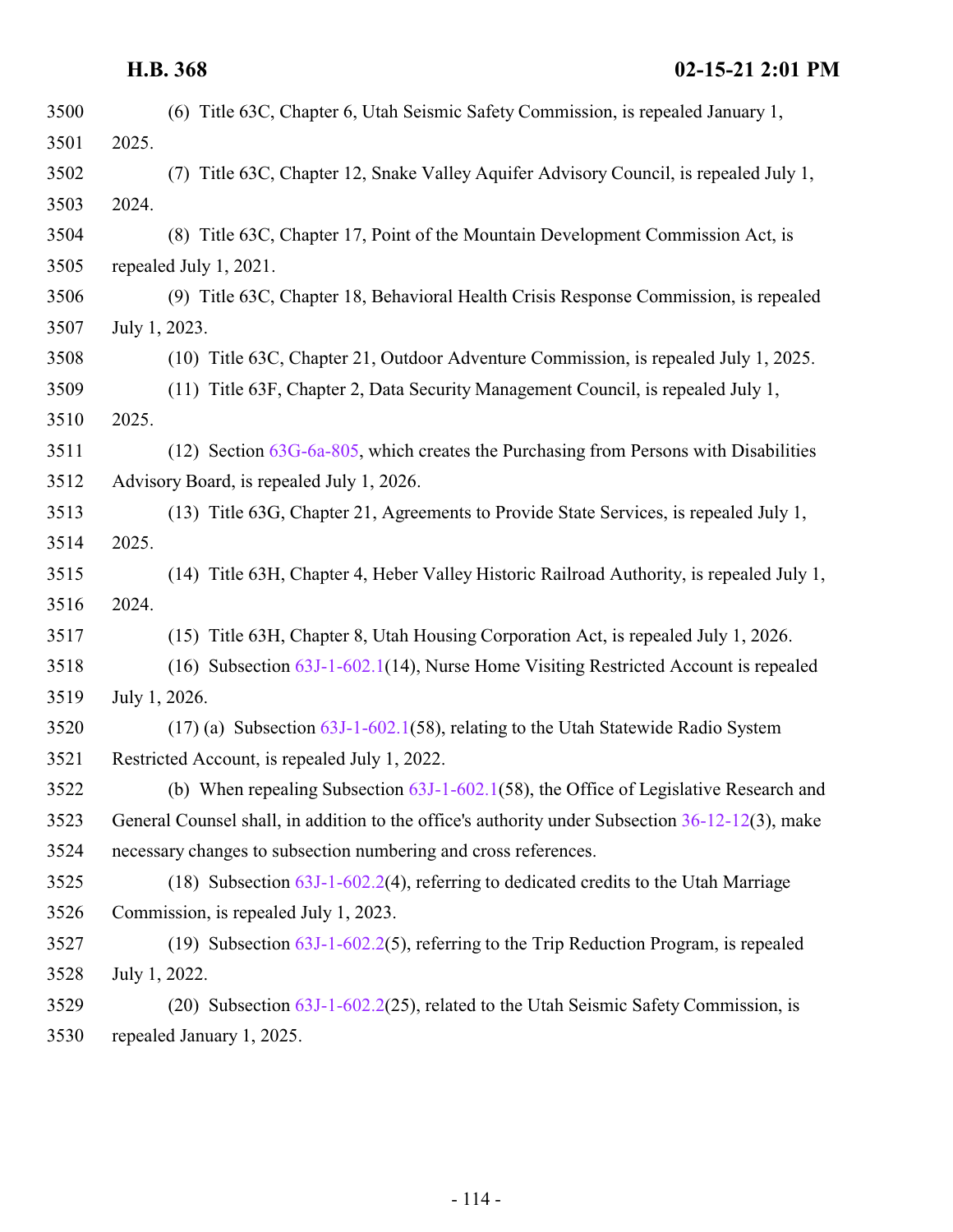(6) Title 63C, Chapter 6, Utah Seismic Safety Commission, is repealed January 1, 2025.

(7) Title 63C, Chapter 12, Snake Valley Aquifer Advisory Council, is repealed July 1, 2024.

(8) Title 63C, Chapter 17, Point of the Mountain Development Commission Act, is repealed July 1, 2021.

(9) Title 63C, Chapter 18, Behavioral Health Crisis Response Commission, is repealed July 1, 2023.

(10) Title 63C, Chapter 21, Outdoor Adventure Commission, is repealed July 1, 2025.

(11) Title 63F, Chapter 2, Data Security Management Council, is repealed July 1, 2025.

(12) Section 63G-6a-805, which creates the Purchasing from Persons with Disabilities Advisory Board, is repealed July 1, 2026.

(13) Title 63G, Chapter 21, Agreements to Provide State Services, is repealed July 1, 2025.

(14) Title 63H, Chapter 4, Heber Valley Historic Railroad Authority, is repealed July 1, 2024.

(15) Title 63H, Chapter 8, Utah Housing Corporation Act, is repealed July 1, 2026.

(16) Subsection 63J-1-602.1(14), Nurse Home Visiting Restricted Account is repealed July 1, 2026.

(17) (a) Subsection 63J-1-602.1(58), relating to the Utah Statewide Radio System Restricted Account, is repealed July 1, 2022.

(b) When repealing Subsection 63J-1-602.1(58), the Office of Legislative Research and General Counsel shall, in addition to the office's authority under Subsection 36-12-12(3), make necessary changes to subsection numbering and cross references.

(18) Subsection 63J-1-602.2(4), referring to dedicated credits to the Utah Marriage Commission, is repealed July 1, 2023.

(19) Subsection 63J-1-602.2(5), referring to the Trip Reduction Program, is repealed July 1, 2022.

(20) Subsection 63J-1-602.2(25), related to the Utah Seismic Safety Commission, is repealed January 1, 2025.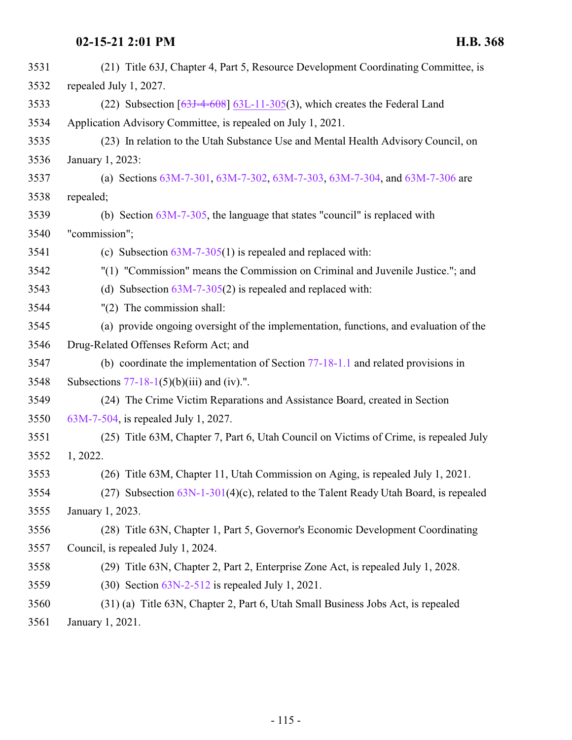(21) Title 63J, Chapter 4, Part 5, Resource Development Coordinating Committee, is repealed July 1, 2027.

(22) Subsection [~~63J-4-608~~] 63L-11-305(3), which creates the Federal Land Application Advisory Committee, is repealed on July 1, 2021.

(23) In relation to the Utah Substance Use and Mental Health Advisory Council, on January 1, 2023:

(a) Sections 63M-7-301, 63M-7-302, 63M-7-303, 63M-7-304, and 63M-7-306 are repealed;

(b) Section 63M-7-305, the language that states "council" is replaced with "commission";

(c) Subsection 63M-7-305(1) is repealed and replaced with:

"(1) "Commission" means the Commission on Criminal and Juvenile Justice."; and

(d) Subsection 63M-7-305(2) is repealed and replaced with:

"(2) The commission shall:

(a) provide ongoing oversight of the implementation, functions, and evaluation of the Drug-Related Offenses Reform Act; and

(b) coordinate the implementation of Section 77-18-1.1 and related provisions in Subsections 77-18-1(5)(b)(iii) and (iv).".

(24) The Crime Victim Reparations and Assistance Board, created in Section 63M-7-504, is repealed July 1, 2027.

(25) Title 63M, Chapter 7, Part 6, Utah Council on Victims of Crime, is repealed July 1, 2022.

(26) Title 63M, Chapter 11, Utah Commission on Aging, is repealed July 1, 2021.

(27) Subsection 63N-1-301(4)(c), related to the Talent Ready Utah Board, is repealed January 1, 2023.

(28) Title 63N, Chapter 1, Part 5, Governor's Economic Development Coordinating Council, is repealed July 1, 2024.

(29) Title 63N, Chapter 2, Part 2, Enterprise Zone Act, is repealed July 1, 2028.

(30) Section 63N-2-512 is repealed July 1, 2021.

(31) (a) Title 63N, Chapter 2, Part 6, Utah Small Business Jobs Act, is repealed January 1, 2021.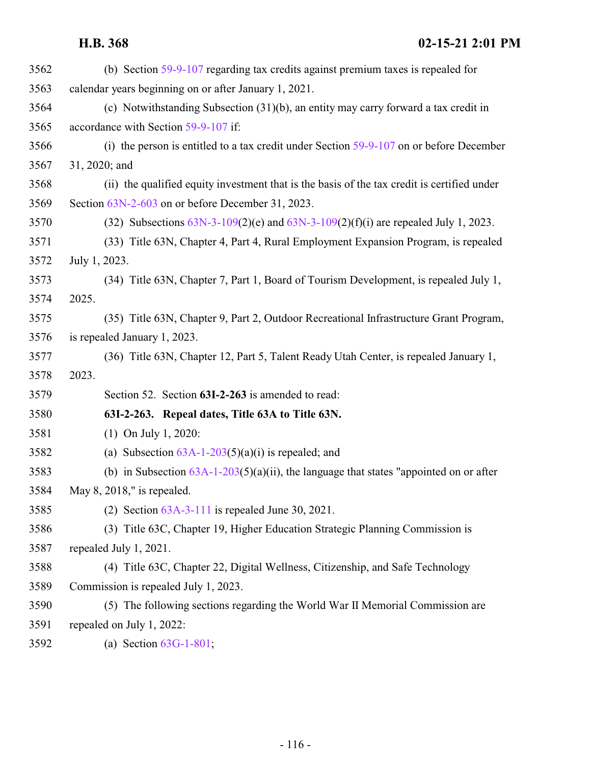(b) Section 59-9-107 regarding tax credits against premium taxes is repealed for calendar years beginning on or after January 1, 2021.

(c) Notwithstanding Subsection (31)(b), an entity may carry forward a tax credit in accordance with Section 59-9-107 if:

(i) the person is entitled to a tax credit under Section 59-9-107 on or before December 31, 2020; and

(ii) the qualified equity investment that is the basis of the tax credit is certified under Section 63N-2-603 on or before December 31, 2023.

(32) Subsections 63N-3-109(2)(e) and 63N-3-109(2)(f)(i) are repealed July 1, 2023.

(33) Title 63N, Chapter 4, Part 4, Rural Employment Expansion Program, is repealed July 1, 2023.

(34) Title 63N, Chapter 7, Part 1, Board of Tourism Development, is repealed July 1, 2025.

(35) Title 63N, Chapter 9, Part 2, Outdoor Recreational Infrastructure Grant Program, is repealed January 1, 2023.

(36) Title 63N, Chapter 12, Part 5, Talent Ready Utah Center, is repealed January 1, 2023.

Section 52. Section **63I-2-263** is amended to read:

**63I-2-263. Repeal dates, Title 63A to Title 63N.**

(1) On July 1, 2020:

(a) Subsection 63A-1-203(5)(a)(i) is repealed; and

(b) in Subsection 63A-1-203(5)(a)(ii), the language that states "appointed on or after May 8, 2018," is repealed.

(2) Section 63A-3-111 is repealed June 30, 2021.

(3) Title 63C, Chapter 19, Higher Education Strategic Planning Commission is repealed July 1, 2021.

(4) Title 63C, Chapter 22, Digital Wellness, Citizenship, and Safe Technology Commission is repealed July 1, 2023.

(5) The following sections regarding the World War II Memorial Commission are repealed on July 1, 2022:

(a) Section 63G-1-801;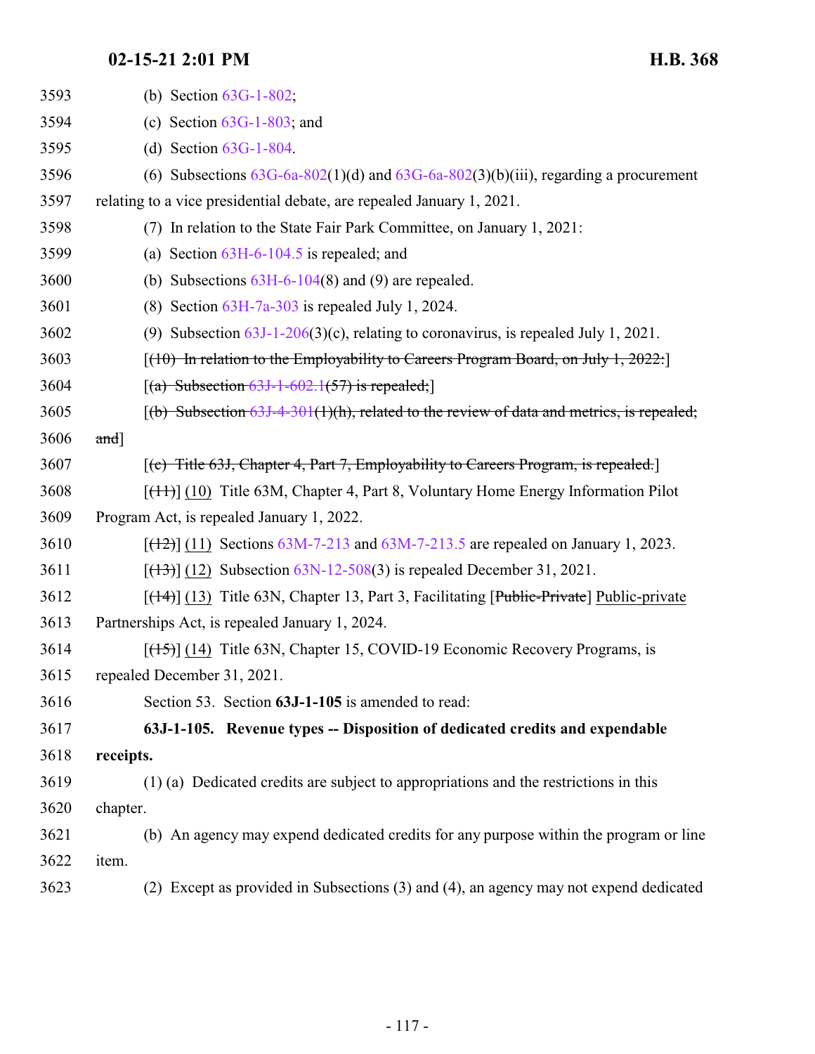(b) Section 63G-1-802;

(c) Section 63G-1-803; and

(d) Section 63G-1-804.

(6) Subsections 63G-6a-802(1)(d) and 63G-6a-802(3)(b)(iii), regarding a procurement relating to a vice presidential debate, are repealed January 1, 2021.

(7) In relation to the State Fair Park Committee, on January 1, 2021:

(a) Section 63H-6-104.5 is repealed; and

(b) Subsections 63H-6-104(8) and (9) are repealed.

(8) Section 63H-7a-303 is repealed July 1, 2024.

(9) Subsection 63J-1-206(3)(c), relating to coronavirus, is repealed July 1, 2021.

[~~(10) In relation to the Employability to Careers Program Board, on July 1, 2022:~~]

[~~(a) Subsection 63J-1-602.1(57) is repealed;~~]

[~~(b) Subsection 63J-4-301(1)(h), related to the review of data and metrics, is repealed; and~~]

[~~(c) Title 63J, Chapter 4, Part 7, Employability to Careers Program, is repealed.~~]

[~~(11)~~] <u>(10)</u> Title 63M, Chapter 4, Part 8, Voluntary Home Energy Information Pilot Program Act, is repealed January 1, 2022.

[~~(12)~~] <u>(11)</u> Sections 63M-7-213 and 63M-7-213.5 are repealed on January 1, 2023.

[~~(13)~~] <u>(12)</u> Subsection 63N-12-508(3) is repealed December 31, 2021.

[~~(14)~~] <u>(13)</u> Title 63N, Chapter 13, Part 3, Facilitating [~~Public-Private~~] <u>Public-private</u> Partnerships Act, is repealed January 1, 2024.

[~~(15)~~] <u>(14)</u> Title 63N, Chapter 15, COVID-19 Economic Recovery Programs, is repealed December 31, 2021.

Section 53. Section **63J-1-105** is amended to read:

**63J-1-105. Revenue types -- Disposition of dedicated credits and expendable receipts.**

(1) (a) Dedicated credits are subject to appropriations and the restrictions in this chapter.

(b) An agency may expend dedicated credits for any purpose within the program or line item.

(2) Except as provided in Subsections (3) and (4), an agency may not expend dedicated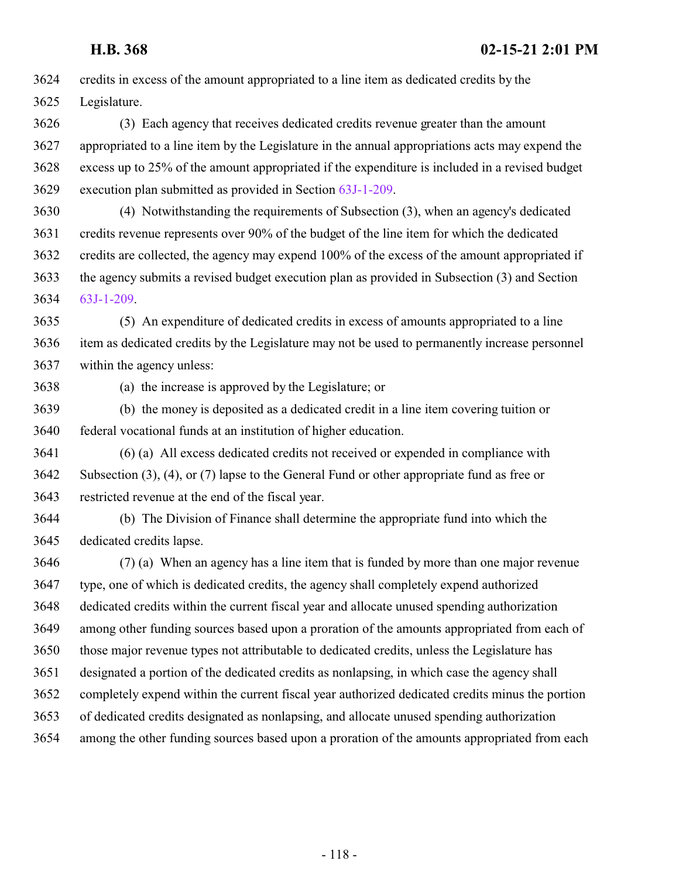credits in excess of the amount appropriated to a line item as dedicated credits by the Legislature.

(3) Each agency that receives dedicated credits revenue greater than the amount appropriated to a line item by the Legislature in the annual appropriations acts may expend the excess up to 25% of the amount appropriated if the expenditure is included in a revised budget execution plan submitted as provided in Section 63J-1-209.

(4) Notwithstanding the requirements of Subsection (3), when an agency's dedicated credits revenue represents over 90% of the budget of the line item for which the dedicated credits are collected, the agency may expend 100% of the excess of the amount appropriated if the agency submits a revised budget execution plan as provided in Subsection (3) and Section 63J-1-209.

(5) An expenditure of dedicated credits in excess of amounts appropriated to a line item as dedicated credits by the Legislature may not be used to permanently increase personnel within the agency unless:

(a) the increase is approved by the Legislature; or

(b) the money is deposited as a dedicated credit in a line item covering tuition or federal vocational funds at an institution of higher education.

(6) (a) All excess dedicated credits not received or expended in compliance with Subsection (3), (4), or (7) lapse to the General Fund or other appropriate fund as free or restricted revenue at the end of the fiscal year.

(b) The Division of Finance shall determine the appropriate fund into which the dedicated credits lapse.

(7) (a) When an agency has a line item that is funded by more than one major revenue type, one of which is dedicated credits, the agency shall completely expend authorized dedicated credits within the current fiscal year and allocate unused spending authorization among other funding sources based upon a proration of the amounts appropriated from each of those major revenue types not attributable to dedicated credits, unless the Legislature has designated a portion of the dedicated credits as nonlapsing, in which case the agency shall completely expend within the current fiscal year authorized dedicated credits minus the portion of dedicated credits designated as nonlapsing, and allocate unused spending authorization among the other funding sources based upon a proration of the amounts appropriated from each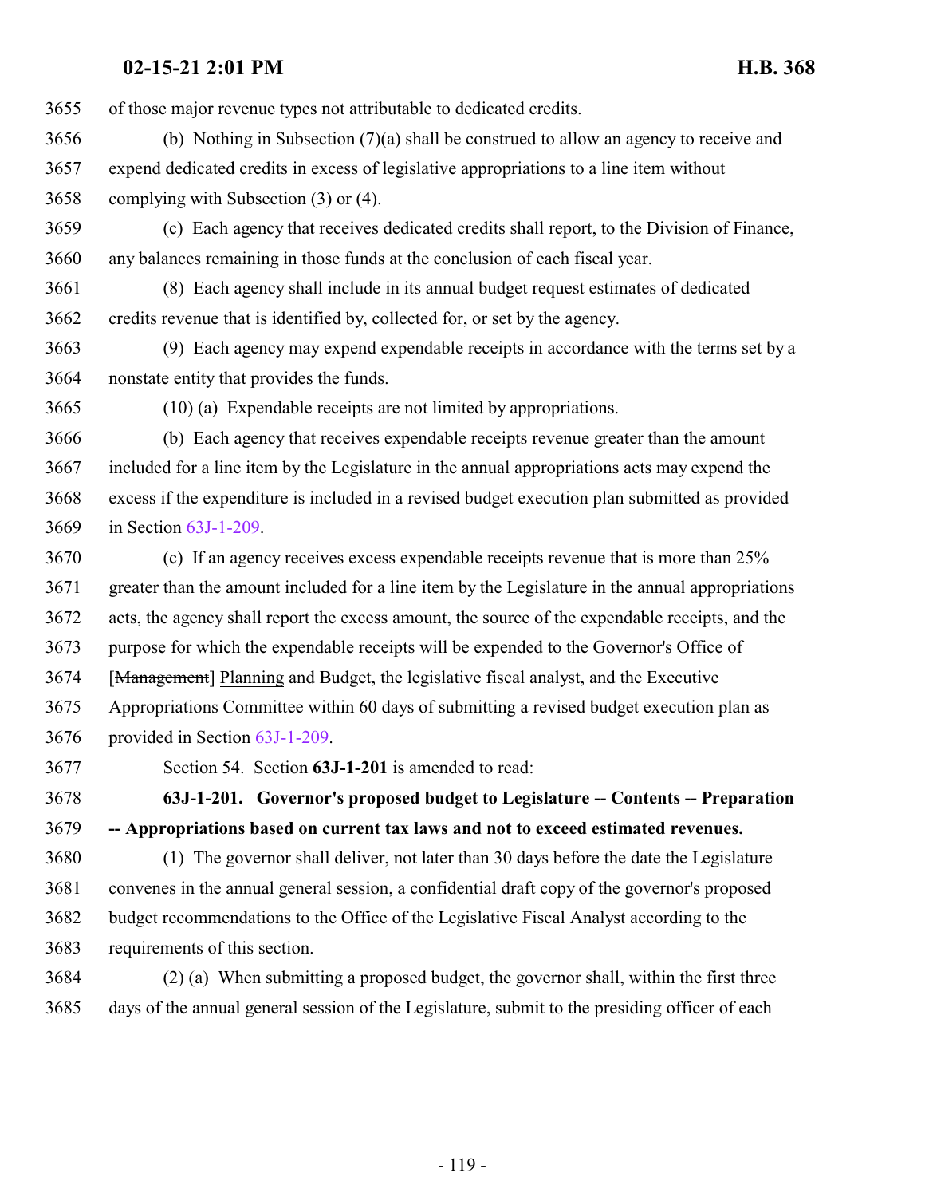of those major revenue types not attributable to dedicated credits.

(b) Nothing in Subsection (7)(a) shall be construed to allow an agency to receive and expend dedicated credits in excess of legislative appropriations to a line item without complying with Subsection (3) or (4).

(c) Each agency that receives dedicated credits shall report, to the Division of Finance, any balances remaining in those funds at the conclusion of each fiscal year.

(8) Each agency shall include in its annual budget request estimates of dedicated credits revenue that is identified by, collected for, or set by the agency.

(9) Each agency may expend expendable receipts in accordance with the terms set by a nonstate entity that provides the funds.

(10) (a) Expendable receipts are not limited by appropriations.

(b) Each agency that receives expendable receipts revenue greater than the amount included for a line item by the Legislature in the annual appropriations acts may expend the excess if the expenditure is included in a revised budget execution plan submitted as provided in Section 63J-1-209.

(c) If an agency receives excess expendable receipts revenue that is more than 25% greater than the amount included for a line item by the Legislature in the annual appropriations acts, the agency shall report the excess amount, the source of the expendable receipts, and the purpose for which the expendable receipts will be expended to the Governor's Office of [~~Management~~] Planning and Budget, the legislative fiscal analyst, and the Executive Appropriations Committee within 60 days of submitting a revised budget execution plan as provided in Section 63J-1-209.

Section 54. Section **63J-1-201** is amended to read:

**63J-1-201. Governor's proposed budget to Legislature -- Contents -- Preparation -- Appropriations based on current tax laws and not to exceed estimated revenues.**

(1) The governor shall deliver, not later than 30 days before the date the Legislature convenes in the annual general session, a confidential draft copy of the governor's proposed budget recommendations to the Office of the Legislative Fiscal Analyst according to the requirements of this section.

(2) (a) When submitting a proposed budget, the governor shall, within the first three days of the annual general session of the Legislature, submit to the presiding officer of each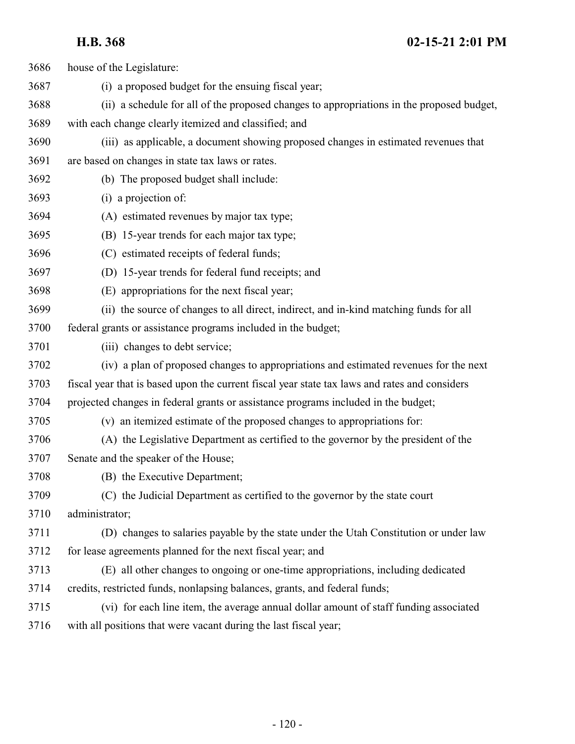house of the Legislature:

(i) a proposed budget for the ensuing fiscal year;

(ii) a schedule for all of the proposed changes to appropriations in the proposed budget, with each change clearly itemized and classified; and

(iii) as applicable, a document showing proposed changes in estimated revenues that are based on changes in state tax laws or rates.

(b) The proposed budget shall include:

(i) a projection of:

(A) estimated revenues by major tax type;

(B) 15-year trends for each major tax type;

(C) estimated receipts of federal funds;

(D) 15-year trends for federal fund receipts; and

(E) appropriations for the next fiscal year;

(ii) the source of changes to all direct, indirect, and in-kind matching funds for all federal grants or assistance programs included in the budget;

(iii) changes to debt service;

(iv) a plan of proposed changes to appropriations and estimated revenues for the next fiscal year that is based upon the current fiscal year state tax laws and rates and considers projected changes in federal grants or assistance programs included in the budget;

(v) an itemized estimate of the proposed changes to appropriations for:

(A) the Legislative Department as certified to the governor by the president of the Senate and the speaker of the House;

(B) the Executive Department;

(C) the Judicial Department as certified to the governor by the state court administrator;

(D) changes to salaries payable by the state under the Utah Constitution or under law for lease agreements planned for the next fiscal year; and

(E) all other changes to ongoing or one-time appropriations, including dedicated credits, restricted funds, nonlapsing balances, grants, and federal funds;

(vi) for each line item, the average annual dollar amount of staff funding associated with all positions that were vacant during the last fiscal year;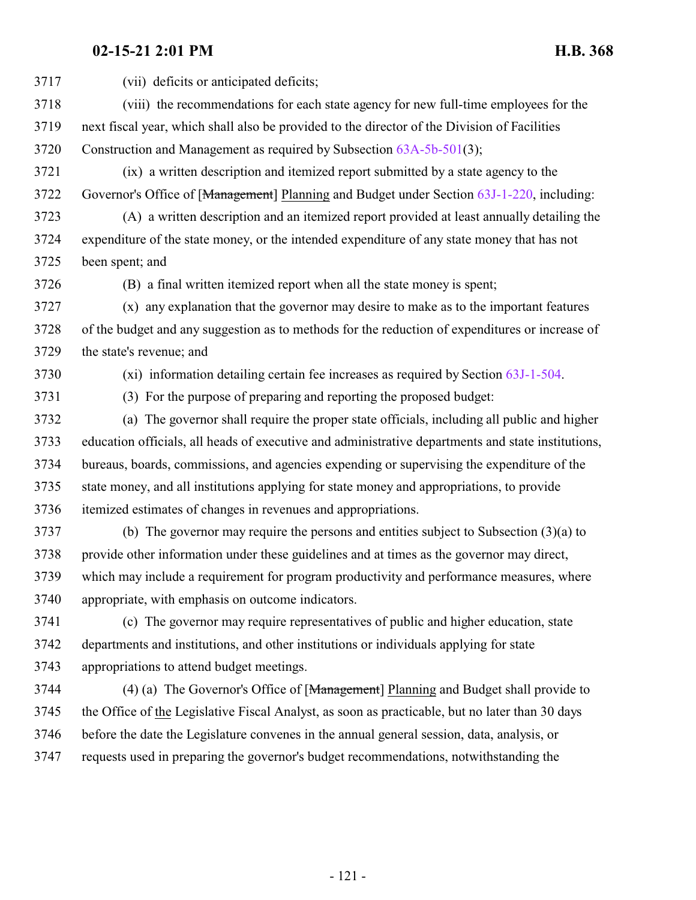(vii) deficits or anticipated deficits;

(viii) the recommendations for each state agency for new full-time employees for the next fiscal year, which shall also be provided to the director of the Division of Facilities Construction and Management as required by Subsection 63A-5b-501(3);

(ix) a written description and itemized report submitted by a state agency to the Governor's Office of [~~Management~~] Planning and Budget under Section 63J-1-220, including:

(A) a written description and an itemized report provided at least annually detailing the expenditure of the state money, or the intended expenditure of any state money that has not been spent; and

(B) a final written itemized report when all the state money is spent;

(x) any explanation that the governor may desire to make as to the important features of the budget and any suggestion as to methods for the reduction of expenditures or increase of the state's revenue; and

(xi) information detailing certain fee increases as required by Section 63J-1-504.

(3) For the purpose of preparing and reporting the proposed budget:

(a) The governor shall require the proper state officials, including all public and higher education officials, all heads of executive and administrative departments and state institutions, bureaus, boards, commissions, and agencies expending or supervising the expenditure of the state money, and all institutions applying for state money and appropriations, to provide itemized estimates of changes in revenues and appropriations.

(b) The governor may require the persons and entities subject to Subsection (3)(a) to provide other information under these guidelines and at times as the governor may direct, which may include a requirement for program productivity and performance measures, where appropriate, with emphasis on outcome indicators.

(c) The governor may require representatives of public and higher education, state departments and institutions, and other institutions or individuals applying for state appropriations to attend budget meetings.

(4) (a) The Governor's Office of [~~Management~~] Planning and Budget shall provide to the Office of the Legislative Fiscal Analyst, as soon as practicable, but no later than 30 days before the date the Legislature convenes in the annual general session, data, analysis, or requests used in preparing the governor's budget recommendations, notwithstanding the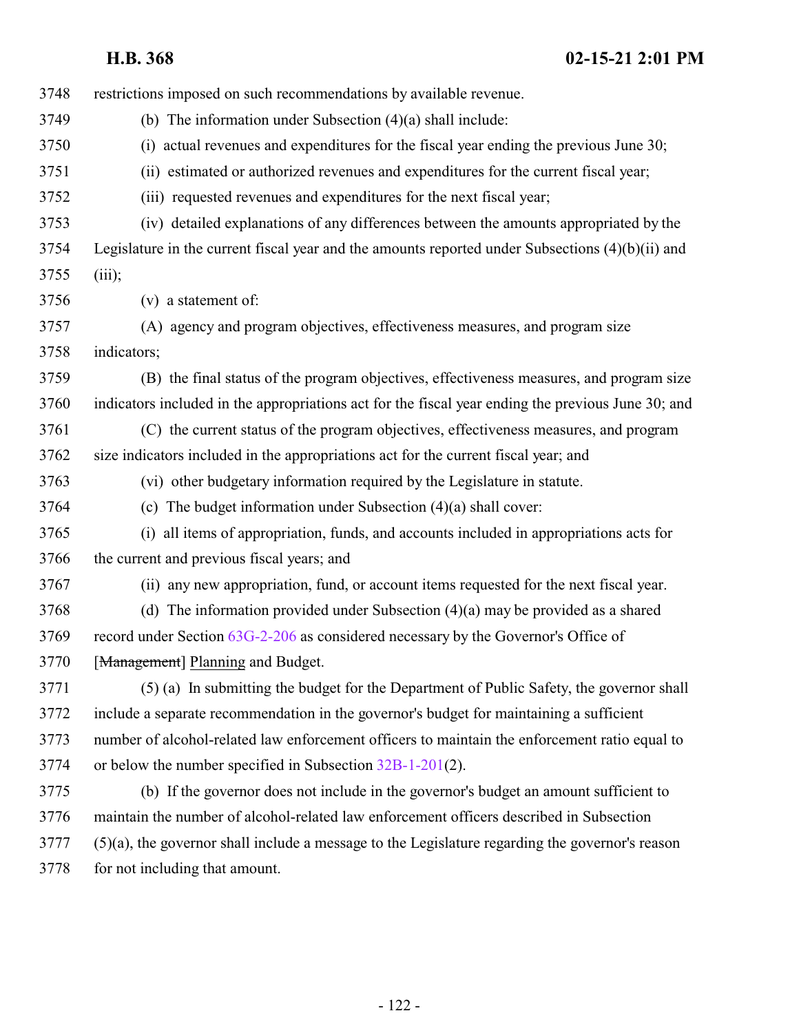restrictions imposed on such recommendations by available revenue.

(b) The information under Subsection (4)(a) shall include:

(i) actual revenues and expenditures for the fiscal year ending the previous June 30;

(ii) estimated or authorized revenues and expenditures for the current fiscal year;

(iii) requested revenues and expenditures for the next fiscal year;

(iv) detailed explanations of any differences between the amounts appropriated by the Legislature in the current fiscal year and the amounts reported under Subsections (4)(b)(ii) and (iii);

(v) a statement of:

(A) agency and program objectives, effectiveness measures, and program size indicators;

(B) the final status of the program objectives, effectiveness measures, and program size indicators included in the appropriations act for the fiscal year ending the previous June 30; and

(C) the current status of the program objectives, effectiveness measures, and program size indicators included in the appropriations act for the current fiscal year; and

(vi) other budgetary information required by the Legislature in statute.

(c) The budget information under Subsection (4)(a) shall cover:

(i) all items of appropriation, funds, and accounts included in appropriations acts for the current and previous fiscal years; and

(ii) any new appropriation, fund, or account items requested for the next fiscal year.

(d) The information provided under Subsection (4)(a) may be provided as a shared record under Section 63G-2-206 as considered necessary by the Governor's Office of [~~Management~~] Planning and Budget.

(5) (a) In submitting the budget for the Department of Public Safety, the governor shall include a separate recommendation in the governor's budget for maintaining a sufficient number of alcohol-related law enforcement officers to maintain the enforcement ratio equal to or below the number specified in Subsection 32B-1-201(2).

(b) If the governor does not include in the governor's budget an amount sufficient to maintain the number of alcohol-related law enforcement officers described in Subsection (5)(a), the governor shall include a message to the Legislature regarding the governor's reason for not including that amount.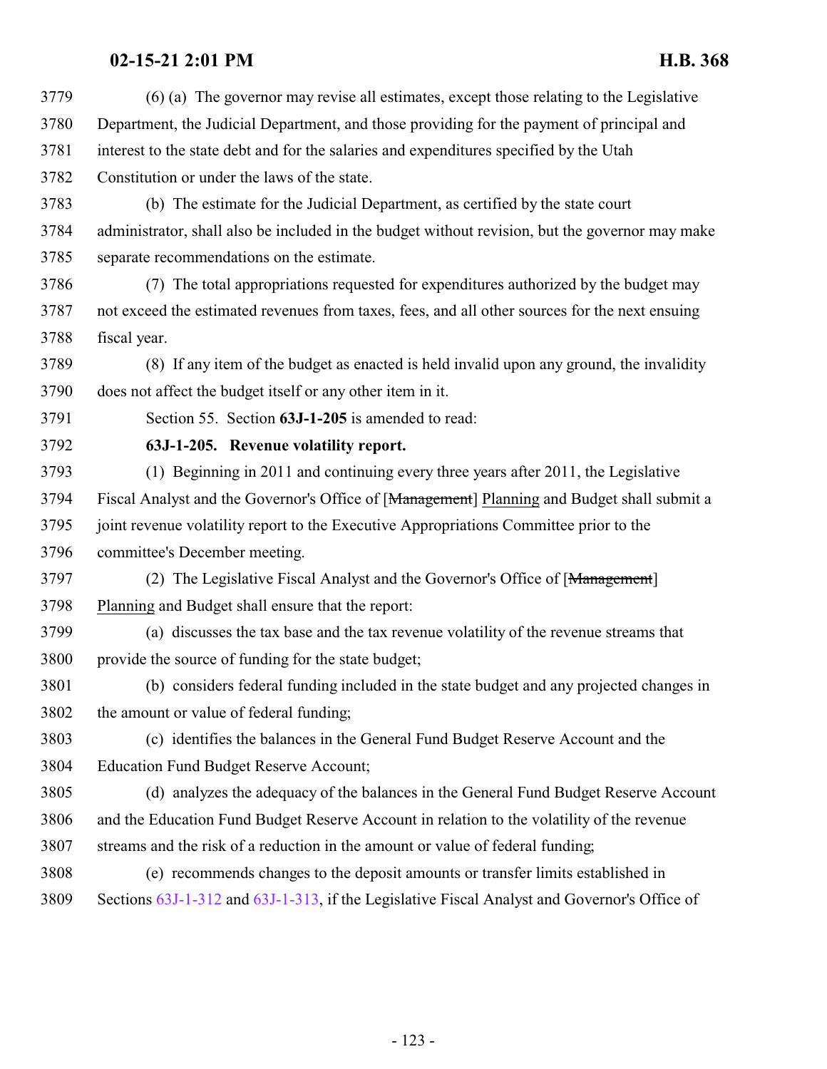(6) (a) The governor may revise all estimates, except those relating to the Legislative Department, the Judicial Department, and those providing for the payment of principal and interest to the state debt and for the salaries and expenditures specified by the Utah Constitution or under the laws of the state.

(b) The estimate for the Judicial Department, as certified by the state court administrator, shall also be included in the budget without revision, but the governor may make separate recommendations on the estimate.

(7) The total appropriations requested for expenditures authorized by the budget may not exceed the estimated revenues from taxes, fees, and all other sources for the next ensuing fiscal year.

(8) If any item of the budget as enacted is held invalid upon any ground, the invalidity does not affect the budget itself or any other item in it.

Section 55. Section **63J-1-205** is amended to read:

**63J-1-205. Revenue volatility report.**

(1) Beginning in 2011 and continuing every three years after 2011, the Legislative Fiscal Analyst and the Governor's Office of [~~Management~~] Planning and Budget shall submit a joint revenue volatility report to the Executive Appropriations Committee prior to the committee's December meeting.

(2) The Legislative Fiscal Analyst and the Governor's Office of [~~Management~~] Planning and Budget shall ensure that the report:

(a) discusses the tax base and the tax revenue volatility of the revenue streams that provide the source of funding for the state budget;

(b) considers federal funding included in the state budget and any projected changes in the amount or value of federal funding;

(c) identifies the balances in the General Fund Budget Reserve Account and the Education Fund Budget Reserve Account;

(d) analyzes the adequacy of the balances in the General Fund Budget Reserve Account and the Education Fund Budget Reserve Account in relation to the volatility of the revenue streams and the risk of a reduction in the amount or value of federal funding;

(e) recommends changes to the deposit amounts or transfer limits established in Sections 63J-1-312 and 63J-1-313, if the Legislative Fiscal Analyst and Governor's Office of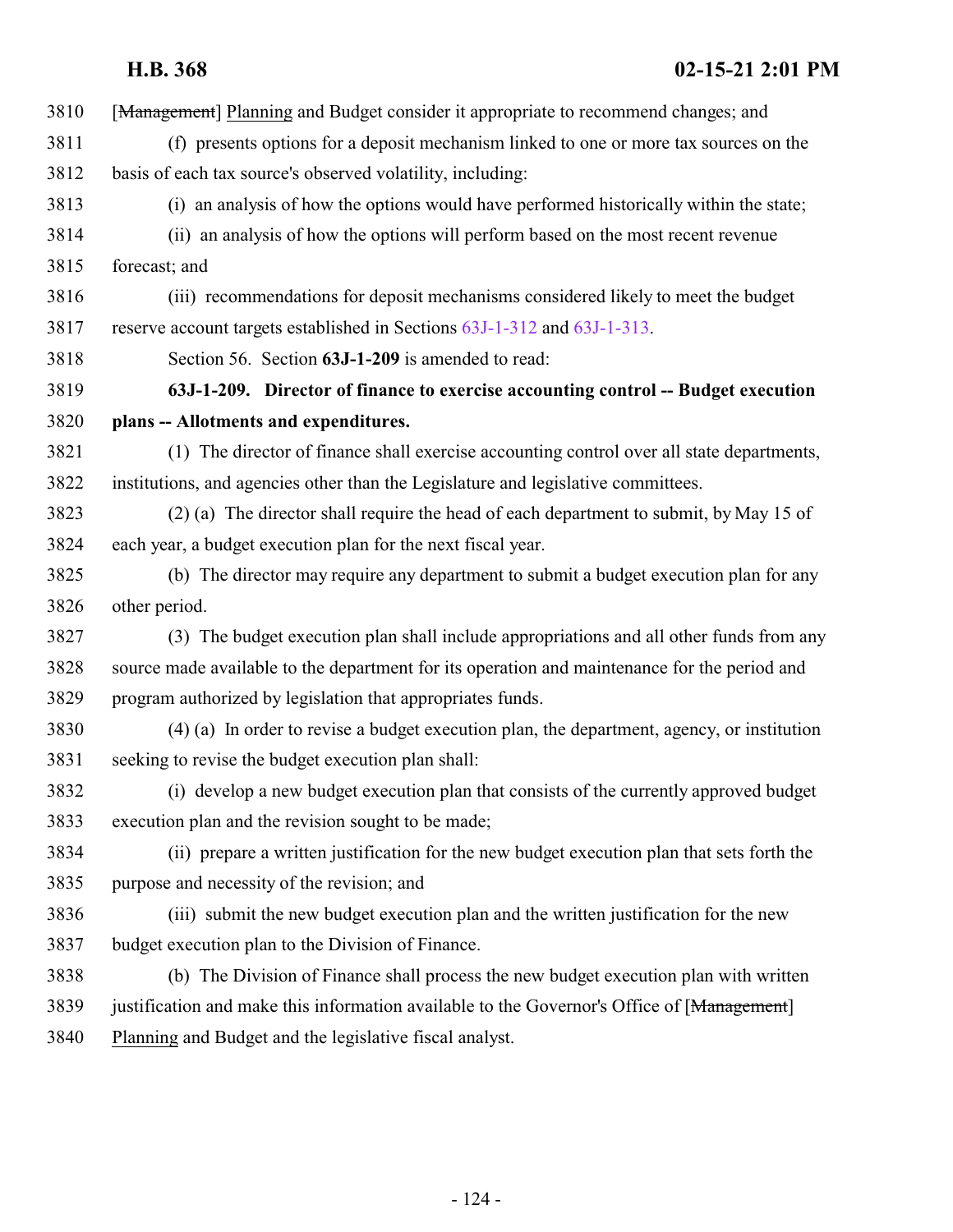[~~Management~~] Planning and Budget consider it appropriate to recommend changes; and

(f) presents options for a deposit mechanism linked to one or more tax sources on the basis of each tax source's observed volatility, including:

(i) an analysis of how the options would have performed historically within the state;

(ii) an analysis of how the options will perform based on the most recent revenue forecast; and

(iii) recommendations for deposit mechanisms considered likely to meet the budget reserve account targets established in Sections 63J-1-312 and 63J-1-313.

Section 56. Section **63J-1-209** is amended to read:

**63J-1-209. Director of finance to exercise accounting control -- Budget execution plans -- Allotments and expenditures.**

(1) The director of finance shall exercise accounting control over all state departments, institutions, and agencies other than the Legislature and legislative committees.

(2) (a) The director shall require the head of each department to submit, by May 15 of each year, a budget execution plan for the next fiscal year.

(b) The director may require any department to submit a budget execution plan for any other period.

(3) The budget execution plan shall include appropriations and all other funds from any source made available to the department for its operation and maintenance for the period and program authorized by legislation that appropriates funds.

(4) (a) In order to revise a budget execution plan, the department, agency, or institution seeking to revise the budget execution plan shall:

(i) develop a new budget execution plan that consists of the currently approved budget execution plan and the revision sought to be made;

(ii) prepare a written justification for the new budget execution plan that sets forth the purpose and necessity of the revision; and

(iii) submit the new budget execution plan and the written justification for the new budget execution plan to the Division of Finance.

(b) The Division of Finance shall process the new budget execution plan with written justification and make this information available to the Governor's Office of [~~Management~~] Planning and Budget and the legislative fiscal analyst.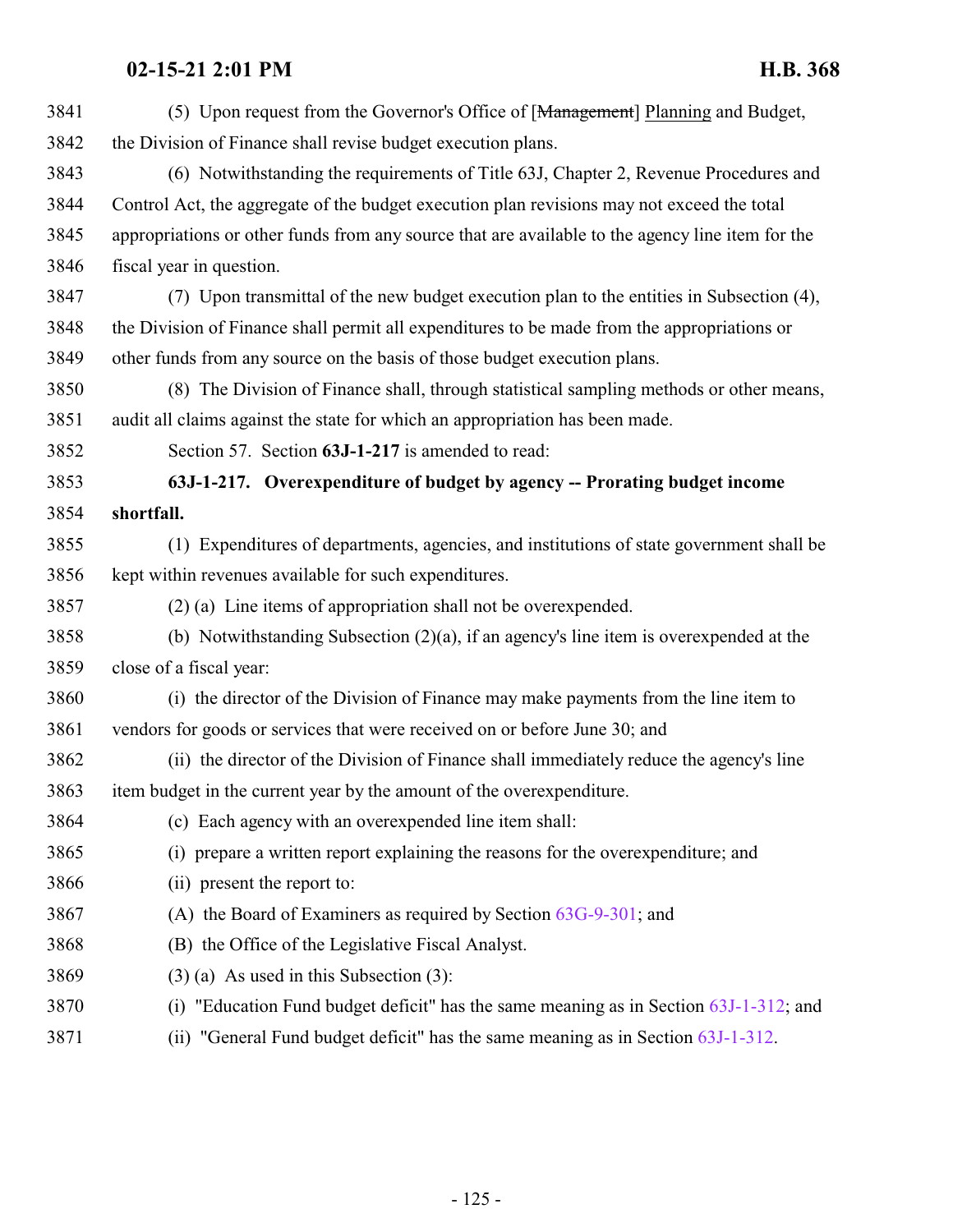(5) Upon request from the Governor's Office of [~~Management~~] Planning and Budget, the Division of Finance shall revise budget execution plans.

(6) Notwithstanding the requirements of Title 63J, Chapter 2, Revenue Procedures and Control Act, the aggregate of the budget execution plan revisions may not exceed the total appropriations or other funds from any source that are available to the agency line item for the fiscal year in question.

(7) Upon transmittal of the new budget execution plan to the entities in Subsection (4), the Division of Finance shall permit all expenditures to be made from the appropriations or other funds from any source on the basis of those budget execution plans.

(8) The Division of Finance shall, through statistical sampling methods or other means, audit all claims against the state for which an appropriation has been made.

Section 57. Section **63J-1-217** is amended to read:

**63J-1-217. Overexpenditure of budget by agency -- Prorating budget income shortfall.**

(1) Expenditures of departments, agencies, and institutions of state government shall be kept within revenues available for such expenditures.

(2) (a) Line items of appropriation shall not be overexpended.

(b) Notwithstanding Subsection (2)(a), if an agency's line item is overexpended at the close of a fiscal year:

(i) the director of the Division of Finance may make payments from the line item to vendors for goods or services that were received on or before June 30; and

(ii) the director of the Division of Finance shall immediately reduce the agency's line item budget in the current year by the amount of the overexpenditure.

(c) Each agency with an overexpended line item shall:

(i) prepare a written report explaining the reasons for the overexpenditure; and

(ii) present the report to:

(A) the Board of Examiners as required by Section 63G-9-301; and

(B) the Office of the Legislative Fiscal Analyst.

(3) (a) As used in this Subsection (3):

(i) "Education Fund budget deficit" has the same meaning as in Section 63J-1-312; and

(ii) "General Fund budget deficit" has the same meaning as in Section 63J-1-312.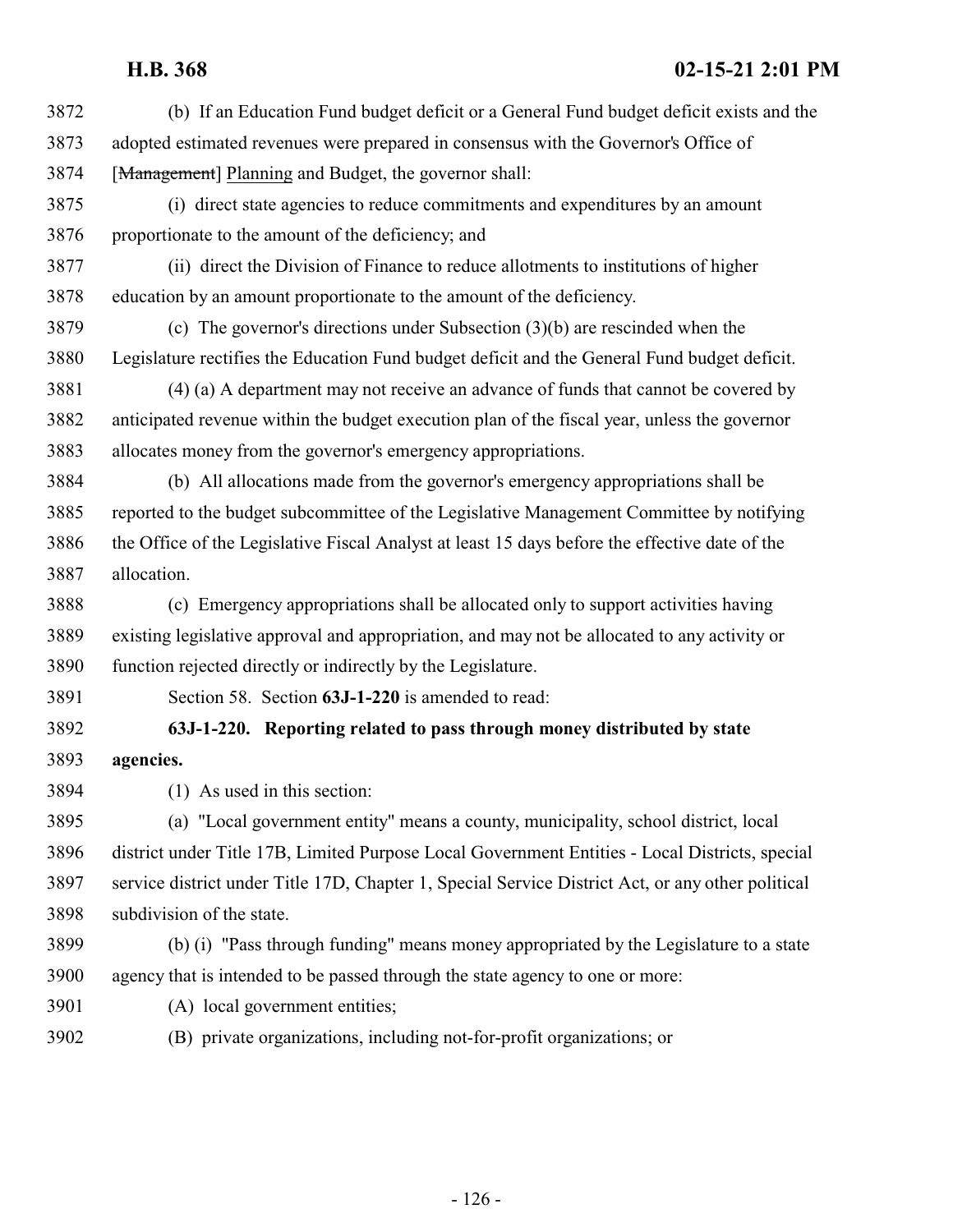(b) If an Education Fund budget deficit or a General Fund budget deficit exists and the adopted estimated revenues were prepared in consensus with the Governor's Office of [~~Management~~] Planning and Budget, the governor shall:

(i) direct state agencies to reduce commitments and expenditures by an amount proportionate to the amount of the deficiency; and

(ii) direct the Division of Finance to reduce allotments to institutions of higher education by an amount proportionate to the amount of the deficiency.

(c) The governor's directions under Subsection (3)(b) are rescinded when the Legislature rectifies the Education Fund budget deficit and the General Fund budget deficit.

(4) (a) A department may not receive an advance of funds that cannot be covered by anticipated revenue within the budget execution plan of the fiscal year, unless the governor allocates money from the governor's emergency appropriations.

(b) All allocations made from the governor's emergency appropriations shall be reported to the budget subcommittee of the Legislative Management Committee by notifying the Office of the Legislative Fiscal Analyst at least 15 days before the effective date of the allocation.

(c) Emergency appropriations shall be allocated only to support activities having existing legislative approval and appropriation, and may not be allocated to any activity or function rejected directly or indirectly by the Legislature.

Section 58. Section **63J-1-220** is amended to read:

**63J-1-220. Reporting related to pass through money distributed by state agencies.**

(1) As used in this section:

(a) "Local government entity" means a county, municipality, school district, local district under Title 17B, Limited Purpose Local Government Entities - Local Districts, special service district under Title 17D, Chapter 1, Special Service District Act, or any other political subdivision of the state.

(b) (i) "Pass through funding" means money appropriated by the Legislature to a state agency that is intended to be passed through the state agency to one or more:

(A) local government entities;

(B) private organizations, including not-for-profit organizations; or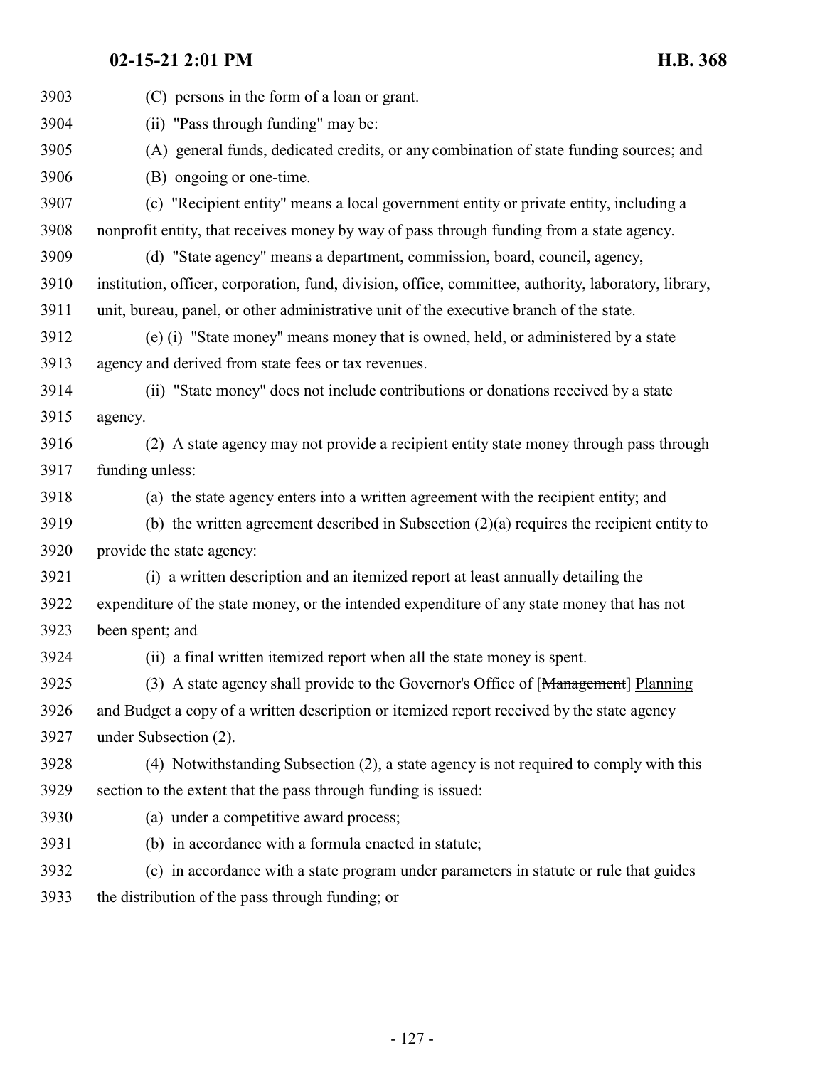(C) persons in the form of a loan or grant.

(ii) "Pass through funding" may be:

(A) general funds, dedicated credits, or any combination of state funding sources; and

(B) ongoing or one-time.

(c) "Recipient entity" means a local government entity or private entity, including a nonprofit entity, that receives money by way of pass through funding from a state agency.

(d) "State agency" means a department, commission, board, council, agency, institution, officer, corporation, fund, division, office, committee, authority, laboratory, library, unit, bureau, panel, or other administrative unit of the executive branch of the state.

(e) (i) "State money" means money that is owned, held, or administered by a state agency and derived from state fees or tax revenues.

(ii) "State money" does not include contributions or donations received by a state agency.

(2) A state agency may not provide a recipient entity state money through pass through funding unless:

(a) the state agency enters into a written agreement with the recipient entity; and

(b) the written agreement described in Subsection (2)(a) requires the recipient entity to provide the state agency:

(i) a written description and an itemized report at least annually detailing the expenditure of the state money, or the intended expenditure of any state money that has not been spent; and

(ii) a final written itemized report when all the state money is spent.

(3) A state agency shall provide to the Governor's Office of [~~Management~~] Planning and Budget a copy of a written description or itemized report received by the state agency under Subsection (2).

(4) Notwithstanding Subsection (2), a state agency is not required to comply with this section to the extent that the pass through funding is issued:

(a) under a competitive award process;

(b) in accordance with a formula enacted in statute;

(c) in accordance with a state program under parameters in statute or rule that guides the distribution of the pass through funding; or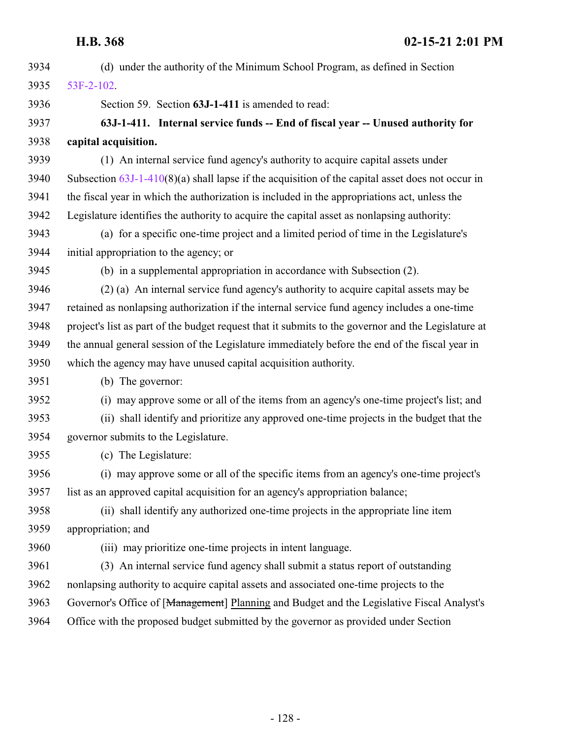(d) under the authority of the Minimum School Program, as defined in Section 53F-2-102.

Section 59. Section **63J-1-411** is amended to read:

**63J-1-411. Internal service funds -- End of fiscal year -- Unused authority for capital acquisition.**

(1) An internal service fund agency's authority to acquire capital assets under Subsection 63J-1-410(8)(a) shall lapse if the acquisition of the capital asset does not occur in the fiscal year in which the authorization is included in the appropriations act, unless the Legislature identifies the authority to acquire the capital asset as nonlapsing authority:

(a) for a specific one-time project and a limited period of time in the Legislature's initial appropriation to the agency; or

(b) in a supplemental appropriation in accordance with Subsection (2).

(2) (a) An internal service fund agency's authority to acquire capital assets may be retained as nonlapsing authorization if the internal service fund agency includes a one-time project's list as part of the budget request that it submits to the governor and the Legislature at the annual general session of the Legislature immediately before the end of the fiscal year in which the agency may have unused capital acquisition authority.

(b) The governor:

(i) may approve some or all of the items from an agency's one-time project's list; and

(ii) shall identify and prioritize any approved one-time projects in the budget that the governor submits to the Legislature.

(c) The Legislature:

(i) may approve some or all of the specific items from an agency's one-time project's list as an approved capital acquisition for an agency's appropriation balance;

(ii) shall identify any authorized one-time projects in the appropriate line item appropriation; and

(iii) may prioritize one-time projects in intent language.

(3) An internal service fund agency shall submit a status report of outstanding nonlapsing authority to acquire capital assets and associated one-time projects to the Governor's Office of [~~Management~~] Planning and Budget and the Legislative Fiscal Analyst's Office with the proposed budget submitted by the governor as provided under Section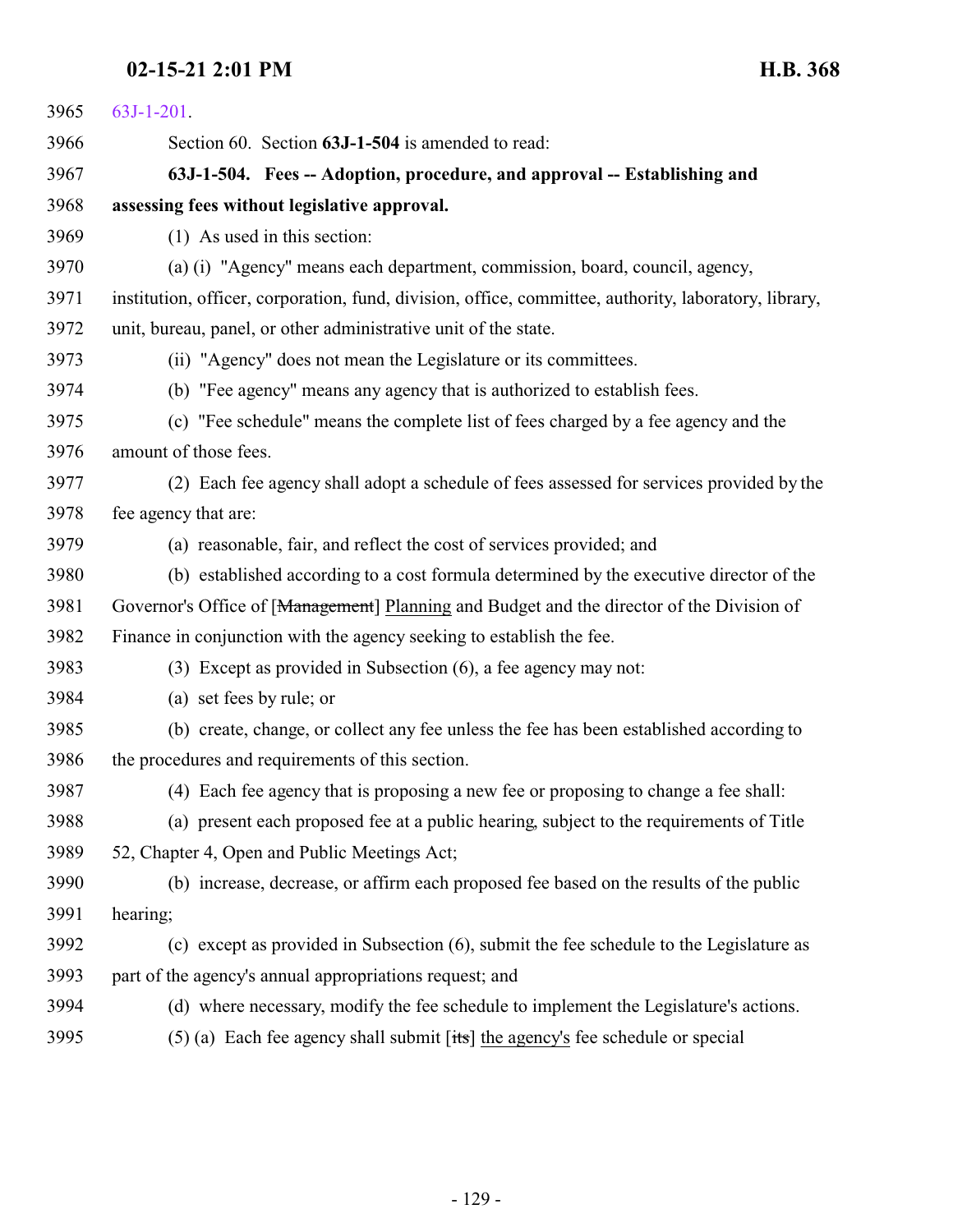63J-1-201.

Section 60. Section **63J-1-504** is amended to read:

**63J-1-504. Fees -- Adoption, procedure, and approval -- Establishing and assessing fees without legislative approval.**

(1) As used in this section:

(a) (i) "Agency" means each department, commission, board, council, agency, institution, officer, corporation, fund, division, office, committee, authority, laboratory, library, unit, bureau, panel, or other administrative unit of the state.

(ii) "Agency" does not mean the Legislature or its committees.

(b) "Fee agency" means any agency that is authorized to establish fees.

(c) "Fee schedule" means the complete list of fees charged by a fee agency and the amount of those fees.

(2) Each fee agency shall adopt a schedule of fees assessed for services provided by the fee agency that are:

(a) reasonable, fair, and reflect the cost of services provided; and

(b) established according to a cost formula determined by the executive director of the Governor's Office of [~~Management~~] Planning and Budget and the director of the Division of Finance in conjunction with the agency seeking to establish the fee.

(3) Except as provided in Subsection (6), a fee agency may not:

(a) set fees by rule; or

(b) create, change, or collect any fee unless the fee has been established according to the procedures and requirements of this section.

(4) Each fee agency that is proposing a new fee or proposing to change a fee shall:

(a) present each proposed fee at a public hearing, subject to the requirements of Title 52, Chapter 4, Open and Public Meetings Act;

(b) increase, decrease, or affirm each proposed fee based on the results of the public hearing;

(c) except as provided in Subsection (6), submit the fee schedule to the Legislature as part of the agency's annual appropriations request; and

(d) where necessary, modify the fee schedule to implement the Legislature's actions.

(5) (a) Each fee agency shall submit [~~its~~] the agency's fee schedule or special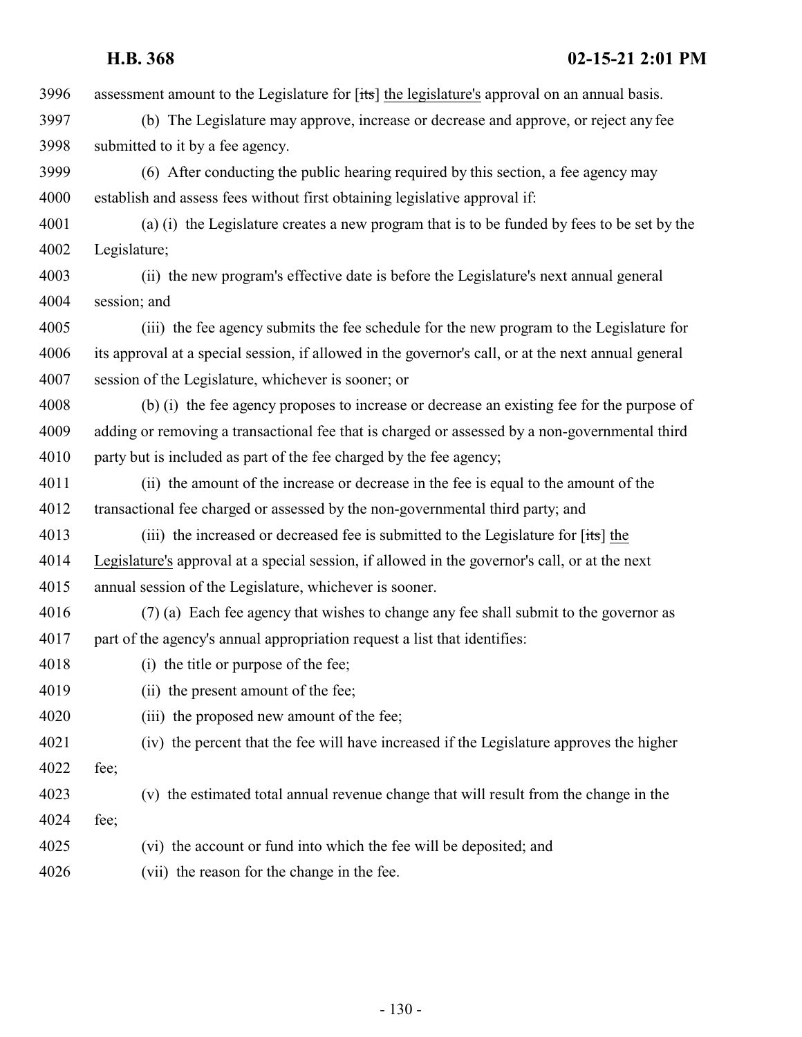3996 assessment amount to the Legislature for [~~its~~] the legislature's approval on an annual basis.

3997 (b) The Legislature may approve, increase or decrease and approve, or reject any fee

3998 submitted to it by a fee agency.

3999 (6) After conducting the public hearing required by this section, a fee agency may

4000 establish and assess fees without first obtaining legislative approval if:

4001 (a) (i) the Legislature creates a new program that is to be funded by fees to be set by the

4002 Legislature;

4003 (ii) the new program's effective date is before the Legislature's next annual general

4004 session; and

4005 (iii) the fee agency submits the fee schedule for the new program to the Legislature for

4006 its approval at a special session, if allowed in the governor's call, or at the next annual general

4007 session of the Legislature, whichever is sooner; or

4008 (b) (i) the fee agency proposes to increase or decrease an existing fee for the purpose of

4009 adding or removing a transactional fee that is charged or assessed by a non-governmental third

4010 party but is included as part of the fee charged by the fee agency;

4011 (ii) the amount of the increase or decrease in the fee is equal to the amount of the

4012 transactional fee charged or assessed by the non-governmental third party; and

4013 (iii) the increased or decreased fee is submitted to the Legislature for [~~its~~] the

4014 Legislature's approval at a special session, if allowed in the governor's call, or at the next

4015 annual session of the Legislature, whichever is sooner.

4016 (7) (a) Each fee agency that wishes to change any fee shall submit to the governor as

4017 part of the agency's annual appropriation request a list that identifies:

4018 (i) the title or purpose of the fee;

4019 (ii) the present amount of the fee;

4020 (iii) the proposed new amount of the fee;

4021 (iv) the percent that the fee will have increased if the Legislature approves the higher

4022 fee;

4023 (v) the estimated total annual revenue change that will result from the change in the

4024 fee;

4025 (vi) the account or fund into which the fee will be deposited; and

4026 (vii) the reason for the change in the fee.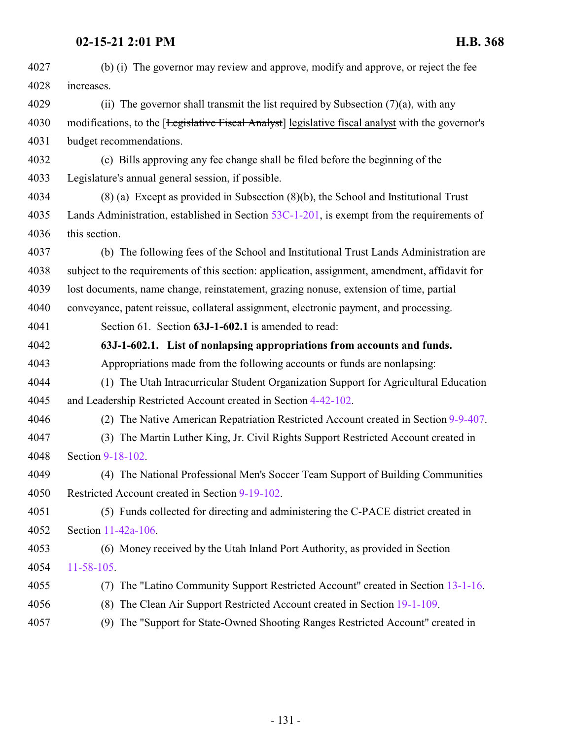(b) (i) The governor may review and approve, modify and approve, or reject the fee increases.

(ii) The governor shall transmit the list required by Subsection (7)(a), with any modifications, to the [~~Legislative Fiscal Analyst~~] legislative fiscal analyst with the governor's budget recommendations.

(c) Bills approving any fee change shall be filed before the beginning of the Legislature's annual general session, if possible.

(8) (a) Except as provided in Subsection (8)(b), the School and Institutional Trust Lands Administration, established in Section 53C-1-201, is exempt from the requirements of this section.

(b) The following fees of the School and Institutional Trust Lands Administration are subject to the requirements of this section: application, assignment, amendment, affidavit for lost documents, name change, reinstatement, grazing nonuse, extension of time, partial conveyance, patent reissue, collateral assignment, electronic payment, and processing.

Section 61. Section **63J-1-602.1** is amended to read:

**63J-1-602.1. List of nonlapsing appropriations from accounts and funds.**

Appropriations made from the following accounts or funds are nonlapsing:

(1) The Utah Intracurricular Student Organization Support for Agricultural Education and Leadership Restricted Account created in Section 4-42-102.

(2) The Native American Repatriation Restricted Account created in Section 9-9-407.

(3) The Martin Luther King, Jr. Civil Rights Support Restricted Account created in Section 9-18-102.

(4) The National Professional Men's Soccer Team Support of Building Communities Restricted Account created in Section 9-19-102.

(5) Funds collected for directing and administering the C-PACE district created in Section 11-42a-106.

(6) Money received by the Utah Inland Port Authority, as provided in Section 11-58-105.

(7) The "Latino Community Support Restricted Account" created in Section 13-1-16.

(8) The Clean Air Support Restricted Account created in Section 19-1-109.

(9) The "Support for State-Owned Shooting Ranges Restricted Account" created in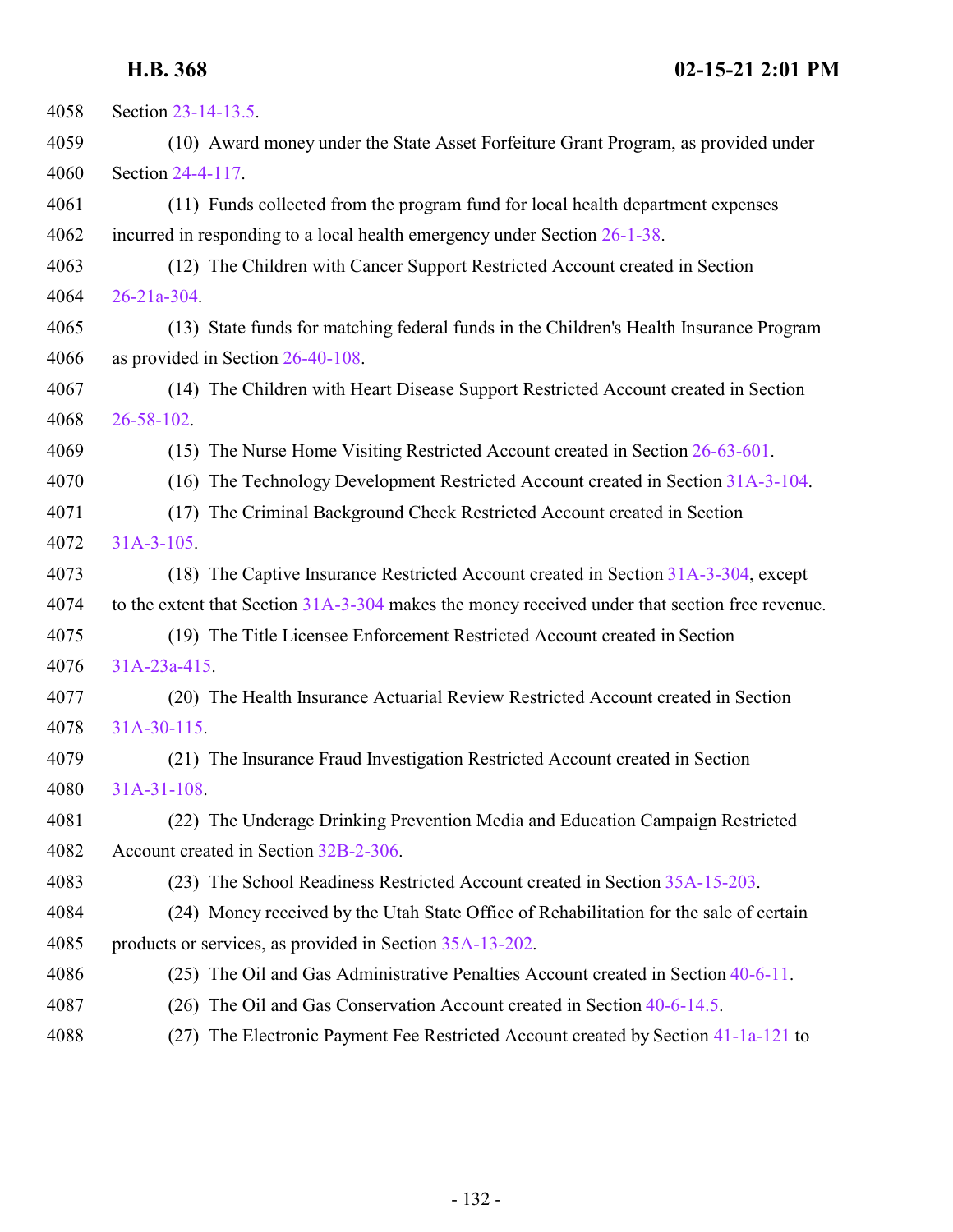Section 23-14-13.5.

(10) Award money under the State Asset Forfeiture Grant Program, as provided under Section 24-4-117.

(11) Funds collected from the program fund for local health department expenses incurred in responding to a local health emergency under Section 26-1-38.

(12) The Children with Cancer Support Restricted Account created in Section 26-21a-304.

(13) State funds for matching federal funds in the Children's Health Insurance Program as provided in Section 26-40-108.

(14) The Children with Heart Disease Support Restricted Account created in Section 26-58-102.

(15) The Nurse Home Visiting Restricted Account created in Section 26-63-601.

(16) The Technology Development Restricted Account created in Section 31A-3-104.

(17) The Criminal Background Check Restricted Account created in Section 31A-3-105.

(18) The Captive Insurance Restricted Account created in Section 31A-3-304, except to the extent that Section 31A-3-304 makes the money received under that section free revenue.

(19) The Title Licensee Enforcement Restricted Account created in Section 31A-23a-415.

(20) The Health Insurance Actuarial Review Restricted Account created in Section 31A-30-115.

(21) The Insurance Fraud Investigation Restricted Account created in Section 31A-31-108.

(22) The Underage Drinking Prevention Media and Education Campaign Restricted Account created in Section 32B-2-306.

(23) The School Readiness Restricted Account created in Section 35A-15-203.

(24) Money received by the Utah State Office of Rehabilitation for the sale of certain products or services, as provided in Section 35A-13-202.

(25) The Oil and Gas Administrative Penalties Account created in Section 40-6-11.

(26) The Oil and Gas Conservation Account created in Section 40-6-14.5.

(27) The Electronic Payment Fee Restricted Account created by Section 41-1a-121 to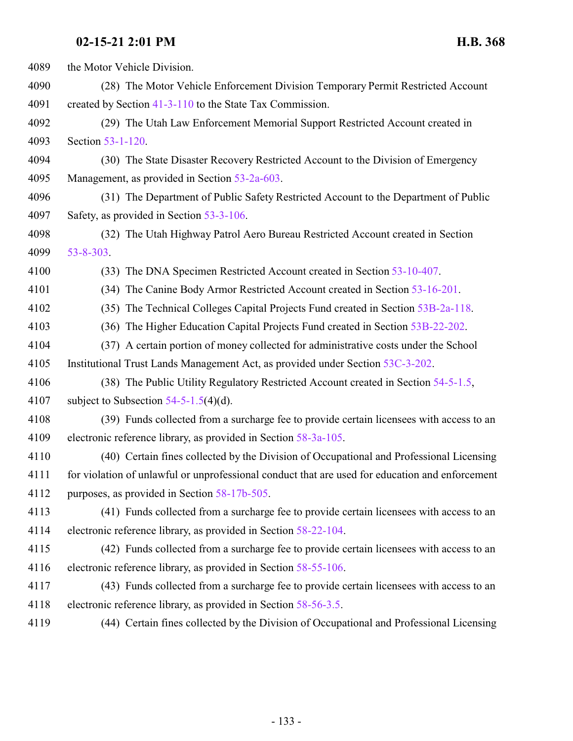the Motor Vehicle Division.

(28) The Motor Vehicle Enforcement Division Temporary Permit Restricted Account created by Section 41-3-110 to the State Tax Commission.

(29) The Utah Law Enforcement Memorial Support Restricted Account created in Section 53-1-120.

(30) The State Disaster Recovery Restricted Account to the Division of Emergency Management, as provided in Section 53-2a-603.

(31) The Department of Public Safety Restricted Account to the Department of Public Safety, as provided in Section 53-3-106.

(32) The Utah Highway Patrol Aero Bureau Restricted Account created in Section 53-8-303.

(33) The DNA Specimen Restricted Account created in Section 53-10-407.

(34) The Canine Body Armor Restricted Account created in Section 53-16-201.

(35) The Technical Colleges Capital Projects Fund created in Section 53B-2a-118.

(36) The Higher Education Capital Projects Fund created in Section 53B-22-202.

(37) A certain portion of money collected for administrative costs under the School Institutional Trust Lands Management Act, as provided under Section 53C-3-202.

(38) The Public Utility Regulatory Restricted Account created in Section 54-5-1.5, subject to Subsection 54-5-1.5(4)(d).

(39) Funds collected from a surcharge fee to provide certain licensees with access to an electronic reference library, as provided in Section 58-3a-105.

(40) Certain fines collected by the Division of Occupational and Professional Licensing for violation of unlawful or unprofessional conduct that are used for education and enforcement purposes, as provided in Section 58-17b-505.

(41) Funds collected from a surcharge fee to provide certain licensees with access to an electronic reference library, as provided in Section 58-22-104.

(42) Funds collected from a surcharge fee to provide certain licensees with access to an electronic reference library, as provided in Section 58-55-106.

(43) Funds collected from a surcharge fee to provide certain licensees with access to an electronic reference library, as provided in Section 58-56-3.5.

(44) Certain fines collected by the Division of Occupational and Professional Licensing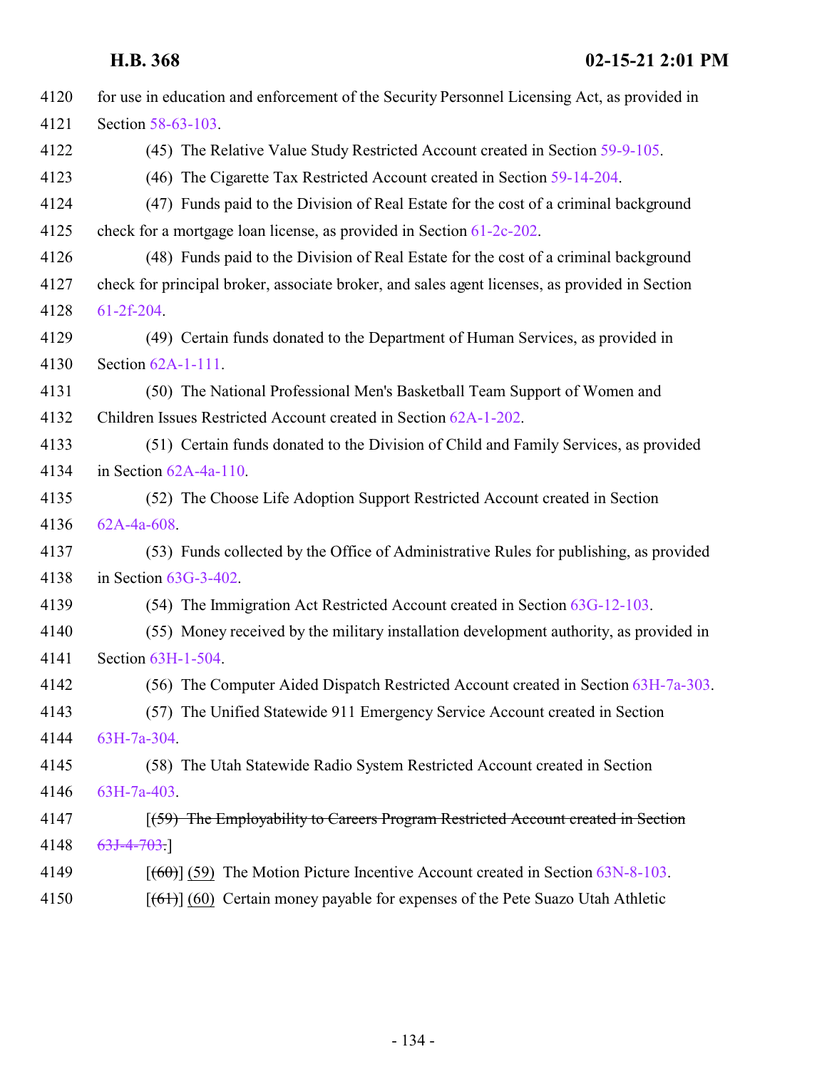4120 for use in education and enforcement of the Security Personnel Licensing Act, as provided in
4121 Section 58-63-103.

4122 (45) The Relative Value Study Restricted Account created in Section 59-9-105.

4123 (46) The Cigarette Tax Restricted Account created in Section 59-14-204.

4124 (47) Funds paid to the Division of Real Estate for the cost of a criminal background
4125 check for a mortgage loan license, as provided in Section 61-2c-202.

4126 (48) Funds paid to the Division of Real Estate for the cost of a criminal background
4127 check for principal broker, associate broker, and sales agent licenses, as provided in Section
4128 61-2f-204.

4129 (49) Certain funds donated to the Department of Human Services, as provided in
4130 Section 62A-1-111.

4131 (50) The National Professional Men's Basketball Team Support of Women and
4132 Children Issues Restricted Account created in Section 62A-1-202.

4133 (51) Certain funds donated to the Division of Child and Family Services, as provided
4134 in Section 62A-4a-110.

4135 (52) The Choose Life Adoption Support Restricted Account created in Section
4136 62A-4a-608.

4137 (53) Funds collected by the Office of Administrative Rules for publishing, as provided
4138 in Section 63G-3-402.

4139 (54) The Immigration Act Restricted Account created in Section 63G-12-103.

4140 (55) Money received by the military installation development authority, as provided in
4141 Section 63H-1-504.

4142 (56) The Computer Aided Dispatch Restricted Account created in Section 63H-7a-303.

4143 (57) The Unified Statewide 911 Emergency Service Account created in Section
4144 63H-7a-304.

4145 (58) The Utah Statewide Radio System Restricted Account created in Section
4146 63H-7a-403.

4147 [~~(59) The Employability to Careers Program Restricted Account created in Section~~
4148 ~~63J-4-703.~~]

4149 [~~(60)~~] (59) The Motion Picture Incentive Account created in Section 63N-8-103.

4150 [~~(61)~~] (60) Certain money payable for expenses of the Pete Suazo Utah Athletic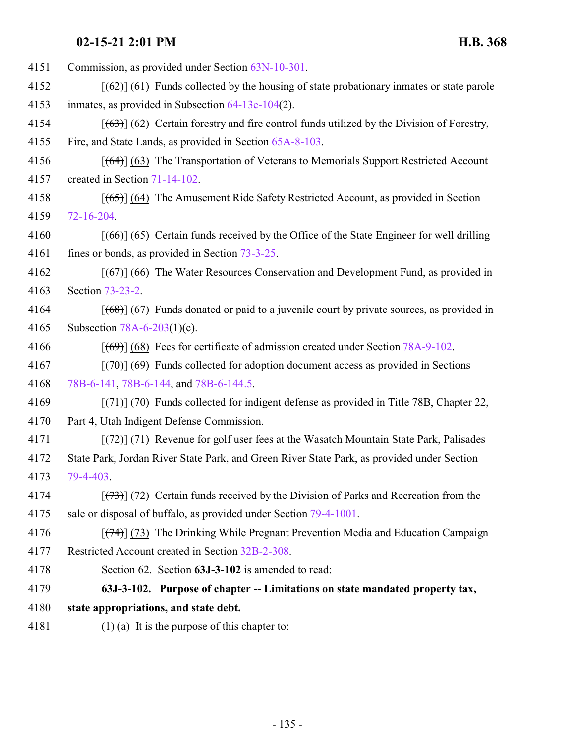Commission, as provided under Section 63N-10-301.

[~~(62)~~] (61) Funds collected by the housing of state probationary inmates or state parole inmates, as provided in Subsection 64-13e-104(2).

[~~(63)~~] (62) Certain forestry and fire control funds utilized by the Division of Forestry, Fire, and State Lands, as provided in Section 65A-8-103.

[~~(64)~~] (63) The Transportation of Veterans to Memorials Support Restricted Account created in Section 71-14-102.

[~~(65)~~] (64) The Amusement Ride Safety Restricted Account, as provided in Section 72-16-204.

[~~(66)~~] (65) Certain funds received by the Office of the State Engineer for well drilling fines or bonds, as provided in Section 73-3-25.

[~~(67)~~] (66) The Water Resources Conservation and Development Fund, as provided in Section 73-23-2.

[~~(68)~~] (67) Funds donated or paid to a juvenile court by private sources, as provided in Subsection 78A-6-203(1)(c).

[~~(69)~~] (68) Fees for certificate of admission created under Section 78A-9-102.

[~~(70)~~] (69) Funds collected for adoption document access as provided in Sections 78B-6-141, 78B-6-144, and 78B-6-144.5.

[~~(71)~~] (70) Funds collected for indigent defense as provided in Title 78B, Chapter 22, Part 4, Utah Indigent Defense Commission.

[~~(72)~~] (71) Revenue for golf user fees at the Wasatch Mountain State Park, Palisades State Park, Jordan River State Park, and Green River State Park, as provided under Section 79-4-403.

[~~(73)~~] (72) Certain funds received by the Division of Parks and Recreation from the sale or disposal of buffalo, as provided under Section 79-4-1001.

[~~(74)~~] (73) The Drinking While Pregnant Prevention Media and Education Campaign Restricted Account created in Section 32B-2-308.

Section 62. Section **63J-3-102** is amended to read:

**63J-3-102. Purpose of chapter -- Limitations on state mandated property tax, state appropriations, and state debt.**

(1) (a) It is the purpose of this chapter to: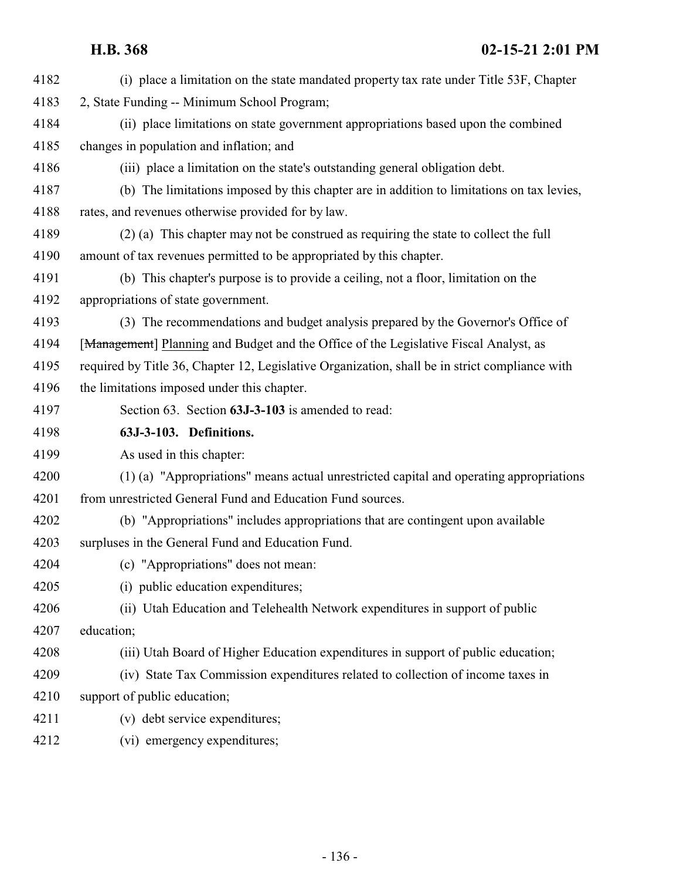(i) place a limitation on the state mandated property tax rate under Title 53F, Chapter 2, State Funding -- Minimum School Program;

(ii) place limitations on state government appropriations based upon the combined changes in population and inflation; and

(iii) place a limitation on the state's outstanding general obligation debt.

(b) The limitations imposed by this chapter are in addition to limitations on tax levies, rates, and revenues otherwise provided for by law.

(2) (a) This chapter may not be construed as requiring the state to collect the full amount of tax revenues permitted to be appropriated by this chapter.

(b) This chapter's purpose is to provide a ceiling, not a floor, limitation on the appropriations of state government.

(3) The recommendations and budget analysis prepared by the Governor's Office of [~~Management~~] Planning and Budget and the Office of the Legislative Fiscal Analyst, as required by Title 36, Chapter 12, Legislative Organization, shall be in strict compliance with the limitations imposed under this chapter.

Section 63. Section **63J-3-103** is amended to read:

**63J-3-103. Definitions.**

As used in this chapter:

(1) (a) "Appropriations" means actual unrestricted capital and operating appropriations from unrestricted General Fund and Education Fund sources.

(b) "Appropriations" includes appropriations that are contingent upon available surpluses in the General Fund and Education Fund.

(c) "Appropriations" does not mean:

(i) public education expenditures;

(ii) Utah Education and Telehealth Network expenditures in support of public education;

(iii) Utah Board of Higher Education expenditures in support of public education;

(iv) State Tax Commission expenditures related to collection of income taxes in support of public education;

(v) debt service expenditures;

(vi) emergency expenditures;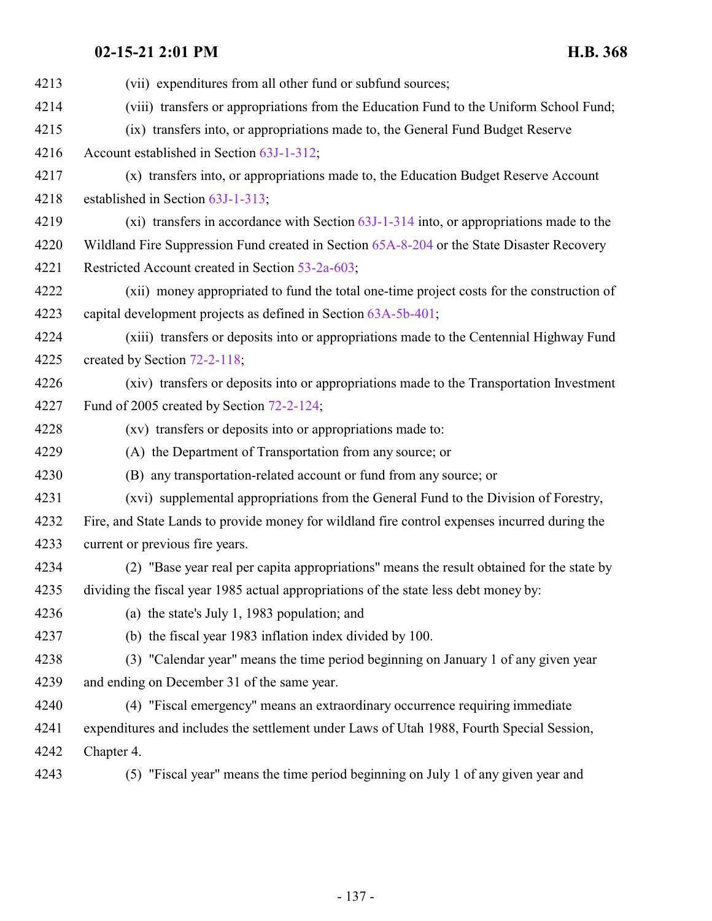(vii) expenditures from all other fund or subfund sources;

(viii) transfers or appropriations from the Education Fund to the Uniform School Fund;

(ix) transfers into, or appropriations made to, the General Fund Budget Reserve Account established in Section 63J-1-312;

(x) transfers into, or appropriations made to, the Education Budget Reserve Account established in Section 63J-1-313;

(xi) transfers in accordance with Section 63J-1-314 into, or appropriations made to the Wildland Fire Suppression Fund created in Section 65A-8-204 or the State Disaster Recovery Restricted Account created in Section 53-2a-603;

(xii) money appropriated to fund the total one-time project costs for the construction of capital development projects as defined in Section 63A-5b-401;

(xiii) transfers or deposits into or appropriations made to the Centennial Highway Fund created by Section 72-2-118;

(xiv) transfers or deposits into or appropriations made to the Transportation Investment Fund of 2005 created by Section 72-2-124;

(xv) transfers or deposits into or appropriations made to:

(A) the Department of Transportation from any source; or

(B) any transportation-related account or fund from any source; or

(xvi) supplemental appropriations from the General Fund to the Division of Forestry, Fire, and State Lands to provide money for wildland fire control expenses incurred during the current or previous fire years.

(2) "Base year real per capita appropriations" means the result obtained for the state by dividing the fiscal year 1985 actual appropriations of the state less debt money by:

(a) the state's July 1, 1983 population; and

(b) the fiscal year 1983 inflation index divided by 100.

(3) "Calendar year" means the time period beginning on January 1 of any given year and ending on December 31 of the same year.

(4) "Fiscal emergency" means an extraordinary occurrence requiring immediate expenditures and includes the settlement under Laws of Utah 1988, Fourth Special Session, Chapter 4.

(5) "Fiscal year" means the time period beginning on July 1 of any given year and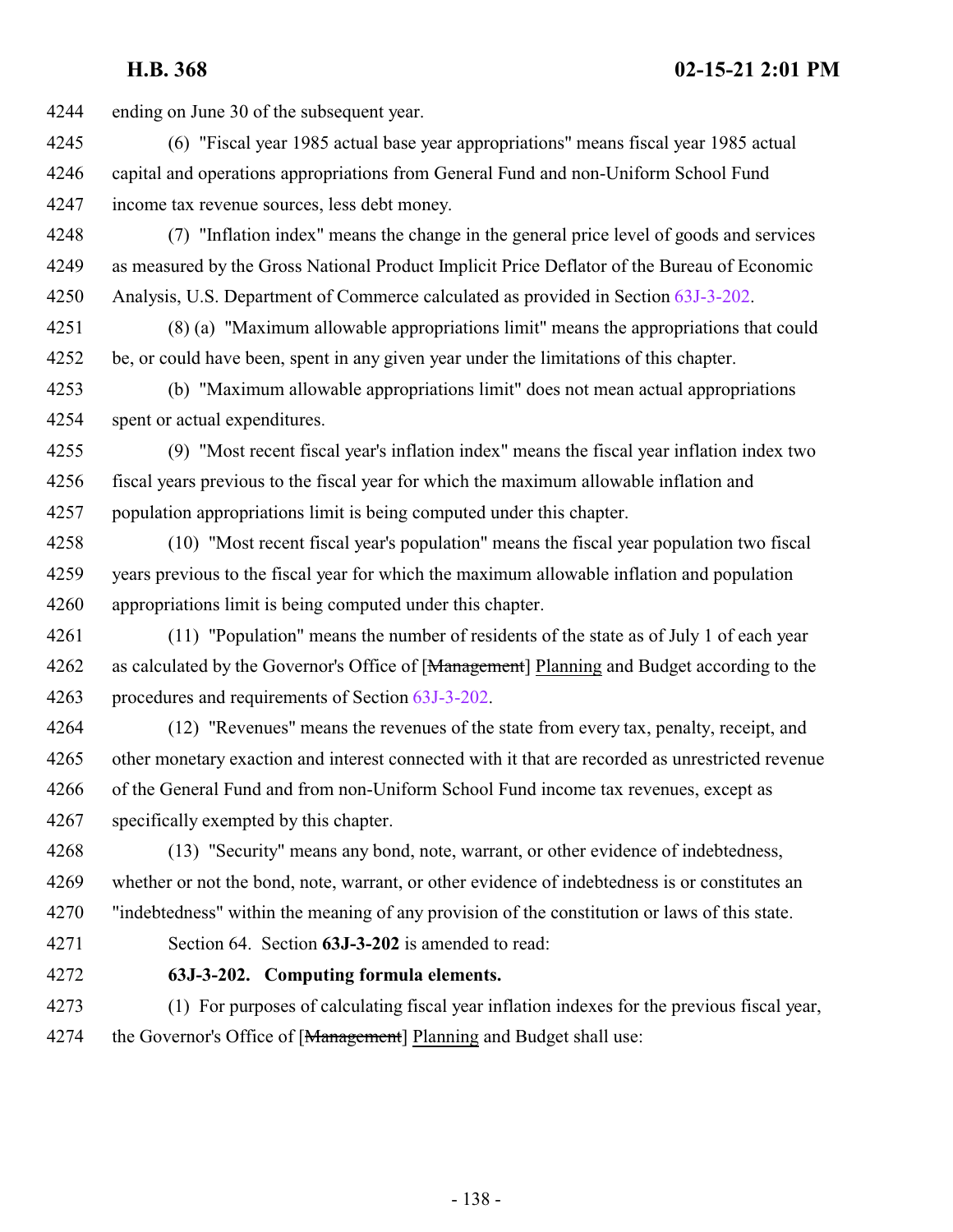4244 ending on June 30 of the subsequent year.

4245 (6) "Fiscal year 1985 actual base year appropriations" means fiscal year 1985 actual
4246 capital and operations appropriations from General Fund and non-Uniform School Fund
4247 income tax revenue sources, less debt money.

4248 (7) "Inflation index" means the change in the general price level of goods and services
4249 as measured by the Gross National Product Implicit Price Deflator of the Bureau of Economic
4250 Analysis, U.S. Department of Commerce calculated as provided in Section 63J-3-202.

4251 (8) (a) "Maximum allowable appropriations limit" means the appropriations that could
4252 be, or could have been, spent in any given year under the limitations of this chapter.

4253 (b) "Maximum allowable appropriations limit" does not mean actual appropriations
4254 spent or actual expenditures.

4255 (9) "Most recent fiscal year's inflation index" means the fiscal year inflation index two
4256 fiscal years previous to the fiscal year for which the maximum allowable inflation and
4257 population appropriations limit is being computed under this chapter.

4258 (10) "Most recent fiscal year's population" means the fiscal year population two fiscal
4259 years previous to the fiscal year for which the maximum allowable inflation and population
4260 appropriations limit is being computed under this chapter.

4261 (11) "Population" means the number of residents of the state as of July 1 of each year
4262 as calculated by the Governor's Office of [~~Management~~] Planning and Budget according to the
4263 procedures and requirements of Section 63J-3-202.

4264 (12) "Revenues" means the revenues of the state from every tax, penalty, receipt, and
4265 other monetary exaction and interest connected with it that are recorded as unrestricted revenue
4266 of the General Fund and from non-Uniform School Fund income tax revenues, except as
4267 specifically exempted by this chapter.

4268 (13) "Security" means any bond, note, warrant, or other evidence of indebtedness,
4269 whether or not the bond, note, warrant, or other evidence of indebtedness is or constitutes an
4270 "indebtedness" within the meaning of any provision of the constitution or laws of this state.

4271 Section 64. Section **63J-3-202** is amended to read:

4272 **63J-3-202. Computing formula elements.**

4273 (1) For purposes of calculating fiscal year inflation indexes for the previous fiscal year,
4274 the Governor's Office of [~~Management~~] Planning and Budget shall use: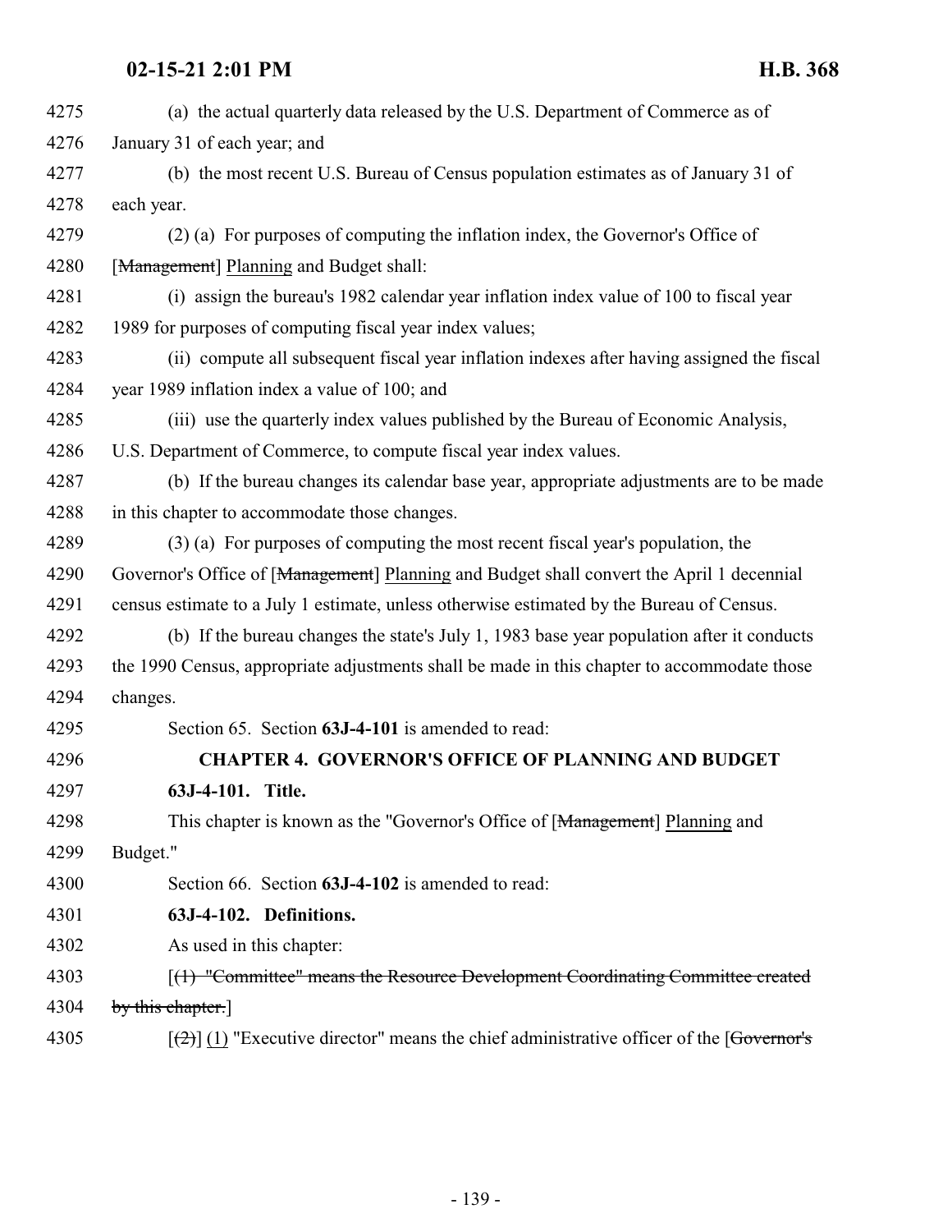(a) the actual quarterly data released by the U.S. Department of Commerce as of January 31 of each year; and

(b) the most recent U.S. Bureau of Census population estimates as of January 31 of each year.

(2) (a) For purposes of computing the inflation index, the Governor's Office of [~~Management~~] Planning and Budget shall:

(i) assign the bureau's 1982 calendar year inflation index value of 100 to fiscal year 1989 for purposes of computing fiscal year index values;

(ii) compute all subsequent fiscal year inflation indexes after having assigned the fiscal year 1989 inflation index a value of 100; and

(iii) use the quarterly index values published by the Bureau of Economic Analysis, U.S. Department of Commerce, to compute fiscal year index values.

(b) If the bureau changes its calendar base year, appropriate adjustments are to be made in this chapter to accommodate those changes.

(3) (a) For purposes of computing the most recent fiscal year's population, the Governor's Office of [~~Management~~] Planning and Budget shall convert the April 1 decennial census estimate to a July 1 estimate, unless otherwise estimated by the Bureau of Census.

(b) If the bureau changes the state's July 1, 1983 base year population after it conducts the 1990 Census, appropriate adjustments shall be made in this chapter to accommodate those changes.

Section 65. Section **63J-4-101** is amended to read:

**CHAPTER 4. GOVERNOR'S OFFICE OF PLANNING AND BUDGET**

**63J-4-101. Title.**

This chapter is known as the "Governor's Office of [~~Management~~] Planning and Budget."

Section 66. Section **63J-4-102** is amended to read:

**63J-4-102. Definitions.**

As used in this chapter:

[~~(1) "Committee" means the Resource Development Coordinating Committee created by this chapter.~~]

[~~(2)~~] (1) "Executive director" means the chief administrative officer of the [~~Governor's~~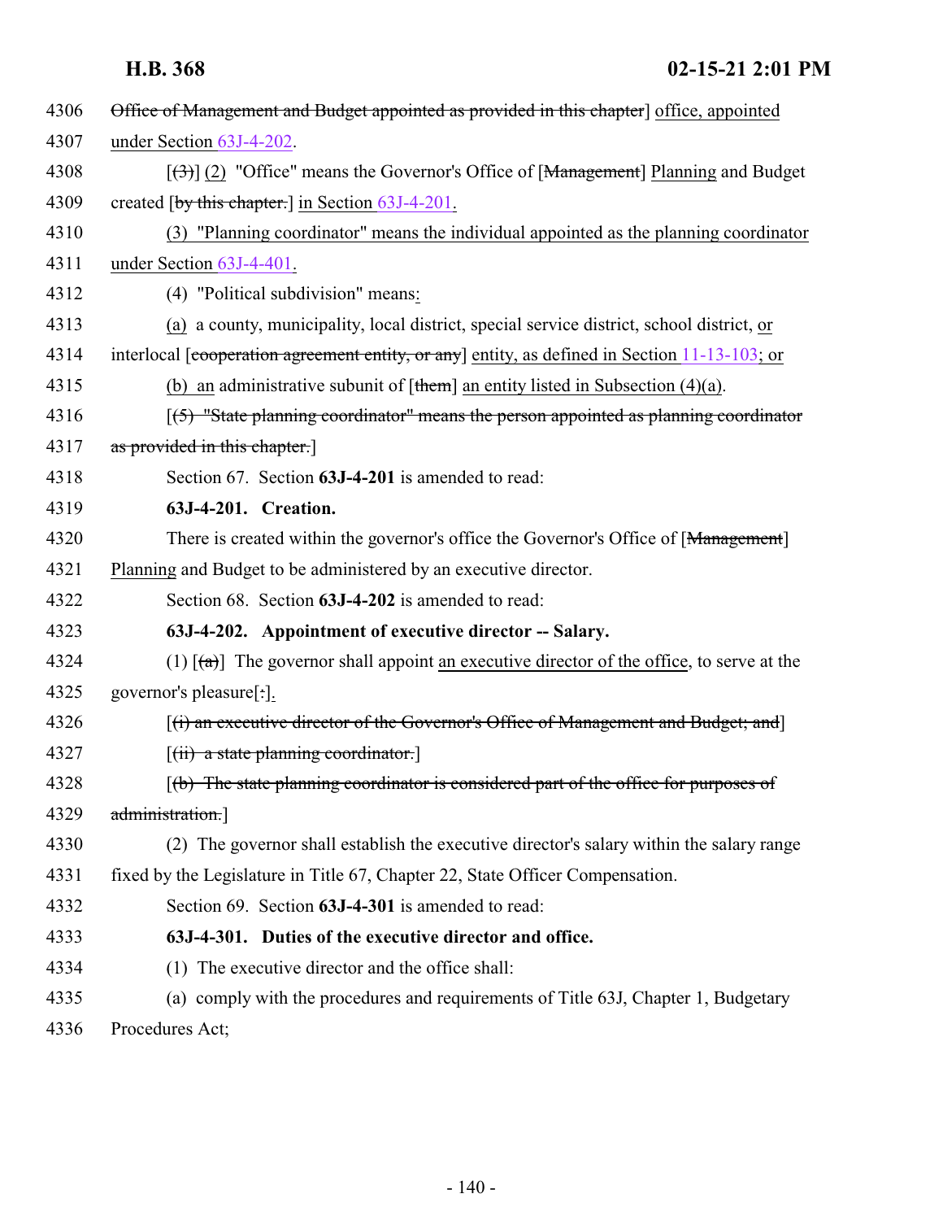4306 Office of Management and Budget appointed as provided in this chapter] office, appointed

4307 under Section 63J-4-202.

4308 [(3)] (2) "Office" means the Governor's Office of [Management] Planning and Budget

4309 created [by this chapter.] in Section 63J-4-201.

4310 (3) "Planning coordinator" means the individual appointed as the planning coordinator

4311 under Section 63J-4-401.

4312 (4) "Political subdivision" means:

4313 (a) a county, municipality, local district, special service district, school district, or

4314 interlocal [cooperation agreement entity, or any] entity, as defined in Section 11-13-103; or

4315 (b) an administrative subunit of [them] an entity listed in Subsection (4)(a).

4316 [(5) "State planning coordinator" means the person appointed as planning coordinator

4317 as provided in this chapter.]

4318 Section 67. Section **63J-4-201** is amended to read:

4319 **63J-4-201. Creation.**

4320 There is created within the governor's office the Governor's Office of [Management]

4321 Planning and Budget to be administered by an executive director.

4322 Section 68. Section **63J-4-202** is amended to read:

4323 **63J-4-202. Appointment of executive director -- Salary.**

4324 (1) [(a)] The governor shall appoint an executive director of the office, to serve at the

4325 governor's pleasure[:].

4326 [(i) an executive director of the Governor's Office of Management and Budget; and]

4327 [(ii) a state planning coordinator.]

4328 [(b) The state planning coordinator is considered part of the office for purposes of

4329 administration.]

4330 (2) The governor shall establish the executive director's salary within the salary range

4331 fixed by the Legislature in Title 67, Chapter 22, State Officer Compensation.

4332 Section 69. Section **63J-4-301** is amended to read:

4333 **63J-4-301. Duties of the executive director and office.**

4334 (1) The executive director and the office shall:

4335 (a) comply with the procedures and requirements of Title 63J, Chapter 1, Budgetary

4336 Procedures Act;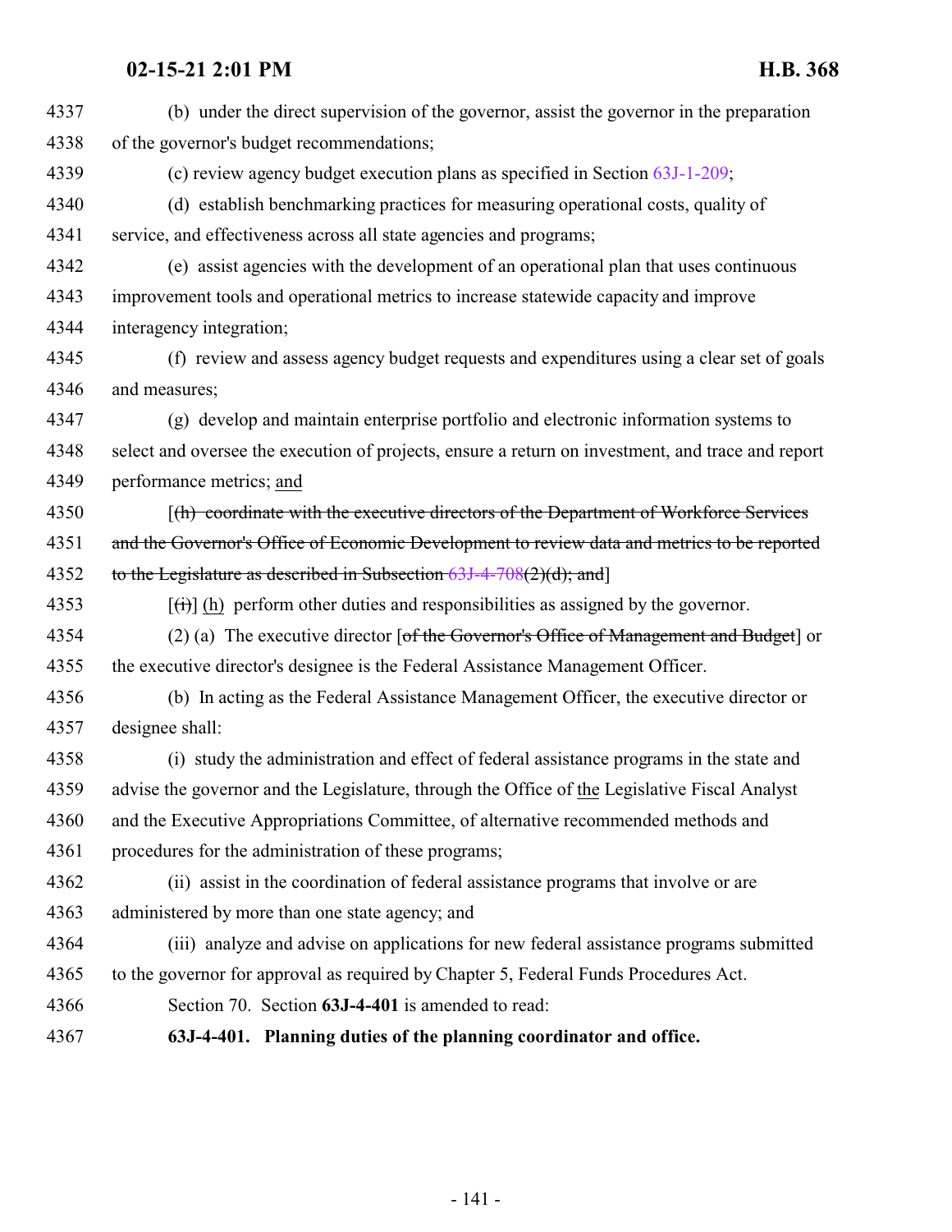4337 (b) under the direct supervision of the governor, assist the governor in the preparation
4338 of the governor's budget recommendations;

4339 (c) review agency budget execution plans as specified in Section 63J-1-209;

4340 (d) establish benchmarking practices for measuring operational costs, quality of
4341 service, and effectiveness across all state agencies and programs;

4342 (e) assist agencies with the development of an operational plan that uses continuous
4343 improvement tools and operational metrics to increase statewide capacity and improve
4344 interagency integration;

4345 (f) review and assess agency budget requests and expenditures using a clear set of goals
4346 and measures;

4347 (g) develop and maintain enterprise portfolio and electronic information systems to
4348 select and oversee the execution of projects, ensure a return on investment, and trace and report
4349 performance metrics; and

4350 [~~(h) coordinate with the executive directors of the Department of Workforce Services~~
4351 ~~and the Governor's Office of Economic Development to review data and metrics to be reported~~
4352 ~~to the Legislature as described in Subsection 63J-4-708(2)(d); and~~]

4353 [~~(i)~~] (h) perform other duties and responsibilities as assigned by the governor.

4354 (2) (a) The executive director [~~of the Governor's Office of Management and Budget~~] or
4355 the executive director's designee is the Federal Assistance Management Officer.

4356 (b) In acting as the Federal Assistance Management Officer, the executive director or
4357 designee shall:

4358 (i) study the administration and effect of federal assistance programs in the state and
4359 advise the governor and the Legislature, through the Office of the Legislative Fiscal Analyst
4360 and the Executive Appropriations Committee, of alternative recommended methods and
4361 procedures for the administration of these programs;

4362 (ii) assist in the coordination of federal assistance programs that involve or are
4363 administered by more than one state agency; and

4364 (iii) analyze and advise on applications for new federal assistance programs submitted
4365 to the governor for approval as required by Chapter 5, Federal Funds Procedures Act.

4366 Section 70. Section **63J-4-401** is amended to read:

4367 **63J-4-401. Planning duties of the planning coordinator and office.**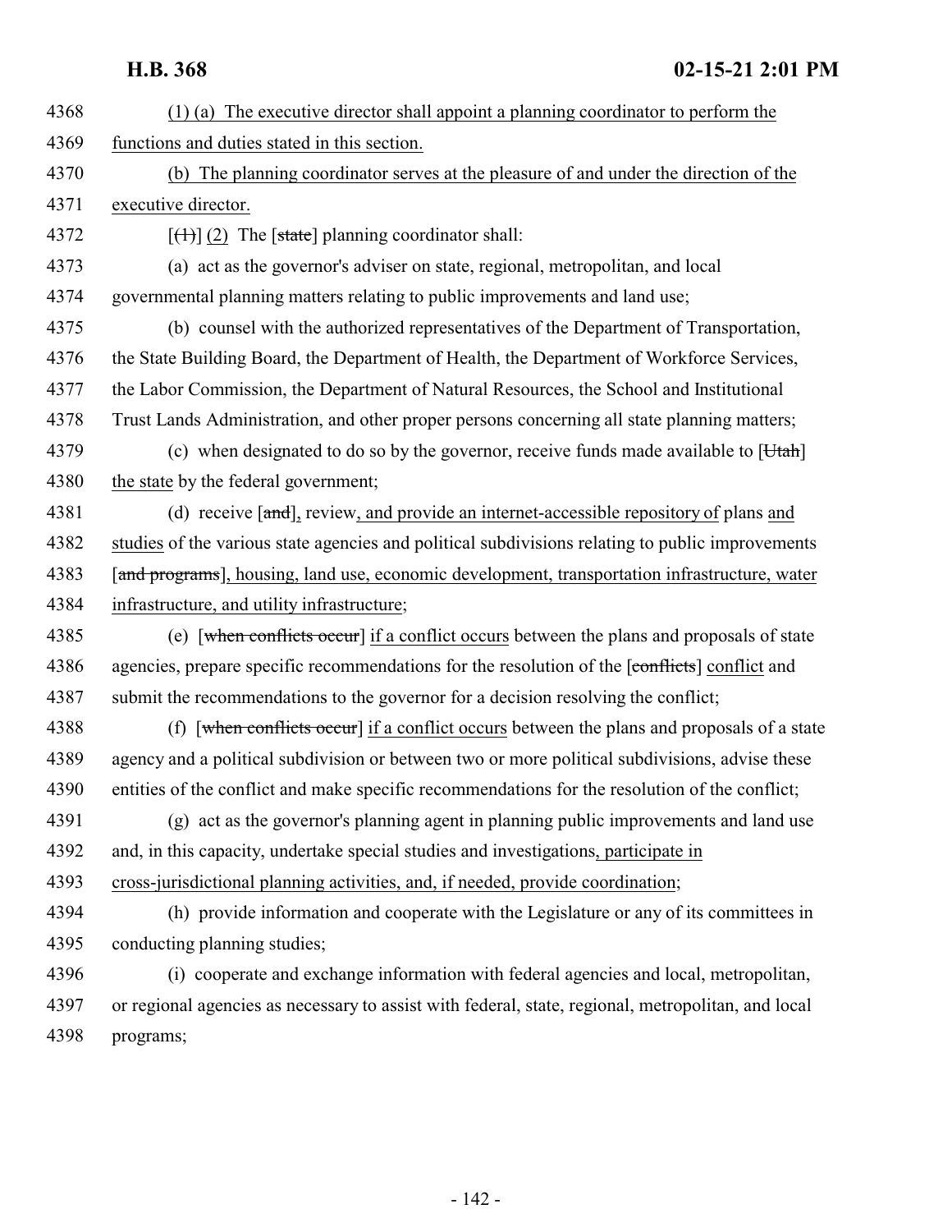4368 (1) (a) The executive director shall appoint a planning coordinator to perform the
4369 functions and duties stated in this section.

4370 (b) The planning coordinator serves at the pleasure of and under the direction of the
4371 executive director.

4372 [~~(1)~~] (2) The [~~state~~] planning coordinator shall:

4373 (a) act as the governor's adviser on state, regional, metropolitan, and local
4374 governmental planning matters relating to public improvements and land use;

4375 (b) counsel with the authorized representatives of the Department of Transportation,
4376 the State Building Board, the Department of Health, the Department of Workforce Services,
4377 the Labor Commission, the Department of Natural Resources, the School and Institutional
4378 Trust Lands Administration, and other proper persons concerning all state planning matters;

4379 (c) when designated to do so by the governor, receive funds made available to [~~Utah~~]
4380 the state by the federal government;

4381 (d) receive [~~and~~], review, and provide an internet-accessible repository of plans and
4382 studies of the various state agencies and political subdivisions relating to public improvements
4383 [~~and programs~~], housing, land use, economic development, transportation infrastructure, water
4384 infrastructure, and utility infrastructure;

4385 (e) [~~when conflicts occur~~] if a conflict occurs between the plans and proposals of state
4386 agencies, prepare specific recommendations for the resolution of the [~~conflicts~~] conflict and
4387 submit the recommendations to the governor for a decision resolving the conflict;

4388 (f) [~~when conflicts occur~~] if a conflict occurs between the plans and proposals of a state
4389 agency and a political subdivision or between two or more political subdivisions, advise these
4390 entities of the conflict and make specific recommendations for the resolution of the conflict;

4391 (g) act as the governor's planning agent in planning public improvements and land use
4392 and, in this capacity, undertake special studies and investigations, participate in
4393 cross-jurisdictional planning activities, and, if needed, provide coordination;

4394 (h) provide information and cooperate with the Legislature or any of its committees in
4395 conducting planning studies;

4396 (i) cooperate and exchange information with federal agencies and local, metropolitan,
4397 or regional agencies as necessary to assist with federal, state, regional, metropolitan, and local
4398 programs;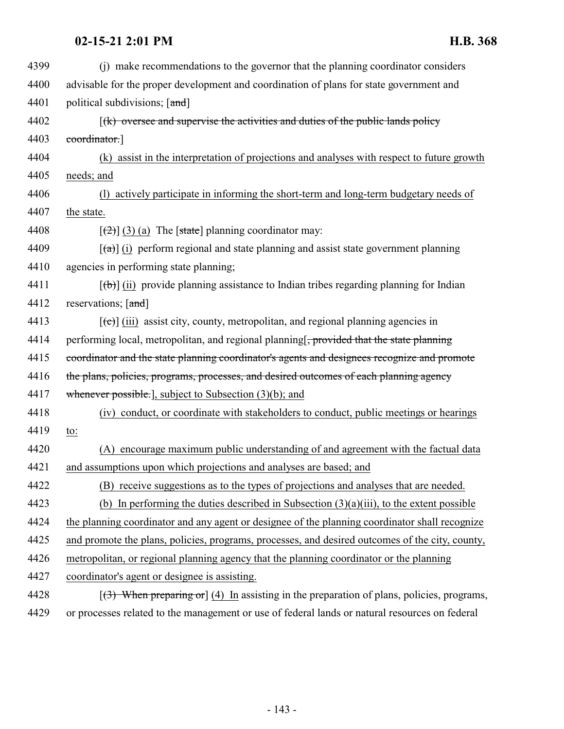4399 (j) make recommendations to the governor that the planning coordinator considers
4400 advisable for the proper development and coordination of plans for state government and
4401 political subdivisions; [~~and~~]

4402 [~~(k) oversee and supervise the activities and duties of the public lands policy~~
4403 ~~coordinator.~~]

4404 (k) assist in the interpretation of projections and analyses with respect to future growth
4405 needs; and

4406 (l) actively participate in informing the short-term and long-term budgetary needs of
4407 the state.

4408 [~~(2)~~] (3) (a) The [~~state~~] planning coordinator may:

4409 [~~(a)~~] (i) perform regional and state planning and assist state government planning
4410 agencies in performing state planning;

4411 [~~(b)~~] (ii) provide planning assistance to Indian tribes regarding planning for Indian
4412 reservations; [~~and~~]

4413 [~~(c)~~] (iii) assist city, county, metropolitan, and regional planning agencies in
4414 performing local, metropolitan, and regional planning[~~, provided that the state planning~~
4415 ~~coordinator and the state planning coordinator's agents and designees recognize and promote~~
4416 ~~the plans, policies, programs, processes, and desired outcomes of each planning agency~~
4417 ~~whenever possible.~~], subject to Subsection (3)(b); and

4418 (iv) conduct, or coordinate with stakeholders to conduct, public meetings or hearings
4419 to:

4420 (A) encourage maximum public understanding of and agreement with the factual data
4421 and assumptions upon which projections and analyses are based; and

4422 (B) receive suggestions as to the types of projections and analyses that are needed.

4423 (b) In performing the duties described in Subsection (3)(a)(iii), to the extent possible
4424 the planning coordinator and any agent or designee of the planning coordinator shall recognize
4425 and promote the plans, policies, programs, processes, and desired outcomes of the city, county,
4426 metropolitan, or regional planning agency that the planning coordinator or the planning
4427 coordinator's agent or designee is assisting.

4428 [~~(3) When preparing or~~] (4) In assisting in the preparation of plans, policies, programs,
4429 or processes related to the management or use of federal lands or natural resources on federal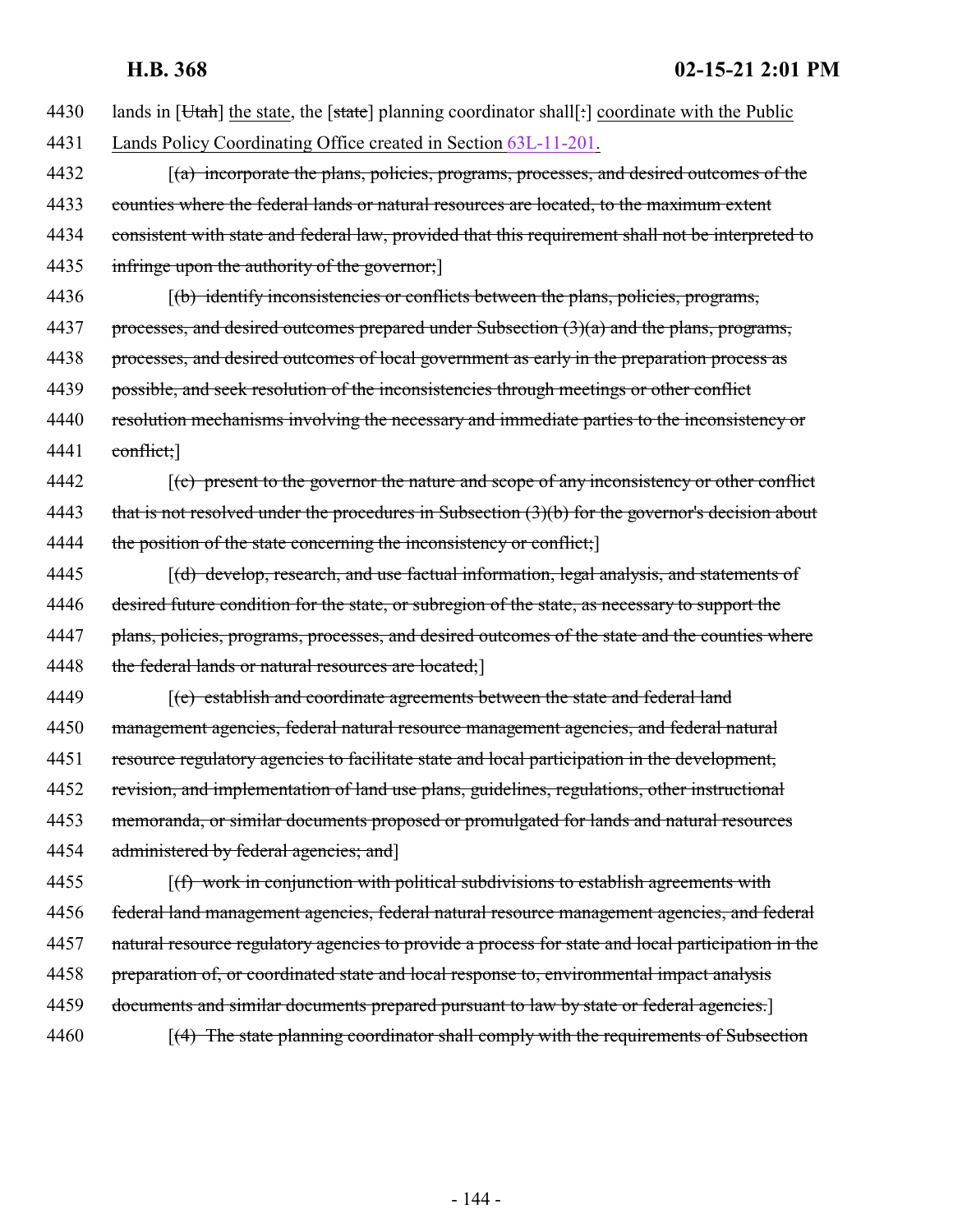4430 lands in [Utah] the state, the [state] planning coordinator shall[:] coordinate with the Public

4431 Lands Policy Coordinating Office created in Section 63L-11-201.

4432 [(a) incorporate the plans, policies, programs, processes, and desired outcomes of the

4433 counties where the federal lands or natural resources are located, to the maximum extent

4434 consistent with state and federal law, provided that this requirement shall not be interpreted to

4435 infringe upon the authority of the governor;]

4436 [(b) identify inconsistencies or conflicts between the plans, policies, programs,

4437 processes, and desired outcomes prepared under Subsection (3)(a) and the plans, programs,

4438 processes, and desired outcomes of local government as early in the preparation process as

4439 possible, and seek resolution of the inconsistencies through meetings or other conflict

4440 resolution mechanisms involving the necessary and immediate parties to the inconsistency or

4441 conflict;]

4442 [(c) present to the governor the nature and scope of any inconsistency or other conflict

4443 that is not resolved under the procedures in Subsection (3)(b) for the governor's decision about

4444 the position of the state concerning the inconsistency or conflict;]

4445 [(d) develop, research, and use factual information, legal analysis, and statements of

4446 desired future condition for the state, or subregion of the state, as necessary to support the

4447 plans, policies, programs, processes, and desired outcomes of the state and the counties where

4448 the federal lands or natural resources are located;]

4449 [(e) establish and coordinate agreements between the state and federal land

4450 management agencies, federal natural resource management agencies, and federal natural

4451 resource regulatory agencies to facilitate state and local participation in the development,

4452 revision, and implementation of land use plans, guidelines, regulations, other instructional

4453 memoranda, or similar documents proposed or promulgated for lands and natural resources

4454 administered by federal agencies; and]

4455 [(f) work in conjunction with political subdivisions to establish agreements with

4456 federal land management agencies, federal natural resource management agencies, and federal

4457 natural resource regulatory agencies to provide a process for state and local participation in the

4458 preparation of, or coordinated state and local response to, environmental impact analysis

4459 documents and similar documents prepared pursuant to law by state or federal agencies.]

4460 [(4) The state planning coordinator shall comply with the requirements of Subsection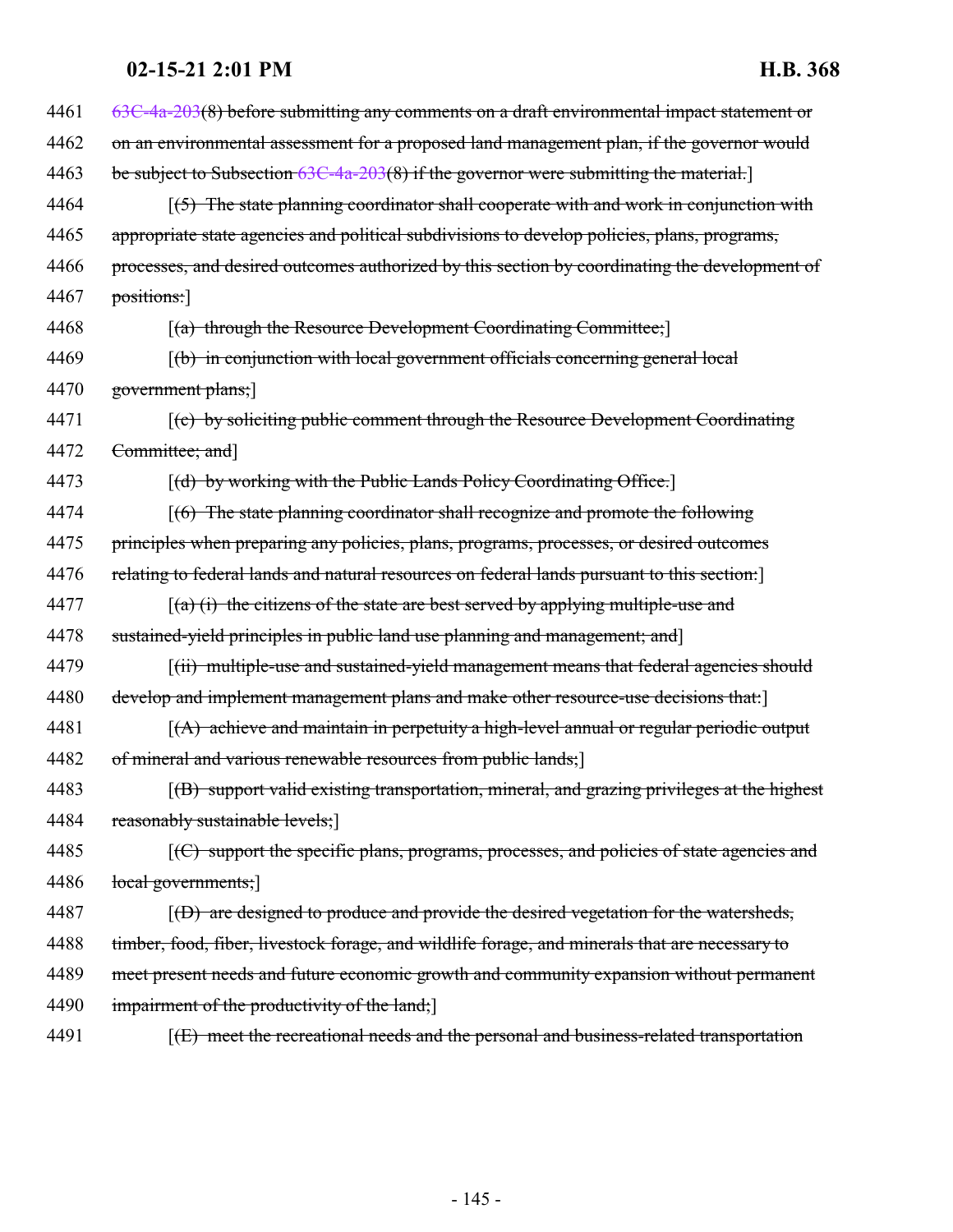4461 63C-4a-203(8) before submitting any comments on a draft environmental impact statement or
4462 on an environmental assessment for a proposed land management plan, if the governor would
4463 be subject to Subsection 63C-4a-203(8) if the governor were submitting the material.]
4464 [(5) The state planning coordinator shall cooperate with and work in conjunction with
4465 appropriate state agencies and political subdivisions to develop policies, plans, programs,
4466 processes, and desired outcomes authorized by this section by coordinating the development of
4467 positions:]
4468 [(a) through the Resource Development Coordinating Committee;]
4469 [(b) in conjunction with local government officials concerning general local
4470 government plans;]
4471 [(c) by soliciting public comment through the Resource Development Coordinating
4472 Committee; and]
4473 [(d) by working with the Public Lands Policy Coordinating Office.]
4474 [(6) The state planning coordinator shall recognize and promote the following
4475 principles when preparing any policies, plans, programs, processes, or desired outcomes
4476 relating to federal lands and natural resources on federal lands pursuant to this section:]
4477 [(a) (i) the citizens of the state are best served by applying multiple-use and
4478 sustained-yield principles in public land use planning and management; and]
4479 [(ii) multiple-use and sustained-yield management means that federal agencies should
4480 develop and implement management plans and make other resource-use decisions that:]
4481 [(A) achieve and maintain in perpetuity a high-level annual or regular periodic output
4482 of mineral and various renewable resources from public lands;]
4483 [(B) support valid existing transportation, mineral, and grazing privileges at the highest
4484 reasonably sustainable levels;]
4485 [(C) support the specific plans, programs, processes, and policies of state agencies and
4486 local governments;]
4487 [(D) are designed to produce and provide the desired vegetation for the watersheds,
4488 timber, food, fiber, livestock forage, and wildlife forage, and minerals that are necessary to
4489 meet present needs and future economic growth and community expansion without permanent
4490 impairment of the productivity of the land;]
4491 [(E) meet the recreational needs and the personal and business-related transportation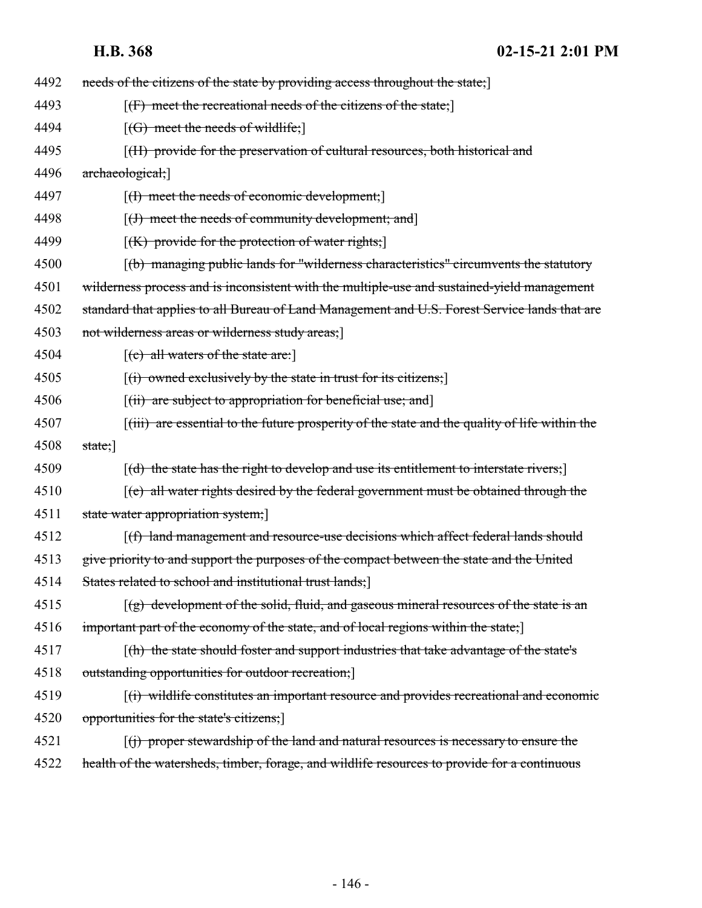4492 needs of the citizens of the state by providing access throughout the state;]

4493 [(F) meet the recreational needs of the citizens of the state;]

4494 [(G) meet the needs of wildlife;]

4495 [(H) provide for the preservation of cultural resources, both historical and

4496 archaeological;]

4497 [(I) meet the needs of economic development;]

4498 [(J) meet the needs of community development; and]

4499 [(K) provide for the protection of water rights;]

4500 [(b) managing public lands for "wilderness characteristics" circumvents the statutory

4501 wilderness process and is inconsistent with the multiple-use and sustained-yield management

4502 standard that applies to all Bureau of Land Management and U.S. Forest Service lands that are

4503 not wilderness areas or wilderness study areas;]

4504 [(c) all waters of the state are:]

4505 [(i) owned exclusively by the state in trust for its citizens;]

4506 [(ii) are subject to appropriation for beneficial use; and]

4507 [(iii) are essential to the future prosperity of the state and the quality of life within the

4508 state;]

4509 [(d) the state has the right to develop and use its entitlement to interstate rivers;]

4510 [(e) all water rights desired by the federal government must be obtained through the

4511 state water appropriation system;]

4512 [(f) land management and resource-use decisions which affect federal lands should

4513 give priority to and support the purposes of the compact between the state and the United

4514 States related to school and institutional trust lands;]

4515 [(g) development of the solid, fluid, and gaseous mineral resources of the state is an

4516 important part of the economy of the state, and of local regions within the state;]

4517 [(h) the state should foster and support industries that take advantage of the state's

4518 outstanding opportunities for outdoor recreation;]

4519 [(i) wildlife constitutes an important resource and provides recreational and economic

4520 opportunities for the state's citizens;]

4521 [(j) proper stewardship of the land and natural resources is necessary to ensure the

4522 health of the watersheds, timber, forage, and wildlife resources to provide for a continuous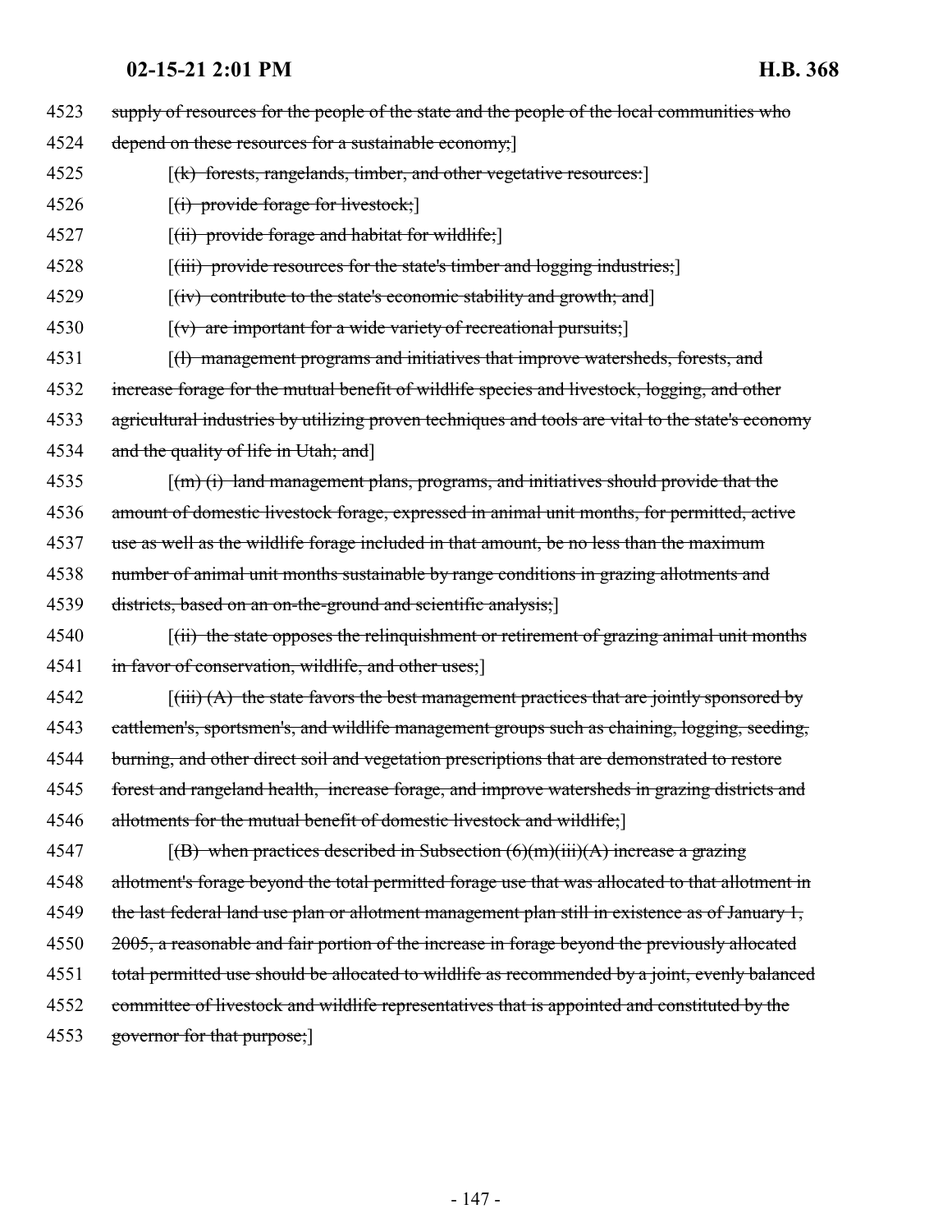4523 ~~supply of resources for the people of the state and the people of the local communities who~~

4524 ~~depend on these resources for a sustainable economy;~~]

4525 [~~(k) forests, rangelands, timber, and other vegetative resources:~~]

4526 [~~(i) provide forage for livestock;~~]

4527 [~~(ii) provide forage and habitat for wildlife;~~]

4528 [~~(iii) provide resources for the state's timber and logging industries;~~]

4529 [~~(iv) contribute to the state's economic stability and growth; and~~]

4530 [~~(v) are important for a wide variety of recreational pursuits;~~]

4531 [~~(l) management programs and initiatives that improve watersheds, forests, and~~

4532 ~~increase forage for the mutual benefit of wildlife species and livestock, logging, and other~~

4533 ~~agricultural industries by utilizing proven techniques and tools are vital to the state's economy~~

4534 ~~and the quality of life in Utah; and~~]

4535 [~~(m) (i) land management plans, programs, and initiatives should provide that the~~

4536 ~~amount of domestic livestock forage, expressed in animal unit months, for permitted, active~~

4537 ~~use as well as the wildlife forage included in that amount, be no less than the maximum~~

4538 ~~number of animal unit months sustainable by range conditions in grazing allotments and~~

4539 ~~districts, based on an on-the-ground and scientific analysis;~~]

4540 [~~(ii) the state opposes the relinquishment or retirement of grazing animal unit months~~

4541 ~~in favor of conservation, wildlife, and other uses;~~]

4542 [~~(iii) (A) the state favors the best management practices that are jointly sponsored by~~

4543 ~~cattlemen's, sportsmen's, and wildlife management groups such as chaining, logging, seeding,~~

4544 ~~burning, and other direct soil and vegetation prescriptions that are demonstrated to restore~~

4545 ~~forest and rangeland health, increase forage, and improve watersheds in grazing districts and~~

4546 ~~allotments for the mutual benefit of domestic livestock and wildlife;~~]

4547 [~~(B) when practices described in Subsection (6)(m)(iii)(A) increase a grazing~~

4548 ~~allotment's forage beyond the total permitted forage use that was allocated to that allotment in~~

4549 ~~the last federal land use plan or allotment management plan still in existence as of January 1,~~

4550 ~~2005, a reasonable and fair portion of the increase in forage beyond the previously allocated~~

4551 ~~total permitted use should be allocated to wildlife as recommended by a joint, evenly balanced~~

4552 ~~committee of livestock and wildlife representatives that is appointed and constituted by the~~

4553 ~~governor for that purpose;~~]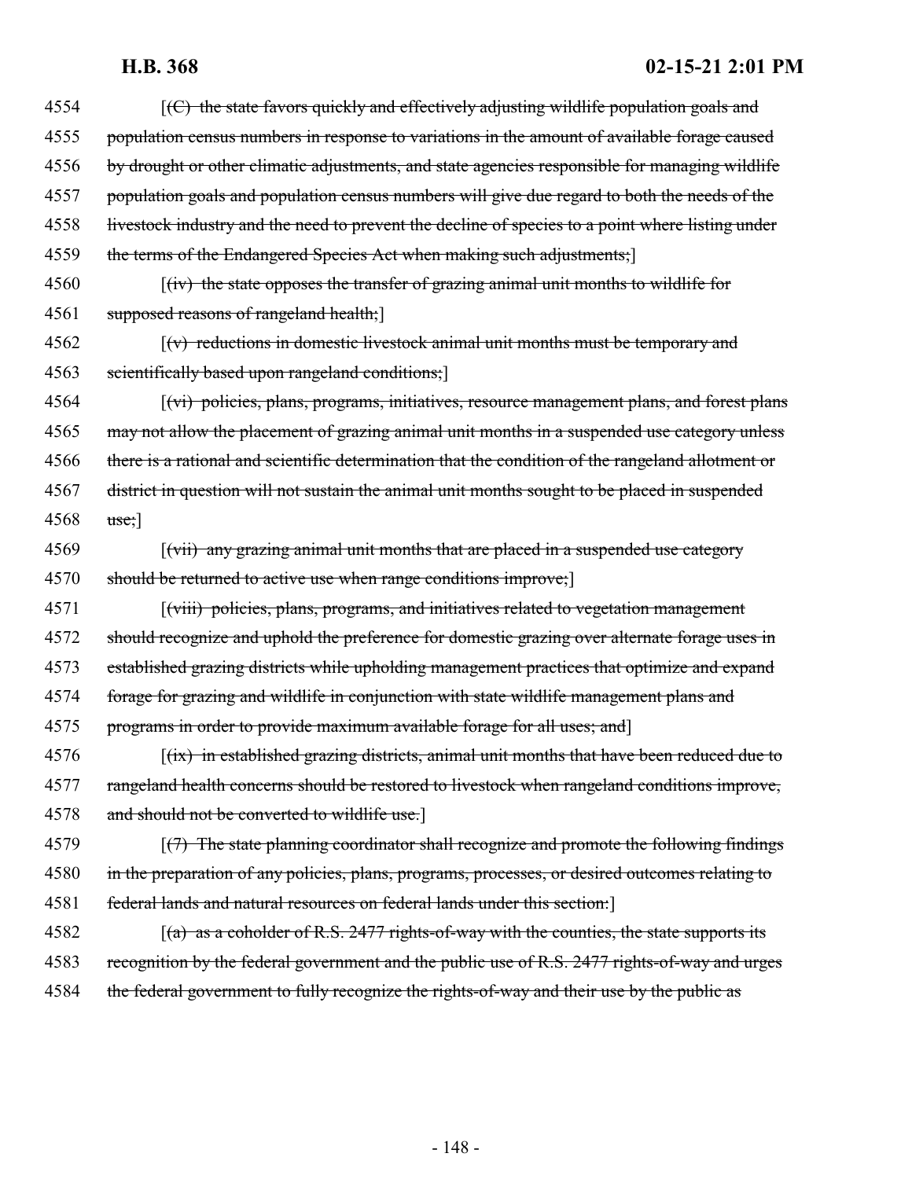4554 [~~(C) the state favors quickly and effectively adjusting wildlife population goals and~~
4555 ~~population census numbers in response to variations in the amount of available forage caused~~
4556 ~~by drought or other climatic adjustments, and state agencies responsible for managing wildlife~~
4557 ~~population goals and population census numbers will give due regard to both the needs of the~~
4558 ~~livestock industry and the need to prevent the decline of species to a point where listing under~~
4559 ~~the terms of the Endangered Species Act when making such adjustments;~~]

4560 [~~(iv) the state opposes the transfer of grazing animal unit months to wildlife for~~
4561 ~~supposed reasons of rangeland health;~~]

4562 [~~(v) reductions in domestic livestock animal unit months must be temporary and~~
4563 ~~scientifically based upon rangeland conditions;~~]

4564 [~~(vi) policies, plans, programs, initiatives, resource management plans, and forest plans~~
4565 ~~may not allow the placement of grazing animal unit months in a suspended use category unless~~
4566 ~~there is a rational and scientific determination that the condition of the rangeland allotment or~~
4567 ~~district in question will not sustain the animal unit months sought to be placed in suspended~~
4568 ~~use;~~]

4569 [~~(vii) any grazing animal unit months that are placed in a suspended use category~~
4570 ~~should be returned to active use when range conditions improve;~~]

4571 [~~(viii) policies, plans, programs, and initiatives related to vegetation management~~
4572 ~~should recognize and uphold the preference for domestic grazing over alternate forage uses in~~
4573 ~~established grazing districts while upholding management practices that optimize and expand~~
4574 ~~forage for grazing and wildlife in conjunction with state wildlife management plans and~~
4575 ~~programs in order to provide maximum available forage for all uses; and~~]

4576 [~~(ix) in established grazing districts, animal unit months that have been reduced due to~~
4577 ~~rangeland health concerns should be restored to livestock when rangeland conditions improve,~~
4578 ~~and should not be converted to wildlife use.~~]

4579 [~~(7) The state planning coordinator shall recognize and promote the following findings~~
4580 ~~in the preparation of any policies, plans, programs, processes, or desired outcomes relating to~~
4581 ~~federal lands and natural resources on federal lands under this section:~~]

4582 [~~(a) as a coholder of R.S. 2477 rights-of-way with the counties, the state supports its~~
4583 ~~recognition by the federal government and the public use of R.S. 2477 rights-of-way and urges~~
4584 ~~the federal government to fully recognize the rights-of-way and their use by the public as~~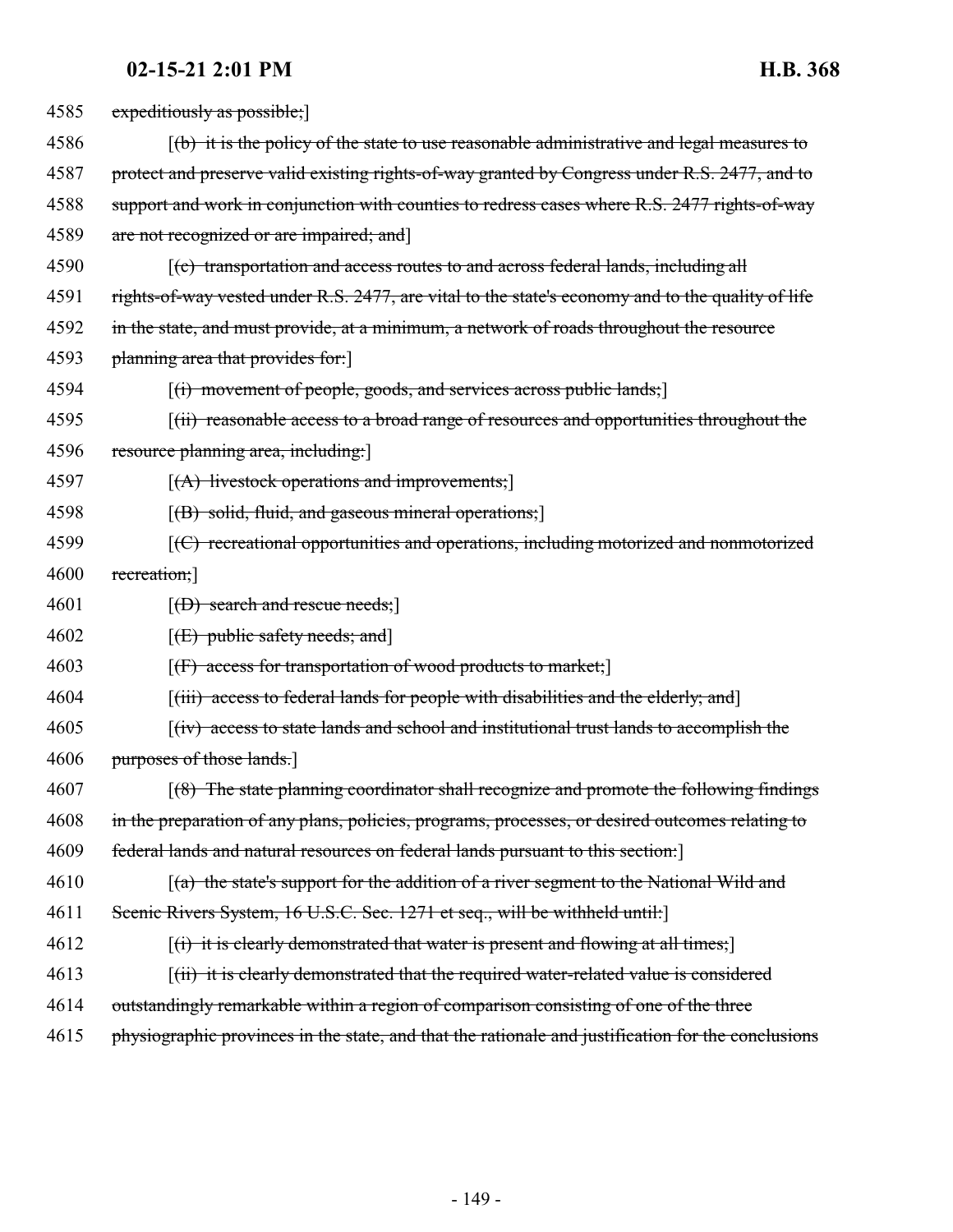4585 expediently as possible;]

4586 [(b) it is the policy of the state to use reasonable administrative and legal measures to

4587 protect and preserve valid existing rights-of-way granted by Congress under R.S. 2477, and to

4588 support and work in conjunction with counties to redress cases where R.S. 2477 rights-of-way

4589 are not recognized or are impaired; and]

4590 [(c) transportation and access routes to and across federal lands, including all

4591 rights-of-way vested under R.S. 2477, are vital to the state's economy and to the quality of life

4592 in the state, and must provide, at a minimum, a network of roads throughout the resource

4593 planning area that provides for:]

4594 [(i) movement of people, goods, and services across public lands;]

4595 [(ii) reasonable access to a broad range of resources and opportunities throughout the

4596 resource planning area, including:]

4597 [(A) livestock operations and improvements;]

4598 [(B) solid, fluid, and gaseous mineral operations;]

4599 [(C) recreational opportunities and operations, including motorized and nonmotorized

4600 recreation;]

4601 [(D) search and rescue needs;]

4602 [(E) public safety needs; and]

4603 [(F) access for transportation of wood products to market;]

4604 [(iii) access to federal lands for people with disabilities and the elderly; and]

4605 [(iv) access to state lands and school and institutional trust lands to accomplish the

4606 purposes of those lands.]

4607 [(8) The state planning coordinator shall recognize and promote the following findings

4608 in the preparation of any plans, policies, programs, processes, or desired outcomes relating to

4609 federal lands and natural resources on federal lands pursuant to this section:]

4610 [(a) the state's support for the addition of a river segment to the National Wild and

4611 Scenic Rivers System, 16 U.S.C. Sec. 1271 et seq., will be withheld until:]

4612 [(i) it is clearly demonstrated that water is present and flowing at all times;]

4613 [(ii) it is clearly demonstrated that the required water-related value is considered

4614 outstandingly remarkable within a region of comparison consisting of one of the three

4615 physiographic provinces in the state, and that the rationale and justification for the conclusions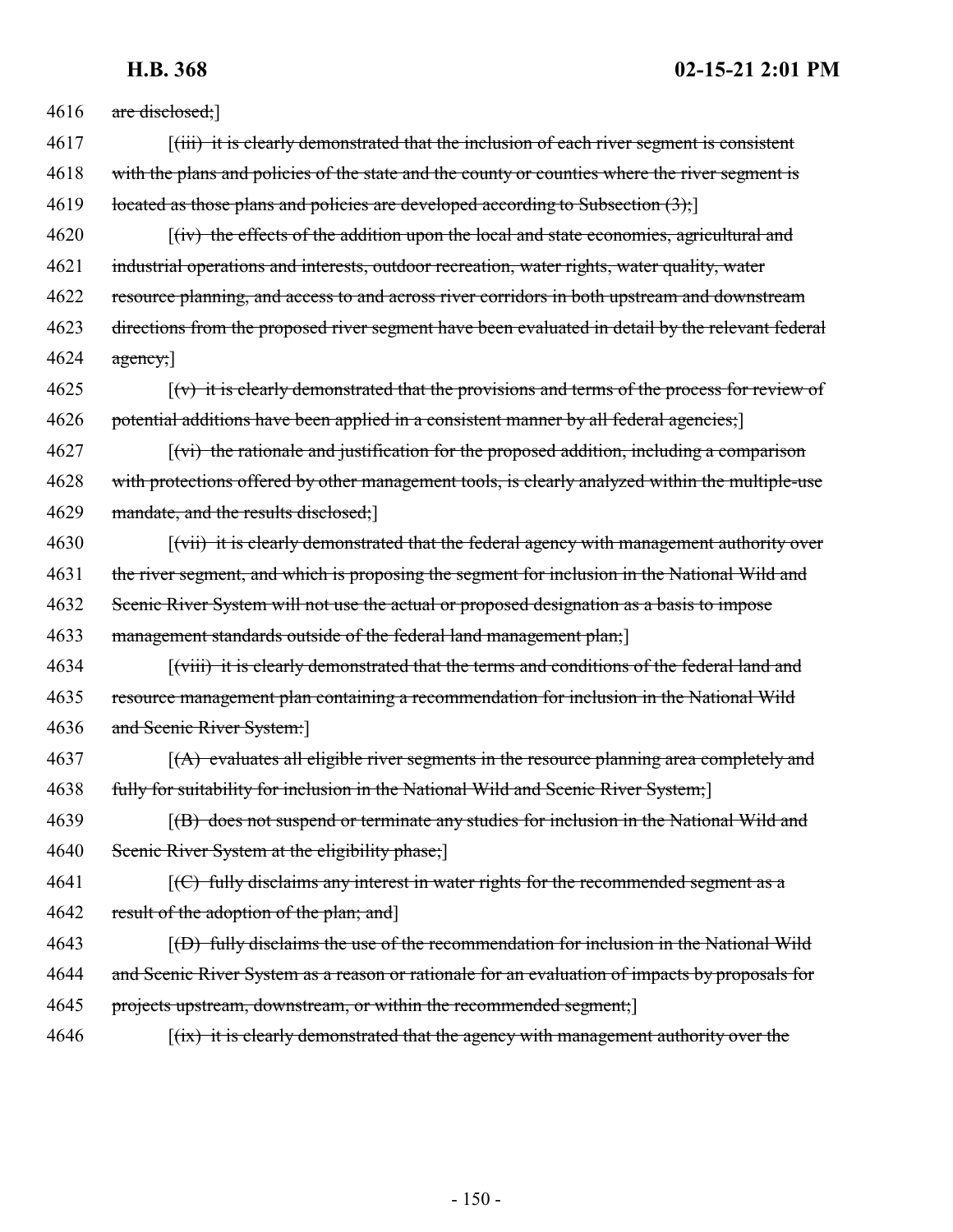4616 ~~are disclosed;~~]

4617 [~~(iii) it is clearly demonstrated that the inclusion of each river segment is consistent~~
4618 ~~with the plans and policies of the state and the county or counties where the river segment is~~
4619 ~~located as those plans and policies are developed according to Subsection (3);~~]

4620 [~~(iv) the effects of the addition upon the local and state economies, agricultural and~~
4621 ~~industrial operations and interests, outdoor recreation, water rights, water quality, water~~
4622 ~~resource planning, and access to and across river corridors in both upstream and downstream~~
4623 ~~directions from the proposed river segment have been evaluated in detail by the relevant federal~~
4624 ~~agency;~~]

4625 [~~(v) it is clearly demonstrated that the provisions and terms of the process for review of~~
4626 ~~potential additions have been applied in a consistent manner by all federal agencies;~~]

4627 [~~(vi) the rationale and justification for the proposed addition, including a comparison~~
4628 ~~with protections offered by other management tools, is clearly analyzed within the multiple-use~~
4629 ~~mandate, and the results disclosed;~~]

4630 [~~(vii) it is clearly demonstrated that the federal agency with management authority over~~
4631 ~~the river segment, and which is proposing the segment for inclusion in the National Wild and~~
4632 ~~Scenic River System will not use the actual or proposed designation as a basis to impose~~
4633 ~~management standards outside of the federal land management plan;~~]

4634 [~~(viii) it is clearly demonstrated that the terms and conditions of the federal land and~~
4635 ~~resource management plan containing a recommendation for inclusion in the National Wild~~
4636 ~~and Scenic River System:~~]

4637 [~~(A) evaluates all eligible river segments in the resource planning area completely and~~
4638 ~~fully for suitability for inclusion in the National Wild and Scenic River System;~~]

4639 [~~(B) does not suspend or terminate any studies for inclusion in the National Wild and~~
4640 ~~Scenic River System at the eligibility phase;~~]

4641 [~~(C) fully disclaims any interest in water rights for the recommended segment as a~~
4642 ~~result of the adoption of the plan; and~~]

4643 [~~(D) fully disclaims the use of the recommendation for inclusion in the National Wild~~
4644 ~~and Scenic River System as a reason or rationale for an evaluation of impacts by proposals for~~
4645 ~~projects upstream, downstream, or within the recommended segment;~~]

4646 [~~(ix) it is clearly demonstrated that the agency with management authority over the~~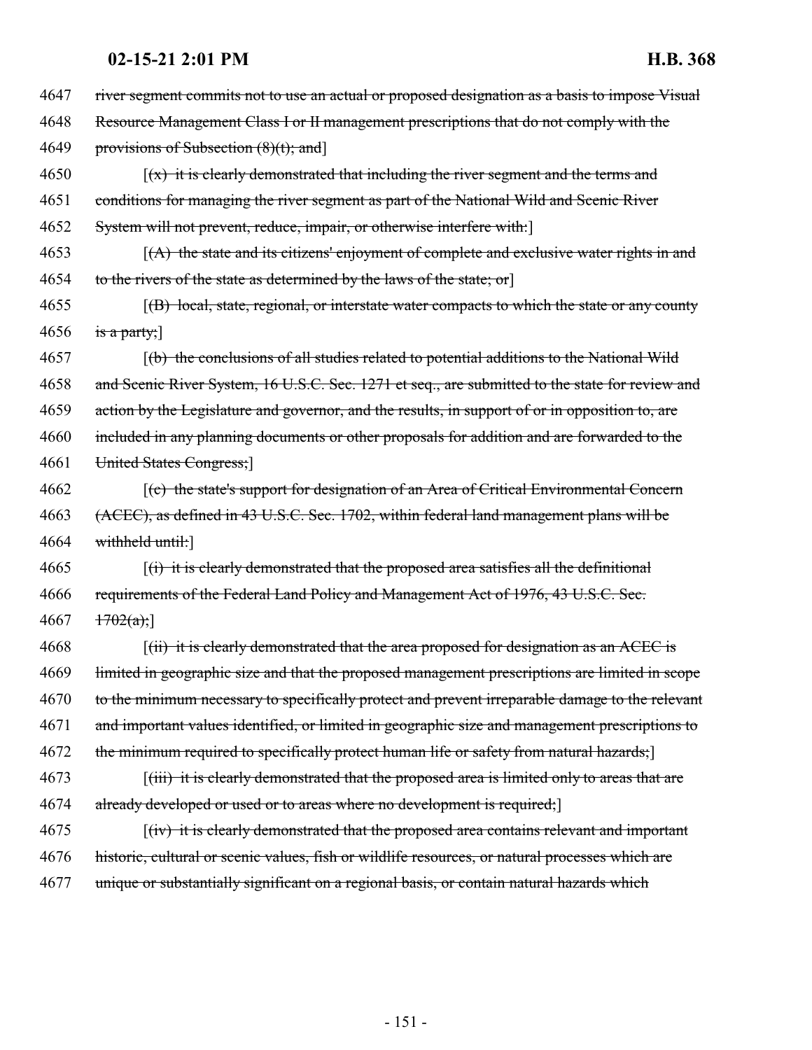4647 ~~river segment commits not to use an actual or proposed designation as a basis to impose Visual~~
4648 ~~Resource Management Class I or II management prescriptions that do not comply with the~~
4649 ~~provisions of Subsection (8)(t); and~~]

4650 [~~(x) it is clearly demonstrated that including the river segment and the terms and~~
4651 ~~conditions for managing the river segment as part of the National Wild and Scenic River~~
4652 ~~System will not prevent, reduce, impair, or otherwise interfere with:~~]

4653 [~~(A) the state and its citizens' enjoyment of complete and exclusive water rights in and~~
4654 ~~to the rivers of the state as determined by the laws of the state; or~~]

4655 [~~(B) local, state, regional, or interstate water compacts to which the state or any county~~
4656 ~~is a party;~~]

4657 [~~(b) the conclusions of all studies related to potential additions to the National Wild~~
4658 ~~and Scenic River System, 16 U.S.C. Sec. 1271 et seq., are submitted to the state for review and~~
4659 ~~action by the Legislature and governor, and the results, in support of or in opposition to, are~~
4660 ~~included in any planning documents or other proposals for addition and are forwarded to the~~
4661 ~~United States Congress;~~]

4662 [~~(c) the state's support for designation of an Area of Critical Environmental Concern~~
4663 ~~(ACEC), as defined in 43 U.S.C. Sec. 1702, within federal land management plans will be~~
4664 ~~withheld until:~~]

4665 [~~(i) it is clearly demonstrated that the proposed area satisfies all the definitional~~
4666 ~~requirements of the Federal Land Policy and Management Act of 1976, 43 U.S.C. Sec.~~
4667 ~~1702(a);~~]

4668 [~~(ii) it is clearly demonstrated that the area proposed for designation as an ACEC is~~
4669 ~~limited in geographic size and that the proposed management prescriptions are limited in scope~~
4670 ~~to the minimum necessary to specifically protect and prevent irreparable damage to the relevant~~
4671 ~~and important values identified, or limited in geographic size and management prescriptions to~~
4672 ~~the minimum required to specifically protect human life or safety from natural hazards;~~]

4673 [~~(iii) it is clearly demonstrated that the proposed area is limited only to areas that are~~
4674 ~~already developed or used or to areas where no development is required;~~]

4675 [~~(iv) it is clearly demonstrated that the proposed area contains relevant and important~~
4676 ~~historic, cultural or scenic values, fish or wildlife resources, or natural processes which are~~
4677 ~~unique or substantially significant on a regional basis, or contain natural hazards which~~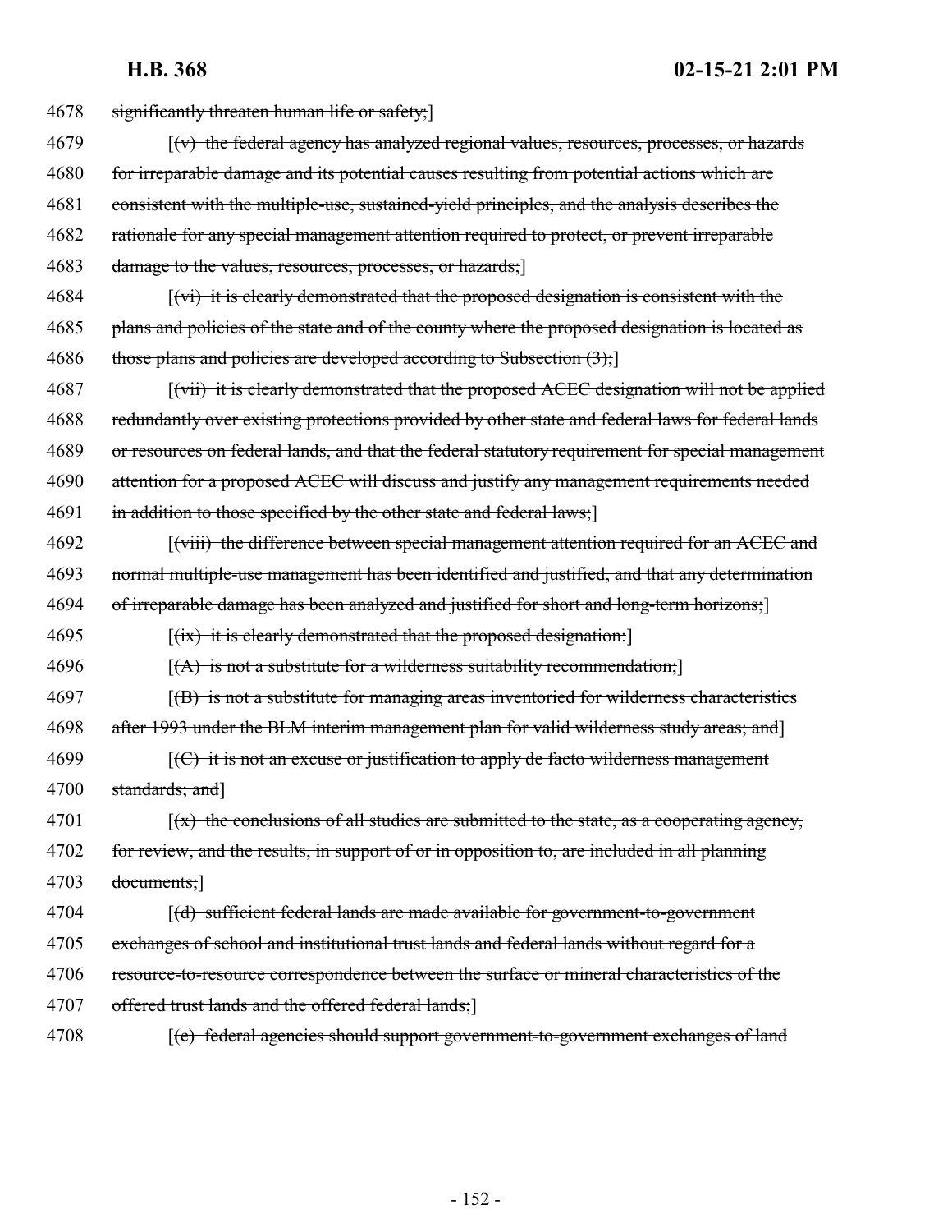4678 ~~significantly threaten human life or safety;~~]

4679 [~~(v) the federal agency has analyzed regional values, resources, processes, or hazards~~

4680 ~~for irreparable damage and its potential causes resulting from potential actions which are~~

4681 ~~consistent with the multiple-use, sustained-yield principles, and the analysis describes the~~

4682 ~~rationale for any special management attention required to protect, or prevent irreparable~~

4683 ~~damage to the values, resources, processes, or hazards;~~]

4684 [~~(vi) it is clearly demonstrated that the proposed designation is consistent with the~~

4685 ~~plans and policies of the state and of the county where the proposed designation is located as~~

4686 ~~those plans and policies are developed according to Subsection (3);~~]

4687 [~~(vii) it is clearly demonstrated that the proposed ACEC designation will not be applied~~

4688 ~~redundantly over existing protections provided by other state and federal laws for federal lands~~

4689 ~~or resources on federal lands, and that the federal statutory requirement for special management~~

4690 ~~attention for a proposed ACEC will discuss and justify any management requirements needed~~

4691 ~~in addition to those specified by the other state and federal laws;~~]

4692 [~~(viii) the difference between special management attention required for an ACEC and~~

4693 ~~normal multiple-use management has been identified and justified, and that any determination~~

4694 ~~of irreparable damage has been analyzed and justified for short and long-term horizons;~~]

4695 [~~(ix) it is clearly demonstrated that the proposed designation:~~]

4696 [~~(A) is not a substitute for a wilderness suitability recommendation;~~]

4697 [~~(B) is not a substitute for managing areas inventoried for wilderness characteristics~~

4698 ~~after 1993 under the BLM interim management plan for valid wilderness study areas; and~~]

4699 [~~(C) it is not an excuse or justification to apply de facto wilderness management~~

4700 ~~standards; and~~]

4701 [~~(x) the conclusions of all studies are submitted to the state, as a cooperating agency,~~

4702 ~~for review, and the results, in support of or in opposition to, are included in all planning~~

4703 ~~documents;~~]

4704 [~~(d) sufficient federal lands are made available for government-to-government~~

4705 ~~exchanges of school and institutional trust lands and federal lands without regard for a~~

4706 ~~resource-to-resource correspondence between the surface or mineral characteristics of the~~

4707 ~~offered trust lands and the offered federal lands;~~]

4708 [~~(e) federal agencies should support government-to-government exchanges of land~~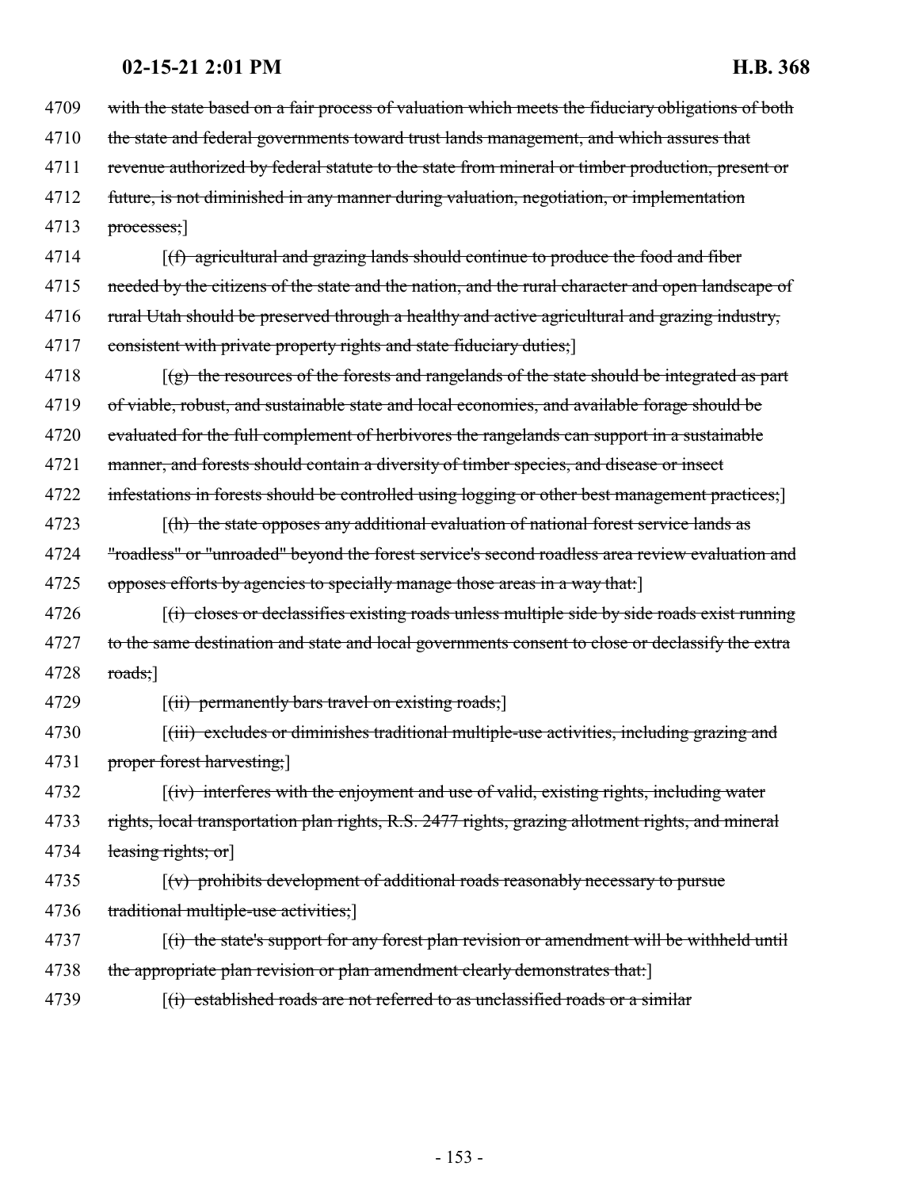4709 with the state based on a fair process of valuation which meets the fiduciary obligations of both
4710 the state and federal governments toward trust lands management, and which assures that
4711 revenue authorized by federal statute to the state from mineral or timber production, present or
4712 future, is not diminished in any manner during valuation, negotiation, or implementation
4713 processes;]

4714 [(f) agricultural and grazing lands should continue to produce the food and fiber
4715 needed by the citizens of the state and the nation, and the rural character and open landscape of
4716 rural Utah should be preserved through a healthy and active agricultural and grazing industry,
4717 consistent with private property rights and state fiduciary duties;]

4718 [(g) the resources of the forests and rangelands of the state should be integrated as part
4719 of viable, robust, and sustainable state and local economies, and available forage should be
4720 evaluated for the full complement of herbivores the rangelands can support in a sustainable
4721 manner, and forests should contain a diversity of timber species, and disease or insect
4722 infestations in forests should be controlled using logging or other best management practices;]

4723 [(h) the state opposes any additional evaluation of national forest service lands as
4724 "roadless" or "unroaded" beyond the forest service's second roadless area review evaluation and
4725 opposes efforts by agencies to specially manage those areas in a way that:]

4726 [(i) closes or declassifies existing roads unless multiple side by side roads exist running
4727 to the same destination and state and local governments consent to close or declassify the extra
4728 roads;]

4729 [(ii) permanently bars travel on existing roads;]

4730 [(iii) excludes or diminishes traditional multiple-use activities, including grazing and
4731 proper forest harvesting;]

4732 [(iv) interferes with the enjoyment and use of valid, existing rights, including water
4733 rights, local transportation plan rights, R.S. 2477 rights, grazing allotment rights, and mineral
4734 leasing rights; or]

4735 [(v) prohibits development of additional roads reasonably necessary to pursue
4736 traditional multiple-use activities;]

4737 [(i) the state's support for any forest plan revision or amendment will be withheld until
4738 the appropriate plan revision or plan amendment clearly demonstrates that:]

4739 [(i) established roads are not referred to as unclassified roads or a similar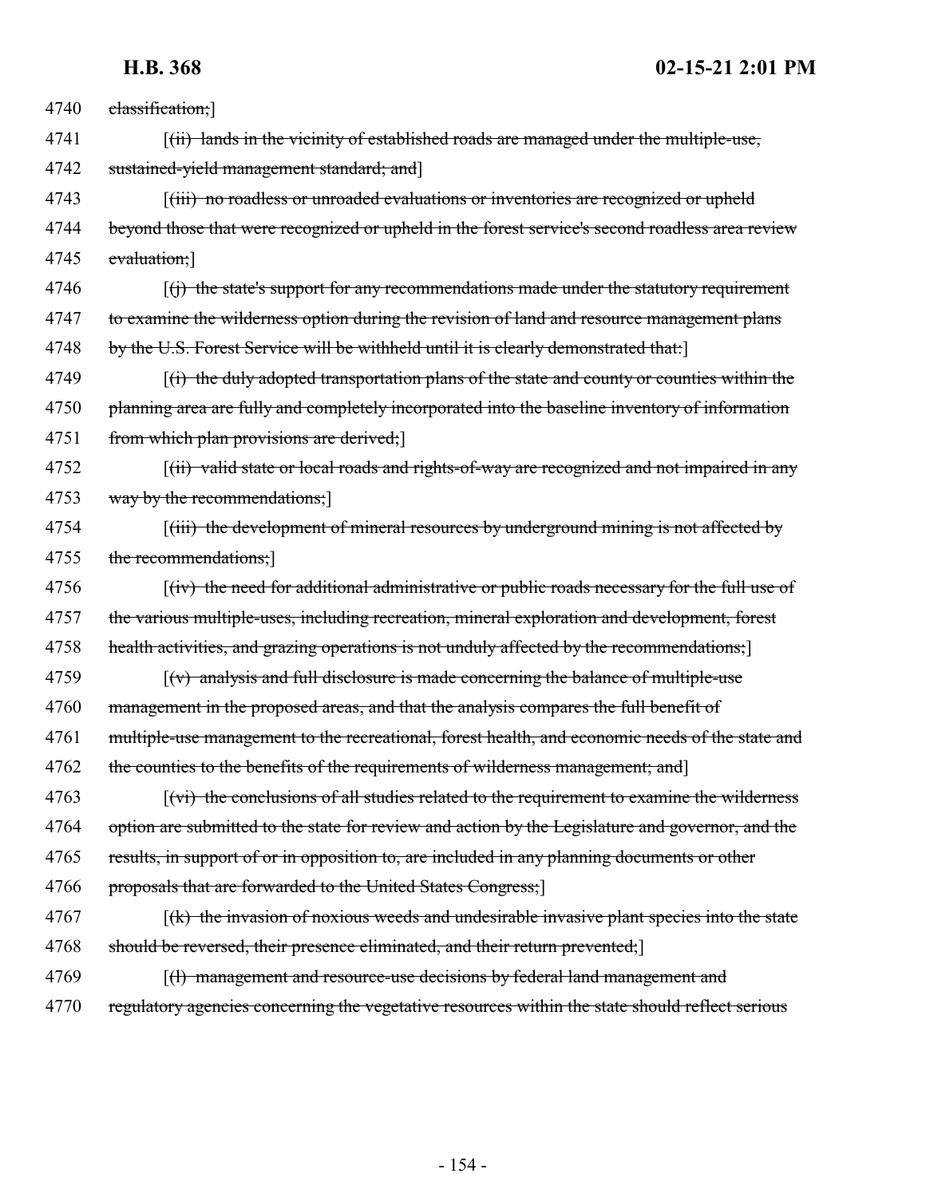4740 ~~classification;~~]

4741 [~~(ii) lands in the vicinity of established roads are managed under the multiple-use,~~

4742 ~~sustained-yield management standard; and~~]

4743 [~~(iii) no roadless or unroaded evaluations or inventories are recognized or upheld~~

4744 ~~beyond those that were recognized or upheld in the forest service's second roadless area review~~

4745 ~~evaluation;~~]

4746 [~~(j) the state's support for any recommendations made under the statutory requirement~~

4747 ~~to examine the wilderness option during the revision of land and resource management plans~~

4748 ~~by the U.S. Forest Service will be withheld until it is clearly demonstrated that:~~]

4749 [~~(i) the duly adopted transportation plans of the state and county or counties within the~~

4750 ~~planning area are fully and completely incorporated into the baseline inventory of information~~

4751 ~~from which plan provisions are derived;~~]

4752 [~~(ii) valid state or local roads and rights-of-way are recognized and not impaired in any~~

4753 ~~way by the recommendations;~~]

4754 [~~(iii) the development of mineral resources by underground mining is not affected by~~

4755 ~~the recommendations;~~]

4756 [~~(iv) the need for additional administrative or public roads necessary for the full use of~~

4757 ~~the various multiple-uses, including recreation, mineral exploration and development, forest~~

4758 ~~health activities, and grazing operations is not unduly affected by the recommendations;~~]

4759 [~~(v) analysis and full disclosure is made concerning the balance of multiple-use~~

4760 ~~management in the proposed areas, and that the analysis compares the full benefit of~~

4761 ~~multiple-use management to the recreational, forest health, and economic needs of the state and~~

4762 ~~the counties to the benefits of the requirements of wilderness management; and~~]

4763 [~~(vi) the conclusions of all studies related to the requirement to examine the wilderness~~

4764 ~~option are submitted to the state for review and action by the Legislature and governor, and the~~

4765 ~~results, in support of or in opposition to, are included in any planning documents or other~~

4766 ~~proposals that are forwarded to the United States Congress;~~]

4767 [~~(k) the invasion of noxious weeds and undesirable invasive plant species into the state~~

4768 ~~should be reversed, their presence eliminated, and their return prevented;~~]

4769 [~~(l) management and resource-use decisions by federal land management and~~

4770 ~~regulatory agencies concerning the vegetative resources within the state should reflect serious~~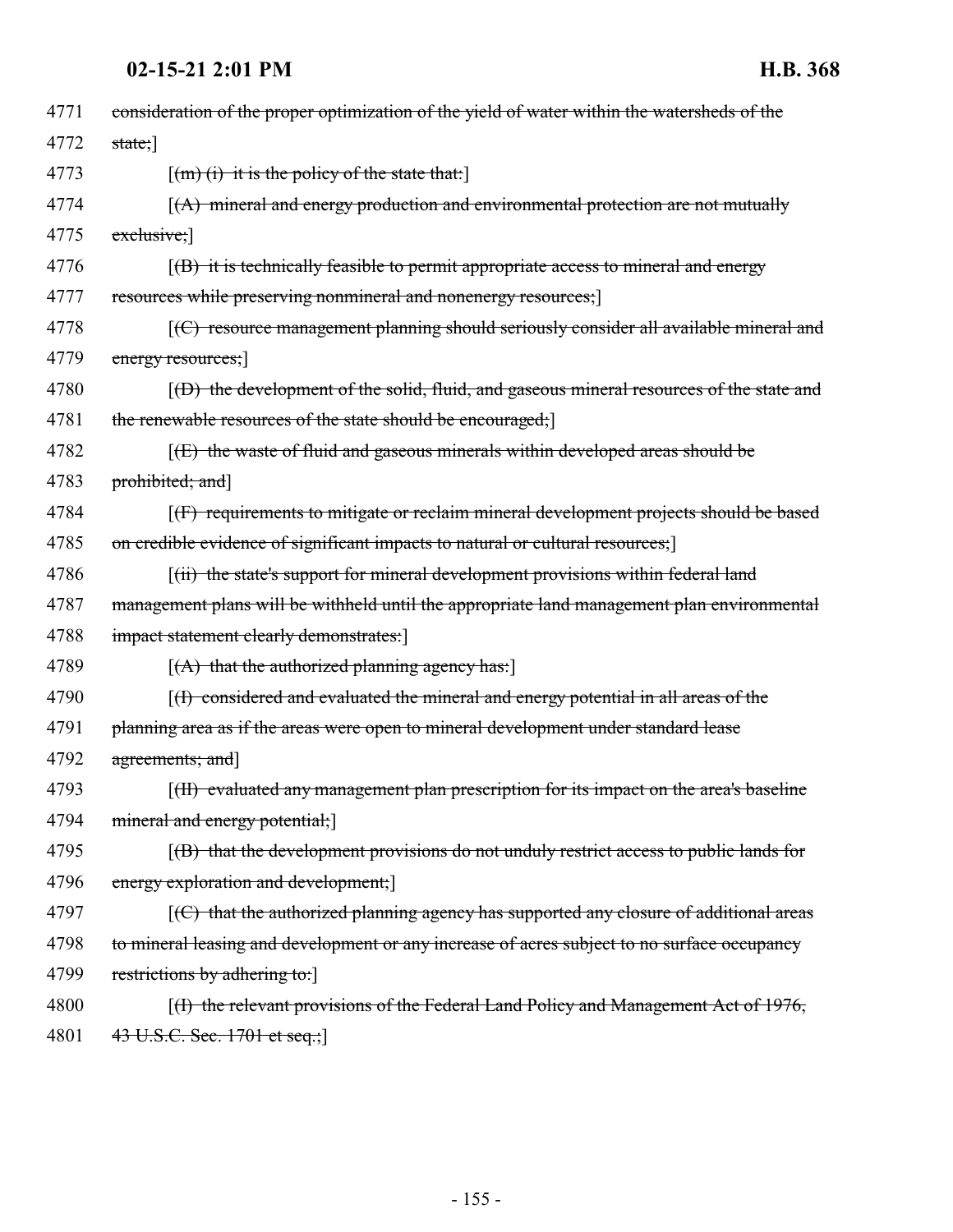4771 ~~consideration of the proper optimization of the yield of water within the watersheds of the~~
4772 ~~state;~~]
4773 [~~(m) (i) it is the policy of the state that:~~]
4774 [~~(A) mineral and energy production and environmental protection are not mutually~~
4775 ~~exclusive;~~]
4776 [~~(B) it is technically feasible to permit appropriate access to mineral and energy~~
4777 ~~resources while preserving nonmineral and nonenergy resources;~~]
4778 [~~(C) resource management planning should seriously consider all available mineral and~~
4779 ~~energy resources;~~]
4780 [~~(D) the development of the solid, fluid, and gaseous mineral resources of the state and~~
4781 ~~the renewable resources of the state should be encouraged;~~]
4782 [~~(E) the waste of fluid and gaseous minerals within developed areas should be~~
4783 ~~prohibited; and~~]
4784 [~~(F) requirements to mitigate or reclaim mineral development projects should be based~~
4785 ~~on credible evidence of significant impacts to natural or cultural resources;~~]
4786 [~~(ii) the state's support for mineral development provisions within federal land~~
4787 ~~management plans will be withheld until the appropriate land management plan environmental~~
4788 ~~impact statement clearly demonstrates:~~]
4789 [~~(A) that the authorized planning agency has:~~]
4790 [~~(I) considered and evaluated the mineral and energy potential in all areas of the~~
4791 ~~planning area as if the areas were open to mineral development under standard lease~~
4792 ~~agreements; and~~]
4793 [~~(II) evaluated any management plan prescription for its impact on the area's baseline~~
4794 ~~mineral and energy potential;~~]
4795 [~~(B) that the development provisions do not unduly restrict access to public lands for~~
4796 ~~energy exploration and development;~~]
4797 [~~(C) that the authorized planning agency has supported any closure of additional areas~~
4798 ~~to mineral leasing and development or any increase of acres subject to no surface occupancy~~
4799 ~~restrictions by adhering to:~~]
4800 [~~(I) the relevant provisions of the Federal Land Policy and Management Act of 1976,~~
4801 ~~43 U.S.C. Sec. 1701 et seq.;~~]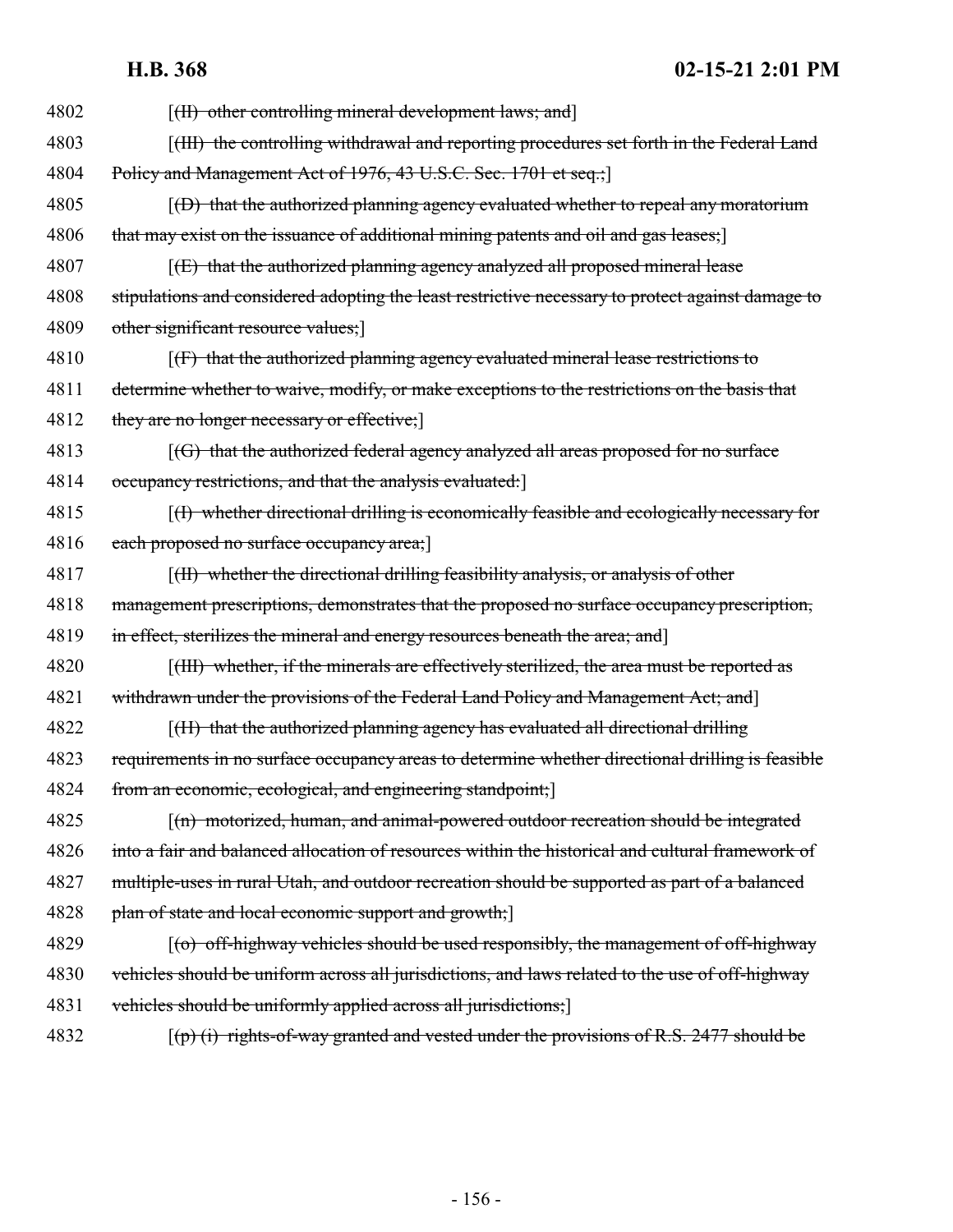4802 [(II) other controlling mineral development laws; and]

4803 [(III) the controlling withdrawal and reporting procedures set forth in the Federal Land

4804 Policy and Management Act of 1976, 43 U.S.C. Sec. 1701 et seq.;]

4805 [(D) that the authorized planning agency evaluated whether to repeal any moratorium

4806 that may exist on the issuance of additional mining patents and oil and gas leases;]

4807 [(E) that the authorized planning agency analyzed all proposed mineral lease

4808 stipulations and considered adopting the least restrictive necessary to protect against damage to

4809 other significant resource values;]

4810 [(F) that the authorized planning agency evaluated mineral lease restrictions to

4811 determine whether to waive, modify, or make exceptions to the restrictions on the basis that

4812 they are no longer necessary or effective;]

4813 [(G) that the authorized federal agency analyzed all areas proposed for no surface

4814 occupancy restrictions, and that the analysis evaluated:]

4815 [(I) whether directional drilling is economically feasible and ecologically necessary for

4816 each proposed no surface occupancy area;]

4817 [(II) whether the directional drilling feasibility analysis, or analysis of other

4818 management prescriptions, demonstrates that the proposed no surface occupancy prescription,

4819 in effect, sterilizes the mineral and energy resources beneath the area; and]

4820 [(III) whether, if the minerals are effectively sterilized, the area must be reported as

4821 withdrawn under the provisions of the Federal Land Policy and Management Act; and]

4822 [(H) that the authorized planning agency has evaluated all directional drilling

4823 requirements in no surface occupancy areas to determine whether directional drilling is feasible

4824 from an economic, ecological, and engineering standpoint;]

4825 [(n) motorized, human, and animal-powered outdoor recreation should be integrated

4826 into a fair and balanced allocation of resources within the historical and cultural framework of

4827 multiple-uses in rural Utah, and outdoor recreation should be supported as part of a balanced

4828 plan of state and local economic support and growth;]

4829 [(o) off-highway vehicles should be used responsibly, the management of off-highway

4830 vehicles should be uniform across all jurisdictions, and laws related to the use of off-highway

4831 vehicles should be uniformly applied across all jurisdictions;]

4832 [(p) (i) rights-of-way granted and vested under the provisions of R.S. 2477 should be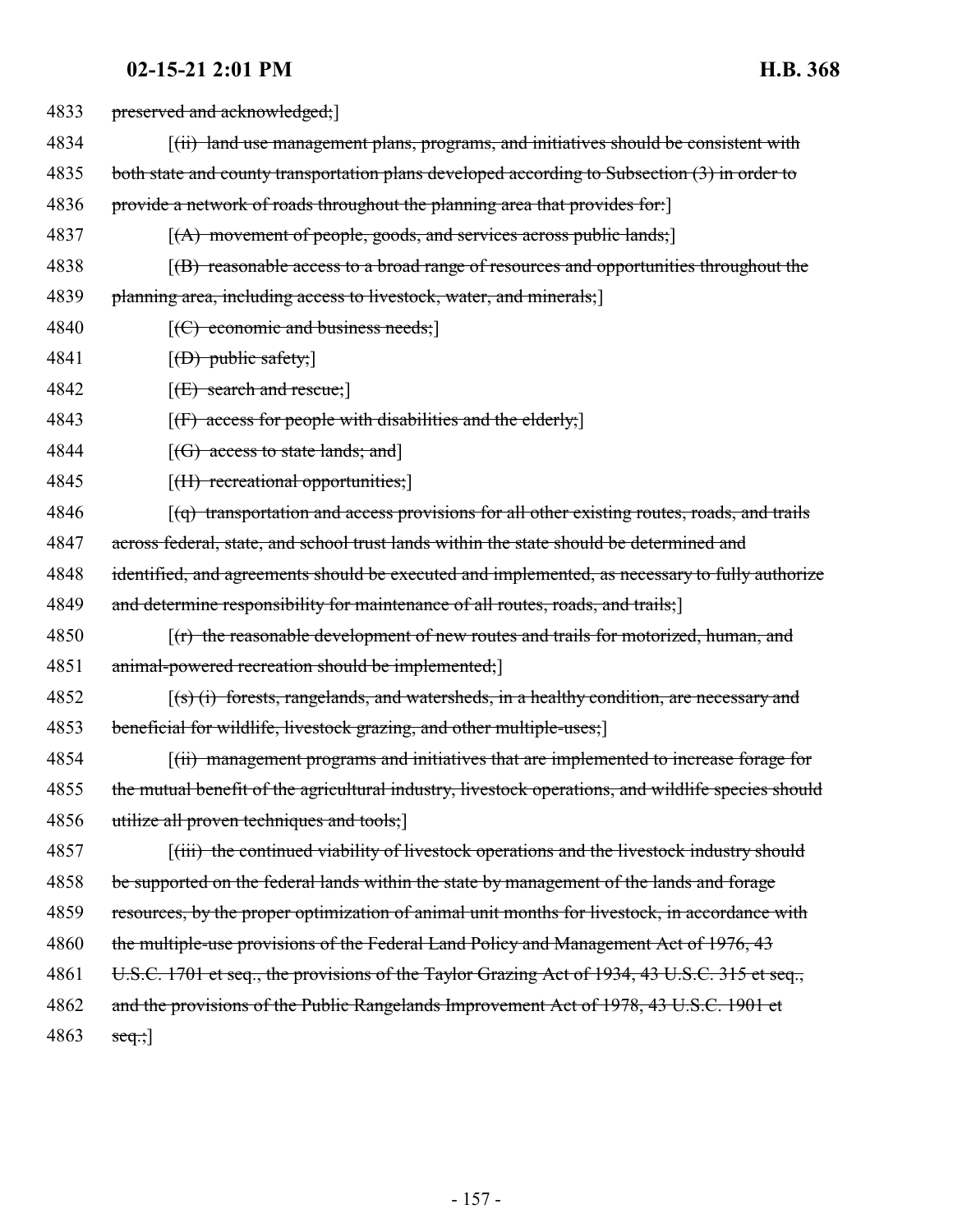4833 ~~preserved and acknowledged;~~]

4834 [~~(ii) land use management plans, programs, and initiatives should be consistent with~~
4835 ~~both state and county transportation plans developed according to Subsection (3) in order to~~
4836 ~~provide a network of roads throughout the planning area that provides for:~~]

4837 [~~(A) movement of people, goods, and services across public lands;~~]

4838 [~~(B) reasonable access to a broad range of resources and opportunities throughout the~~
4839 ~~planning area, including access to livestock, water, and minerals;~~]

4840 [~~(C) economic and business needs;~~]

4841 [~~(D) public safety;~~]

4842 [~~(E) search and rescue;~~]

4843 [~~(F) access for people with disabilities and the elderly;~~]

4844 [~~(G) access to state lands; and~~]

4845 [~~(H) recreational opportunities;~~]

4846 [~~(q) transportation and access provisions for all other existing routes, roads, and trails~~
4847 ~~across federal, state, and school trust lands within the state should be determined and~~
4848 ~~identified, and agreements should be executed and implemented, as necessary to fully authorize~~
4849 ~~and determine responsibility for maintenance of all routes, roads, and trails;~~]

4850 [~~(r) the reasonable development of new routes and trails for motorized, human, and~~
4851 ~~animal-powered recreation should be implemented;~~]

4852 [~~(s) (i) forests, rangelands, and watersheds, in a healthy condition, are necessary and~~
4853 ~~beneficial for wildlife, livestock grazing, and other multiple-uses;~~]

4854 [~~(ii) management programs and initiatives that are implemented to increase forage for~~
4855 ~~the mutual benefit of the agricultural industry, livestock operations, and wildlife species should~~
4856 ~~utilize all proven techniques and tools;~~]

4857 [~~(iii) the continued viability of livestock operations and the livestock industry should~~
4858 ~~be supported on the federal lands within the state by management of the lands and forage~~
4859 ~~resources, by the proper optimization of animal unit months for livestock, in accordance with~~
4860 ~~the multiple-use provisions of the Federal Land Policy and Management Act of 1976, 43~~
4861 ~~U.S.C. 1701 et seq., the provisions of the Taylor Grazing Act of 1934, 43 U.S.C. 315 et seq.,~~
4862 ~~and the provisions of the Public Rangelands Improvement Act of 1978, 43 U.S.C. 1901 et~~
4863 ~~seq.;~~]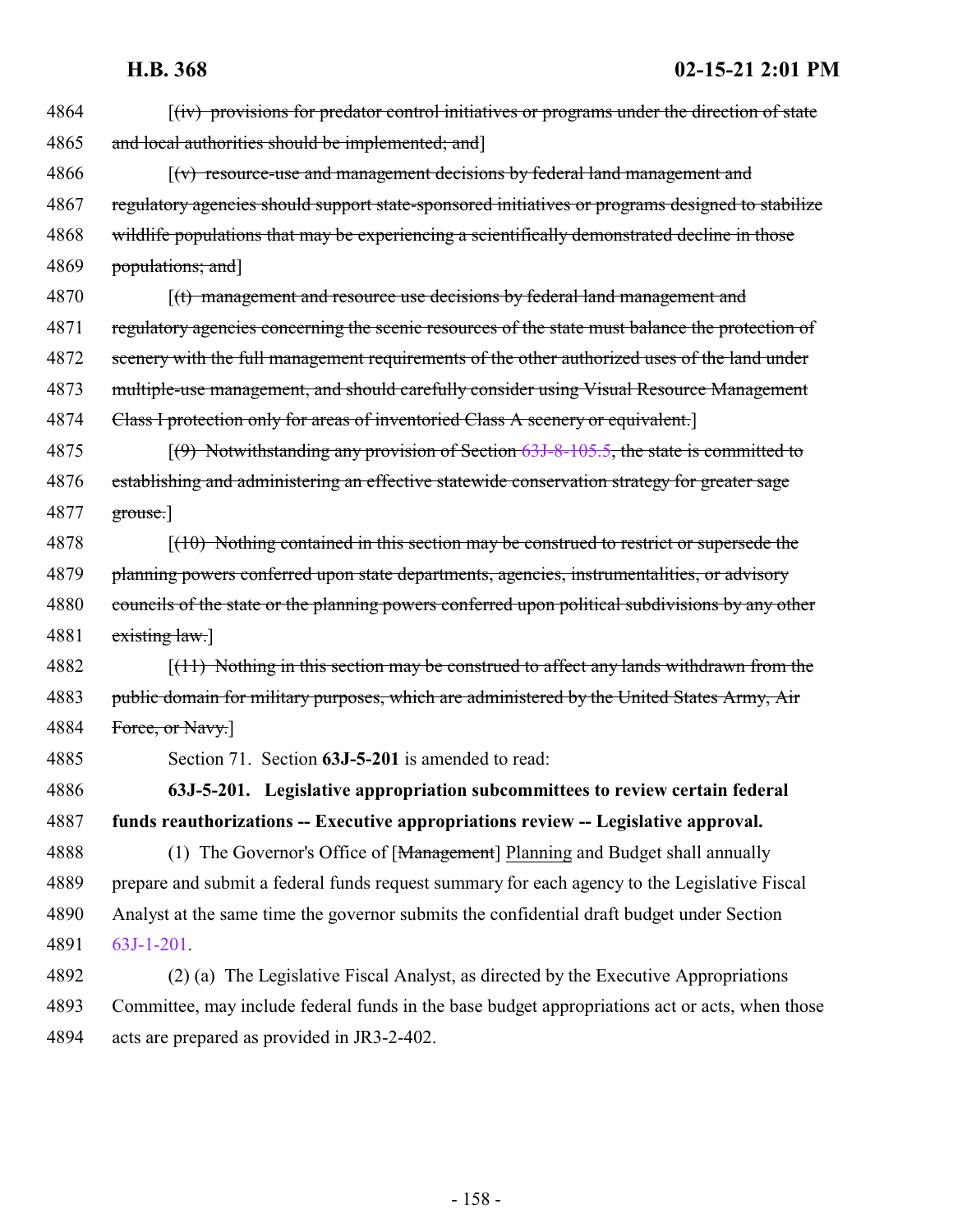4864 [(iv) provisions for predator control initiatives or programs under the direction of state
4865 and local authorities should be implemented; and]

4866 [(v) resource-use and management decisions by federal land management and
4867 regulatory agencies should support state-sponsored initiatives or programs designed to stabilize
4868 wildlife populations that may be experiencing a scientifically demonstrated decline in those
4869 populations; and]

4870 [(t) management and resource use decisions by federal land management and
4871 regulatory agencies concerning the scenic resources of the state must balance the protection of
4872 scenery with the full management requirements of the other authorized uses of the land under
4873 multiple-use management, and should carefully consider using Visual Resource Management
4874 Class I protection only for areas of inventoried Class A scenery or equivalent.]

4875 [(9) Notwithstanding any provision of Section 63J-8-105.5, the state is committed to
4876 establishing and administering an effective statewide conservation strategy for greater sage
4877 grouse.]

4878 [(10) Nothing contained in this section may be construed to restrict or supersede the
4879 planning powers conferred upon state departments, agencies, instrumentalities, or advisory
4880 councils of the state or the planning powers conferred upon political subdivisions by any other
4881 existing law.]

4882 [(11) Nothing in this section may be construed to affect any lands withdrawn from the
4883 public domain for military purposes, which are administered by the United States Army, Air
4884 Force, or Navy.]

4885 Section 71. Section **63J-5-201** is amended to read:

4886 **63J-5-201. Legislative appropriation subcommittees to review certain federal**
4887 **funds reauthorizations -- Executive appropriations review -- Legislative approval.**

4888 (1) The Governor's Office of [Management] Planning and Budget shall annually
4889 prepare and submit a federal funds request summary for each agency to the Legislative Fiscal
4890 Analyst at the same time the governor submits the confidential draft budget under Section
4891 63J-1-201.

4892 (2) (a) The Legislative Fiscal Analyst, as directed by the Executive Appropriations
4893 Committee, may include federal funds in the base budget appropriations act or acts, when those
4894 acts are prepared as provided in JR3-2-402.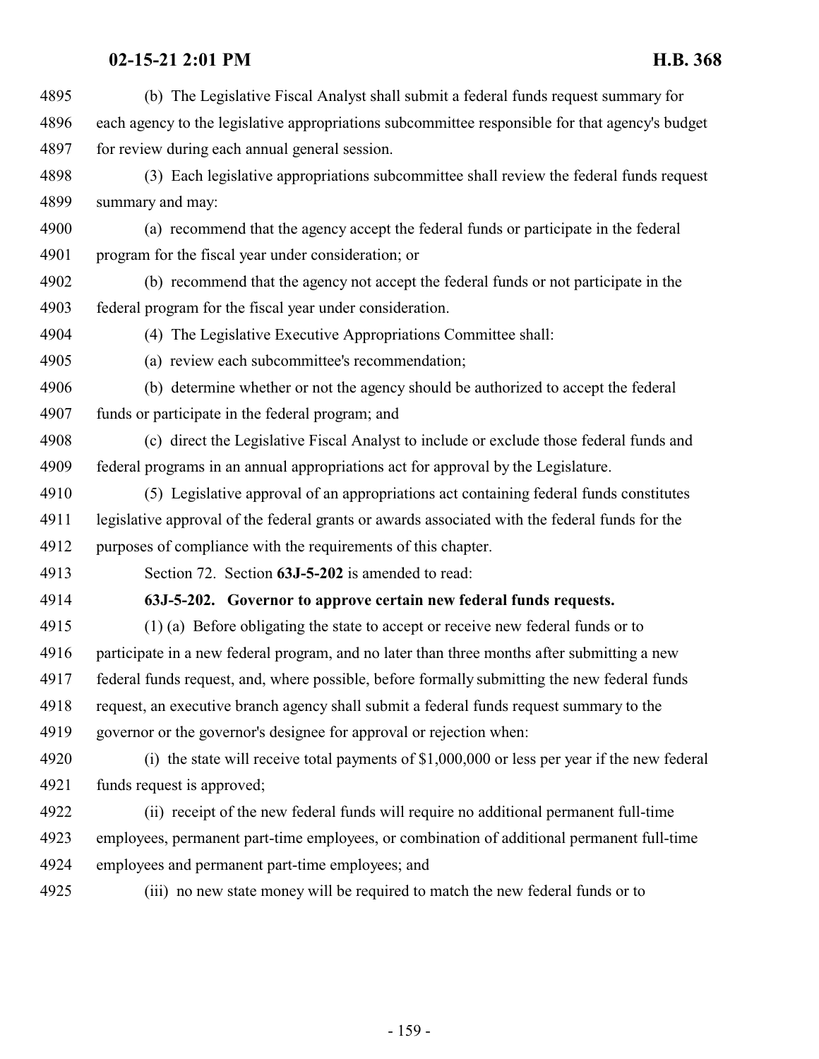(b) The Legislative Fiscal Analyst shall submit a federal funds request summary for each agency to the legislative appropriations subcommittee responsible for that agency's budget for review during each annual general session.

(3) Each legislative appropriations subcommittee shall review the federal funds request summary and may:

(a) recommend that the agency accept the federal funds or participate in the federal program for the fiscal year under consideration; or

(b) recommend that the agency not accept the federal funds or not participate in the federal program for the fiscal year under consideration.

(4) The Legislative Executive Appropriations Committee shall:

(a) review each subcommittee's recommendation;

(b) determine whether or not the agency should be authorized to accept the federal funds or participate in the federal program; and

(c) direct the Legislative Fiscal Analyst to include or exclude those federal funds and federal programs in an annual appropriations act for approval by the Legislature.

(5) Legislative approval of an appropriations act containing federal funds constitutes legislative approval of the federal grants or awards associated with the federal funds for the purposes of compliance with the requirements of this chapter.

Section 72. Section **63J-5-202** is amended to read:

**63J-5-202. Governor to approve certain new federal funds requests.**

(1) (a) Before obligating the state to accept or receive new federal funds or to participate in a new federal program, and no later than three months after submitting a new federal funds request, and, where possible, before formally submitting the new federal funds request, an executive branch agency shall submit a federal funds request summary to the governor or the governor's designee for approval or rejection when:

(i) the state will receive total payments of $1,000,000 or less per year if the new federal funds request is approved;

(ii) receipt of the new federal funds will require no additional permanent full-time employees, permanent part-time employees, or combination of additional permanent full-time employees and permanent part-time employees; and

(iii) no new state money will be required to match the new federal funds or to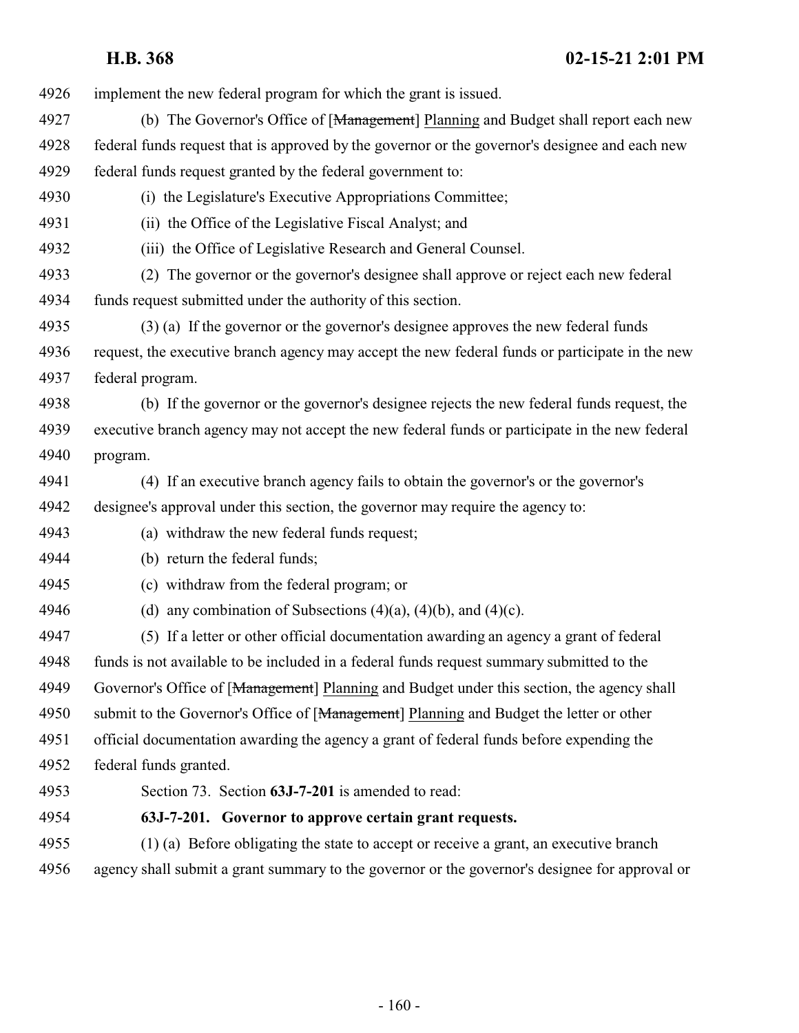implement the new federal program for which the grant is issued.

(b) The Governor's Office of [~~Management~~] Planning and Budget shall report each new federal funds request that is approved by the governor or the governor's designee and each new federal funds request granted by the federal government to:

(i) the Legislature's Executive Appropriations Committee;

(ii) the Office of the Legislative Fiscal Analyst; and

(iii) the Office of Legislative Research and General Counsel.

(2) The governor or the governor's designee shall approve or reject each new federal funds request submitted under the authority of this section.

(3) (a) If the governor or the governor's designee approves the new federal funds request, the executive branch agency may accept the new federal funds or participate in the new federal program.

(b) If the governor or the governor's designee rejects the new federal funds request, the executive branch agency may not accept the new federal funds or participate in the new federal program.

(4) If an executive branch agency fails to obtain the governor's or the governor's designee's approval under this section, the governor may require the agency to:

(a) withdraw the new federal funds request;

(b) return the federal funds;

(c) withdraw from the federal program; or

(d) any combination of Subsections (4)(a), (4)(b), and (4)(c).

(5) If a letter or other official documentation awarding an agency a grant of federal funds is not available to be included in a federal funds request summary submitted to the Governor's Office of [~~Management~~] Planning and Budget under this section, the agency shall submit to the Governor's Office of [~~Management~~] Planning and Budget the letter or other official documentation awarding the agency a grant of federal funds before expending the federal funds granted.

Section 73. Section **63J-7-201** is amended to read:

**63J-7-201. Governor to approve certain grant requests.**

(1) (a) Before obligating the state to accept or receive a grant, an executive branch agency shall submit a grant summary to the governor or the governor's designee for approval or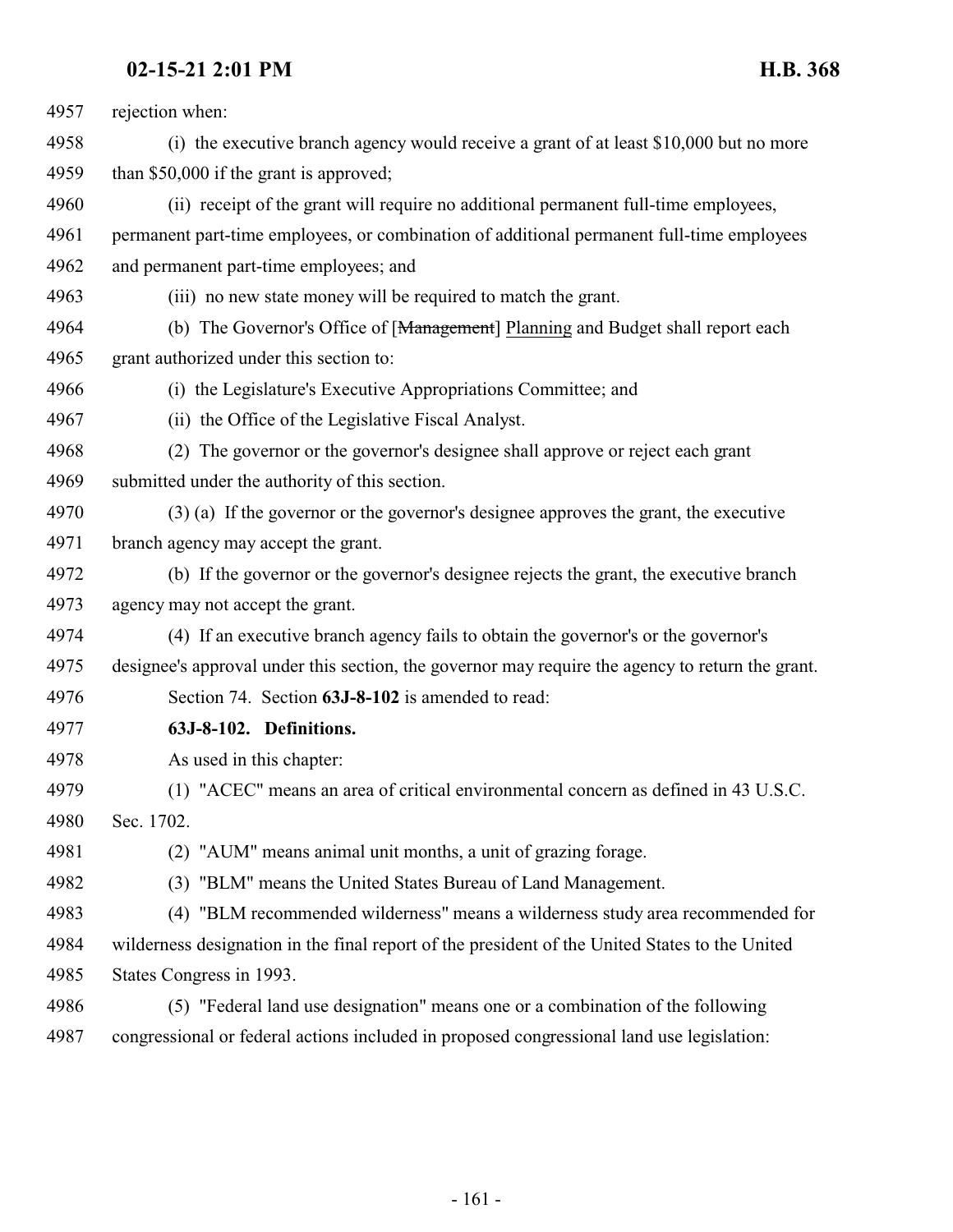rejection when:

(i) the executive branch agency would receive a grant of at least $10,000 but no more than $50,000 if the grant is approved;

(ii) receipt of the grant will require no additional permanent full-time employees, permanent part-time employees, or combination of additional permanent full-time employees and permanent part-time employees; and

(iii) no new state money will be required to match the grant.

(b) The Governor's Office of [~~Management~~] Planning and Budget shall report each grant authorized under this section to:

(i) the Legislature's Executive Appropriations Committee; and

(ii) the Office of the Legislative Fiscal Analyst.

(2) The governor or the governor's designee shall approve or reject each grant submitted under the authority of this section.

(3) (a) If the governor or the governor's designee approves the grant, the executive branch agency may accept the grant.

(b) If the governor or the governor's designee rejects the grant, the executive branch agency may not accept the grant.

(4) If an executive branch agency fails to obtain the governor's or the governor's designee's approval under this section, the governor may require the agency to return the grant.

Section 74. Section **63J-8-102** is amended to read:

**63J-8-102. Definitions.**

As used in this chapter:

(1) "ACEC" means an area of critical environmental concern as defined in 43 U.S.C. Sec. 1702.

(2) "AUM" means animal unit months, a unit of grazing forage.

(3) "BLM" means the United States Bureau of Land Management.

(4) "BLM recommended wilderness" means a wilderness study area recommended for wilderness designation in the final report of the president of the United States to the United States Congress in 1993.

(5) "Federal land use designation" means one or a combination of the following congressional or federal actions included in proposed congressional land use legislation: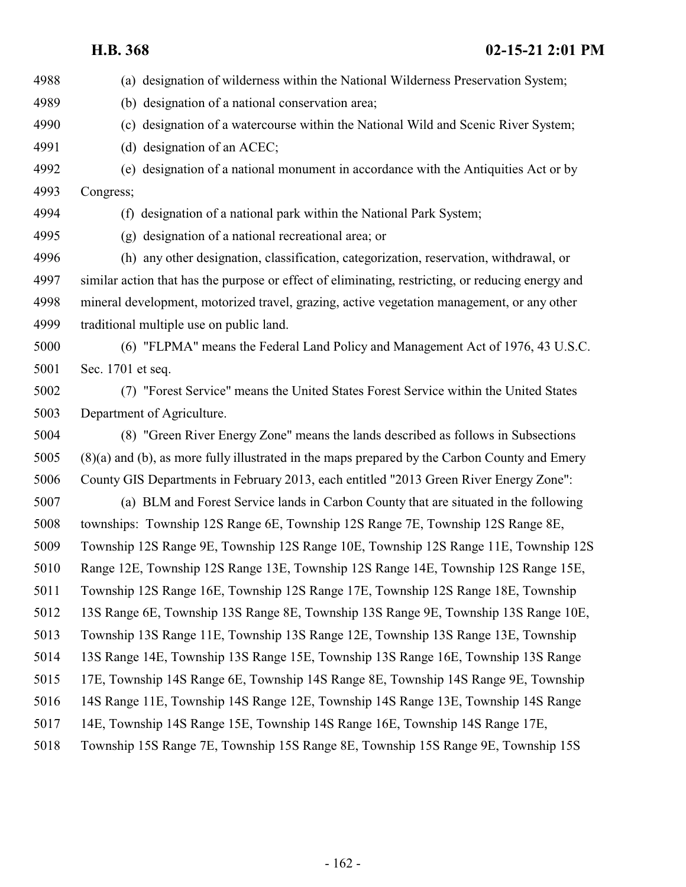(a) designation of wilderness within the National Wilderness Preservation System;

(b) designation of a national conservation area;

(c) designation of a watercourse within the National Wild and Scenic River System;

(d) designation of an ACEC;

(e) designation of a national monument in accordance with the Antiquities Act or by Congress;

(f) designation of a national park within the National Park System;

(g) designation of a national recreational area; or

(h) any other designation, classification, categorization, reservation, withdrawal, or similar action that has the purpose or effect of eliminating, restricting, or reducing energy and mineral development, motorized travel, grazing, active vegetation management, or any other traditional multiple use on public land.

(6) "FLPMA" means the Federal Land Policy and Management Act of 1976, 43 U.S.C. Sec. 1701 et seq.

(7) "Forest Service" means the United States Forest Service within the United States Department of Agriculture.

(8) "Green River Energy Zone" means the lands described as follows in Subsections (8)(a) and (b), as more fully illustrated in the maps prepared by the Carbon County and Emery County GIS Departments in February 2013, each entitled "2013 Green River Energy Zone":

(a) BLM and Forest Service lands in Carbon County that are situated in the following townships: Township 12S Range 6E, Township 12S Range 7E, Township 12S Range 8E, Township 12S Range 9E, Township 12S Range 10E, Township 12S Range 11E, Township 12S Range 12E, Township 12S Range 13E, Township 12S Range 14E, Township 12S Range 15E, Township 12S Range 16E, Township 12S Range 17E, Township 12S Range 18E, Township 13S Range 6E, Township 13S Range 8E, Township 13S Range 9E, Township 13S Range 10E, Township 13S Range 11E, Township 13S Range 12E, Township 13S Range 13E, Township 13S Range 14E, Township 13S Range 15E, Township 13S Range 16E, Township 13S Range 17E, Township 14S Range 6E, Township 14S Range 8E, Township 14S Range 9E, Township 14S Range 11E, Township 14S Range 12E, Township 14S Range 13E, Township 14S Range 14E, Township 14S Range 15E, Township 14S Range 16E, Township 14S Range 17E, Township 15S Range 7E, Township 15S Range 8E, Township 15S Range 9E, Township 15S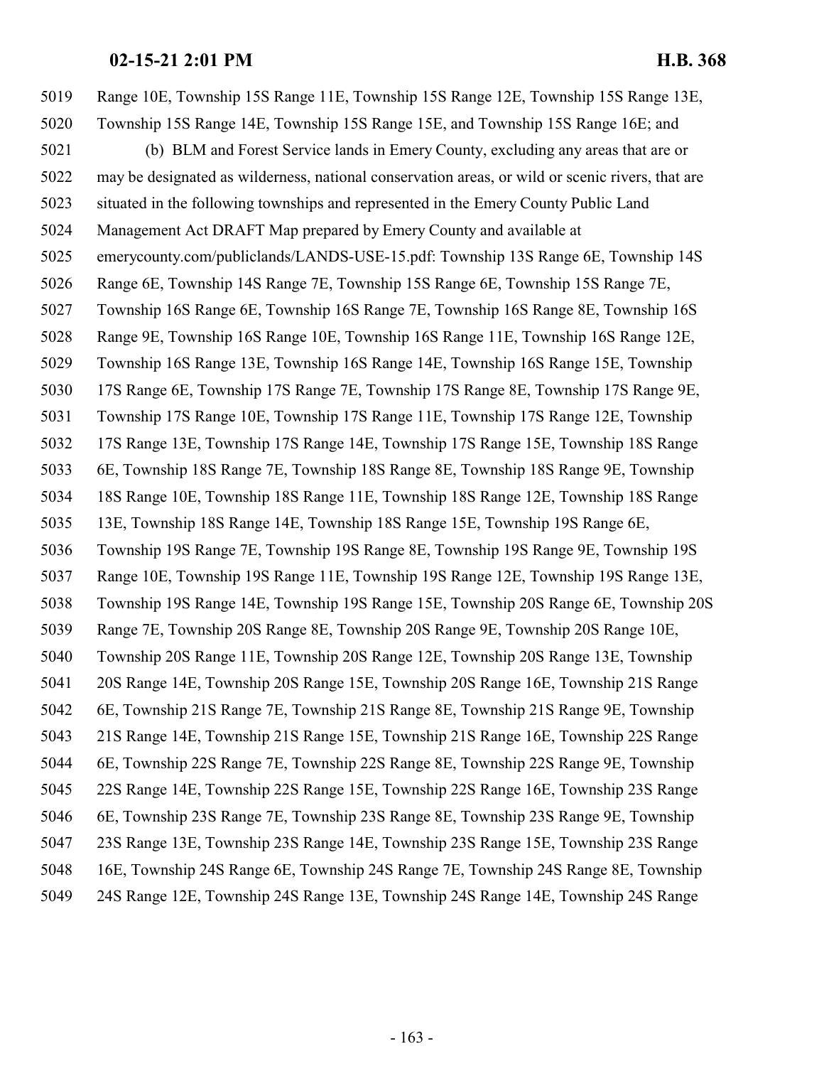Range 10E, Township 15S Range 11E, Township 15S Range 12E, Township 15S Range 13E, Township 15S Range 14E, Township 15S Range 15E, and Township 15S Range 16E; and

(b) BLM and Forest Service lands in Emery County, excluding any areas that are or may be designated as wilderness, national conservation areas, or wild or scenic rivers, that are situated in the following townships and represented in the Emery County Public Land Management Act DRAFT Map prepared by Emery County and available at emerycounty.com/publiclands/LANDS-USE-15.pdf: Township 13S Range 6E, Township 14S Range 6E, Township 14S Range 7E, Township 15S Range 6E, Township 15S Range 7E, Township 16S Range 6E, Township 16S Range 7E, Township 16S Range 8E, Township 16S Range 9E, Township 16S Range 10E, Township 16S Range 11E, Township 16S Range 12E, Township 16S Range 13E, Township 16S Range 14E, Township 16S Range 15E, Township 17S Range 6E, Township 17S Range 7E, Township 17S Range 8E, Township 17S Range 9E, Township 17S Range 10E, Township 17S Range 11E, Township 17S Range 12E, Township 17S Range 13E, Township 17S Range 14E, Township 17S Range 15E, Township 18S Range 6E, Township 18S Range 7E, Township 18S Range 8E, Township 18S Range 9E, Township 18S Range 10E, Township 18S Range 11E, Township 18S Range 12E, Township 18S Range 13E, Township 18S Range 14E, Township 18S Range 15E, Township 19S Range 6E, Township 19S Range 7E, Township 19S Range 8E, Township 19S Range 9E, Township 19S Range 10E, Township 19S Range 11E, Township 19S Range 12E, Township 19S Range 13E, Township 19S Range 14E, Township 19S Range 15E, Township 20S Range 6E, Township 20S Range 7E, Township 20S Range 8E, Township 20S Range 9E, Township 20S Range 10E, Township 20S Range 11E, Township 20S Range 12E, Township 20S Range 13E, Township 20S Range 14E, Township 20S Range 15E, Township 20S Range 16E, Township 21S Range 6E, Township 21S Range 7E, Township 21S Range 8E, Township 21S Range 9E, Township 21S Range 14E, Township 21S Range 15E, Township 21S Range 16E, Township 22S Range 6E, Township 22S Range 7E, Township 22S Range 8E, Township 22S Range 9E, Township 22S Range 14E, Township 22S Range 15E, Township 22S Range 16E, Township 23S Range 6E, Township 23S Range 7E, Township 23S Range 8E, Township 23S Range 9E, Township 23S Range 13E, Township 23S Range 14E, Township 23S Range 15E, Township 23S Range 16E, Township 24S Range 6E, Township 24S Range 7E, Township 24S Range 8E, Township 24S Range 12E, Township 24S Range 13E, Township 24S Range 14E, Township 24S Range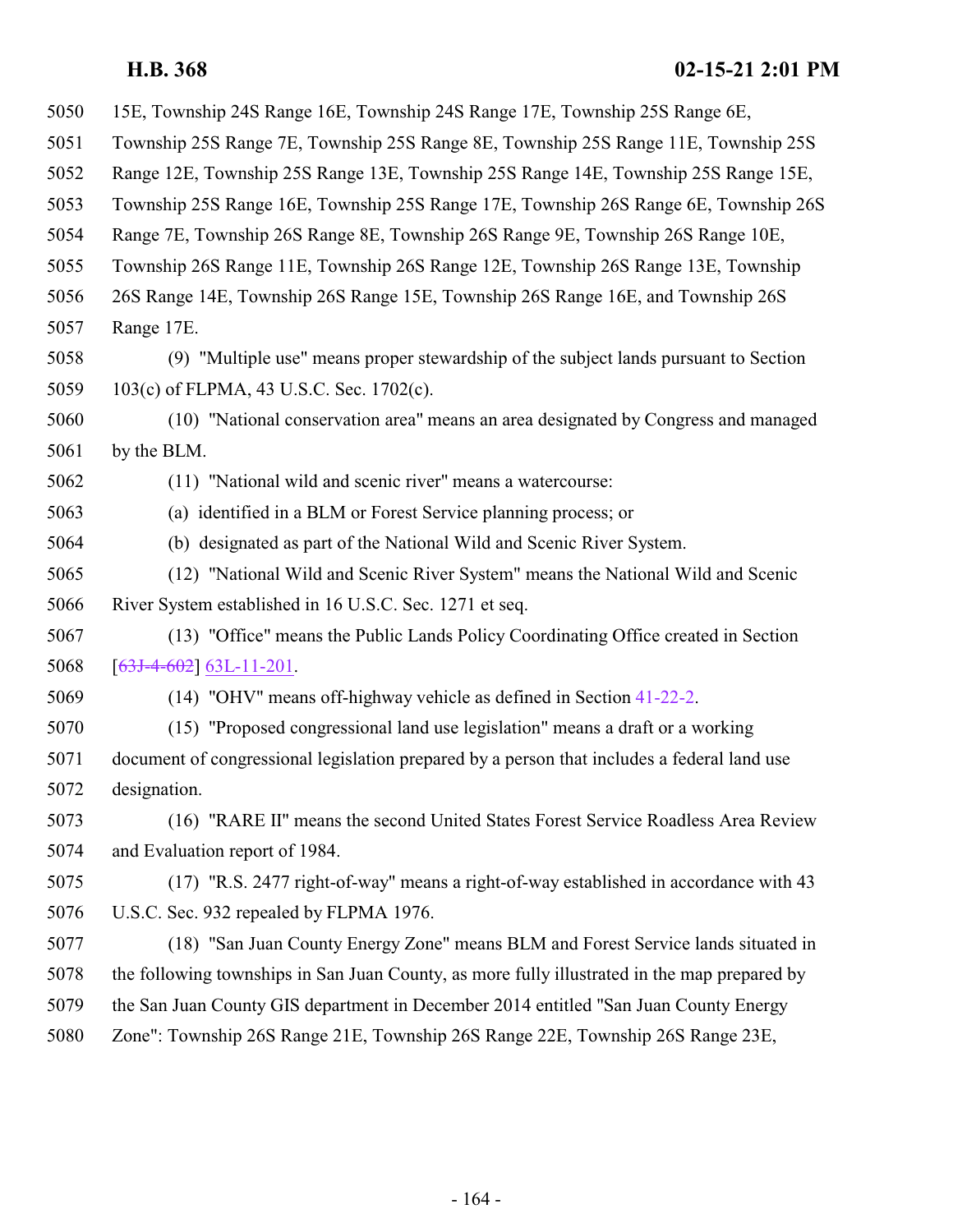15E, Township 24S Range 16E, Township 24S Range 17E, Township 25S Range 6E, Township 25S Range 7E, Township 25S Range 8E, Township 25S Range 11E, Township 25S Range 12E, Township 25S Range 13E, Township 25S Range 14E, Township 25S Range 15E, Township 25S Range 16E, Township 25S Range 17E, Township 26S Range 6E, Township 26S Range 7E, Township 26S Range 8E, Township 26S Range 9E, Township 26S Range 10E, Township 26S Range 11E, Township 26S Range 12E, Township 26S Range 13E, Township 26S Range 14E, Township 26S Range 15E, Township 26S Range 16E, and Township 26S Range 17E.

(9) "Multiple use" means proper stewardship of the subject lands pursuant to Section 103(c) of FLPMA, 43 U.S.C. Sec. 1702(c).

(10) "National conservation area" means an area designated by Congress and managed by the BLM.

(11) "National wild and scenic river" means a watercourse:

(a) identified in a BLM or Forest Service planning process; or

(b) designated as part of the National Wild and Scenic River System.

(12) "National Wild and Scenic River System" means the National Wild and Scenic River System established in 16 U.S.C. Sec. 1271 et seq.

(13) "Office" means the Public Lands Policy Coordinating Office created in Section [~~63J-4-602~~] 63L-11-201.

(14) "OHV" means off-highway vehicle as defined in Section 41-22-2.

(15) "Proposed congressional land use legislation" means a draft or a working document of congressional legislation prepared by a person that includes a federal land use designation.

(16) "RARE II" means the second United States Forest Service Roadless Area Review and Evaluation report of 1984.

(17) "R.S. 2477 right-of-way" means a right-of-way established in accordance with 43 U.S.C. Sec. 932 repealed by FLPMA 1976.

(18) "San Juan County Energy Zone" means BLM and Forest Service lands situated in the following townships in San Juan County, as more fully illustrated in the map prepared by the San Juan County GIS department in December 2014 entitled "San Juan County Energy Zone": Township 26S Range 21E, Township 26S Range 22E, Township 26S Range 23E,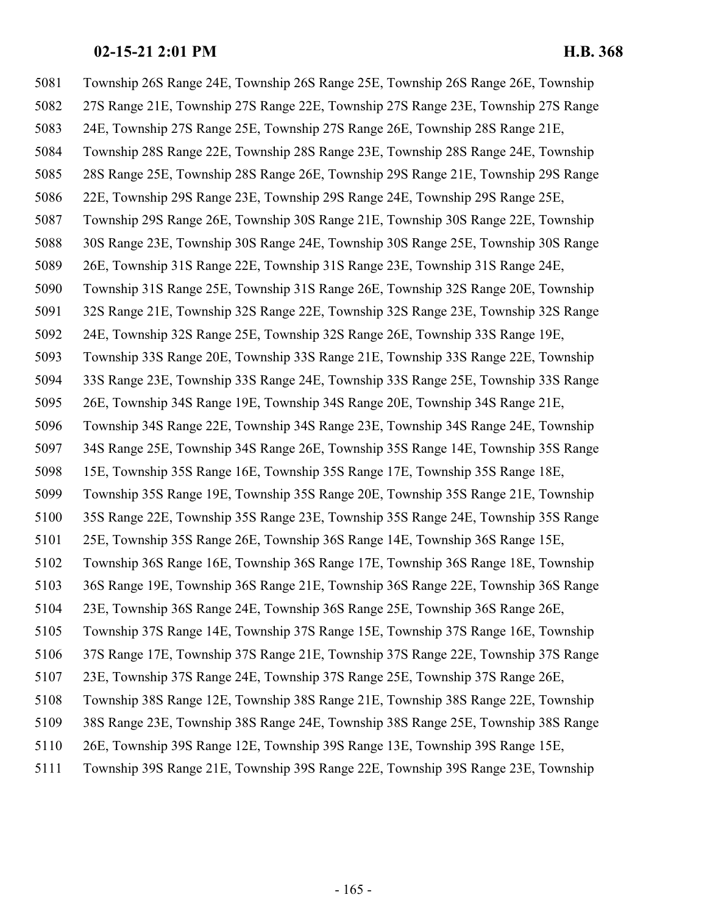Township 26S Range 24E, Township 26S Range 25E, Township 26S Range 26E, Township 27S Range 21E, Township 27S Range 22E, Township 27S Range 23E, Township 27S Range 24E, Township 27S Range 25E, Township 27S Range 26E, Township 28S Range 21E, Township 28S Range 22E, Township 28S Range 23E, Township 28S Range 24E, Township 28S Range 25E, Township 28S Range 26E, Township 29S Range 21E, Township 29S Range 22E, Township 29S Range 23E, Township 29S Range 24E, Township 29S Range 25E, Township 29S Range 26E, Township 30S Range 21E, Township 30S Range 22E, Township 30S Range 23E, Township 30S Range 24E, Township 30S Range 25E, Township 30S Range 26E, Township 31S Range 22E, Township 31S Range 23E, Township 31S Range 24E, Township 31S Range 25E, Township 31S Range 26E, Township 32S Range 20E, Township 32S Range 21E, Township 32S Range 22E, Township 32S Range 23E, Township 32S Range 24E, Township 32S Range 25E, Township 32S Range 26E, Township 33S Range 19E, Township 33S Range 20E, Township 33S Range 21E, Township 33S Range 22E, Township 33S Range 23E, Township 33S Range 24E, Township 33S Range 25E, Township 33S Range 26E, Township 34S Range 19E, Township 34S Range 20E, Township 34S Range 21E, Township 34S Range 22E, Township 34S Range 23E, Township 34S Range 24E, Township 34S Range 25E, Township 34S Range 26E, Township 35S Range 14E, Township 35S Range 15E, Township 35S Range 16E, Township 35S Range 17E, Township 35S Range 18E, Township 35S Range 19E, Township 35S Range 20E, Township 35S Range 21E, Township 35S Range 22E, Township 35S Range 23E, Township 35S Range 24E, Township 35S Range 25E, Township 35S Range 26E, Township 36S Range 14E, Township 36S Range 15E, Township 36S Range 16E, Township 36S Range 17E, Township 36S Range 18E, Township 36S Range 19E, Township 36S Range 21E, Township 36S Range 22E, Township 36S Range 23E, Township 36S Range 24E, Township 36S Range 25E, Township 36S Range 26E, Township 37S Range 14E, Township 37S Range 15E, Township 37S Range 16E, Township 37S Range 17E, Township 37S Range 21E, Township 37S Range 22E, Township 37S Range 23E, Township 37S Range 24E, Township 37S Range 25E, Township 37S Range 26E, Township 38S Range 12E, Township 38S Range 21E, Township 38S Range 22E, Township 38S Range 23E, Township 38S Range 24E, Township 38S Range 25E, Township 38S Range 26E, Township 39S Range 12E, Township 39S Range 13E, Township 39S Range 15E, Township 39S Range 21E, Township 39S Range 22E, Township 39S Range 23E, Township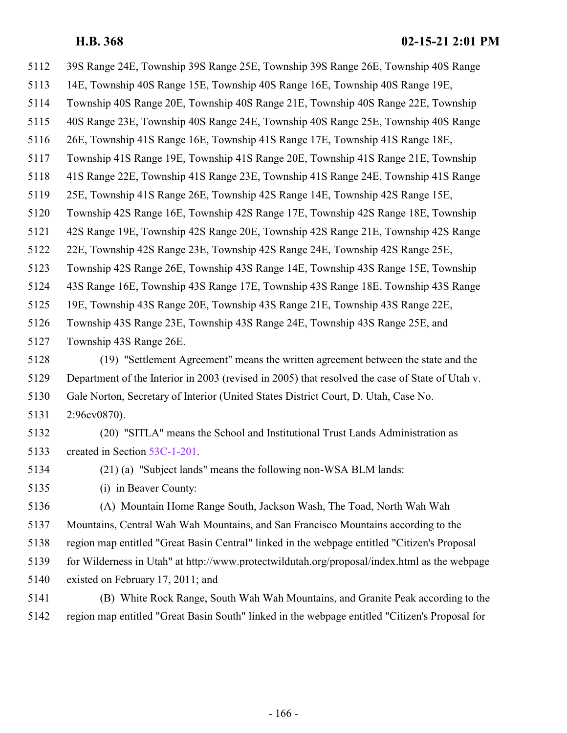39S Range 24E, Township 39S Range 25E, Township 39S Range 26E, Township 40S Range 14E, Township 40S Range 15E, Township 40S Range 16E, Township 40S Range 19E, Township 40S Range 20E, Township 40S Range 21E, Township 40S Range 22E, Township 40S Range 23E, Township 40S Range 24E, Township 40S Range 25E, Township 40S Range 26E, Township 41S Range 16E, Township 41S Range 17E, Township 41S Range 18E, Township 41S Range 19E, Township 41S Range 20E, Township 41S Range 21E, Township 41S Range 22E, Township 41S Range 23E, Township 41S Range 24E, Township 41S Range 25E, Township 41S Range 26E, Township 42S Range 14E, Township 42S Range 15E, Township 42S Range 16E, Township 42S Range 17E, Township 42S Range 18E, Township 42S Range 19E, Township 42S Range 20E, Township 42S Range 21E, Township 42S Range 22E, Township 42S Range 23E, Township 42S Range 24E, Township 42S Range 25E, Township 42S Range 26E, Township 43S Range 14E, Township 43S Range 15E, Township 43S Range 16E, Township 43S Range 17E, Township 43S Range 18E, Township 43S Range 19E, Township 43S Range 20E, Township 43S Range 21E, Township 43S Range 22E, Township 43S Range 23E, Township 43S Range 24E, Township 43S Range 25E, and Township 43S Range 26E.

(19) "Settlement Agreement" means the written agreement between the state and the Department of the Interior in 2003 (revised in 2005) that resolved the case of State of Utah v. Gale Norton, Secretary of Interior (United States District Court, D. Utah, Case No. 2:96cv0870).

(20) "SITLA" means the School and Institutional Trust Lands Administration as created in Section 53C-1-201.

(21) (a) "Subject lands" means the following non-WSA BLM lands:

(i) in Beaver County:

(A) Mountain Home Range South, Jackson Wash, The Toad, North Wah Wah Mountains, Central Wah Wah Mountains, and San Francisco Mountains according to the region map entitled "Great Basin Central" linked in the webpage entitled "Citizen's Proposal for Wilderness in Utah" at http://www.protectwildutah.org/proposal/index.html as the webpage existed on February 17, 2011; and

(B) White Rock Range, South Wah Wah Mountains, and Granite Peak according to the region map entitled "Great Basin South" linked in the webpage entitled "Citizen's Proposal for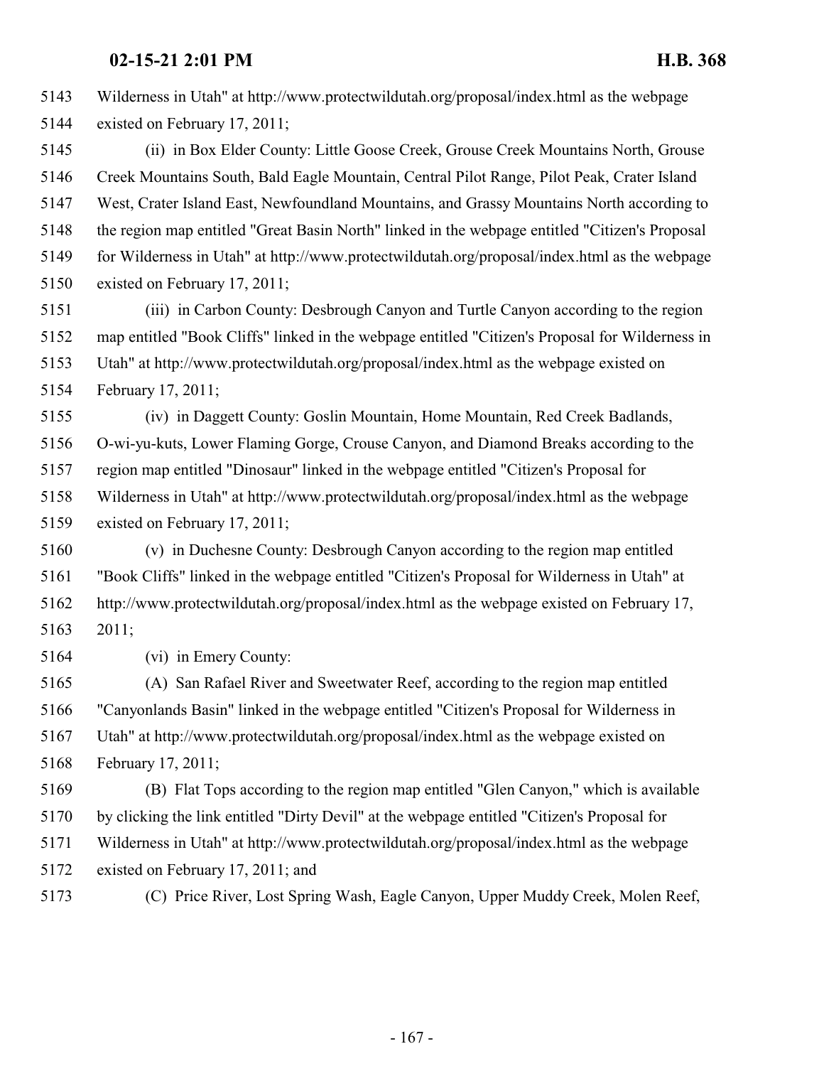Wilderness in Utah" at http://www.protectwildutah.org/proposal/index.html as the webpage existed on February 17, 2011;

(ii) in Box Elder County: Little Goose Creek, Grouse Creek Mountains North, Grouse Creek Mountains South, Bald Eagle Mountain, Central Pilot Range, Pilot Peak, Crater Island West, Crater Island East, Newfoundland Mountains, and Grassy Mountains North according to the region map entitled "Great Basin North" linked in the webpage entitled "Citizen's Proposal for Wilderness in Utah" at http://www.protectwildutah.org/proposal/index.html as the webpage existed on February 17, 2011;

(iii) in Carbon County: Desbrough Canyon and Turtle Canyon according to the region map entitled "Book Cliffs" linked in the webpage entitled "Citizen's Proposal for Wilderness in Utah" at http://www.protectwildutah.org/proposal/index.html as the webpage existed on February 17, 2011;

(iv) in Daggett County: Goslin Mountain, Home Mountain, Red Creek Badlands, O-wi-yu-kuts, Lower Flaming Gorge, Crouse Canyon, and Diamond Breaks according to the region map entitled "Dinosaur" linked in the webpage entitled "Citizen's Proposal for Wilderness in Utah" at http://www.protectwildutah.org/proposal/index.html as the webpage existed on February 17, 2011;

(v) in Duchesne County: Desbrough Canyon according to the region map entitled "Book Cliffs" linked in the webpage entitled "Citizen's Proposal for Wilderness in Utah" at http://www.protectwildutah.org/proposal/index.html as the webpage existed on February 17, 2011;

(vi) in Emery County:

(A) San Rafael River and Sweetwater Reef, according to the region map entitled "Canyonlands Basin" linked in the webpage entitled "Citizen's Proposal for Wilderness in Utah" at http://www.protectwildutah.org/proposal/index.html as the webpage existed on February 17, 2011;

(B) Flat Tops according to the region map entitled "Glen Canyon," which is available by clicking the link entitled "Dirty Devil" at the webpage entitled "Citizen's Proposal for Wilderness in Utah" at http://www.protectwildutah.org/proposal/index.html as the webpage existed on February 17, 2011; and

(C) Price River, Lost Spring Wash, Eagle Canyon, Upper Muddy Creek, Molen Reef,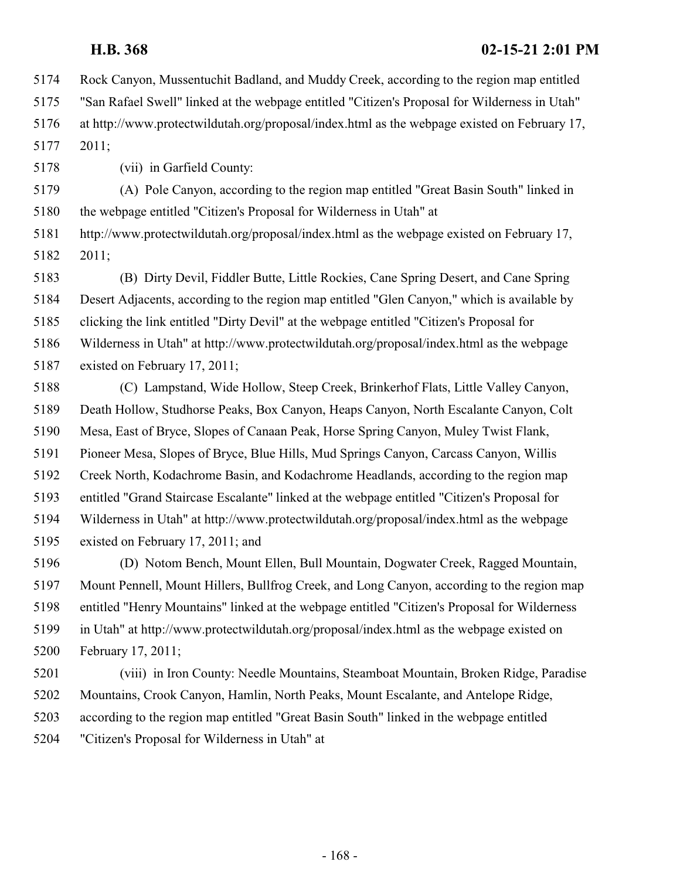Rock Canyon, Mussentuchit Badland, and Muddy Creek, according to the region map entitled "San Rafael Swell" linked at the webpage entitled "Citizen's Proposal for Wilderness in Utah" at http://www.protectwildutah.org/proposal/index.html as the webpage existed on February 17, 2011;

(vii) in Garfield County:

(A) Pole Canyon, according to the region map entitled "Great Basin South" linked in the webpage entitled "Citizen's Proposal for Wilderness in Utah" at http://www.protectwildutah.org/proposal/index.html as the webpage existed on February 17, 2011;

(B) Dirty Devil, Fiddler Butte, Little Rockies, Cane Spring Desert, and Cane Spring Desert Adjacents, according to the region map entitled "Glen Canyon," which is available by clicking the link entitled "Dirty Devil" at the webpage entitled "Citizen's Proposal for Wilderness in Utah" at http://www.protectwildutah.org/proposal/index.html as the webpage existed on February 17, 2011;

(C) Lampstand, Wide Hollow, Steep Creek, Brinkerhof Flats, Little Valley Canyon, Death Hollow, Studhorse Peaks, Box Canyon, Heaps Canyon, North Escalante Canyon, Colt Mesa, East of Bryce, Slopes of Canaan Peak, Horse Spring Canyon, Muley Twist Flank, Pioneer Mesa, Slopes of Bryce, Blue Hills, Mud Springs Canyon, Carcass Canyon, Willis Creek North, Kodachrome Basin, and Kodachrome Headlands, according to the region map entitled "Grand Staircase Escalante" linked at the webpage entitled "Citizen's Proposal for Wilderness in Utah" at http://www.protectwildutah.org/proposal/index.html as the webpage existed on February 17, 2011; and

(D) Notom Bench, Mount Ellen, Bull Mountain, Dogwater Creek, Ragged Mountain, Mount Pennell, Mount Hillers, Bullfrog Creek, and Long Canyon, according to the region map entitled "Henry Mountains" linked at the webpage entitled "Citizen's Proposal for Wilderness in Utah" at http://www.protectwildutah.org/proposal/index.html as the webpage existed on February 17, 2011;

(viii) in Iron County: Needle Mountains, Steamboat Mountain, Broken Ridge, Paradise Mountains, Crook Canyon, Hamlin, North Peaks, Mount Escalante, and Antelope Ridge, according to the region map entitled "Great Basin South" linked in the webpage entitled "Citizen's Proposal for Wilderness in Utah" at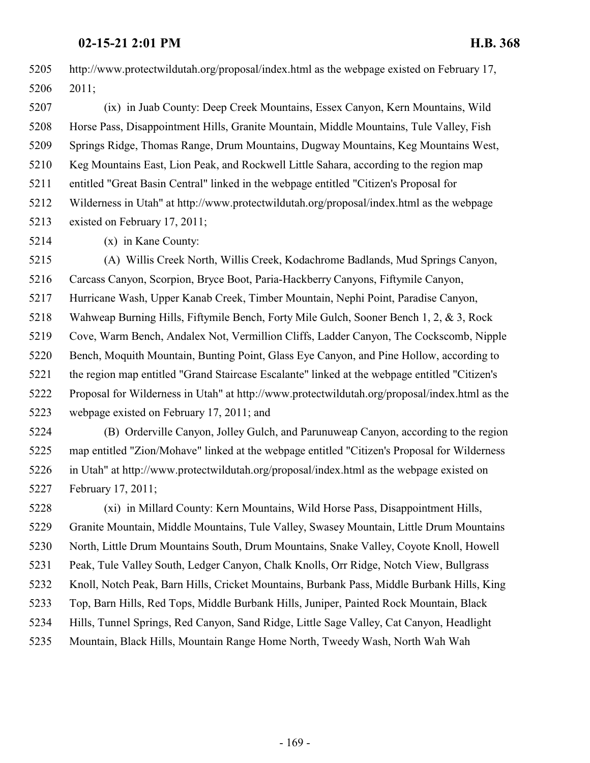http://www.protectwildutah.org/proposal/index.html as the webpage existed on February 17, 2011;

(ix) in Juab County: Deep Creek Mountains, Essex Canyon, Kern Mountains, Wild Horse Pass, Disappointment Hills, Granite Mountain, Middle Mountains, Tule Valley, Fish Springs Ridge, Thomas Range, Drum Mountains, Dugway Mountains, Keg Mountains West, Keg Mountains East, Lion Peak, and Rockwell Little Sahara, according to the region map entitled "Great Basin Central" linked in the webpage entitled "Citizen's Proposal for Wilderness in Utah" at http://www.protectwildutah.org/proposal/index.html as the webpage existed on February 17, 2011;

(x) in Kane County:

(A) Willis Creek North, Willis Creek, Kodachrome Badlands, Mud Springs Canyon, Carcass Canyon, Scorpion, Bryce Boot, Paria-Hackberry Canyons, Fiftymile Canyon, Hurricane Wash, Upper Kanab Creek, Timber Mountain, Nephi Point, Paradise Canyon, Wahweap Burning Hills, Fiftymile Bench, Forty Mile Gulch, Sooner Bench 1, 2, & 3, Rock Cove, Warm Bench, Andalex Not, Vermillion Cliffs, Ladder Canyon, The Cockscomb, Nipple Bench, Moquith Mountain, Bunting Point, Glass Eye Canyon, and Pine Hollow, according to the region map entitled "Grand Staircase Escalante" linked at the webpage entitled "Citizen's Proposal for Wilderness in Utah" at http://www.protectwildutah.org/proposal/index.html as the webpage existed on February 17, 2011; and

(B) Orderville Canyon, Jolley Gulch, and Parunuweap Canyon, according to the region map entitled "Zion/Mohave" linked at the webpage entitled "Citizen's Proposal for Wilderness in Utah" at http://www.protectwildutah.org/proposal/index.html as the webpage existed on February 17, 2011;

(xi) in Millard County: Kern Mountains, Wild Horse Pass, Disappointment Hills, Granite Mountain, Middle Mountains, Tule Valley, Swasey Mountain, Little Drum Mountains North, Little Drum Mountains South, Drum Mountains, Snake Valley, Coyote Knoll, Howell Peak, Tule Valley South, Ledger Canyon, Chalk Knolls, Orr Ridge, Notch View, Bullgrass Knoll, Notch Peak, Barn Hills, Cricket Mountains, Burbank Pass, Middle Burbank Hills, King Top, Barn Hills, Red Tops, Middle Burbank Hills, Juniper, Painted Rock Mountain, Black Hills, Tunnel Springs, Red Canyon, Sand Ridge, Little Sage Valley, Cat Canyon, Headlight Mountain, Black Hills, Mountain Range Home North, Tweedy Wash, North Wah Wah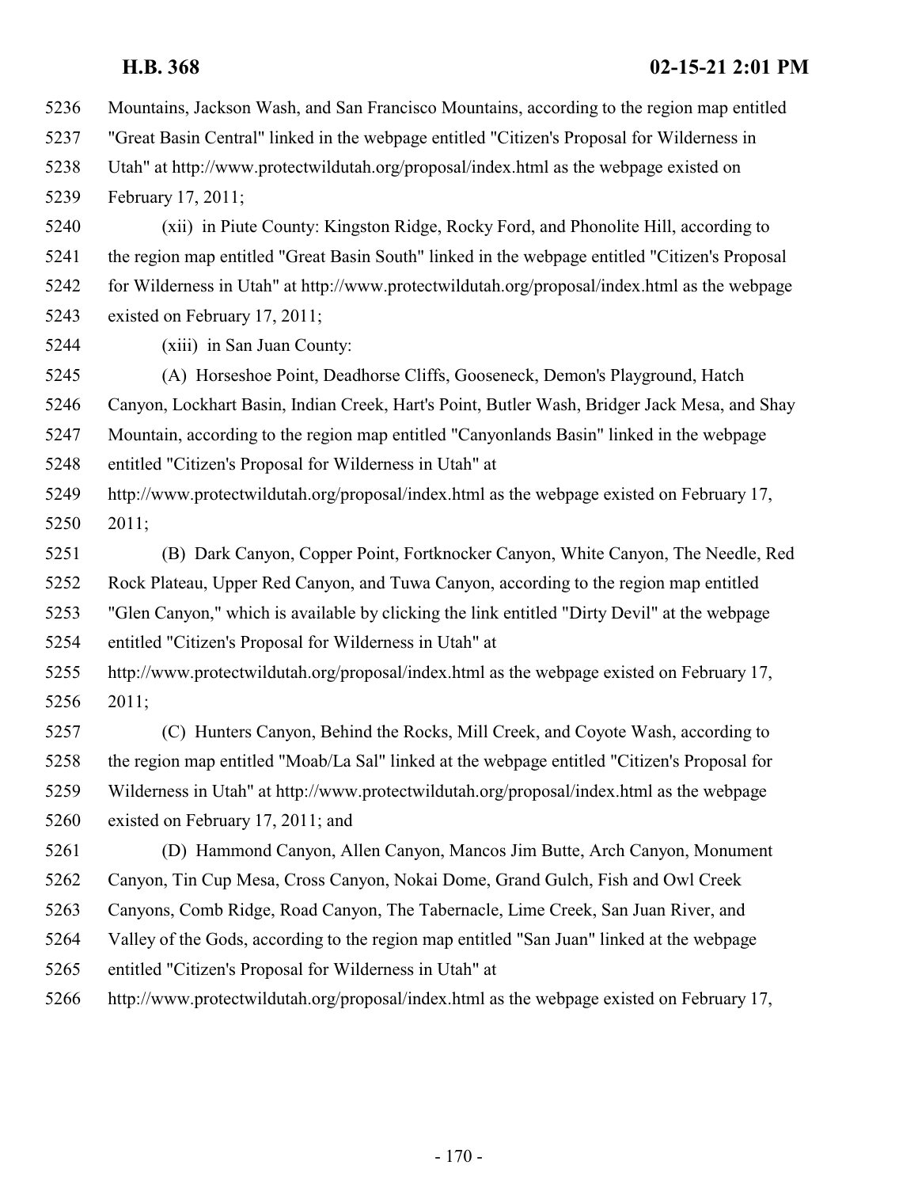Mountains, Jackson Wash, and San Francisco Mountains, according to the region map entitled "Great Basin Central" linked in the webpage entitled "Citizen's Proposal for Wilderness in Utah" at http://www.protectwildutah.org/proposal/index.html as the webpage existed on February 17, 2011;

(xii) in Piute County: Kingston Ridge, Rocky Ford, and Phonolite Hill, according to the region map entitled "Great Basin South" linked in the webpage entitled "Citizen's Proposal for Wilderness in Utah" at http://www.protectwildutah.org/proposal/index.html as the webpage existed on February 17, 2011;

(xiii) in San Juan County:

(A) Horseshoe Point, Deadhorse Cliffs, Gooseneck, Demon's Playground, Hatch Canyon, Lockhart Basin, Indian Creek, Hart's Point, Butler Wash, Bridger Jack Mesa, and Shay Mountain, according to the region map entitled "Canyonlands Basin" linked in the webpage entitled "Citizen's Proposal for Wilderness in Utah" at http://www.protectwildutah.org/proposal/index.html as the webpage existed on February 17, 2011;

(B) Dark Canyon, Copper Point, Fortknocker Canyon, White Canyon, The Needle, Red Rock Plateau, Upper Red Canyon, and Tuwa Canyon, according to the region map entitled "Glen Canyon," which is available by clicking the link entitled "Dirty Devil" at the webpage entitled "Citizen's Proposal for Wilderness in Utah" at http://www.protectwildutah.org/proposal/index.html as the webpage existed on February 17, 2011;

(C) Hunters Canyon, Behind the Rocks, Mill Creek, and Coyote Wash, according to the region map entitled "Moab/La Sal" linked at the webpage entitled "Citizen's Proposal for Wilderness in Utah" at http://www.protectwildutah.org/proposal/index.html as the webpage existed on February 17, 2011; and

(D) Hammond Canyon, Allen Canyon, Mancos Jim Butte, Arch Canyon, Monument Canyon, Tin Cup Mesa, Cross Canyon, Nokai Dome, Grand Gulch, Fish and Owl Creek Canyons, Comb Ridge, Road Canyon, The Tabernacle, Lime Creek, San Juan River, and Valley of the Gods, according to the region map entitled "San Juan" linked at the webpage entitled "Citizen's Proposal for Wilderness in Utah" at http://www.protectwildutah.org/proposal/index.html as the webpage existed on February 17,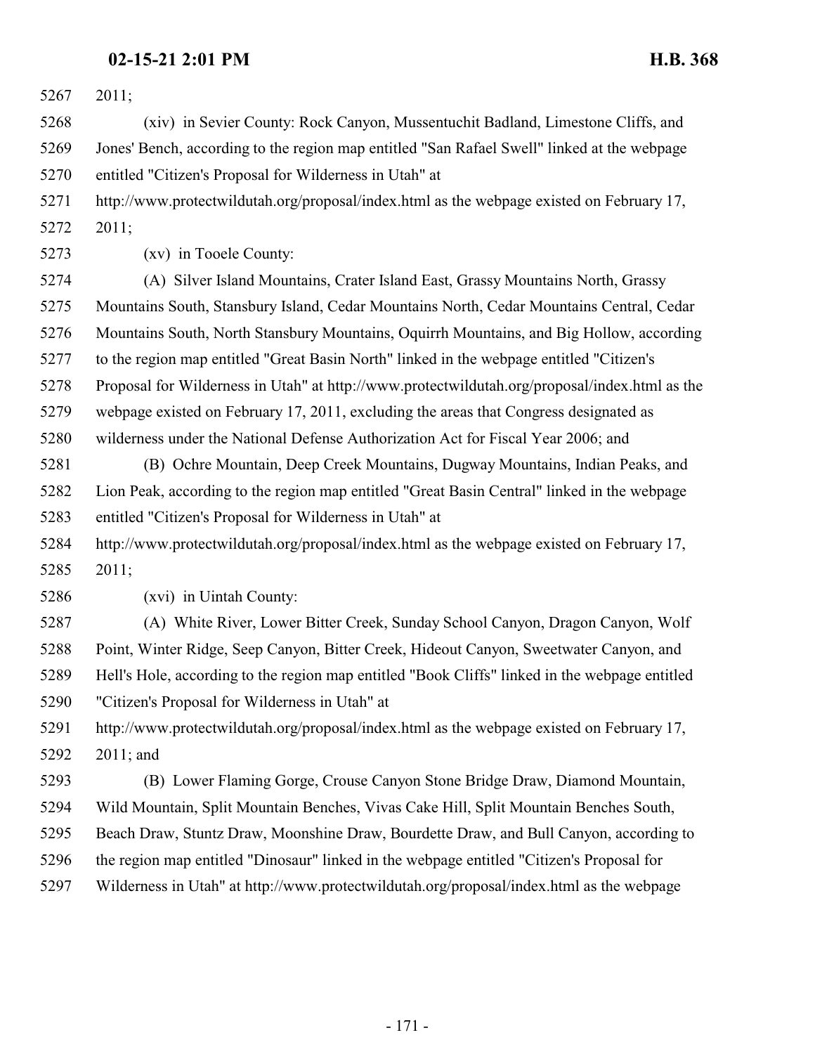2011;

(xiv) in Sevier County: Rock Canyon, Mussentuchit Badland, Limestone Cliffs, and Jones' Bench, according to the region map entitled "San Rafael Swell" linked at the webpage entitled "Citizen's Proposal for Wilderness in Utah" at http://www.protectwildutah.org/proposal/index.html as the webpage existed on February 17, 2011;

(xv) in Tooele County:

(A) Silver Island Mountains, Crater Island East, Grassy Mountains North, Grassy Mountains South, Stansbury Island, Cedar Mountains North, Cedar Mountains Central, Cedar Mountains South, North Stansbury Mountains, Oquirrh Mountains, and Big Hollow, according to the region map entitled "Great Basin North" linked in the webpage entitled "Citizen's Proposal for Wilderness in Utah" at http://www.protectwildutah.org/proposal/index.html as the webpage existed on February 17, 2011, excluding the areas that Congress designated as wilderness under the National Defense Authorization Act for Fiscal Year 2006; and

(B) Ochre Mountain, Deep Creek Mountains, Dugway Mountains, Indian Peaks, and Lion Peak, according to the region map entitled "Great Basin Central" linked in the webpage entitled "Citizen's Proposal for Wilderness in Utah" at http://www.protectwildutah.org/proposal/index.html as the webpage existed on February 17, 2011;

(xvi) in Uintah County:

(A) White River, Lower Bitter Creek, Sunday School Canyon, Dragon Canyon, Wolf Point, Winter Ridge, Seep Canyon, Bitter Creek, Hideout Canyon, Sweetwater Canyon, and Hell's Hole, according to the region map entitled "Book Cliffs" linked in the webpage entitled "Citizen's Proposal for Wilderness in Utah" at http://www.protectwildutah.org/proposal/index.html as the webpage existed on February 17, 2011; and

(B) Lower Flaming Gorge, Crouse Canyon Stone Bridge Draw, Diamond Mountain, Wild Mountain, Split Mountain Benches, Vivas Cake Hill, Split Mountain Benches South, Beach Draw, Stuntz Draw, Moonshine Draw, Bourdette Draw, and Bull Canyon, according to the region map entitled "Dinosaur" linked in the webpage entitled "Citizen's Proposal for Wilderness in Utah" at http://www.protectwildutah.org/proposal/index.html as the webpage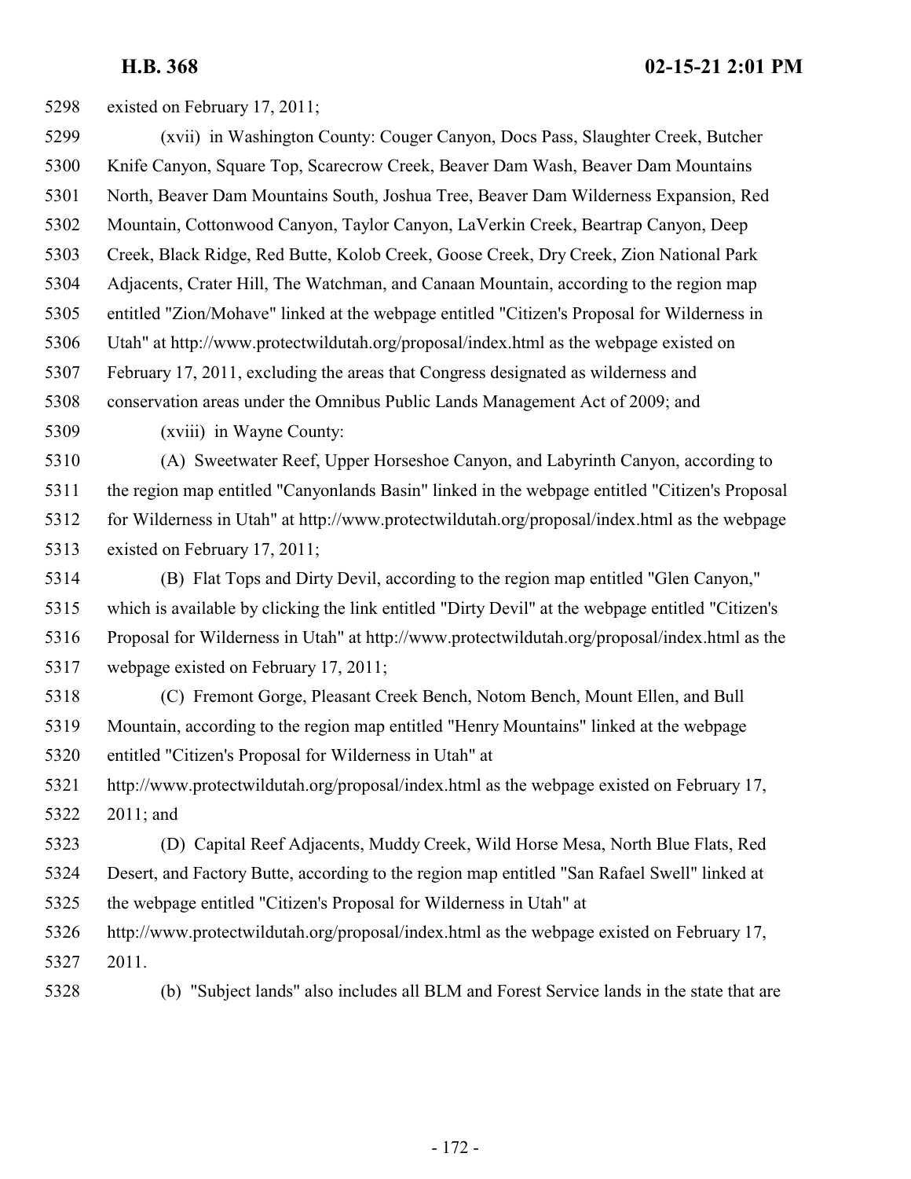existed on February 17, 2011;

(xvii) in Washington County: Couger Canyon, Docs Pass, Slaughter Creek, Butcher Knife Canyon, Square Top, Scarecrow Creek, Beaver Dam Wash, Beaver Dam Mountains North, Beaver Dam Mountains South, Joshua Tree, Beaver Dam Wilderness Expansion, Red Mountain, Cottonwood Canyon, Taylor Canyon, LaVerkin Creek, Beartrap Canyon, Deep Creek, Black Ridge, Red Butte, Kolob Creek, Goose Creek, Dry Creek, Zion National Park Adjacents, Crater Hill, The Watchman, and Canaan Mountain, according to the region map entitled "Zion/Mohave" linked at the webpage entitled "Citizen's Proposal for Wilderness in Utah" at http://www.protectwildutah.org/proposal/index.html as the webpage existed on February 17, 2011, excluding the areas that Congress designated as wilderness and conservation areas under the Omnibus Public Lands Management Act of 2009; and

(xviii) in Wayne County:

(A) Sweetwater Reef, Upper Horseshoe Canyon, and Labyrinth Canyon, according to the region map entitled "Canyonlands Basin" linked in the webpage entitled "Citizen's Proposal for Wilderness in Utah" at http://www.protectwildutah.org/proposal/index.html as the webpage existed on February 17, 2011;

(B) Flat Tops and Dirty Devil, according to the region map entitled "Glen Canyon," which is available by clicking the link entitled "Dirty Devil" at the webpage entitled "Citizen's Proposal for Wilderness in Utah" at http://www.protectwildutah.org/proposal/index.html as the webpage existed on February 17, 2011;

(C) Fremont Gorge, Pleasant Creek Bench, Notom Bench, Mount Ellen, and Bull Mountain, according to the region map entitled "Henry Mountains" linked at the webpage entitled "Citizen's Proposal for Wilderness in Utah" at http://www.protectwildutah.org/proposal/index.html as the webpage existed on February 17, 2011; and

(D) Capital Reef Adjacents, Muddy Creek, Wild Horse Mesa, North Blue Flats, Red Desert, and Factory Butte, according to the region map entitled "San Rafael Swell" linked at the webpage entitled "Citizen's Proposal for Wilderness in Utah" at http://www.protectwildutah.org/proposal/index.html as the webpage existed on February 17, 2011.

(b) "Subject lands" also includes all BLM and Forest Service lands in the state that are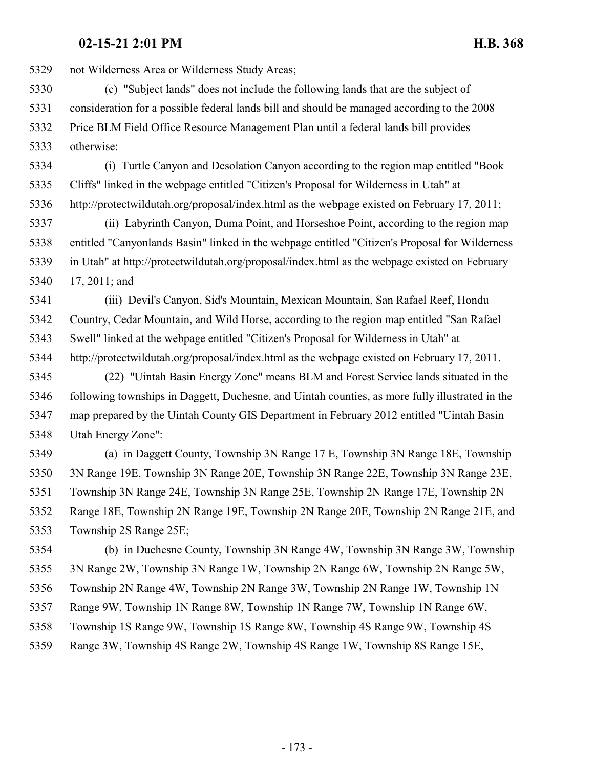not Wilderness Area or Wilderness Study Areas;

(c) "Subject lands" does not include the following lands that are the subject of consideration for a possible federal lands bill and should be managed according to the 2008 Price BLM Field Office Resource Management Plan until a federal lands bill provides otherwise:

(i) Turtle Canyon and Desolation Canyon according to the region map entitled "Book Cliffs" linked in the webpage entitled "Citizen's Proposal for Wilderness in Utah" at http://protectwildutah.org/proposal/index.html as the webpage existed on February 17, 2011;

(ii) Labyrinth Canyon, Duma Point, and Horseshoe Point, according to the region map entitled "Canyonlands Basin" linked in the webpage entitled "Citizen's Proposal for Wilderness in Utah" at http://protectwildutah.org/proposal/index.html as the webpage existed on February 17, 2011; and

(iii) Devil's Canyon, Sid's Mountain, Mexican Mountain, San Rafael Reef, Hondu Country, Cedar Mountain, and Wild Horse, according to the region map entitled "San Rafael Swell" linked at the webpage entitled "Citizen's Proposal for Wilderness in Utah" at http://protectwildutah.org/proposal/index.html as the webpage existed on February 17, 2011.

(22) "Uintah Basin Energy Zone" means BLM and Forest Service lands situated in the following townships in Daggett, Duchesne, and Uintah counties, as more fully illustrated in the map prepared by the Uintah County GIS Department in February 2012 entitled "Uintah Basin Utah Energy Zone":

(a) in Daggett County, Township 3N Range 17 E, Township 3N Range 18E, Township 3N Range 19E, Township 3N Range 20E, Township 3N Range 22E, Township 3N Range 23E, Township 3N Range 24E, Township 3N Range 25E, Township 2N Range 17E, Township 2N Range 18E, Township 2N Range 19E, Township 2N Range 20E, Township 2N Range 21E, and Township 2S Range 25E;

(b) in Duchesne County, Township 3N Range 4W, Township 3N Range 3W, Township 3N Range 2W, Township 3N Range 1W, Township 2N Range 6W, Township 2N Range 5W, Township 2N Range 4W, Township 2N Range 3W, Township 2N Range 1W, Township 1N Range 9W, Township 1N Range 8W, Township 1N Range 7W, Township 1N Range 6W, Township 1S Range 9W, Township 1S Range 8W, Township 4S Range 9W, Township 4S Range 3W, Township 4S Range 2W, Township 4S Range 1W, Township 8S Range 15E,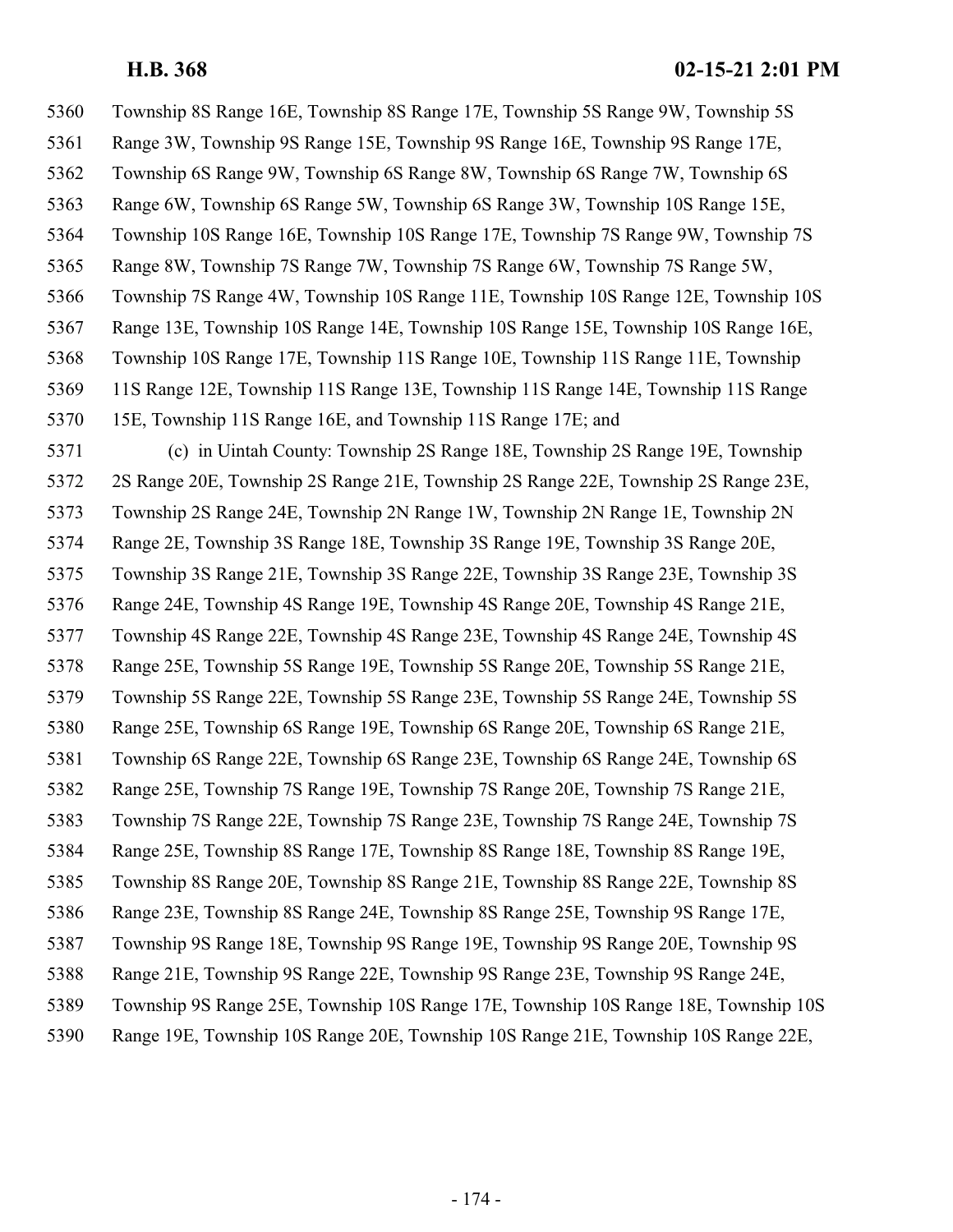5360 Township 8S Range 16E, Township 8S Range 17E, Township 5S Range 9W, Township 5S
5361 Range 3W, Township 9S Range 15E, Township 9S Range 16E, Township 9S Range 17E,
5362 Township 6S Range 9W, Township 6S Range 8W, Township 6S Range 7W, Township 6S
5363 Range 6W, Township 6S Range 5W, Township 6S Range 3W, Township 10S Range 15E,
5364 Township 10S Range 16E, Township 10S Range 17E, Township 7S Range 9W, Township 7S
5365 Range 8W, Township 7S Range 7W, Township 7S Range 6W, Township 7S Range 5W,
5366 Township 7S Range 4W, Township 10S Range 11E, Township 10S Range 12E, Township 10S
5367 Range 13E, Township 10S Range 14E, Township 10S Range 15E, Township 10S Range 16E,
5368 Township 10S Range 17E, Township 11S Range 10E, Township 11S Range 11E, Township
5369 11S Range 12E, Township 11S Range 13E, Township 11S Range 14E, Township 11S Range
5370 15E, Township 11S Range 16E, and Township 11S Range 17E; and

5371 (c) in Uintah County: Township 2S Range 18E, Township 2S Range 19E, Township
5372 2S Range 20E, Township 2S Range 21E, Township 2S Range 22E, Township 2S Range 23E,
5373 Township 2S Range 24E, Township 2N Range 1W, Township 2N Range 1E, Township 2N
5374 Range 2E, Township 3S Range 18E, Township 3S Range 19E, Township 3S Range 20E,
5375 Township 3S Range 21E, Township 3S Range 22E, Township 3S Range 23E, Township 3S
5376 Range 24E, Township 4S Range 19E, Township 4S Range 20E, Township 4S Range 21E,
5377 Township 4S Range 22E, Township 4S Range 23E, Township 4S Range 24E, Township 4S
5378 Range 25E, Township 5S Range 19E, Township 5S Range 20E, Township 5S Range 21E,
5379 Township 5S Range 22E, Township 5S Range 23E, Township 5S Range 24E, Township 5S
5380 Range 25E, Township 6S Range 19E, Township 6S Range 20E, Township 6S Range 21E,
5381 Township 6S Range 22E, Township 6S Range 23E, Township 6S Range 24E, Township 6S
5382 Range 25E, Township 7S Range 19E, Township 7S Range 20E, Township 7S Range 21E,
5383 Township 7S Range 22E, Township 7S Range 23E, Township 7S Range 24E, Township 7S
5384 Range 25E, Township 8S Range 17E, Township 8S Range 18E, Township 8S Range 19E,
5385 Township 8S Range 20E, Township 8S Range 21E, Township 8S Range 22E, Township 8S
5386 Range 23E, Township 8S Range 24E, Township 8S Range 25E, Township 9S Range 17E,
5387 Township 9S Range 18E, Township 9S Range 19E, Township 9S Range 20E, Township 9S
5388 Range 21E, Township 9S Range 22E, Township 9S Range 23E, Township 9S Range 24E,
5389 Township 9S Range 25E, Township 10S Range 17E, Township 10S Range 18E, Township 10S
5390 Range 19E, Township 10S Range 20E, Township 10S Range 21E, Township 10S Range 22E,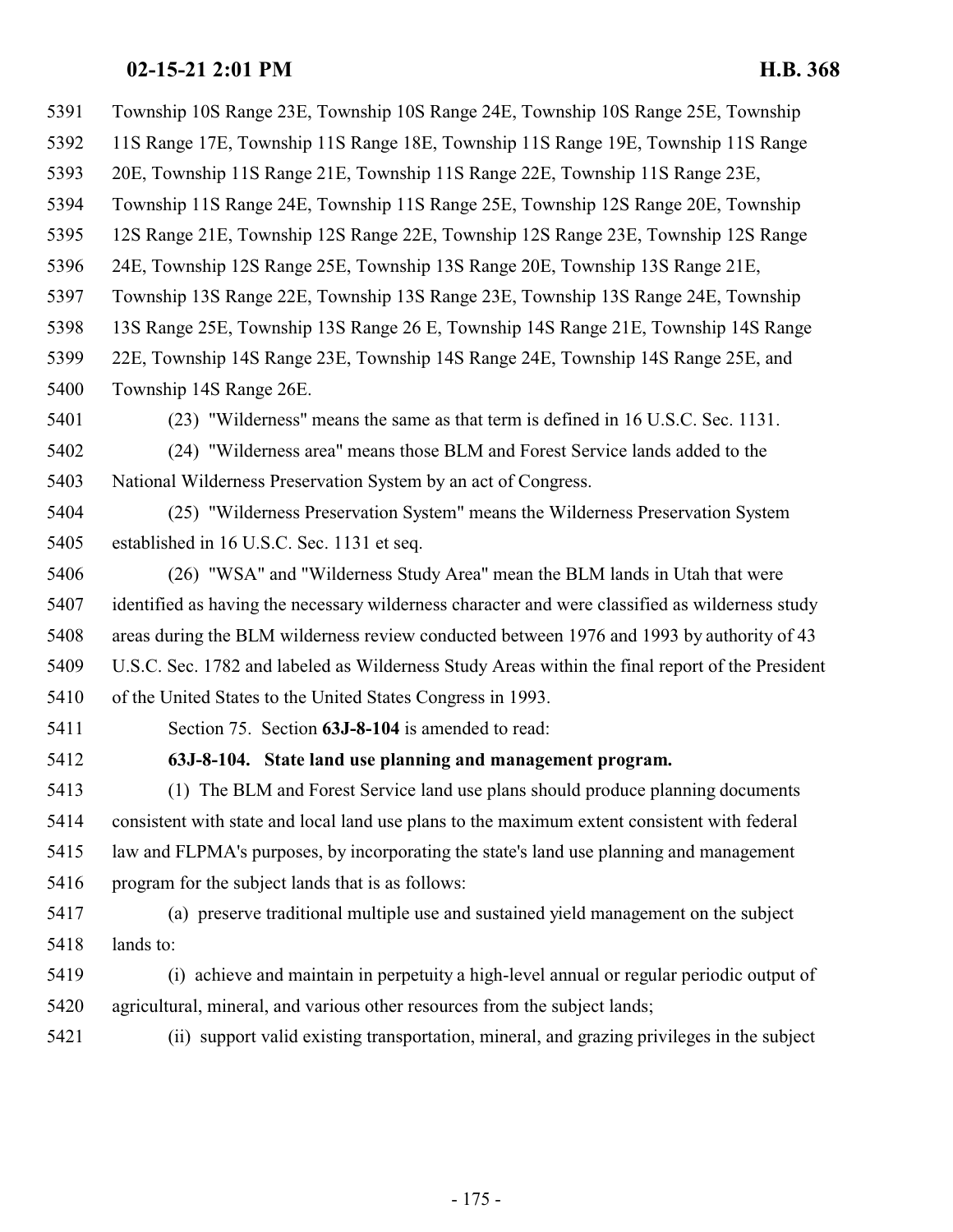Township 10S Range 23E, Township 10S Range 24E, Township 10S Range 25E, Township 11S Range 17E, Township 11S Range 18E, Township 11S Range 19E, Township 11S Range 20E, Township 11S Range 21E, Township 11S Range 22E, Township 11S Range 23E, Township 11S Range 24E, Township 11S Range 25E, Township 12S Range 20E, Township 12S Range 21E, Township 12S Range 22E, Township 12S Range 23E, Township 12S Range 24E, Township 12S Range 25E, Township 13S Range 20E, Township 13S Range 21E, Township 13S Range 22E, Township 13S Range 23E, Township 13S Range 24E, Township 13S Range 25E, Township 13S Range 26 E, Township 14S Range 21E, Township 14S Range 22E, Township 14S Range 23E, Township 14S Range 24E, Township 14S Range 25E, and Township 14S Range 26E.

(23) "Wilderness" means the same as that term is defined in 16 U.S.C. Sec. 1131.

(24) "Wilderness area" means those BLM and Forest Service lands added to the National Wilderness Preservation System by an act of Congress.

(25) "Wilderness Preservation System" means the Wilderness Preservation System established in 16 U.S.C. Sec. 1131 et seq.

(26) "WSA" and "Wilderness Study Area" mean the BLM lands in Utah that were identified as having the necessary wilderness character and were classified as wilderness study areas during the BLM wilderness review conducted between 1976 and 1993 by authority of 43 U.S.C. Sec. 1782 and labeled as Wilderness Study Areas within the final report of the President of the United States to the United States Congress in 1993.

Section 75. Section **63J-8-104** is amended to read:

**63J-8-104. State land use planning and management program.**

(1) The BLM and Forest Service land use plans should produce planning documents consistent with state and local land use plans to the maximum extent consistent with federal law and FLPMA's purposes, by incorporating the state's land use planning and management program for the subject lands that is as follows:

(a) preserve traditional multiple use and sustained yield management on the subject lands to:

(i) achieve and maintain in perpetuity a high-level annual or regular periodic output of agricultural, mineral, and various other resources from the subject lands;

(ii) support valid existing transportation, mineral, and grazing privileges in the subject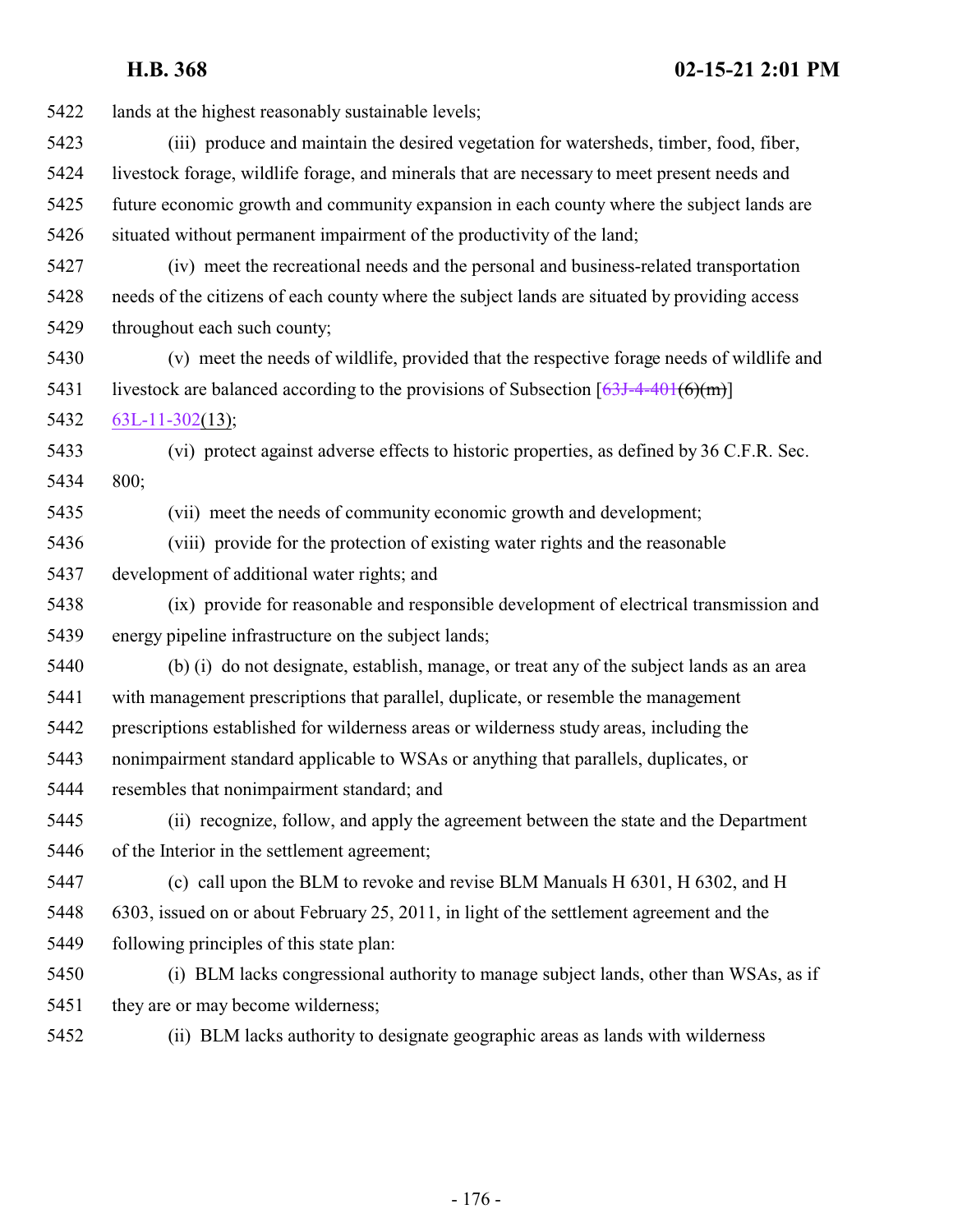lands at the highest reasonably sustainable levels;

(iii) produce and maintain the desired vegetation for watersheds, timber, food, fiber, livestock forage, wildlife forage, and minerals that are necessary to meet present needs and future economic growth and community expansion in each county where the subject lands are situated without permanent impairment of the productivity of the land;

(iv) meet the recreational needs and the personal and business-related transportation needs of the citizens of each county where the subject lands are situated by providing access throughout each such county;

(v) meet the needs of wildlife, provided that the respective forage needs of wildlife and livestock are balanced according to the provisions of Subsection [~~63J-4-401(6)(m)~~] 63L-11-302(13);

(vi) protect against adverse effects to historic properties, as defined by 36 C.F.R. Sec. 800;

(vii) meet the needs of community economic growth and development;

(viii) provide for the protection of existing water rights and the reasonable development of additional water rights; and

(ix) provide for reasonable and responsible development of electrical transmission and energy pipeline infrastructure on the subject lands;

(b) (i) do not designate, establish, manage, or treat any of the subject lands as an area with management prescriptions that parallel, duplicate, or resemble the management prescriptions established for wilderness areas or wilderness study areas, including the nonimpairment standard applicable to WSAs or anything that parallels, duplicates, or resembles that nonimpairment standard; and

(ii) recognize, follow, and apply the agreement between the state and the Department of the Interior in the settlement agreement;

(c) call upon the BLM to revoke and revise BLM Manuals H 6301, H 6302, and H 6303, issued on or about February 25, 2011, in light of the settlement agreement and the following principles of this state plan:

(i) BLM lacks congressional authority to manage subject lands, other than WSAs, as if they are or may become wilderness;

(ii) BLM lacks authority to designate geographic areas as lands with wilderness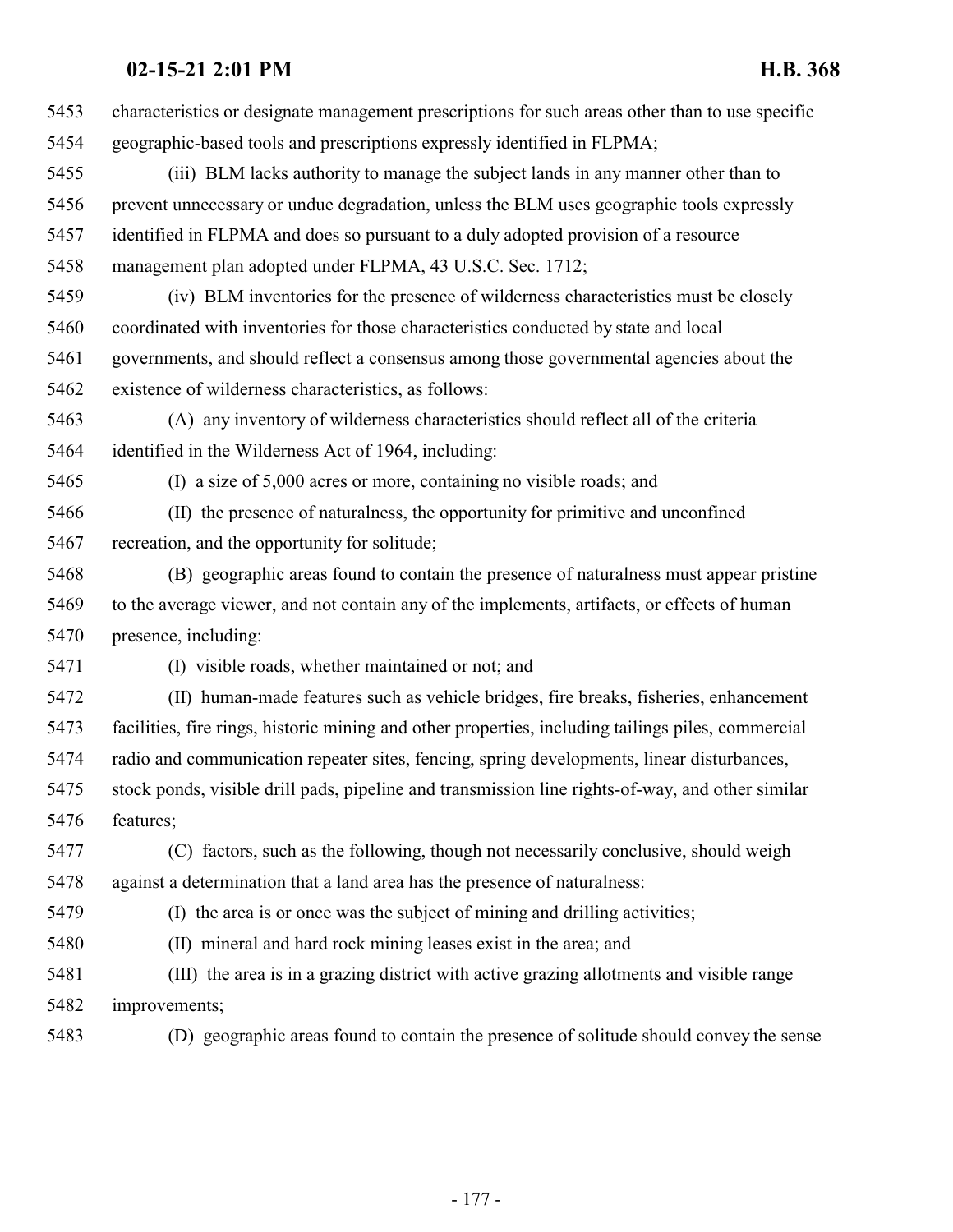characteristics or designate management prescriptions for such areas other than to use specific geographic-based tools and prescriptions expressly identified in FLPMA;

(iii) BLM lacks authority to manage the subject lands in any manner other than to prevent unnecessary or undue degradation, unless the BLM uses geographic tools expressly identified in FLPMA and does so pursuant to a duly adopted provision of a resource management plan adopted under FLPMA, 43 U.S.C. Sec. 1712;

(iv) BLM inventories for the presence of wilderness characteristics must be closely coordinated with inventories for those characteristics conducted by state and local governments, and should reflect a consensus among those governmental agencies about the existence of wilderness characteristics, as follows:

(A) any inventory of wilderness characteristics should reflect all of the criteria identified in the Wilderness Act of 1964, including:

(I) a size of 5,000 acres or more, containing no visible roads; and

(II) the presence of naturalness, the opportunity for primitive and unconfined recreation, and the opportunity for solitude;

(B) geographic areas found to contain the presence of naturalness must appear pristine to the average viewer, and not contain any of the implements, artifacts, or effects of human presence, including:

(I) visible roads, whether maintained or not; and

(II) human-made features such as vehicle bridges, fire breaks, fisheries, enhancement facilities, fire rings, historic mining and other properties, including tailings piles, commercial radio and communication repeater sites, fencing, spring developments, linear disturbances, stock ponds, visible drill pads, pipeline and transmission line rights-of-way, and other similar features;

(C) factors, such as the following, though not necessarily conclusive, should weigh against a determination that a land area has the presence of naturalness:

(I) the area is or once was the subject of mining and drilling activities;

(II) mineral and hard rock mining leases exist in the area; and

(III) the area is in a grazing district with active grazing allotments and visible range improvements;

(D) geographic areas found to contain the presence of solitude should convey the sense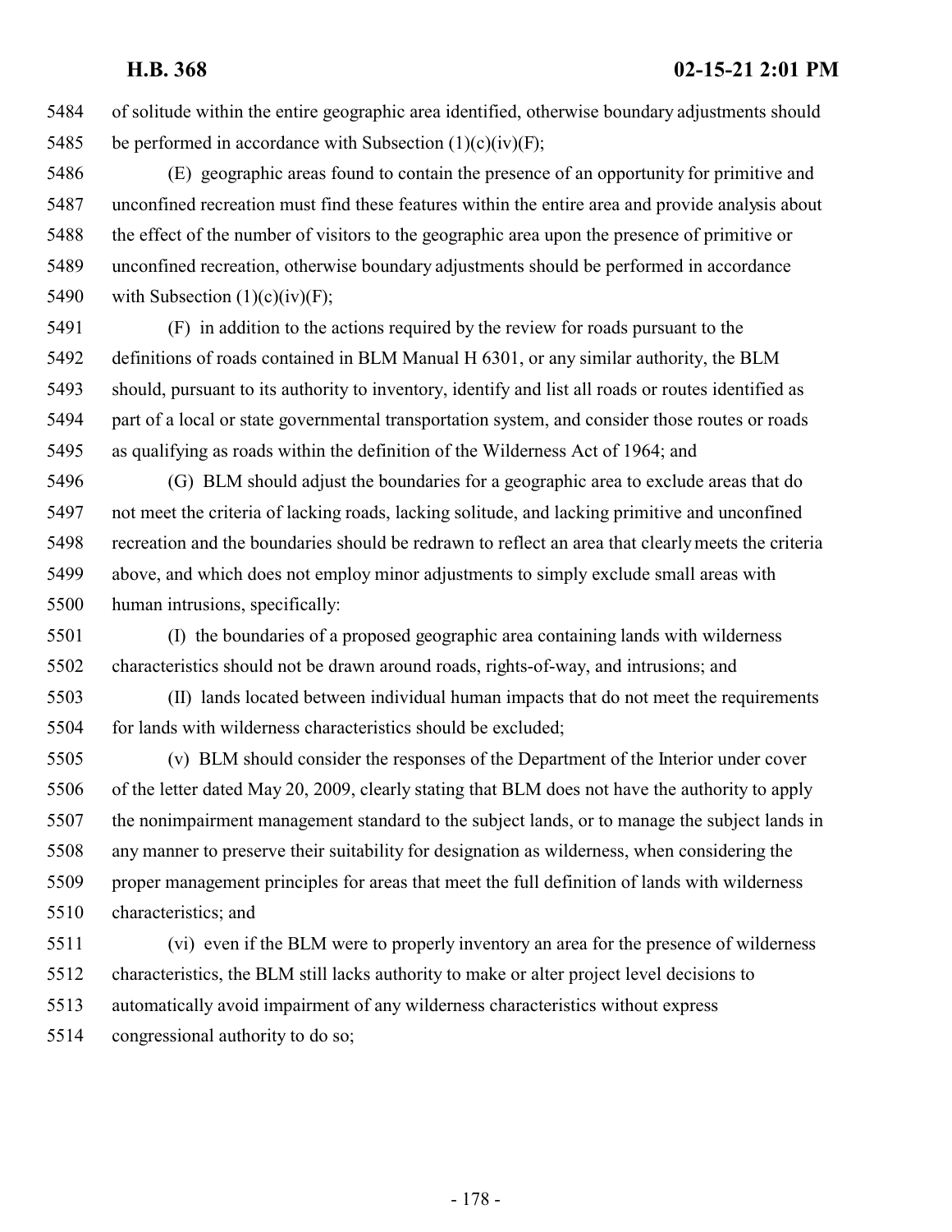of solitude within the entire geographic area identified, otherwise boundary adjustments should be performed in accordance with Subsection (1)(c)(iv)(F);

(E) geographic areas found to contain the presence of an opportunity for primitive and unconfined recreation must find these features within the entire area and provide analysis about the effect of the number of visitors to the geographic area upon the presence of primitive or unconfined recreation, otherwise boundary adjustments should be performed in accordance with Subsection (1)(c)(iv)(F);

(F) in addition to the actions required by the review for roads pursuant to the definitions of roads contained in BLM Manual H 6301, or any similar authority, the BLM should, pursuant to its authority to inventory, identify and list all roads or routes identified as part of a local or state governmental transportation system, and consider those routes or roads as qualifying as roads within the definition of the Wilderness Act of 1964; and

(G) BLM should adjust the boundaries for a geographic area to exclude areas that do not meet the criteria of lacking roads, lacking solitude, and lacking primitive and unconfined recreation and the boundaries should be redrawn to reflect an area that clearly meets the criteria above, and which does not employ minor adjustments to simply exclude small areas with human intrusions, specifically:

(I) the boundaries of a proposed geographic area containing lands with wilderness characteristics should not be drawn around roads, rights-of-way, and intrusions; and

(II) lands located between individual human impacts that do not meet the requirements for lands with wilderness characteristics should be excluded;

(v) BLM should consider the responses of the Department of the Interior under cover of the letter dated May 20, 2009, clearly stating that BLM does not have the authority to apply the nonimpairment management standard to the subject lands, or to manage the subject lands in any manner to preserve their suitability for designation as wilderness, when considering the proper management principles for areas that meet the full definition of lands with wilderness characteristics; and

(vi) even if the BLM were to properly inventory an area for the presence of wilderness characteristics, the BLM still lacks authority to make or alter project level decisions to automatically avoid impairment of any wilderness characteristics without express congressional authority to do so;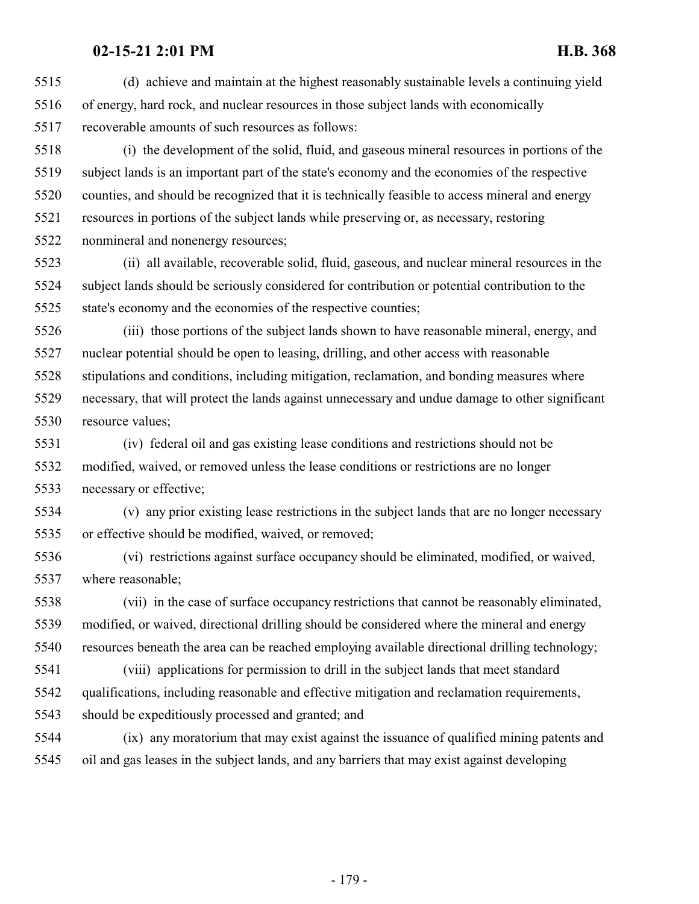(d) achieve and maintain at the highest reasonably sustainable levels a continuing yield of energy, hard rock, and nuclear resources in those subject lands with economically recoverable amounts of such resources as follows:

(i) the development of the solid, fluid, and gaseous mineral resources in portions of the subject lands is an important part of the state's economy and the economies of the respective counties, and should be recognized that it is technically feasible to access mineral and energy resources in portions of the subject lands while preserving or, as necessary, restoring nonmineral and nonenergy resources;

(ii) all available, recoverable solid, fluid, gaseous, and nuclear mineral resources in the subject lands should be seriously considered for contribution or potential contribution to the state's economy and the economies of the respective counties;

(iii) those portions of the subject lands shown to have reasonable mineral, energy, and nuclear potential should be open to leasing, drilling, and other access with reasonable stipulations and conditions, including mitigation, reclamation, and bonding measures where necessary, that will protect the lands against unnecessary and undue damage to other significant resource values;

(iv) federal oil and gas existing lease conditions and restrictions should not be modified, waived, or removed unless the lease conditions or restrictions are no longer necessary or effective;

(v) any prior existing lease restrictions in the subject lands that are no longer necessary or effective should be modified, waived, or removed;

(vi) restrictions against surface occupancy should be eliminated, modified, or waived, where reasonable;

(vii) in the case of surface occupancy restrictions that cannot be reasonably eliminated, modified, or waived, directional drilling should be considered where the mineral and energy resources beneath the area can be reached employing available directional drilling technology;

(viii) applications for permission to drill in the subject lands that meet standard qualifications, including reasonable and effective mitigation and reclamation requirements, should be expeditiously processed and granted; and

(ix) any moratorium that may exist against the issuance of qualified mining patents and oil and gas leases in the subject lands, and any barriers that may exist against developing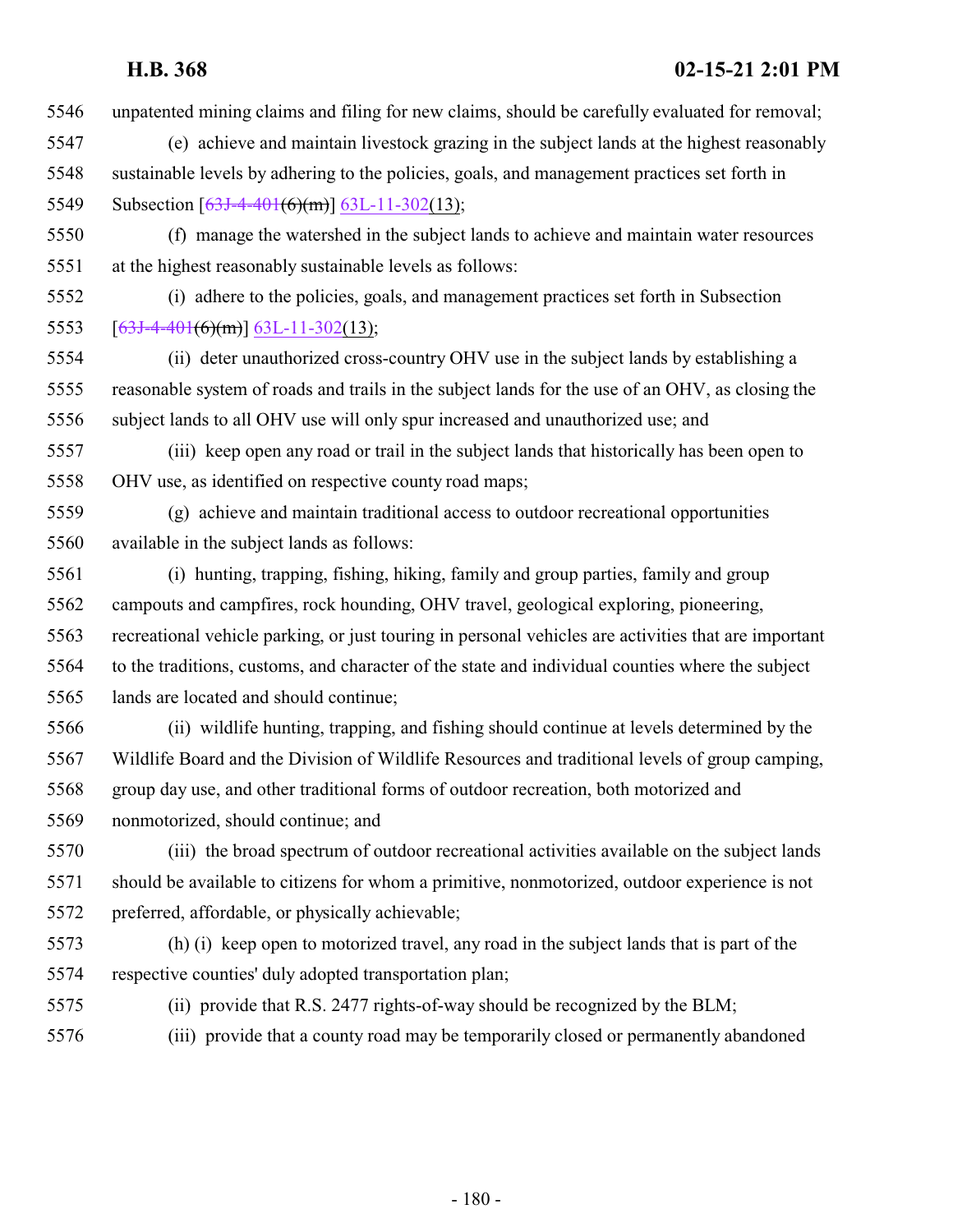5546 unpatented mining claims and filing for new claims, should be carefully evaluated for removal;

5547 (e) achieve and maintain livestock grazing in the subject lands at the highest reasonably

5548 sustainable levels by adhering to the policies, goals, and management practices set forth in

5549 Subsection [~~63J-4-401(6)(m)~~] 63L-11-302(13);

5550 (f) manage the watershed in the subject lands to achieve and maintain water resources

5551 at the highest reasonably sustainable levels as follows:

5552 (i) adhere to the policies, goals, and management practices set forth in Subsection

5553 [~~63J-4-401(6)(m)~~] 63L-11-302(13);

5554 (ii) deter unauthorized cross-country OHV use in the subject lands by establishing a

5555 reasonable system of roads and trails in the subject lands for the use of an OHV, as closing the

5556 subject lands to all OHV use will only spur increased and unauthorized use; and

5557 (iii) keep open any road or trail in the subject lands that historically has been open to

5558 OHV use, as identified on respective county road maps;

5559 (g) achieve and maintain traditional access to outdoor recreational opportunities

5560 available in the subject lands as follows:

5561 (i) hunting, trapping, fishing, hiking, family and group parties, family and group

5562 campouts and campfires, rock hounding, OHV travel, geological exploring, pioneering,

5563 recreational vehicle parking, or just touring in personal vehicles are activities that are important

5564 to the traditions, customs, and character of the state and individual counties where the subject

5565 lands are located and should continue;

5566 (ii) wildlife hunting, trapping, and fishing should continue at levels determined by the

5567 Wildlife Board and the Division of Wildlife Resources and traditional levels of group camping,

5568 group day use, and other traditional forms of outdoor recreation, both motorized and

5569 nonmotorized, should continue; and

5570 (iii) the broad spectrum of outdoor recreational activities available on the subject lands

5571 should be available to citizens for whom a primitive, nonmotorized, outdoor experience is not

5572 preferred, affordable, or physically achievable;

5573 (h) (i) keep open to motorized travel, any road in the subject lands that is part of the

5574 respective counties' duly adopted transportation plan;

5575 (ii) provide that R.S. 2477 rights-of-way should be recognized by the BLM;

5576 (iii) provide that a county road may be temporarily closed or permanently abandoned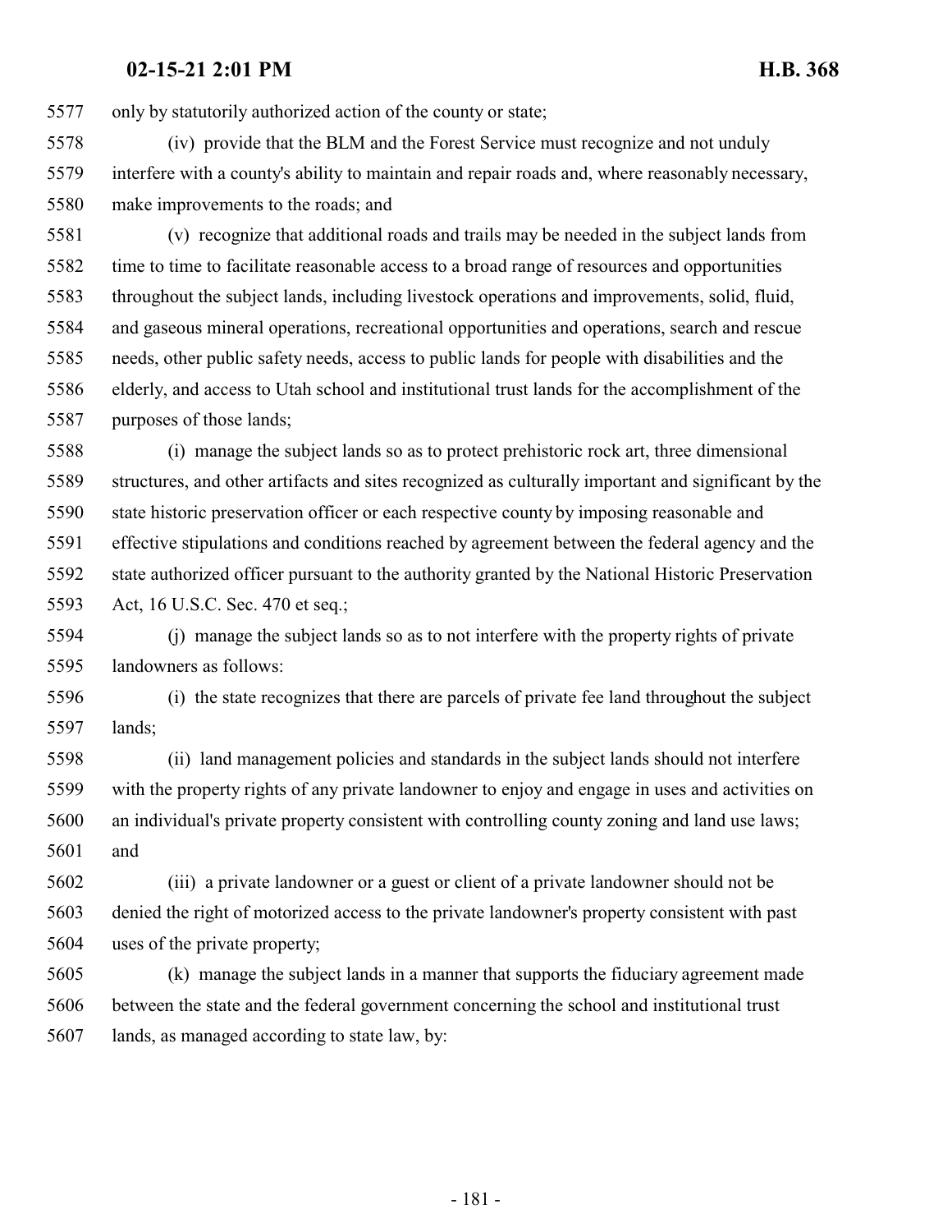only by statutorily authorized action of the county or state;

(iv) provide that the BLM and the Forest Service must recognize and not unduly interfere with a county's ability to maintain and repair roads and, where reasonably necessary, make improvements to the roads; and

(v) recognize that additional roads and trails may be needed in the subject lands from time to time to facilitate reasonable access to a broad range of resources and opportunities throughout the subject lands, including livestock operations and improvements, solid, fluid, and gaseous mineral operations, recreational opportunities and operations, search and rescue needs, other public safety needs, access to public lands for people with disabilities and the elderly, and access to Utah school and institutional trust lands for the accomplishment of the purposes of those lands;

(i) manage the subject lands so as to protect prehistoric rock art, three dimensional structures, and other artifacts and sites recognized as culturally important and significant by the state historic preservation officer or each respective county by imposing reasonable and effective stipulations and conditions reached by agreement between the federal agency and the state authorized officer pursuant to the authority granted by the National Historic Preservation Act, 16 U.S.C. Sec. 470 et seq.;

(j) manage the subject lands so as to not interfere with the property rights of private landowners as follows:

(i) the state recognizes that there are parcels of private fee land throughout the subject lands;

(ii) land management policies and standards in the subject lands should not interfere with the property rights of any private landowner to enjoy and engage in uses and activities on an individual's private property consistent with controlling county zoning and land use laws; and

(iii) a private landowner or a guest or client of a private landowner should not be denied the right of motorized access to the private landowner's property consistent with past uses of the private property;

(k) manage the subject lands in a manner that supports the fiduciary agreement made between the state and the federal government concerning the school and institutional trust lands, as managed according to state law, by: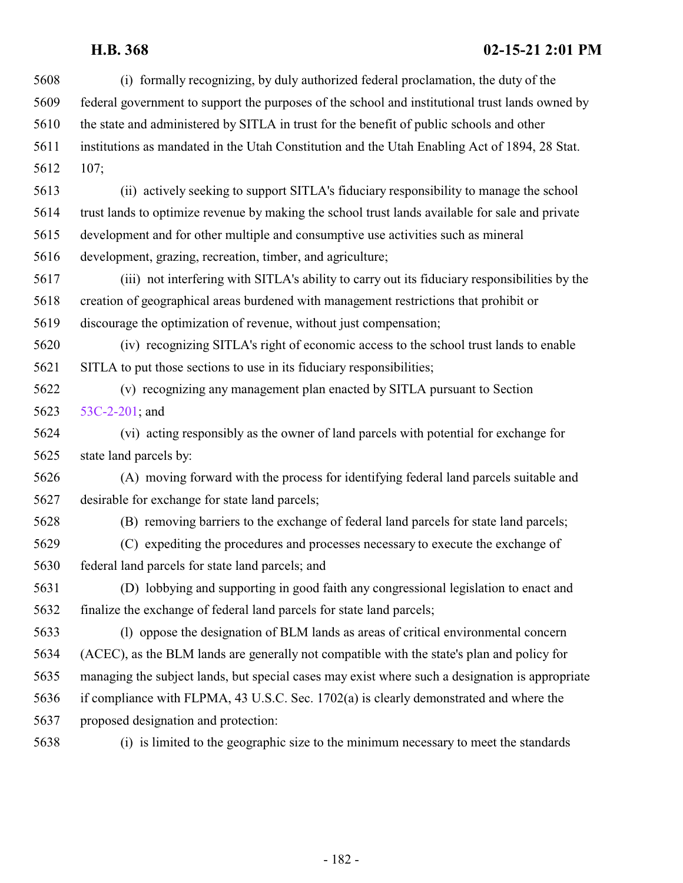(i) formally recognizing, by duly authorized federal proclamation, the duty of the federal government to support the purposes of the school and institutional trust lands owned by the state and administered by SITLA in trust for the benefit of public schools and other institutions as mandated in the Utah Constitution and the Utah Enabling Act of 1894, 28 Stat. 107;

(ii) actively seeking to support SITLA's fiduciary responsibility to manage the school trust lands to optimize revenue by making the school trust lands available for sale and private development and for other multiple and consumptive use activities such as mineral development, grazing, recreation, timber, and agriculture;

(iii) not interfering with SITLA's ability to carry out its fiduciary responsibilities by the creation of geographical areas burdened with management restrictions that prohibit or discourage the optimization of revenue, without just compensation;

(iv) recognizing SITLA's right of economic access to the school trust lands to enable SITLA to put those sections to use in its fiduciary responsibilities;

(v) recognizing any management plan enacted by SITLA pursuant to Section 53C-2-201; and

(vi) acting responsibly as the owner of land parcels with potential for exchange for state land parcels by:

(A) moving forward with the process for identifying federal land parcels suitable and desirable for exchange for state land parcels;

(B) removing barriers to the exchange of federal land parcels for state land parcels;

(C) expediting the procedures and processes necessary to execute the exchange of federal land parcels for state land parcels; and

(D) lobbying and supporting in good faith any congressional legislation to enact and finalize the exchange of federal land parcels for state land parcels;

(l) oppose the designation of BLM lands as areas of critical environmental concern (ACEC), as the BLM lands are generally not compatible with the state's plan and policy for managing the subject lands, but special cases may exist where such a designation is appropriate if compliance with FLPMA, 43 U.S.C. Sec. 1702(a) is clearly demonstrated and where the proposed designation and protection:

(i) is limited to the geographic size to the minimum necessary to meet the standards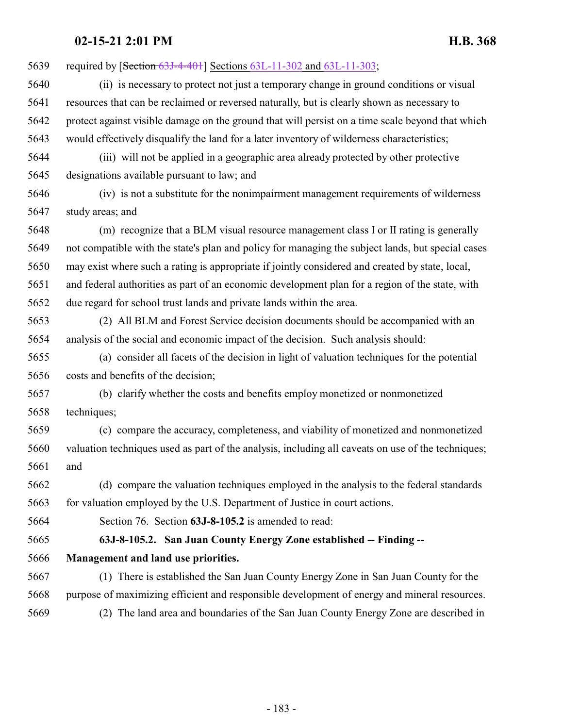required by [~~Section 63J-4-401~~] Sections 63L-11-302 and 63L-11-303;

(ii) is necessary to protect not just a temporary change in ground conditions or visual resources that can be reclaimed or reversed naturally, but is clearly shown as necessary to protect against visible damage on the ground that will persist on a time scale beyond that which would effectively disqualify the land for a later inventory of wilderness characteristics;

(iii) will not be applied in a geographic area already protected by other protective designations available pursuant to law; and

(iv) is not a substitute for the nonimpairment management requirements of wilderness study areas; and

(m) recognize that a BLM visual resource management class I or II rating is generally not compatible with the state's plan and policy for managing the subject lands, but special cases may exist where such a rating is appropriate if jointly considered and created by state, local, and federal authorities as part of an economic development plan for a region of the state, with due regard for school trust lands and private lands within the area.

(2) All BLM and Forest Service decision documents should be accompanied with an analysis of the social and economic impact of the decision. Such analysis should:

(a) consider all facets of the decision in light of valuation techniques for the potential costs and benefits of the decision;

(b) clarify whether the costs and benefits employ monetized or nonmonetized techniques;

(c) compare the accuracy, completeness, and viability of monetized and nonmonetized valuation techniques used as part of the analysis, including all caveats on use of the techniques; and

(d) compare the valuation techniques employed in the analysis to the federal standards for valuation employed by the U.S. Department of Justice in court actions.

Section 76. Section **63J-8-105.2** is amended to read:

**63J-8-105.2. San Juan County Energy Zone established -- Finding -- Management and land use priorities.**

(1) There is established the San Juan County Energy Zone in San Juan County for the purpose of maximizing efficient and responsible development of energy and mineral resources.

(2) The land area and boundaries of the San Juan County Energy Zone are described in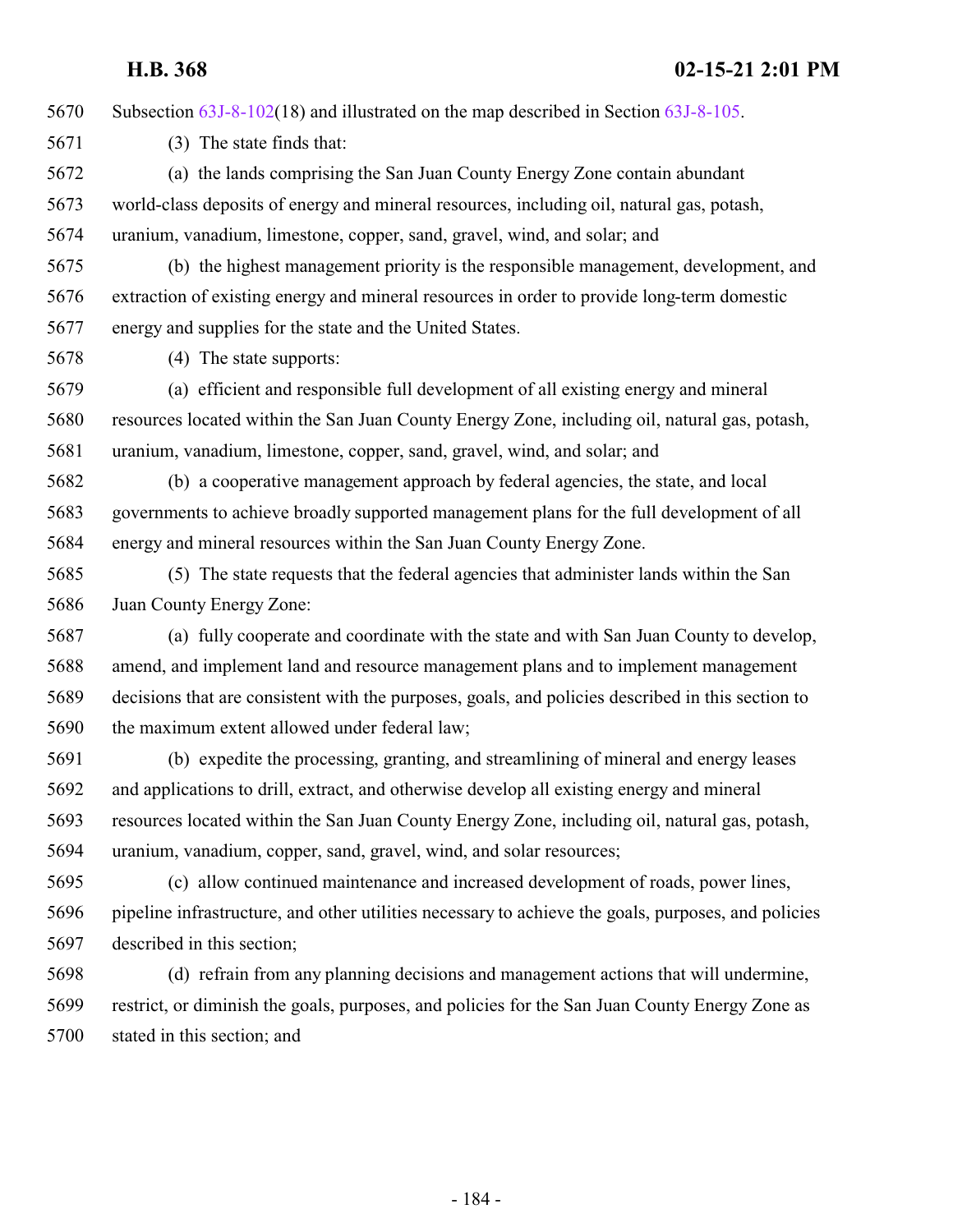Subsection 63J-8-102(18) and illustrated on the map described in Section 63J-8-105.

(3) The state finds that:

(a) the lands comprising the San Juan County Energy Zone contain abundant world-class deposits of energy and mineral resources, including oil, natural gas, potash, uranium, vanadium, limestone, copper, sand, gravel, wind, and solar; and

(b) the highest management priority is the responsible management, development, and extraction of existing energy and mineral resources in order to provide long-term domestic energy and supplies for the state and the United States.

(4) The state supports:

(a) efficient and responsible full development of all existing energy and mineral resources located within the San Juan County Energy Zone, including oil, natural gas, potash, uranium, vanadium, limestone, copper, sand, gravel, wind, and solar; and

(b) a cooperative management approach by federal agencies, the state, and local governments to achieve broadly supported management plans for the full development of all energy and mineral resources within the San Juan County Energy Zone.

(5) The state requests that the federal agencies that administer lands within the San Juan County Energy Zone:

(a) fully cooperate and coordinate with the state and with San Juan County to develop, amend, and implement land and resource management plans and to implement management decisions that are consistent with the purposes, goals, and policies described in this section to the maximum extent allowed under federal law;

(b) expedite the processing, granting, and streamlining of mineral and energy leases and applications to drill, extract, and otherwise develop all existing energy and mineral resources located within the San Juan County Energy Zone, including oil, natural gas, potash, uranium, vanadium, copper, sand, gravel, wind, and solar resources;

(c) allow continued maintenance and increased development of roads, power lines, pipeline infrastructure, and other utilities necessary to achieve the goals, purposes, and policies described in this section;

(d) refrain from any planning decisions and management actions that will undermine, restrict, or diminish the goals, purposes, and policies for the San Juan County Energy Zone as stated in this section; and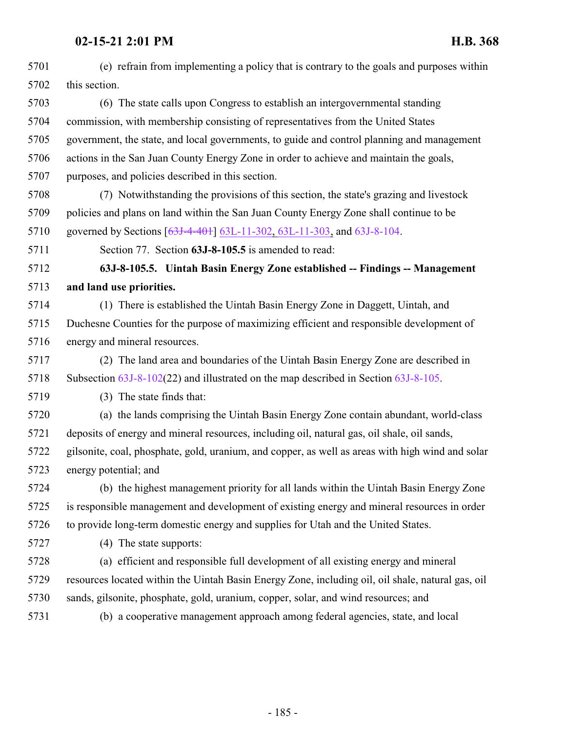(e) refrain from implementing a policy that is contrary to the goals and purposes within this section.

(6) The state calls upon Congress to establish an intergovernmental standing commission, with membership consisting of representatives from the United States government, the state, and local governments, to guide and control planning and management actions in the San Juan County Energy Zone in order to achieve and maintain the goals, purposes, and policies described in this section.

(7) Notwithstanding the provisions of this section, the state's grazing and livestock policies and plans on land within the San Juan County Energy Zone shall continue to be governed by Sections [~~63J-4-401~~] 63L-11-302, 63L-11-303, and 63J-8-104.

Section 77. Section **63J-8-105.5** is amended to read:

**63J-8-105.5. Uintah Basin Energy Zone established -- Findings -- Management and land use priorities.**

(1) There is established the Uintah Basin Energy Zone in Daggett, Uintah, and Duchesne Counties for the purpose of maximizing efficient and responsible development of energy and mineral resources.

(2) The land area and boundaries of the Uintah Basin Energy Zone are described in Subsection 63J-8-102(22) and illustrated on the map described in Section 63J-8-105.

(3) The state finds that:

(a) the lands comprising the Uintah Basin Energy Zone contain abundant, world-class deposits of energy and mineral resources, including oil, natural gas, oil shale, oil sands, gilsonite, coal, phosphate, gold, uranium, and copper, as well as areas with high wind and solar energy potential; and

(b) the highest management priority for all lands within the Uintah Basin Energy Zone is responsible management and development of existing energy and mineral resources in order to provide long-term domestic energy and supplies for Utah and the United States.

(4) The state supports:

(a) efficient and responsible full development of all existing energy and mineral resources located within the Uintah Basin Energy Zone, including oil, oil shale, natural gas, oil sands, gilsonite, phosphate, gold, uranium, copper, solar, and wind resources; and

(b) a cooperative management approach among federal agencies, state, and local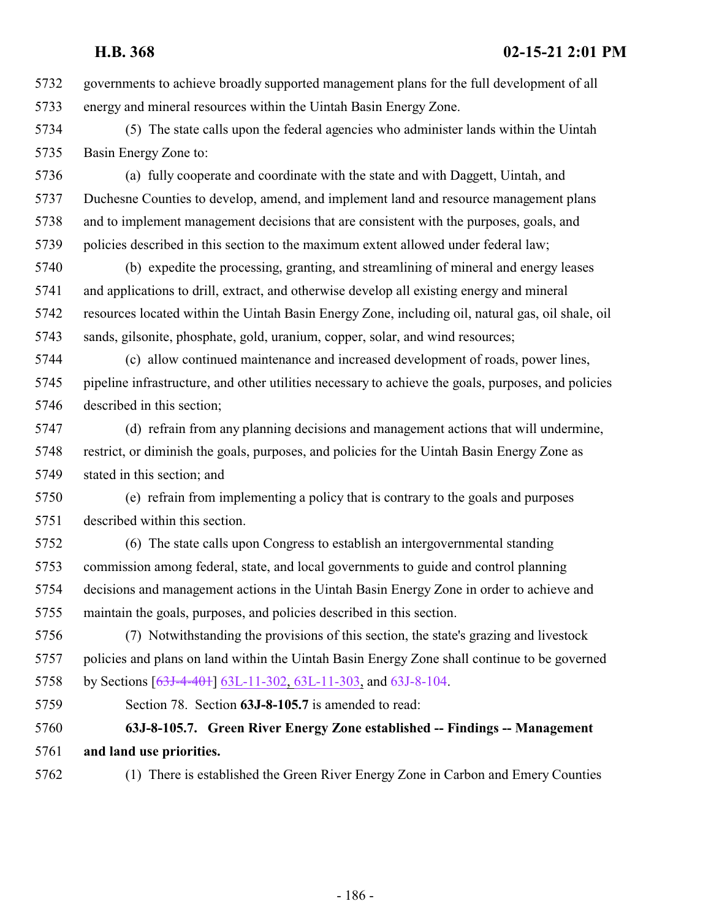governments to achieve broadly supported management plans for the full development of all energy and mineral resources within the Uintah Basin Energy Zone.

(5) The state calls upon the federal agencies who administer lands within the Uintah Basin Energy Zone to:

(a) fully cooperate and coordinate with the state and with Daggett, Uintah, and Duchesne Counties to develop, amend, and implement land and resource management plans and to implement management decisions that are consistent with the purposes, goals, and policies described in this section to the maximum extent allowed under federal law;

(b) expedite the processing, granting, and streamlining of mineral and energy leases and applications to drill, extract, and otherwise develop all existing energy and mineral resources located within the Uintah Basin Energy Zone, including oil, natural gas, oil shale, oil sands, gilsonite, phosphate, gold, uranium, copper, solar, and wind resources;

(c) allow continued maintenance and increased development of roads, power lines, pipeline infrastructure, and other utilities necessary to achieve the goals, purposes, and policies described in this section;

(d) refrain from any planning decisions and management actions that will undermine, restrict, or diminish the goals, purposes, and policies for the Uintah Basin Energy Zone as stated in this section; and

(e) refrain from implementing a policy that is contrary to the goals and purposes described within this section.

(6) The state calls upon Congress to establish an intergovernmental standing commission among federal, state, and local governments to guide and control planning decisions and management actions in the Uintah Basin Energy Zone in order to achieve and maintain the goals, purposes, and policies described in this section.

(7) Notwithstanding the provisions of this section, the state's grazing and livestock policies and plans on land within the Uintah Basin Energy Zone shall continue to be governed by Sections [~~63J-4-401~~] 63L-11-302, 63L-11-303, and 63J-8-104.

Section 78. Section **63J-8-105.7** is amended to read:

**63J-8-105.7. Green River Energy Zone established -- Findings -- Management and land use priorities.**

(1) There is established the Green River Energy Zone in Carbon and Emery Counties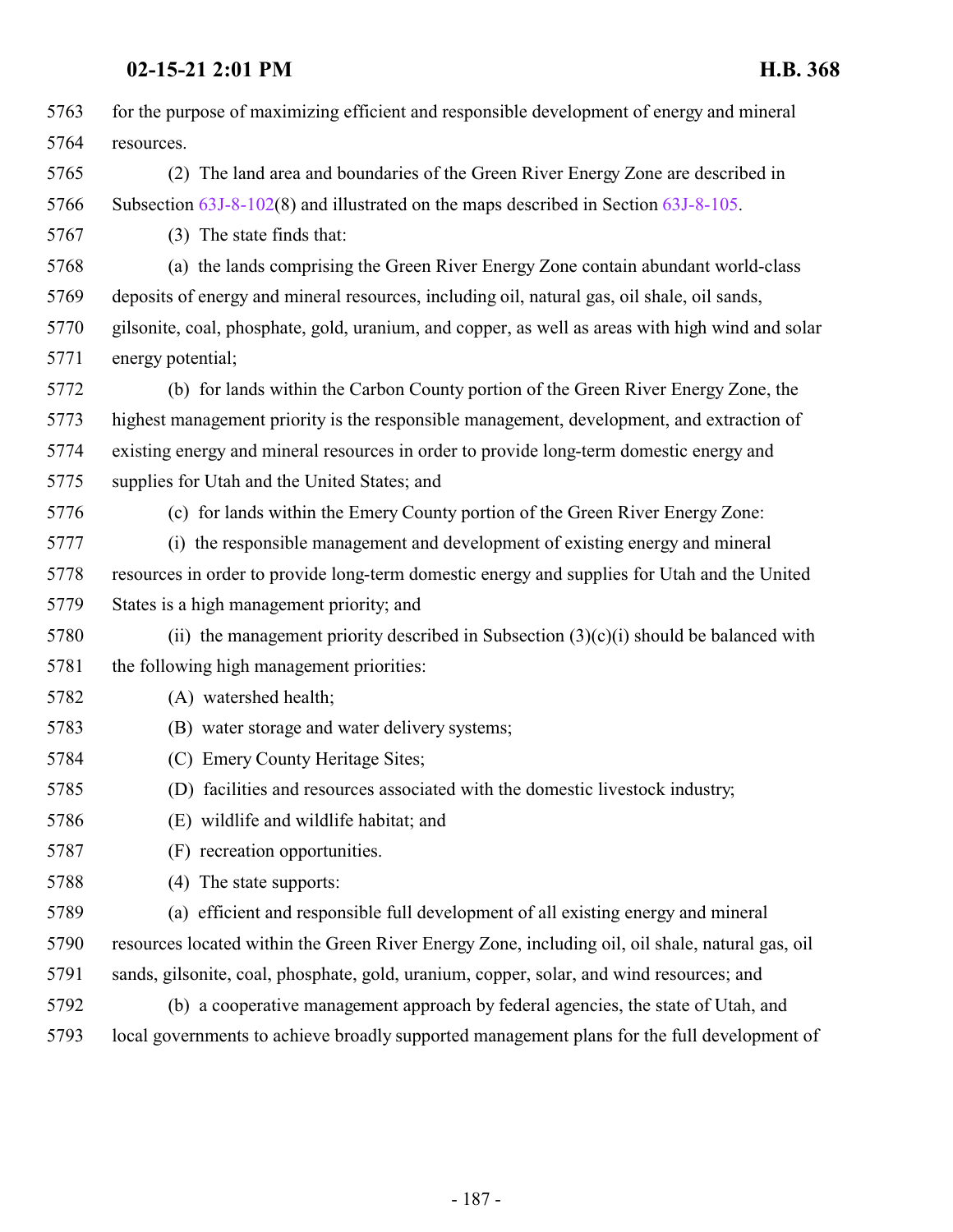for the purpose of maximizing efficient and responsible development of energy and mineral resources.

(2) The land area and boundaries of the Green River Energy Zone are described in Subsection 63J-8-102(8) and illustrated on the maps described in Section 63J-8-105.

(3) The state finds that:

(a) the lands comprising the Green River Energy Zone contain abundant world-class deposits of energy and mineral resources, including oil, natural gas, oil shale, oil sands, gilsonite, coal, phosphate, gold, uranium, and copper, as well as areas with high wind and solar energy potential;

(b) for lands within the Carbon County portion of the Green River Energy Zone, the highest management priority is the responsible management, development, and extraction of existing energy and mineral resources in order to provide long-term domestic energy and supplies for Utah and the United States; and

(c) for lands within the Emery County portion of the Green River Energy Zone:

(i) the responsible management and development of existing energy and mineral resources in order to provide long-term domestic energy and supplies for Utah and the United States is a high management priority; and

(ii) the management priority described in Subsection (3)(c)(i) should be balanced with the following high management priorities:

(A) watershed health;

(B) water storage and water delivery systems;

(C) Emery County Heritage Sites;

(D) facilities and resources associated with the domestic livestock industry;

(E) wildlife and wildlife habitat; and

(F) recreation opportunities.

(4) The state supports:

(a) efficient and responsible full development of all existing energy and mineral resources located within the Green River Energy Zone, including oil, oil shale, natural gas, oil sands, gilsonite, coal, phosphate, gold, uranium, copper, solar, and wind resources; and

(b) a cooperative management approach by federal agencies, the state of Utah, and local governments to achieve broadly supported management plans for the full development of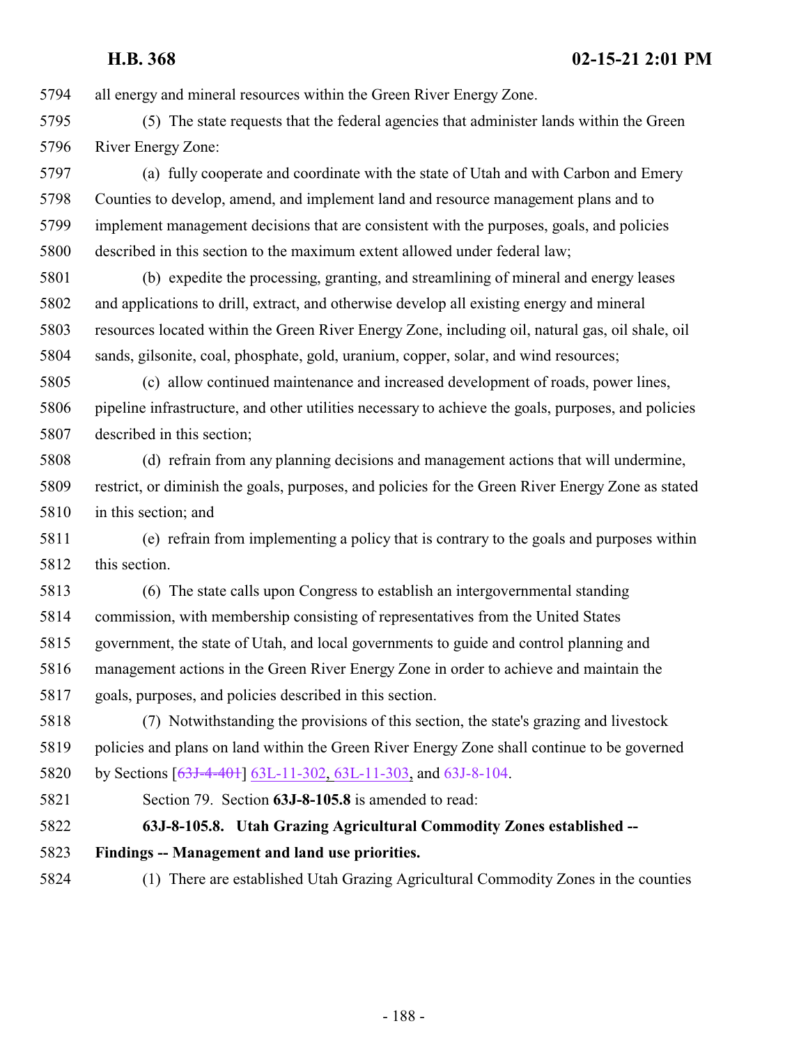all energy and mineral resources within the Green River Energy Zone.

(5) The state requests that the federal agencies that administer lands within the Green River Energy Zone:

(a) fully cooperate and coordinate with the state of Utah and with Carbon and Emery Counties to develop, amend, and implement land and resource management plans and to implement management decisions that are consistent with the purposes, goals, and policies described in this section to the maximum extent allowed under federal law;

(b) expedite the processing, granting, and streamlining of mineral and energy leases and applications to drill, extract, and otherwise develop all existing energy and mineral resources located within the Green River Energy Zone, including oil, natural gas, oil shale, oil sands, gilsonite, coal, phosphate, gold, uranium, copper, solar, and wind resources;

(c) allow continued maintenance and increased development of roads, power lines, pipeline infrastructure, and other utilities necessary to achieve the goals, purposes, and policies described in this section;

(d) refrain from any planning decisions and management actions that will undermine, restrict, or diminish the goals, purposes, and policies for the Green River Energy Zone as stated in this section; and

(e) refrain from implementing a policy that is contrary to the goals and purposes within this section.

(6) The state calls upon Congress to establish an intergovernmental standing commission, with membership consisting of representatives from the United States government, the state of Utah, and local governments to guide and control planning and management actions in the Green River Energy Zone in order to achieve and maintain the goals, purposes, and policies described in this section.

(7) Notwithstanding the provisions of this section, the state's grazing and livestock policies and plans on land within the Green River Energy Zone shall continue to be governed by Sections [~~63J-4-401~~] 63L-11-302, 63L-11-303, and 63J-8-104.

Section 79. Section **63J-8-105.8** is amended to read:

**63J-8-105.8. Utah Grazing Agricultural Commodity Zones established -- Findings -- Management and land use priorities.**

(1) There are established Utah Grazing Agricultural Commodity Zones in the counties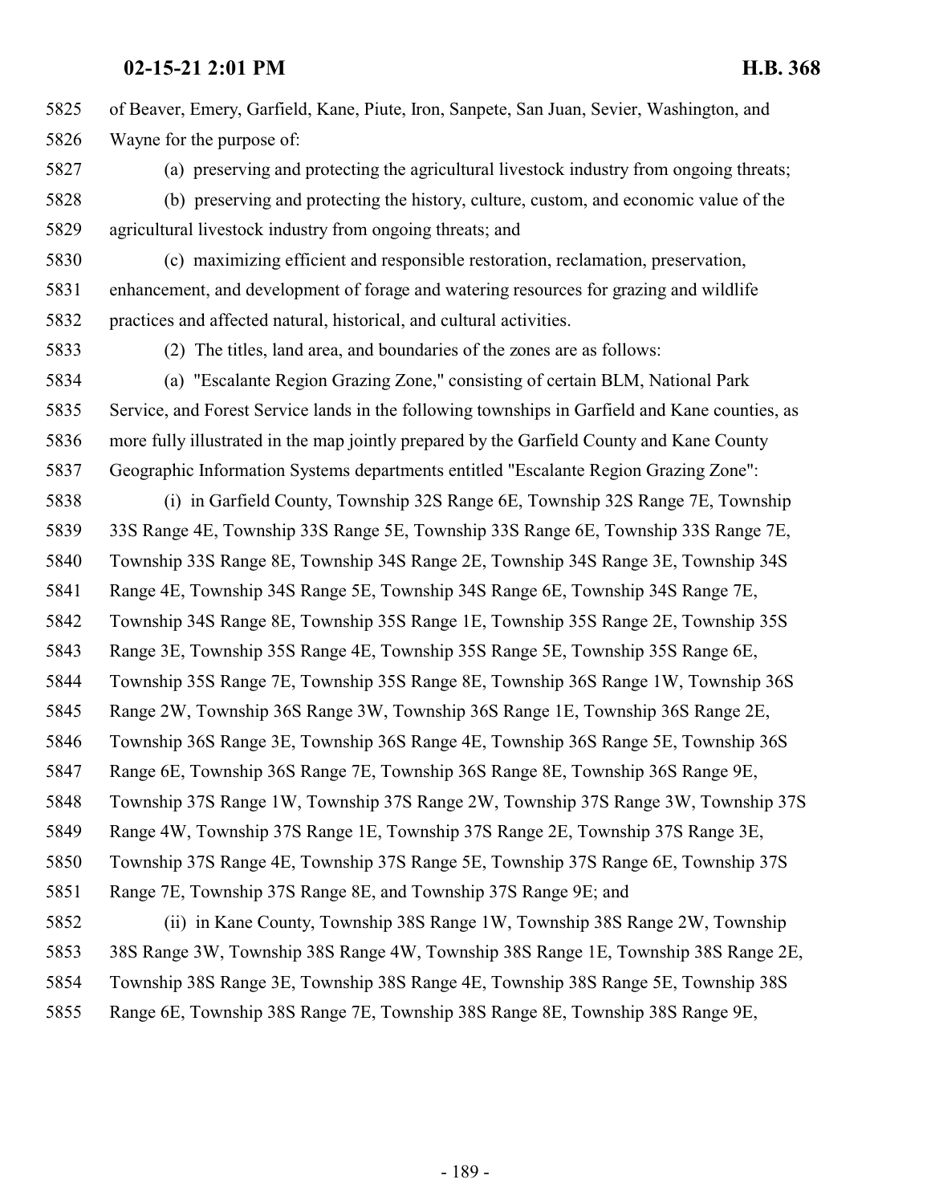of Beaver, Emery, Garfield, Kane, Piute, Iron, Sanpete, San Juan, Sevier, Washington, and Wayne for the purpose of:

(a) preserving and protecting the agricultural livestock industry from ongoing threats;

(b) preserving and protecting the history, culture, custom, and economic value of the agricultural livestock industry from ongoing threats; and

(c) maximizing efficient and responsible restoration, reclamation, preservation, enhancement, and development of forage and watering resources for grazing and wildlife practices and affected natural, historical, and cultural activities.

(2) The titles, land area, and boundaries of the zones are as follows:

(a) "Escalante Region Grazing Zone," consisting of certain BLM, National Park Service, and Forest Service lands in the following townships in Garfield and Kane counties, as more fully illustrated in the map jointly prepared by the Garfield County and Kane County Geographic Information Systems departments entitled "Escalante Region Grazing Zone":

(i) in Garfield County, Township 32S Range 6E, Township 32S Range 7E, Township 33S Range 4E, Township 33S Range 5E, Township 33S Range 6E, Township 33S Range 7E, Township 33S Range 8E, Township 34S Range 2E, Township 34S Range 3E, Township 34S Range 4E, Township 34S Range 5E, Township 34S Range 6E, Township 34S Range 7E, Township 34S Range 8E, Township 35S Range 1E, Township 35S Range 2E, Township 35S Range 3E, Township 35S Range 4E, Township 35S Range 5E, Township 35S Range 6E, Township 35S Range 7E, Township 35S Range 8E, Township 36S Range 1W, Township 36S Range 2W, Township 36S Range 3W, Township 36S Range 1E, Township 36S Range 2E, Township 36S Range 3E, Township 36S Range 4E, Township 36S Range 5E, Township 36S Range 6E, Township 36S Range 7E, Township 36S Range 8E, Township 36S Range 9E, Township 37S Range 1W, Township 37S Range 2W, Township 37S Range 3W, Township 37S Range 4W, Township 37S Range 1E, Township 37S Range 2E, Township 37S Range 3E, Township 37S Range 4E, Township 37S Range 5E, Township 37S Range 6E, Township 37S Range 7E, Township 37S Range 8E, and Township 37S Range 9E; and

(ii) in Kane County, Township 38S Range 1W, Township 38S Range 2W, Township 38S Range 3W, Township 38S Range 4W, Township 38S Range 1E, Township 38S Range 2E, Township 38S Range 3E, Township 38S Range 4E, Township 38S Range 5E, Township 38S Range 6E, Township 38S Range 7E, Township 38S Range 8E, Township 38S Range 9E,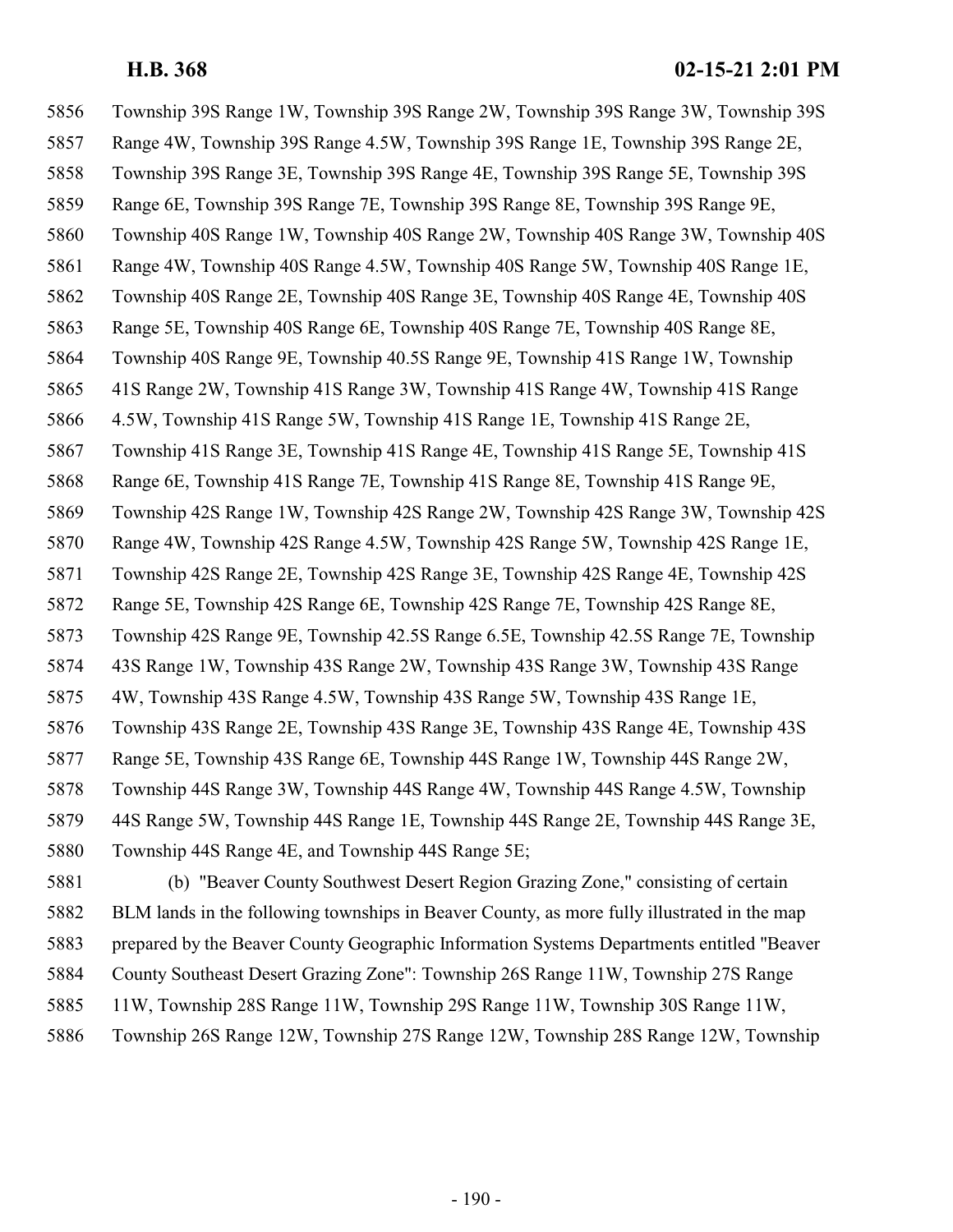5856 Township 39S Range 1W, Township 39S Range 2W, Township 39S Range 3W, Township 39S
5857 Range 4W, Township 39S Range 4.5W, Township 39S Range 1E, Township 39S Range 2E,
5858 Township 39S Range 3E, Township 39S Range 4E, Township 39S Range 5E, Township 39S
5859 Range 6E, Township 39S Range 7E, Township 39S Range 8E, Township 39S Range 9E,
5860 Township 40S Range 1W, Township 40S Range 2W, Township 40S Range 3W, Township 40S
5861 Range 4W, Township 40S Range 4.5W, Township 40S Range 5W, Township 40S Range 1E,
5862 Township 40S Range 2E, Township 40S Range 3E, Township 40S Range 4E, Township 40S
5863 Range 5E, Township 40S Range 6E, Township 40S Range 7E, Township 40S Range 8E,
5864 Township 40S Range 9E, Township 40.5S Range 9E, Township 41S Range 1W, Township
5865 41S Range 2W, Township 41S Range 3W, Township 41S Range 4W, Township 41S Range
5866 4.5W, Township 41S Range 5W, Township 41S Range 1E, Township 41S Range 2E,
5867 Township 41S Range 3E, Township 41S Range 4E, Township 41S Range 5E, Township 41S
5868 Range 6E, Township 41S Range 7E, Township 41S Range 8E, Township 41S Range 9E,
5869 Township 42S Range 1W, Township 42S Range 2W, Township 42S Range 3W, Township 42S
5870 Range 4W, Township 42S Range 4.5W, Township 42S Range 5W, Township 42S Range 1E,
5871 Township 42S Range 2E, Township 42S Range 3E, Township 42S Range 4E, Township 42S
5872 Range 5E, Township 42S Range 6E, Township 42S Range 7E, Township 42S Range 8E,
5873 Township 42S Range 9E, Township 42.5S Range 6.5E, Township 42.5S Range 7E, Township
5874 43S Range 1W, Township 43S Range 2W, Township 43S Range 3W, Township 43S Range
5875 4W, Township 43S Range 4.5W, Township 43S Range 5W, Township 43S Range 1E,
5876 Township 43S Range 2E, Township 43S Range 3E, Township 43S Range 4E, Township 43S
5877 Range 5E, Township 43S Range 6E, Township 44S Range 1W, Township 44S Range 2W,
5878 Township 44S Range 3W, Township 44S Range 4W, Township 44S Range 4.5W, Township
5879 44S Range 5W, Township 44S Range 1E, Township 44S Range 2E, Township 44S Range 3E,
5880 Township 44S Range 4E, and Township 44S Range 5E;

5881 (b) "Beaver County Southwest Desert Region Grazing Zone," consisting of certain
5882 BLM lands in the following townships in Beaver County, as more fully illustrated in the map
5883 prepared by the Beaver County Geographic Information Systems Departments entitled "Beaver
5884 County Southeast Desert Grazing Zone": Township 26S Range 11W, Township 27S Range
5885 11W, Township 28S Range 11W, Township 29S Range 11W, Township 30S Range 11W,
5886 Township 26S Range 12W, Township 27S Range 12W, Township 28S Range 12W, Township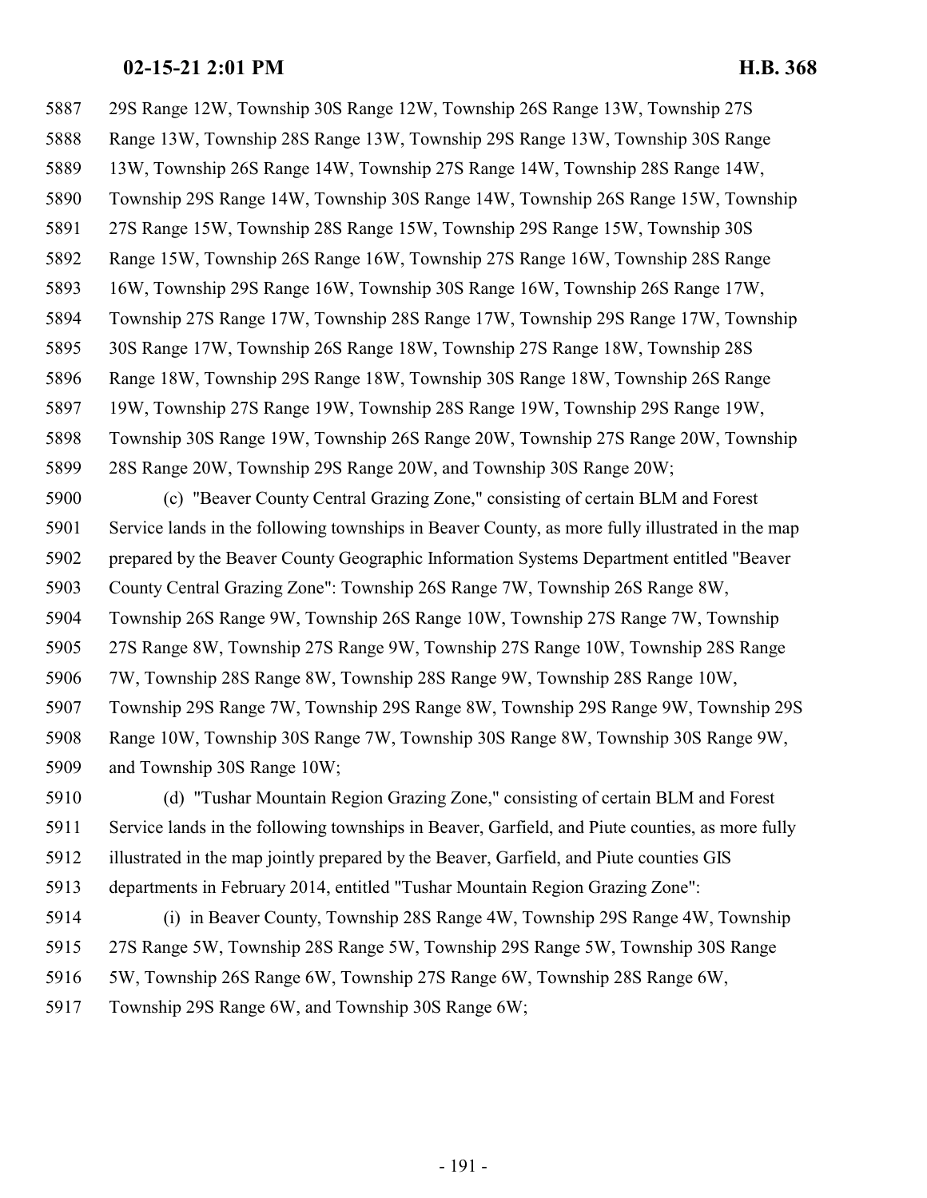29S Range 12W, Township 30S Range 12W, Township 26S Range 13W, Township 27S Range 13W, Township 28S Range 13W, Township 29S Range 13W, Township 30S Range 13W, Township 26S Range 14W, Township 27S Range 14W, Township 28S Range 14W, Township 29S Range 14W, Township 30S Range 14W, Township 26S Range 15W, Township 27S Range 15W, Township 28S Range 15W, Township 29S Range 15W, Township 30S Range 15W, Township 26S Range 16W, Township 27S Range 16W, Township 28S Range 16W, Township 29S Range 16W, Township 30S Range 16W, Township 26S Range 17W, Township 27S Range 17W, Township 28S Range 17W, Township 29S Range 17W, Township 30S Range 17W, Township 26S Range 18W, Township 27S Range 18W, Township 28S Range 18W, Township 29S Range 18W, Township 30S Range 18W, Township 26S Range 19W, Township 27S Range 19W, Township 28S Range 19W, Township 29S Range 19W, Township 30S Range 19W, Township 26S Range 20W, Township 27S Range 20W, Township 28S Range 20W, Township 29S Range 20W, and Township 30S Range 20W;

(c) "Beaver County Central Grazing Zone," consisting of certain BLM and Forest Service lands in the following townships in Beaver County, as more fully illustrated in the map prepared by the Beaver County Geographic Information Systems Department entitled "Beaver County Central Grazing Zone": Township 26S Range 7W, Township 26S Range 8W, Township 26S Range 9W, Township 26S Range 10W, Township 27S Range 7W, Township 27S Range 8W, Township 27S Range 9W, Township 27S Range 10W, Township 28S Range 7W, Township 28S Range 8W, Township 28S Range 9W, Township 28S Range 10W, Township 29S Range 7W, Township 29S Range 8W, Township 29S Range 9W, Township 29S Range 10W, Township 30S Range 7W, Township 30S Range 8W, Township 30S Range 9W, and Township 30S Range 10W;

(d) "Tushar Mountain Region Grazing Zone," consisting of certain BLM and Forest Service lands in the following townships in Beaver, Garfield, and Piute counties, as more fully illustrated in the map jointly prepared by the Beaver, Garfield, and Piute counties GIS departments in February 2014, entitled "Tushar Mountain Region Grazing Zone":

(i) in Beaver County, Township 28S Range 4W, Township 29S Range 4W, Township 27S Range 5W, Township 28S Range 5W, Township 29S Range 5W, Township 30S Range 5W, Township 26S Range 6W, Township 27S Range 6W, Township 28S Range 6W, Township 29S Range 6W, and Township 30S Range 6W;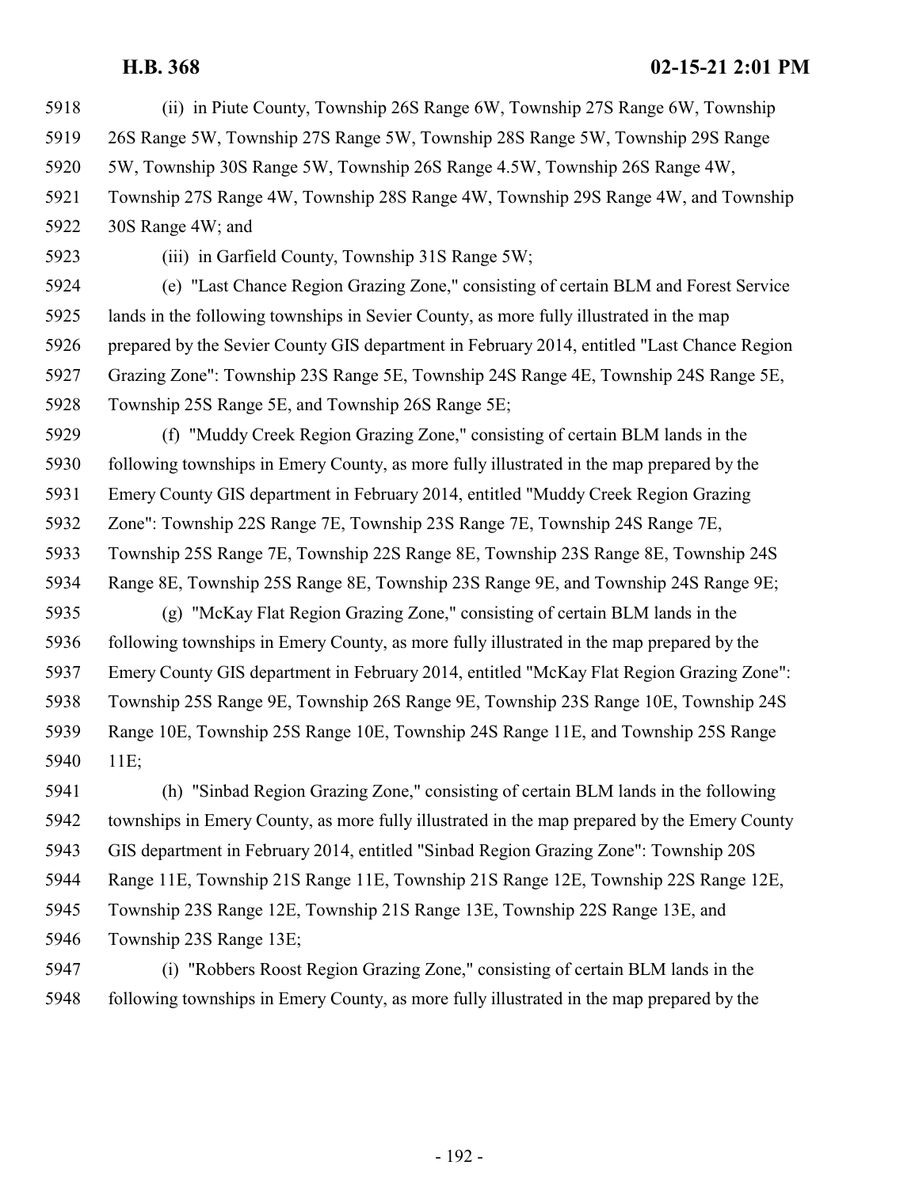(ii) in Piute County, Township 26S Range 6W, Township 27S Range 6W, Township 26S Range 5W, Township 27S Range 5W, Township 28S Range 5W, Township 29S Range 5W, Township 30S Range 5W, Township 26S Range 4.5W, Township 26S Range 4W, Township 27S Range 4W, Township 28S Range 4W, Township 29S Range 4W, and Township 30S Range 4W; and

(iii) in Garfield County, Township 31S Range 5W;

(e) "Last Chance Region Grazing Zone," consisting of certain BLM and Forest Service lands in the following townships in Sevier County, as more fully illustrated in the map prepared by the Sevier County GIS department in February 2014, entitled "Last Chance Region Grazing Zone": Township 23S Range 5E, Township 24S Range 4E, Township 24S Range 5E, Township 25S Range 5E, and Township 26S Range 5E;

(f) "Muddy Creek Region Grazing Zone," consisting of certain BLM lands in the following townships in Emery County, as more fully illustrated in the map prepared by the Emery County GIS department in February 2014, entitled "Muddy Creek Region Grazing Zone": Township 22S Range 7E, Township 23S Range 7E, Township 24S Range 7E, Township 25S Range 7E, Township 22S Range 8E, Township 23S Range 8E, Township 24S Range 8E, Township 25S Range 8E, Township 23S Range 9E, and Township 24S Range 9E;

(g) "McKay Flat Region Grazing Zone," consisting of certain BLM lands in the following townships in Emery County, as more fully illustrated in the map prepared by the Emery County GIS department in February 2014, entitled "McKay Flat Region Grazing Zone": Township 25S Range 9E, Township 26S Range 9E, Township 23S Range 10E, Township 24S Range 10E, Township 25S Range 10E, Township 24S Range 11E, and Township 25S Range 11E;

(h) "Sinbad Region Grazing Zone," consisting of certain BLM lands in the following townships in Emery County, as more fully illustrated in the map prepared by the Emery County GIS department in February 2014, entitled "Sinbad Region Grazing Zone": Township 20S Range 11E, Township 21S Range 11E, Township 21S Range 12E, Township 22S Range 12E, Township 23S Range 12E, Township 21S Range 13E, Township 22S Range 13E, and Township 23S Range 13E;

(i) "Robbers Roost Region Grazing Zone," consisting of certain BLM lands in the following townships in Emery County, as more fully illustrated in the map prepared by the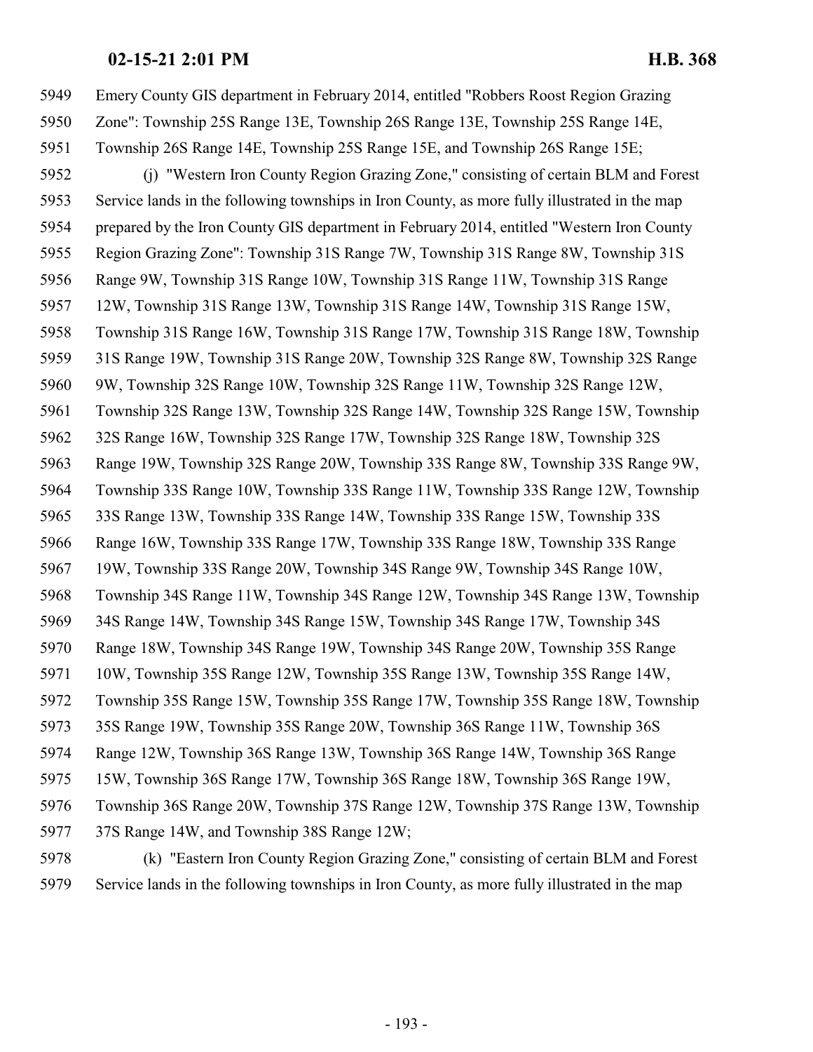Emery County GIS department in February 2014, entitled "Robbers Roost Region Grazing Zone": Township 25S Range 13E, Township 26S Range 13E, Township 25S Range 14E, Township 26S Range 14E, Township 25S Range 15E, and Township 26S Range 15E;

(j) "Western Iron County Region Grazing Zone," consisting of certain BLM and Forest Service lands in the following townships in Iron County, as more fully illustrated in the map prepared by the Iron County GIS department in February 2014, entitled "Western Iron County Region Grazing Zone": Township 31S Range 7W, Township 31S Range 8W, Township 31S Range 9W, Township 31S Range 10W, Township 31S Range 11W, Township 31S Range 12W, Township 31S Range 13W, Township 31S Range 14W, Township 31S Range 15W, Township 31S Range 16W, Township 31S Range 17W, Township 31S Range 18W, Township 31S Range 19W, Township 31S Range 20W, Township 32S Range 8W, Township 32S Range 9W, Township 32S Range 10W, Township 32S Range 11W, Township 32S Range 12W, Township 32S Range 13W, Township 32S Range 14W, Township 32S Range 15W, Township 32S Range 16W, Township 32S Range 17W, Township 32S Range 18W, Township 32S Range 19W, Township 32S Range 20W, Township 33S Range 8W, Township 33S Range 9W, Township 33S Range 10W, Township 33S Range 11W, Township 33S Range 12W, Township 33S Range 13W, Township 33S Range 14W, Township 33S Range 15W, Township 33S Range 16W, Township 33S Range 17W, Township 33S Range 18W, Township 33S Range 19W, Township 33S Range 20W, Township 34S Range 9W, Township 34S Range 10W, Township 34S Range 11W, Township 34S Range 12W, Township 34S Range 13W, Township 34S Range 14W, Township 34S Range 15W, Township 34S Range 17W, Township 34S Range 18W, Township 34S Range 19W, Township 34S Range 20W, Township 35S Range 10W, Township 35S Range 12W, Township 35S Range 13W, Township 35S Range 14W, Township 35S Range 15W, Township 35S Range 17W, Township 35S Range 18W, Township 35S Range 19W, Township 35S Range 20W, Township 36S Range 11W, Township 36S Range 12W, Township 36S Range 13W, Township 36S Range 14W, Township 36S Range 15W, Township 36S Range 17W, Township 36S Range 18W, Township 36S Range 19W, Township 36S Range 20W, Township 37S Range 12W, Township 37S Range 13W, Township 37S Range 14W, and Township 38S Range 12W;

(k) "Eastern Iron County Region Grazing Zone," consisting of certain BLM and Forest Service lands in the following townships in Iron County, as more fully illustrated in the map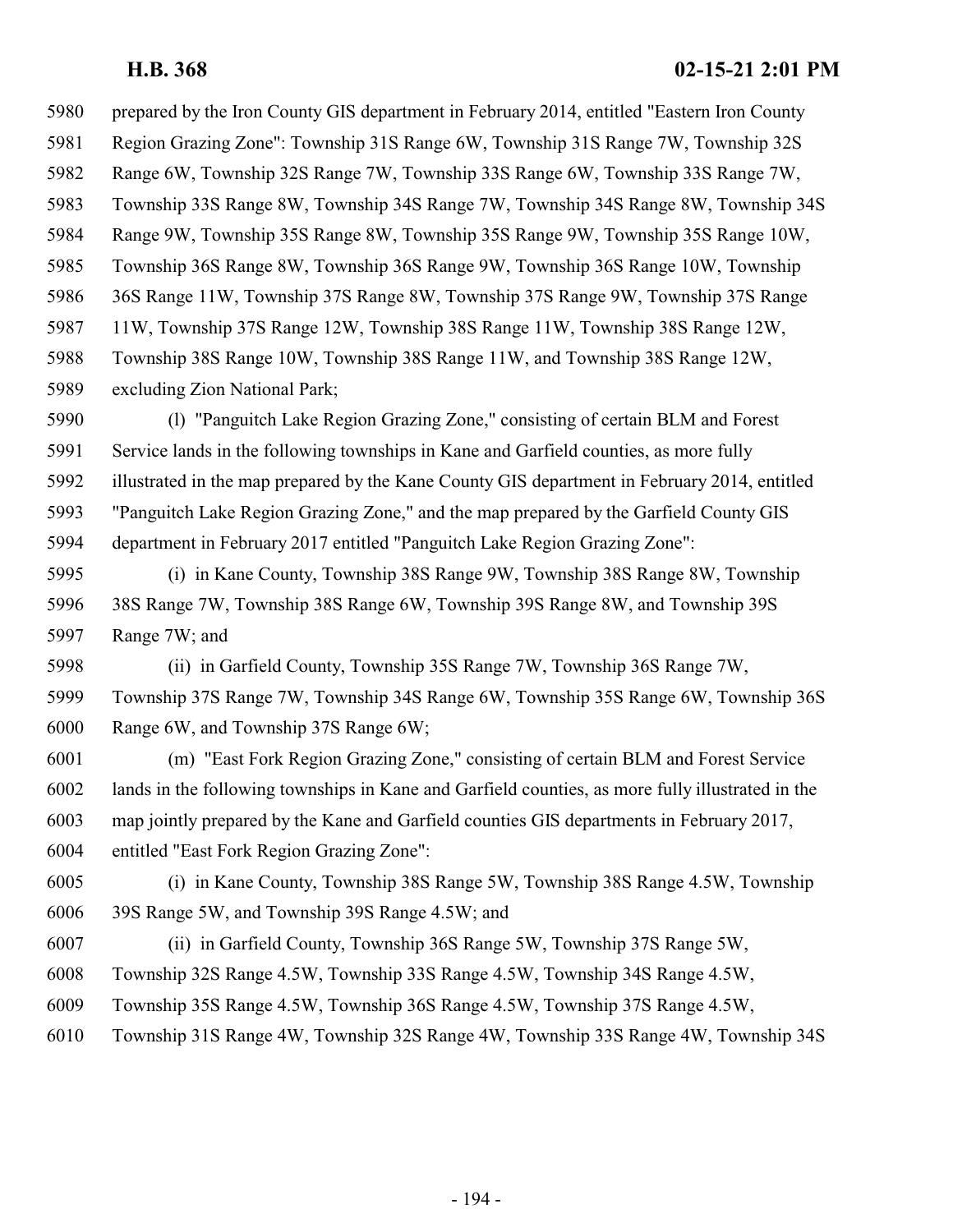prepared by the Iron County GIS department in February 2014, entitled "Eastern Iron County Region Grazing Zone": Township 31S Range 6W, Township 31S Range 7W, Township 32S Range 6W, Township 32S Range 7W, Township 33S Range 6W, Township 33S Range 7W, Township 33S Range 8W, Township 34S Range 7W, Township 34S Range 8W, Township 34S Range 9W, Township 35S Range 8W, Township 35S Range 9W, Township 35S Range 10W, Township 36S Range 8W, Township 36S Range 9W, Township 36S Range 10W, Township 36S Range 11W, Township 37S Range 8W, Township 37S Range 9W, Township 37S Range 11W, Township 37S Range 12W, Township 38S Range 11W, Township 38S Range 12W, Township 38S Range 10W, Township 38S Range 11W, and Township 38S Range 12W, excluding Zion National Park;

(l) "Panguitch Lake Region Grazing Zone," consisting of certain BLM and Forest Service lands in the following townships in Kane and Garfield counties, as more fully illustrated in the map prepared by the Kane County GIS department in February 2014, entitled "Panguitch Lake Region Grazing Zone," and the map prepared by the Garfield County GIS department in February 2017 entitled "Panguitch Lake Region Grazing Zone":

(i) in Kane County, Township 38S Range 9W, Township 38S Range 8W, Township 38S Range 7W, Township 38S Range 6W, Township 39S Range 8W, and Township 39S Range 7W; and

(ii) in Garfield County, Township 35S Range 7W, Township 36S Range 7W, Township 37S Range 7W, Township 34S Range 6W, Township 35S Range 6W, Township 36S Range 6W, and Township 37S Range 6W;

(m) "East Fork Region Grazing Zone," consisting of certain BLM and Forest Service lands in the following townships in Kane and Garfield counties, as more fully illustrated in the map jointly prepared by the Kane and Garfield counties GIS departments in February 2017, entitled "East Fork Region Grazing Zone":

(i) in Kane County, Township 38S Range 5W, Township 38S Range 4.5W, Township 39S Range 5W, and Township 39S Range 4.5W; and

(ii) in Garfield County, Township 36S Range 5W, Township 37S Range 5W, Township 32S Range 4.5W, Township 33S Range 4.5W, Township 34S Range 4.5W, Township 35S Range 4.5W, Township 36S Range 4.5W, Township 37S Range 4.5W, Township 31S Range 4W, Township 32S Range 4W, Township 33S Range 4W, Township 34S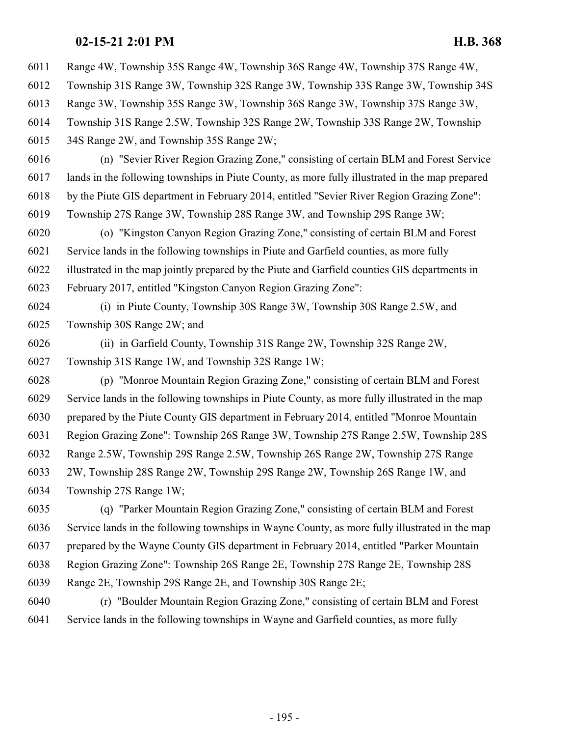Range 4W, Township 35S Range 4W, Township 36S Range 4W, Township 37S Range 4W, Township 31S Range 3W, Township 32S Range 3W, Township 33S Range 3W, Township 34S Range 3W, Township 35S Range 3W, Township 36S Range 3W, Township 37S Range 3W, Township 31S Range 2.5W, Township 32S Range 2W, Township 33S Range 2W, Township 34S Range 2W, and Township 35S Range 2W;

(n) "Sevier River Region Grazing Zone," consisting of certain BLM and Forest Service lands in the following townships in Piute County, as more fully illustrated in the map prepared by the Piute GIS department in February 2014, entitled "Sevier River Region Grazing Zone": Township 27S Range 3W, Township 28S Range 3W, and Township 29S Range 3W;

(o) "Kingston Canyon Region Grazing Zone," consisting of certain BLM and Forest Service lands in the following townships in Piute and Garfield counties, as more fully illustrated in the map jointly prepared by the Piute and Garfield counties GIS departments in February 2017, entitled "Kingston Canyon Region Grazing Zone":

(i) in Piute County, Township 30S Range 3W, Township 30S Range 2.5W, and Township 30S Range 2W; and

(ii) in Garfield County, Township 31S Range 2W, Township 32S Range 2W, Township 31S Range 1W, and Township 32S Range 1W;

(p) "Monroe Mountain Region Grazing Zone," consisting of certain BLM and Forest Service lands in the following townships in Piute County, as more fully illustrated in the map prepared by the Piute County GIS department in February 2014, entitled "Monroe Mountain Region Grazing Zone": Township 26S Range 3W, Township 27S Range 2.5W, Township 28S Range 2.5W, Township 29S Range 2.5W, Township 26S Range 2W, Township 27S Range 2W, Township 28S Range 2W, Township 29S Range 2W, Township 26S Range 1W, and Township 27S Range 1W;

(q) "Parker Mountain Region Grazing Zone," consisting of certain BLM and Forest Service lands in the following townships in Wayne County, as more fully illustrated in the map prepared by the Wayne County GIS department in February 2014, entitled "Parker Mountain Region Grazing Zone": Township 26S Range 2E, Township 27S Range 2E, Township 28S Range 2E, Township 29S Range 2E, and Township 30S Range 2E;

(r) "Boulder Mountain Region Grazing Zone," consisting of certain BLM and Forest Service lands in the following townships in Wayne and Garfield counties, as more fully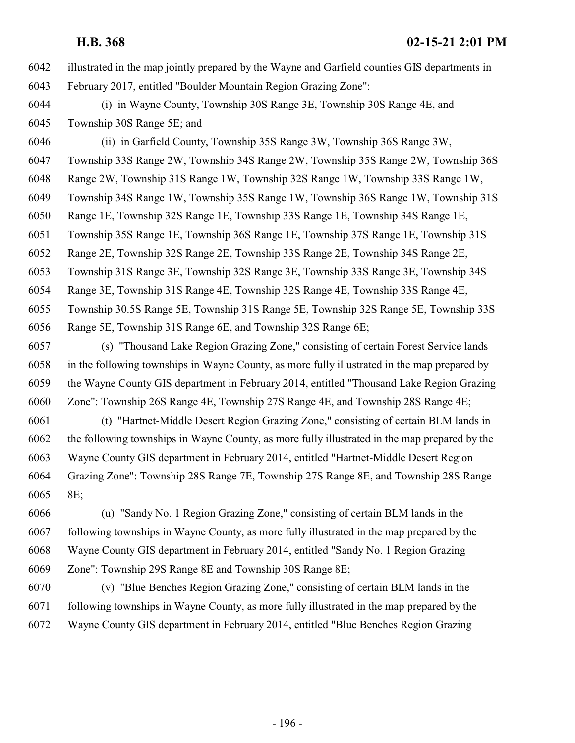illustrated in the map jointly prepared by the Wayne and Garfield counties GIS departments in February 2017, entitled "Boulder Mountain Region Grazing Zone":

(i) in Wayne County, Township 30S Range 3E, Township 30S Range 4E, and Township 30S Range 5E; and

(ii) in Garfield County, Township 35S Range 3W, Township 36S Range 3W, Township 33S Range 2W, Township 34S Range 2W, Township 35S Range 2W, Township 36S Range 2W, Township 31S Range 1W, Township 32S Range 1W, Township 33S Range 1W, Township 34S Range 1W, Township 35S Range 1W, Township 36S Range 1W, Township 31S Range 1E, Township 32S Range 1E, Township 33S Range 1E, Township 34S Range 1E, Township 35S Range 1E, Township 36S Range 1E, Township 37S Range 1E, Township 31S Range 2E, Township 32S Range 2E, Township 33S Range 2E, Township 34S Range 2E, Township 31S Range 3E, Township 32S Range 3E, Township 33S Range 3E, Township 34S Range 3E, Township 31S Range 4E, Township 32S Range 4E, Township 33S Range 4E, Township 30.5S Range 5E, Township 31S Range 5E, Township 32S Range 5E, Township 33S Range 5E, Township 31S Range 6E, and Township 32S Range 6E;

(s) "Thousand Lake Region Grazing Zone," consisting of certain Forest Service lands in the following townships in Wayne County, as more fully illustrated in the map prepared by the Wayne County GIS department in February 2014, entitled "Thousand Lake Region Grazing Zone": Township 26S Range 4E, Township 27S Range 4E, and Township 28S Range 4E;

(t) "Hartnet-Middle Desert Region Grazing Zone," consisting of certain BLM lands in the following townships in Wayne County, as more fully illustrated in the map prepared by the Wayne County GIS department in February 2014, entitled "Hartnet-Middle Desert Region Grazing Zone": Township 28S Range 7E, Township 27S Range 8E, and Township 28S Range 8E;

(u) "Sandy No. 1 Region Grazing Zone," consisting of certain BLM lands in the following townships in Wayne County, as more fully illustrated in the map prepared by the Wayne County GIS department in February 2014, entitled "Sandy No. 1 Region Grazing Zone": Township 29S Range 8E and Township 30S Range 8E;

(v) "Blue Benches Region Grazing Zone," consisting of certain BLM lands in the following townships in Wayne County, as more fully illustrated in the map prepared by the Wayne County GIS department in February 2014, entitled "Blue Benches Region Grazing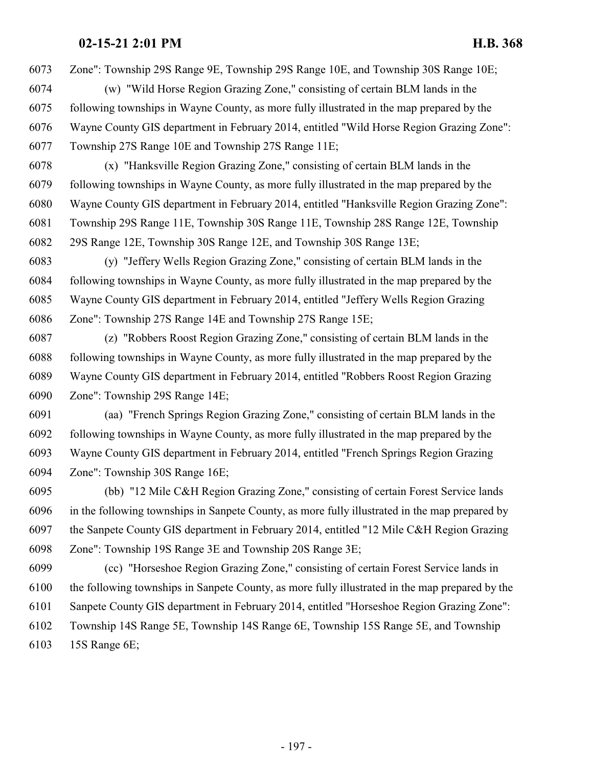Zone": Township 29S Range 9E, Township 29S Range 10E, and Township 30S Range 10E;

(w) "Wild Horse Region Grazing Zone," consisting of certain BLM lands in the following townships in Wayne County, as more fully illustrated in the map prepared by the Wayne County GIS department in February 2014, entitled "Wild Horse Region Grazing Zone": Township 27S Range 10E and Township 27S Range 11E;

(x) "Hanksville Region Grazing Zone," consisting of certain BLM lands in the following townships in Wayne County, as more fully illustrated in the map prepared by the Wayne County GIS department in February 2014, entitled "Hanksville Region Grazing Zone": Township 29S Range 11E, Township 30S Range 11E, Township 28S Range 12E, Township 29S Range 12E, Township 30S Range 12E, and Township 30S Range 13E;

(y) "Jeffery Wells Region Grazing Zone," consisting of certain BLM lands in the following townships in Wayne County, as more fully illustrated in the map prepared by the Wayne County GIS department in February 2014, entitled "Jeffery Wells Region Grazing Zone": Township 27S Range 14E and Township 27S Range 15E;

(z) "Robbers Roost Region Grazing Zone," consisting of certain BLM lands in the following townships in Wayne County, as more fully illustrated in the map prepared by the Wayne County GIS department in February 2014, entitled "Robbers Roost Region Grazing Zone": Township 29S Range 14E;

(aa) "French Springs Region Grazing Zone," consisting of certain BLM lands in the following townships in Wayne County, as more fully illustrated in the map prepared by the Wayne County GIS department in February 2014, entitled "French Springs Region Grazing Zone": Township 30S Range 16E;

(bb) "12 Mile C&H Region Grazing Zone," consisting of certain Forest Service lands in the following townships in Sanpete County, as more fully illustrated in the map prepared by the Sanpete County GIS department in February 2014, entitled "12 Mile C&H Region Grazing Zone": Township 19S Range 3E and Township 20S Range 3E;

(cc) "Horseshoe Region Grazing Zone," consisting of certain Forest Service lands in the following townships in Sanpete County, as more fully illustrated in the map prepared by the Sanpete County GIS department in February 2014, entitled "Horseshoe Region Grazing Zone": Township 14S Range 5E, Township 14S Range 6E, Township 15S Range 5E, and Township 15S Range 6E;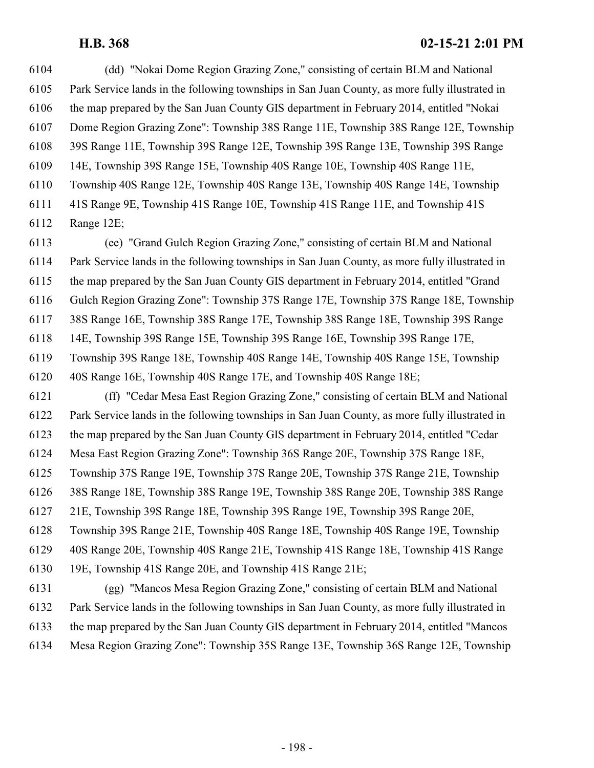(dd) "Nokai Dome Region Grazing Zone," consisting of certain BLM and National Park Service lands in the following townships in San Juan County, as more fully illustrated in the map prepared by the San Juan County GIS department in February 2014, entitled "Nokai Dome Region Grazing Zone": Township 38S Range 11E, Township 38S Range 12E, Township 39S Range 11E, Township 39S Range 12E, Township 39S Range 13E, Township 39S Range 14E, Township 39S Range 15E, Township 40S Range 10E, Township 40S Range 11E, Township 40S Range 12E, Township 40S Range 13E, Township 40S Range 14E, Township 41S Range 9E, Township 41S Range 10E, Township 41S Range 11E, and Township 41S Range 12E;

(ee) "Grand Gulch Region Grazing Zone," consisting of certain BLM and National Park Service lands in the following townships in San Juan County, as more fully illustrated in the map prepared by the San Juan County GIS department in February 2014, entitled "Grand Gulch Region Grazing Zone": Township 37S Range 17E, Township 37S Range 18E, Township 38S Range 16E, Township 38S Range 17E, Township 38S Range 18E, Township 39S Range 14E, Township 39S Range 15E, Township 39S Range 16E, Township 39S Range 17E, Township 39S Range 18E, Township 40S Range 14E, Township 40S Range 15E, Township 40S Range 16E, Township 40S Range 17E, and Township 40S Range 18E;

(ff) "Cedar Mesa East Region Grazing Zone," consisting of certain BLM and National Park Service lands in the following townships in San Juan County, as more fully illustrated in the map prepared by the San Juan County GIS department in February 2014, entitled "Cedar Mesa East Region Grazing Zone": Township 36S Range 20E, Township 37S Range 18E, Township 37S Range 19E, Township 37S Range 20E, Township 37S Range 21E, Township 38S Range 18E, Township 38S Range 19E, Township 38S Range 20E, Township 38S Range 21E, Township 39S Range 18E, Township 39S Range 19E, Township 39S Range 20E, Township 39S Range 21E, Township 40S Range 18E, Township 40S Range 19E, Township 40S Range 20E, Township 40S Range 21E, Township 41S Range 18E, Township 41S Range 19E, Township 41S Range 20E, and Township 41S Range 21E;

(gg) "Mancos Mesa Region Grazing Zone," consisting of certain BLM and National Park Service lands in the following townships in San Juan County, as more fully illustrated in the map prepared by the San Juan County GIS department in February 2014, entitled "Mancos Mesa Region Grazing Zone": Township 35S Range 13E, Township 36S Range 12E, Township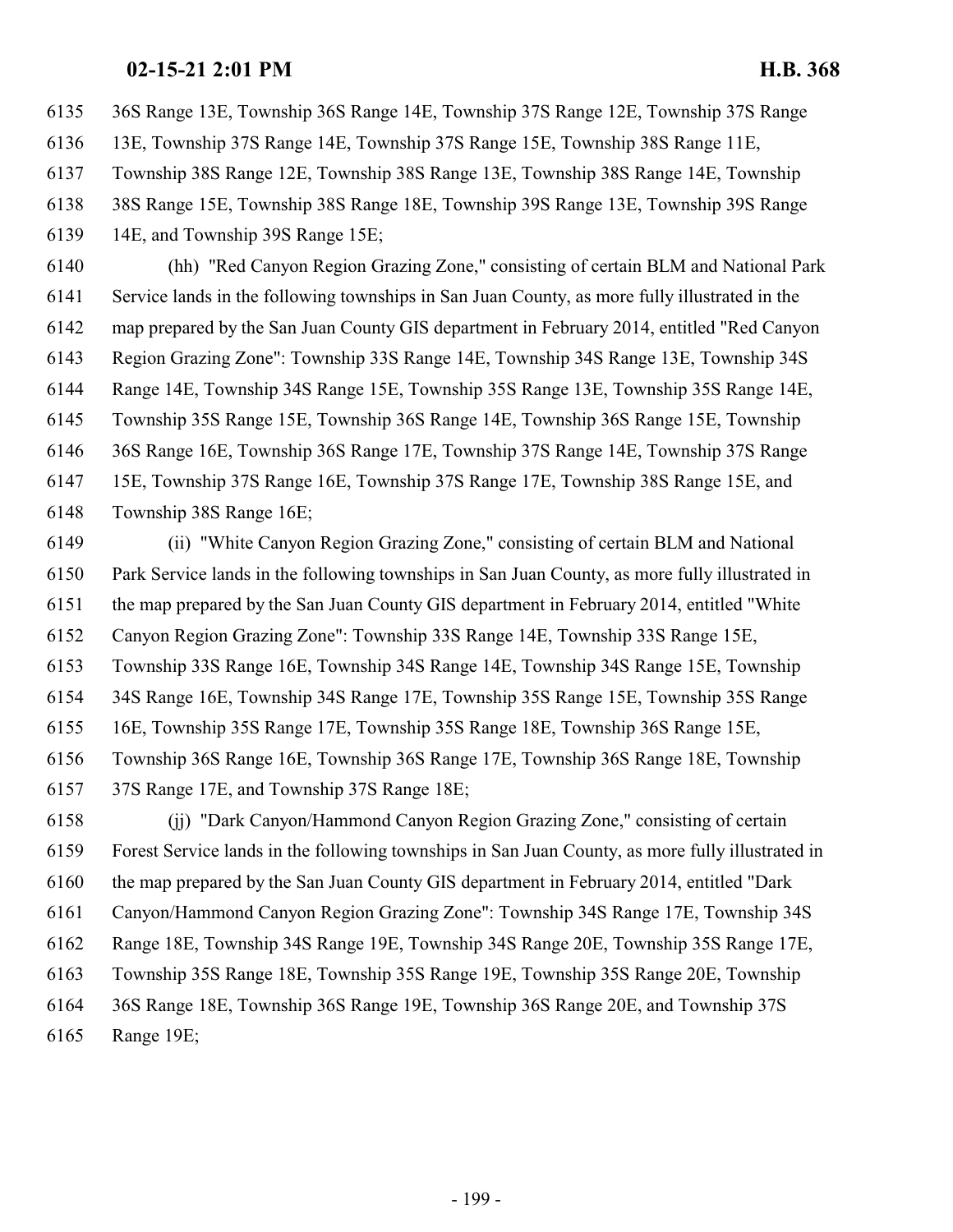36S Range 13E, Township 36S Range 14E, Township 37S Range 12E, Township 37S Range 13E, Township 37S Range 14E, Township 37S Range 15E, Township 38S Range 11E, Township 38S Range 12E, Township 38S Range 13E, Township 38S Range 14E, Township 38S Range 15E, Township 38S Range 18E, Township 39S Range 13E, Township 39S Range 14E, and Township 39S Range 15E;

(hh) "Red Canyon Region Grazing Zone," consisting of certain BLM and National Park Service lands in the following townships in San Juan County, as more fully illustrated in the map prepared by the San Juan County GIS department in February 2014, entitled "Red Canyon Region Grazing Zone": Township 33S Range 14E, Township 34S Range 13E, Township 34S Range 14E, Township 34S Range 15E, Township 35S Range 13E, Township 35S Range 14E, Township 35S Range 15E, Township 36S Range 14E, Township 36S Range 15E, Township 36S Range 16E, Township 36S Range 17E, Township 37S Range 14E, Township 37S Range 15E, Township 37S Range 16E, Township 37S Range 17E, Township 38S Range 15E, and Township 38S Range 16E;

(ii) "White Canyon Region Grazing Zone," consisting of certain BLM and National Park Service lands in the following townships in San Juan County, as more fully illustrated in the map prepared by the San Juan County GIS department in February 2014, entitled "White Canyon Region Grazing Zone": Township 33S Range 14E, Township 33S Range 15E, Township 33S Range 16E, Township 34S Range 14E, Township 34S Range 15E, Township 34S Range 16E, Township 34S Range 17E, Township 35S Range 15E, Township 35S Range 16E, Township 35S Range 17E, Township 35S Range 18E, Township 36S Range 15E, Township 36S Range 16E, Township 36S Range 17E, Township 36S Range 18E, Township 37S Range 17E, and Township 37S Range 18E;

(jj) "Dark Canyon/Hammond Canyon Region Grazing Zone," consisting of certain Forest Service lands in the following townships in San Juan County, as more fully illustrated in the map prepared by the San Juan County GIS department in February 2014, entitled "Dark Canyon/Hammond Canyon Region Grazing Zone": Township 34S Range 17E, Township 34S Range 18E, Township 34S Range 19E, Township 34S Range 20E, Township 35S Range 17E, Township 35S Range 18E, Township 35S Range 19E, Township 35S Range 20E, Township 36S Range 18E, Township 36S Range 19E, Township 36S Range 20E, and Township 37S Range 19E;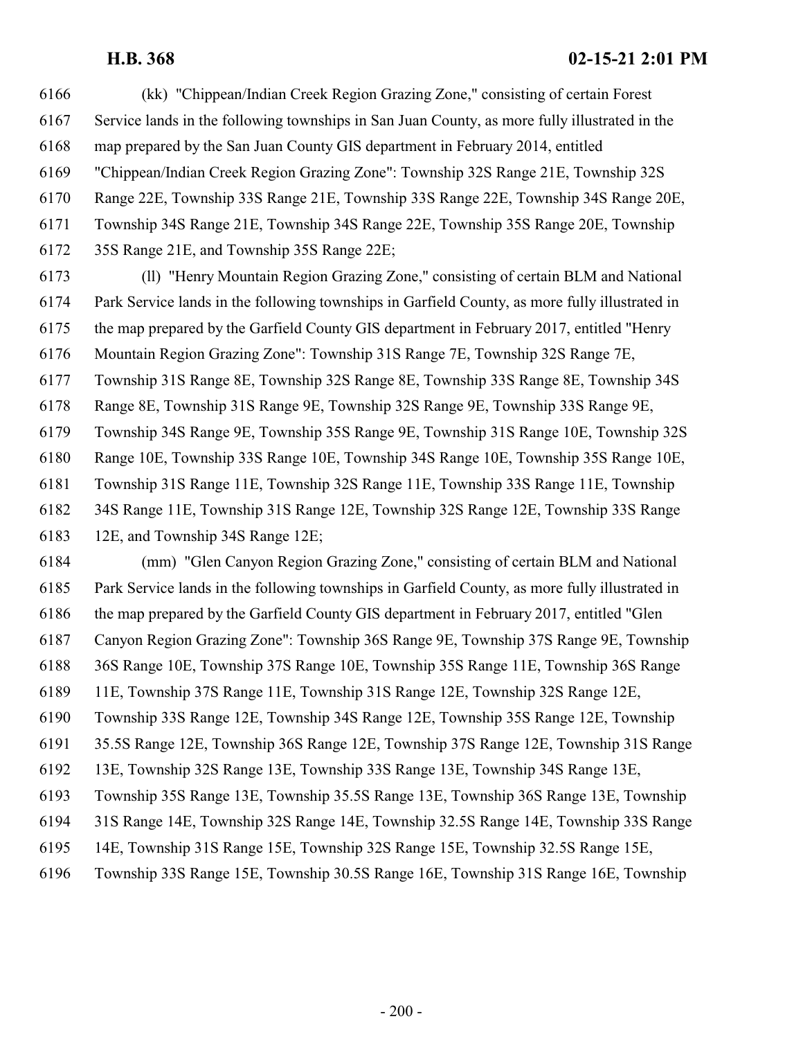(kk) "Chippean/Indian Creek Region Grazing Zone," consisting of certain Forest Service lands in the following townships in San Juan County, as more fully illustrated in the map prepared by the San Juan County GIS department in February 2014, entitled "Chippean/Indian Creek Region Grazing Zone": Township 32S Range 21E, Township 32S Range 22E, Township 33S Range 21E, Township 33S Range 22E, Township 34S Range 20E, Township 34S Range 21E, Township 34S Range 22E, Township 35S Range 20E, Township 35S Range 21E, and Township 35S Range 22E;

(ll) "Henry Mountain Region Grazing Zone," consisting of certain BLM and National Park Service lands in the following townships in Garfield County, as more fully illustrated in the map prepared by the Garfield County GIS department in February 2017, entitled "Henry Mountain Region Grazing Zone": Township 31S Range 7E, Township 32S Range 7E, Township 31S Range 8E, Township 32S Range 8E, Township 33S Range 8E, Township 34S Range 8E, Township 31S Range 9E, Township 32S Range 9E, Township 33S Range 9E, Township 34S Range 9E, Township 35S Range 9E, Township 31S Range 10E, Township 32S Range 10E, Township 33S Range 10E, Township 34S Range 10E, Township 35S Range 10E, Township 31S Range 11E, Township 32S Range 11E, Township 33S Range 11E, Township 34S Range 11E, Township 31S Range 12E, Township 32S Range 12E, Township 33S Range 12E, and Township 34S Range 12E;

(mm) "Glen Canyon Region Grazing Zone," consisting of certain BLM and National Park Service lands in the following townships in Garfield County, as more fully illustrated in the map prepared by the Garfield County GIS department in February 2017, entitled "Glen Canyon Region Grazing Zone": Township 36S Range 9E, Township 37S Range 9E, Township 36S Range 10E, Township 37S Range 10E, Township 35S Range 11E, Township 36S Range 11E, Township 37S Range 11E, Township 31S Range 12E, Township 32S Range 12E, Township 33S Range 12E, Township 34S Range 12E, Township 35S Range 12E, Township 35.5S Range 12E, Township 36S Range 12E, Township 37S Range 12E, Township 31S Range 13E, Township 32S Range 13E, Township 33S Range 13E, Township 34S Range 13E, Township 35S Range 13E, Township 35.5S Range 13E, Township 36S Range 13E, Township 31S Range 14E, Township 32S Range 14E, Township 32.5S Range 14E, Township 33S Range 14E, Township 31S Range 15E, Township 32S Range 15E, Township 32.5S Range 15E, Township 33S Range 15E, Township 30.5S Range 16E, Township 31S Range 16E, Township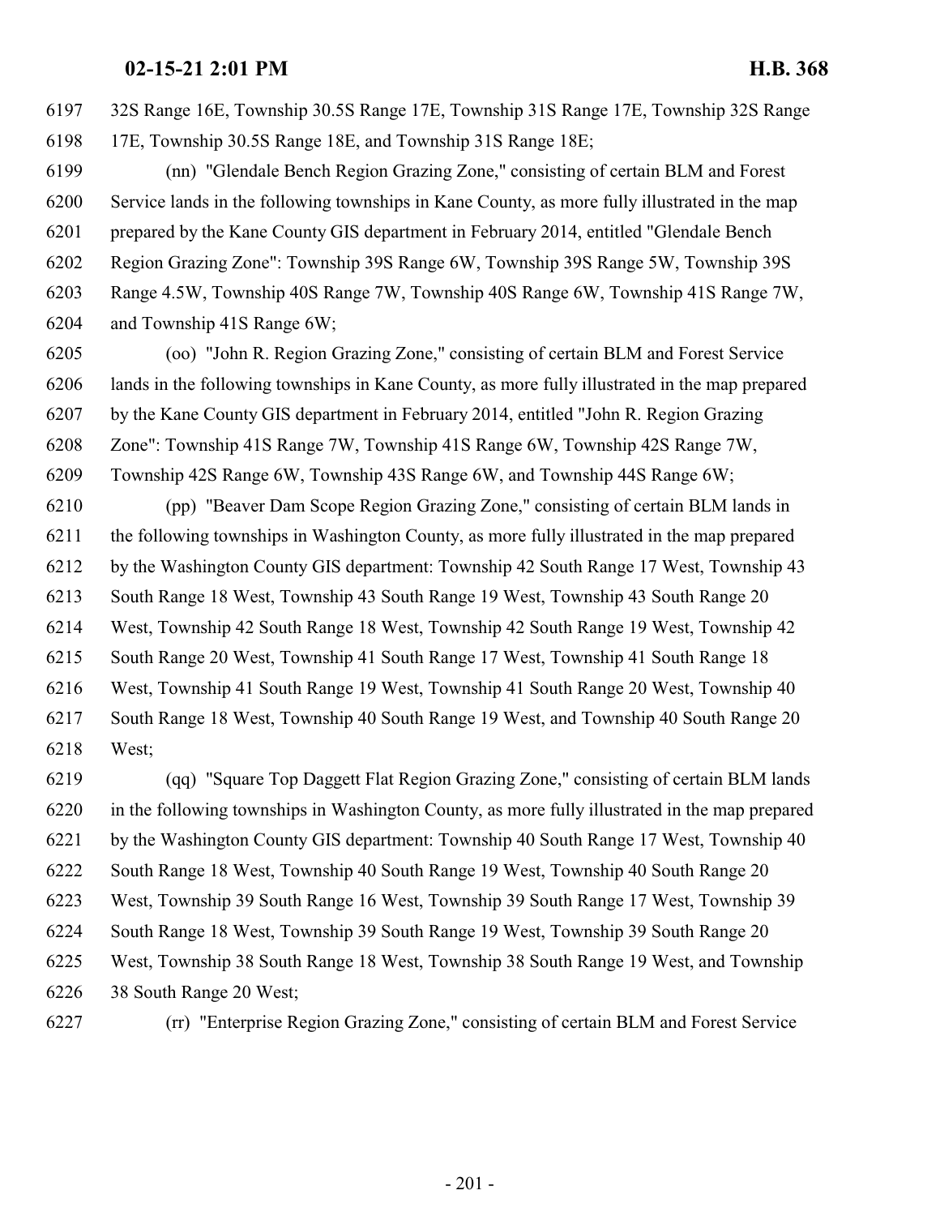32S Range 16E, Township 30.5S Range 17E, Township 31S Range 17E, Township 32S Range 17E, Township 30.5S Range 18E, and Township 31S Range 18E;

(nn) "Glendale Bench Region Grazing Zone," consisting of certain BLM and Forest Service lands in the following townships in Kane County, as more fully illustrated in the map prepared by the Kane County GIS department in February 2014, entitled "Glendale Bench Region Grazing Zone": Township 39S Range 6W, Township 39S Range 5W, Township 39S Range 4.5W, Township 40S Range 7W, Township 40S Range 6W, Township 41S Range 7W, and Township 41S Range 6W;

(oo) "John R. Region Grazing Zone," consisting of certain BLM and Forest Service lands in the following townships in Kane County, as more fully illustrated in the map prepared by the Kane County GIS department in February 2014, entitled "John R. Region Grazing Zone": Township 41S Range 7W, Township 41S Range 6W, Township 42S Range 7W, Township 42S Range 6W, Township 43S Range 6W, and Township 44S Range 6W;

(pp) "Beaver Dam Scope Region Grazing Zone," consisting of certain BLM lands in the following townships in Washington County, as more fully illustrated in the map prepared by the Washington County GIS department: Township 42 South Range 17 West, Township 43 South Range 18 West, Township 43 South Range 19 West, Township 43 South Range 20 West, Township 42 South Range 18 West, Township 42 South Range 19 West, Township 42 South Range 20 West, Township 41 South Range 17 West, Township 41 South Range 18 West, Township 41 South Range 19 West, Township 41 South Range 20 West, Township 40 South Range 18 West, Township 40 South Range 19 West, and Township 40 South Range 20 West;

(qq) "Square Top Daggett Flat Region Grazing Zone," consisting of certain BLM lands in the following townships in Washington County, as more fully illustrated in the map prepared by the Washington County GIS department: Township 40 South Range 17 West, Township 40 South Range 18 West, Township 40 South Range 19 West, Township 40 South Range 20 West, Township 39 South Range 16 West, Township 39 South Range 17 West, Township 39 South Range 18 West, Township 39 South Range 19 West, Township 39 South Range 20 West, Township 38 South Range 18 West, Township 38 South Range 19 West, and Township 38 South Range 20 West;

(rr) "Enterprise Region Grazing Zone," consisting of certain BLM and Forest Service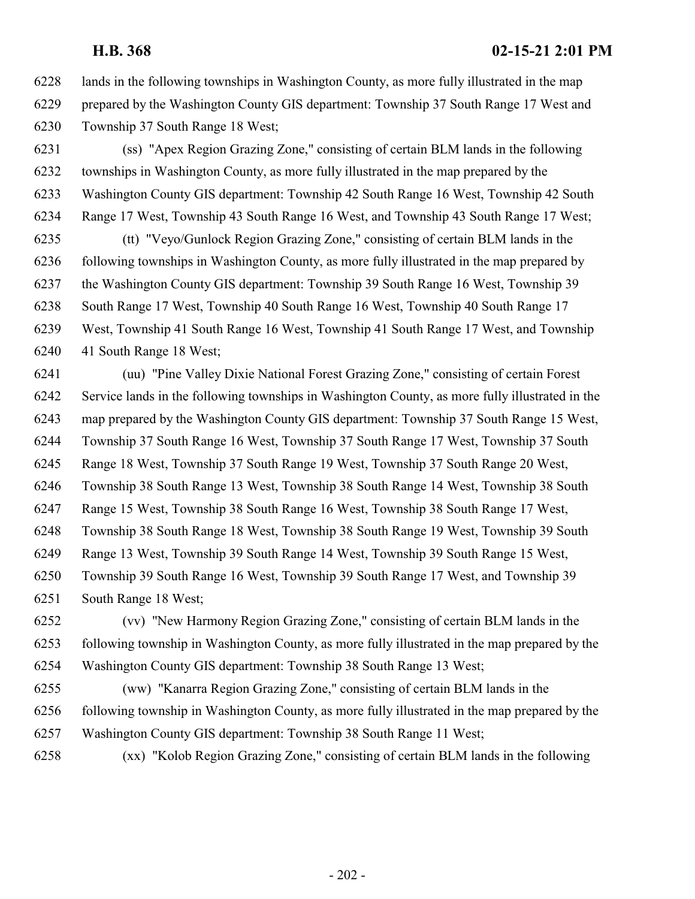lands in the following townships in Washington County, as more fully illustrated in the map prepared by the Washington County GIS department: Township 37 South Range 17 West and Township 37 South Range 18 West;

(ss) "Apex Region Grazing Zone," consisting of certain BLM lands in the following townships in Washington County, as more fully illustrated in the map prepared by the Washington County GIS department: Township 42 South Range 16 West, Township 42 South Range 17 West, Township 43 South Range 16 West, and Township 43 South Range 17 West;

(tt) "Veyo/Gunlock Region Grazing Zone," consisting of certain BLM lands in the following townships in Washington County, as more fully illustrated in the map prepared by the Washington County GIS department: Township 39 South Range 16 West, Township 39 South Range 17 West, Township 40 South Range 16 West, Township 40 South Range 17 West, Township 41 South Range 16 West, Township 41 South Range 17 West, and Township 41 South Range 18 West;

(uu) "Pine Valley Dixie National Forest Grazing Zone," consisting of certain Forest Service lands in the following townships in Washington County, as more fully illustrated in the map prepared by the Washington County GIS department: Township 37 South Range 15 West, Township 37 South Range 16 West, Township 37 South Range 17 West, Township 37 South Range 18 West, Township 37 South Range 19 West, Township 37 South Range 20 West, Township 38 South Range 13 West, Township 38 South Range 14 West, Township 38 South Range 15 West, Township 38 South Range 16 West, Township 38 South Range 17 West, Township 38 South Range 18 West, Township 38 South Range 19 West, Township 39 South Range 13 West, Township 39 South Range 14 West, Township 39 South Range 15 West, Township 39 South Range 16 West, Township 39 South Range 17 West, and Township 39 South Range 18 West;

(vv) "New Harmony Region Grazing Zone," consisting of certain BLM lands in the following township in Washington County, as more fully illustrated in the map prepared by the Washington County GIS department: Township 38 South Range 13 West;

(ww) "Kanarra Region Grazing Zone," consisting of certain BLM lands in the following township in Washington County, as more fully illustrated in the map prepared by the Washington County GIS department: Township 38 South Range 11 West;

(xx) "Kolob Region Grazing Zone," consisting of certain BLM lands in the following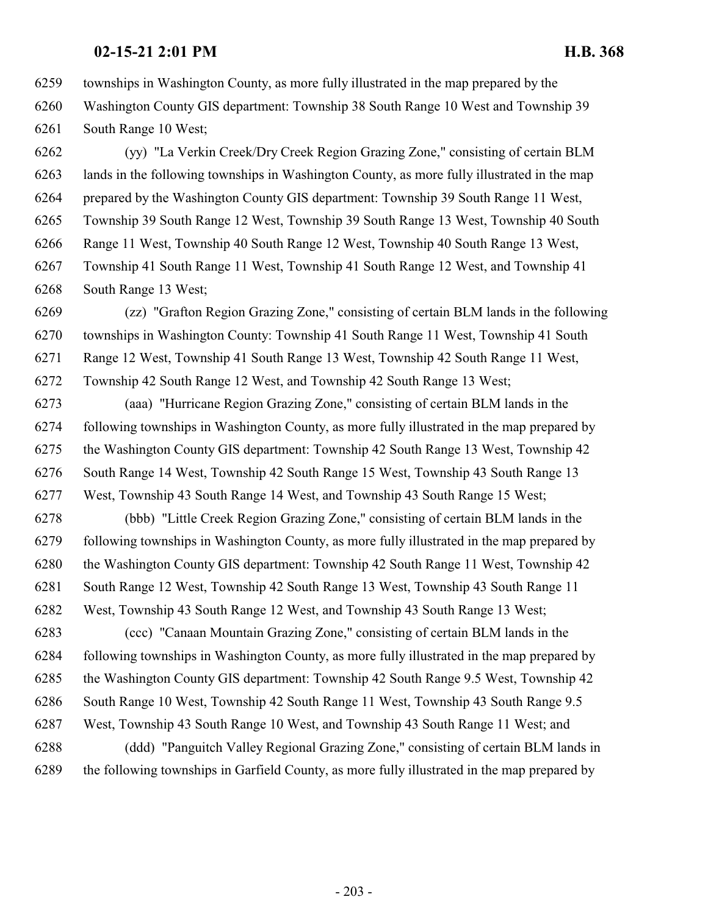6259 townships in Washington County, as more fully illustrated in the map prepared by the
6260 Washington County GIS department: Township 38 South Range 10 West and Township 39
6261 South Range 10 West;

6262 (yy) "La Verkin Creek/Dry Creek Region Grazing Zone," consisting of certain BLM
6263 lands in the following townships in Washington County, as more fully illustrated in the map
6264 prepared by the Washington County GIS department: Township 39 South Range 11 West,
6265 Township 39 South Range 12 West, Township 39 South Range 13 West, Township 40 South
6266 Range 11 West, Township 40 South Range 12 West, Township 40 South Range 13 West,
6267 Township 41 South Range 11 West, Township 41 South Range 12 West, and Township 41
6268 South Range 13 West;

6269 (zz) "Grafton Region Grazing Zone," consisting of certain BLM lands in the following
6270 townships in Washington County: Township 41 South Range 11 West, Township 41 South
6271 Range 12 West, Township 41 South Range 13 West, Township 42 South Range 11 West,
6272 Township 42 South Range 12 West, and Township 42 South Range 13 West;

6273 (aaa) "Hurricane Region Grazing Zone," consisting of certain BLM lands in the
6274 following townships in Washington County, as more fully illustrated in the map prepared by
6275 the Washington County GIS department: Township 42 South Range 13 West, Township 42
6276 South Range 14 West, Township 42 South Range 15 West, Township 43 South Range 13
6277 West, Township 43 South Range 14 West, and Township 43 South Range 15 West;

6278 (bbb) "Little Creek Region Grazing Zone," consisting of certain BLM lands in the
6279 following townships in Washington County, as more fully illustrated in the map prepared by
6280 the Washington County GIS department: Township 42 South Range 11 West, Township 42
6281 South Range 12 West, Township 42 South Range 13 West, Township 43 South Range 11
6282 West, Township 43 South Range 12 West, and Township 43 South Range 13 West;

6283 (ccc) "Canaan Mountain Grazing Zone," consisting of certain BLM lands in the
6284 following townships in Washington County, as more fully illustrated in the map prepared by
6285 the Washington County GIS department: Township 42 South Range 9.5 West, Township 42
6286 South Range 10 West, Township 42 South Range 11 West, Township 43 South Range 9.5
6287 West, Township 43 South Range 10 West, and Township 43 South Range 11 West; and

6288 (ddd) "Panguitch Valley Regional Grazing Zone," consisting of certain BLM lands in
6289 the following townships in Garfield County, as more fully illustrated in the map prepared by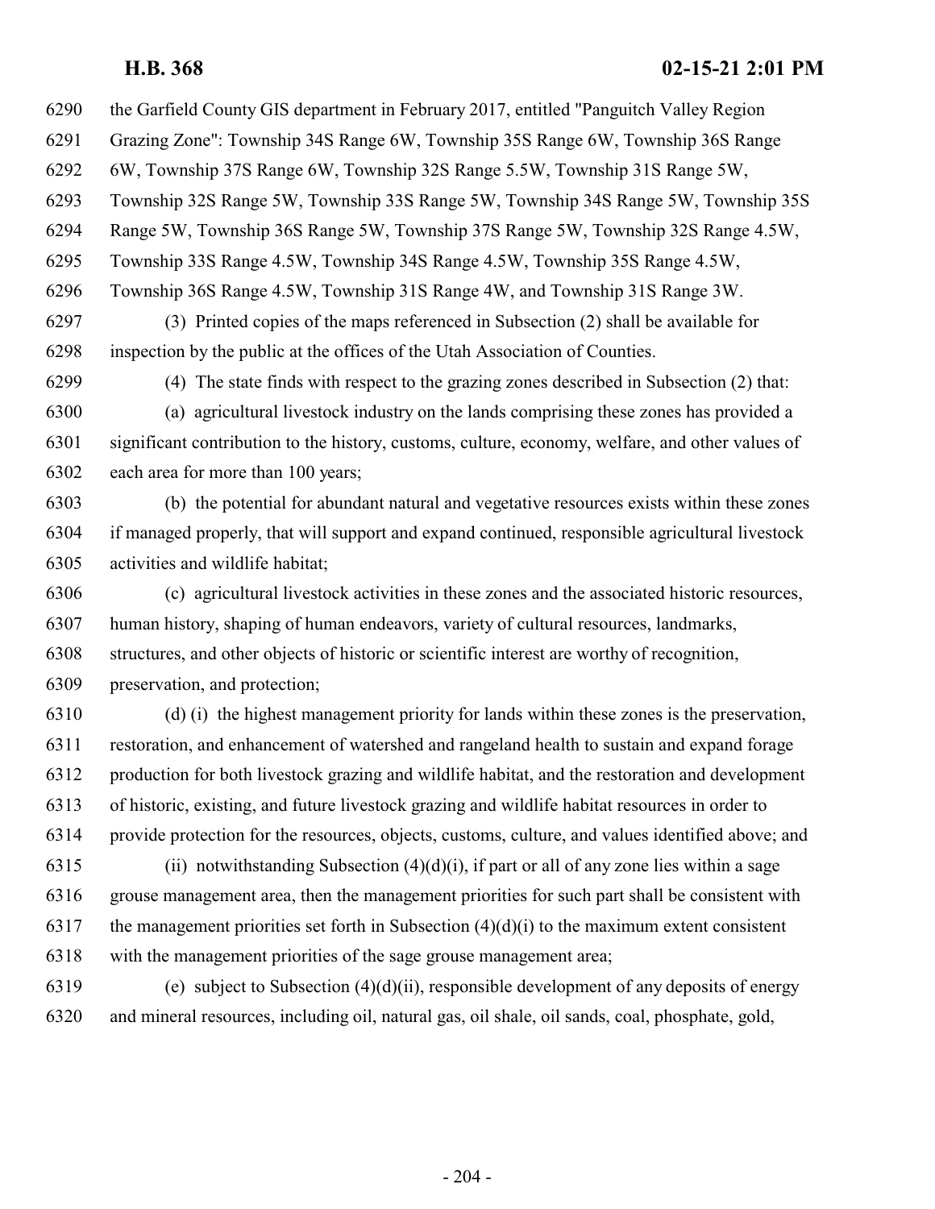the Garfield County GIS department in February 2017, entitled "Panguitch Valley Region Grazing Zone": Township 34S Range 6W, Township 35S Range 6W, Township 36S Range 6W, Township 37S Range 6W, Township 32S Range 5.5W, Township 31S Range 5W, Township 32S Range 5W, Township 33S Range 5W, Township 34S Range 5W, Township 35S Range 5W, Township 36S Range 5W, Township 37S Range 5W, Township 32S Range 4.5W, Township 33S Range 4.5W, Township 34S Range 4.5W, Township 35S Range 4.5W, Township 36S Range 4.5W, Township 31S Range 4W, and Township 31S Range 3W.

(3) Printed copies of the maps referenced in Subsection (2) shall be available for inspection by the public at the offices of the Utah Association of Counties.

(4) The state finds with respect to the grazing zones described in Subsection (2) that:

(a) agricultural livestock industry on the lands comprising these zones has provided a significant contribution to the history, customs, culture, economy, welfare, and other values of each area for more than 100 years;

(b) the potential for abundant natural and vegetative resources exists within these zones if managed properly, that will support and expand continued, responsible agricultural livestock activities and wildlife habitat;

(c) agricultural livestock activities in these zones and the associated historic resources, human history, shaping of human endeavors, variety of cultural resources, landmarks, structures, and other objects of historic or scientific interest are worthy of recognition, preservation, and protection;

(d) (i) the highest management priority for lands within these zones is the preservation, restoration, and enhancement of watershed and rangeland health to sustain and expand forage production for both livestock grazing and wildlife habitat, and the restoration and development of historic, existing, and future livestock grazing and wildlife habitat resources in order to provide protection for the resources, objects, customs, culture, and values identified above; and

(ii) notwithstanding Subsection (4)(d)(i), if part or all of any zone lies within a sage grouse management area, then the management priorities for such part shall be consistent with the management priorities set forth in Subsection (4)(d)(i) to the maximum extent consistent with the management priorities of the sage grouse management area;

(e) subject to Subsection (4)(d)(ii), responsible development of any deposits of energy and mineral resources, including oil, natural gas, oil shale, oil sands, coal, phosphate, gold,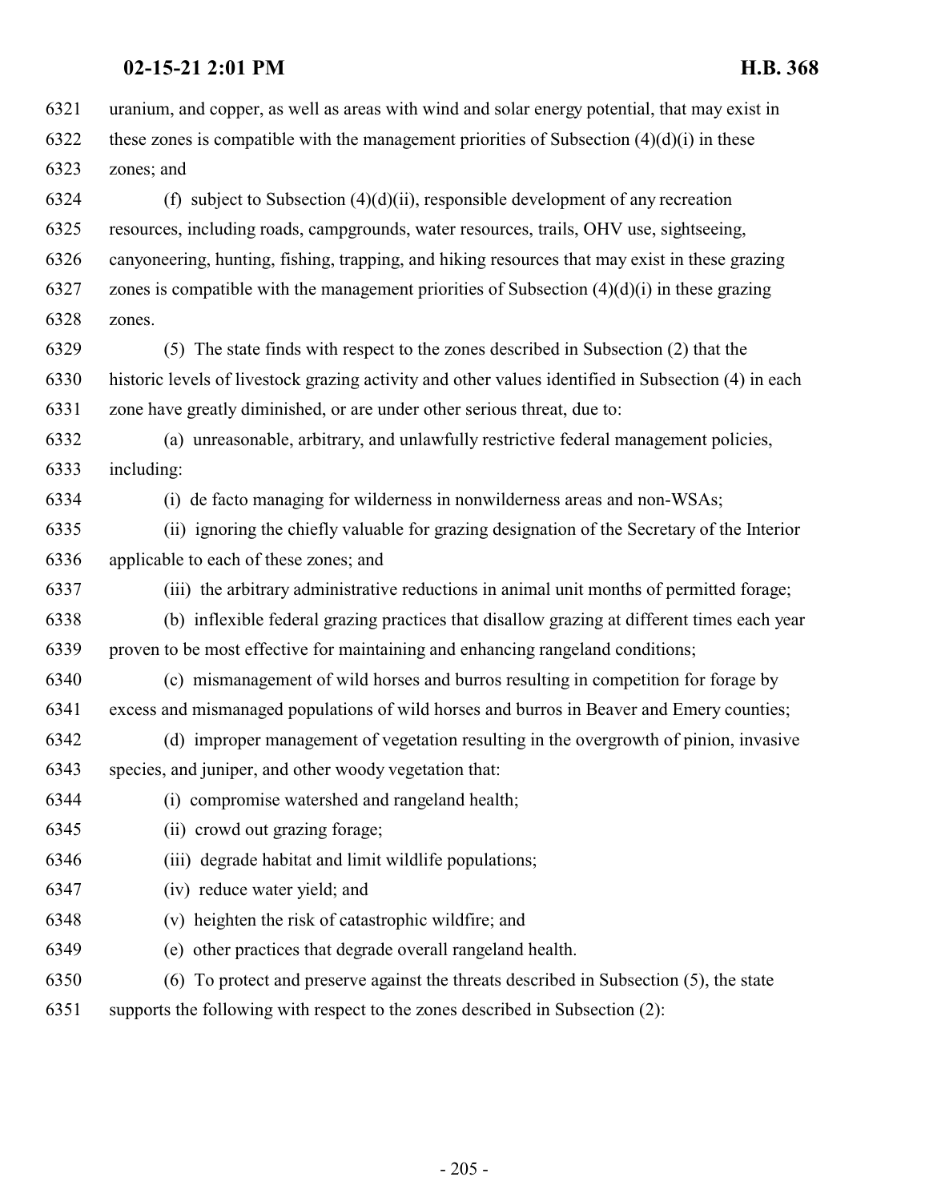uranium, and copper, as well as areas with wind and solar energy potential, that may exist in these zones is compatible with the management priorities of Subsection (4)(d)(i) in these zones; and

(f) subject to Subsection (4)(d)(ii), responsible development of any recreation resources, including roads, campgrounds, water resources, trails, OHV use, sightseeing, canyoneering, hunting, fishing, trapping, and hiking resources that may exist in these grazing zones is compatible with the management priorities of Subsection (4)(d)(i) in these grazing zones.

(5) The state finds with respect to the zones described in Subsection (2) that the historic levels of livestock grazing activity and other values identified in Subsection (4) in each zone have greatly diminished, or are under other serious threat, due to:

(a) unreasonable, arbitrary, and unlawfully restrictive federal management policies, including:

(i) de facto managing for wilderness in nonwilderness areas and non-WSAs;

(ii) ignoring the chiefly valuable for grazing designation of the Secretary of the Interior applicable to each of these zones; and

(iii) the arbitrary administrative reductions in animal unit months of permitted forage;

(b) inflexible federal grazing practices that disallow grazing at different times each year proven to be most effective for maintaining and enhancing rangeland conditions;

(c) mismanagement of wild horses and burros resulting in competition for forage by excess and mismanaged populations of wild horses and burros in Beaver and Emery counties;

(d) improper management of vegetation resulting in the overgrowth of pinion, invasive species, and juniper, and other woody vegetation that:

(i) compromise watershed and rangeland health;

(ii) crowd out grazing forage;

(iii) degrade habitat and limit wildlife populations;

(iv) reduce water yield; and

(v) heighten the risk of catastrophic wildfire; and

(e) other practices that degrade overall rangeland health.

(6) To protect and preserve against the threats described in Subsection (5), the state supports the following with respect to the zones described in Subsection (2):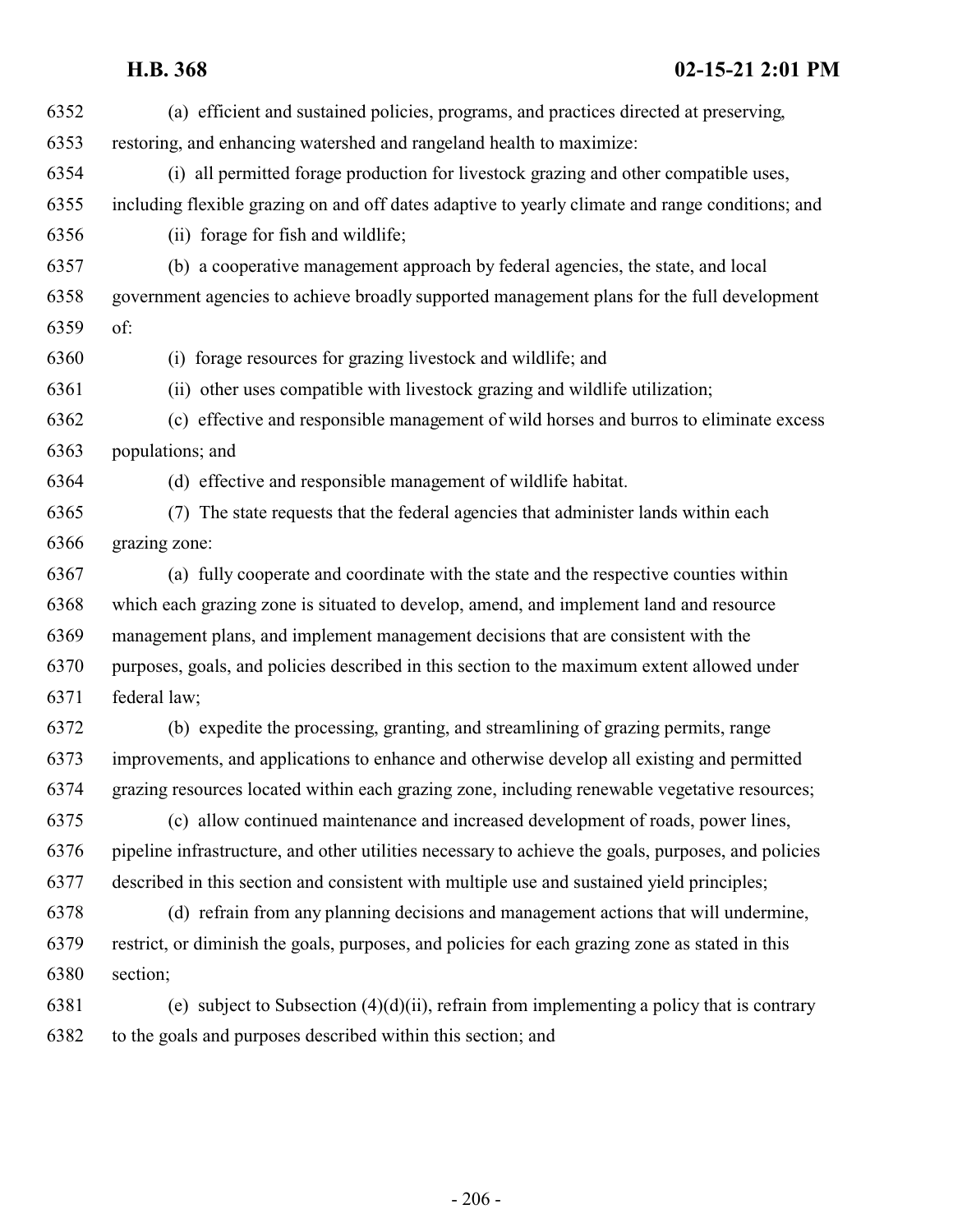(a) efficient and sustained policies, programs, and practices directed at preserving, restoring, and enhancing watershed and rangeland health to maximize:

(i) all permitted forage production for livestock grazing and other compatible uses, including flexible grazing on and off dates adaptive to yearly climate and range conditions; and

(ii) forage for fish and wildlife;

(b) a cooperative management approach by federal agencies, the state, and local government agencies to achieve broadly supported management plans for the full development of:

(i) forage resources for grazing livestock and wildlife; and

(ii) other uses compatible with livestock grazing and wildlife utilization;

(c) effective and responsible management of wild horses and burros to eliminate excess populations; and

(d) effective and responsible management of wildlife habitat.

(7) The state requests that the federal agencies that administer lands within each grazing zone:

(a) fully cooperate and coordinate with the state and the respective counties within which each grazing zone is situated to develop, amend, and implement land and resource management plans, and implement management decisions that are consistent with the purposes, goals, and policies described in this section to the maximum extent allowed under federal law;

(b) expedite the processing, granting, and streamlining of grazing permits, range improvements, and applications to enhance and otherwise develop all existing and permitted grazing resources located within each grazing zone, including renewable vegetative resources;

(c) allow continued maintenance and increased development of roads, power lines, pipeline infrastructure, and other utilities necessary to achieve the goals, purposes, and policies described in this section and consistent with multiple use and sustained yield principles;

(d) refrain from any planning decisions and management actions that will undermine, restrict, or diminish the goals, purposes, and policies for each grazing zone as stated in this section;

(e) subject to Subsection (4)(d)(ii), refrain from implementing a policy that is contrary to the goals and purposes described within this section; and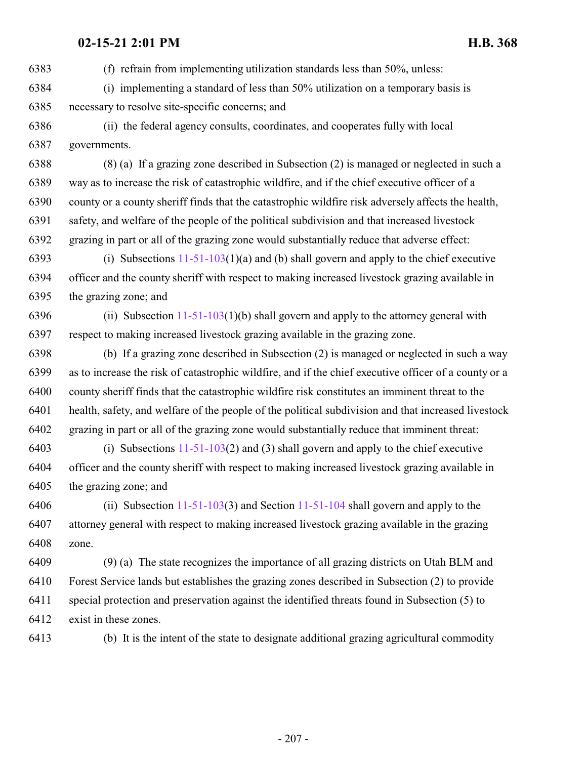(f) refrain from implementing utilization standards less than 50%, unless:

(i) implementing a standard of less than 50% utilization on a temporary basis is necessary to resolve site-specific concerns; and

(ii) the federal agency consults, coordinates, and cooperates fully with local governments.

(8) (a) If a grazing zone described in Subsection (2) is managed or neglected in such a way as to increase the risk of catastrophic wildfire, and if the chief executive officer of a county or a county sheriff finds that the catastrophic wildfire risk adversely affects the health, safety, and welfare of the people of the political subdivision and that increased livestock grazing in part or all of the grazing zone would substantially reduce that adverse effect:

(i) Subsections 11-51-103(1)(a) and (b) shall govern and apply to the chief executive officer and the county sheriff with respect to making increased livestock grazing available in the grazing zone; and

(ii) Subsection 11-51-103(1)(b) shall govern and apply to the attorney general with respect to making increased livestock grazing available in the grazing zone.

(b) If a grazing zone described in Subsection (2) is managed or neglected in such a way as to increase the risk of catastrophic wildfire, and if the chief executive officer of a county or a county sheriff finds that the catastrophic wildfire risk constitutes an imminent threat to the health, safety, and welfare of the people of the political subdivision and that increased livestock grazing in part or all of the grazing zone would substantially reduce that imminent threat:

(i) Subsections 11-51-103(2) and (3) shall govern and apply to the chief executive officer and the county sheriff with respect to making increased livestock grazing available in the grazing zone; and

(ii) Subsection 11-51-103(3) and Section 11-51-104 shall govern and apply to the attorney general with respect to making increased livestock grazing available in the grazing zone.

(9) (a) The state recognizes the importance of all grazing districts on Utah BLM and Forest Service lands but establishes the grazing zones described in Subsection (2) to provide special protection and preservation against the identified threats found in Subsection (5) to exist in these zones.

(b) It is the intent of the state to designate additional grazing agricultural commodity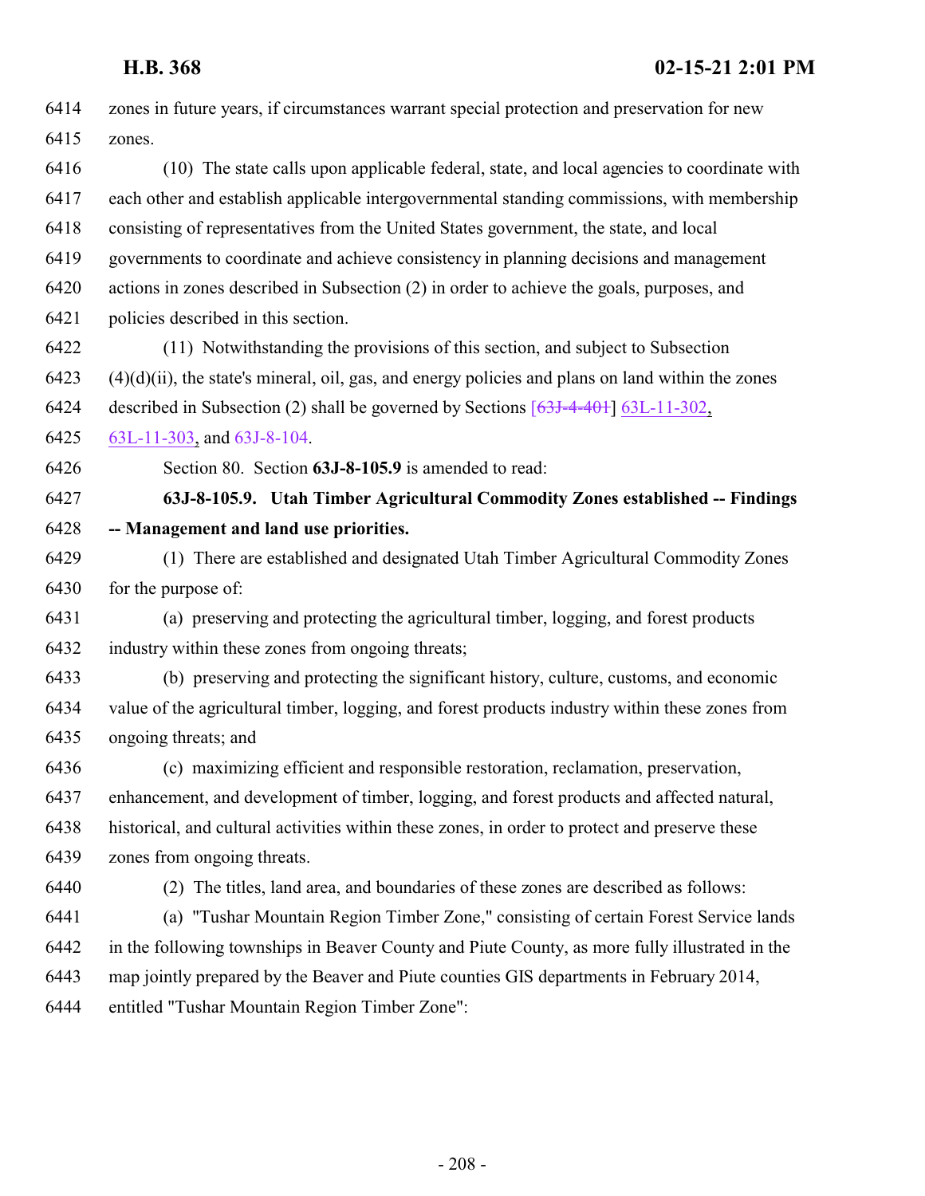zones in future years, if circumstances warrant special protection and preservation for new zones.

(10) The state calls upon applicable federal, state, and local agencies to coordinate with each other and establish applicable intergovernmental standing commissions, with membership consisting of representatives from the United States government, the state, and local governments to coordinate and achieve consistency in planning decisions and management actions in zones described in Subsection (2) in order to achieve the goals, purposes, and policies described in this section.

(11) Notwithstanding the provisions of this section, and subject to Subsection (4)(d)(ii), the state's mineral, oil, gas, and energy policies and plans on land within the zones described in Subsection (2) shall be governed by Sections [~~63J-4-401~~] 63L-11-302, 63L-11-303, and 63J-8-104.

Section 80. Section **63J-8-105.9** is amended to read:

**63J-8-105.9. Utah Timber Agricultural Commodity Zones established -- Findings -- Management and land use priorities.**

(1) There are established and designated Utah Timber Agricultural Commodity Zones for the purpose of:

(a) preserving and protecting the agricultural timber, logging, and forest products industry within these zones from ongoing threats;

(b) preserving and protecting the significant history, culture, customs, and economic value of the agricultural timber, logging, and forest products industry within these zones from ongoing threats; and

(c) maximizing efficient and responsible restoration, reclamation, preservation, enhancement, and development of timber, logging, and forest products and affected natural, historical, and cultural activities within these zones, in order to protect and preserve these zones from ongoing threats.

(2) The titles, land area, and boundaries of these zones are described as follows:

(a) "Tushar Mountain Region Timber Zone," consisting of certain Forest Service lands in the following townships in Beaver County and Piute County, as more fully illustrated in the map jointly prepared by the Beaver and Piute counties GIS departments in February 2014, entitled "Tushar Mountain Region Timber Zone":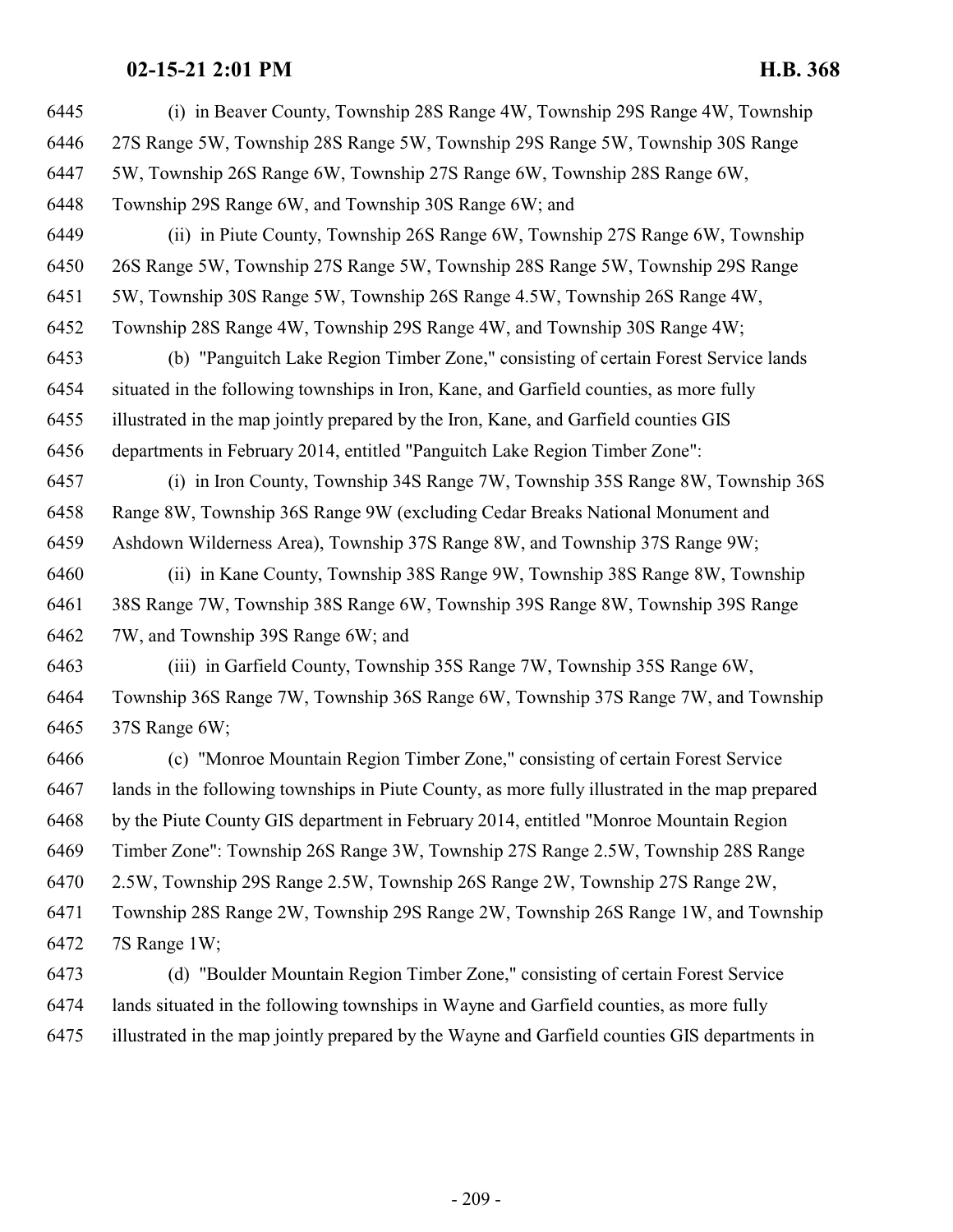(i) in Beaver County, Township 28S Range 4W, Township 29S Range 4W, Township 27S Range 5W, Township 28S Range 5W, Township 29S Range 5W, Township 30S Range 5W, Township 26S Range 6W, Township 27S Range 6W, Township 28S Range 6W, Township 29S Range 6W, and Township 30S Range 6W; and

(ii) in Piute County, Township 26S Range 6W, Township 27S Range 6W, Township 26S Range 5W, Township 27S Range 5W, Township 28S Range 5W, Township 29S Range 5W, Township 30S Range 5W, Township 26S Range 4.5W, Township 26S Range 4W, Township 28S Range 4W, Township 29S Range 4W, and Township 30S Range 4W;

(b) "Panguitch Lake Region Timber Zone," consisting of certain Forest Service lands situated in the following townships in Iron, Kane, and Garfield counties, as more fully illustrated in the map jointly prepared by the Iron, Kane, and Garfield counties GIS departments in February 2014, entitled "Panguitch Lake Region Timber Zone":

(i) in Iron County, Township 34S Range 7W, Township 35S Range 8W, Township 36S Range 8W, Township 36S Range 9W (excluding Cedar Breaks National Monument and Ashdown Wilderness Area), Township 37S Range 8W, and Township 37S Range 9W;

(ii) in Kane County, Township 38S Range 9W, Township 38S Range 8W, Township 38S Range 7W, Township 38S Range 6W, Township 39S Range 8W, Township 39S Range 7W, and Township 39S Range 6W; and

(iii) in Garfield County, Township 35S Range 7W, Township 35S Range 6W, Township 36S Range 7W, Township 36S Range 6W, Township 37S Range 7W, and Township 37S Range 6W;

(c) "Monroe Mountain Region Timber Zone," consisting of certain Forest Service lands in the following townships in Piute County, as more fully illustrated in the map prepared by the Piute County GIS department in February 2014, entitled "Monroe Mountain Region Timber Zone": Township 26S Range 3W, Township 27S Range 2.5W, Township 28S Range 2.5W, Township 29S Range 2.5W, Township 26S Range 2W, Township 27S Range 2W, Township 28S Range 2W, Township 29S Range 2W, Township 26S Range 1W, and Township 7S Range 1W;

(d) "Boulder Mountain Region Timber Zone," consisting of certain Forest Service lands situated in the following townships in Wayne and Garfield counties, as more fully illustrated in the map jointly prepared by the Wayne and Garfield counties GIS departments in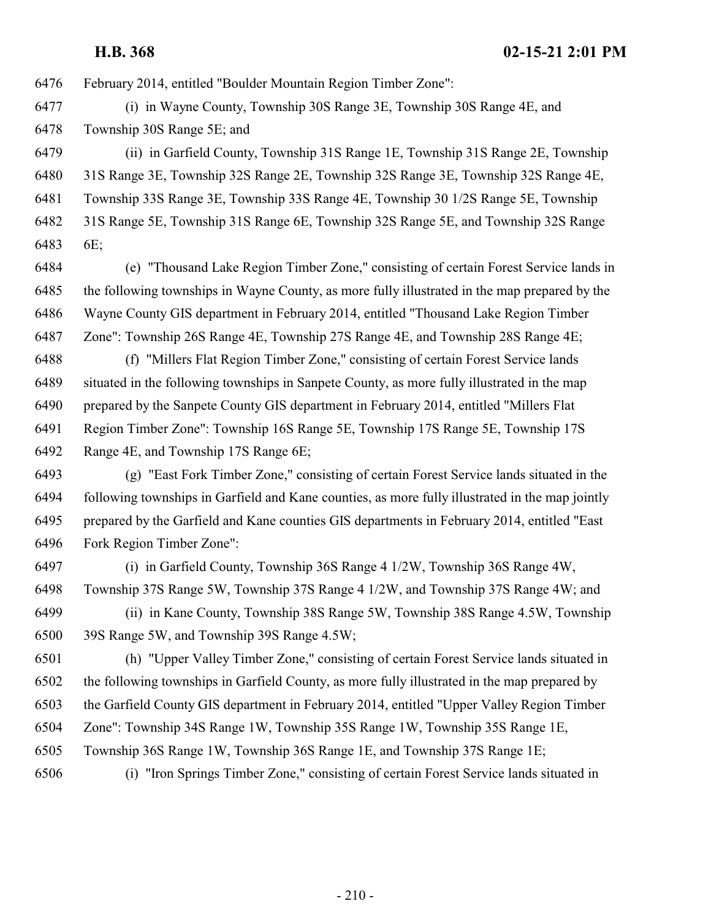February 2014, entitled "Boulder Mountain Region Timber Zone":

(i) in Wayne County, Township 30S Range 3E, Township 30S Range 4E, and Township 30S Range 5E; and

(ii) in Garfield County, Township 31S Range 1E, Township 31S Range 2E, Township 31S Range 3E, Township 32S Range 2E, Township 32S Range 3E, Township 32S Range 4E, Township 33S Range 3E, Township 33S Range 4E, Township 30 1/2S Range 5E, Township 31S Range 5E, Township 31S Range 6E, Township 32S Range 5E, and Township 32S Range 6E;

(e) "Thousand Lake Region Timber Zone," consisting of certain Forest Service lands in the following townships in Wayne County, as more fully illustrated in the map prepared by the Wayne County GIS department in February 2014, entitled "Thousand Lake Region Timber Zone": Township 26S Range 4E, Township 27S Range 4E, and Township 28S Range 4E;

(f) "Millers Flat Region Timber Zone," consisting of certain Forest Service lands situated in the following townships in Sanpete County, as more fully illustrated in the map prepared by the Sanpete County GIS department in February 2014, entitled "Millers Flat Region Timber Zone": Township 16S Range 5E, Township 17S Range 5E, Township 17S Range 4E, and Township 17S Range 6E;

(g) "East Fork Timber Zone," consisting of certain Forest Service lands situated in the following townships in Garfield and Kane counties, as more fully illustrated in the map jointly prepared by the Garfield and Kane counties GIS departments in February 2014, entitled "East Fork Region Timber Zone":

(i) in Garfield County, Township 36S Range 4 1/2W, Township 36S Range 4W, Township 37S Range 5W, Township 37S Range 4 1/2W, and Township 37S Range 4W; and

(ii) in Kane County, Township 38S Range 5W, Township 38S Range 4.5W, Township 39S Range 5W, and Township 39S Range 4.5W;

(h) "Upper Valley Timber Zone," consisting of certain Forest Service lands situated in the following townships in Garfield County, as more fully illustrated in the map prepared by the Garfield County GIS department in February 2014, entitled "Upper Valley Region Timber Zone": Township 34S Range 1W, Township 35S Range 1W, Township 35S Range 1E, Township 36S Range 1W, Township 36S Range 1E, and Township 37S Range 1E;

(i) "Iron Springs Timber Zone," consisting of certain Forest Service lands situated in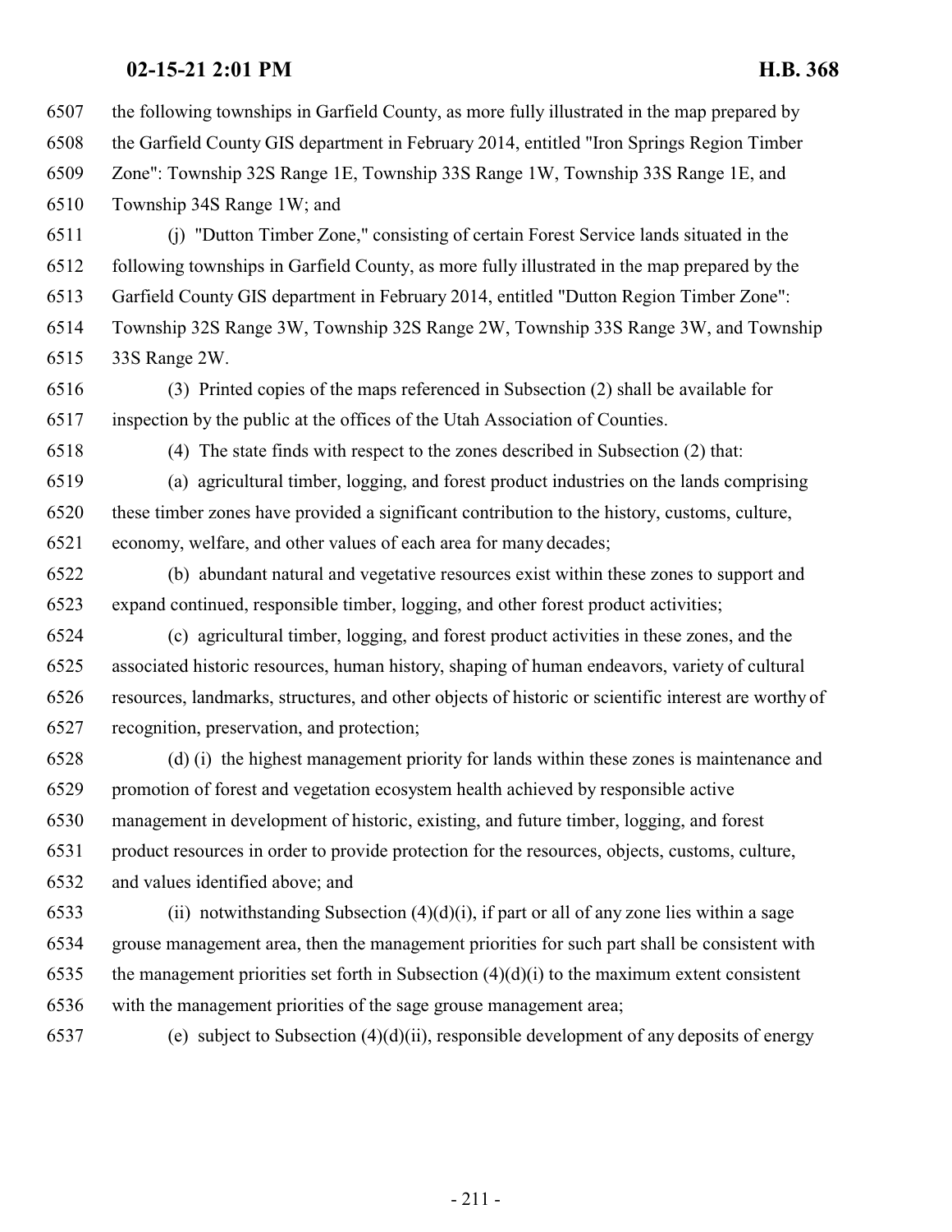the following townships in Garfield County, as more fully illustrated in the map prepared by the Garfield County GIS department in February 2014, entitled "Iron Springs Region Timber Zone": Township 32S Range 1E, Township 33S Range 1W, Township 33S Range 1E, and Township 34S Range 1W; and

(j) "Dutton Timber Zone," consisting of certain Forest Service lands situated in the following townships in Garfield County, as more fully illustrated in the map prepared by the Garfield County GIS department in February 2014, entitled "Dutton Region Timber Zone": Township 32S Range 3W, Township 32S Range 2W, Township 33S Range 3W, and Township 33S Range 2W.

(3) Printed copies of the maps referenced in Subsection (2) shall be available for inspection by the public at the offices of the Utah Association of Counties.

(4) The state finds with respect to the zones described in Subsection (2) that:

(a) agricultural timber, logging, and forest product industries on the lands comprising these timber zones have provided a significant contribution to the history, customs, culture, economy, welfare, and other values of each area for many decades;

(b) abundant natural and vegetative resources exist within these zones to support and expand continued, responsible timber, logging, and other forest product activities;

(c) agricultural timber, logging, and forest product activities in these zones, and the associated historic resources, human history, shaping of human endeavors, variety of cultural resources, landmarks, structures, and other objects of historic or scientific interest are worthy of recognition, preservation, and protection;

(d) (i) the highest management priority for lands within these zones is maintenance and promotion of forest and vegetation ecosystem health achieved by responsible active management in development of historic, existing, and future timber, logging, and forest product resources in order to provide protection for the resources, objects, customs, culture, and values identified above; and

(ii) notwithstanding Subsection (4)(d)(i), if part or all of any zone lies within a sage grouse management area, then the management priorities for such part shall be consistent with the management priorities set forth in Subsection (4)(d)(i) to the maximum extent consistent with the management priorities of the sage grouse management area;

(e) subject to Subsection (4)(d)(ii), responsible development of any deposits of energy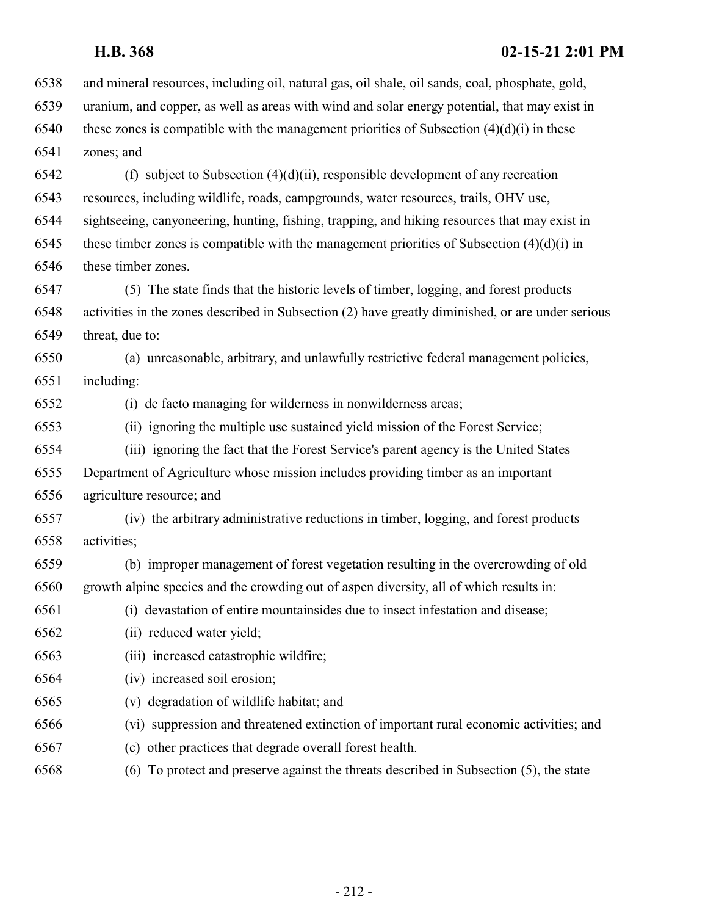and mineral resources, including oil, natural gas, oil shale, oil sands, coal, phosphate, gold, uranium, and copper, as well as areas with wind and solar energy potential, that may exist in these zones is compatible with the management priorities of Subsection (4)(d)(i) in these zones; and

(f) subject to Subsection (4)(d)(ii), responsible development of any recreation resources, including wildlife, roads, campgrounds, water resources, trails, OHV use, sightseeing, canyoneering, hunting, fishing, trapping, and hiking resources that may exist in these timber zones is compatible with the management priorities of Subsection (4)(d)(i) in these timber zones.

(5) The state finds that the historic levels of timber, logging, and forest products activities in the zones described in Subsection (2) have greatly diminished, or are under serious threat, due to:

(a) unreasonable, arbitrary, and unlawfully restrictive federal management policies, including:

(i) de facto managing for wilderness in nonwilderness areas;

(ii) ignoring the multiple use sustained yield mission of the Forest Service;

(iii) ignoring the fact that the Forest Service's parent agency is the United States Department of Agriculture whose mission includes providing timber as an important agriculture resource; and

(iv) the arbitrary administrative reductions in timber, logging, and forest products activities;

(b) improper management of forest vegetation resulting in the overcrowding of old growth alpine species and the crowding out of aspen diversity, all of which results in:

(i) devastation of entire mountainsides due to insect infestation and disease;

(ii) reduced water yield;

(iii) increased catastrophic wildfire;

(iv) increased soil erosion;

(v) degradation of wildlife habitat; and

(vi) suppression and threatened extinction of important rural economic activities; and

(c) other practices that degrade overall forest health.

(6) To protect and preserve against the threats described in Subsection (5), the state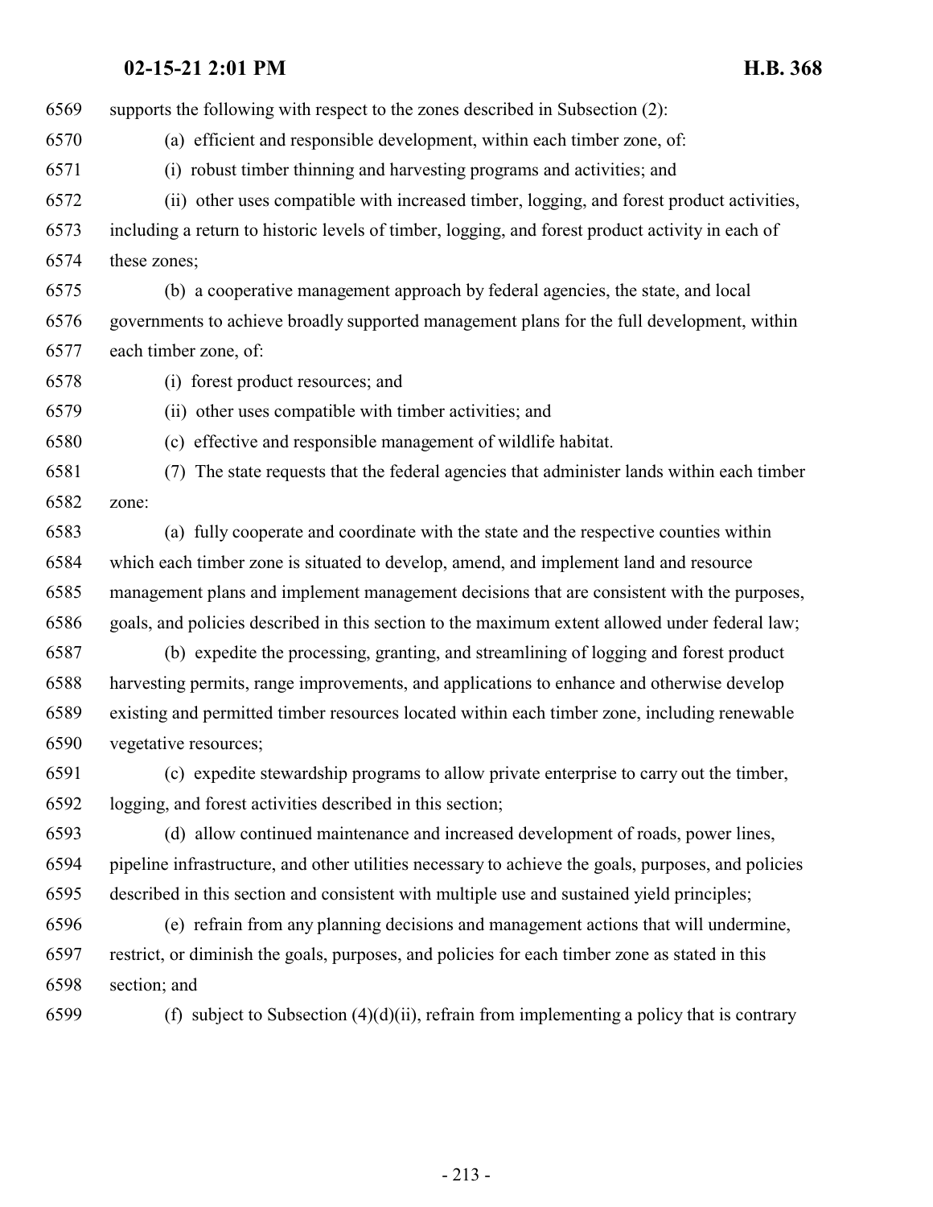supports the following with respect to the zones described in Subsection (2):

(a) efficient and responsible development, within each timber zone, of:

(i) robust timber thinning and harvesting programs and activities; and

(ii) other uses compatible with increased timber, logging, and forest product activities, including a return to historic levels of timber, logging, and forest product activity in each of these zones;

(b) a cooperative management approach by federal agencies, the state, and local governments to achieve broadly supported management plans for the full development, within each timber zone, of:

(i) forest product resources; and

(ii) other uses compatible with timber activities; and

(c) effective and responsible management of wildlife habitat.

(7) The state requests that the federal agencies that administer lands within each timber zone:

(a) fully cooperate and coordinate with the state and the respective counties within which each timber zone is situated to develop, amend, and implement land and resource management plans and implement management decisions that are consistent with the purposes, goals, and policies described in this section to the maximum extent allowed under federal law;

(b) expedite the processing, granting, and streamlining of logging and forest product harvesting permits, range improvements, and applications to enhance and otherwise develop existing and permitted timber resources located within each timber zone, including renewable vegetative resources;

(c) expedite stewardship programs to allow private enterprise to carry out the timber, logging, and forest activities described in this section;

(d) allow continued maintenance and increased development of roads, power lines, pipeline infrastructure, and other utilities necessary to achieve the goals, purposes, and policies described in this section and consistent with multiple use and sustained yield principles;

(e) refrain from any planning decisions and management actions that will undermine, restrict, or diminish the goals, purposes, and policies for each timber zone as stated in this section; and

(f) subject to Subsection (4)(d)(ii), refrain from implementing a policy that is contrary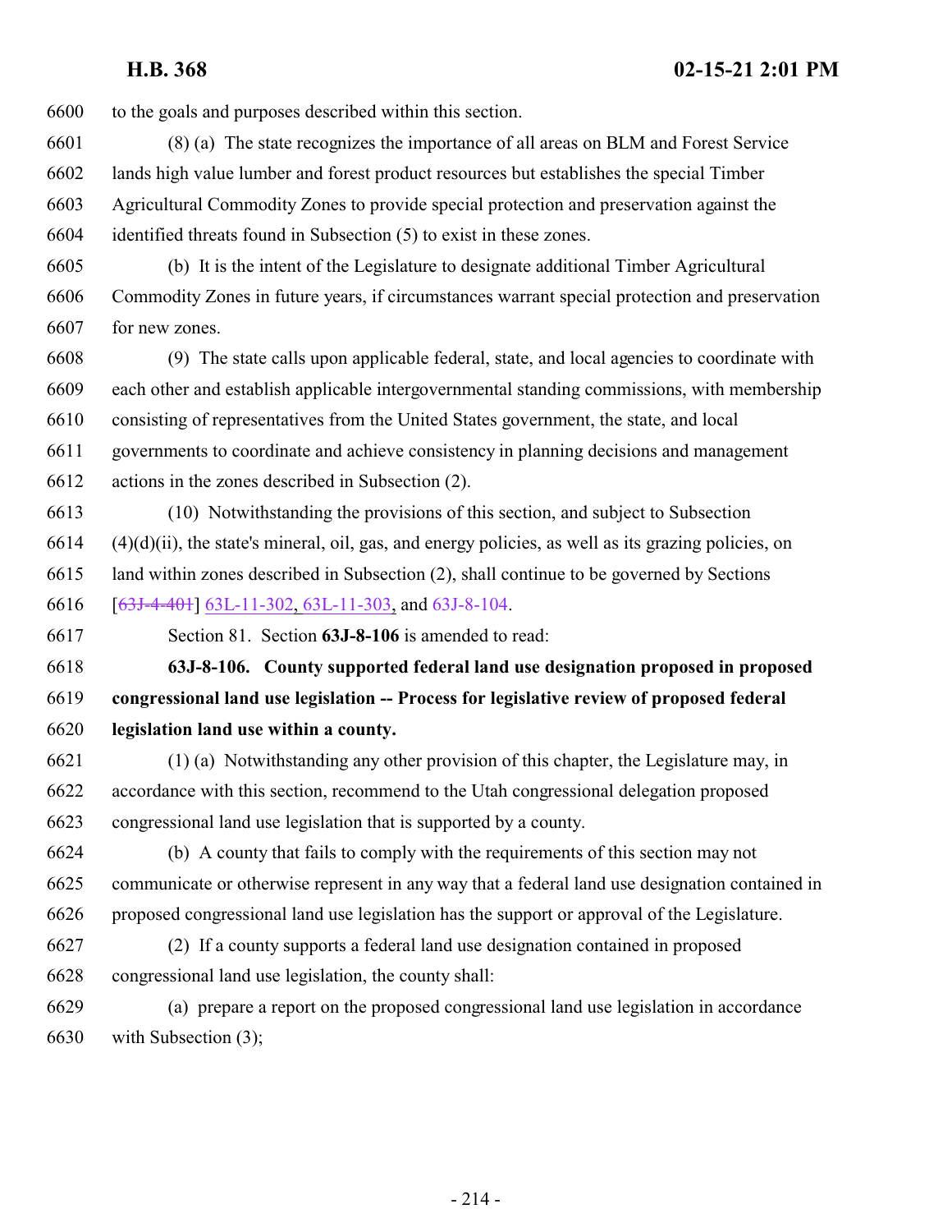to the goals and purposes described within this section.

(8) (a) The state recognizes the importance of all areas on BLM and Forest Service lands high value lumber and forest product resources but establishes the special Timber Agricultural Commodity Zones to provide special protection and preservation against the identified threats found in Subsection (5) to exist in these zones.

(b) It is the intent of the Legislature to designate additional Timber Agricultural Commodity Zones in future years, if circumstances warrant special protection and preservation for new zones.

(9) The state calls upon applicable federal, state, and local agencies to coordinate with each other and establish applicable intergovernmental standing commissions, with membership consisting of representatives from the United States government, the state, and local governments to coordinate and achieve consistency in planning decisions and management actions in the zones described in Subsection (2).

(10) Notwithstanding the provisions of this section, and subject to Subsection (4)(d)(ii), the state's mineral, oil, gas, and energy policies, as well as its grazing policies, on land within zones described in Subsection (2), shall continue to be governed by Sections [~~63J-4-401~~] 63L-11-302, 63L-11-303, and 63J-8-104.

Section 81. Section **63J-8-106** is amended to read:

**63J-8-106. County supported federal land use designation proposed in proposed congressional land use legislation -- Process for legislative review of proposed federal legislation land use within a county.**

(1) (a) Notwithstanding any other provision of this chapter, the Legislature may, in accordance with this section, recommend to the Utah congressional delegation proposed congressional land use legislation that is supported by a county.

(b) A county that fails to comply with the requirements of this section may not communicate or otherwise represent in any way that a federal land use designation contained in proposed congressional land use legislation has the support or approval of the Legislature.

(2) If a county supports a federal land use designation contained in proposed congressional land use legislation, the county shall:

(a) prepare a report on the proposed congressional land use legislation in accordance with Subsection (3);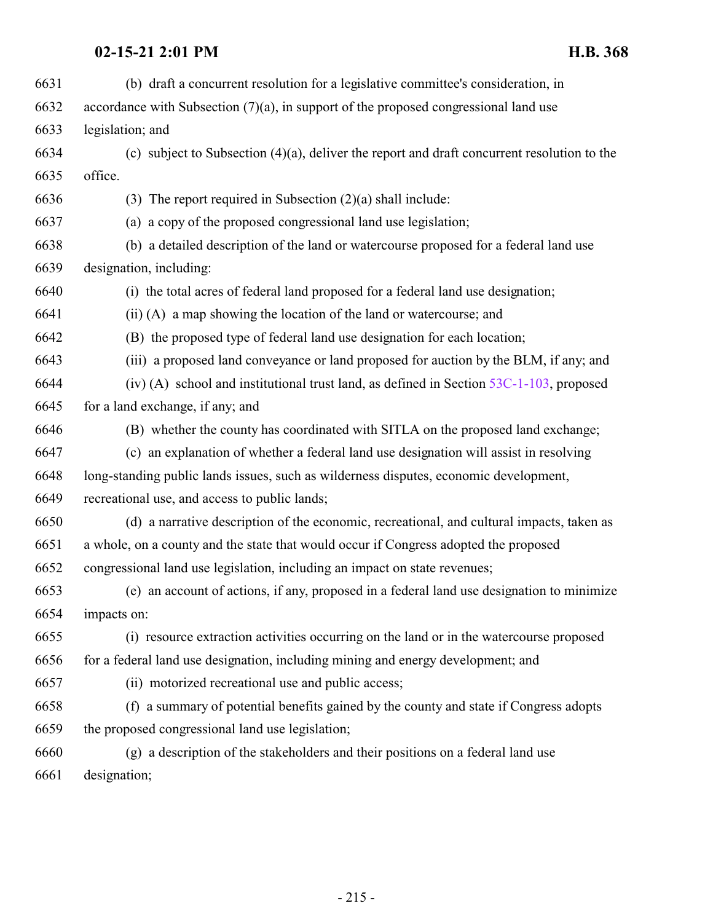(b) draft a concurrent resolution for a legislative committee's consideration, in accordance with Subsection (7)(a), in support of the proposed congressional land use legislation; and

(c) subject to Subsection (4)(a), deliver the report and draft concurrent resolution to the office.

(3) The report required in Subsection (2)(a) shall include:

(a) a copy of the proposed congressional land use legislation;

(b) a detailed description of the land or watercourse proposed for a federal land use designation, including:

(i) the total acres of federal land proposed for a federal land use designation;

(ii) (A) a map showing the location of the land or watercourse; and

(B) the proposed type of federal land use designation for each location;

(iii) a proposed land conveyance or land proposed for auction by the BLM, if any; and

(iv) (A) school and institutional trust land, as defined in Section 53C-1-103, proposed for a land exchange, if any; and

(B) whether the county has coordinated with SITLA on the proposed land exchange;

(c) an explanation of whether a federal land use designation will assist in resolving long-standing public lands issues, such as wilderness disputes, economic development, recreational use, and access to public lands;

(d) a narrative description of the economic, recreational, and cultural impacts, taken as a whole, on a county and the state that would occur if Congress adopted the proposed congressional land use legislation, including an impact on state revenues;

(e) an account of actions, if any, proposed in a federal land use designation to minimize impacts on:

(i) resource extraction activities occurring on the land or in the watercourse proposed for a federal land use designation, including mining and energy development; and

(ii) motorized recreational use and public access;

(f) a summary of potential benefits gained by the county and state if Congress adopts the proposed congressional land use legislation;

(g) a description of the stakeholders and their positions on a federal land use designation;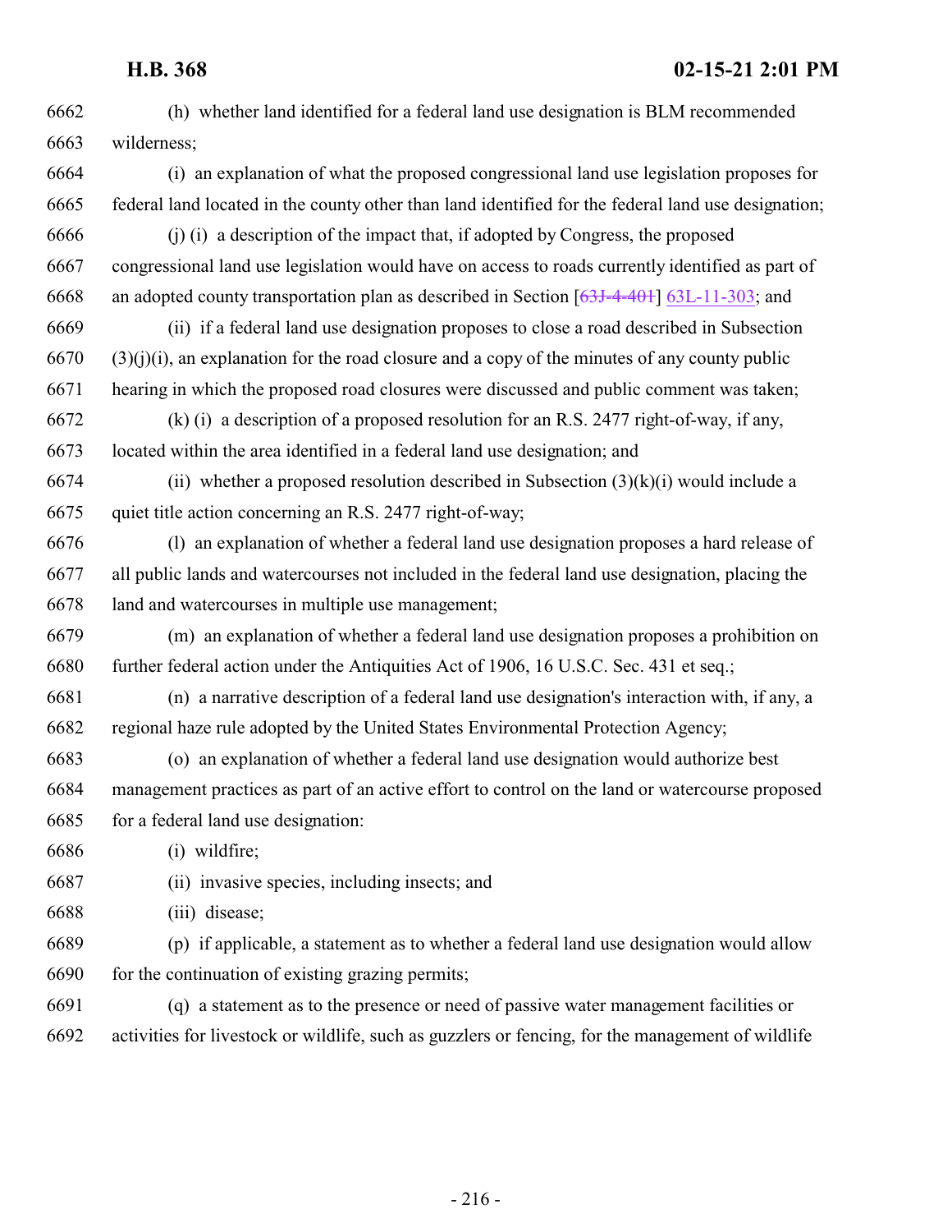6662 (h) whether land identified for a federal land use designation is BLM recommended
6663 wilderness;

6664 (i) an explanation of what the proposed congressional land use legislation proposes for
6665 federal land located in the county other than land identified for the federal land use designation;

6666 (j) (i) a description of the impact that, if adopted by Congress, the proposed
6667 congressional land use legislation would have on access to roads currently identified as part of
6668 an adopted county transportation plan as described in Section [~~63J-4-401~~] 63L-11-303; and

6669 (ii) if a federal land use designation proposes to close a road described in Subsection
6670 (3)(j)(i), an explanation for the road closure and a copy of the minutes of any county public
6671 hearing in which the proposed road closures were discussed and public comment was taken;

6672 (k) (i) a description of a proposed resolution for an R.S. 2477 right-of-way, if any,
6673 located within the area identified in a federal land use designation; and

6674 (ii) whether a proposed resolution described in Subsection (3)(k)(i) would include a
6675 quiet title action concerning an R.S. 2477 right-of-way;

6676 (l) an explanation of whether a federal land use designation proposes a hard release of
6677 all public lands and watercourses not included in the federal land use designation, placing the
6678 land and watercourses in multiple use management;

6679 (m) an explanation of whether a federal land use designation proposes a prohibition on
6680 further federal action under the Antiquities Act of 1906, 16 U.S.C. Sec. 431 et seq.;

6681 (n) a narrative description of a federal land use designation's interaction with, if any, a
6682 regional haze rule adopted by the United States Environmental Protection Agency;

6683 (o) an explanation of whether a federal land use designation would authorize best
6684 management practices as part of an active effort to control on the land or watercourse proposed
6685 for a federal land use designation:

6686 (i) wildfire;

6687 (ii) invasive species, including insects; and

6688 (iii) disease;

6689 (p) if applicable, a statement as to whether a federal land use designation would allow
6690 for the continuation of existing grazing permits;

6691 (q) a statement as to the presence or need of passive water management facilities or
6692 activities for livestock or wildlife, such as guzzlers or fencing, for the management of wildlife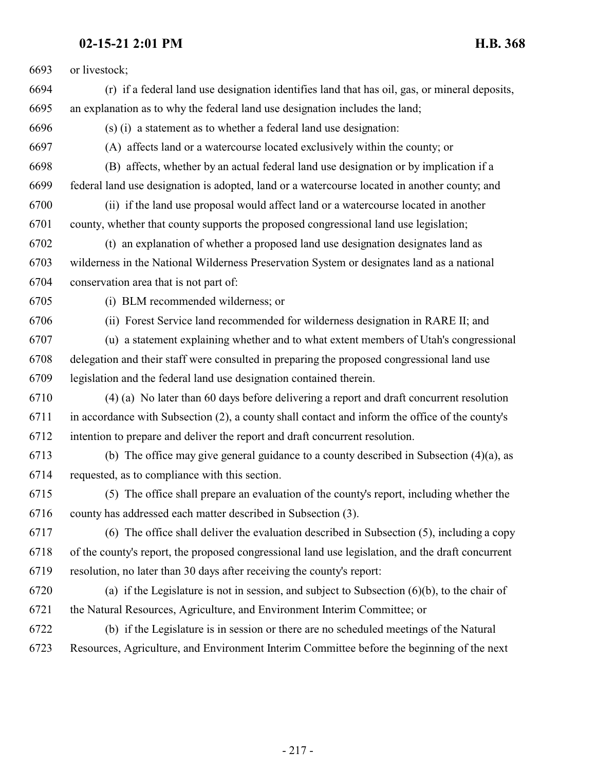or livestock;

(r) if a federal land use designation identifies land that has oil, gas, or mineral deposits, an explanation as to why the federal land use designation includes the land;

(s) (i) a statement as to whether a federal land use designation:

(A) affects land or a watercourse located exclusively within the county; or

(B) affects, whether by an actual federal land use designation or by implication if a federal land use designation is adopted, land or a watercourse located in another county; and

(ii) if the land use proposal would affect land or a watercourse located in another county, whether that county supports the proposed congressional land use legislation;

(t) an explanation of whether a proposed land use designation designates land as wilderness in the National Wilderness Preservation System or designates land as a national conservation area that is not part of:

(i) BLM recommended wilderness; or

(ii) Forest Service land recommended for wilderness designation in RARE II; and

(u) a statement explaining whether and to what extent members of Utah's congressional delegation and their staff were consulted in preparing the proposed congressional land use legislation and the federal land use designation contained therein.

(4) (a) No later than 60 days before delivering a report and draft concurrent resolution in accordance with Subsection (2), a county shall contact and inform the office of the county's intention to prepare and deliver the report and draft concurrent resolution.

(b) The office may give general guidance to a county described in Subsection (4)(a), as requested, as to compliance with this section.

(5) The office shall prepare an evaluation of the county's report, including whether the county has addressed each matter described in Subsection (3).

(6) The office shall deliver the evaluation described in Subsection (5), including a copy of the county's report, the proposed congressional land use legislation, and the draft concurrent resolution, no later than 30 days after receiving the county's report:

(a) if the Legislature is not in session, and subject to Subsection (6)(b), to the chair of the Natural Resources, Agriculture, and Environment Interim Committee; or

(b) if the Legislature is in session or there are no scheduled meetings of the Natural Resources, Agriculture, and Environment Interim Committee before the beginning of the next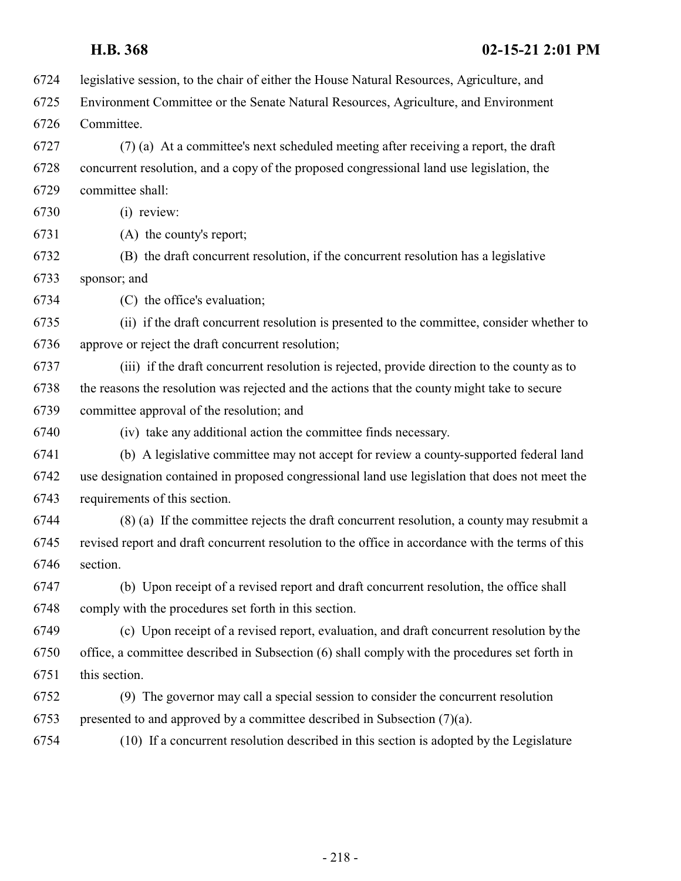legislative session, to the chair of either the House Natural Resources, Agriculture, and Environment Committee or the Senate Natural Resources, Agriculture, and Environment Committee.

(7) (a) At a committee's next scheduled meeting after receiving a report, the draft concurrent resolution, and a copy of the proposed congressional land use legislation, the committee shall:

(i) review:

(A) the county's report;

(B) the draft concurrent resolution, if the concurrent resolution has a legislative sponsor; and

(C) the office's evaluation;

(ii) if the draft concurrent resolution is presented to the committee, consider whether to approve or reject the draft concurrent resolution;

(iii) if the draft concurrent resolution is rejected, provide direction to the county as to the reasons the resolution was rejected and the actions that the county might take to secure committee approval of the resolution; and

(iv) take any additional action the committee finds necessary.

(b) A legislative committee may not accept for review a county-supported federal land use designation contained in proposed congressional land use legislation that does not meet the requirements of this section.

(8) (a) If the committee rejects the draft concurrent resolution, a county may resubmit a revised report and draft concurrent resolution to the office in accordance with the terms of this section.

(b) Upon receipt of a revised report and draft concurrent resolution, the office shall comply with the procedures set forth in this section.

(c) Upon receipt of a revised report, evaluation, and draft concurrent resolution by the office, a committee described in Subsection (6) shall comply with the procedures set forth in this section.

(9) The governor may call a special session to consider the concurrent resolution presented to and approved by a committee described in Subsection (7)(a).

(10) If a concurrent resolution described in this section is adopted by the Legislature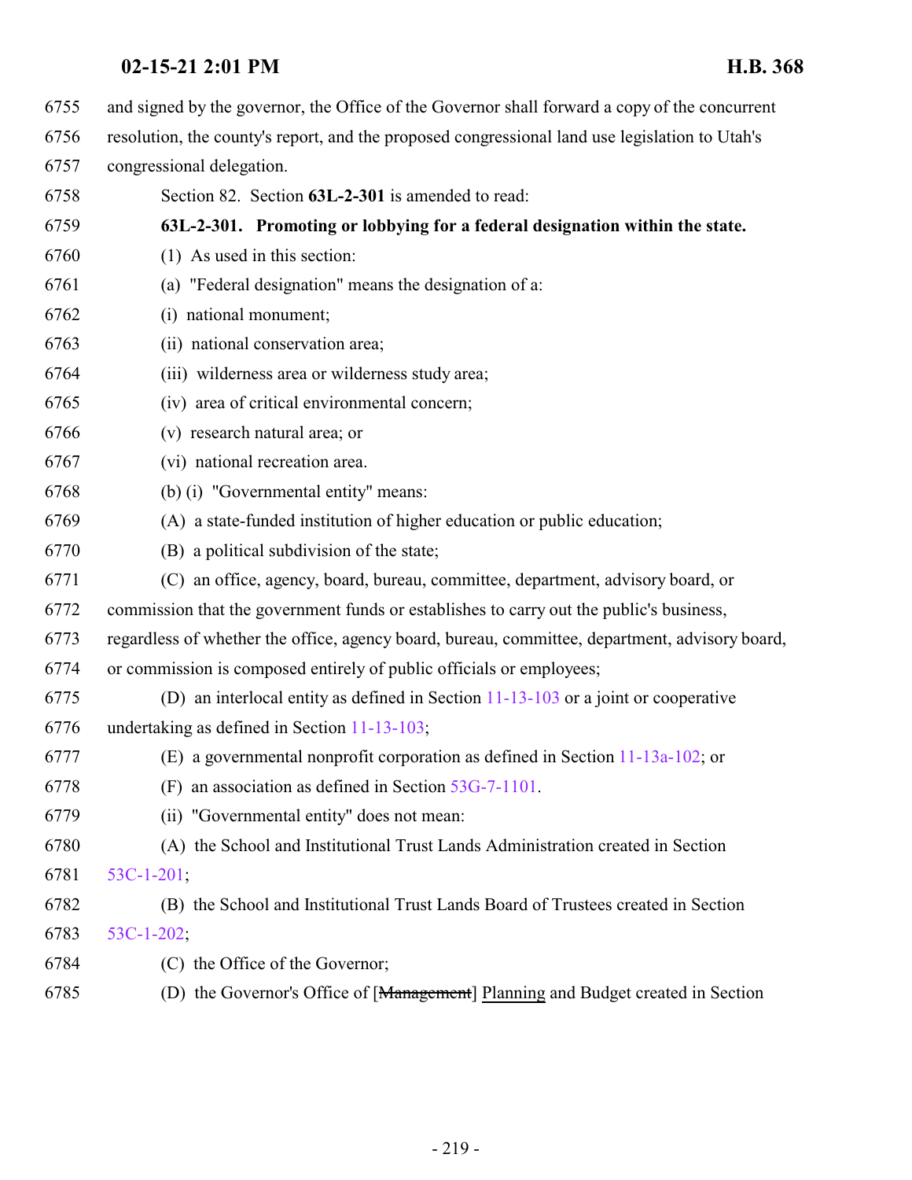and signed by the governor, the Office of the Governor shall forward a copy of the concurrent resolution, the county's report, and the proposed congressional land use legislation to Utah's congressional delegation.

Section 82. Section **63L-2-301** is amended to read:

**63L-2-301. Promoting or lobbying for a federal designation within the state.**

(1) As used in this section:

(a) "Federal designation" means the designation of a:

(i) national monument;

(ii) national conservation area;

(iii) wilderness area or wilderness study area;

(iv) area of critical environmental concern;

(v) research natural area; or

(vi) national recreation area.

(b) (i) "Governmental entity" means:

(A) a state-funded institution of higher education or public education;

(B) a political subdivision of the state;

(C) an office, agency, board, bureau, committee, department, advisory board, or commission that the government funds or establishes to carry out the public's business, regardless of whether the office, agency board, bureau, committee, department, advisory board, or commission is composed entirely of public officials or employees;

(D) an interlocal entity as defined in Section 11-13-103 or a joint or cooperative undertaking as defined in Section 11-13-103;

(E) a governmental nonprofit corporation as defined in Section 11-13a-102; or

(F) an association as defined in Section 53G-7-1101.

(ii) "Governmental entity" does not mean:

(A) the School and Institutional Trust Lands Administration created in Section 53C-1-201;

(B) the School and Institutional Trust Lands Board of Trustees created in Section 53C-1-202;

(C) the Office of the Governor;

(D) the Governor's Office of [~~Management~~] Planning and Budget created in Section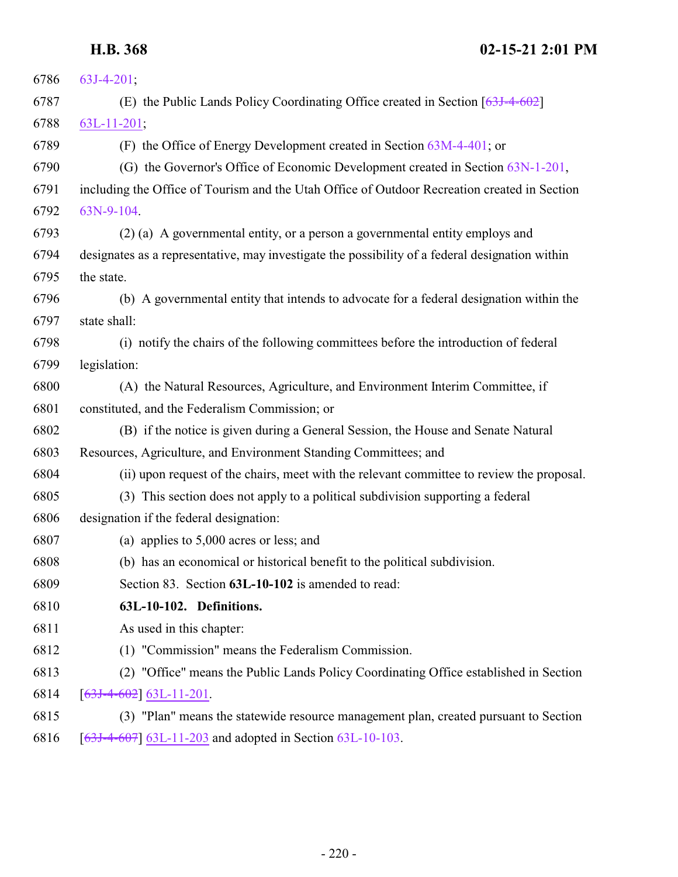63J-4-201;

(E) the Public Lands Policy Coordinating Office created in Section [~~63J-4-602~~] 63L-11-201;

(F) the Office of Energy Development created in Section 63M-4-401; or

(G) the Governor's Office of Economic Development created in Section 63N-1-201, including the Office of Tourism and the Utah Office of Outdoor Recreation created in Section 63N-9-104.

(2) (a) A governmental entity, or a person a governmental entity employs and designates as a representative, may investigate the possibility of a federal designation within the state.

(b) A governmental entity that intends to advocate for a federal designation within the state shall:

(i) notify the chairs of the following committees before the introduction of federal legislation:

(A) the Natural Resources, Agriculture, and Environment Interim Committee, if constituted, and the Federalism Commission; or

(B) if the notice is given during a General Session, the House and Senate Natural Resources, Agriculture, and Environment Standing Committees; and

(ii) upon request of the chairs, meet with the relevant committee to review the proposal.

(3) This section does not apply to a political subdivision supporting a federal designation if the federal designation:

(a) applies to 5,000 acres or less; and

(b) has an economical or historical benefit to the political subdivision.

Section 83. Section **63L-10-102** is amended to read:

**63L-10-102. Definitions.**

As used in this chapter:

(1) "Commission" means the Federalism Commission.

(2) "Office" means the Public Lands Policy Coordinating Office established in Section [~~63J-4-602~~] 63L-11-201.

(3) "Plan" means the statewide resource management plan, created pursuant to Section [~~63J-4-607~~] 63L-11-203 and adopted in Section 63L-10-103.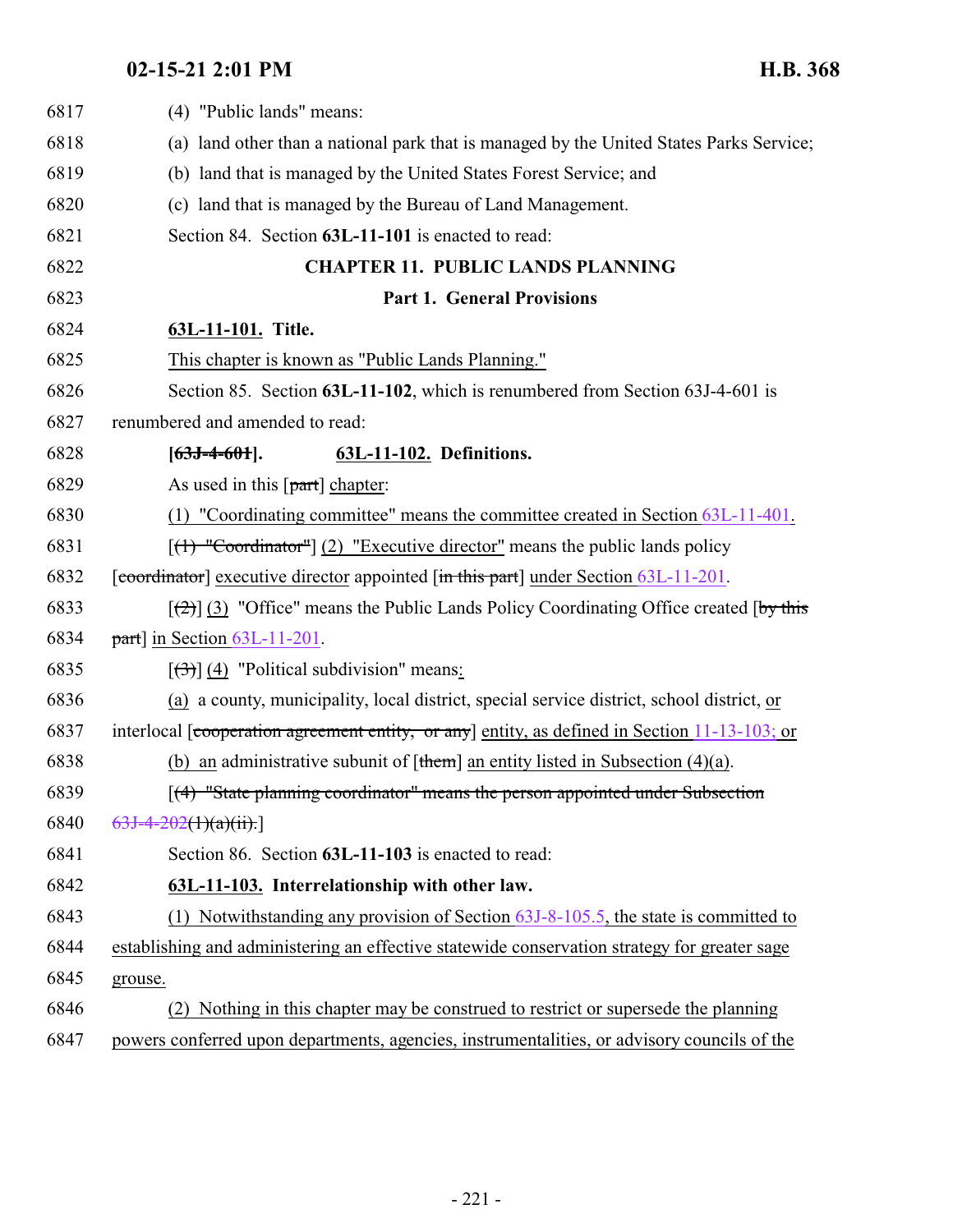6817 (4) "Public lands" means:

6818 (a) land other than a national park that is managed by the United States Parks Service;

6819 (b) land that is managed by the United States Forest Service; and

6820 (c) land that is managed by the Bureau of Land Management.

6821 Section 84. Section **63L-11-101** is enacted to read:

6822 **CHAPTER 11. PUBLIC LANDS PLANNING**

6823 **Part 1. General Provisions**

6824 **63L-11-101. Title.**

6825 This chapter is known as "Public Lands Planning."

6826 Section 85. Section **63L-11-102**, which is renumbered from Section 63J-4-601 is

6827 renumbered and amended to read:

6828 **[~~63J-4-601~~]. 63L-11-102. Definitions.**

6829 As used in this [~~part~~] chapter:

6830 (1) "Coordinating committee" means the committee created in Section 63L-11-401.

6831 [~~(1) "Coordinator"~~] (2) "Executive director" means the public lands policy

6832 [~~coordinator~~] executive director appointed [~~in this part~~] under Section 63L-11-201.

6833 [~~(2)~~] (3) "Office" means the Public Lands Policy Coordinating Office created [~~by this~~

6834 ~~part~~] in Section 63L-11-201.

6835 [~~(3)~~] (4) "Political subdivision" means:

6836 (a) a county, municipality, local district, special service district, school district, or

6837 interlocal [~~cooperation agreement entity, or any~~] entity, as defined in Section 11-13-103; or

6838 (b) an administrative subunit of [~~them~~] an entity listed in Subsection (4)(a).

6839 [~~(4) "State planning coordinator" means the person appointed under Subsection~~

6840 ~~63J-4-202(1)(a)(ii).~~]

6841 Section 86. Section **63L-11-103** is enacted to read:

6842 **63L-11-103. Interrelationship with other law.**

6843 (1) Notwithstanding any provision of Section 63J-8-105.5, the state is committed to

6844 establishing and administering an effective statewide conservation strategy for greater sage

6845 grouse.

6846 (2) Nothing in this chapter may be construed to restrict or supersede the planning

6847 powers conferred upon departments, agencies, instrumentalities, or advisory councils of the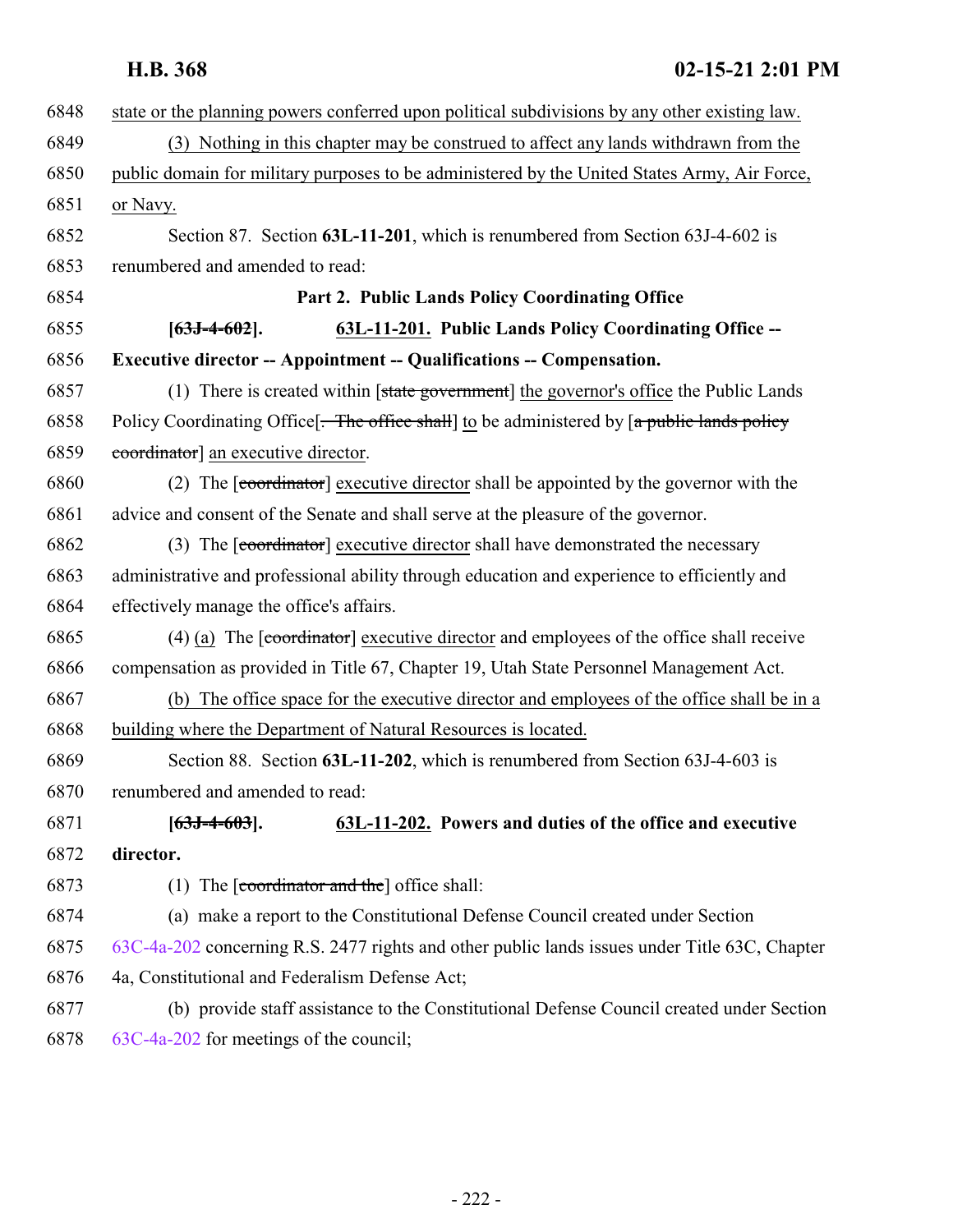state or the planning powers conferred upon political subdivisions by any other existing law.

(3) Nothing in this chapter may be construed to affect any lands withdrawn from the public domain for military purposes to be administered by the United States Army, Air Force, or Navy.

Section 87. Section **63L-11-201**, which is renumbered from Section 63J-4-602 is renumbered and amended to read:

**Part 2. Public Lands Policy Coordinating Office**

**[63J-4-602]. 63L-11-201. Public Lands Policy Coordinating Office -- Executive director -- Appointment -- Qualifications -- Compensation.**

(1) There is created within [state government] the governor's office the Public Lands Policy Coordinating Office[. The office shall] to be administered by [a public lands policy coordinator] an executive director.

(2) The [coordinator] executive director shall be appointed by the governor with the advice and consent of the Senate and shall serve at the pleasure of the governor.

(3) The [coordinator] executive director shall have demonstrated the necessary administrative and professional ability through education and experience to efficiently and effectively manage the office's affairs.

(4) (a) The [coordinator] executive director and employees of the office shall receive compensation as provided in Title 67, Chapter 19, Utah State Personnel Management Act.

(b) The office space for the executive director and employees of the office shall be in a building where the Department of Natural Resources is located.

Section 88. Section **63L-11-202**, which is renumbered from Section 63J-4-603 is renumbered and amended to read:

**[63J-4-603]. 63L-11-202. Powers and duties of the office and executive director.**

(1) The [coordinator and the] office shall:

(a) make a report to the Constitutional Defense Council created under Section 63C-4a-202 concerning R.S. 2477 rights and other public lands issues under Title 63C, Chapter 4a, Constitutional and Federalism Defense Act;

(b) provide staff assistance to the Constitutional Defense Council created under Section 63C-4a-202 for meetings of the council;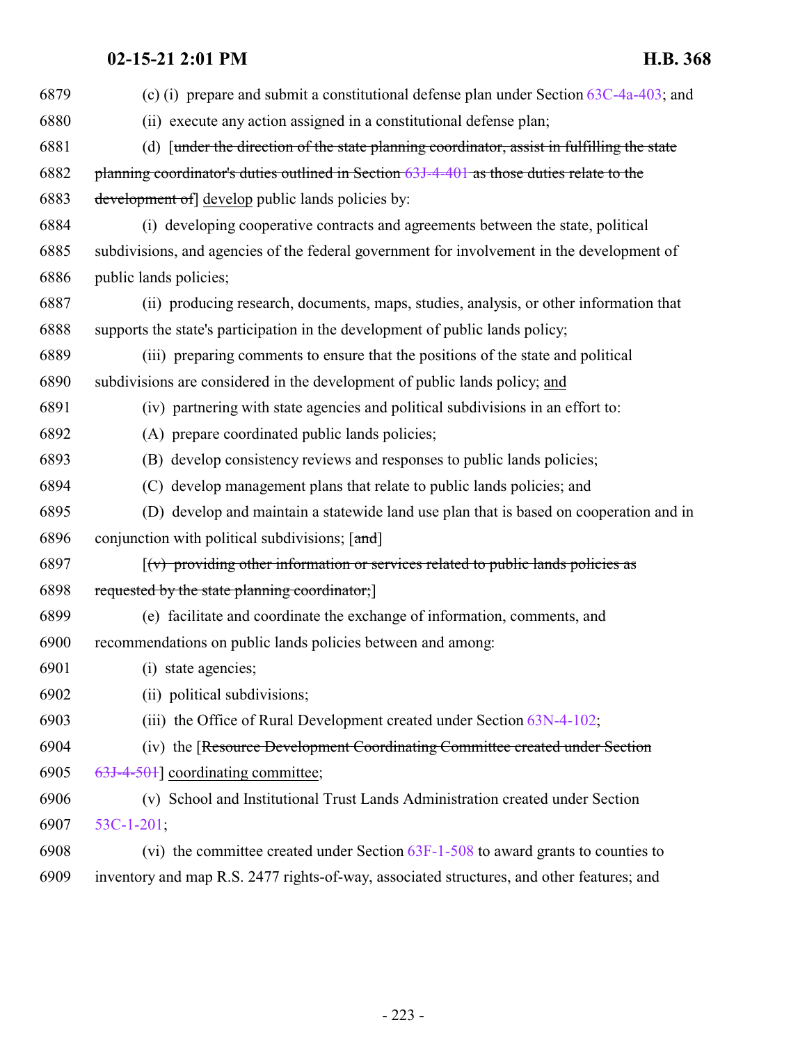6879 (c) (i) prepare and submit a constitutional defense plan under Section 63C-4a-403; and

6880 (ii) execute any action assigned in a constitutional defense plan;

6881 (d) [~~under the direction of the state planning coordinator, assist in fulfilling the state~~

6882 ~~planning coordinator's duties outlined in Section 63J-4-401 as those duties relate to the~~

6883 ~~development of~~] develop public lands policies by:

6884 (i) developing cooperative contracts and agreements between the state, political

6885 subdivisions, and agencies of the federal government for involvement in the development of

6886 public lands policies;

6887 (ii) producing research, documents, maps, studies, analysis, or other information that

6888 supports the state's participation in the development of public lands policy;

6889 (iii) preparing comments to ensure that the positions of the state and political

6890 subdivisions are considered in the development of public lands policy; and

6891 (iv) partnering with state agencies and political subdivisions in an effort to:

6892 (A) prepare coordinated public lands policies;

6893 (B) develop consistency reviews and responses to public lands policies;

6894 (C) develop management plans that relate to public lands policies; and

6895 (D) develop and maintain a statewide land use plan that is based on cooperation and in

6896 conjunction with political subdivisions; [~~and~~]

6897 [~~(v) providing other information or services related to public lands policies as~~

6898 ~~requested by the state planning coordinator;~~]

6899 (e) facilitate and coordinate the exchange of information, comments, and

6900 recommendations on public lands policies between and among:

6901 (i) state agencies;

6902 (ii) political subdivisions;

6903 (iii) the Office of Rural Development created under Section 63N-4-102;

6904 (iv) the [~~Resource Development Coordinating Committee created under Section~~

6905 ~~63J-4-501~~] coordinating committee;

6906 (v) School and Institutional Trust Lands Administration created under Section

6907 53C-1-201;

6908 (vi) the committee created under Section 63F-1-508 to award grants to counties to

6909 inventory and map R.S. 2477 rights-of-way, associated structures, and other features; and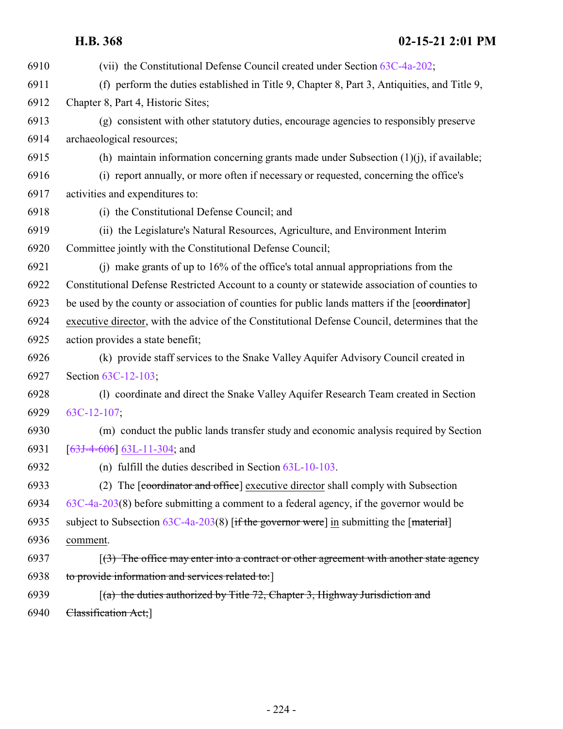6910 (vii) the Constitutional Defense Council created under Section 63C-4a-202;

6911 (f) perform the duties established in Title 9, Chapter 8, Part 3, Antiquities, and Title 9,

6912 Chapter 8, Part 4, Historic Sites;

6913 (g) consistent with other statutory duties, encourage agencies to responsibly preserve

6914 archaeological resources;

6915 (h) maintain information concerning grants made under Subsection (1)(j), if available;

6916 (i) report annually, or more often if necessary or requested, concerning the office's

6917 activities and expenditures to:

6918 (i) the Constitutional Defense Council; and

6919 (ii) the Legislature's Natural Resources, Agriculture, and Environment Interim

6920 Committee jointly with the Constitutional Defense Council;

6921 (j) make grants of up to 16% of the office's total annual appropriations from the

6922 Constitutional Defense Restricted Account to a county or statewide association of counties to

6923 be used by the county or association of counties for public lands matters if the [~~coordinator~~]

6924 executive director, with the advice of the Constitutional Defense Council, determines that the

6925 action provides a state benefit;

6926 (k) provide staff services to the Snake Valley Aquifer Advisory Council created in

6927 Section 63C-12-103;

6928 (l) coordinate and direct the Snake Valley Aquifer Research Team created in Section

6929 63C-12-107;

6930 (m) conduct the public lands transfer study and economic analysis required by Section

6931 [~~63J-4-606~~] 63L-11-304; and

6932 (n) fulfill the duties described in Section 63L-10-103.

6933 (2) The [~~coordinator and office~~] executive director shall comply with Subsection

6934 63C-4a-203(8) before submitting a comment to a federal agency, if the governor would be

6935 subject to Subsection 63C-4a-203(8) [~~if the governor were~~] in submitting the [~~material~~]

6936 comment.

6937 [~~(3) The office may enter into a contract or other agreement with another state agency~~

6938 ~~to provide information and services related to:~~]

6939 [~~(a) the duties authorized by Title 72, Chapter 3, Highway Jurisdiction and~~

6940 ~~Classification Act;~~]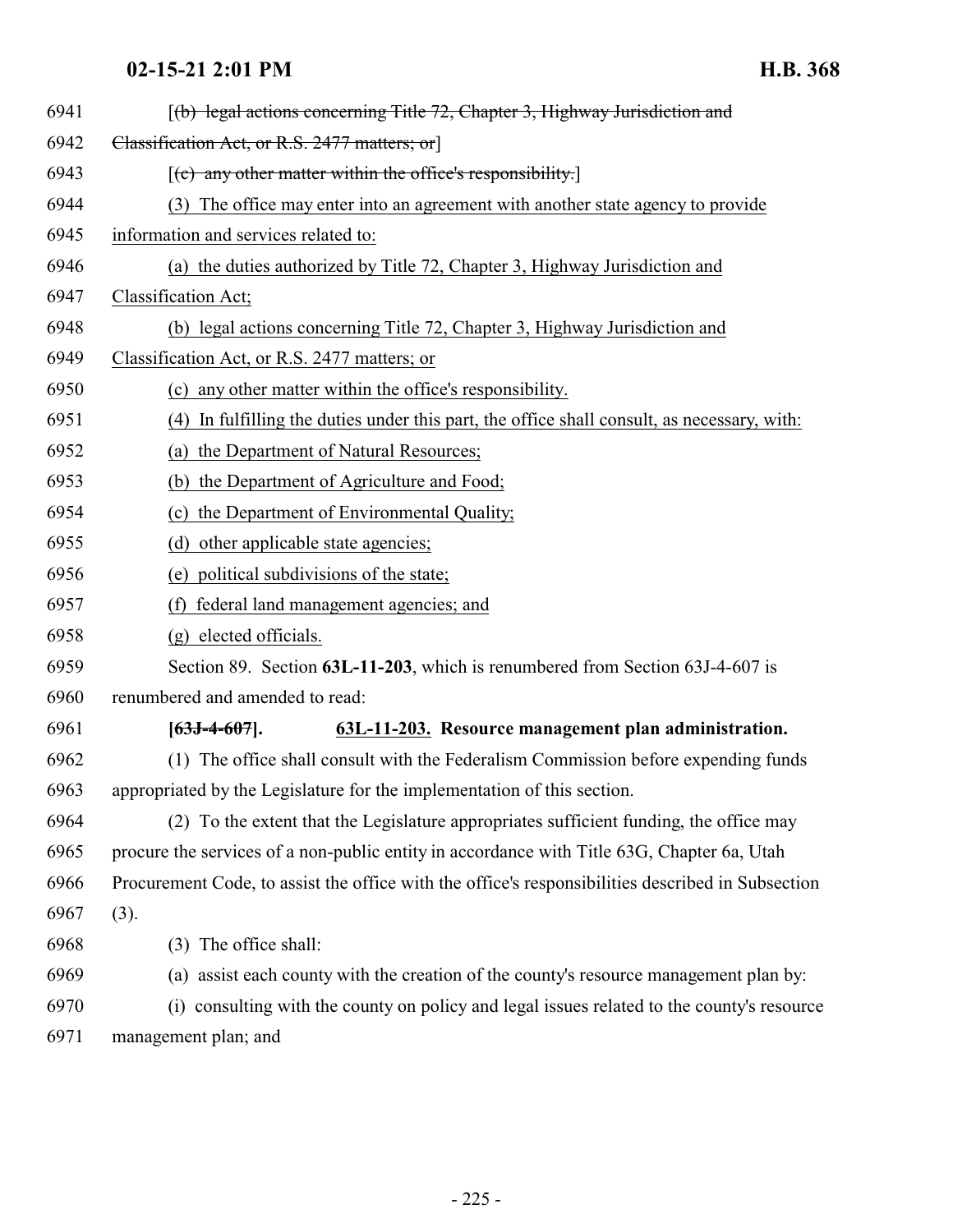[~~(b) legal actions concerning Title 72, Chapter 3, Highway Jurisdiction and Classification Act, or R.S. 2477 matters; or~~]

[~~(c) any other matter within the office's responsibility.~~]

<u>(3) The office may enter into an agreement with another state agency to provide information and services related to:</u>

<u>(a) the duties authorized by Title 72, Chapter 3, Highway Jurisdiction and Classification Act;</u>

<u>(b) legal actions concerning Title 72, Chapter 3, Highway Jurisdiction and Classification Act, or R.S. 2477 matters; or</u>

<u>(c) any other matter within the office's responsibility.</u>

<u>(4) In fulfilling the duties under this part, the office shall consult, as necessary, with:</u>

<u>(a) the Department of Natural Resources;</u>

<u>(b) the Department of Agriculture and Food;</u>

<u>(c) the Department of Environmental Quality;</u>

<u>(d) other applicable state agencies;</u>

<u>(e) political subdivisions of the state;</u>

<u>(f) federal land management agencies; and</u>

<u>(g) elected officials.</u>

Section 89. Section **63L-11-203**, which is renumbered from Section 63J-4-607 is renumbered and amended to read:

**[~~63J-4-607~~]. <u>63L-11-203.</u> Resource management plan administration.**

(1) The office shall consult with the Federalism Commission before expending funds appropriated by the Legislature for the implementation of this section.

(2) To the extent that the Legislature appropriates sufficient funding, the office may procure the services of a non-public entity in accordance with Title 63G, Chapter 6a, Utah Procurement Code, to assist the office with the office's responsibilities described in Subsection (3).

(3) The office shall:

(a) assist each county with the creation of the county's resource management plan by:

(i) consulting with the county on policy and legal issues related to the county's resource management plan; and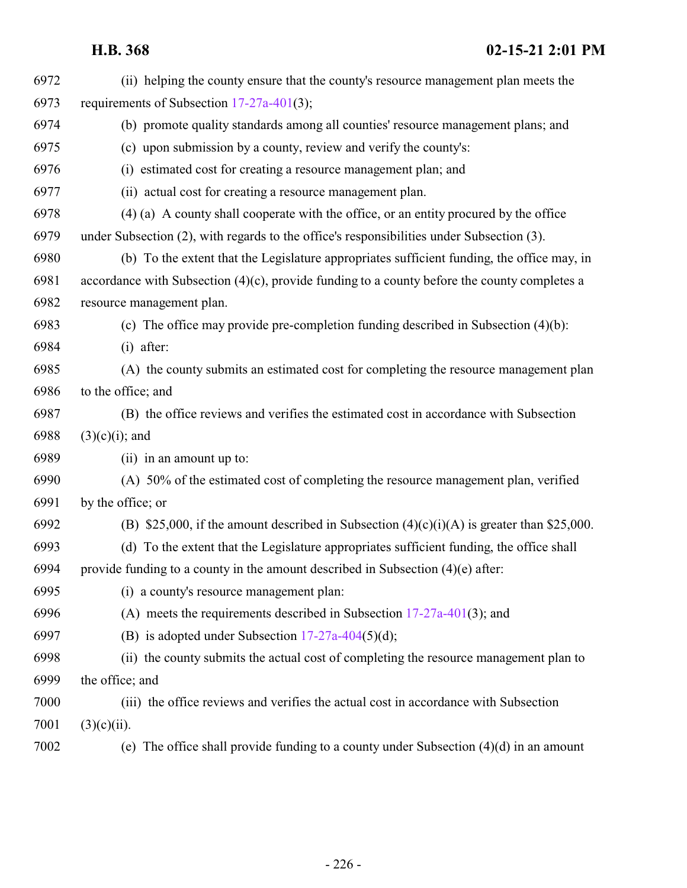(ii) helping the county ensure that the county's resource management plan meets the requirements of Subsection 17-27a-401(3);

(b) promote quality standards among all counties' resource management plans; and

(c) upon submission by a county, review and verify the county's:

(i) estimated cost for creating a resource management plan; and

(ii) actual cost for creating a resource management plan.

(4) (a) A county shall cooperate with the office, or an entity procured by the office under Subsection (2), with regards to the office's responsibilities under Subsection (3).

(b) To the extent that the Legislature appropriates sufficient funding, the office may, in accordance with Subsection (4)(c), provide funding to a county before the county completes a resource management plan.

(c) The office may provide pre-completion funding described in Subsection (4)(b):

(i) after:

(A) the county submits an estimated cost for completing the resource management plan to the office; and

(B) the office reviews and verifies the estimated cost in accordance with Subsection (3)(c)(i); and

(ii) in an amount up to:

(A) 50% of the estimated cost of completing the resource management plan, verified by the office; or

(B) $25,000, if the amount described in Subsection (4)(c)(i)(A) is greater than $25,000.

(d) To the extent that the Legislature appropriates sufficient funding, the office shall provide funding to a county in the amount described in Subsection (4)(e) after:

(i) a county's resource management plan:

(A) meets the requirements described in Subsection 17-27a-401(3); and

(B) is adopted under Subsection 17-27a-404(5)(d);

(ii) the county submits the actual cost of completing the resource management plan to the office; and

(iii) the office reviews and verifies the actual cost in accordance with Subsection (3)(c)(ii).

(e) The office shall provide funding to a county under Subsection (4)(d) in an amount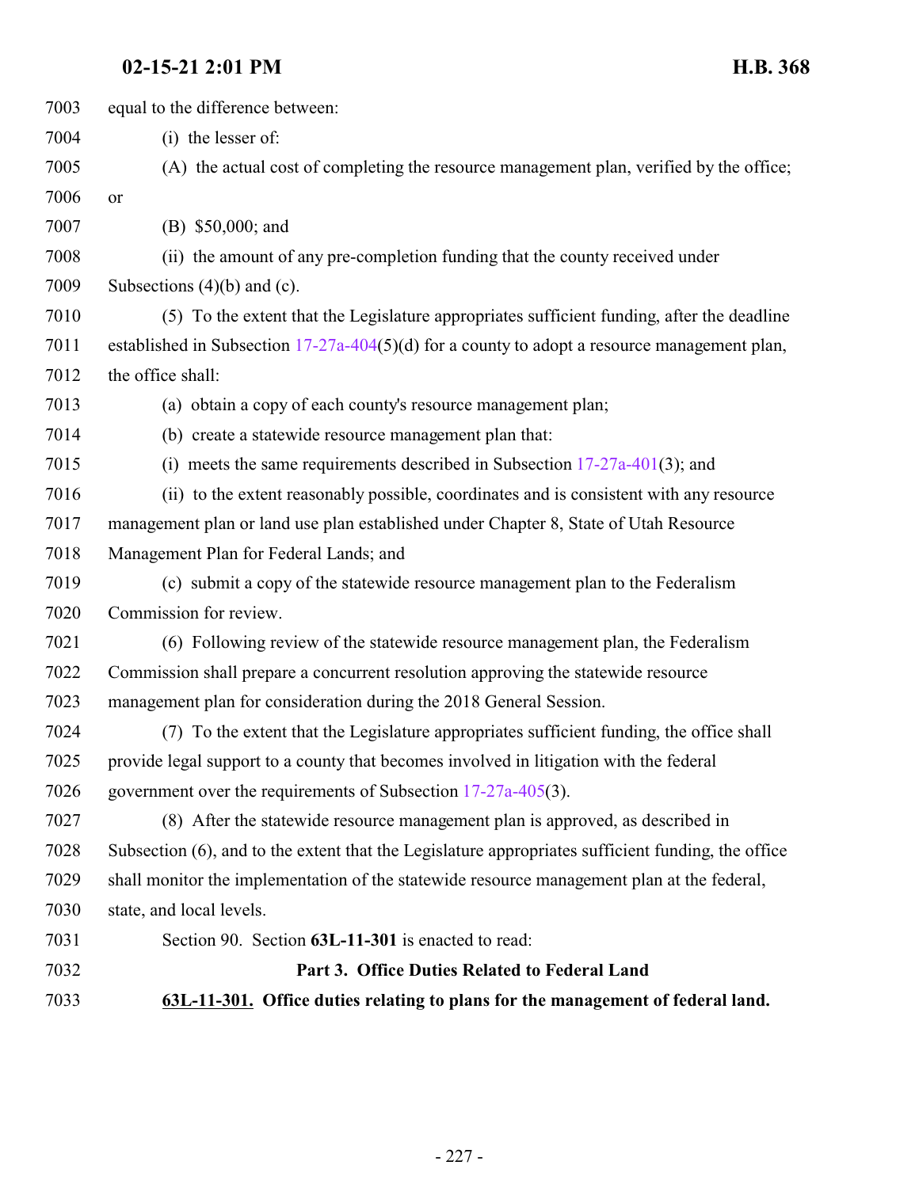equal to the difference between:

(i) the lesser of:

(A) the actual cost of completing the resource management plan, verified by the office; or

(B) $50,000; and

(ii) the amount of any pre-completion funding that the county received under Subsections (4)(b) and (c).

(5) To the extent that the Legislature appropriates sufficient funding, after the deadline established in Subsection 17-27a-404(5)(d) for a county to adopt a resource management plan, the office shall:

(a) obtain a copy of each county's resource management plan;

(b) create a statewide resource management plan that:

(i) meets the same requirements described in Subsection 17-27a-401(3); and

(ii) to the extent reasonably possible, coordinates and is consistent with any resource management plan or land use plan established under Chapter 8, State of Utah Resource Management Plan for Federal Lands; and

(c) submit a copy of the statewide resource management plan to the Federalism Commission for review.

(6) Following review of the statewide resource management plan, the Federalism Commission shall prepare a concurrent resolution approving the statewide resource management plan for consideration during the 2018 General Session.

(7) To the extent that the Legislature appropriates sufficient funding, the office shall provide legal support to a county that becomes involved in litigation with the federal government over the requirements of Subsection 17-27a-405(3).

(8) After the statewide resource management plan is approved, as described in Subsection (6), and to the extent that the Legislature appropriates sufficient funding, the office shall monitor the implementation of the statewide resource management plan at the federal, state, and local levels.

Section 90. Section **63L-11-301** is enacted to read:

**Part 3. Office Duties Related to Federal Land**

**63L-11-301. Office duties relating to plans for the management of federal land.**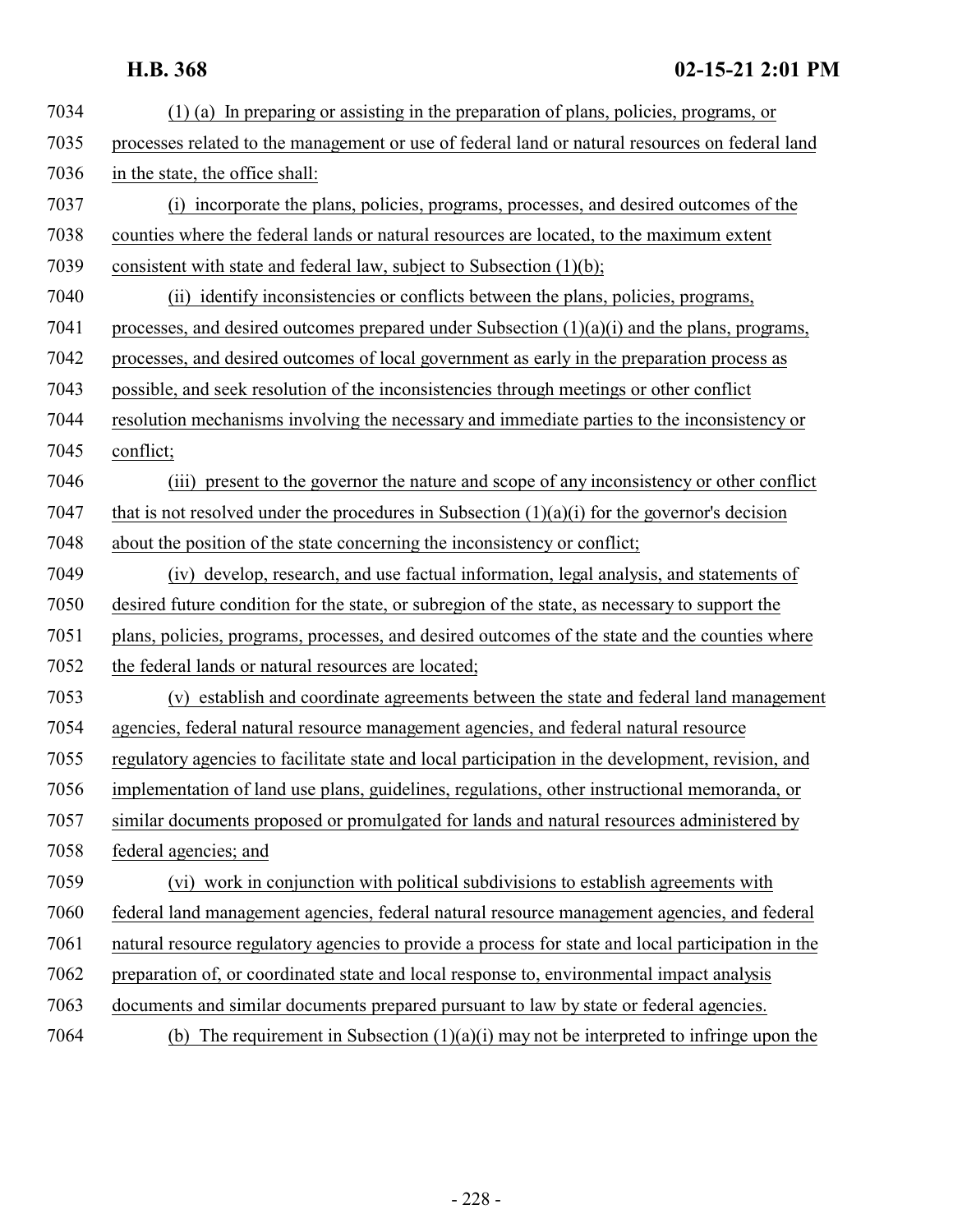(1) (a) In preparing or assisting in the preparation of plans, policies, programs, or processes related to the management or use of federal land or natural resources on federal land in the state, the office shall:

(i) incorporate the plans, policies, programs, processes, and desired outcomes of the counties where the federal lands or natural resources are located, to the maximum extent consistent with state and federal law, subject to Subsection (1)(b);

(ii) identify inconsistencies or conflicts between the plans, policies, programs, processes, and desired outcomes prepared under Subsection (1)(a)(i) and the plans, programs, processes, and desired outcomes of local government as early in the preparation process as possible, and seek resolution of the inconsistencies through meetings or other conflict resolution mechanisms involving the necessary and immediate parties to the inconsistency or conflict;

(iii) present to the governor the nature and scope of any inconsistency or other conflict that is not resolved under the procedures in Subsection (1)(a)(i) for the governor's decision about the position of the state concerning the inconsistency or conflict;

(iv) develop, research, and use factual information, legal analysis, and statements of desired future condition for the state, or subregion of the state, as necessary to support the plans, policies, programs, processes, and desired outcomes of the state and the counties where the federal lands or natural resources are located;

(v) establish and coordinate agreements between the state and federal land management agencies, federal natural resource management agencies, and federal natural resource regulatory agencies to facilitate state and local participation in the development, revision, and implementation of land use plans, guidelines, regulations, other instructional memoranda, or similar documents proposed or promulgated for lands and natural resources administered by federal agencies; and

(vi) work in conjunction with political subdivisions to establish agreements with federal land management agencies, federal natural resource management agencies, and federal natural resource regulatory agencies to provide a process for state and local participation in the preparation of, or coordinated state and local response to, environmental impact analysis documents and similar documents prepared pursuant to law by state or federal agencies.

(b) The requirement in Subsection (1)(a)(i) may not be interpreted to infringe upon the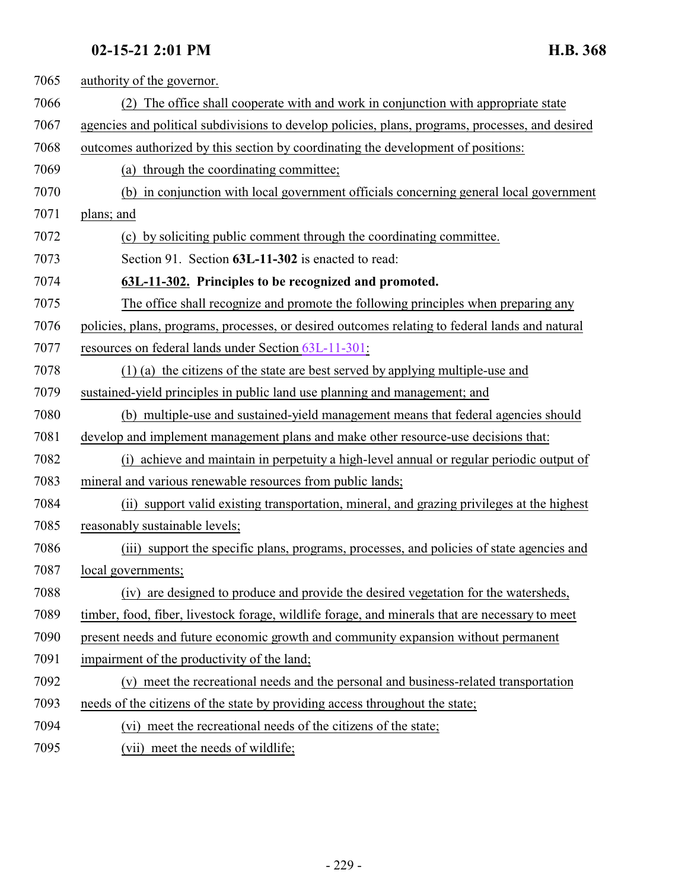authority of the governor.

(2) The office shall cooperate with and work in conjunction with appropriate state agencies and political subdivisions to develop policies, plans, programs, processes, and desired outcomes authorized by this section by coordinating the development of positions:

(a) through the coordinating committee;

(b) in conjunction with local government officials concerning general local government plans; and

(c) by soliciting public comment through the coordinating committee.

Section 91. Section **63L-11-302** is enacted to read:

**63L-11-302. Principles to be recognized and promoted.**

The office shall recognize and promote the following principles when preparing any policies, plans, programs, processes, or desired outcomes relating to federal lands and natural resources on federal lands under Section 63L-11-301:

(1) (a) the citizens of the state are best served by applying multiple-use and sustained-yield principles in public land use planning and management; and

(b) multiple-use and sustained-yield management means that federal agencies should develop and implement management plans and make other resource-use decisions that:

(i) achieve and maintain in perpetuity a high-level annual or regular periodic output of mineral and various renewable resources from public lands;

(ii) support valid existing transportation, mineral, and grazing privileges at the highest reasonably sustainable levels;

(iii) support the specific plans, programs, processes, and policies of state agencies and local governments;

(iv) are designed to produce and provide the desired vegetation for the watersheds, timber, food, fiber, livestock forage, wildlife forage, and minerals that are necessary to meet present needs and future economic growth and community expansion without permanent impairment of the productivity of the land;

(v) meet the recreational needs and the personal and business-related transportation needs of the citizens of the state by providing access throughout the state;

(vi) meet the recreational needs of the citizens of the state;

(vii) meet the needs of wildlife;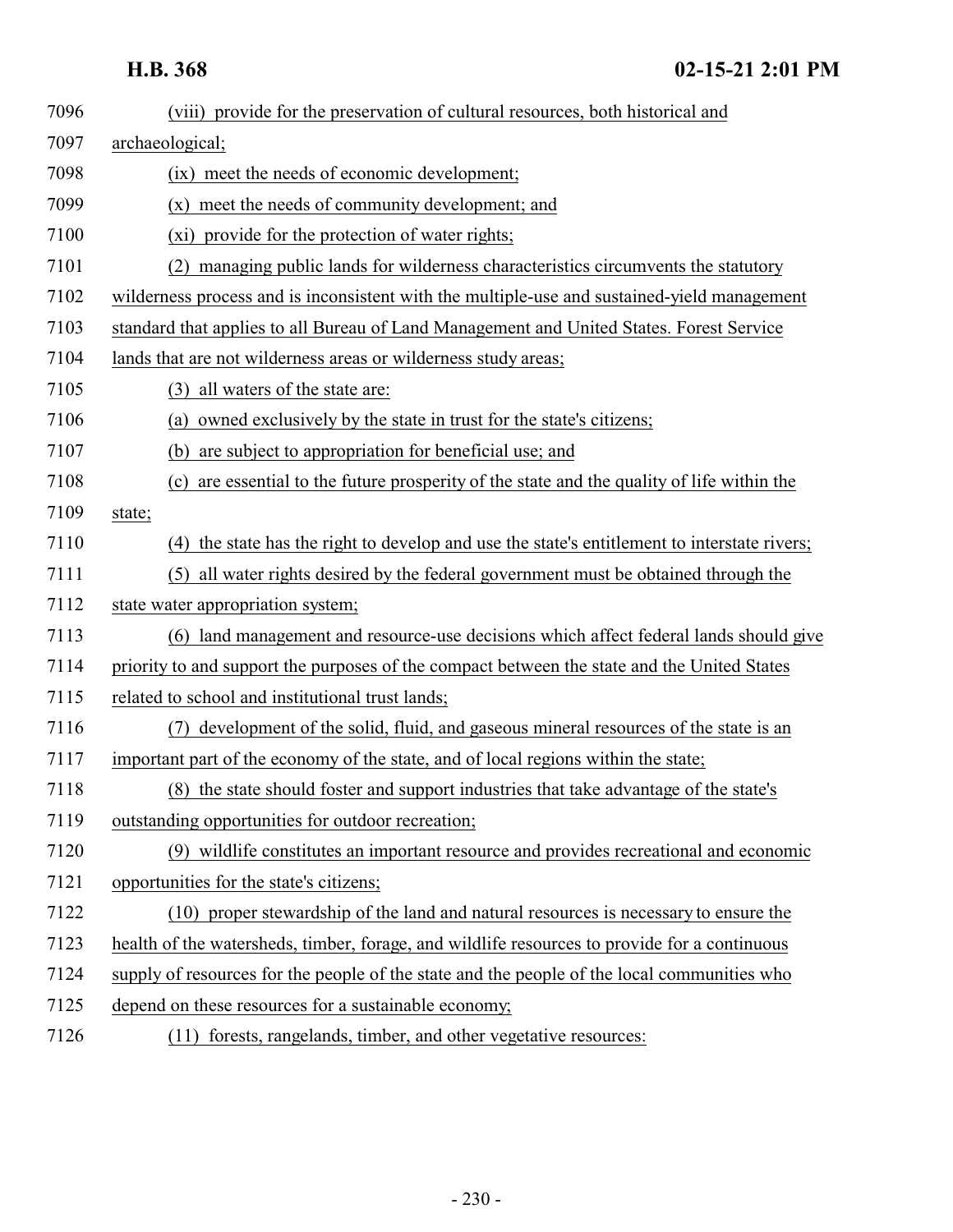(viii) provide for the preservation of cultural resources, both historical and archaeological;

(ix) meet the needs of economic development;

(x) meet the needs of community development; and

(xi) provide for the protection of water rights;

(2) managing public lands for wilderness characteristics circumvents the statutory wilderness process and is inconsistent with the multiple-use and sustained-yield management standard that applies to all Bureau of Land Management and United States. Forest Service lands that are not wilderness areas or wilderness study areas;

(3) all waters of the state are:

(a) owned exclusively by the state in trust for the state's citizens;

(b) are subject to appropriation for beneficial use; and

(c) are essential to the future prosperity of the state and the quality of life within the state;

(4) the state has the right to develop and use the state's entitlement to interstate rivers;

(5) all water rights desired by the federal government must be obtained through the state water appropriation system;

(6) land management and resource-use decisions which affect federal lands should give priority to and support the purposes of the compact between the state and the United States related to school and institutional trust lands;

(7) development of the solid, fluid, and gaseous mineral resources of the state is an important part of the economy of the state, and of local regions within the state;

(8) the state should foster and support industries that take advantage of the state's outstanding opportunities for outdoor recreation;

(9) wildlife constitutes an important resource and provides recreational and economic opportunities for the state's citizens;

(10) proper stewardship of the land and natural resources is necessary to ensure the health of the watersheds, timber, forage, and wildlife resources to provide for a continuous supply of resources for the people of the state and the people of the local communities who depend on these resources for a sustainable economy;

(11) forests, rangelands, timber, and other vegetative resources: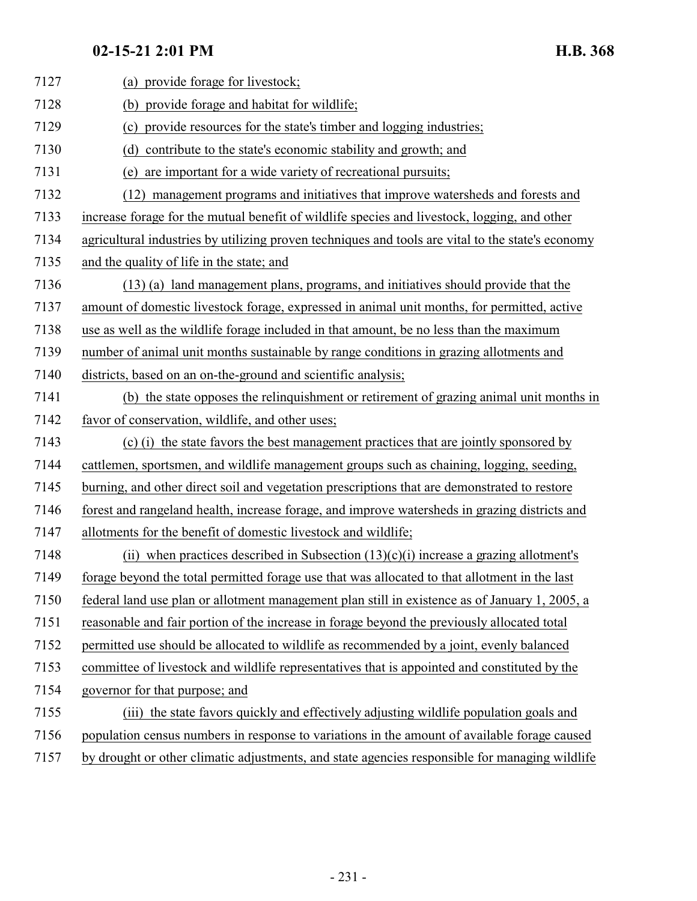(a) provide forage for livestock;

(b) provide forage and habitat for wildlife;

(c) provide resources for the state's timber and logging industries;

(d) contribute to the state's economic stability and growth; and

(e) are important for a wide variety of recreational pursuits;

(12) management programs and initiatives that improve watersheds and forests and increase forage for the mutual benefit of wildlife species and livestock, logging, and other agricultural industries by utilizing proven techniques and tools are vital to the state's economy and the quality of life in the state; and

(13) (a) land management plans, programs, and initiatives should provide that the amount of domestic livestock forage, expressed in animal unit months, for permitted, active use as well as the wildlife forage included in that amount, be no less than the maximum number of animal unit months sustainable by range conditions in grazing allotments and districts, based on an on-the-ground and scientific analysis;

(b) the state opposes the relinquishment or retirement of grazing animal unit months in favor of conservation, wildlife, and other uses;

(c) (i) the state favors the best management practices that are jointly sponsored by cattlemen, sportsmen, and wildlife management groups such as chaining, logging, seeding, burning, and other direct soil and vegetation prescriptions that are demonstrated to restore forest and rangeland health, increase forage, and improve watersheds in grazing districts and allotments for the benefit of domestic livestock and wildlife;

(ii) when practices described in Subsection (13)(c)(i) increase a grazing allotment's forage beyond the total permitted forage use that was allocated to that allotment in the last federal land use plan or allotment management plan still in existence as of January 1, 2005, a reasonable and fair portion of the increase in forage beyond the previously allocated total permitted use should be allocated to wildlife as recommended by a joint, evenly balanced committee of livestock and wildlife representatives that is appointed and constituted by the governor for that purpose; and

(iii) the state favors quickly and effectively adjusting wildlife population goals and population census numbers in response to variations in the amount of available forage caused by drought or other climatic adjustments, and state agencies responsible for managing wildlife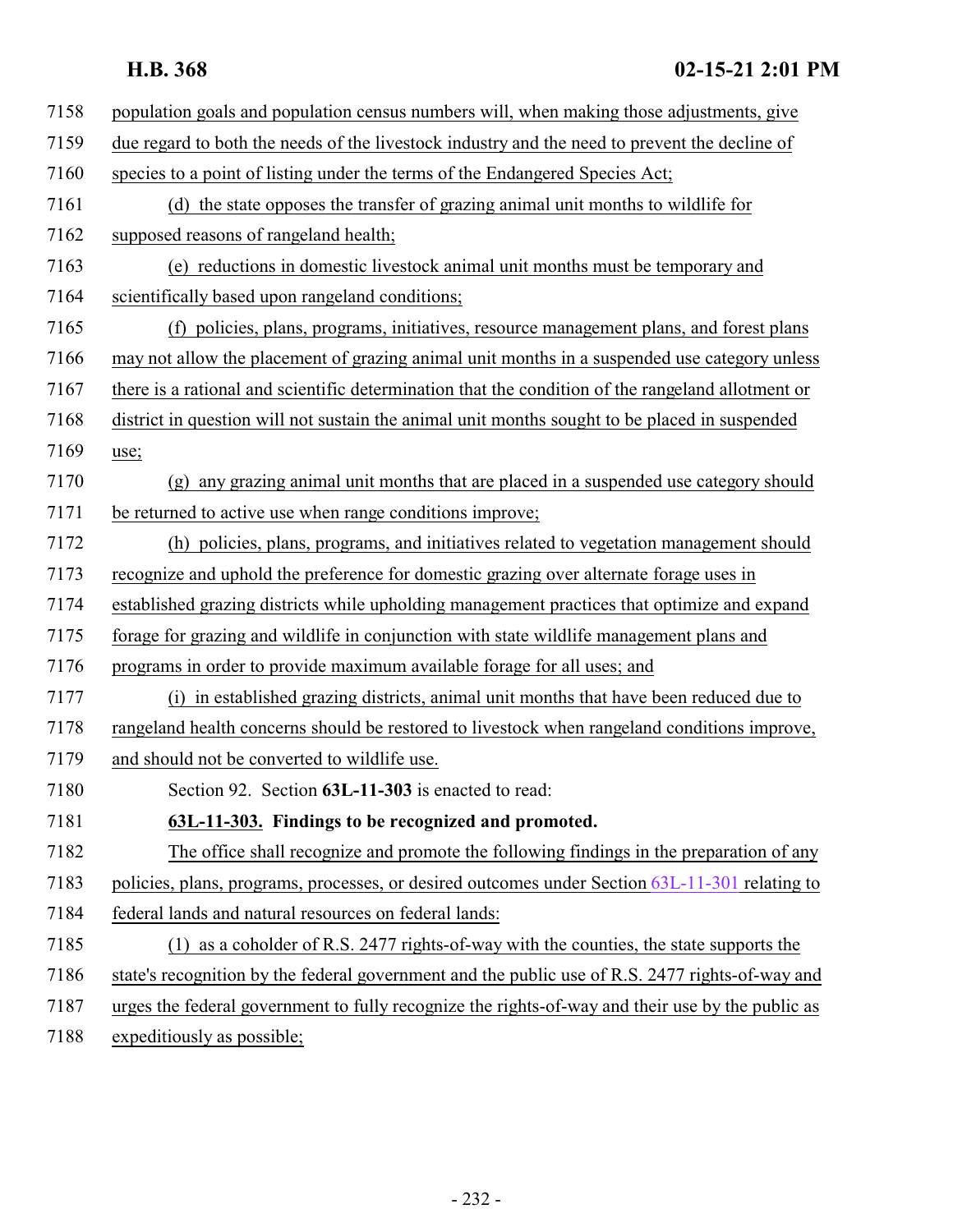population goals and population census numbers will, when making those adjustments, give due regard to both the needs of the livestock industry and the need to prevent the decline of species to a point of listing under the terms of the Endangered Species Act;

(d) the state opposes the transfer of grazing animal unit months to wildlife for supposed reasons of rangeland health;

(e) reductions in domestic livestock animal unit months must be temporary and scientifically based upon rangeland conditions;

(f) policies, plans, programs, initiatives, resource management plans, and forest plans may not allow the placement of grazing animal unit months in a suspended use category unless there is a rational and scientific determination that the condition of the rangeland allotment or district in question will not sustain the animal unit months sought to be placed in suspended use;

(g) any grazing animal unit months that are placed in a suspended use category should be returned to active use when range conditions improve;

(h) policies, plans, programs, and initiatives related to vegetation management should recognize and uphold the preference for domestic grazing over alternate forage uses in established grazing districts while upholding management practices that optimize and expand forage for grazing and wildlife in conjunction with state wildlife management plans and programs in order to provide maximum available forage for all uses; and

(i) in established grazing districts, animal unit months that have been reduced due to rangeland health concerns should be restored to livestock when rangeland conditions improve, and should not be converted to wildlife use.

Section 92. Section **63L-11-303** is enacted to read:

**63L-11-303. Findings to be recognized and promoted.**

The office shall recognize and promote the following findings in the preparation of any policies, plans, programs, processes, or desired outcomes under Section 63L-11-301 relating to federal lands and natural resources on federal lands:

(1) as a coholder of R.S. 2477 rights-of-way with the counties, the state supports the state's recognition by the federal government and the public use of R.S. 2477 rights-of-way and urges the federal government to fully recognize the rights-of-way and their use by the public as expeditiously as possible;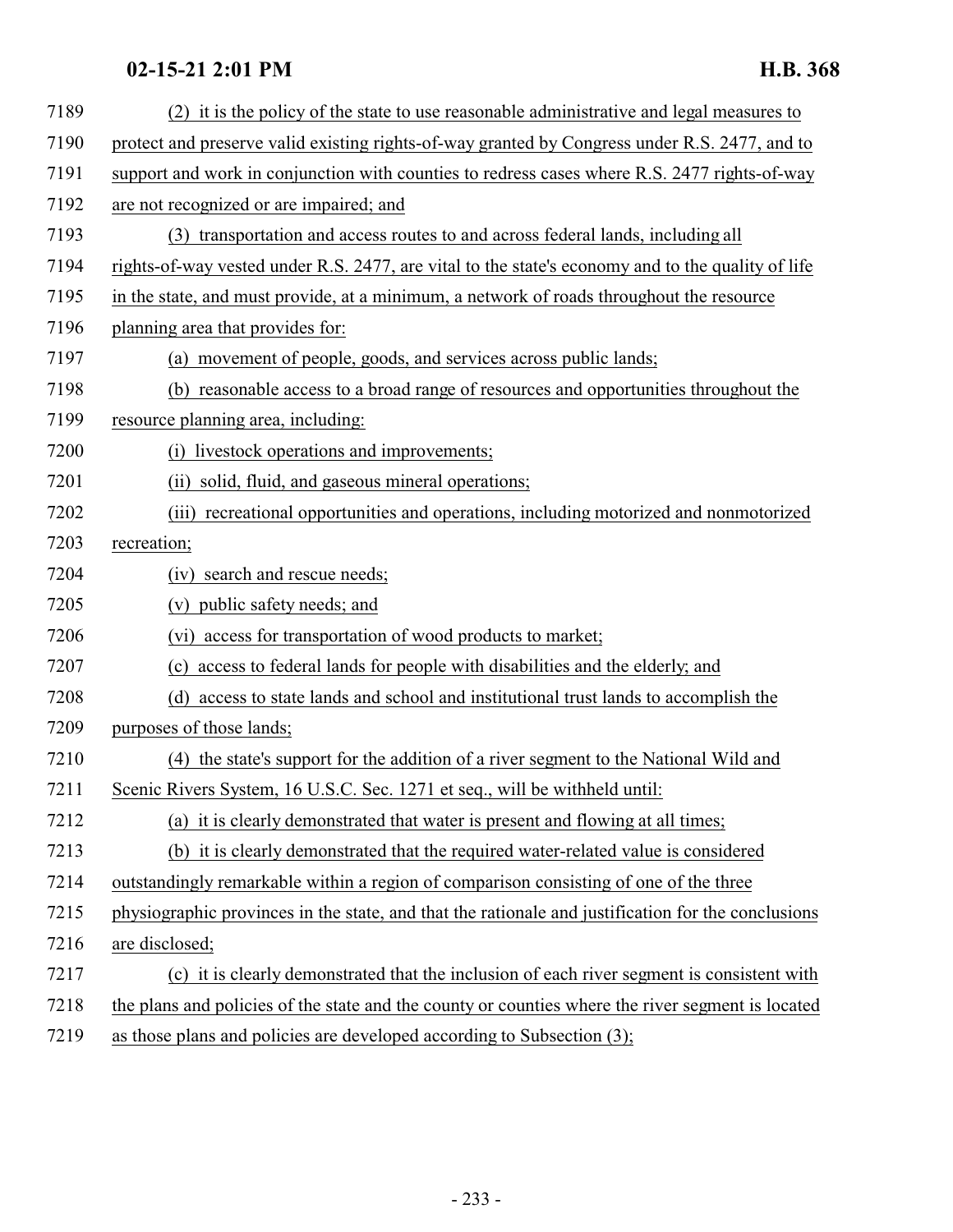(2) it is the policy of the state to use reasonable administrative and legal measures to protect and preserve valid existing rights-of-way granted by Congress under R.S. 2477, and to support and work in conjunction with counties to redress cases where R.S. 2477 rights-of-way are not recognized or are impaired; and

(3) transportation and access routes to and across federal lands, including all rights-of-way vested under R.S. 2477, are vital to the state's economy and to the quality of life in the state, and must provide, at a minimum, a network of roads throughout the resource planning area that provides for:

(a) movement of people, goods, and services across public lands;

(b) reasonable access to a broad range of resources and opportunities throughout the resource planning area, including:

(i) livestock operations and improvements;

(ii) solid, fluid, and gaseous mineral operations;

(iii) recreational opportunities and operations, including motorized and nonmotorized recreation;

(iv) search and rescue needs;

(v) public safety needs; and

(vi) access for transportation of wood products to market;

(c) access to federal lands for people with disabilities and the elderly; and

(d) access to state lands and school and institutional trust lands to accomplish the purposes of those lands;

(4) the state's support for the addition of a river segment to the National Wild and Scenic Rivers System, 16 U.S.C. Sec. 1271 et seq., will be withheld until:

(a) it is clearly demonstrated that water is present and flowing at all times;

(b) it is clearly demonstrated that the required water-related value is considered outstandingly remarkable within a region of comparison consisting of one of the three physiographic provinces in the state, and that the rationale and justification for the conclusions are disclosed;

(c) it is clearly demonstrated that the inclusion of each river segment is consistent with the plans and policies of the state and the county or counties where the river segment is located as those plans and policies are developed according to Subsection (3);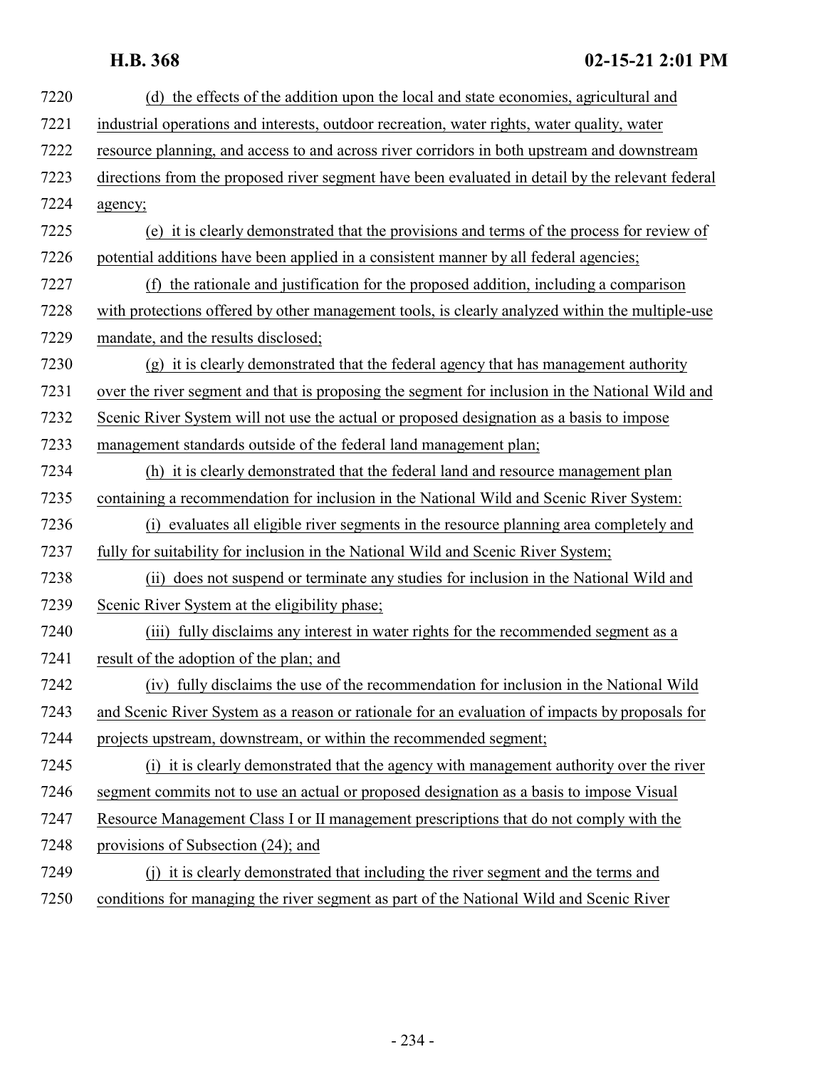(d) the effects of the addition upon the local and state economies, agricultural and industrial operations and interests, outdoor recreation, water rights, water quality, water resource planning, and access to and across river corridors in both upstream and downstream directions from the proposed river segment have been evaluated in detail by the relevant federal agency;

(e) it is clearly demonstrated that the provisions and terms of the process for review of potential additions have been applied in a consistent manner by all federal agencies;

(f) the rationale and justification for the proposed addition, including a comparison with protections offered by other management tools, is clearly analyzed within the multiple-use mandate, and the results disclosed;

(g) it is clearly demonstrated that the federal agency that has management authority over the river segment and that is proposing the segment for inclusion in the National Wild and Scenic River System will not use the actual or proposed designation as a basis to impose management standards outside of the federal land management plan;

(h) it is clearly demonstrated that the federal land and resource management plan containing a recommendation for inclusion in the National Wild and Scenic River System:

(i) evaluates all eligible river segments in the resource planning area completely and fully for suitability for inclusion in the National Wild and Scenic River System;

(ii) does not suspend or terminate any studies for inclusion in the National Wild and Scenic River System at the eligibility phase;

(iii) fully disclaims any interest in water rights for the recommended segment as a result of the adoption of the plan; and

(iv) fully disclaims the use of the recommendation for inclusion in the National Wild and Scenic River System as a reason or rationale for an evaluation of impacts by proposals for projects upstream, downstream, or within the recommended segment;

(i) it is clearly demonstrated that the agency with management authority over the river segment commits not to use an actual or proposed designation as a basis to impose Visual Resource Management Class I or II management prescriptions that do not comply with the provisions of Subsection (24); and

(j) it is clearly demonstrated that including the river segment and the terms and conditions for managing the river segment as part of the National Wild and Scenic River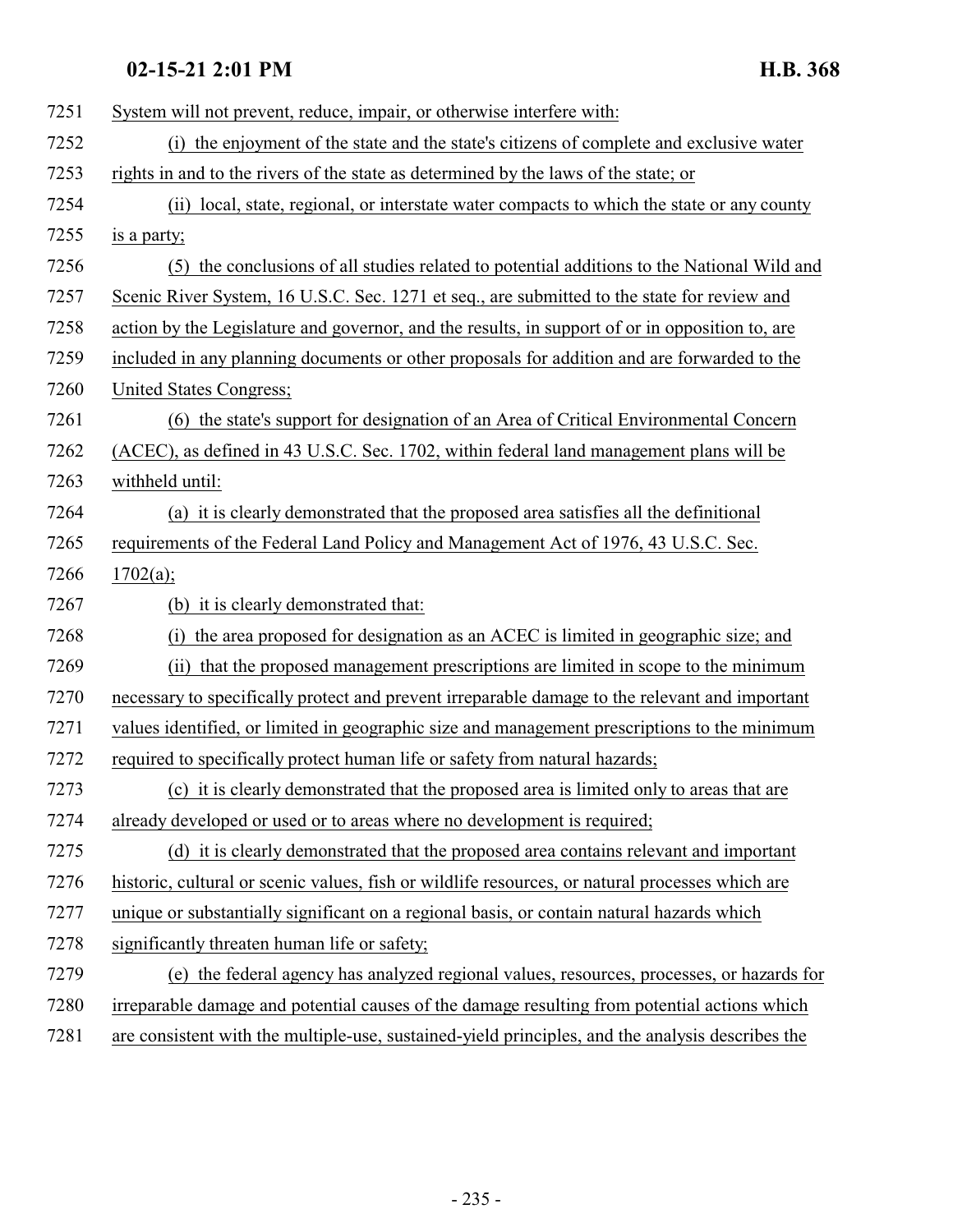System will not prevent, reduce, impair, or otherwise interfere with:

(i) the enjoyment of the state and the state's citizens of complete and exclusive water rights in and to the rivers of the state as determined by the laws of the state; or

(ii) local, state, regional, or interstate water compacts to which the state or any county is a party;

(5) the conclusions of all studies related to potential additions to the National Wild and Scenic River System, 16 U.S.C. Sec. 1271 et seq., are submitted to the state for review and action by the Legislature and governor, and the results, in support of or in opposition to, are included in any planning documents or other proposals for addition and are forwarded to the United States Congress;

(6) the state's support for designation of an Area of Critical Environmental Concern (ACEC), as defined in 43 U.S.C. Sec. 1702, within federal land management plans will be withheld until:

(a) it is clearly demonstrated that the proposed area satisfies all the definitional requirements of the Federal Land Policy and Management Act of 1976, 43 U.S.C. Sec. 1702(a);

(b) it is clearly demonstrated that:

(i) the area proposed for designation as an ACEC is limited in geographic size; and

(ii) that the proposed management prescriptions are limited in scope to the minimum necessary to specifically protect and prevent irreparable damage to the relevant and important values identified, or limited in geographic size and management prescriptions to the minimum required to specifically protect human life or safety from natural hazards;

(c) it is clearly demonstrated that the proposed area is limited only to areas that are already developed or used or to areas where no development is required;

(d) it is clearly demonstrated that the proposed area contains relevant and important historic, cultural or scenic values, fish or wildlife resources, or natural processes which are unique or substantially significant on a regional basis, or contain natural hazards which significantly threaten human life or safety;

(e) the federal agency has analyzed regional values, resources, processes, or hazards for irreparable damage and potential causes of the damage resulting from potential actions which are consistent with the multiple-use, sustained-yield principles, and the analysis describes the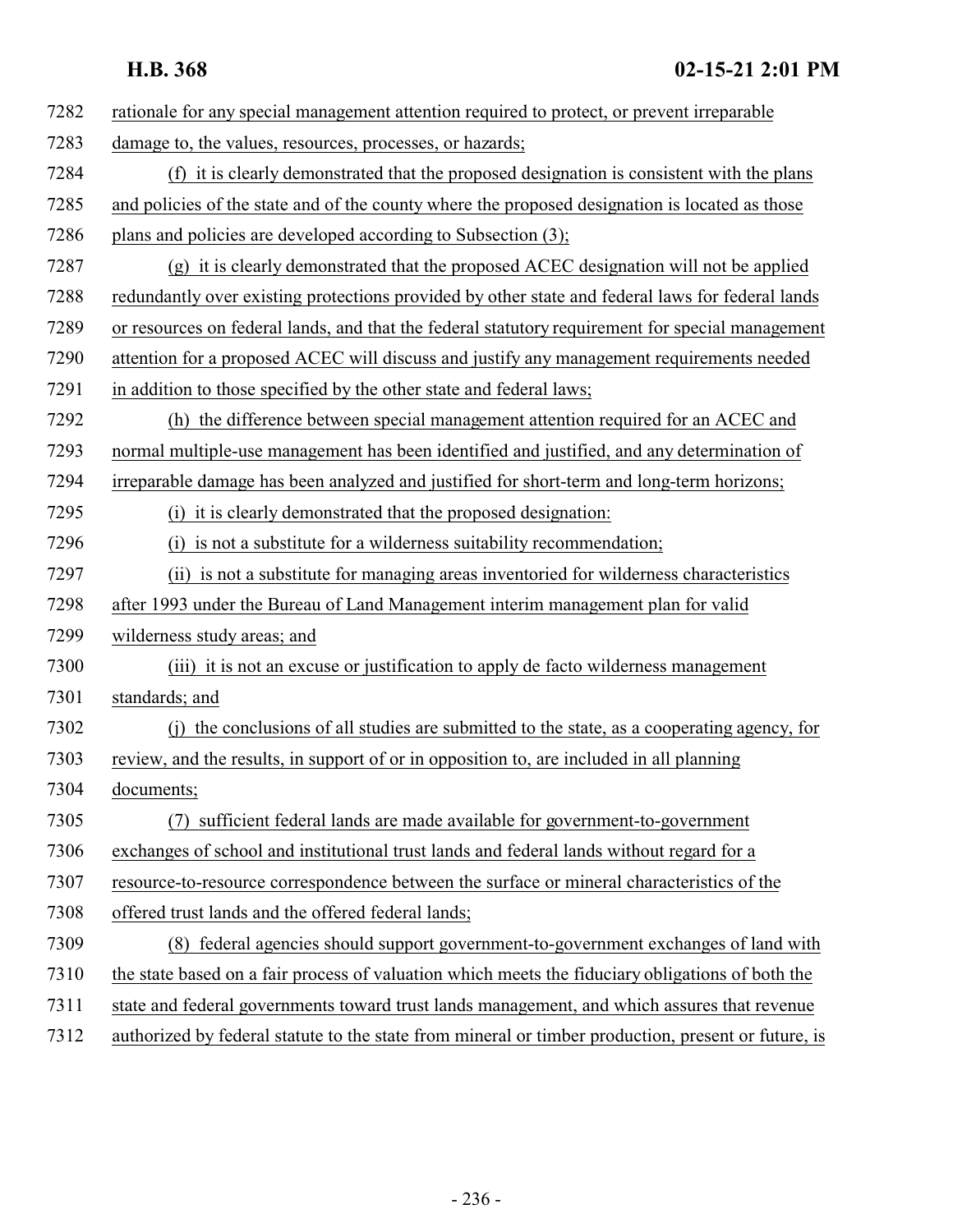rationale for any special management attention required to protect, or prevent irreparable damage to, the values, resources, processes, or hazards;

(f) it is clearly demonstrated that the proposed designation is consistent with the plans and policies of the state and of the county where the proposed designation is located as those plans and policies are developed according to Subsection (3);

(g) it is clearly demonstrated that the proposed ACEC designation will not be applied redundantly over existing protections provided by other state and federal laws for federal lands or resources on federal lands, and that the federal statutory requirement for special management attention for a proposed ACEC will discuss and justify any management requirements needed in addition to those specified by the other state and federal laws;

(h) the difference between special management attention required for an ACEC and normal multiple-use management has been identified and justified, and any determination of irreparable damage has been analyzed and justified for short-term and long-term horizons;

(i) it is clearly demonstrated that the proposed designation:

(i) is not a substitute for a wilderness suitability recommendation;

(ii) is not a substitute for managing areas inventoried for wilderness characteristics after 1993 under the Bureau of Land Management interim management plan for valid wilderness study areas; and

(iii) it is not an excuse or justification to apply de facto wilderness management standards; and

(j) the conclusions of all studies are submitted to the state, as a cooperating agency, for review, and the results, in support of or in opposition to, are included in all planning documents;

(7) sufficient federal lands are made available for government-to-government exchanges of school and institutional trust lands and federal lands without regard for a resource-to-resource correspondence between the surface or mineral characteristics of the offered trust lands and the offered federal lands;

(8) federal agencies should support government-to-government exchanges of land with the state based on a fair process of valuation which meets the fiduciary obligations of both the state and federal governments toward trust lands management, and which assures that revenue authorized by federal statute to the state from mineral or timber production, present or future, is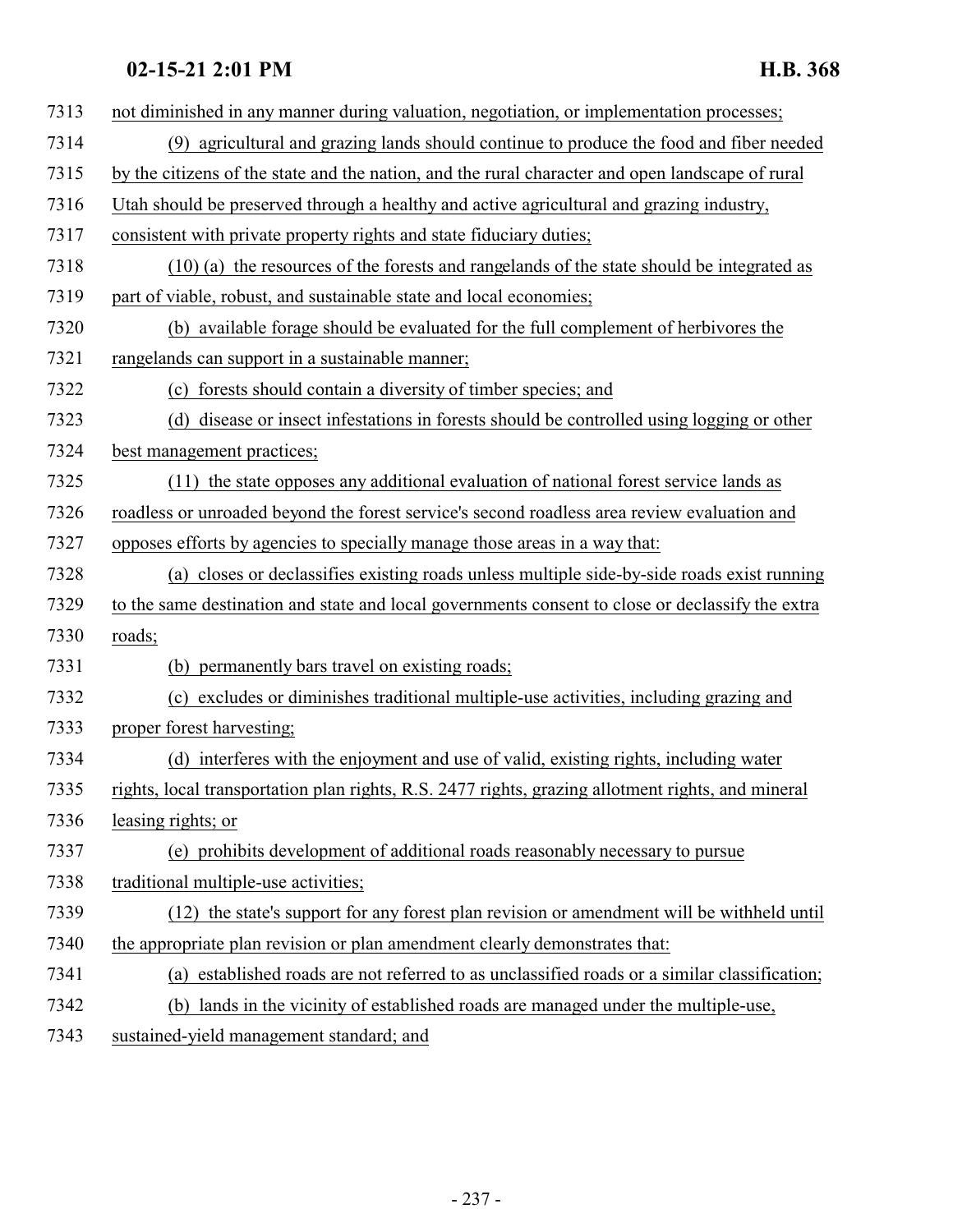not diminished in any manner during valuation, negotiation, or implementation processes;

(9) agricultural and grazing lands should continue to produce the food and fiber needed by the citizens of the state and the nation, and the rural character and open landscape of rural Utah should be preserved through a healthy and active agricultural and grazing industry, consistent with private property rights and state fiduciary duties;

(10) (a) the resources of the forests and rangelands of the state should be integrated as part of viable, robust, and sustainable state and local economies;

(b) available forage should be evaluated for the full complement of herbivores the rangelands can support in a sustainable manner;

(c) forests should contain a diversity of timber species; and

(d) disease or insect infestations in forests should be controlled using logging or other best management practices;

(11) the state opposes any additional evaluation of national forest service lands as roadless or unroaded beyond the forest service's second roadless area review evaluation and opposes efforts by agencies to specially manage those areas in a way that:

(a) closes or declassifies existing roads unless multiple side-by-side roads exist running to the same destination and state and local governments consent to close or declassify the extra roads;

(b) permanently bars travel on existing roads;

(c) excludes or diminishes traditional multiple-use activities, including grazing and proper forest harvesting;

(d) interferes with the enjoyment and use of valid, existing rights, including water rights, local transportation plan rights, R.S. 2477 rights, grazing allotment rights, and mineral leasing rights; or

(e) prohibits development of additional roads reasonably necessary to pursue traditional multiple-use activities;

(12) the state's support for any forest plan revision or amendment will be withheld until the appropriate plan revision or plan amendment clearly demonstrates that:

(a) established roads are not referred to as unclassified roads or a similar classification;

(b) lands in the vicinity of established roads are managed under the multiple-use, sustained-yield management standard; and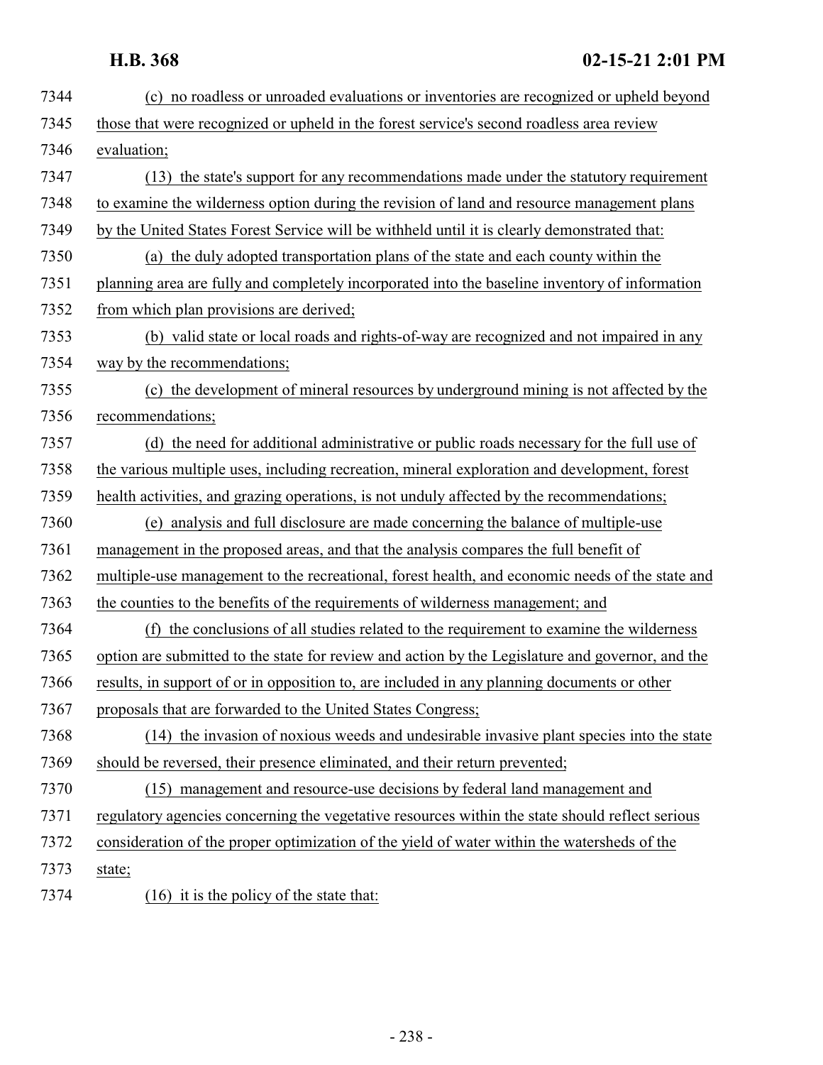(c) no roadless or unroaded evaluations or inventories are recognized or upheld beyond those that were recognized or upheld in the forest service's second roadless area review evaluation;

(13) the state's support for any recommendations made under the statutory requirement to examine the wilderness option during the revision of land and resource management plans by the United States Forest Service will be withheld until it is clearly demonstrated that:

(a) the duly adopted transportation plans of the state and each county within the planning area are fully and completely incorporated into the baseline inventory of information from which plan provisions are derived;

(b) valid state or local roads and rights-of-way are recognized and not impaired in any way by the recommendations;

(c) the development of mineral resources by underground mining is not affected by the recommendations;

(d) the need for additional administrative or public roads necessary for the full use of the various multiple uses, including recreation, mineral exploration and development, forest health activities, and grazing operations, is not unduly affected by the recommendations;

(e) analysis and full disclosure are made concerning the balance of multiple-use management in the proposed areas, and that the analysis compares the full benefit of multiple-use management to the recreational, forest health, and economic needs of the state and the counties to the benefits of the requirements of wilderness management; and

(f) the conclusions of all studies related to the requirement to examine the wilderness option are submitted to the state for review and action by the Legislature and governor, and the results, in support of or in opposition to, are included in any planning documents or other proposals that are forwarded to the United States Congress;

(14) the invasion of noxious weeds and undesirable invasive plant species into the state should be reversed, their presence eliminated, and their return prevented;

(15) management and resource-use decisions by federal land management and regulatory agencies concerning the vegetative resources within the state should reflect serious consideration of the proper optimization of the yield of water within the watersheds of the state;

(16) it is the policy of the state that: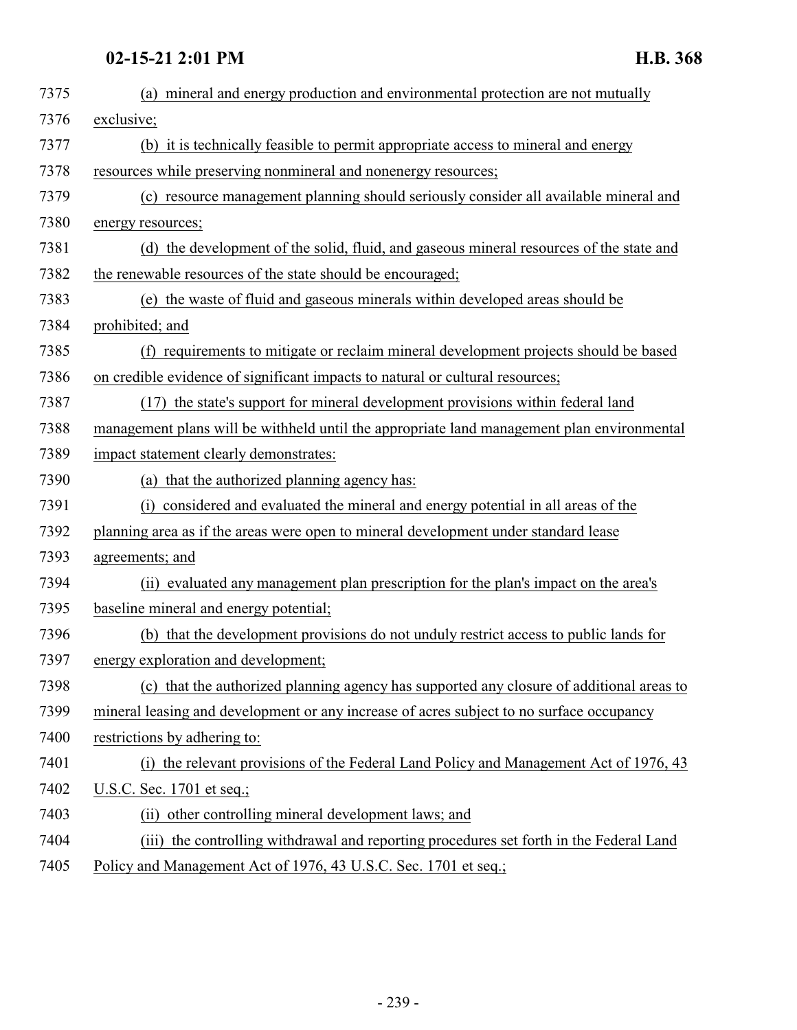(a) mineral and energy production and environmental protection are not mutually exclusive;

(b) it is technically feasible to permit appropriate access to mineral and energy resources while preserving nonmineral and nonenergy resources;

(c) resource management planning should seriously consider all available mineral and energy resources;

(d) the development of the solid, fluid, and gaseous mineral resources of the state and the renewable resources of the state should be encouraged;

(e) the waste of fluid and gaseous minerals within developed areas should be prohibited; and

(f) requirements to mitigate or reclaim mineral development projects should be based on credible evidence of significant impacts to natural or cultural resources;

(17) the state's support for mineral development provisions within federal land management plans will be withheld until the appropriate land management plan environmental impact statement clearly demonstrates:

(a) that the authorized planning agency has:

(i) considered and evaluated the mineral and energy potential in all areas of the planning area as if the areas were open to mineral development under standard lease agreements; and

(ii) evaluated any management plan prescription for the plan's impact on the area's baseline mineral and energy potential;

(b) that the development provisions do not unduly restrict access to public lands for energy exploration and development;

(c) that the authorized planning agency has supported any closure of additional areas to mineral leasing and development or any increase of acres subject to no surface occupancy restrictions by adhering to:

(i) the relevant provisions of the Federal Land Policy and Management Act of 1976, 43 U.S.C. Sec. 1701 et seq.;

(ii) other controlling mineral development laws; and

(iii) the controlling withdrawal and reporting procedures set forth in the Federal Land Policy and Management Act of 1976, 43 U.S.C. Sec. 1701 et seq.;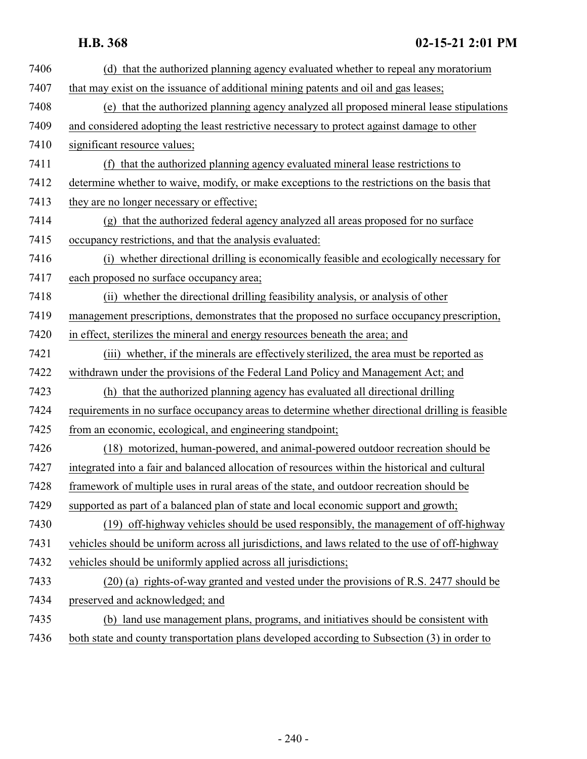(d) that the authorized planning agency evaluated whether to repeal any moratorium that may exist on the issuance of additional mining patents and oil and gas leases;

(e) that the authorized planning agency analyzed all proposed mineral lease stipulations and considered adopting the least restrictive necessary to protect against damage to other significant resource values;

(f) that the authorized planning agency evaluated mineral lease restrictions to determine whether to waive, modify, or make exceptions to the restrictions on the basis that they are no longer necessary or effective;

(g) that the authorized federal agency analyzed all areas proposed for no surface occupancy restrictions, and that the analysis evaluated:

(i) whether directional drilling is economically feasible and ecologically necessary for each proposed no surface occupancy area;

(ii) whether the directional drilling feasibility analysis, or analysis of other management prescriptions, demonstrates that the proposed no surface occupancy prescription, in effect, sterilizes the mineral and energy resources beneath the area; and

(iii) whether, if the minerals are effectively sterilized, the area must be reported as withdrawn under the provisions of the Federal Land Policy and Management Act; and

(h) that the authorized planning agency has evaluated all directional drilling requirements in no surface occupancy areas to determine whether directional drilling is feasible from an economic, ecological, and engineering standpoint;

(18) motorized, human-powered, and animal-powered outdoor recreation should be integrated into a fair and balanced allocation of resources within the historical and cultural framework of multiple uses in rural areas of the state, and outdoor recreation should be supported as part of a balanced plan of state and local economic support and growth;

(19) off-highway vehicles should be used responsibly, the management of off-highway vehicles should be uniform across all jurisdictions, and laws related to the use of off-highway vehicles should be uniformly applied across all jurisdictions;

(20) (a) rights-of-way granted and vested under the provisions of R.S. 2477 should be preserved and acknowledged; and

(b) land use management plans, programs, and initiatives should be consistent with both state and county transportation plans developed according to Subsection (3) in order to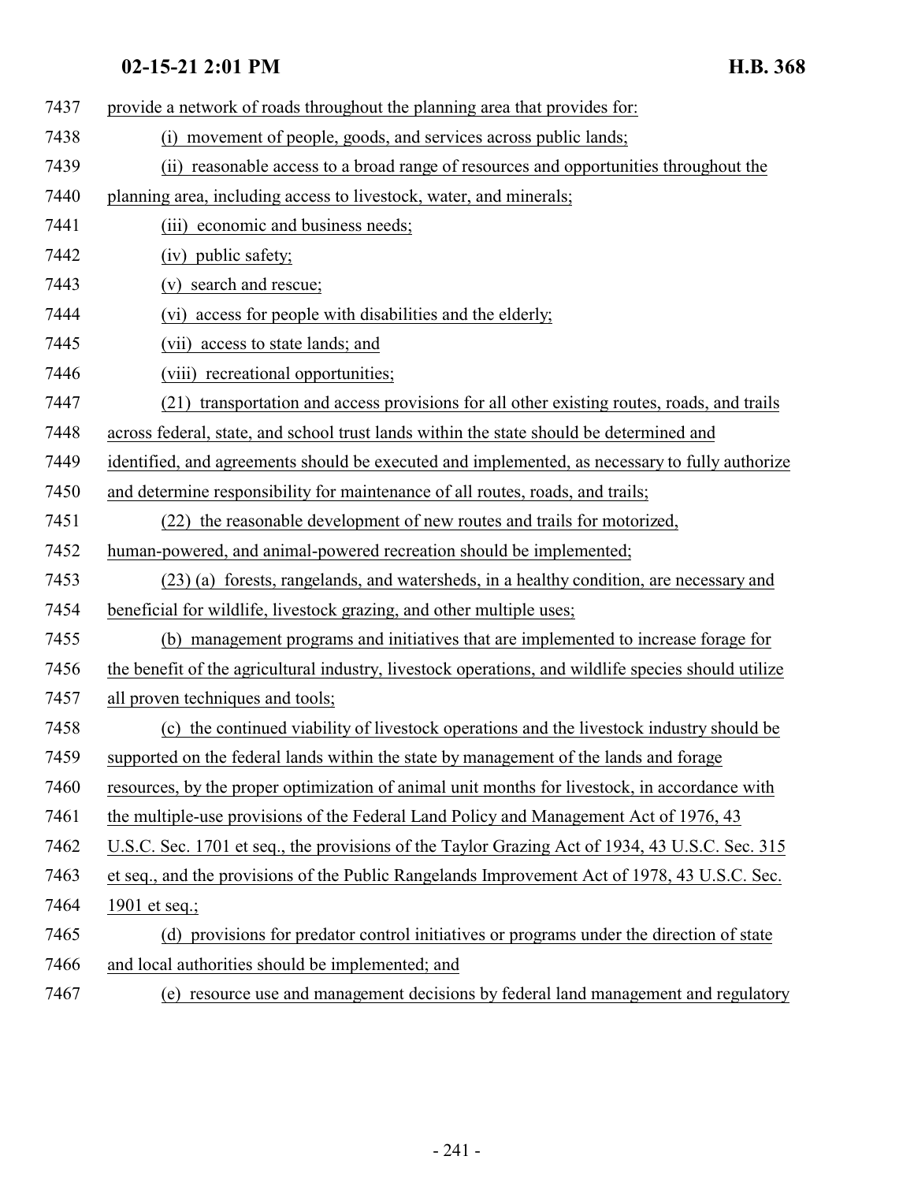provide a network of roads throughout the planning area that provides for:

(i) movement of people, goods, and services across public lands;

(ii) reasonable access to a broad range of resources and opportunities throughout the planning area, including access to livestock, water, and minerals;

(iii) economic and business needs;

(iv) public safety;

(v) search and rescue;

(vi) access for people with disabilities and the elderly;

(vii) access to state lands; and

(viii) recreational opportunities;

(21) transportation and access provisions for all other existing routes, roads, and trails across federal, state, and school trust lands within the state should be determined and identified, and agreements should be executed and implemented, as necessary to fully authorize and determine responsibility for maintenance of all routes, roads, and trails;

(22) the reasonable development of new routes and trails for motorized, human-powered, and animal-powered recreation should be implemented;

(23) (a) forests, rangelands, and watersheds, in a healthy condition, are necessary and beneficial for wildlife, livestock grazing, and other multiple uses;

(b) management programs and initiatives that are implemented to increase forage for the benefit of the agricultural industry, livestock operations, and wildlife species should utilize all proven techniques and tools;

(c) the continued viability of livestock operations and the livestock industry should be supported on the federal lands within the state by management of the lands and forage resources, by the proper optimization of animal unit months for livestock, in accordance with the multiple-use provisions of the Federal Land Policy and Management Act of 1976, 43 U.S.C. Sec. 1701 et seq., the provisions of the Taylor Grazing Act of 1934, 43 U.S.C. Sec. 315 et seq., and the provisions of the Public Rangelands Improvement Act of 1978, 43 U.S.C. Sec. 1901 et seq.;

(d) provisions for predator control initiatives or programs under the direction of state and local authorities should be implemented; and

(e) resource use and management decisions by federal land management and regulatory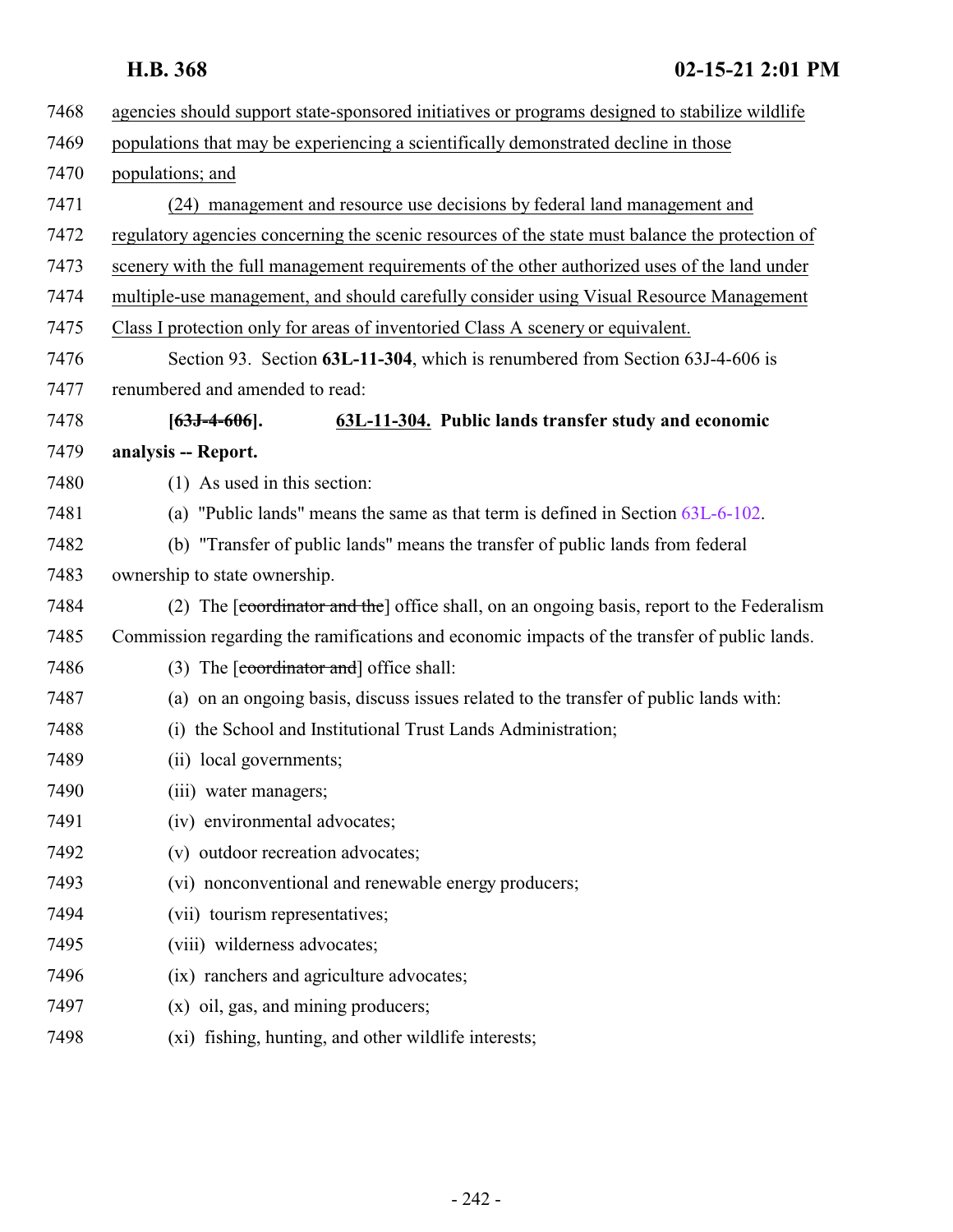agencies should support state-sponsored initiatives or programs designed to stabilize wildlife populations that may be experiencing a scientifically demonstrated decline in those populations; and

(24) management and resource use decisions by federal land management and regulatory agencies concerning the scenic resources of the state must balance the protection of scenery with the full management requirements of the other authorized uses of the land under multiple-use management, and should carefully consider using Visual Resource Management Class I protection only for areas of inventoried Class A scenery or equivalent.

Section 93. Section **63L-11-304**, which is renumbered from Section 63J-4-606 is renumbered and amended to read:

**[~~63J-4-606~~]. 63L-11-304. Public lands transfer study and economic analysis -- Report.**

(1) As used in this section:

(a) "Public lands" means the same as that term is defined in Section 63L-6-102.

(b) "Transfer of public lands" means the transfer of public lands from federal ownership to state ownership.

(2) The [~~coordinator and the~~] office shall, on an ongoing basis, report to the Federalism Commission regarding the ramifications and economic impacts of the transfer of public lands.

(3) The [~~coordinator and~~] office shall:

(a) on an ongoing basis, discuss issues related to the transfer of public lands with:

(i) the School and Institutional Trust Lands Administration;

(ii) local governments;

(iii) water managers;

(iv) environmental advocates;

(v) outdoor recreation advocates;

(vi) nonconventional and renewable energy producers;

(vii) tourism representatives;

(viii) wilderness advocates;

(ix) ranchers and agriculture advocates;

(x) oil, gas, and mining producers;

(xi) fishing, hunting, and other wildlife interests;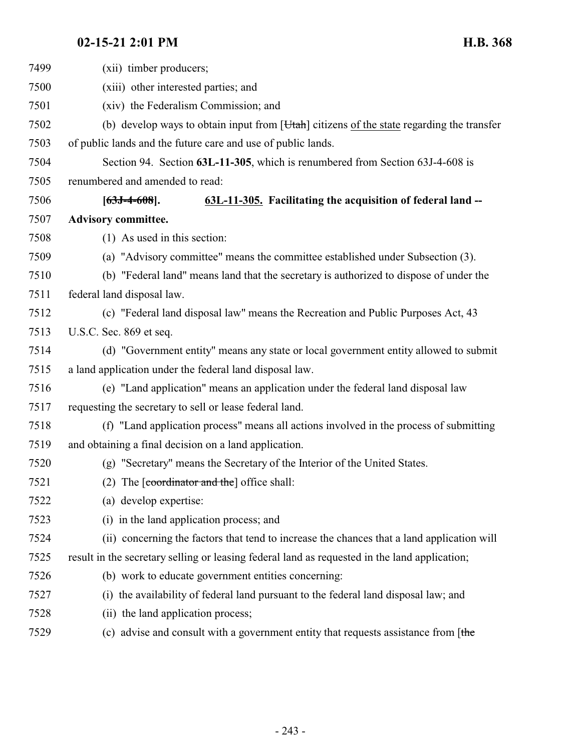7499 (xii) timber producers;

7500 (xiii) other interested parties; and

7501 (xiv) the Federalism Commission; and

7502 (b) develop ways to obtain input from [~~Utah~~] citizens <u>of the state</u> regarding the transfer

7503 of public lands and the future care and use of public lands.

7504 Section 94. Section **63L-11-305**, which is renumbered from Section 63J-4-608 is

7505 renumbered and amended to read:

7506 **[~~63J-4-608~~]. <u>63L-11-305.</u> Facilitating the acquisition of federal land --**

7507 **Advisory committee.**

7508 (1) As used in this section:

7509 (a) "Advisory committee" means the committee established under Subsection (3).

7510 (b) "Federal land" means land that the secretary is authorized to dispose of under the

7511 federal land disposal law.

7512 (c) "Federal land disposal law" means the Recreation and Public Purposes Act, 43

7513 U.S.C. Sec. 869 et seq.

7514 (d) "Government entity" means any state or local government entity allowed to submit

7515 a land application under the federal land disposal law.

7516 (e) "Land application" means an application under the federal land disposal law

7517 requesting the secretary to sell or lease federal land.

7518 (f) "Land application process" means all actions involved in the process of submitting

7519 and obtaining a final decision on a land application.

7520 (g) "Secretary" means the Secretary of the Interior of the United States.

7521 (2) The [~~coordinator and the~~] office shall:

7522 (a) develop expertise:

7523 (i) in the land application process; and

7524 (ii) concerning the factors that tend to increase the chances that a land application will

7525 result in the secretary selling or leasing federal land as requested in the land application;

7526 (b) work to educate government entities concerning:

7527 (i) the availability of federal land pursuant to the federal land disposal law; and

7528 (ii) the land application process;

7529 (c) advise and consult with a government entity that requests assistance from [~~the~~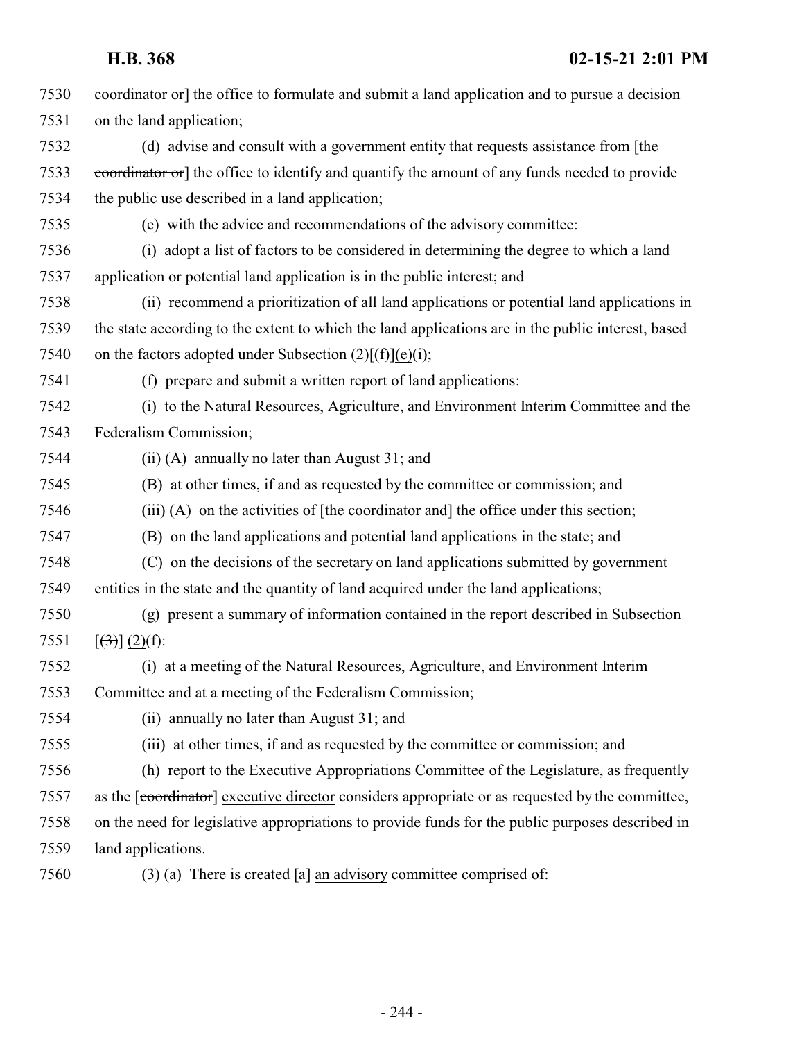7530 ~~coordinator or~~] the office to formulate and submit a land application and to pursue a decision
7531 on the land application;

7532 (d) advise and consult with a government entity that requests assistance from [~~the~~
7533 ~~coordinator or~~] the office to identify and quantify the amount of any funds needed to provide
7534 the public use described in a land application;

7535 (e) with the advice and recommendations of the advisory committee:

7536 (i) adopt a list of factors to be considered in determining the degree to which a land
7537 application or potential land application is in the public interest; and

7538 (ii) recommend a prioritization of all land applications or potential land applications in
7539 the state according to the extent to which the land applications are in the public interest, based
7540 on the factors adopted under Subsection (2)[~~(f)~~](e)(i);

7541 (f) prepare and submit a written report of land applications:

7542 (i) to the Natural Resources, Agriculture, and Environment Interim Committee and the
7543 Federalism Commission;

7544 (ii) (A) annually no later than August 31; and

7545 (B) at other times, if and as requested by the committee or commission; and

7546 (iii) (A) on the activities of [~~the coordinator and~~] the office under this section;

7547 (B) on the land applications and potential land applications in the state; and

7548 (C) on the decisions of the secretary on land applications submitted by government
7549 entities in the state and the quantity of land acquired under the land applications;

7550 (g) present a summary of information contained in the report described in Subsection
7551 [~~(3)~~] (2)(f):

7552 (i) at a meeting of the Natural Resources, Agriculture, and Environment Interim
7553 Committee and at a meeting of the Federalism Commission;

7554 (ii) annually no later than August 31; and

7555 (iii) at other times, if and as requested by the committee or commission; and

7556 (h) report to the Executive Appropriations Committee of the Legislature, as frequently
7557 as the [~~coordinator~~] executive director considers appropriate or as requested by the committee,
7558 on the need for legislative appropriations to provide funds for the public purposes described in
7559 land applications.

7560 (3) (a) There is created [~~a~~] an advisory committee comprised of: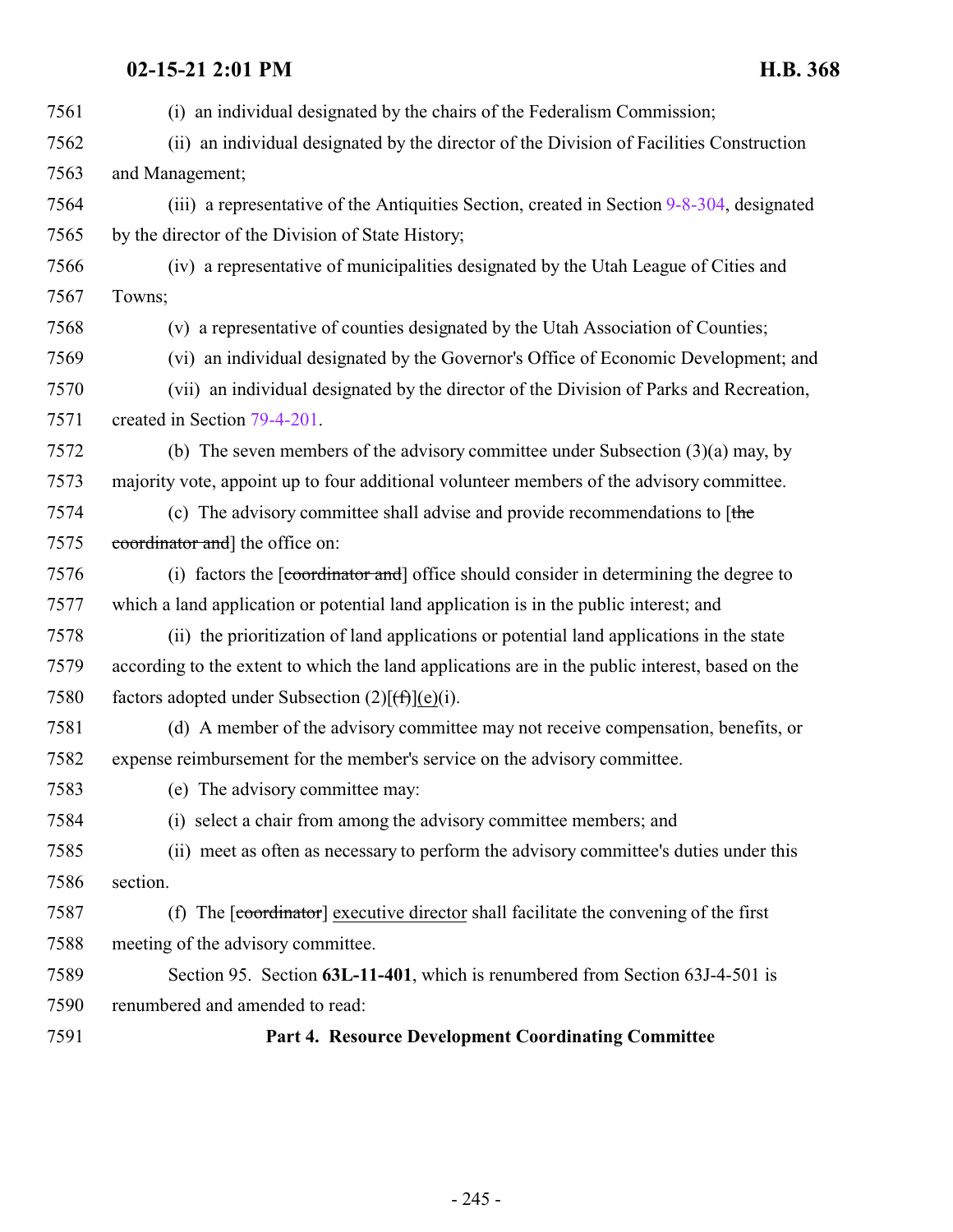(i) an individual designated by the chairs of the Federalism Commission;

(ii) an individual designated by the director of the Division of Facilities Construction and Management;

(iii) a representative of the Antiquities Section, created in Section 9-8-304, designated by the director of the Division of State History;

(iv) a representative of municipalities designated by the Utah League of Cities and Towns;

(v) a representative of counties designated by the Utah Association of Counties;

(vi) an individual designated by the Governor's Office of Economic Development; and

(vii) an individual designated by the director of the Division of Parks and Recreation, created in Section 79-4-201.

(b) The seven members of the advisory committee under Subsection (3)(a) may, by majority vote, appoint up to four additional volunteer members of the advisory committee.

(c) The advisory committee shall advise and provide recommendations to [~~the coordinator and~~] the office on:

(i) factors the [~~coordinator and~~] office should consider in determining the degree to which a land application or potential land application is in the public interest; and

(ii) the prioritization of land applications or potential land applications in the state according to the extent to which the land applications are in the public interest, based on the factors adopted under Subsection (2)[~~(f)~~]<u>(e)</u>(i).

(d) A member of the advisory committee may not receive compensation, benefits, or expense reimbursement for the member's service on the advisory committee.

(e) The advisory committee may:

(i) select a chair from among the advisory committee members; and

(ii) meet as often as necessary to perform the advisory committee's duties under this section.

(f) The [~~coordinator~~] <u>executive director</u> shall facilitate the convening of the first meeting of the advisory committee.

Section 95. Section **63L-11-401**, which is renumbered from Section 63J-4-501 is renumbered and amended to read:

**Part 4. Resource Development Coordinating Committee**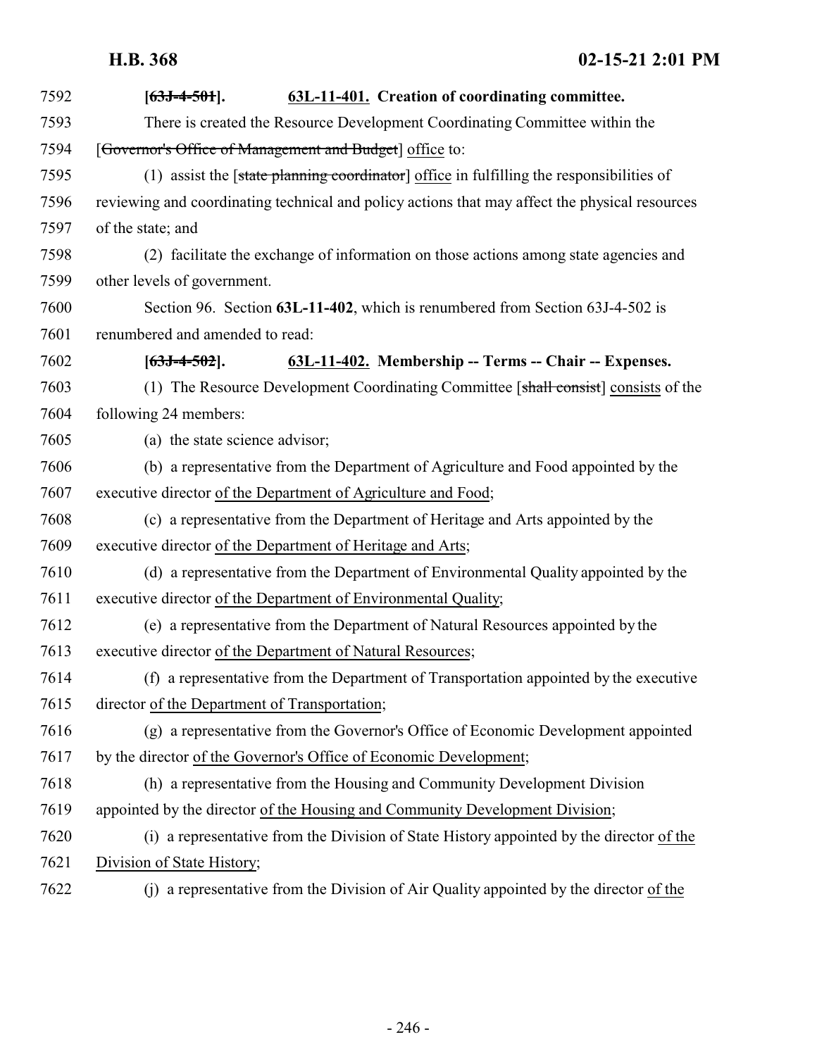**[~~63J-4-501~~]. 63L-11-401. Creation of coordinating committee.**

There is created the Resource Development Coordinating Committee within the [~~Governor's Office of Management and Budget~~] office to:

(1) assist the [~~state planning coordinator~~] office in fulfilling the responsibilities of reviewing and coordinating technical and policy actions that may affect the physical resources of the state; and

(2) facilitate the exchange of information on those actions among state agencies and other levels of government.

Section 96. Section **63L-11-402**, which is renumbered from Section 63J-4-502 is renumbered and amended to read:

**[~~63J-4-502~~]. 63L-11-402. Membership -- Terms -- Chair -- Expenses.**

(1) The Resource Development Coordinating Committee [~~shall consist~~] consists of the following 24 members:

(a) the state science advisor;

(b) a representative from the Department of Agriculture and Food appointed by the executive director of the Department of Agriculture and Food;

(c) a representative from the Department of Heritage and Arts appointed by the executive director of the Department of Heritage and Arts;

(d) a representative from the Department of Environmental Quality appointed by the executive director of the Department of Environmental Quality;

(e) a representative from the Department of Natural Resources appointed by the executive director of the Department of Natural Resources;

(f) a representative from the Department of Transportation appointed by the executive director of the Department of Transportation;

(g) a representative from the Governor's Office of Economic Development appointed by the director of the Governor's Office of Economic Development;

(h) a representative from the Housing and Community Development Division appointed by the director of the Housing and Community Development Division;

(i) a representative from the Division of State History appointed by the director of the Division of State History;

(j) a representative from the Division of Air Quality appointed by the director of the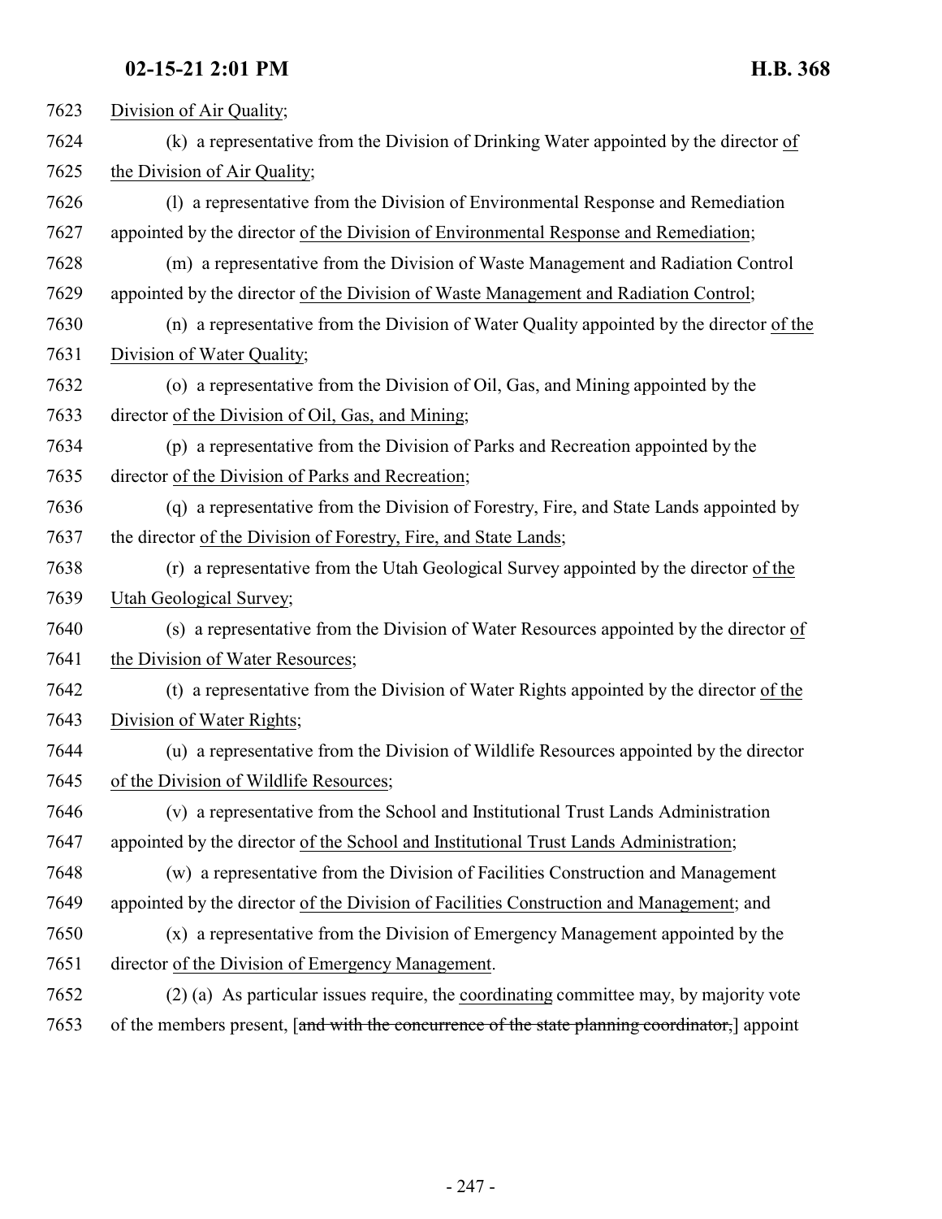Division of Air Quality;

(k) a representative from the Division of Drinking Water appointed by the director of the Division of Air Quality;

(l) a representative from the Division of Environmental Response and Remediation appointed by the director of the Division of Environmental Response and Remediation;

(m) a representative from the Division of Waste Management and Radiation Control appointed by the director of the Division of Waste Management and Radiation Control;

(n) a representative from the Division of Water Quality appointed by the director of the Division of Water Quality;

(o) a representative from the Division of Oil, Gas, and Mining appointed by the director of the Division of Oil, Gas, and Mining;

(p) a representative from the Division of Parks and Recreation appointed by the director of the Division of Parks and Recreation;

(q) a representative from the Division of Forestry, Fire, and State Lands appointed by the director of the Division of Forestry, Fire, and State Lands;

(r) a representative from the Utah Geological Survey appointed by the director of the Utah Geological Survey;

(s) a representative from the Division of Water Resources appointed by the director of the Division of Water Resources;

(t) a representative from the Division of Water Rights appointed by the director of the Division of Water Rights;

(u) a representative from the Division of Wildlife Resources appointed by the director of the Division of Wildlife Resources;

(v) a representative from the School and Institutional Trust Lands Administration appointed by the director of the School and Institutional Trust Lands Administration;

(w) a representative from the Division of Facilities Construction and Management appointed by the director of the Division of Facilities Construction and Management; and

(x) a representative from the Division of Emergency Management appointed by the director of the Division of Emergency Management.

(2) (a) As particular issues require, the coordinating committee may, by majority vote of the members present, [~~and with the concurrence of the state planning coordinator,~~] appoint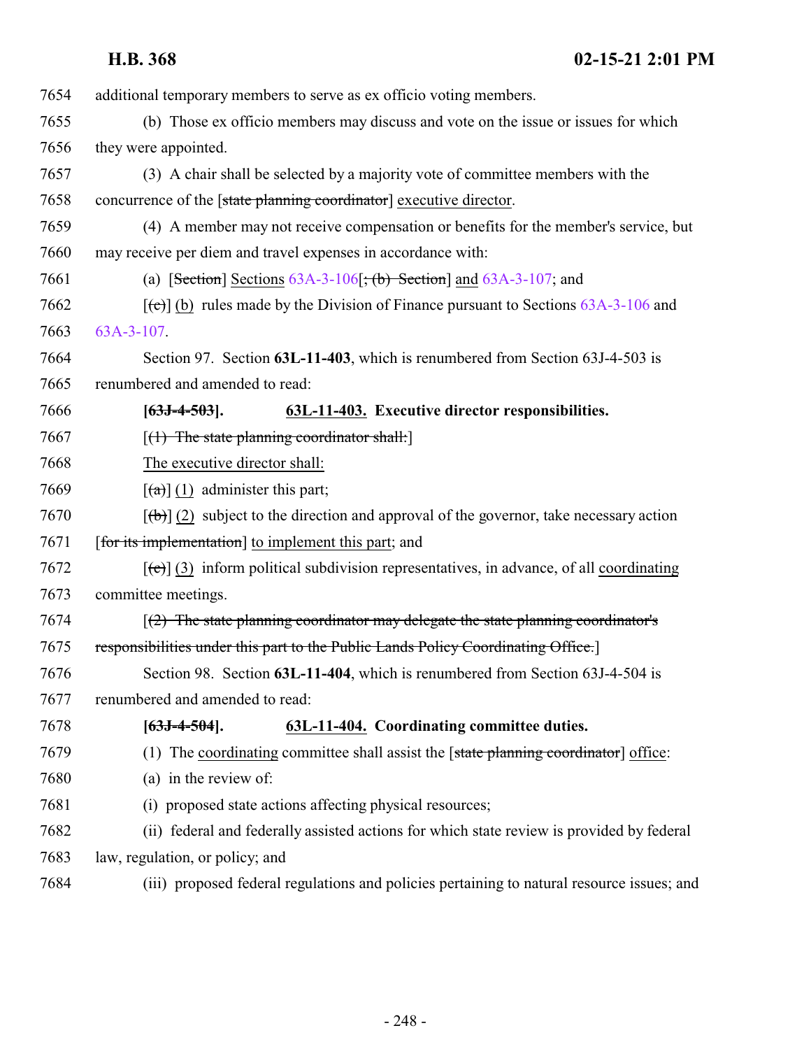7654 additional temporary members to serve as ex officio voting members.

7655 (b) Those ex officio members may discuss and vote on the issue or issues for which

7656 they were appointed.

7657 (3) A chair shall be selected by a majority vote of committee members with the

7658 concurrence of the [~~state planning coordinator~~] executive director.

7659 (4) A member may not receive compensation or benefits for the member's service, but

7660 may receive per diem and travel expenses in accordance with:

7661 (a) [~~Section~~] Sections 63A-3-106[~~; (b) Section~~] and 63A-3-107; and

7662 [~~(c)~~] (b) rules made by the Division of Finance pursuant to Sections 63A-3-106 and

7663 63A-3-107.

7664 Section 97. Section **63L-11-403**, which is renumbered from Section 63J-4-503 is

7665 renumbered and amended to read:

7666 **[~~63J-4-503~~]. 63L-11-403. Executive director responsibilities.**

7667 [~~(1) The state planning coordinator shall:~~]

7668 The executive director shall:

7669 [~~(a)~~] (1) administer this part;

7670 [~~(b)~~] (2) subject to the direction and approval of the governor, take necessary action

7671 [~~for its implementation~~] to implement this part; and

7672 [~~(c)~~] (3) inform political subdivision representatives, in advance, of all coordinating

7673 committee meetings.

7674 [~~(2) The state planning coordinator may delegate the state planning coordinator's~~

7675 ~~responsibilities under this part to the Public Lands Policy Coordinating Office.~~]

7676 Section 98. Section **63L-11-404**, which is renumbered from Section 63J-4-504 is

7677 renumbered and amended to read:

7678 **[~~63J-4-504~~]. 63L-11-404. Coordinating committee duties.**

7679 (1) The coordinating committee shall assist the [~~state planning coordinator~~] office:

7680 (a) in the review of:

7681 (i) proposed state actions affecting physical resources;

7682 (ii) federal and federally assisted actions for which state review is provided by federal

7683 law, regulation, or policy; and

7684 (iii) proposed federal regulations and policies pertaining to natural resource issues; and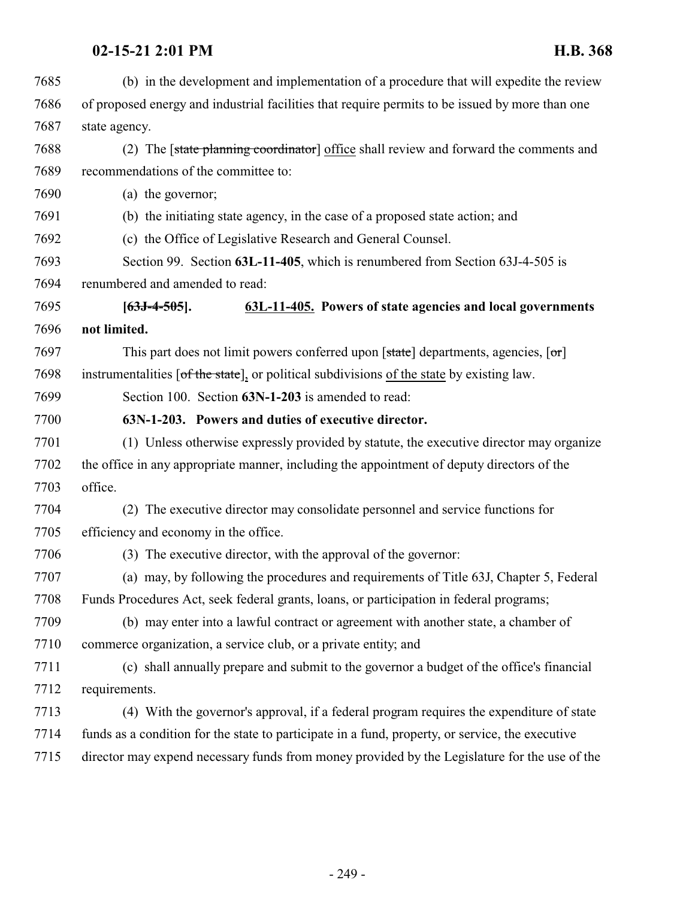(b) in the development and implementation of a procedure that will expedite the review of proposed energy and industrial facilities that require permits to be issued by more than one state agency.

(2) The [~~state planning coordinator~~] office shall review and forward the comments and recommendations of the committee to:

(a) the governor;

(b) the initiating state agency, in the case of a proposed state action; and

(c) the Office of Legislative Research and General Counsel.

Section 99. Section **63L-11-405**, which is renumbered from Section 63J-4-505 is renumbered and amended to read:

**[~~63J-4-505~~]. 63L-11-405. Powers of state agencies and local governments not limited.**

This part does not limit powers conferred upon [~~state~~] departments, agencies, [~~or~~] instrumentalities [~~of the state~~], or political subdivisions of the state by existing law.

Section 100. Section **63N-1-203** is amended to read:

**63N-1-203. Powers and duties of executive director.**

(1) Unless otherwise expressly provided by statute, the executive director may organize the office in any appropriate manner, including the appointment of deputy directors of the office.

(2) The executive director may consolidate personnel and service functions for efficiency and economy in the office.

(3) The executive director, with the approval of the governor:

(a) may, by following the procedures and requirements of Title 63J, Chapter 5, Federal Funds Procedures Act, seek federal grants, loans, or participation in federal programs;

(b) may enter into a lawful contract or agreement with another state, a chamber of commerce organization, a service club, or a private entity; and

(c) shall annually prepare and submit to the governor a budget of the office's financial requirements.

(4) With the governor's approval, if a federal program requires the expenditure of state funds as a condition for the state to participate in a fund, property, or service, the executive director may expend necessary funds from money provided by the Legislature for the use of the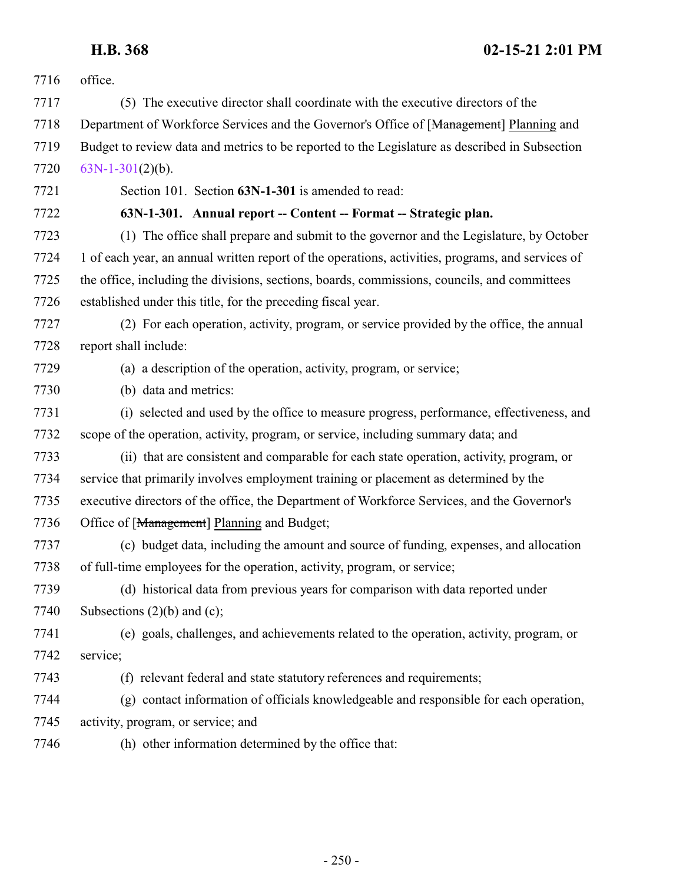office.

(5) The executive director shall coordinate with the executive directors of the Department of Workforce Services and the Governor's Office of [~~Management~~] Planning and Budget to review data and metrics to be reported to the Legislature as described in Subsection 63N-1-301(2)(b).

Section 101. Section **63N-1-301** is amended to read:

**63N-1-301. Annual report -- Content -- Format -- Strategic plan.**

(1) The office shall prepare and submit to the governor and the Legislature, by October 1 of each year, an annual written report of the operations, activities, programs, and services of the office, including the divisions, sections, boards, commissions, councils, and committees established under this title, for the preceding fiscal year.

(2) For each operation, activity, program, or service provided by the office, the annual report shall include:

(a) a description of the operation, activity, program, or service;

(b) data and metrics:

(i) selected and used by the office to measure progress, performance, effectiveness, and scope of the operation, activity, program, or service, including summary data; and

(ii) that are consistent and comparable for each state operation, activity, program, or service that primarily involves employment training or placement as determined by the executive directors of the office, the Department of Workforce Services, and the Governor's Office of [~~Management~~] Planning and Budget;

(c) budget data, including the amount and source of funding, expenses, and allocation of full-time employees for the operation, activity, program, or service;

(d) historical data from previous years for comparison with data reported under Subsections (2)(b) and (c);

(e) goals, challenges, and achievements related to the operation, activity, program, or service;

(f) relevant federal and state statutory references and requirements;

(g) contact information of officials knowledgeable and responsible for each operation, activity, program, or service; and

(h) other information determined by the office that: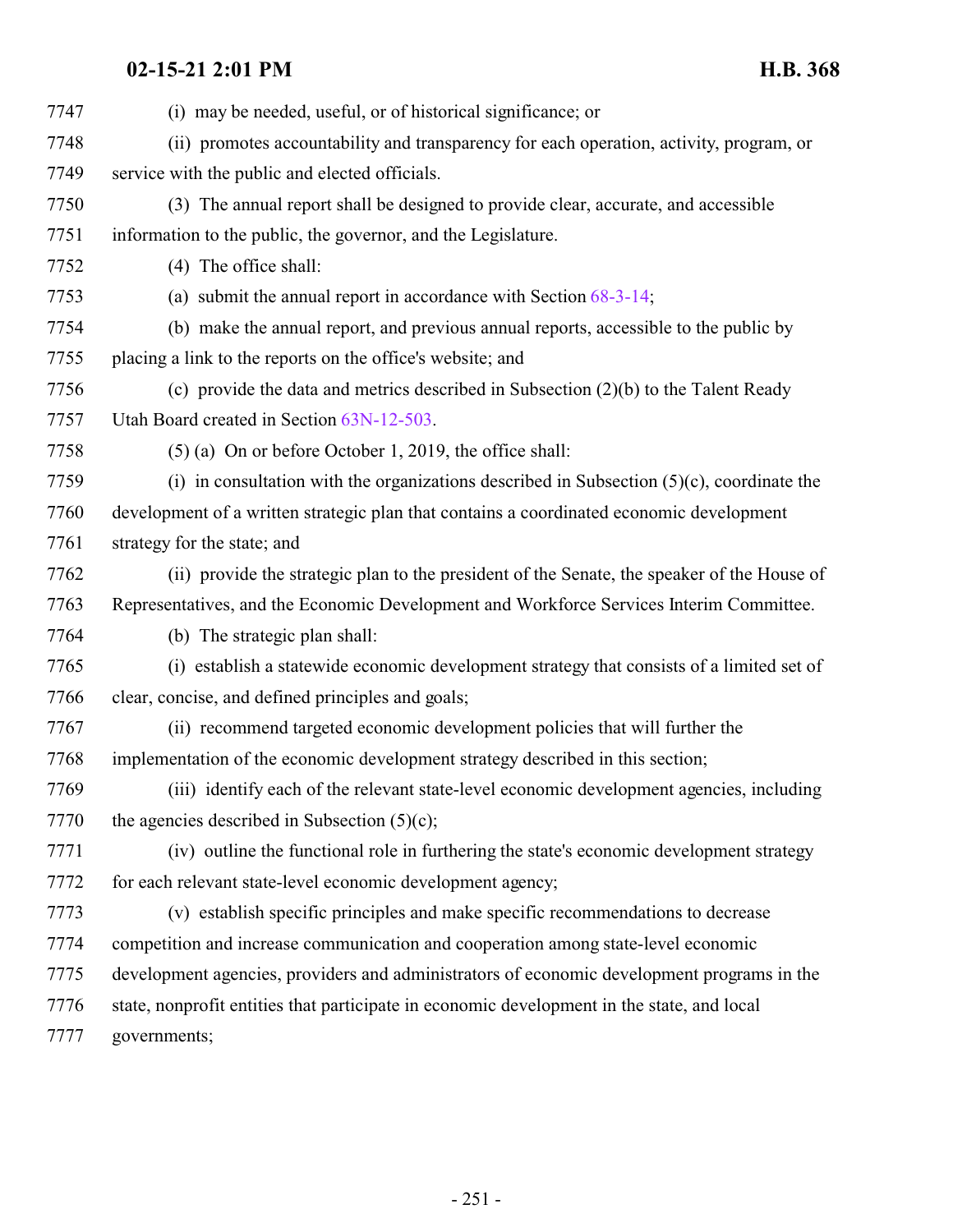(i) may be needed, useful, or of historical significance; or

(ii) promotes accountability and transparency for each operation, activity, program, or service with the public and elected officials.

(3) The annual report shall be designed to provide clear, accurate, and accessible information to the public, the governor, and the Legislature.

(4) The office shall:

(a) submit the annual report in accordance with Section 68-3-14;

(b) make the annual report, and previous annual reports, accessible to the public by placing a link to the reports on the office's website; and

(c) provide the data and metrics described in Subsection (2)(b) to the Talent Ready Utah Board created in Section 63N-12-503.

(5) (a) On or before October 1, 2019, the office shall:

(i) in consultation with the organizations described in Subsection (5)(c), coordinate the development of a written strategic plan that contains a coordinated economic development strategy for the state; and

(ii) provide the strategic plan to the president of the Senate, the speaker of the House of Representatives, and the Economic Development and Workforce Services Interim Committee.

(b) The strategic plan shall:

(i) establish a statewide economic development strategy that consists of a limited set of clear, concise, and defined principles and goals;

(ii) recommend targeted economic development policies that will further the implementation of the economic development strategy described in this section;

(iii) identify each of the relevant state-level economic development agencies, including the agencies described in Subsection (5)(c);

(iv) outline the functional role in furthering the state's economic development strategy for each relevant state-level economic development agency;

(v) establish specific principles and make specific recommendations to decrease competition and increase communication and cooperation among state-level economic development agencies, providers and administrators of economic development programs in the state, nonprofit entities that participate in economic development in the state, and local governments;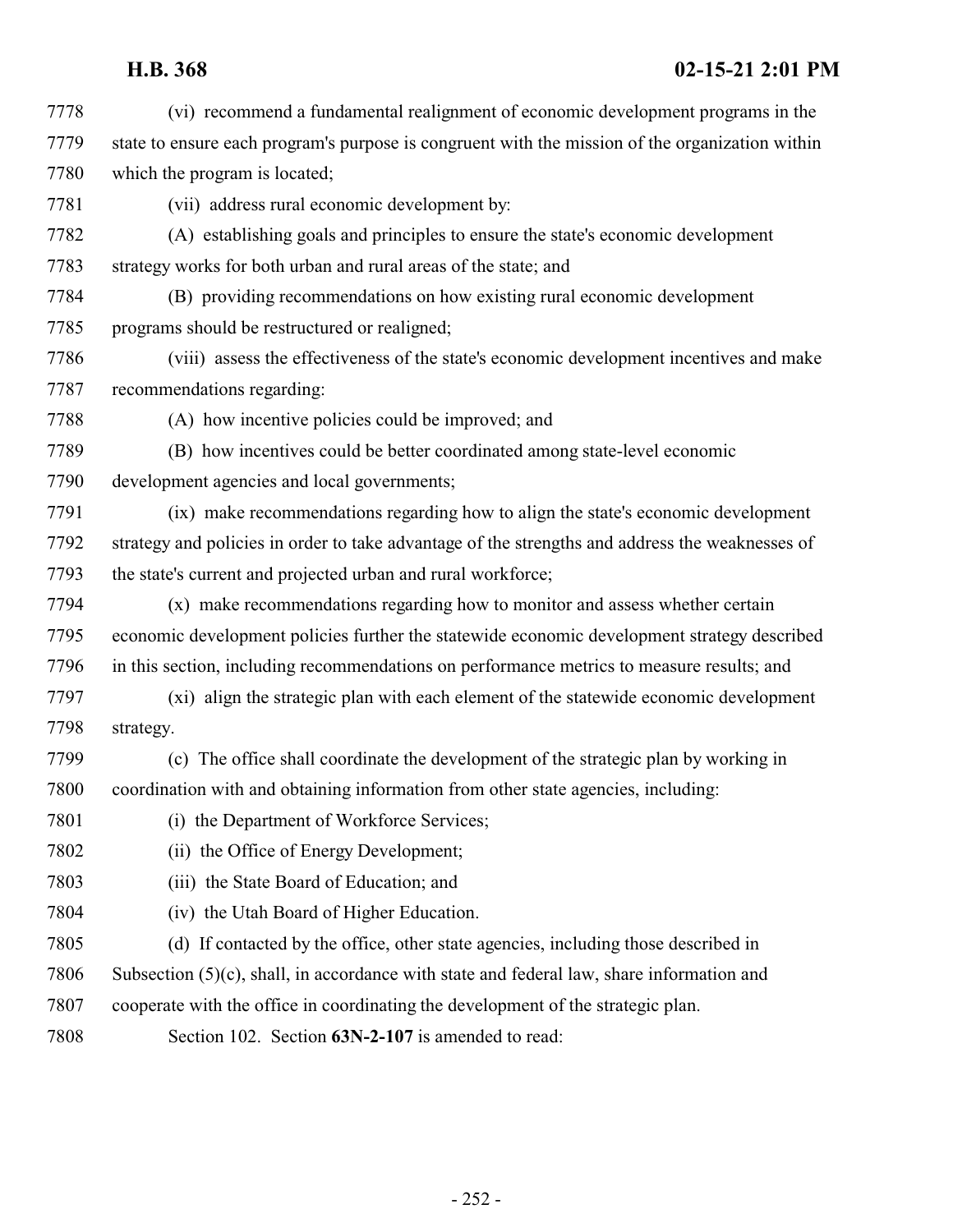(vi) recommend a fundamental realignment of economic development programs in the state to ensure each program's purpose is congruent with the mission of the organization within which the program is located;

(vii) address rural economic development by:

(A) establishing goals and principles to ensure the state's economic development strategy works for both urban and rural areas of the state; and

(B) providing recommendations on how existing rural economic development programs should be restructured or realigned;

(viii) assess the effectiveness of the state's economic development incentives and make recommendations regarding:

(A) how incentive policies could be improved; and

(B) how incentives could be better coordinated among state-level economic development agencies and local governments;

(ix) make recommendations regarding how to align the state's economic development strategy and policies in order to take advantage of the strengths and address the weaknesses of the state's current and projected urban and rural workforce;

(x) make recommendations regarding how to monitor and assess whether certain economic development policies further the statewide economic development strategy described in this section, including recommendations on performance metrics to measure results; and

(xi) align the strategic plan with each element of the statewide economic development strategy.

(c) The office shall coordinate the development of the strategic plan by working in coordination with and obtaining information from other state agencies, including:

(i) the Department of Workforce Services;

(ii) the Office of Energy Development;

(iii) the State Board of Education; and

(iv) the Utah Board of Higher Education.

(d) If contacted by the office, other state agencies, including those described in Subsection (5)(c), shall, in accordance with state and federal law, share information and cooperate with the office in coordinating the development of the strategic plan.

Section 102. Section **63N-2-107** is amended to read: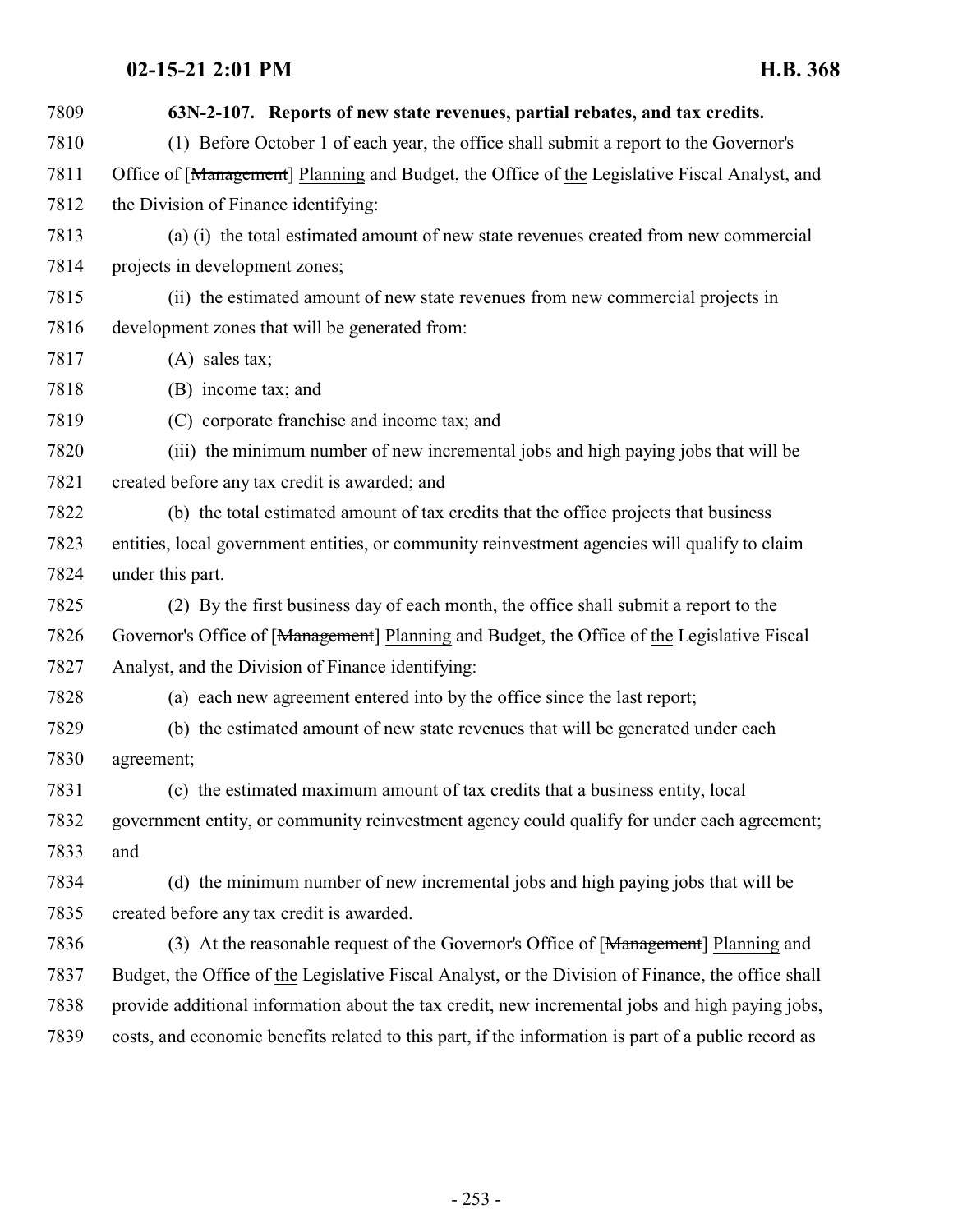**63N-2-107. Reports of new state revenues, partial rebates, and tax credits.**

(1) Before October 1 of each year, the office shall submit a report to the Governor's Office of [~~Management~~] Planning and Budget, the Office of the Legislative Fiscal Analyst, and the Division of Finance identifying:

(a) (i) the total estimated amount of new state revenues created from new commercial projects in development zones;

(ii) the estimated amount of new state revenues from new commercial projects in development zones that will be generated from:

(A) sales tax;

(B) income tax; and

(C) corporate franchise and income tax; and

(iii) the minimum number of new incremental jobs and high paying jobs that will be created before any tax credit is awarded; and

(b) the total estimated amount of tax credits that the office projects that business entities, local government entities, or community reinvestment agencies will qualify to claim under this part.

(2) By the first business day of each month, the office shall submit a report to the Governor's Office of [~~Management~~] Planning and Budget, the Office of the Legislative Fiscal Analyst, and the Division of Finance identifying:

(a) each new agreement entered into by the office since the last report;

(b) the estimated amount of new state revenues that will be generated under each agreement;

(c) the estimated maximum amount of tax credits that a business entity, local government entity, or community reinvestment agency could qualify for under each agreement; and

(d) the minimum number of new incremental jobs and high paying jobs that will be created before any tax credit is awarded.

(3) At the reasonable request of the Governor's Office of [~~Management~~] Planning and Budget, the Office of the Legislative Fiscal Analyst, or the Division of Finance, the office shall provide additional information about the tax credit, new incremental jobs and high paying jobs, costs, and economic benefits related to this part, if the information is part of a public record as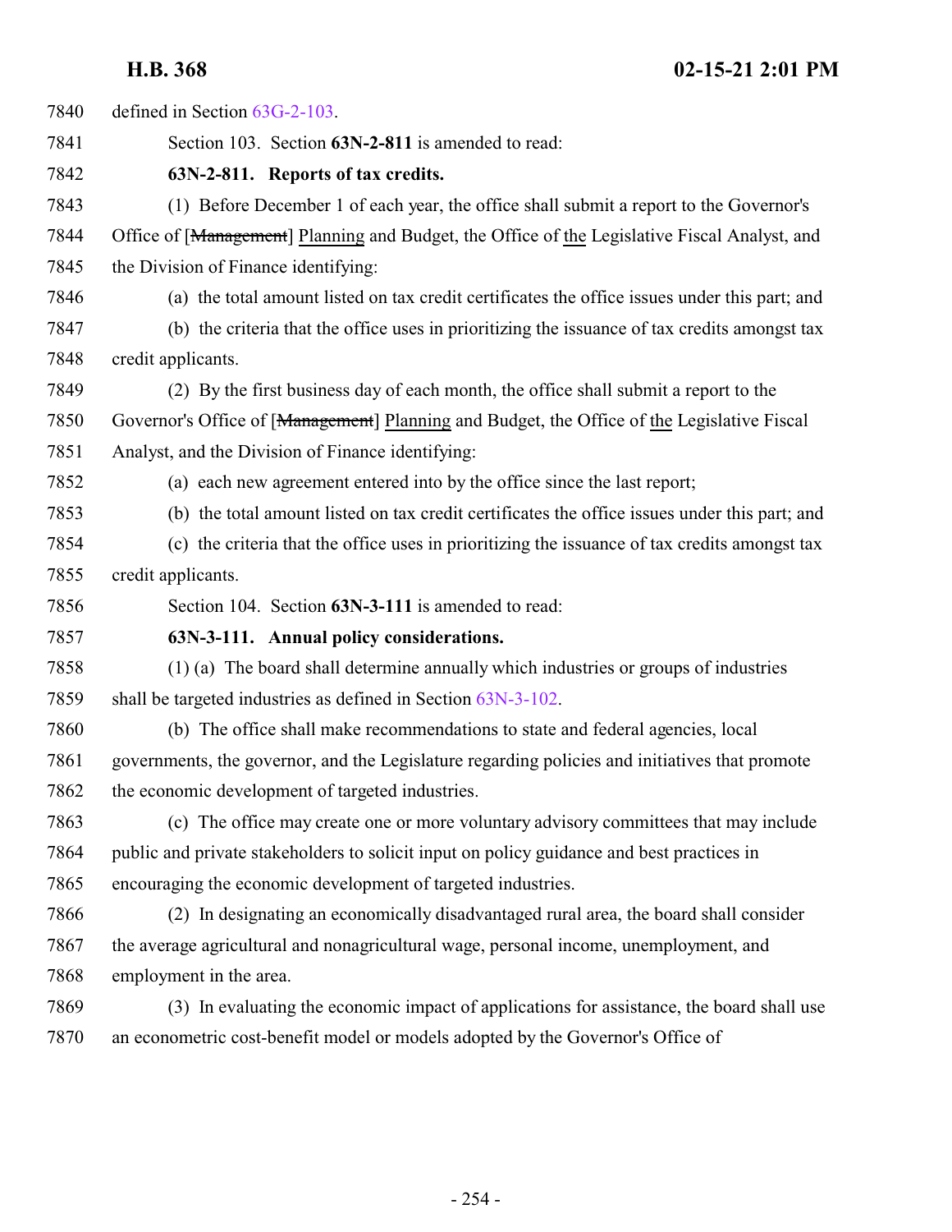defined in Section 63G-2-103.

Section 103. Section **63N-2-811** is amended to read:

**63N-2-811. Reports of tax credits.**

(1) Before December 1 of each year, the office shall submit a report to the Governor's Office of [~~Management~~] Planning and Budget, the Office of the Legislative Fiscal Analyst, and the Division of Finance identifying:

(a) the total amount listed on tax credit certificates the office issues under this part; and

(b) the criteria that the office uses in prioritizing the issuance of tax credits amongst tax credit applicants.

(2) By the first business day of each month, the office shall submit a report to the Governor's Office of [~~Management~~] Planning and Budget, the Office of the Legislative Fiscal Analyst, and the Division of Finance identifying:

(a) each new agreement entered into by the office since the last report;

(b) the total amount listed on tax credit certificates the office issues under this part; and

(c) the criteria that the office uses in prioritizing the issuance of tax credits amongst tax credit applicants.

Section 104. Section **63N-3-111** is amended to read:

**63N-3-111. Annual policy considerations.**

(1) (a) The board shall determine annually which industries or groups of industries shall be targeted industries as defined in Section 63N-3-102.

(b) The office shall make recommendations to state and federal agencies, local governments, the governor, and the Legislature regarding policies and initiatives that promote the economic development of targeted industries.

(c) The office may create one or more voluntary advisory committees that may include public and private stakeholders to solicit input on policy guidance and best practices in encouraging the economic development of targeted industries.

(2) In designating an economically disadvantaged rural area, the board shall consider the average agricultural and nonagricultural wage, personal income, unemployment, and employment in the area.

(3) In evaluating the economic impact of applications for assistance, the board shall use an econometric cost-benefit model or models adopted by the Governor's Office of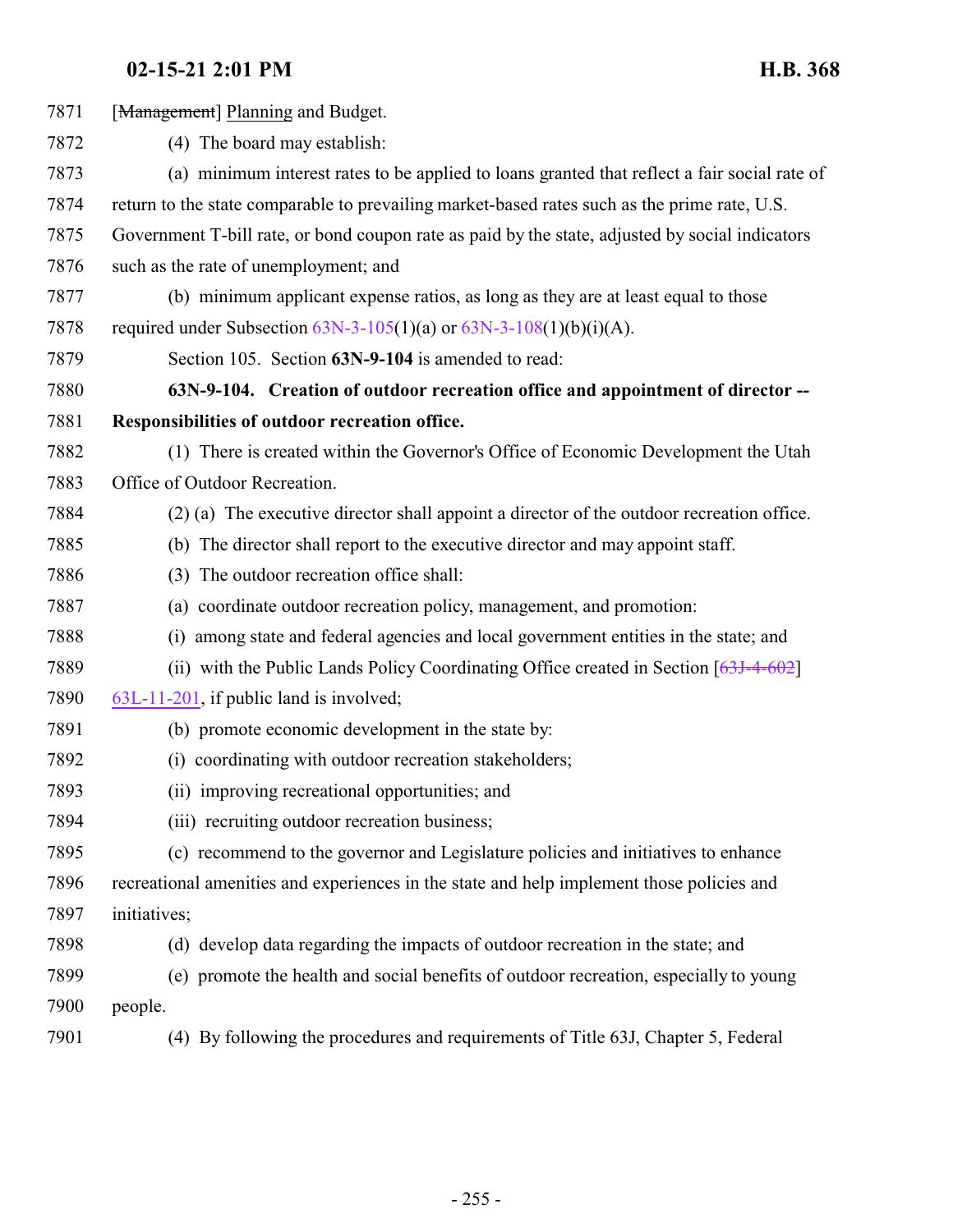[~~Management~~] Planning and Budget.

(4) The board may establish:

(a) minimum interest rates to be applied to loans granted that reflect a fair social rate of return to the state comparable to prevailing market-based rates such as the prime rate, U.S. Government T-bill rate, or bond coupon rate as paid by the state, adjusted by social indicators such as the rate of unemployment; and

(b) minimum applicant expense ratios, as long as they are at least equal to those required under Subsection 63N-3-105(1)(a) or 63N-3-108(1)(b)(i)(A).

Section 105. Section **63N-9-104** is amended to read:

**63N-9-104. Creation of outdoor recreation office and appointment of director -- Responsibilities of outdoor recreation office.**

(1) There is created within the Governor's Office of Economic Development the Utah Office of Outdoor Recreation.

(2) (a) The executive director shall appoint a director of the outdoor recreation office.

(b) The director shall report to the executive director and may appoint staff.

(3) The outdoor recreation office shall:

(a) coordinate outdoor recreation policy, management, and promotion:

(i) among state and federal agencies and local government entities in the state; and

(ii) with the Public Lands Policy Coordinating Office created in Section [~~63J-4-602~~] 63L-11-201, if public land is involved;

(b) promote economic development in the state by:

(i) coordinating with outdoor recreation stakeholders;

(ii) improving recreational opportunities; and

(iii) recruiting outdoor recreation business;

(c) recommend to the governor and Legislature policies and initiatives to enhance recreational amenities and experiences in the state and help implement those policies and initiatives;

(d) develop data regarding the impacts of outdoor recreation in the state; and

(e) promote the health and social benefits of outdoor recreation, especially to young people.

(4) By following the procedures and requirements of Title 63J, Chapter 5, Federal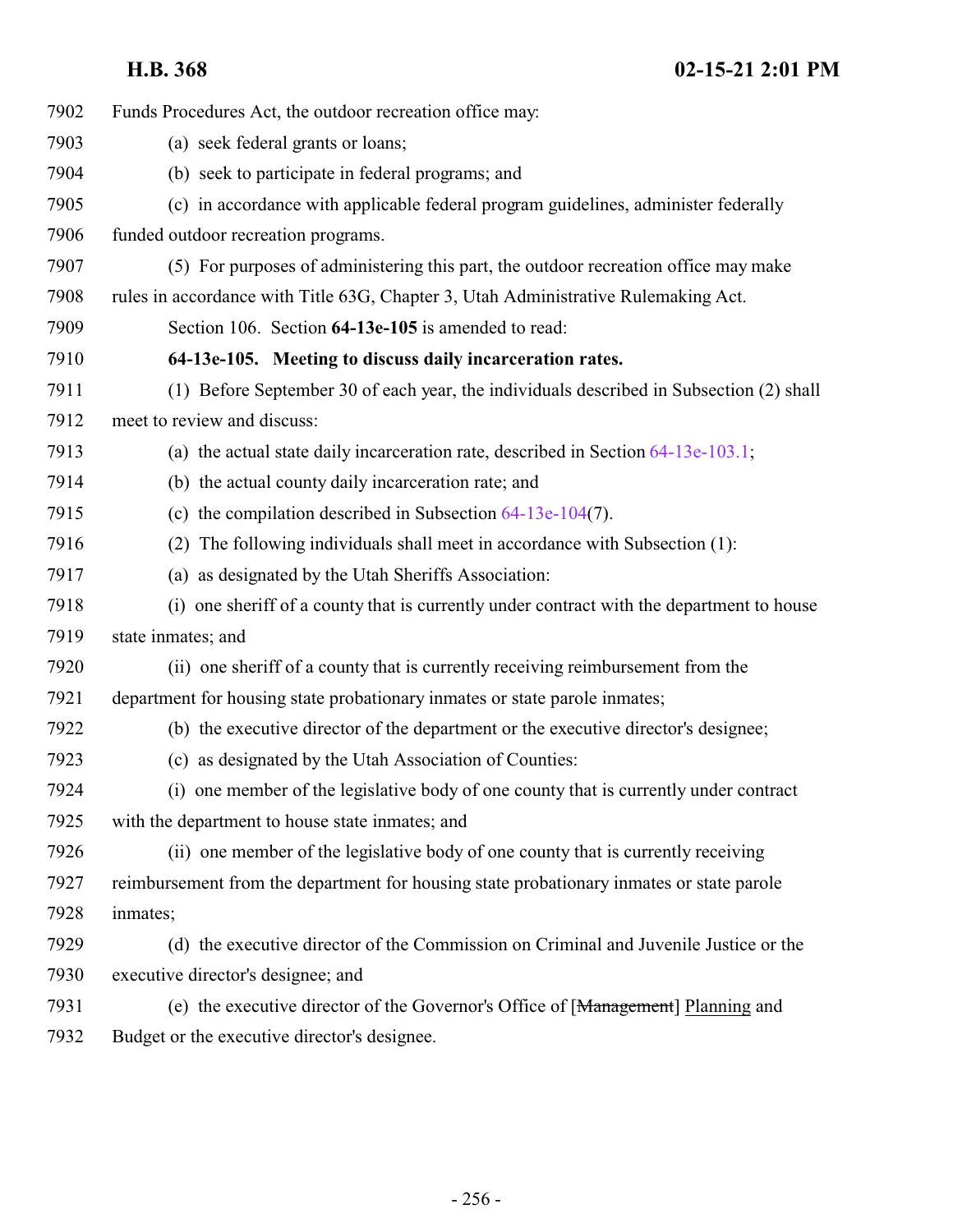Funds Procedures Act, the outdoor recreation office may:

(a) seek federal grants or loans;

(b) seek to participate in federal programs; and

(c) in accordance with applicable federal program guidelines, administer federally funded outdoor recreation programs.

(5) For purposes of administering this part, the outdoor recreation office may make rules in accordance with Title 63G, Chapter 3, Utah Administrative Rulemaking Act.

Section 106. Section **64-13e-105** is amended to read:

**64-13e-105. Meeting to discuss daily incarceration rates.**

(1) Before September 30 of each year, the individuals described in Subsection (2) shall meet to review and discuss:

(a) the actual state daily incarceration rate, described in Section 64-13e-103.1;

(b) the actual county daily incarceration rate; and

(c) the compilation described in Subsection 64-13e-104(7).

(2) The following individuals shall meet in accordance with Subsection (1):

(a) as designated by the Utah Sheriffs Association:

(i) one sheriff of a county that is currently under contract with the department to house state inmates; and

(ii) one sheriff of a county that is currently receiving reimbursement from the department for housing state probationary inmates or state parole inmates;

(b) the executive director of the department or the executive director's designee;

(c) as designated by the Utah Association of Counties:

(i) one member of the legislative body of one county that is currently under contract with the department to house state inmates; and

(ii) one member of the legislative body of one county that is currently receiving reimbursement from the department for housing state probationary inmates or state parole inmates;

(d) the executive director of the Commission on Criminal and Juvenile Justice or the executive director's designee; and

(e) the executive director of the Governor's Office of [~~Management~~] Planning and Budget or the executive director's designee.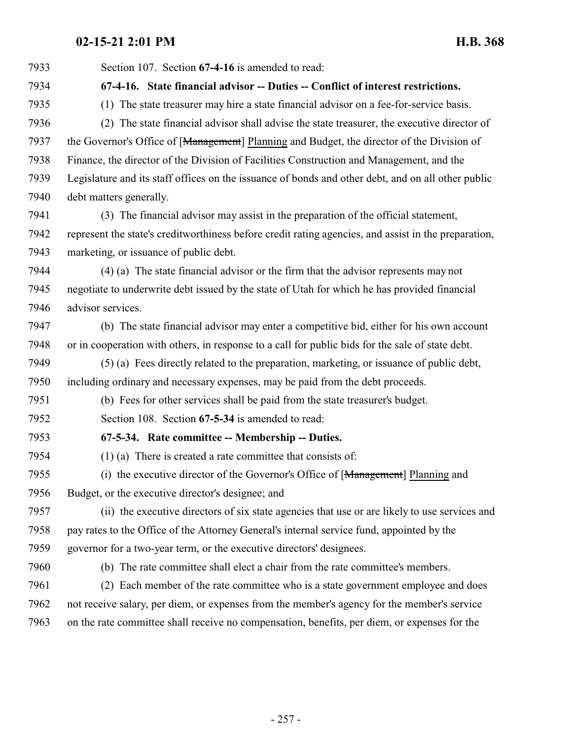Section 107. Section **67-4-16** is amended to read:

**67-4-16. State financial advisor -- Duties -- Conflict of interest restrictions.**

(1) The state treasurer may hire a state financial advisor on a fee-for-service basis.

(2) The state financial advisor shall advise the state treasurer, the executive director of the Governor's Office of [~~Management~~] Planning and Budget, the director of the Division of Finance, the director of the Division of Facilities Construction and Management, and the Legislature and its staff offices on the issuance of bonds and other debt, and on all other public debt matters generally.

(3) The financial advisor may assist in the preparation of the official statement, represent the state's creditworthiness before credit rating agencies, and assist in the preparation, marketing, or issuance of public debt.

(4) (a) The state financial advisor or the firm that the advisor represents may not negotiate to underwrite debt issued by the state of Utah for which he has provided financial advisor services.

(b) The state financial advisor may enter a competitive bid, either for his own account or in cooperation with others, in response to a call for public bids for the sale of state debt.

(5) (a) Fees directly related to the preparation, marketing, or issuance of public debt, including ordinary and necessary expenses, may be paid from the debt proceeds.

(b) Fees for other services shall be paid from the state treasurer's budget.

Section 108. Section **67-5-34** is amended to read:

**67-5-34. Rate committee -- Membership -- Duties.**

(1) (a) There is created a rate committee that consists of:

(i) the executive director of the Governor's Office of [~~Management~~] Planning and Budget, or the executive director's designee; and

(ii) the executive directors of six state agencies that use or are likely to use services and pay rates to the Office of the Attorney General's internal service fund, appointed by the governor for a two-year term, or the executive directors' designees.

(b) The rate committee shall elect a chair from the rate committee's members.

(2) Each member of the rate committee who is a state government employee and does not receive salary, per diem, or expenses from the member's agency for the member's service on the rate committee shall receive no compensation, benefits, per diem, or expenses for the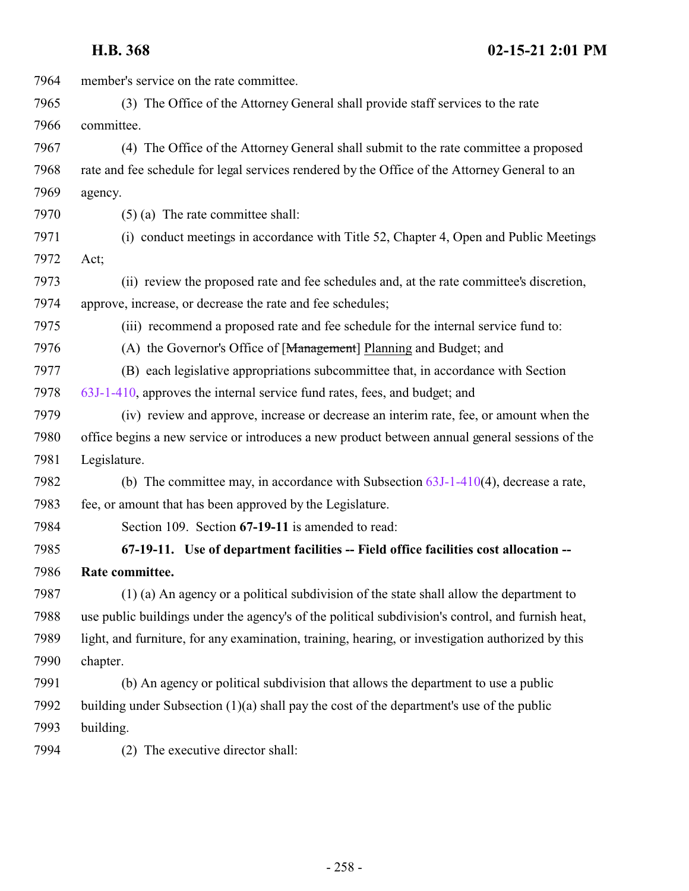member's service on the rate committee.

(3) The Office of the Attorney General shall provide staff services to the rate committee.

(4) The Office of the Attorney General shall submit to the rate committee a proposed rate and fee schedule for legal services rendered by the Office of the Attorney General to an agency.

(5) (a) The rate committee shall:

(i) conduct meetings in accordance with Title 52, Chapter 4, Open and Public Meetings Act;

(ii) review the proposed rate and fee schedules and, at the rate committee's discretion, approve, increase, or decrease the rate and fee schedules;

(iii) recommend a proposed rate and fee schedule for the internal service fund to:

(A) the Governor's Office of [~~Management~~] Planning and Budget; and

(B) each legislative appropriations subcommittee that, in accordance with Section 63J-1-410, approves the internal service fund rates, fees, and budget; and

(iv) review and approve, increase or decrease an interim rate, fee, or amount when the office begins a new service or introduces a new product between annual general sessions of the Legislature.

(b) The committee may, in accordance with Subsection 63J-1-410(4), decrease a rate, fee, or amount that has been approved by the Legislature.

Section 109. Section **67-19-11** is amended to read:

**67-19-11. Use of department facilities -- Field office facilities cost allocation -- Rate committee.**

(1) (a) An agency or a political subdivision of the state shall allow the department to use public buildings under the agency's of the political subdivision's control, and furnish heat, light, and furniture, for any examination, training, hearing, or investigation authorized by this chapter.

(b) An agency or political subdivision that allows the department to use a public building under Subsection (1)(a) shall pay the cost of the department's use of the public building.

(2) The executive director shall: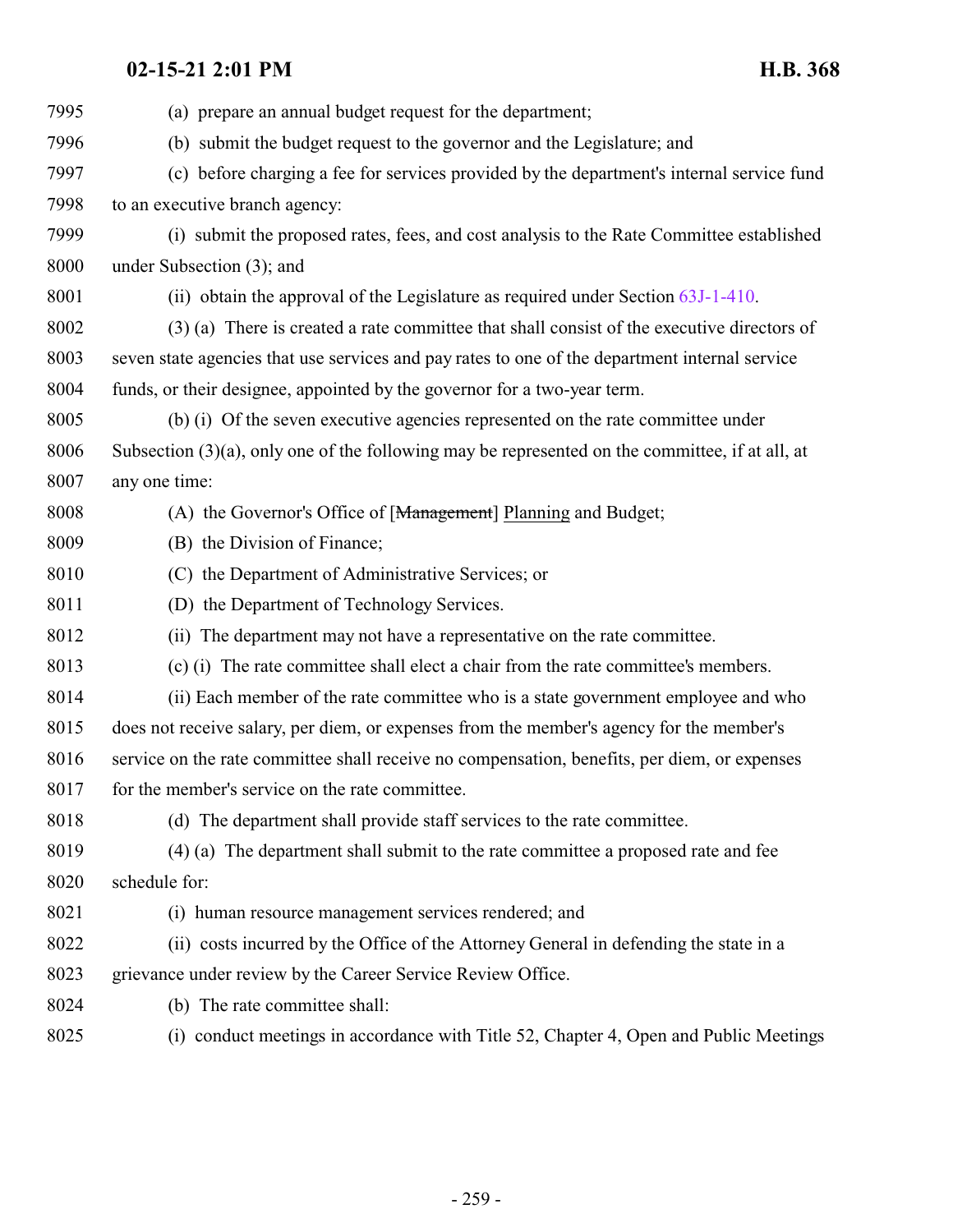(a) prepare an annual budget request for the department;

(b) submit the budget request to the governor and the Legislature; and

(c) before charging a fee for services provided by the department's internal service fund to an executive branch agency:

(i) submit the proposed rates, fees, and cost analysis to the Rate Committee established under Subsection (3); and

(ii) obtain the approval of the Legislature as required under Section 63J-1-410.

(3) (a) There is created a rate committee that shall consist of the executive directors of seven state agencies that use services and pay rates to one of the department internal service funds, or their designee, appointed by the governor for a two-year term.

(b) (i) Of the seven executive agencies represented on the rate committee under Subsection (3)(a), only one of the following may be represented on the committee, if at all, at any one time:

(A) the Governor's Office of [~~Management~~] Planning and Budget;

(B) the Division of Finance;

(C) the Department of Administrative Services; or

(D) the Department of Technology Services.

(ii) The department may not have a representative on the rate committee.

(c) (i) The rate committee shall elect a chair from the rate committee's members.

(ii) Each member of the rate committee who is a state government employee and who does not receive salary, per diem, or expenses from the member's agency for the member's service on the rate committee shall receive no compensation, benefits, per diem, or expenses for the member's service on the rate committee.

(d) The department shall provide staff services to the rate committee.

(4) (a) The department shall submit to the rate committee a proposed rate and fee schedule for:

(i) human resource management services rendered; and

(ii) costs incurred by the Office of the Attorney General in defending the state in a grievance under review by the Career Service Review Office.

(b) The rate committee shall:

(i) conduct meetings in accordance with Title 52, Chapter 4, Open and Public Meetings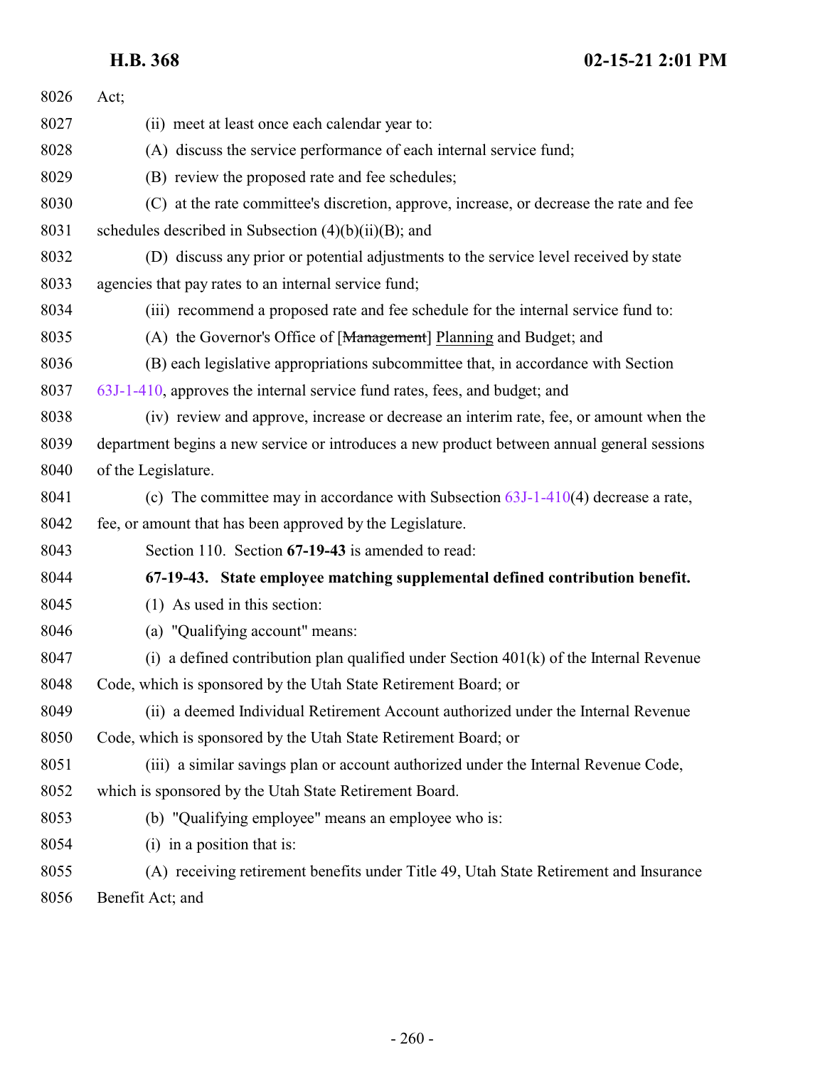Act;

(ii) meet at least once each calendar year to:

(A) discuss the service performance of each internal service fund;

(B) review the proposed rate and fee schedules;

(C) at the rate committee's discretion, approve, increase, or decrease the rate and fee schedules described in Subsection (4)(b)(ii)(B); and

(D) discuss any prior or potential adjustments to the service level received by state agencies that pay rates to an internal service fund;

(iii) recommend a proposed rate and fee schedule for the internal service fund to:

(A) the Governor's Office of [~~Management~~] Planning and Budget; and

(B) each legislative appropriations subcommittee that, in accordance with Section 63J-1-410, approves the internal service fund rates, fees, and budget; and

(iv) review and approve, increase or decrease an interim rate, fee, or amount when the department begins a new service or introduces a new product between annual general sessions of the Legislature.

(c) The committee may in accordance with Subsection 63J-1-410(4) decrease a rate, fee, or amount that has been approved by the Legislature.

Section 110. Section **67-19-43** is amended to read:

**67-19-43. State employee matching supplemental defined contribution benefit.**

(1) As used in this section:

(a) "Qualifying account" means:

(i) a defined contribution plan qualified under Section 401(k) of the Internal Revenue Code, which is sponsored by the Utah State Retirement Board; or

(ii) a deemed Individual Retirement Account authorized under the Internal Revenue Code, which is sponsored by the Utah State Retirement Board; or

(iii) a similar savings plan or account authorized under the Internal Revenue Code, which is sponsored by the Utah State Retirement Board.

(b) "Qualifying employee" means an employee who is:

(i) in a position that is:

(A) receiving retirement benefits under Title 49, Utah State Retirement and Insurance Benefit Act; and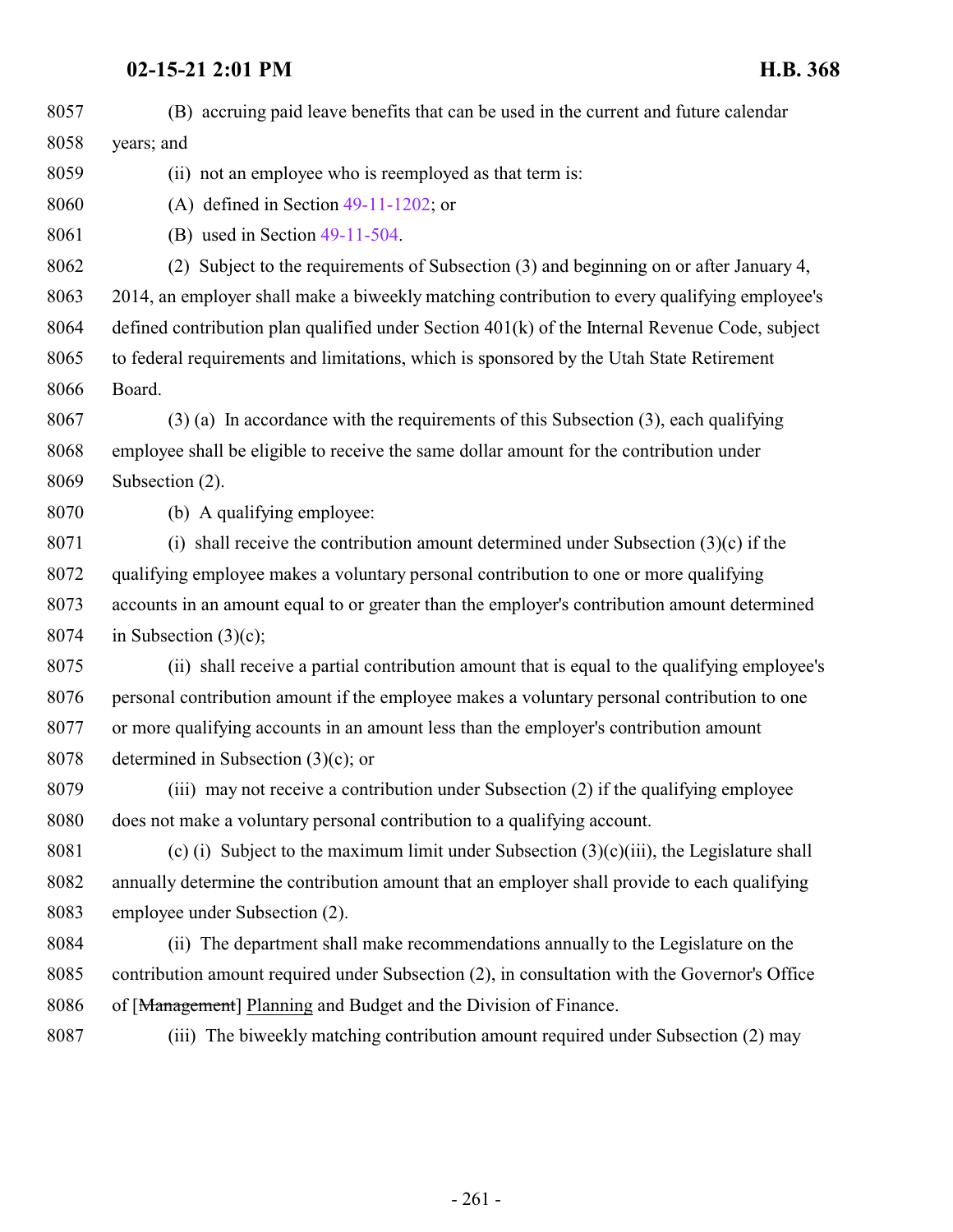8057 (B) accruing paid leave benefits that can be used in the current and future calendar
8058 years; and

8059 (ii) not an employee who is reemployed as that term is:

8060 (A) defined in Section 49-11-1202; or

8061 (B) used in Section 49-11-504.

8062 (2) Subject to the requirements of Subsection (3) and beginning on or after January 4,
8063 2014, an employer shall make a biweekly matching contribution to every qualifying employee's
8064 defined contribution plan qualified under Section 401(k) of the Internal Revenue Code, subject
8065 to federal requirements and limitations, which is sponsored by the Utah State Retirement
8066 Board.

8067 (3) (a) In accordance with the requirements of this Subsection (3), each qualifying
8068 employee shall be eligible to receive the same dollar amount for the contribution under
8069 Subsection (2).

8070 (b) A qualifying employee:

8071 (i) shall receive the contribution amount determined under Subsection (3)(c) if the
8072 qualifying employee makes a voluntary personal contribution to one or more qualifying
8073 accounts in an amount equal to or greater than the employer's contribution amount determined
8074 in Subsection (3)(c);

8075 (ii) shall receive a partial contribution amount that is equal to the qualifying employee's
8076 personal contribution amount if the employee makes a voluntary personal contribution to one
8077 or more qualifying accounts in an amount less than the employer's contribution amount
8078 determined in Subsection (3)(c); or

8079 (iii) may not receive a contribution under Subsection (2) if the qualifying employee
8080 does not make a voluntary personal contribution to a qualifying account.

8081 (c) (i) Subject to the maximum limit under Subsection (3)(c)(iii), the Legislature shall
8082 annually determine the contribution amount that an employer shall provide to each qualifying
8083 employee under Subsection (2).

8084 (ii) The department shall make recommendations annually to the Legislature on the
8085 contribution amount required under Subsection (2), in consultation with the Governor's Office
8086 of [~~Management~~] Planning and Budget and the Division of Finance.

8087 (iii) The biweekly matching contribution amount required under Subsection (2) may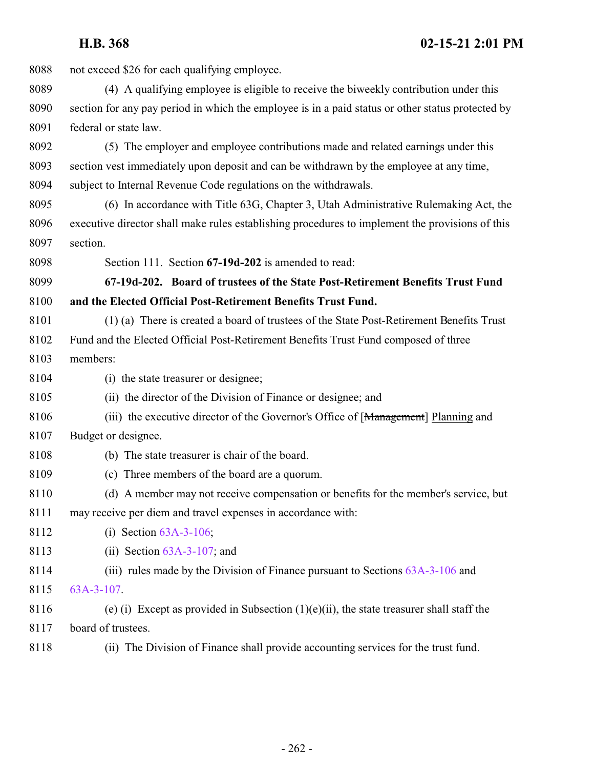not exceed $26 for each qualifying employee.

(4) A qualifying employee is eligible to receive the biweekly contribution under this section for any pay period in which the employee is in a paid status or other status protected by federal or state law.

(5) The employer and employee contributions made and related earnings under this section vest immediately upon deposit and can be withdrawn by the employee at any time, subject to Internal Revenue Code regulations on the withdrawals.

(6) In accordance with Title 63G, Chapter 3, Utah Administrative Rulemaking Act, the executive director shall make rules establishing procedures to implement the provisions of this section.

Section 111. Section **67-19d-202** is amended to read:

**67-19d-202. Board of trustees of the State Post-Retirement Benefits Trust Fund and the Elected Official Post-Retirement Benefits Trust Fund.**

(1) (a) There is created a board of trustees of the State Post-Retirement Benefits Trust Fund and the Elected Official Post-Retirement Benefits Trust Fund composed of three members:

(i) the state treasurer or designee;

(ii) the director of the Division of Finance or designee; and

(iii) the executive director of the Governor's Office of [~~Management~~] Planning and Budget or designee.

(b) The state treasurer is chair of the board.

(c) Three members of the board are a quorum.

(d) A member may not receive compensation or benefits for the member's service, but may receive per diem and travel expenses in accordance with:

(i) Section 63A-3-106;

(ii) Section 63A-3-107; and

(iii) rules made by the Division of Finance pursuant to Sections 63A-3-106 and 63A-3-107.

(e) (i) Except as provided in Subsection (1)(e)(ii), the state treasurer shall staff the board of trustees.

(ii) The Division of Finance shall provide accounting services for the trust fund.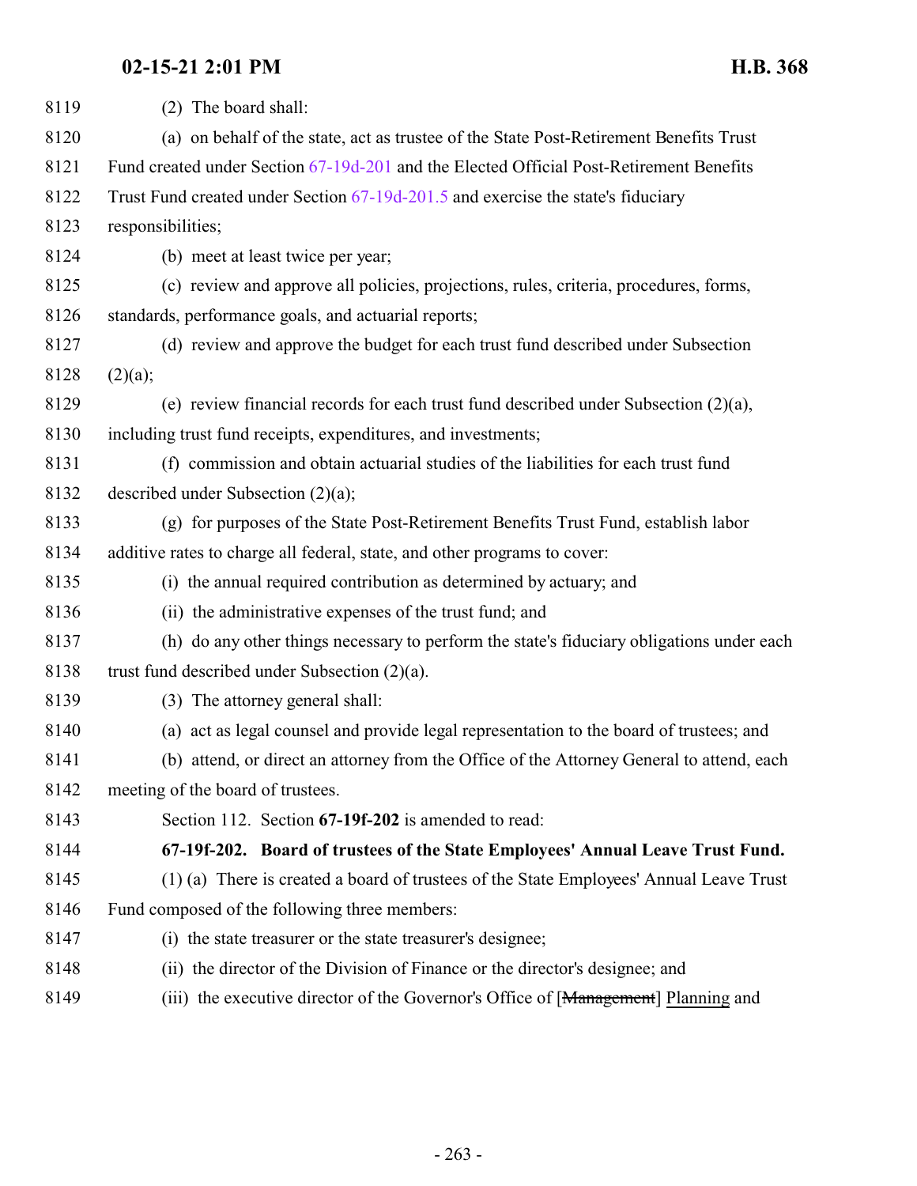(2) The board shall:

(a) on behalf of the state, act as trustee of the State Post-Retirement Benefits Trust Fund created under Section 67-19d-201 and the Elected Official Post-Retirement Benefits Trust Fund created under Section 67-19d-201.5 and exercise the state's fiduciary responsibilities;

(b) meet at least twice per year;

(c) review and approve all policies, projections, rules, criteria, procedures, forms, standards, performance goals, and actuarial reports;

(d) review and approve the budget for each trust fund described under Subsection (2)(a);

(e) review financial records for each trust fund described under Subsection (2)(a), including trust fund receipts, expenditures, and investments;

(f) commission and obtain actuarial studies of the liabilities for each trust fund described under Subsection (2)(a);

(g) for purposes of the State Post-Retirement Benefits Trust Fund, establish labor additive rates to charge all federal, state, and other programs to cover:

(i) the annual required contribution as determined by actuary; and

(ii) the administrative expenses of the trust fund; and

(h) do any other things necessary to perform the state's fiduciary obligations under each trust fund described under Subsection (2)(a).

(3) The attorney general shall:

(a) act as legal counsel and provide legal representation to the board of trustees; and

(b) attend, or direct an attorney from the Office of the Attorney General to attend, each meeting of the board of trustees.

Section 112. Section **67-19f-202** is amended to read:

**67-19f-202. Board of trustees of the State Employees' Annual Leave Trust Fund.**

(1) (a) There is created a board of trustees of the State Employees' Annual Leave Trust Fund composed of the following three members:

(i) the state treasurer or the state treasurer's designee;

(ii) the director of the Division of Finance or the director's designee; and

(iii) the executive director of the Governor's Office of [~~Management~~] Planning and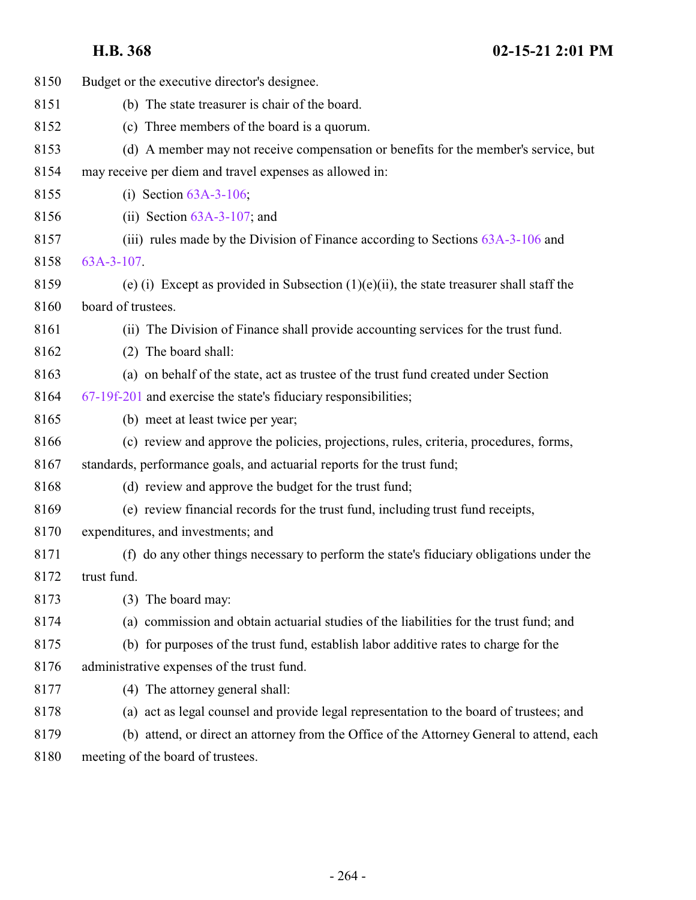Budget or the executive director's designee.

(b) The state treasurer is chair of the board.

(c) Three members of the board is a quorum.

(d) A member may not receive compensation or benefits for the member's service, but may receive per diem and travel expenses as allowed in:

(i) Section 63A-3-106;

(ii) Section 63A-3-107; and

(iii) rules made by the Division of Finance according to Sections 63A-3-106 and 63A-3-107.

(e) (i) Except as provided in Subsection (1)(e)(ii), the state treasurer shall staff the board of trustees.

(ii) The Division of Finance shall provide accounting services for the trust fund.

(2) The board shall:

(a) on behalf of the state, act as trustee of the trust fund created under Section 67-19f-201 and exercise the state's fiduciary responsibilities;

(b) meet at least twice per year;

(c) review and approve the policies, projections, rules, criteria, procedures, forms, standards, performance goals, and actuarial reports for the trust fund;

(d) review and approve the budget for the trust fund;

(e) review financial records for the trust fund, including trust fund receipts, expenditures, and investments; and

(f) do any other things necessary to perform the state's fiduciary obligations under the trust fund.

(3) The board may:

(a) commission and obtain actuarial studies of the liabilities for the trust fund; and

(b) for purposes of the trust fund, establish labor additive rates to charge for the administrative expenses of the trust fund.

(4) The attorney general shall:

(a) act as legal counsel and provide legal representation to the board of trustees; and

(b) attend, or direct an attorney from the Office of the Attorney General to attend, each meeting of the board of trustees.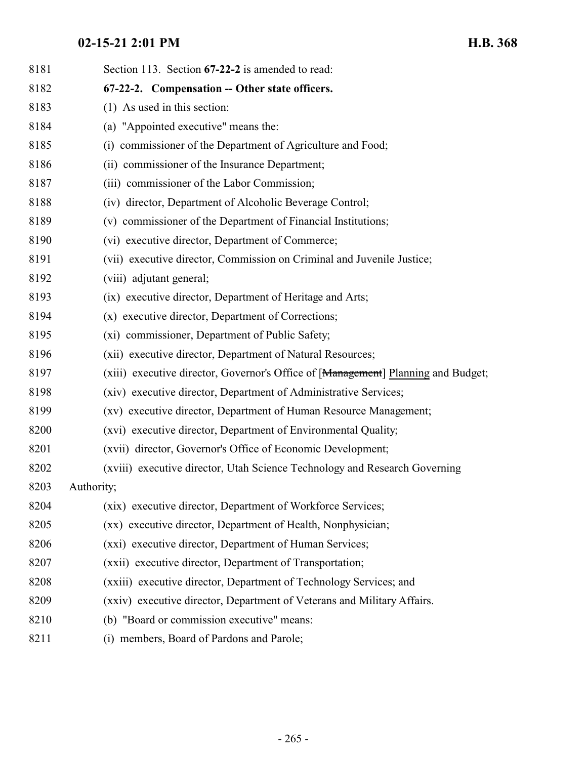8181 Section 113. Section **67-22-2** is amended to read:

8182 **67-22-2. Compensation -- Other state officers.**

8183 (1) As used in this section:

8184 (a) "Appointed executive" means the:

8185 (i) commissioner of the Department of Agriculture and Food;

8186 (ii) commissioner of the Insurance Department;

8187 (iii) commissioner of the Labor Commission;

8188 (iv) director, Department of Alcoholic Beverage Control;

8189 (v) commissioner of the Department of Financial Institutions;

8190 (vi) executive director, Department of Commerce;

8191 (vii) executive director, Commission on Criminal and Juvenile Justice;

8192 (viii) adjutant general;

8193 (ix) executive director, Department of Heritage and Arts;

8194 (x) executive director, Department of Corrections;

8195 (xi) commissioner, Department of Public Safety;

8196 (xii) executive director, Department of Natural Resources;

8197 (xiii) executive director, Governor's Office of [~~Management~~] <u>Planning</u> and Budget;

8198 (xiv) executive director, Department of Administrative Services;

8199 (xv) executive director, Department of Human Resource Management;

8200 (xvi) executive director, Department of Environmental Quality;

8201 (xvii) director, Governor's Office of Economic Development;

8202 (xviii) executive director, Utah Science Technology and Research Governing

8203 Authority;

8204 (xix) executive director, Department of Workforce Services;

8205 (xx) executive director, Department of Health, Nonphysician;

8206 (xxi) executive director, Department of Human Services;

8207 (xxii) executive director, Department of Transportation;

8208 (xxiii) executive director, Department of Technology Services; and

8209 (xxiv) executive director, Department of Veterans and Military Affairs.

8210 (b) "Board or commission executive" means:

8211 (i) members, Board of Pardons and Parole;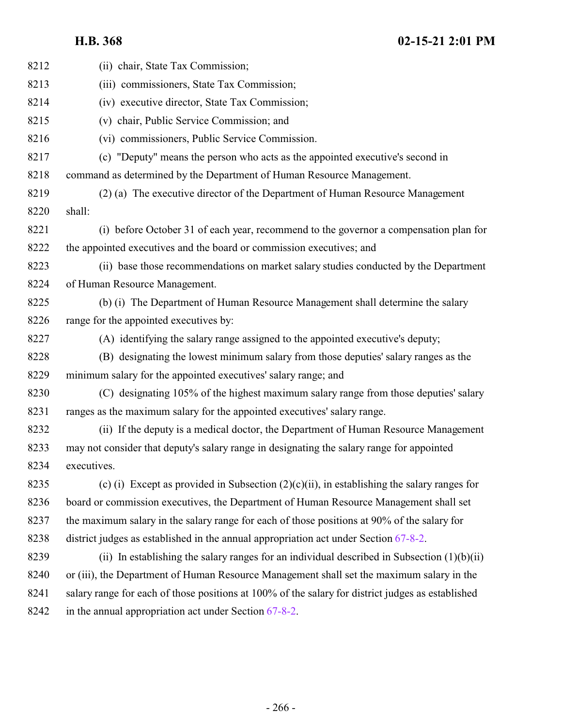(ii) chair, State Tax Commission;

(iii) commissioners, State Tax Commission;

(iv) executive director, State Tax Commission;

(v) chair, Public Service Commission; and

(vi) commissioners, Public Service Commission.

(c) "Deputy" means the person who acts as the appointed executive's second in command as determined by the Department of Human Resource Management.

(2) (a) The executive director of the Department of Human Resource Management shall:

(i) before October 31 of each year, recommend to the governor a compensation plan for the appointed executives and the board or commission executives; and

(ii) base those recommendations on market salary studies conducted by the Department of Human Resource Management.

(b) (i) The Department of Human Resource Management shall determine the salary range for the appointed executives by:

(A) identifying the salary range assigned to the appointed executive's deputy;

(B) designating the lowest minimum salary from those deputies' salary ranges as the minimum salary for the appointed executives' salary range; and

(C) designating 105% of the highest maximum salary range from those deputies' salary ranges as the maximum salary for the appointed executives' salary range.

(ii) If the deputy is a medical doctor, the Department of Human Resource Management may not consider that deputy's salary range in designating the salary range for appointed executives.

(c) (i) Except as provided in Subsection (2)(c)(ii), in establishing the salary ranges for board or commission executives, the Department of Human Resource Management shall set the maximum salary in the salary range for each of those positions at 90% of the salary for district judges as established in the annual appropriation act under Section 67-8-2.

(ii) In establishing the salary ranges for an individual described in Subsection (1)(b)(ii) or (iii), the Department of Human Resource Management shall set the maximum salary in the salary range for each of those positions at 100% of the salary for district judges as established in the annual appropriation act under Section 67-8-2.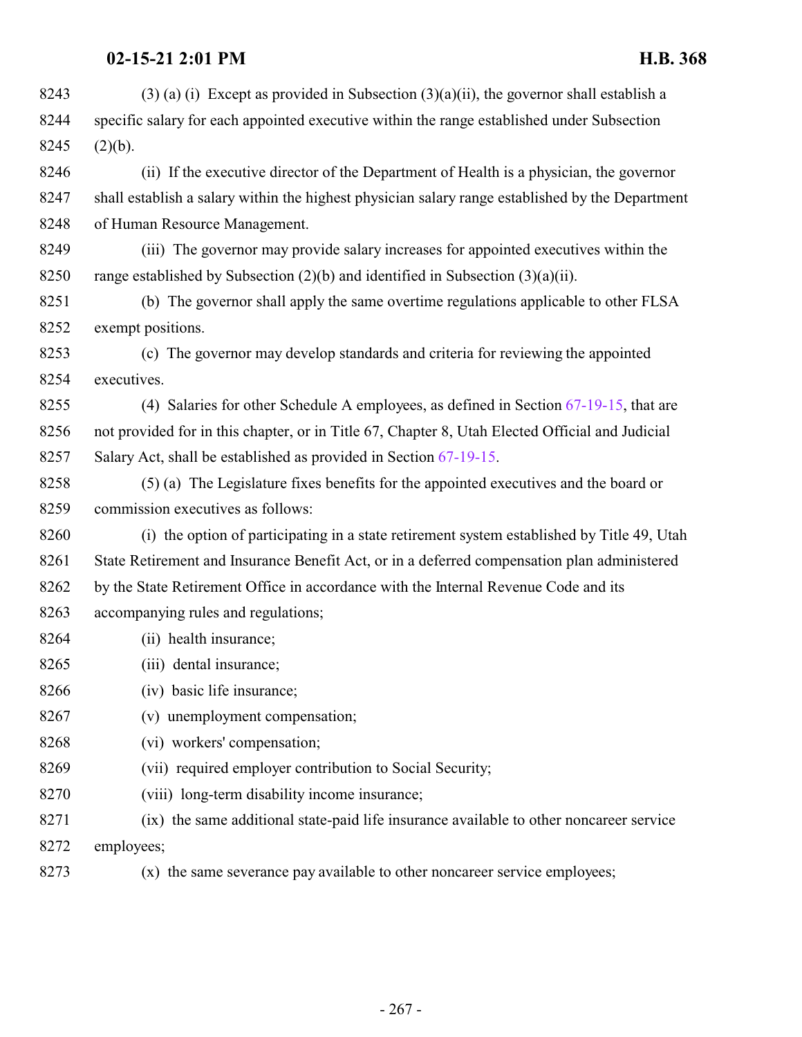(3) (a) (i) Except as provided in Subsection (3)(a)(ii), the governor shall establish a specific salary for each appointed executive within the range established under Subsection (2)(b).

(ii) If the executive director of the Department of Health is a physician, the governor shall establish a salary within the highest physician salary range established by the Department of Human Resource Management.

(iii) The governor may provide salary increases for appointed executives within the range established by Subsection (2)(b) and identified in Subsection (3)(a)(ii).

(b) The governor shall apply the same overtime regulations applicable to other FLSA exempt positions.

(c) The governor may develop standards and criteria for reviewing the appointed executives.

(4) Salaries for other Schedule A employees, as defined in Section 67-19-15, that are not provided for in this chapter, or in Title 67, Chapter 8, Utah Elected Official and Judicial Salary Act, shall be established as provided in Section 67-19-15.

(5) (a) The Legislature fixes benefits for the appointed executives and the board or commission executives as follows:

(i) the option of participating in a state retirement system established by Title 49, Utah State Retirement and Insurance Benefit Act, or in a deferred compensation plan administered by the State Retirement Office in accordance with the Internal Revenue Code and its accompanying rules and regulations;

(ii) health insurance;

(iii) dental insurance;

(iv) basic life insurance;

(v) unemployment compensation;

(vi) workers' compensation;

(vii) required employer contribution to Social Security;

(viii) long-term disability income insurance;

(ix) the same additional state-paid life insurance available to other noncareer service employees;

(x) the same severance pay available to other noncareer service employees;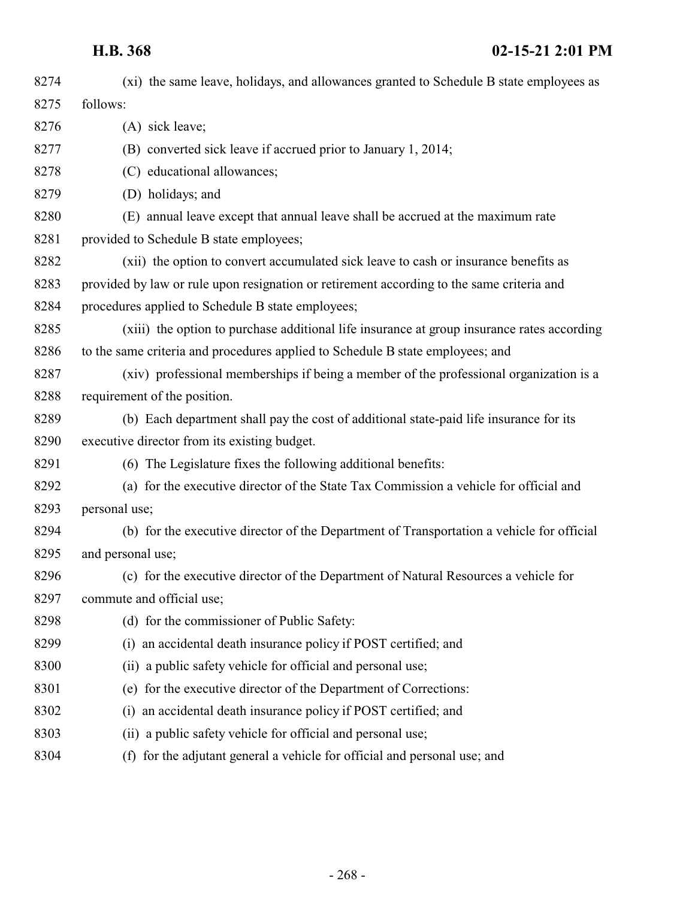(xi) the same leave, holidays, and allowances granted to Schedule B state employees as follows:

(A) sick leave;

(B) converted sick leave if accrued prior to January 1, 2014;

(C) educational allowances;

(D) holidays; and

(E) annual leave except that annual leave shall be accrued at the maximum rate provided to Schedule B state employees;

(xii) the option to convert accumulated sick leave to cash or insurance benefits as provided by law or rule upon resignation or retirement according to the same criteria and procedures applied to Schedule B state employees;

(xiii) the option to purchase additional life insurance at group insurance rates according to the same criteria and procedures applied to Schedule B state employees; and

(xiv) professional memberships if being a member of the professional organization is a requirement of the position.

(b) Each department shall pay the cost of additional state-paid life insurance for its executive director from its existing budget.

(6) The Legislature fixes the following additional benefits:

(a) for the executive director of the State Tax Commission a vehicle for official and personal use;

(b) for the executive director of the Department of Transportation a vehicle for official and personal use;

(c) for the executive director of the Department of Natural Resources a vehicle for commute and official use;

(d) for the commissioner of Public Safety:

(i) an accidental death insurance policy if POST certified; and

(ii) a public safety vehicle for official and personal use;

(e) for the executive director of the Department of Corrections:

(i) an accidental death insurance policy if POST certified; and

(ii) a public safety vehicle for official and personal use;

(f) for the adjutant general a vehicle for official and personal use; and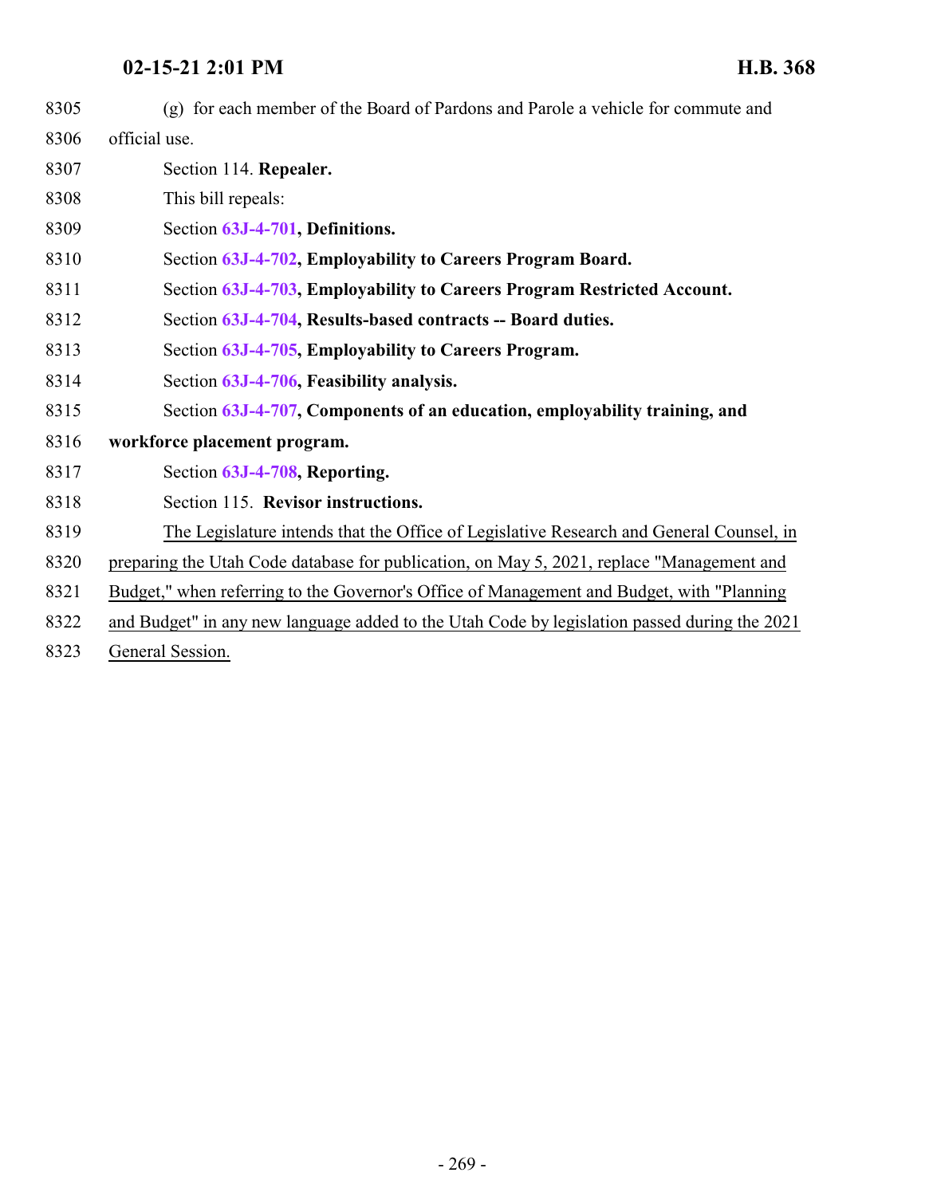(g) for each member of the Board of Pardons and Parole a vehicle for commute and official use.

Section 114. **Repealer.**

This bill repeals:

Section **63J-4-701, Definitions.**

Section **63J-4-702, Employability to Careers Program Board.**

Section **63J-4-703, Employability to Careers Program Restricted Account.**

Section **63J-4-704, Results-based contracts -- Board duties.**

Section **63J-4-705, Employability to Careers Program.**

Section **63J-4-706, Feasibility analysis.**

Section **63J-4-707, Components of an education, employability training, and workforce placement program.**

Section **63J-4-708, Reporting.**

Section 115. **Revisor instructions.**

The Legislature intends that the Office of Legislative Research and General Counsel, in preparing the Utah Code database for publication, on May 5, 2021, replace "Management and Budget," when referring to the Governor's Office of Management and Budget, with "Planning and Budget" in any new language added to the Utah Code by legislation passed during the 2021 General Session.